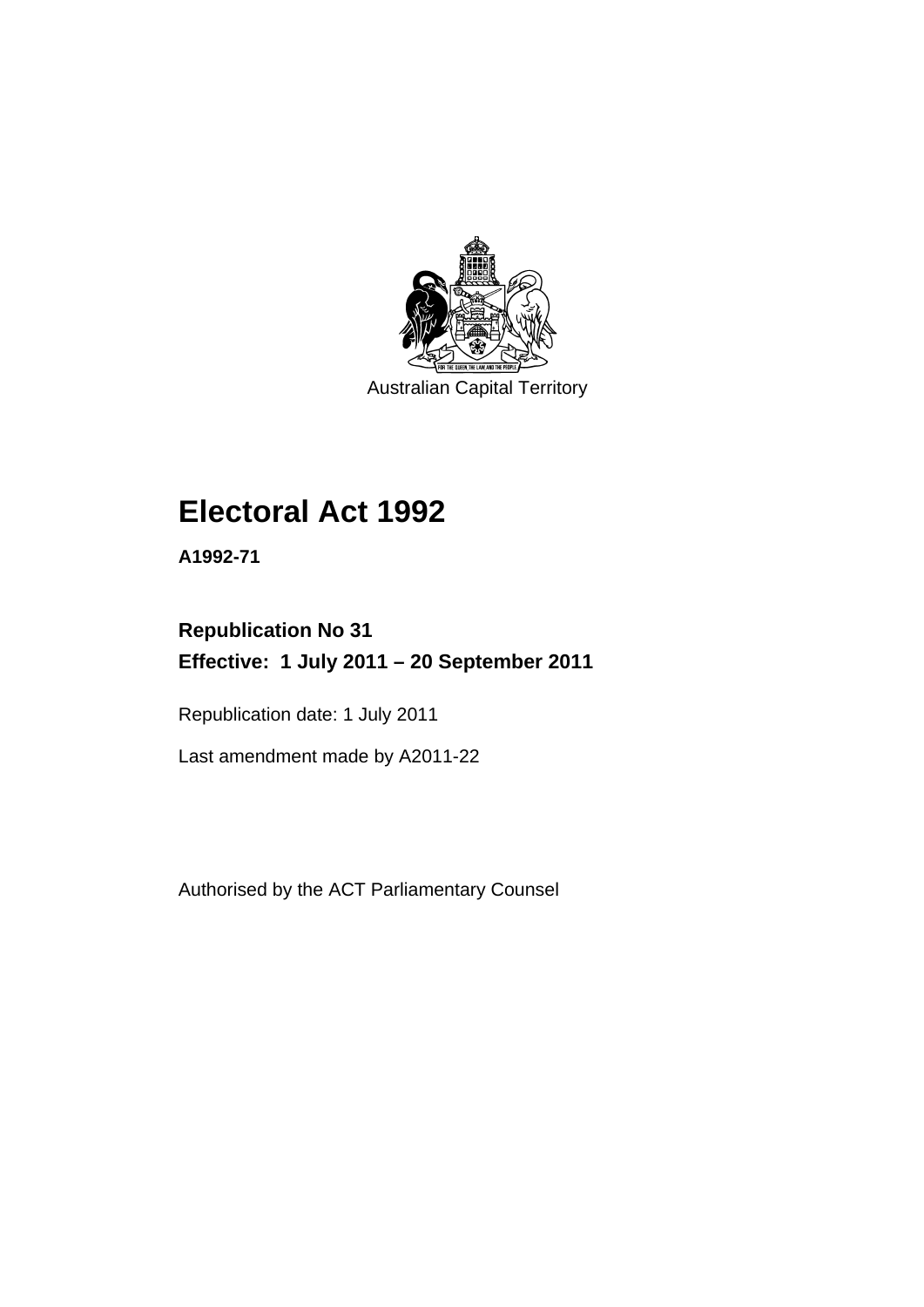Australian Capital Territory

# Electoral Act 1992

**A1992-71**

**Republication No 31**
**Effective: 1 July 2011 – 20 September 2011**

Republication date: 1 July 2011

Last amendment made by A2011-22

Authorised by the ACT Parliamentary Counsel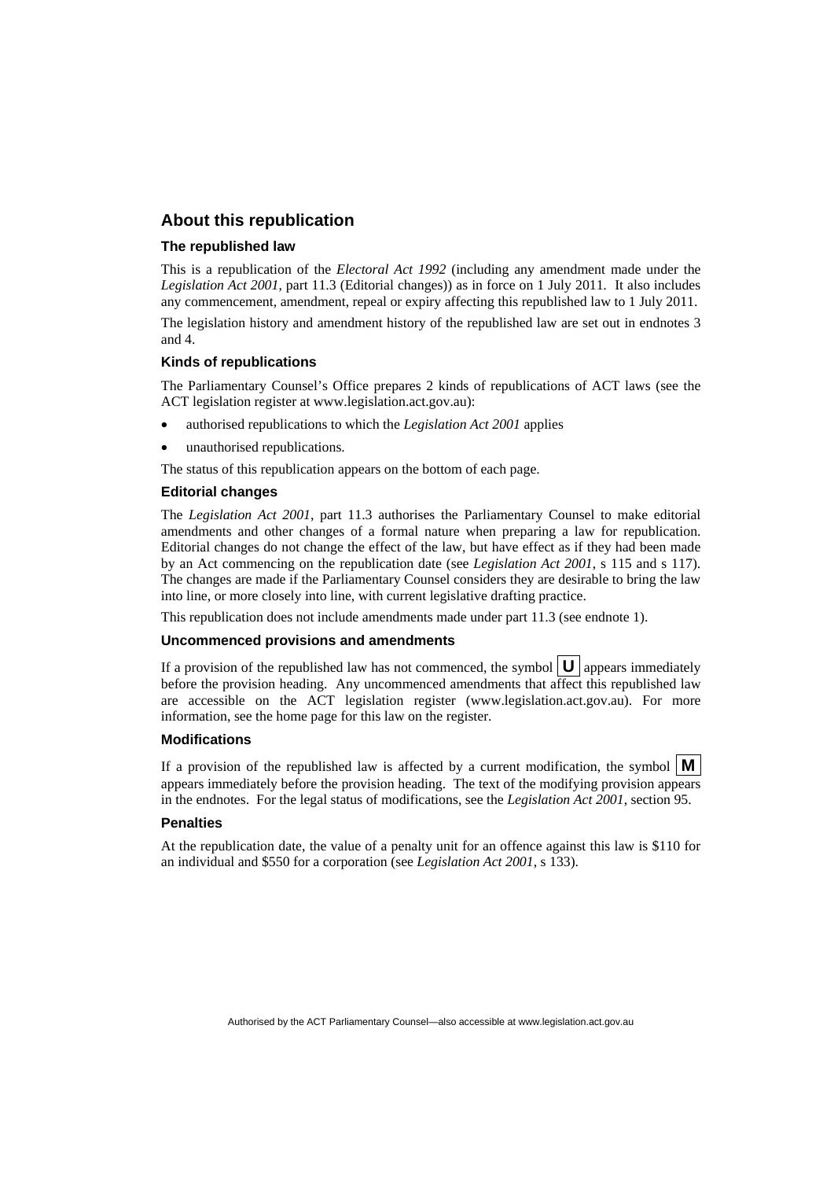## About this republication

### The republished law

This is a republication of the *Electoral Act 1992* (including any amendment made under the *Legislation Act 2001*, part 11.3 (Editorial changes)) as in force on 1 July 2011. It also includes any commencement, amendment, repeal or expiry affecting this republished law to 1 July 2011.

The legislation history and amendment history of the republished law are set out in endnotes 3 and 4.

### Kinds of republications

The Parliamentary Counsel's Office prepares 2 kinds of republications of ACT laws (see the ACT legislation register at www.legislation.act.gov.au):

- authorised republications to which the *Legislation Act 2001* applies
- unauthorised republications.

The status of this republication appears on the bottom of each page.

### Editorial changes

The *Legislation Act 2001*, part 11.3 authorises the Parliamentary Counsel to make editorial amendments and other changes of a formal nature when preparing a law for republication. Editorial changes do not change the effect of the law, but have effect as if they had been made by an Act commencing on the republication date (see *Legislation Act 2001*, s 115 and s 117). The changes are made if the Parliamentary Counsel considers they are desirable to bring the law into line, or more closely into line, with current legislative drafting practice.

This republication does not include amendments made under part 11.3 (see endnote 1).

### Uncommenced provisions and amendments

If a provision of the republished law has not commenced, the symbol **U** appears immediately before the provision heading. Any uncommenced amendments that affect this republished law are accessible on the ACT legislation register (www.legislation.act.gov.au). For more information, see the home page for this law on the register.

### Modifications

If a provision of the republished law is affected by a current modification, the symbol **M** appears immediately before the provision heading. The text of the modifying provision appears in the endnotes. For the legal status of modifications, see the *Legislation Act 2001*, section 95.

### Penalties

At the republication date, the value of a penalty unit for an offence against this law is $110 for an individual and $550 for a corporation (see *Legislation Act 2001*, s 133).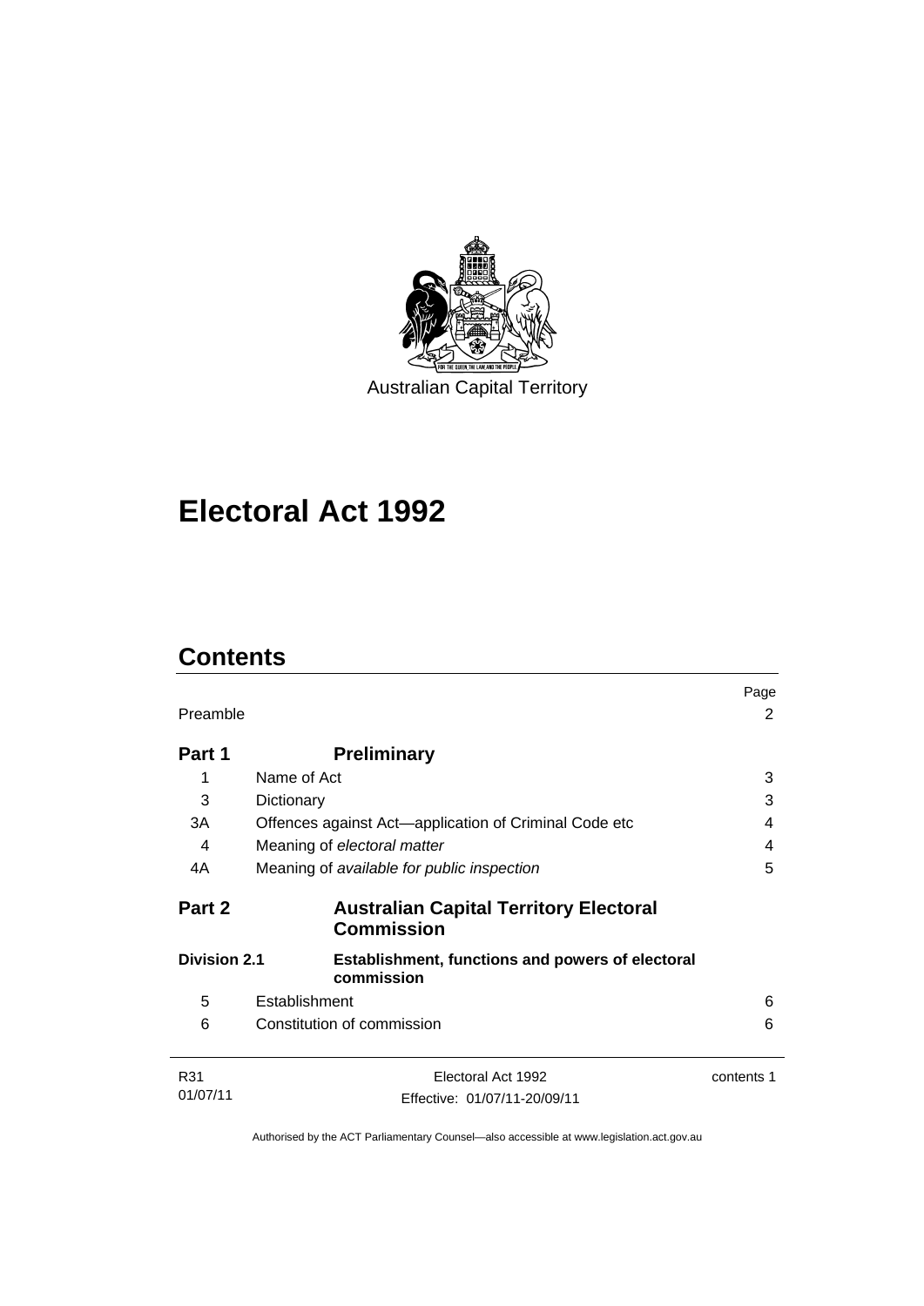Australian Capital Territory

# Electoral Act 1992

## Contents

| | | Page |
|---|---|---|
| Preamble | | 2 |
| **Part 1** | **Preliminary** | |
| 1 | Name of Act | 3 |
| 3 | Dictionary | 3 |
| 3A | Offences against Act—application of Criminal Code etc | 4 |
| 4 | Meaning of *electoral matter* | 4 |
| 4A | Meaning of *available for public inspection* | 5 |
| **Part 2** | **Australian Capital Territory Electoral Commission** | |
| **Division 2.1** | **Establishment, functions and powers of electoral commission** | |
| 5 | Establishment | 6 |
| 6 | Constitution of commission | 6 |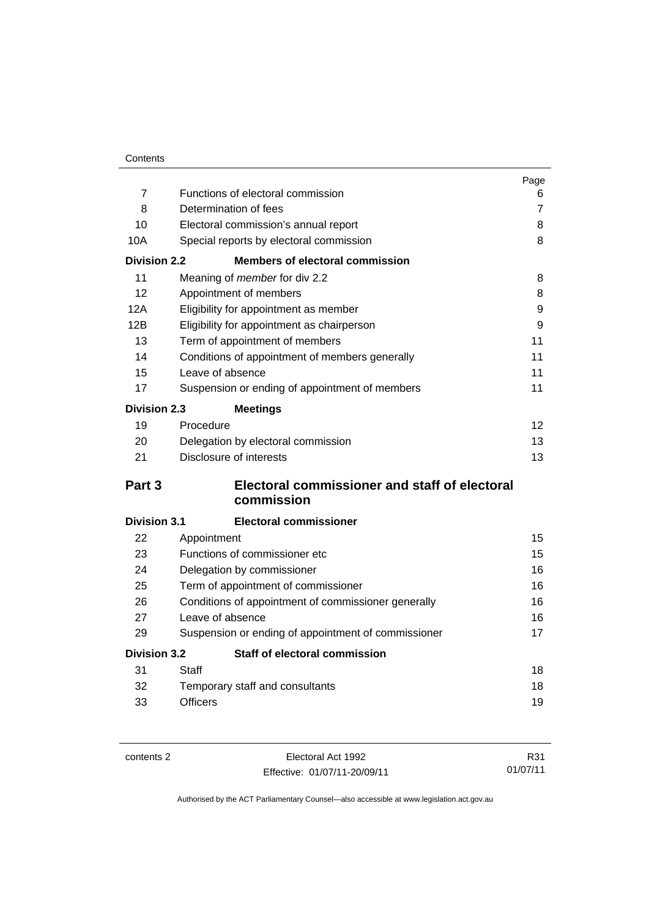| | | Page |
|---|---|---|
| 7 | Functions of electoral commission | 6 |
| 8 | Determination of fees | 7 |
| 10 | Electoral commission's annual report | 8 |
| 10A | Special reports by electoral commission | 8 |
| **Division 2.2** | **Members of electoral commission** | |
| 11 | Meaning of *member* for div 2.2 | 8 |
| 12 | Appointment of members | 8 |
| 12A | Eligibility for appointment as member | 9 |
| 12B | Eligibility for appointment as chairperson | 9 |
| 13 | Term of appointment of members | 11 |
| 14 | Conditions of appointment of members generally | 11 |
| 15 | Leave of absence | 11 |
| 17 | Suspension or ending of appointment of members | 11 |
| **Division 2.3** | **Meetings** | |
| 19 | Procedure | 12 |
| 20 | Delegation by electoral commission | 13 |
| 21 | Disclosure of interests | 13 |
| **Part 3** | **Electoral commissioner and staff of electoral commission** | |
| **Division 3.1** | **Electoral commissioner** | |
| 22 | Appointment | 15 |
| 23 | Functions of commissioner etc | 15 |
| 24 | Delegation by commissioner | 16 |
| 25 | Term of appointment of commissioner | 16 |
| 26 | Conditions of appointment of commissioner generally | 16 |
| 27 | Leave of absence | 16 |
| 29 | Suspension or ending of appointment of commissioner | 17 |
| **Division 3.2** | **Staff of electoral commission** | |
| 31 | Staff | 18 |
| 32 | Temporary staff and consultants | 18 |
| 33 | Officers | 19 |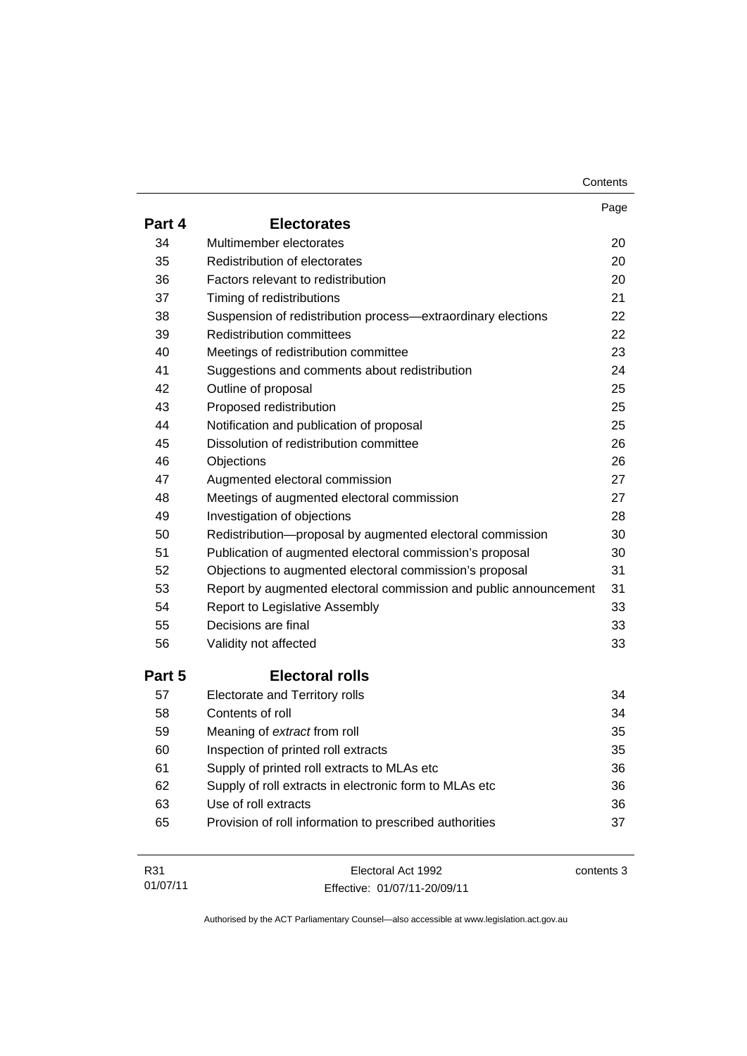| | | Page |
|---|---|---|
| **Part 4** | **Electorates** | |
| 34 | Multimember electorates | 20 |
| 35 | Redistribution of electorates | 20 |
| 36 | Factors relevant to redistribution | 20 |
| 37 | Timing of redistributions | 21 |
| 38 | Suspension of redistribution process—extraordinary elections | 22 |
| 39 | Redistribution committees | 22 |
| 40 | Meetings of redistribution committee | 23 |
| 41 | Suggestions and comments about redistribution | 24 |
| 42 | Outline of proposal | 25 |
| 43 | Proposed redistribution | 25 |
| 44 | Notification and publication of proposal | 25 |
| 45 | Dissolution of redistribution committee | 26 |
| 46 | Objections | 26 |
| 47 | Augmented electoral commission | 27 |
| 48 | Meetings of augmented electoral commission | 27 |
| 49 | Investigation of objections | 28 |
| 50 | Redistribution—proposal by augmented electoral commission | 30 |
| 51 | Publication of augmented electoral commission's proposal | 30 |
| 52 | Objections to augmented electoral commission's proposal | 31 |
| 53 | Report by augmented electoral commission and public announcement | 31 |
| 54 | Report to Legislative Assembly | 33 |
| 55 | Decisions are final | 33 |
| 56 | Validity not affected | 33 |
| **Part 5** | **Electoral rolls** | |
| 57 | Electorate and Territory rolls | 34 |
| 58 | Contents of roll | 34 |
| 59 | Meaning of *extract* from roll | 35 |
| 60 | Inspection of printed roll extracts | 35 |
| 61 | Supply of printed roll extracts to MLAs etc | 36 |
| 62 | Supply of roll extracts in electronic form to MLAs etc | 36 |
| 63 | Use of roll extracts | 36 |
| 65 | Provision of roll information to prescribed authorities | 37 |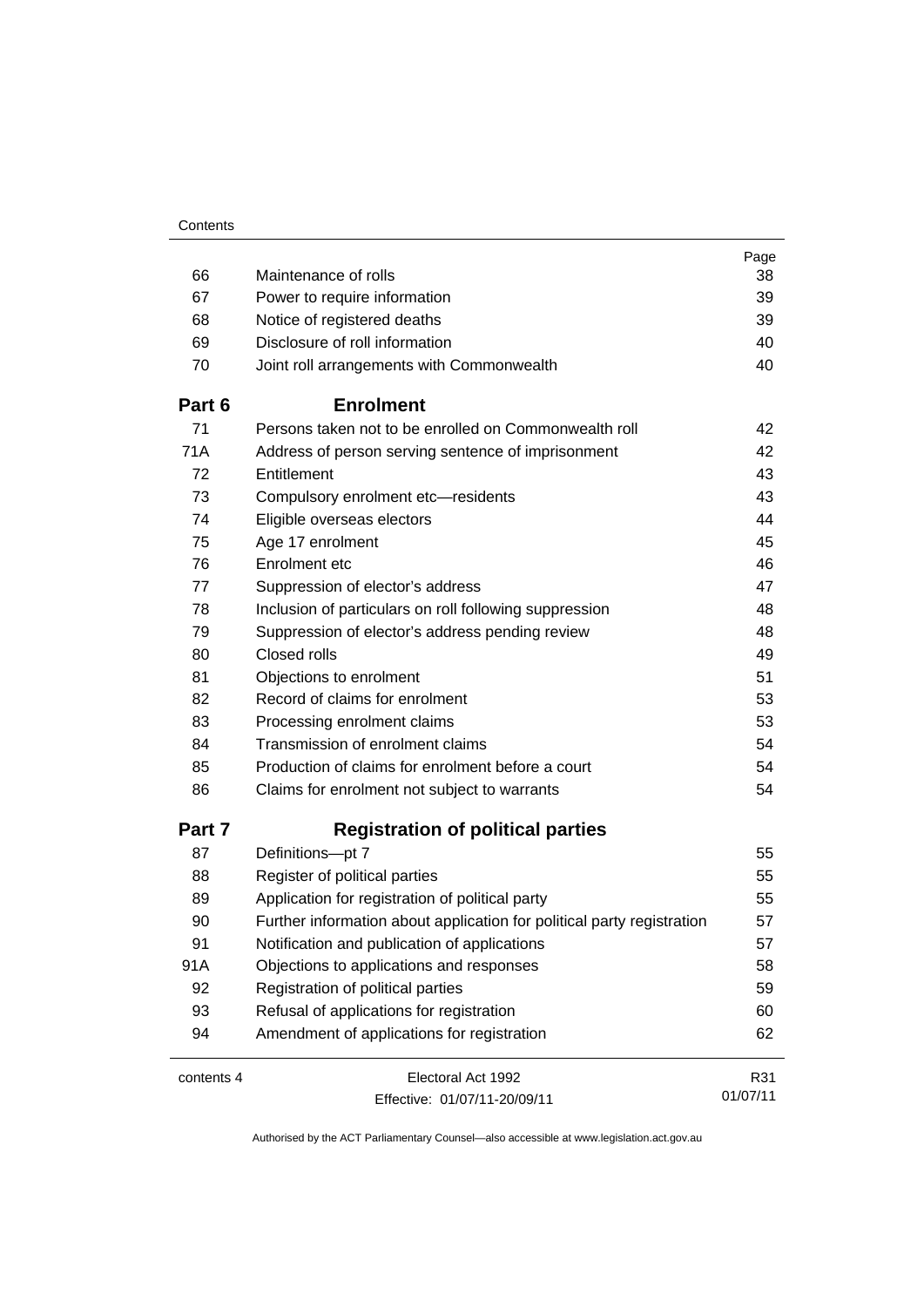| | | Page |
|---|---|---|
| 66 | Maintenance of rolls | 38 |
| 67 | Power to require information | 39 |
| 68 | Notice of registered deaths | 39 |
| 69 | Disclosure of roll information | 40 |
| 70 | Joint roll arrangements with Commonwealth | 40 |

## Part 6 Enrolment

| | | |
|---|---|---|
| 71 | Persons taken not to be enrolled on Commonwealth roll | 42 |
| 71A | Address of person serving sentence of imprisonment | 42 |
| 72 | Entitlement | 43 |
| 73 | Compulsory enrolment etc—residents | 43 |
| 74 | Eligible overseas electors | 44 |
| 75 | Age 17 enrolment | 45 |
| 76 | Enrolment etc | 46 |
| 77 | Suppression of elector's address | 47 |
| 78 | Inclusion of particulars on roll following suppression | 48 |
| 79 | Suppression of elector's address pending review | 48 |
| 80 | Closed rolls | 49 |
| 81 | Objections to enrolment | 51 |
| 82 | Record of claims for enrolment | 53 |
| 83 | Processing enrolment claims | 53 |
| 84 | Transmission of enrolment claims | 54 |
| 85 | Production of claims for enrolment before a court | 54 |
| 86 | Claims for enrolment not subject to warrants | 54 |

## Part 7 Registration of political parties

| | | |
|---|---|---|
| 87 | Definitions—pt 7 | 55 |
| 88 | Register of political parties | 55 |
| 89 | Application for registration of political party | 55 |
| 90 | Further information about application for political party registration | 57 |
| 91 | Notification and publication of applications | 57 |
| 91A | Objections to applications and responses | 58 |
| 92 | Registration of political parties | 59 |
| 93 | Refusal of applications for registration | 60 |
| 94 | Amendment of applications for registration | 62 |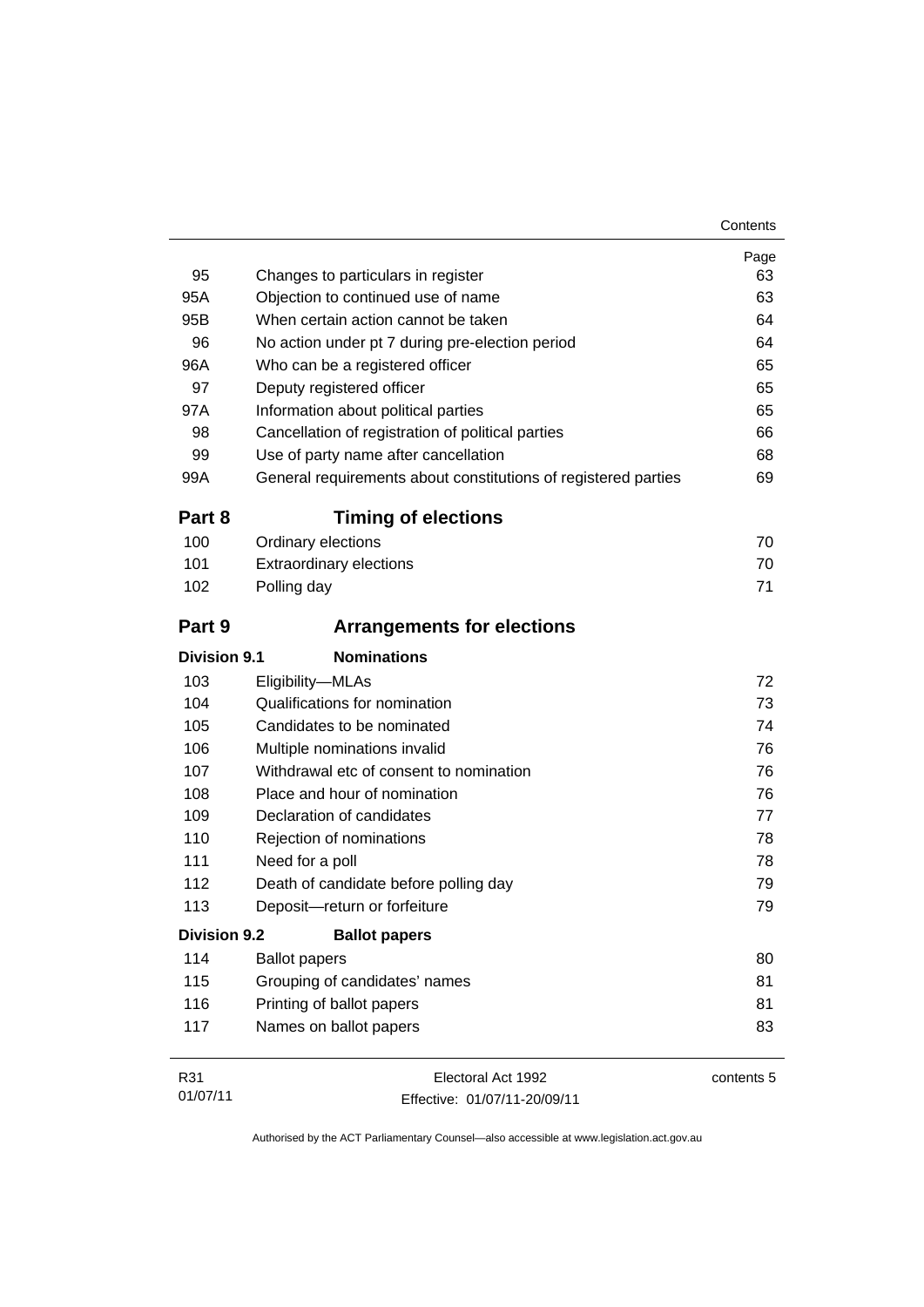| | | Page |
|---|---|---|
| 95 | Changes to particulars in register | 63 |
| 95A | Objection to continued use of name | 63 |
| 95B | When certain action cannot be taken | 64 |
| 96 | No action under pt 7 during pre-election period | 64 |
| 96A | Who can be a registered officer | 65 |
| 97 | Deputy registered officer | 65 |
| 97A | Information about political parties | 65 |
| 98 | Cancellation of registration of political parties | 66 |
| 99 | Use of party name after cancellation | 68 |
| 99A | General requirements about constitutions of registered parties | 69 |

## Part 8 Timing of elections

| | | |
|---|---|---|
| 100 | Ordinary elections | 70 |
| 101 | Extraordinary elections | 70 |
| 102 | Polling day | 71 |

## Part 9 Arrangements for elections

### Division 9.1 Nominations

| | | |
|---|---|---|
| 103 | Eligibility—MLAs | 72 |
| 104 | Qualifications for nomination | 73 |
| 105 | Candidates to be nominated | 74 |
| 106 | Multiple nominations invalid | 76 |
| 107 | Withdrawal etc of consent to nomination | 76 |
| 108 | Place and hour of nomination | 76 |
| 109 | Declaration of candidates | 77 |
| 110 | Rejection of nominations | 78 |
| 111 | Need for a poll | 78 |
| 112 | Death of candidate before polling day | 79 |
| 113 | Deposit—return or forfeiture | 79 |

### Division 9.2 Ballot papers

| | | |
|---|---|---|
| 114 | Ballot papers | 80 |
| 115 | Grouping of candidates' names | 81 |
| 116 | Printing of ballot papers | 81 |
| 117 | Names on ballot papers | 83 |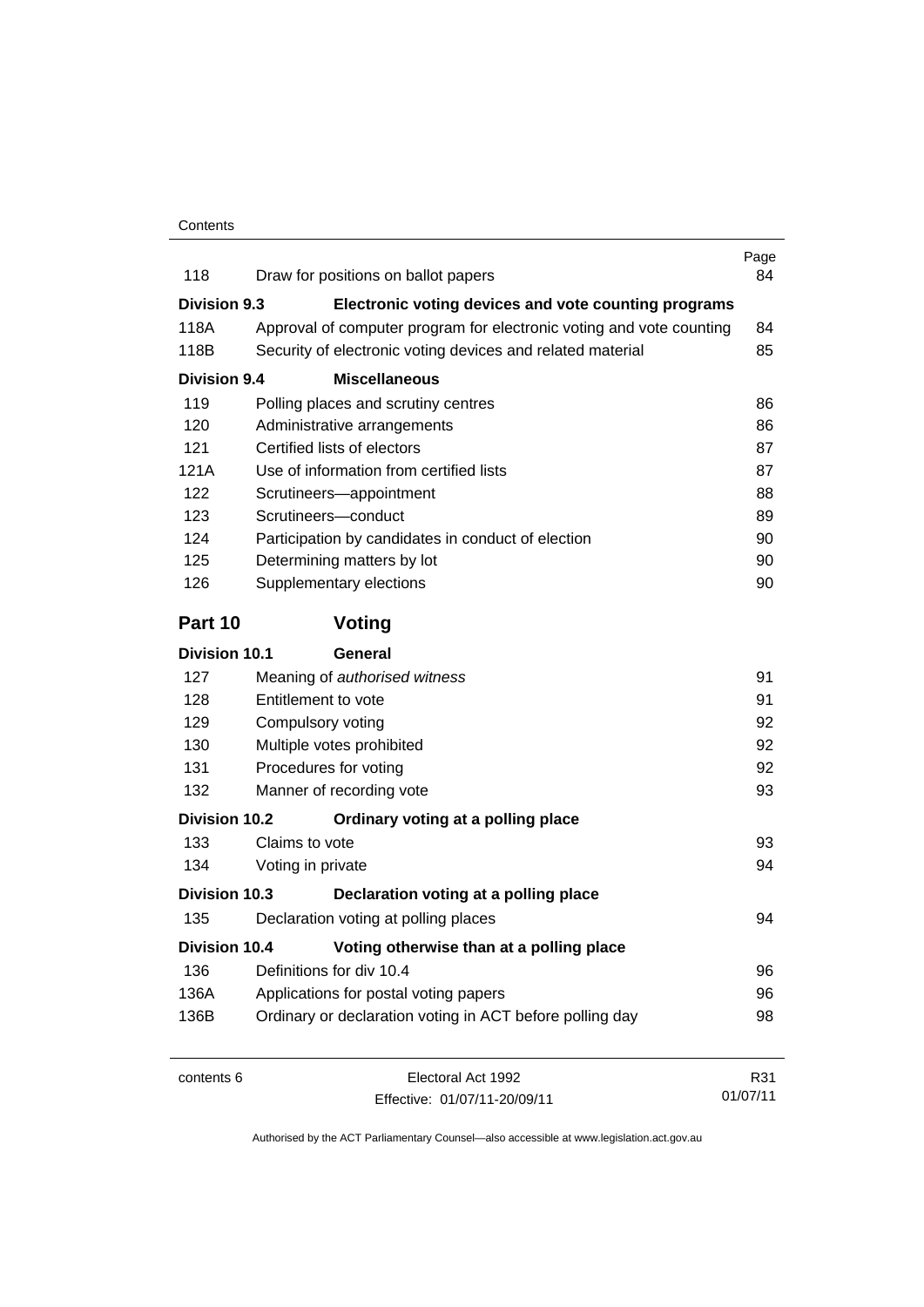| | | Page |
|---|---|---|
| 118 | Draw for positions on ballot papers | 84 |
| **Division 9.3** | **Electronic voting devices and vote counting programs** | |
| 118A | Approval of computer program for electronic voting and vote counting | 84 |
| 118B | Security of electronic voting devices and related material | 85 |
| **Division 9.4** | **Miscellaneous** | |
| 119 | Polling places and scrutiny centres | 86 |
| 120 | Administrative arrangements | 86 |
| 121 | Certified lists of electors | 87 |
| 121A | Use of information from certified lists | 87 |
| 122 | Scrutineers—appointment | 88 |
| 123 | Scrutineers—conduct | 89 |
| 124 | Participation by candidates in conduct of election | 90 |
| 125 | Determining matters by lot | 90 |
| 126 | Supplementary elections | 90 |

## Part 10 Voting

| | | |
|---|---|---|
| **Division 10.1** | **General** | |
| 127 | Meaning of *authorised witness* | 91 |
| 128 | Entitlement to vote | 91 |
| 129 | Compulsory voting | 92 |
| 130 | Multiple votes prohibited | 92 |
| 131 | Procedures for voting | 92 |
| 132 | Manner of recording vote | 93 |
| **Division 10.2** | **Ordinary voting at a polling place** | |
| 133 | Claims to vote | 93 |
| 134 | Voting in private | 94 |
| **Division 10.3** | **Declaration voting at a polling place** | |
| 135 | Declaration voting at polling places | 94 |
| **Division 10.4** | **Voting otherwise than at a polling place** | |
| 136 | Definitions for div 10.4 | 96 |
| 136A | Applications for postal voting papers | 96 |
| 136B | Ordinary or declaration voting in ACT before polling day | 98 |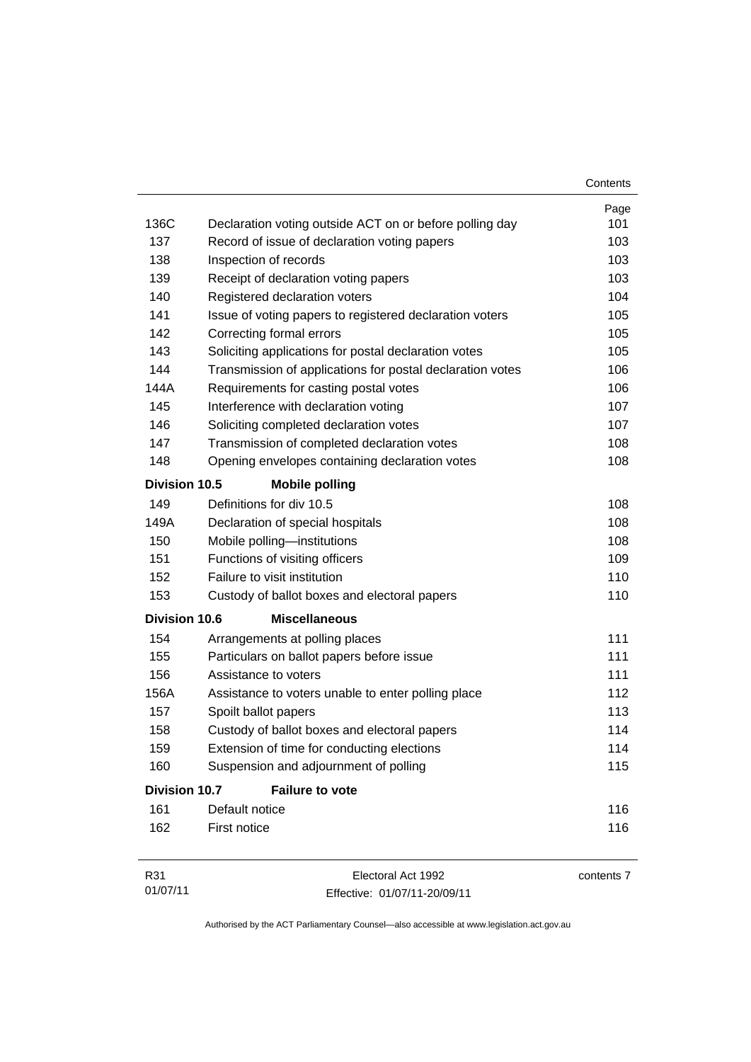| | | Page |
|---|---|---|
| 136C | Declaration voting outside ACT on or before polling day | 101 |
| 137 | Record of issue of declaration voting papers | 103 |
| 138 | Inspection of records | 103 |
| 139 | Receipt of declaration voting papers | 103 |
| 140 | Registered declaration voters | 104 |
| 141 | Issue of voting papers to registered declaration voters | 105 |
| 142 | Correcting formal errors | 105 |
| 143 | Soliciting applications for postal declaration votes | 105 |
| 144 | Transmission of applications for postal declaration votes | 106 |
| 144A | Requirements for casting postal votes | 106 |
| 145 | Interference with declaration voting | 107 |
| 146 | Soliciting completed declaration votes | 107 |
| 147 | Transmission of completed declaration votes | 108 |
| 148 | Opening envelopes containing declaration votes | 108 |
| **Division 10.5** | **Mobile polling** | |
| 149 | Definitions for div 10.5 | 108 |
| 149A | Declaration of special hospitals | 108 |
| 150 | Mobile polling—institutions | 108 |
| 151 | Functions of visiting officers | 109 |
| 152 | Failure to visit institution | 110 |
| 153 | Custody of ballot boxes and electoral papers | 110 |
| **Division 10.6** | **Miscellaneous** | |
| 154 | Arrangements at polling places | 111 |
| 155 | Particulars on ballot papers before issue | 111 |
| 156 | Assistance to voters | 111 |
| 156A | Assistance to voters unable to enter polling place | 112 |
| 157 | Spoilt ballot papers | 113 |
| 158 | Custody of ballot boxes and electoral papers | 114 |
| 159 | Extension of time for conducting elections | 114 |
| 160 | Suspension and adjournment of polling | 115 |
| **Division 10.7** | **Failure to vote** | |
| 161 | Default notice | 116 |
| 162 | First notice | 116 |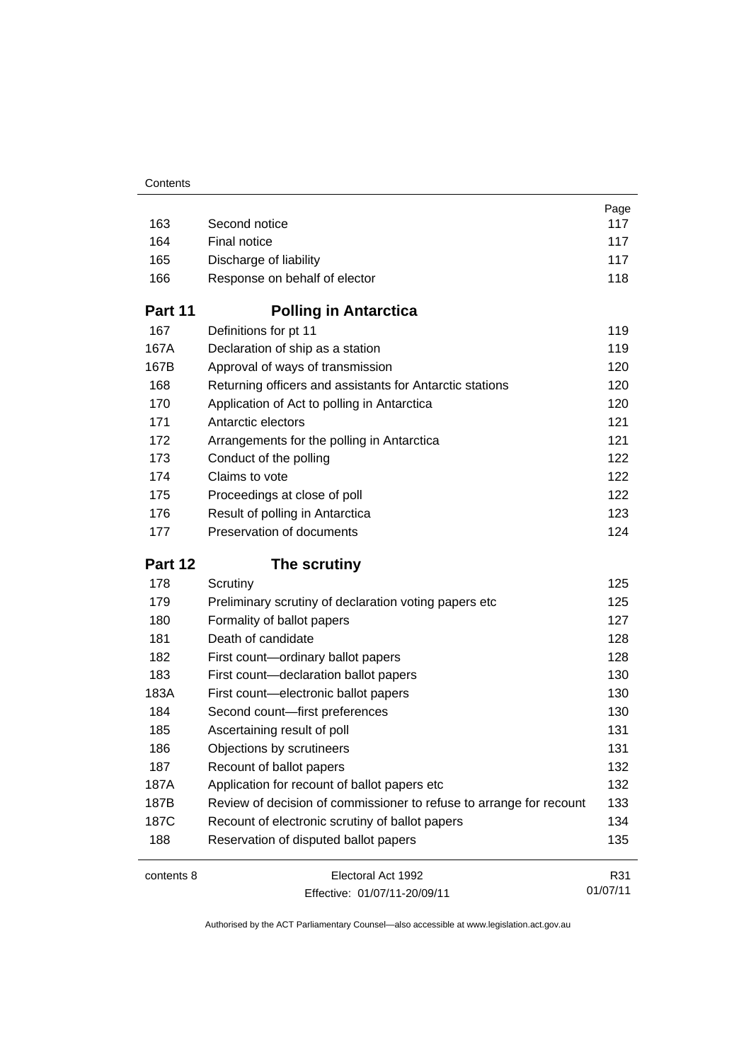| | | Page |
|---|---|---|
| 163 | Second notice | 117 |
| 164 | Final notice | 117 |
| 165 | Discharge of liability | 117 |
| 166 | Response on behalf of elector | 118 |

## Part 11 Polling in Antarctica

| | | |
|---|---|---|
| 167 | Definitions for pt 11 | 119 |
| 167A | Declaration of ship as a station | 119 |
| 167B | Approval of ways of transmission | 120 |
| 168 | Returning officers and assistants for Antarctic stations | 120 |
| 170 | Application of Act to polling in Antarctica | 120 |
| 171 | Antarctic electors | 121 |
| 172 | Arrangements for the polling in Antarctica | 121 |
| 173 | Conduct of the polling | 122 |
| 174 | Claims to vote | 122 |
| 175 | Proceedings at close of poll | 122 |
| 176 | Result of polling in Antarctica | 123 |
| 177 | Preservation of documents | 124 |

## Part 12 The scrutiny

| | | |
|---|---|---|
| 178 | Scrutiny | 125 |
| 179 | Preliminary scrutiny of declaration voting papers etc | 125 |
| 180 | Formality of ballot papers | 127 |
| 181 | Death of candidate | 128 |
| 182 | First count—ordinary ballot papers | 128 |
| 183 | First count—declaration ballot papers | 130 |
| 183A | First count—electronic ballot papers | 130 |
| 184 | Second count—first preferences | 130 |
| 185 | Ascertaining result of poll | 131 |
| 186 | Objections by scrutineers | 131 |
| 187 | Recount of ballot papers | 132 |
| 187A | Application for recount of ballot papers etc | 132 |
| 187B | Review of decision of commissioner to refuse to arrange for recount | 133 |
| 187C | Recount of electronic scrutiny of ballot papers | 134 |
| 188 | Reservation of disputed ballot papers | 135 |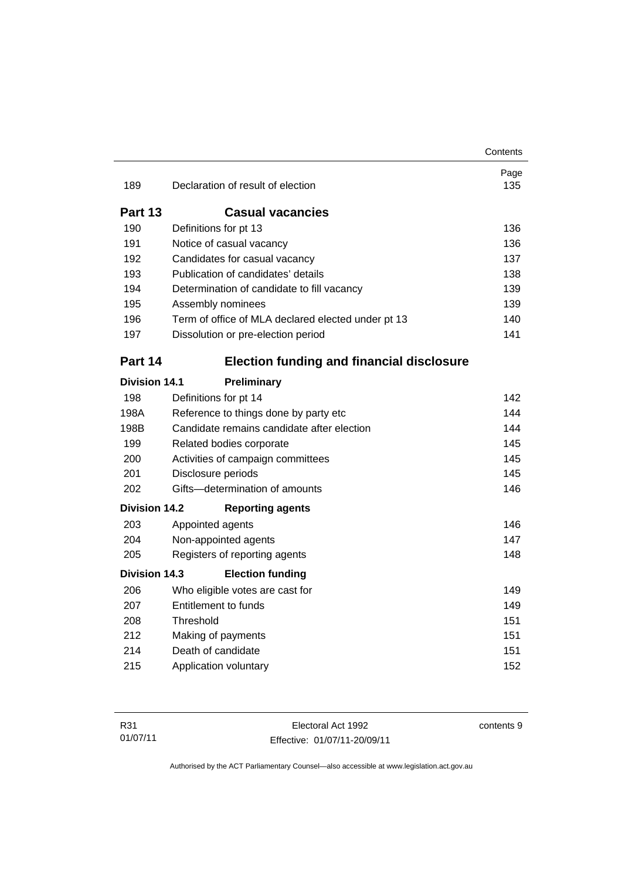| | | Page |
|---|---|---|
| 189 | Declaration of result of election | 135 |

## Part 13 Casual vacancies

| | | |
|---|---|---|
| 190 | Definitions for pt 13 | 136 |
| 191 | Notice of casual vacancy | 136 |
| 192 | Candidates for casual vacancy | 137 |
| 193 | Publication of candidates' details | 138 |
| 194 | Determination of candidate to fill vacancy | 139 |
| 195 | Assembly nominees | 139 |
| 196 | Term of office of MLA declared elected under pt 13 | 140 |
| 197 | Dissolution or pre-election period | 141 |

## Part 14 Election funding and financial disclosure

### Division 14.1 Preliminary

| | | |
|---|---|---|
| 198 | Definitions for pt 14 | 142 |
| 198A | Reference to things done by party etc | 144 |
| 198B | Candidate remains candidate after election | 144 |
| 199 | Related bodies corporate | 145 |
| 200 | Activities of campaign committees | 145 |
| 201 | Disclosure periods | 145 |
| 202 | Gifts—determination of amounts | 146 |

### Division 14.2 Reporting agents

| | | |
|---|---|---|
| 203 | Appointed agents | 146 |
| 204 | Non-appointed agents | 147 |
| 205 | Registers of reporting agents | 148 |

### Division 14.3 Election funding

| | | |
|---|---|---|
| 206 | Who eligible votes are cast for | 149 |
| 207 | Entitlement to funds | 149 |
| 208 | Threshold | 151 |
| 212 | Making of payments | 151 |
| 214 | Death of candidate | 151 |
| 215 | Application voluntary | 152 |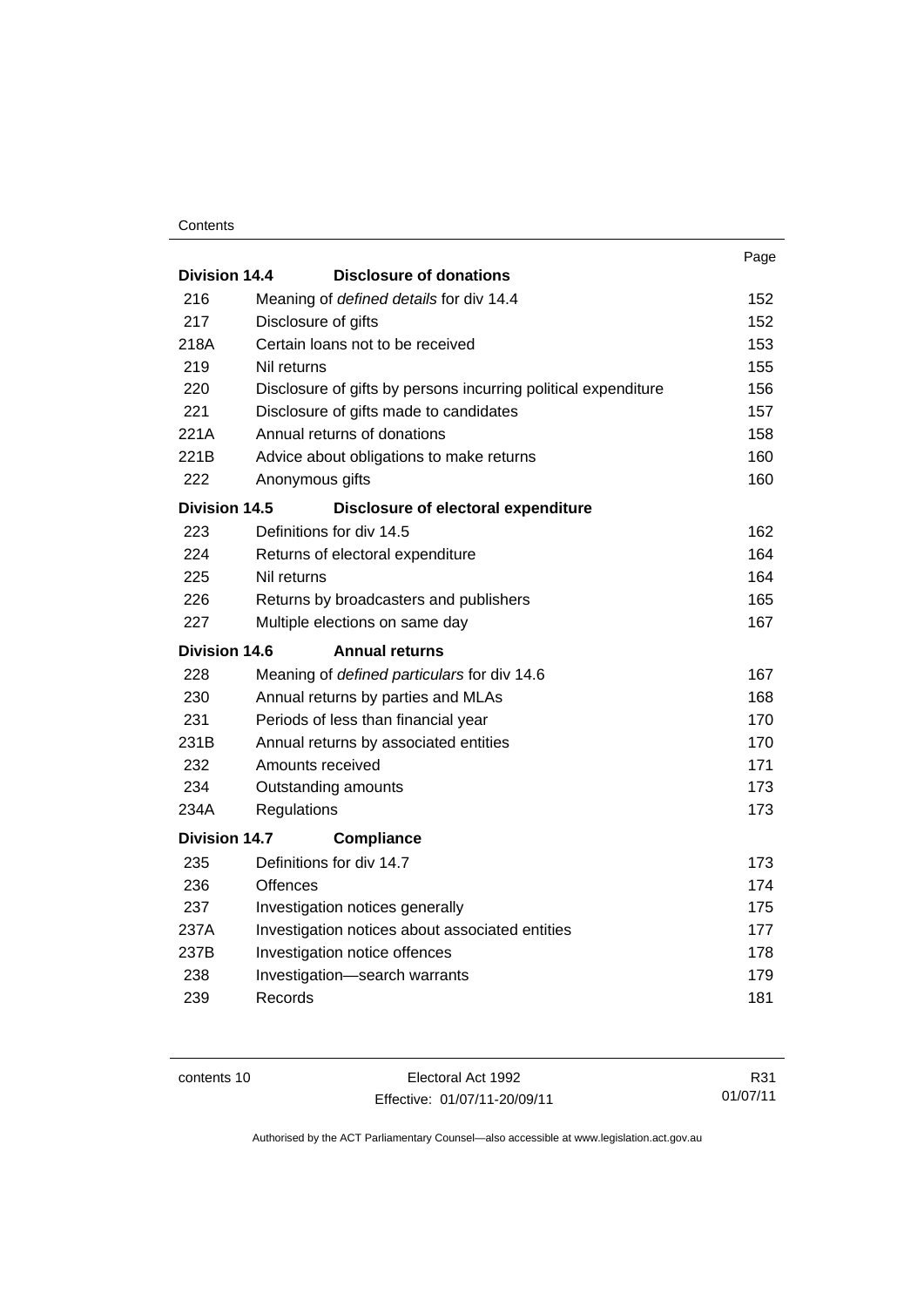| | | Page |
|---|---|---|
| **Division 14.4** | **Disclosure of donations** | |
| 216 | Meaning of *defined details* for div 14.4 | 152 |
| 217 | Disclosure of gifts | 152 |
| 218A | Certain loans not to be received | 153 |
| 219 | Nil returns | 155 |
| 220 | Disclosure of gifts by persons incurring political expenditure | 156 |
| 221 | Disclosure of gifts made to candidates | 157 |
| 221A | Annual returns of donations | 158 |
| 221B | Advice about obligations to make returns | 160 |
| 222 | Anonymous gifts | 160 |
| **Division 14.5** | **Disclosure of electoral expenditure** | |
| 223 | Definitions for div 14.5 | 162 |
| 224 | Returns of electoral expenditure | 164 |
| 225 | Nil returns | 164 |
| 226 | Returns by broadcasters and publishers | 165 |
| 227 | Multiple elections on same day | 167 |
| **Division 14.6** | **Annual returns** | |
| 228 | Meaning of *defined particulars* for div 14.6 | 167 |
| 230 | Annual returns by parties and MLAs | 168 |
| 231 | Periods of less than financial year | 170 |
| 231B | Annual returns by associated entities | 170 |
| 232 | Amounts received | 171 |
| 234 | Outstanding amounts | 173 |
| 234A | Regulations | 173 |
| **Division 14.7** | **Compliance** | |
| 235 | Definitions for div 14.7 | 173 |
| 236 | Offences | 174 |
| 237 | Investigation notices generally | 175 |
| 237A | Investigation notices about associated entities | 177 |
| 237B | Investigation notice offences | 178 |
| 238 | Investigation—search warrants | 179 |
| 239 | Records | 181 |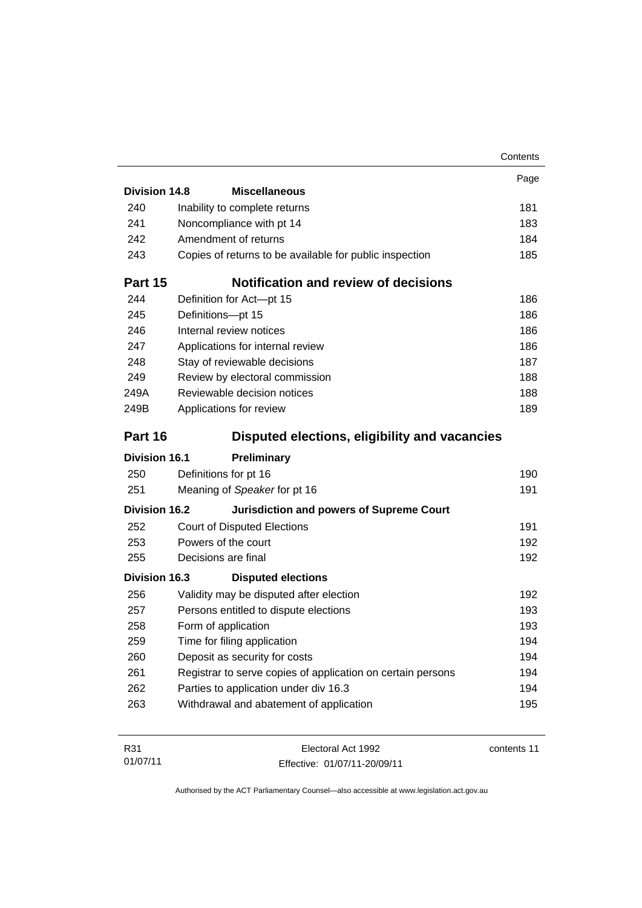| | | Page |
|---|---|---|
| **Division 14.8** | **Miscellaneous** | |
| 240 | Inability to complete returns | 181 |
| 241 | Noncompliance with pt 14 | 183 |
| 242 | Amendment of returns | 184 |
| 243 | Copies of returns to be available for public inspection | 185 |
| **Part 15** | **Notification and review of decisions** | |
| 244 | Definition for Act—pt 15 | 186 |
| 245 | Definitions—pt 15 | 186 |
| 246 | Internal review notices | 186 |
| 247 | Applications for internal review | 186 |
| 248 | Stay of reviewable decisions | 187 |
| 249 | Review by electoral commission | 188 |
| 249A | Reviewable decision notices | 188 |
| 249B | Applications for review | 189 |
| **Part 16** | **Disputed elections, eligibility and vacancies** | |
| **Division 16.1** | **Preliminary** | |
| 250 | Definitions for pt 16 | 190 |
| 251 | Meaning of *Speaker* for pt 16 | 191 |
| **Division 16.2** | **Jurisdiction and powers of Supreme Court** | |
| 252 | Court of Disputed Elections | 191 |
| 253 | Powers of the court | 192 |
| 255 | Decisions are final | 192 |
| **Division 16.3** | **Disputed elections** | |
| 256 | Validity may be disputed after election | 192 |
| 257 | Persons entitled to dispute elections | 193 |
| 258 | Form of application | 193 |
| 259 | Time for filing application | 194 |
| 260 | Deposit as security for costs | 194 |
| 261 | Registrar to serve copies of application on certain persons | 194 |
| 262 | Parties to application under div 16.3 | 194 |
| 263 | Withdrawal and abatement of application | 195 |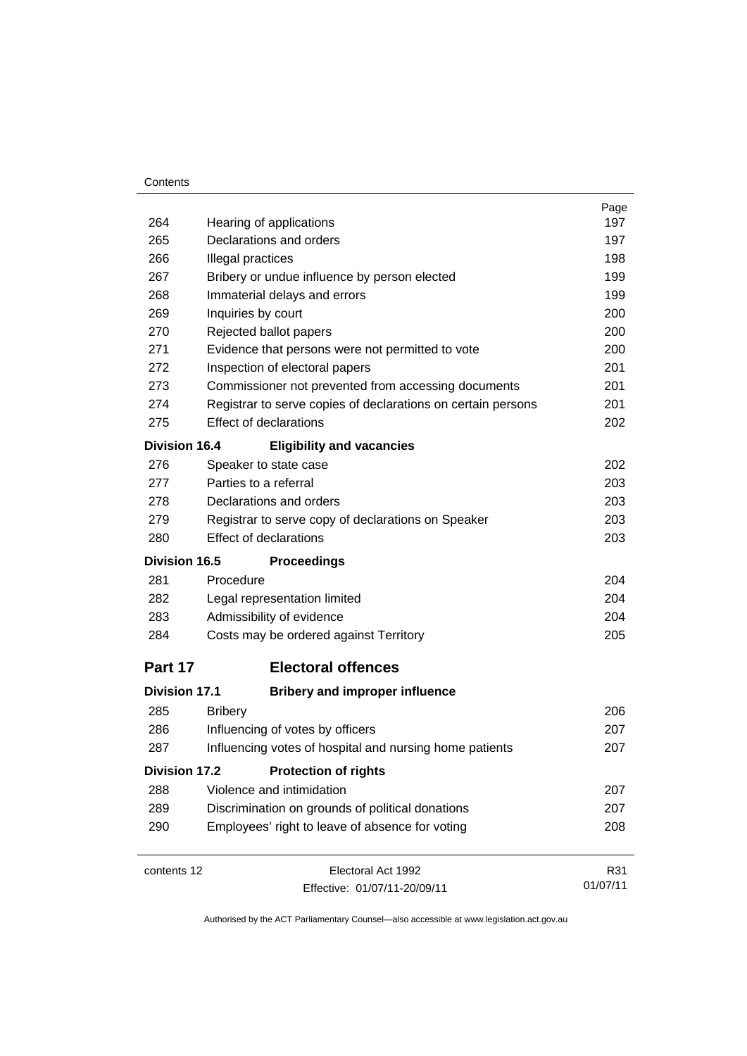| | | Page |
|---|---|---|
| 264 | Hearing of applications | 197 |
| 265 | Declarations and orders | 197 |
| 266 | Illegal practices | 198 |
| 267 | Bribery or undue influence by person elected | 199 |
| 268 | Immaterial delays and errors | 199 |
| 269 | Inquiries by court | 200 |
| 270 | Rejected ballot papers | 200 |
| 271 | Evidence that persons were not permitted to vote | 200 |
| 272 | Inspection of electoral papers | 201 |
| 273 | Commissioner not prevented from accessing documents | 201 |
| 274 | Registrar to serve copies of declarations on certain persons | 201 |
| 275 | Effect of declarations | 202 |
| **Division 16.4** | **Eligibility and vacancies** | |
| 276 | Speaker to state case | 202 |
| 277 | Parties to a referral | 203 |
| 278 | Declarations and orders | 203 |
| 279 | Registrar to serve copy of declarations on Speaker | 203 |
| 280 | Effect of declarations | 203 |
| **Division 16.5** | **Proceedings** | |
| 281 | Procedure | 204 |
| 282 | Legal representation limited | 204 |
| 283 | Admissibility of evidence | 204 |
| 284 | Costs may be ordered against Territory | 205 |
| **Part 17** | **Electoral offences** | |
| **Division 17.1** | **Bribery and improper influence** | |
| 285 | Bribery | 206 |
| 286 | Influencing of votes by officers | 207 |
| 287 | Influencing votes of hospital and nursing home patients | 207 |
| **Division 17.2** | **Protection of rights** | |
| 288 | Violence and intimidation | 207 |
| 289 | Discrimination on grounds of political donations | 207 |
| 290 | Employees' right to leave of absence for voting | 208 |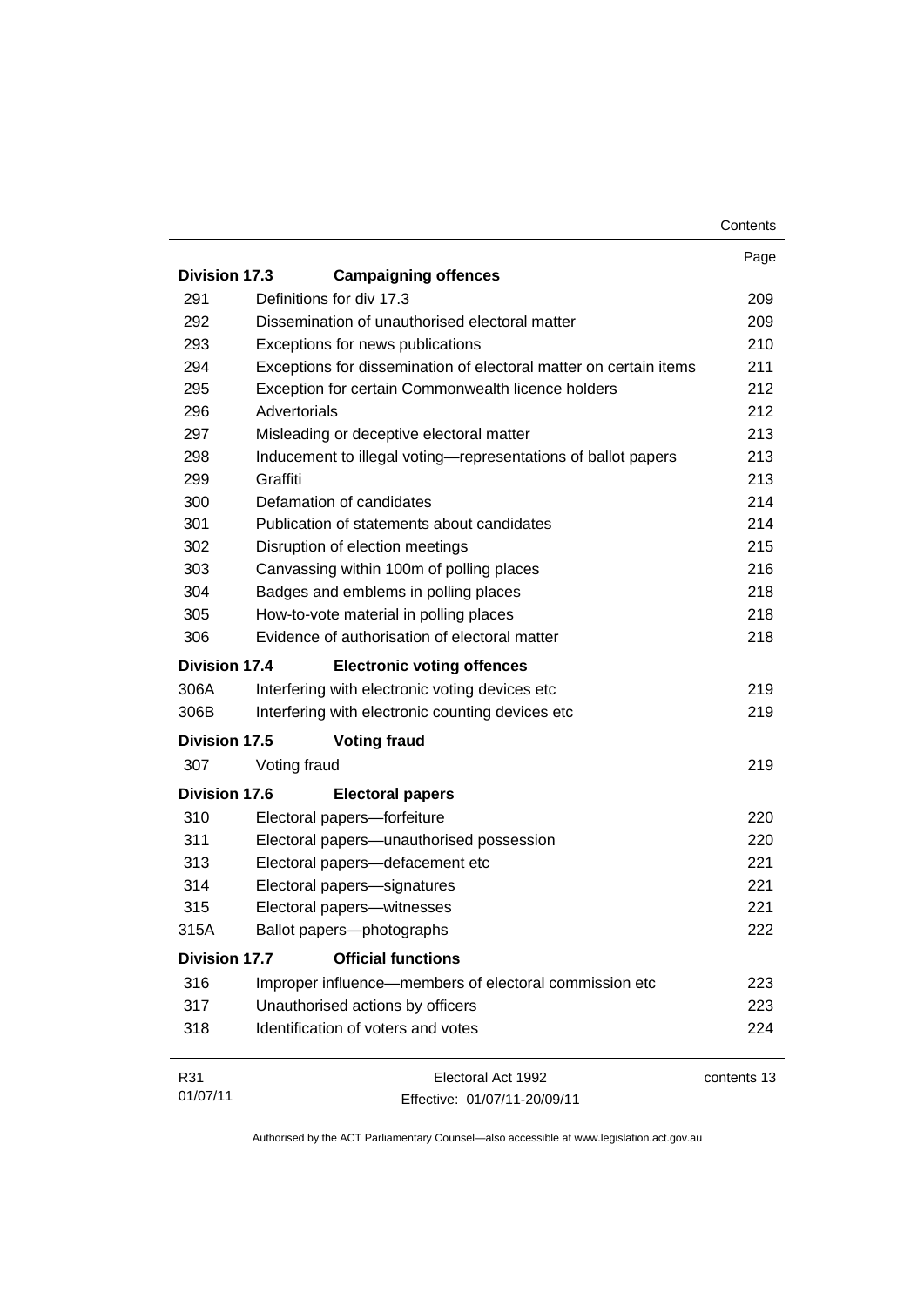| | | Page |
|---|---|---|
| **Division 17.3** | **Campaigning offences** | |
| 291 | Definitions for div 17.3 | 209 |
| 292 | Dissemination of unauthorised electoral matter | 209 |
| 293 | Exceptions for news publications | 210 |
| 294 | Exceptions for dissemination of electoral matter on certain items | 211 |
| 295 | Exception for certain Commonwealth licence holders | 212 |
| 296 | Advertorials | 212 |
| 297 | Misleading or deceptive electoral matter | 213 |
| 298 | Inducement to illegal voting—representations of ballot papers | 213 |
| 299 | Graffiti | 213 |
| 300 | Defamation of candidates | 214 |
| 301 | Publication of statements about candidates | 214 |
| 302 | Disruption of election meetings | 215 |
| 303 | Canvassing within 100m of polling places | 216 |
| 304 | Badges and emblems in polling places | 218 |
| 305 | How-to-vote material in polling places | 218 |
| 306 | Evidence of authorisation of electoral matter | 218 |
| **Division 17.4** | **Electronic voting offences** | |
| 306A | Interfering with electronic voting devices etc | 219 |
| 306B | Interfering with electronic counting devices etc | 219 |
| **Division 17.5** | **Voting fraud** | |
| 307 | Voting fraud | 219 |
| **Division 17.6** | **Electoral papers** | |
| 310 | Electoral papers—forfeiture | 220 |
| 311 | Electoral papers—unauthorised possession | 220 |
| 313 | Electoral papers—defacement etc | 221 |
| 314 | Electoral papers—signatures | 221 |
| 315 | Electoral papers—witnesses | 221 |
| 315A | Ballot papers—photographs | 222 |
| **Division 17.7** | **Official functions** | |
| 316 | Improper influence—members of electoral commission etc | 223 |
| 317 | Unauthorised actions by officers | 223 |
| 318 | Identification of voters and votes | 224 |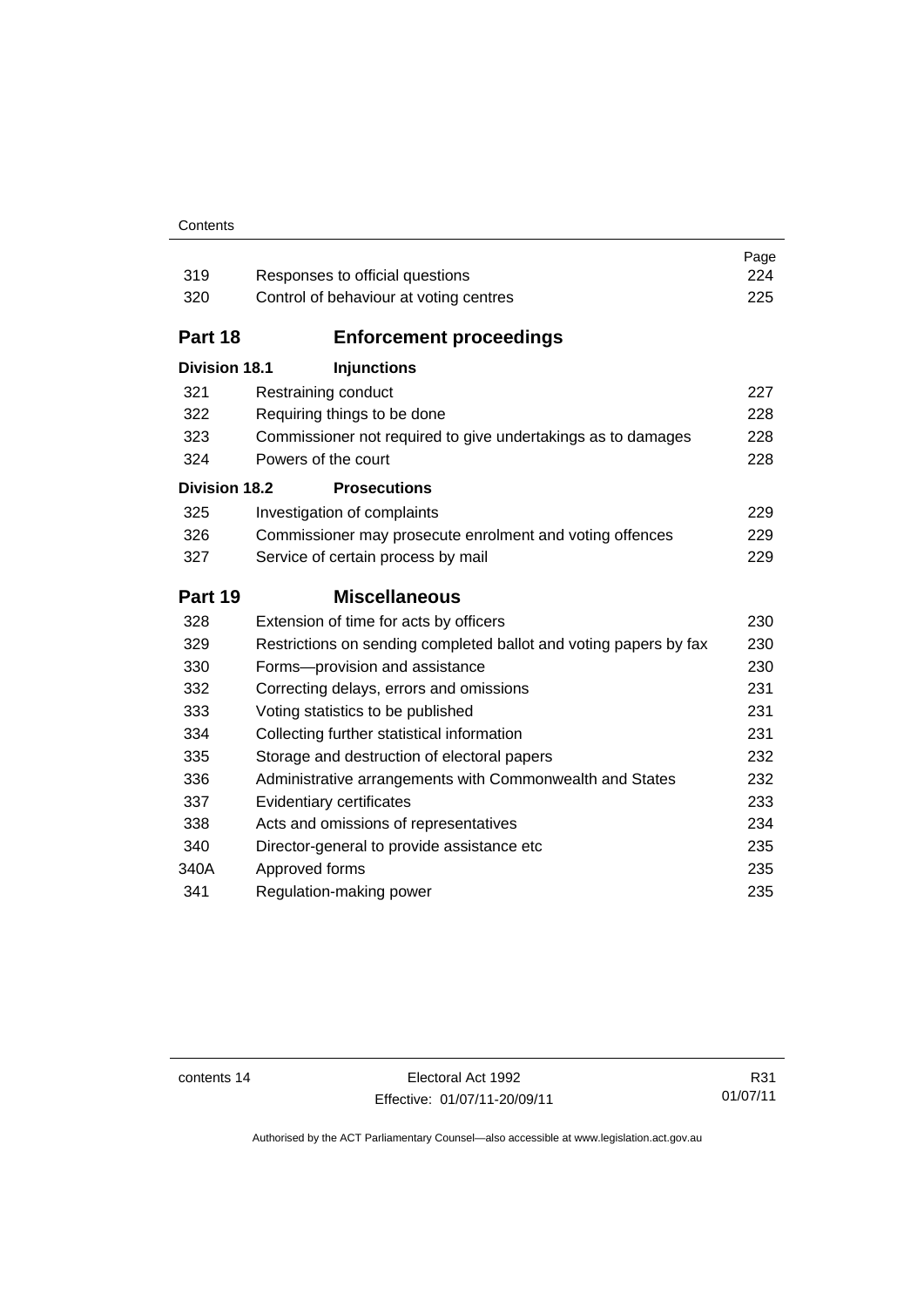| | | Page |
|---|---|---|
| 319 | Responses to official questions | 224 |
| 320 | Control of behaviour at voting centres | 225 |

## Part 18 Enforcement proceedings

**Division 18.1 Injunctions**

| | | |
|---|---|---|
| 321 | Restraining conduct | 227 |
| 322 | Requiring things to be done | 228 |
| 323 | Commissioner not required to give undertakings as to damages | 228 |
| 324 | Powers of the court | 228 |

**Division 18.2 Prosecutions**

| | | |
|---|---|---|
| 325 | Investigation of complaints | 229 |
| 326 | Commissioner may prosecute enrolment and voting offences | 229 |
| 327 | Service of certain process by mail | 229 |

## Part 19 Miscellaneous

| | | |
|---|---|---|
| 328 | Extension of time for acts by officers | 230 |
| 329 | Restrictions on sending completed ballot and voting papers by fax | 230 |
| 330 | Forms—provision and assistance | 230 |
| 332 | Correcting delays, errors and omissions | 231 |
| 333 | Voting statistics to be published | 231 |
| 334 | Collecting further statistical information | 231 |
| 335 | Storage and destruction of electoral papers | 232 |
| 336 | Administrative arrangements with Commonwealth and States | 232 |
| 337 | Evidentiary certificates | 233 |
| 338 | Acts and omissions of representatives | 234 |
| 340 | Director-general to provide assistance etc | 235 |
| 340A | Approved forms | 235 |
| 341 | Regulation-making power | 235 |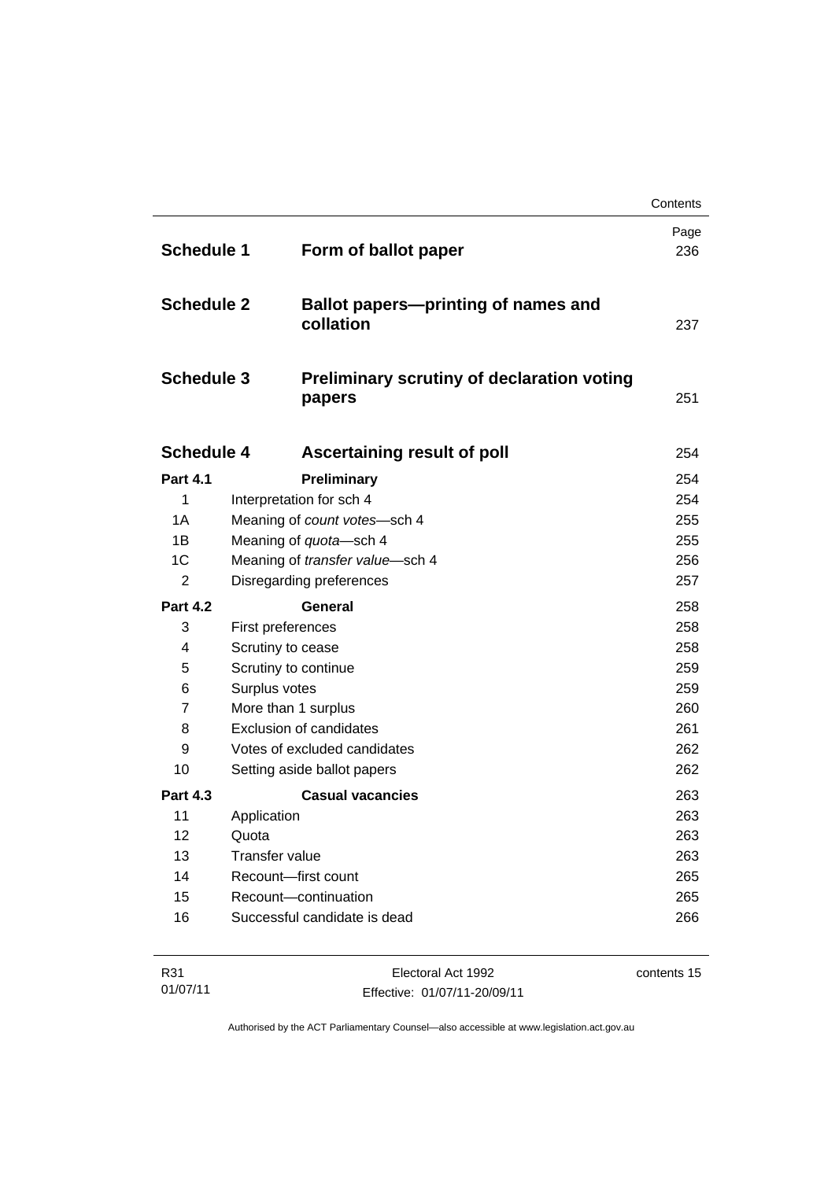| | | Page |
|---|---|---|
| **Schedule 1** | **Form of ballot paper** | 236 |
| **Schedule 2** | **Ballot papers—printing of names and collation** | 237 |
| **Schedule 3** | **Preliminary scrutiny of declaration voting papers** | 251 |
| **Schedule 4** | **Ascertaining result of poll** | 254 |
| **Part 4.1** | **Preliminary** | 254 |
| 1 | Interpretation for sch 4 | 254 |
| 1A | Meaning of *count votes*—sch 4 | 255 |
| 1B | Meaning of *quota*—sch 4 | 255 |
| 1C | Meaning of *transfer value*—sch 4 | 256 |
| 2 | Disregarding preferences | 257 |
| **Part 4.2** | **General** | 258 |
| 3 | First preferences | 258 |
| 4 | Scrutiny to cease | 258 |
| 5 | Scrutiny to continue | 259 |
| 6 | Surplus votes | 259 |
| 7 | More than 1 surplus | 260 |
| 8 | Exclusion of candidates | 261 |
| 9 | Votes of excluded candidates | 262 |
| 10 | Setting aside ballot papers | 262 |
| **Part 4.3** | **Casual vacancies** | 263 |
| 11 | Application | 263 |
| 12 | Quota | 263 |
| 13 | Transfer value | 263 |
| 14 | Recount—first count | 265 |
| 15 | Recount—continuation | 265 |
| 16 | Successful candidate is dead | 266 |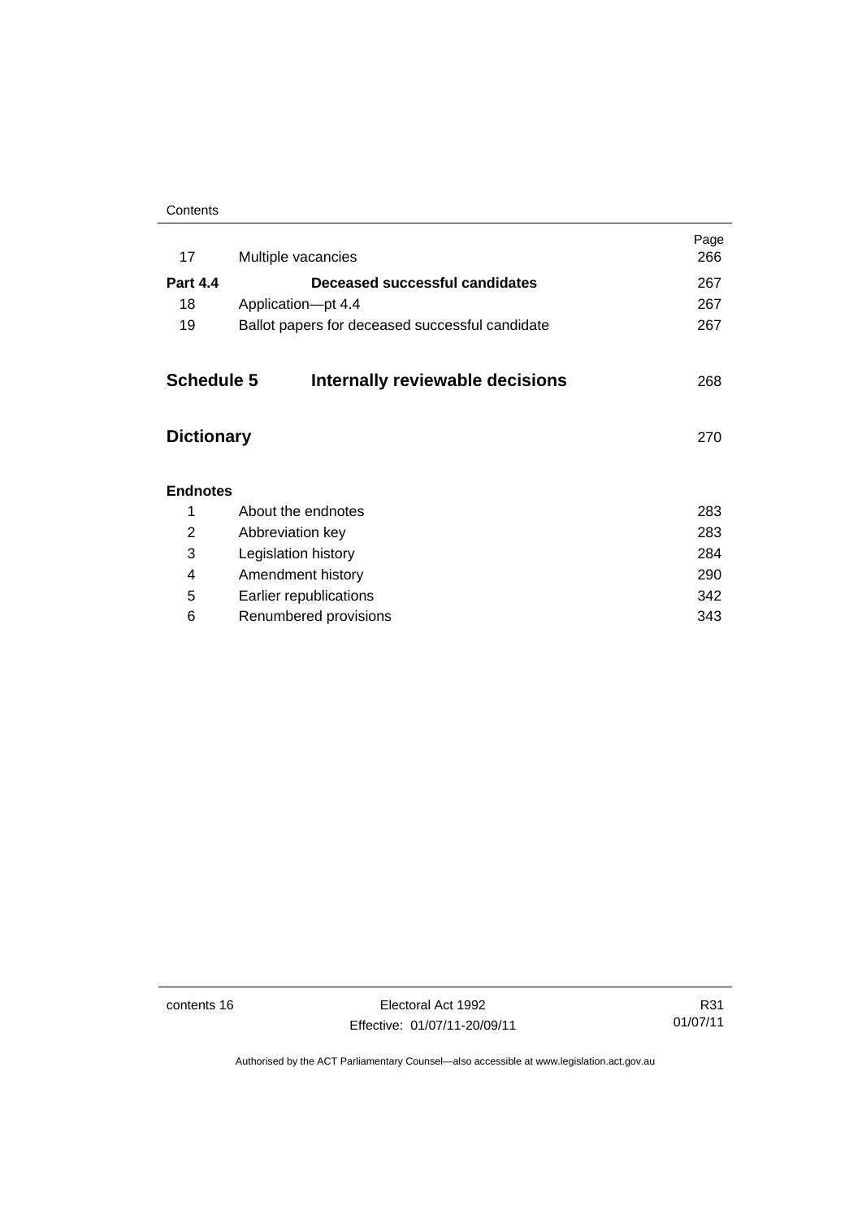| | | Page |
|---|---|---|
| 17 | Multiple vacancies | 266 |
| **Part 4.4** | **Deceased successful candidates** | 267 |
| 18 | Application—pt 4.4 | 267 |
| 19 | Ballot papers for deceased successful candidate | 267 |

## Schedule 5 Internally reviewable decisions 268

## Dictionary 270

**Endnotes**

| | | |
|---|---|---|
| 1 | About the endnotes | 283 |
| 2 | Abbreviation key | 283 |
| 3 | Legislation history | 284 |
| 4 | Amendment history | 290 |
| 5 | Earlier republications | 342 |
| 6 | Renumbered provisions | 343 |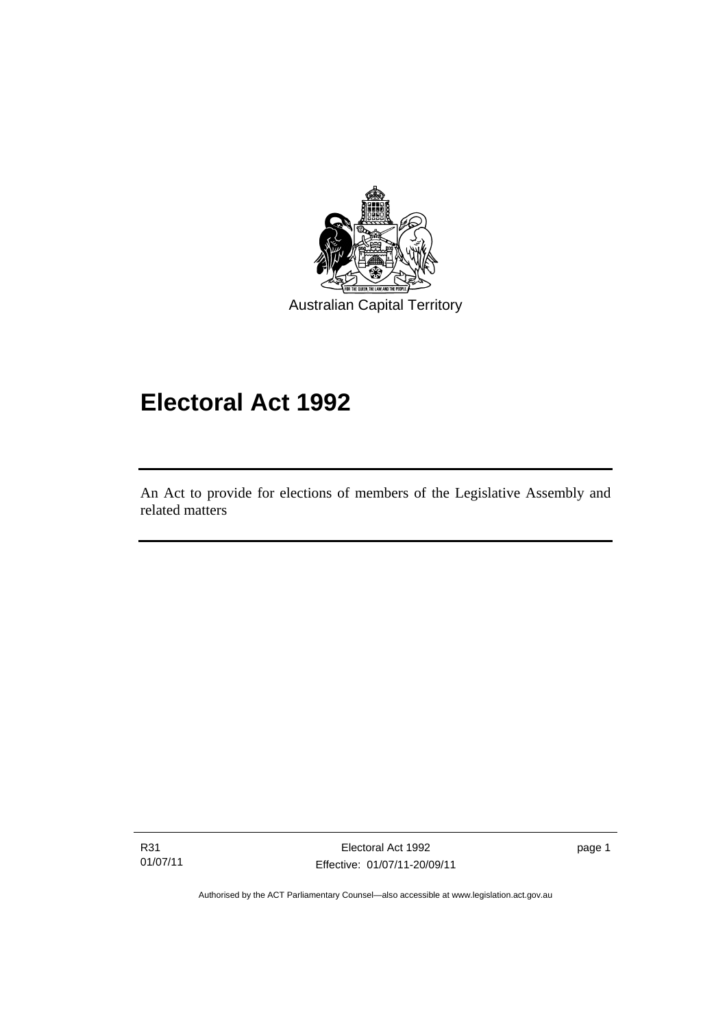Australian Capital Territory

# Electoral Act 1992

An Act to provide for elections of members of the Legislative Assembly and related matters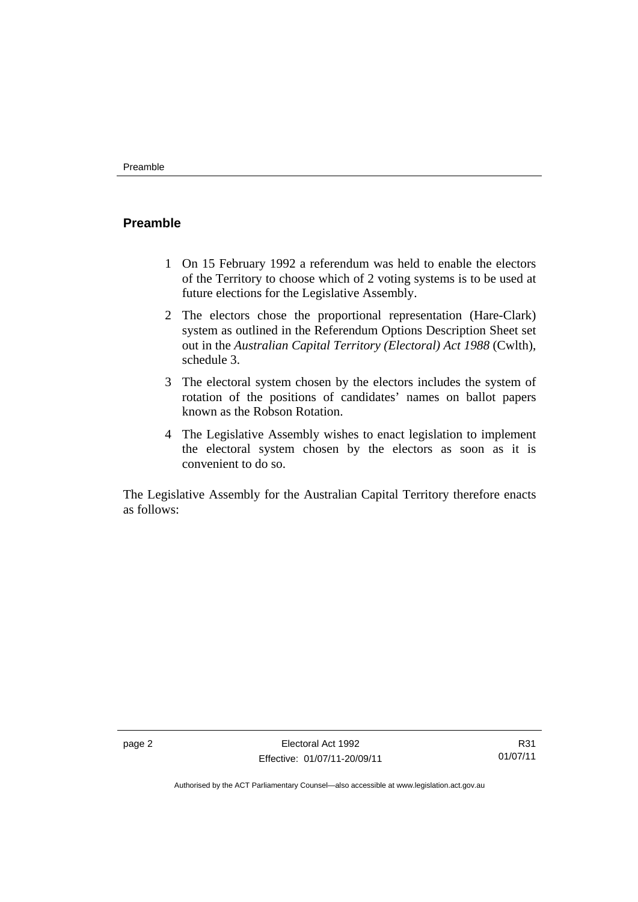## Preamble

1 On 15 February 1992 a referendum was held to enable the electors of the Territory to choose which of 2 voting systems is to be used at future elections for the Legislative Assembly.

2 The electors chose the proportional representation (Hare-Clark) system as outlined in the Referendum Options Description Sheet set out in the *Australian Capital Territory (Electoral) Act 1988* (Cwlth), schedule 3.

3 The electoral system chosen by the electors includes the system of rotation of the positions of candidates' names on ballot papers known as the Robson Rotation.

4 The Legislative Assembly wishes to enact legislation to implement the electoral system chosen by the electors as soon as it is convenient to do so.

The Legislative Assembly for the Australian Capital Territory therefore enacts as follows: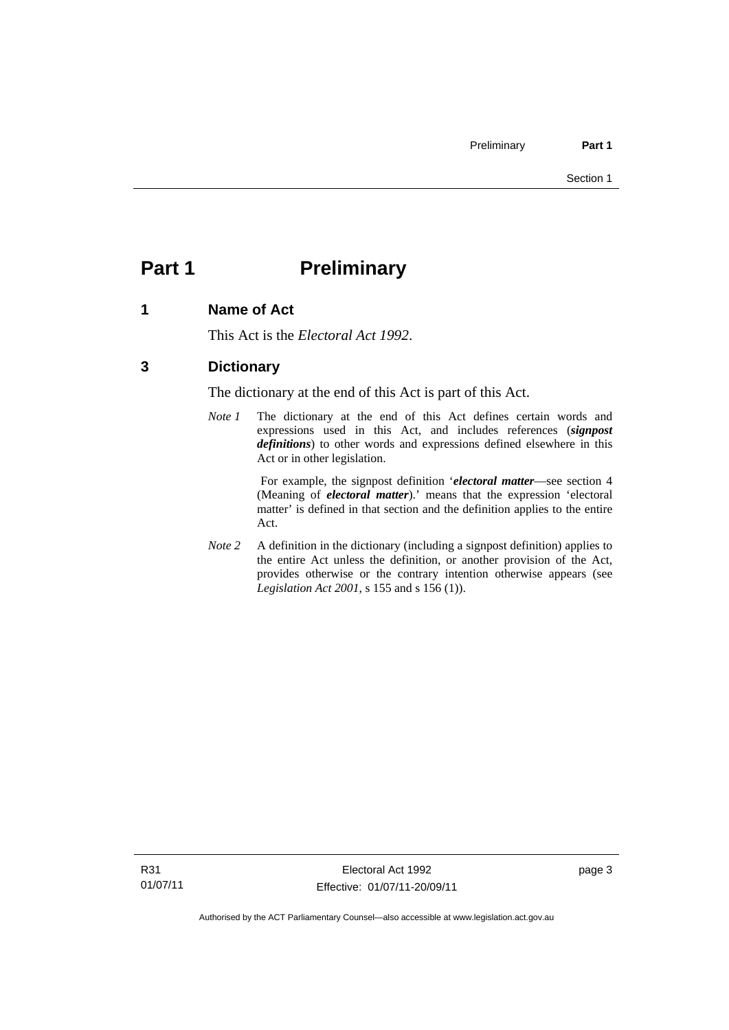# Part 1 Preliminary

## 1 Name of Act

This Act is the *Electoral Act 1992*.

## 3 Dictionary

The dictionary at the end of this Act is part of this Act.

*Note 1* The dictionary at the end of this Act defines certain words and expressions used in this Act, and includes references (***signpost definitions***) to other words and expressions defined elsewhere in this Act or in other legislation.

For example, the signpost definition '***electoral matter***—see section 4 (Meaning of ***electoral matter***).' means that the expression 'electoral matter' is defined in that section and the definition applies to the entire Act.

*Note 2* A definition in the dictionary (including a signpost definition) applies to the entire Act unless the definition, or another provision of the Act, provides otherwise or the contrary intention otherwise appears (see *Legislation Act 2001*, s 155 and s 156 (1)).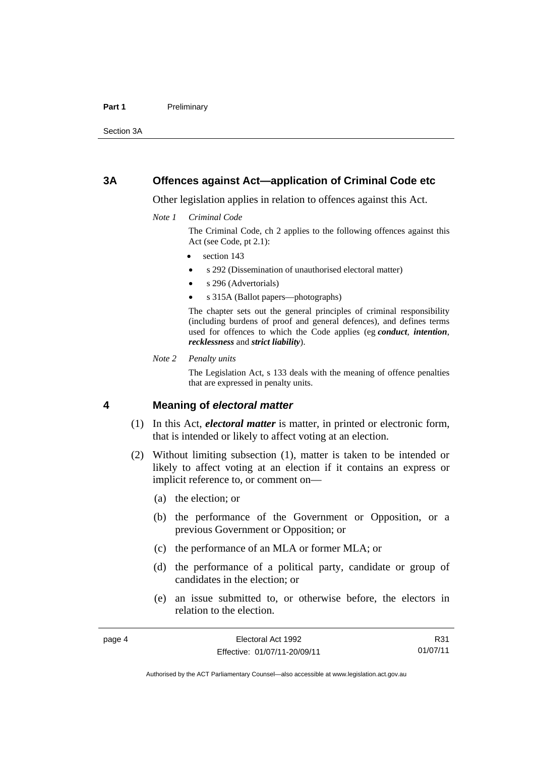## 3A Offences against Act—application of Criminal Code etc

Other legislation applies in relation to offences against this Act.

*Note 1 Criminal Code*

The Criminal Code, ch 2 applies to the following offences against this Act (see Code, pt 2.1):

- section 143
- s 292 (Dissemination of unauthorised electoral matter)
- s 296 (Advertorials)
- s 315A (Ballot papers—photographs)

The chapter sets out the general principles of criminal responsibility (including burdens of proof and general defences), and defines terms used for offences to which the Code applies (eg ***conduct***, ***intention***, ***recklessness*** and ***strict liability***).

*Note 2 Penalty units*

The Legislation Act, s 133 deals with the meaning of offence penalties that are expressed in penalty units.

## 4 Meaning of *electoral matter*

(1) In this Act, ***electoral matter*** is matter, in printed or electronic form, that is intended or likely to affect voting at an election.

(2) Without limiting subsection (1), matter is taken to be intended or likely to affect voting at an election if it contains an express or implicit reference to, or comment on—

(a) the election; or

(b) the performance of the Government or Opposition, or a previous Government or Opposition; or

(c) the performance of an MLA or former MLA; or

(d) the performance of a political party, candidate or group of candidates in the election; or

(e) an issue submitted to, or otherwise before, the electors in relation to the election.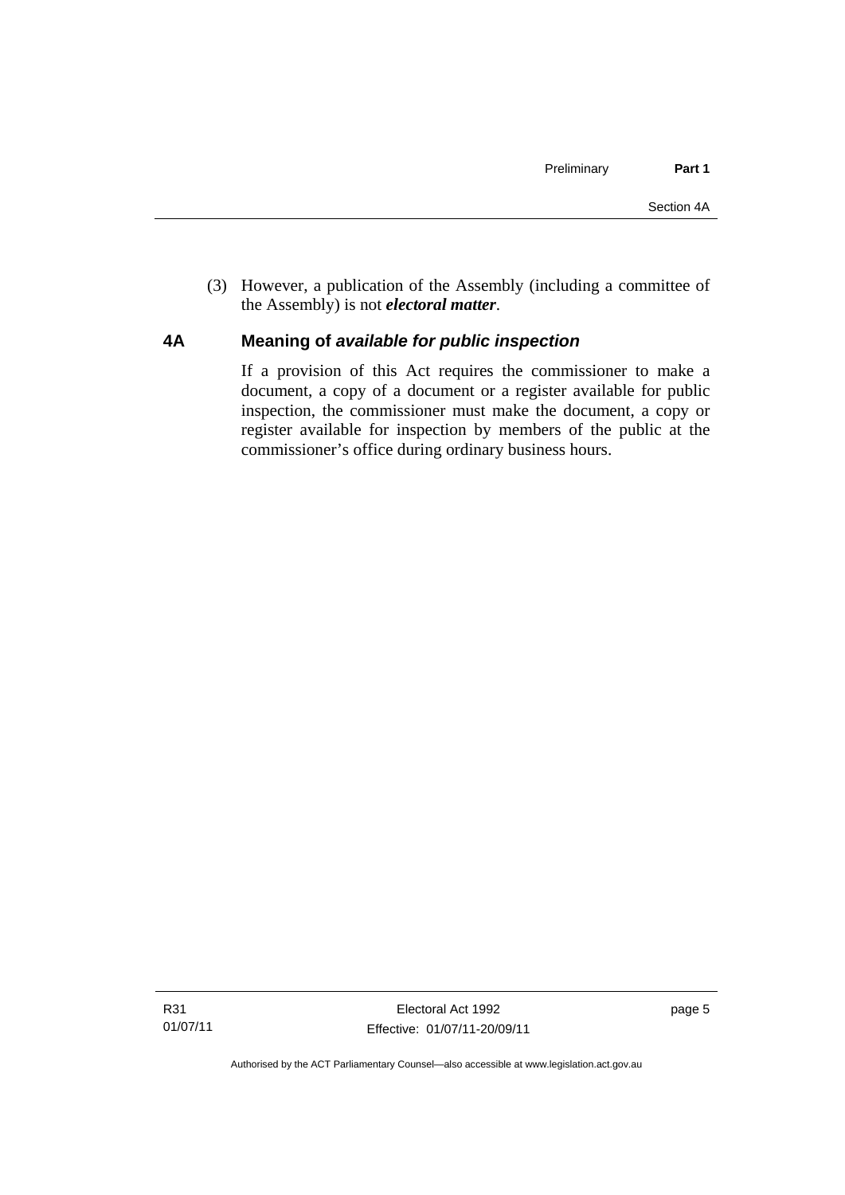(3) However, a publication of the Assembly (including a committee of the Assembly) is not ***electoral matter***.

## 4A Meaning of *available for public inspection*

If a provision of this Act requires the commissioner to make a document, a copy of a document or a register available for public inspection, the commissioner must make the document, a copy or register available for inspection by members of the public at the commissioner's office during ordinary business hours.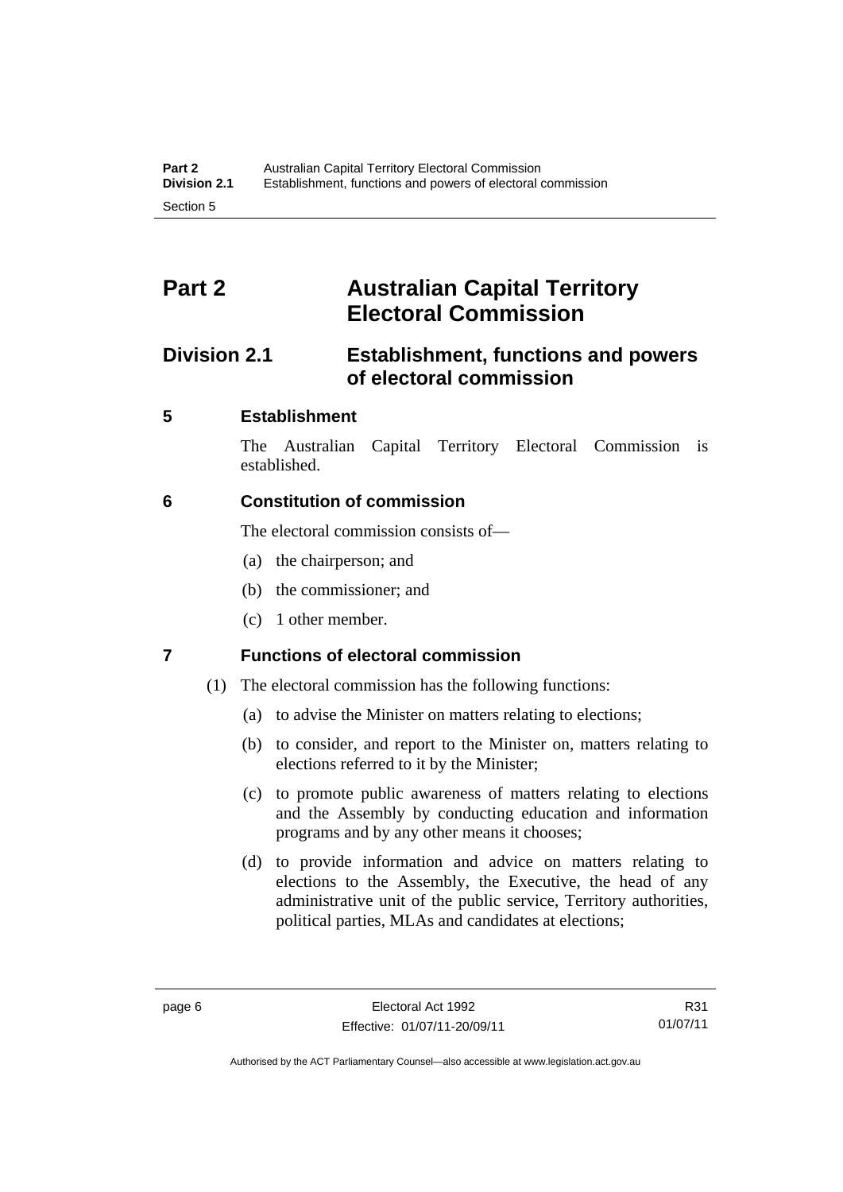# Part 2 Australian Capital Territory Electoral Commission

## Division 2.1 Establishment, functions and powers of electoral commission

### 5 Establishment

The Australian Capital Territory Electoral Commission is established.

### 6 Constitution of commission

The electoral commission consists of—

(a) the chairperson; and

(b) the commissioner; and

(c) 1 other member.

### 7 Functions of electoral commission

(1) The electoral commission has the following functions:

(a) to advise the Minister on matters relating to elections;

(b) to consider, and report to the Minister on, matters relating to elections referred to it by the Minister;

(c) to promote public awareness of matters relating to elections and the Assembly by conducting education and information programs and by any other means it chooses;

(d) to provide information and advice on matters relating to elections to the Assembly, the Executive, the head of any administrative unit of the public service, Territory authorities, political parties, MLAs and candidates at elections;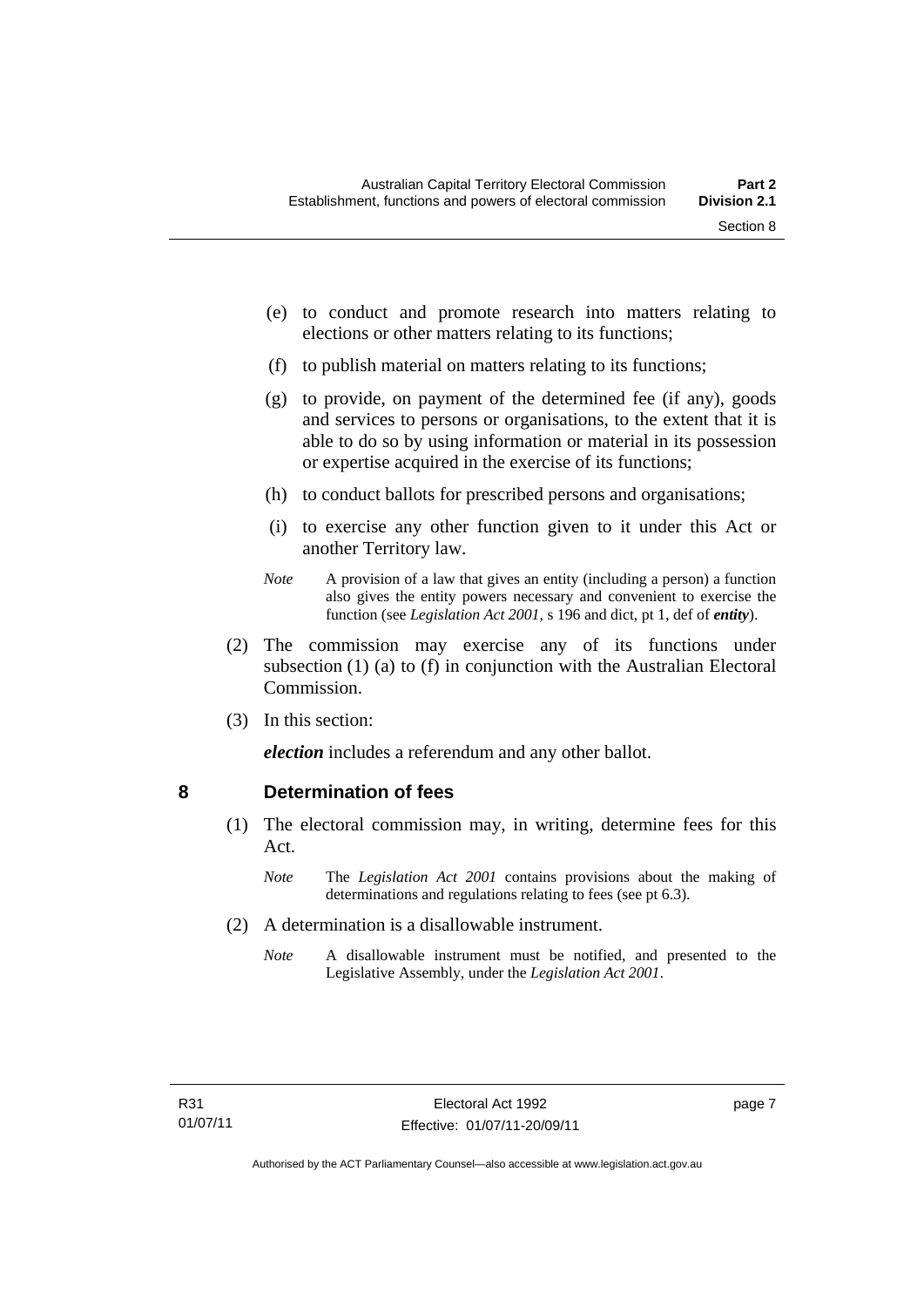(e) to conduct and promote research into matters relating to elections or other matters relating to its functions;

(f) to publish material on matters relating to its functions;

(g) to provide, on payment of the determined fee (if any), goods and services to persons or organisations, to the extent that it is able to do so by using information or material in its possession or expertise acquired in the exercise of its functions;

(h) to conduct ballots for prescribed persons and organisations;

(i) to exercise any other function given to it under this Act or another Territory law.

*Note* A provision of a law that gives an entity (including a person) a function also gives the entity powers necessary and convenient to exercise the function (see *Legislation Act 2001*, s 196 and dict, pt 1, def of ***entity***).

(2) The commission may exercise any of its functions under subsection (1) (a) to (f) in conjunction with the Australian Electoral Commission.

(3) In this section:

***election*** includes a referendum and any other ballot.

## 8 Determination of fees

(1) The electoral commission may, in writing, determine fees for this Act.

*Note* The *Legislation Act 2001* contains provisions about the making of determinations and regulations relating to fees (see pt 6.3).

(2) A determination is a disallowable instrument.

*Note* A disallowable instrument must be notified, and presented to the Legislative Assembly, under the *Legislation Act 2001*.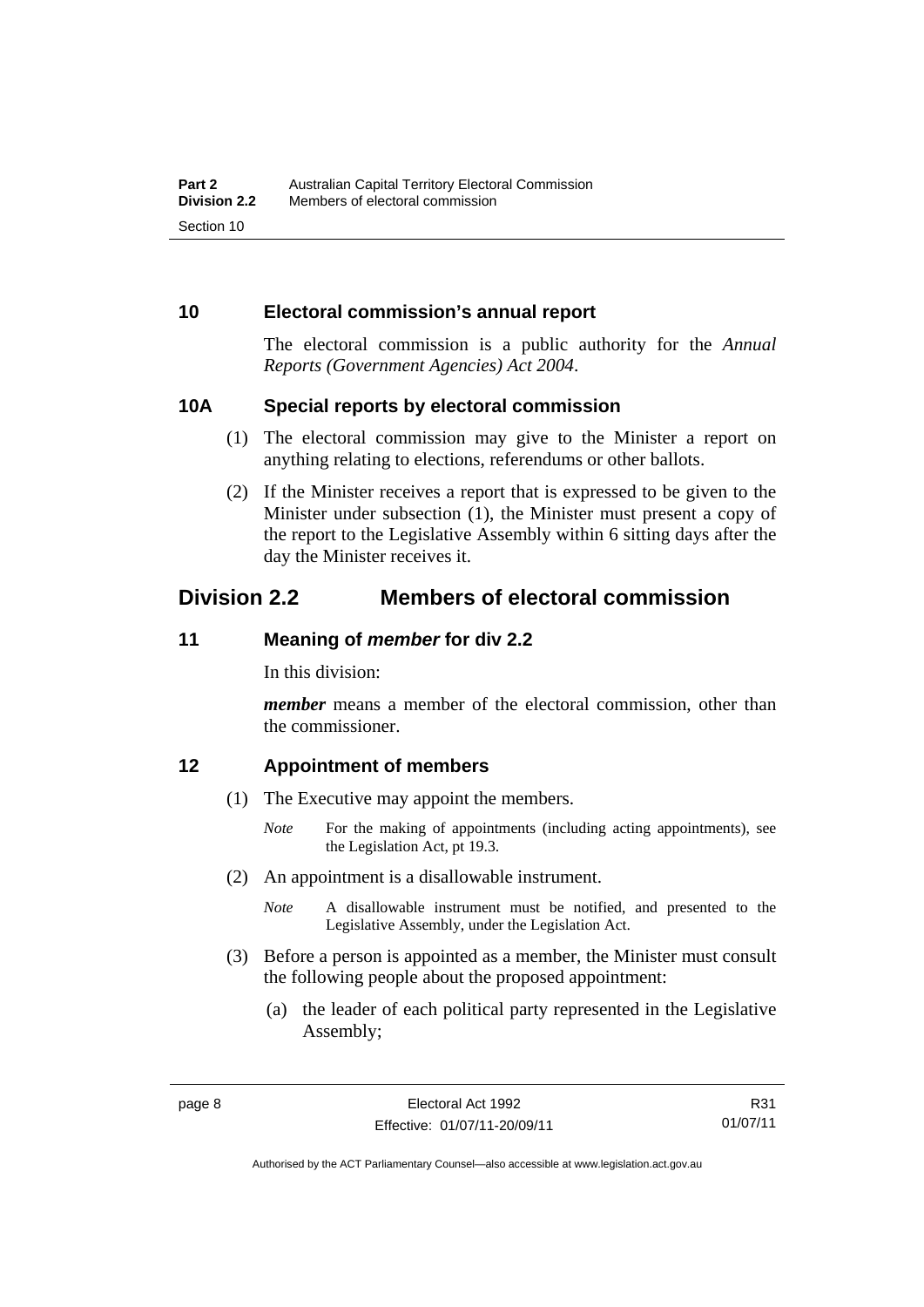### 10 Electoral commission's annual report

The electoral commission is a public authority for the *Annual Reports (Government Agencies) Act 2004*.

### 10A Special reports by electoral commission

(1) The electoral commission may give to the Minister a report on anything relating to elections, referendums or other ballots.

(2) If the Minister receives a report that is expressed to be given to the Minister under subsection (1), the Minister must present a copy of the report to the Legislative Assembly within 6 sitting days after the day the Minister receives it.

## Division 2.2 Members of electoral commission

### 11 Meaning of *member* for div 2.2

In this division:

***member*** means a member of the electoral commission, other than the commissioner.

### 12 Appointment of members

(1) The Executive may appoint the members.

*Note* For the making of appointments (including acting appointments), see the Legislation Act, pt 19.3.

(2) An appointment is a disallowable instrument.

*Note* A disallowable instrument must be notified, and presented to the Legislative Assembly, under the Legislation Act.

(3) Before a person is appointed as a member, the Minister must consult the following people about the proposed appointment:

(a) the leader of each political party represented in the Legislative Assembly;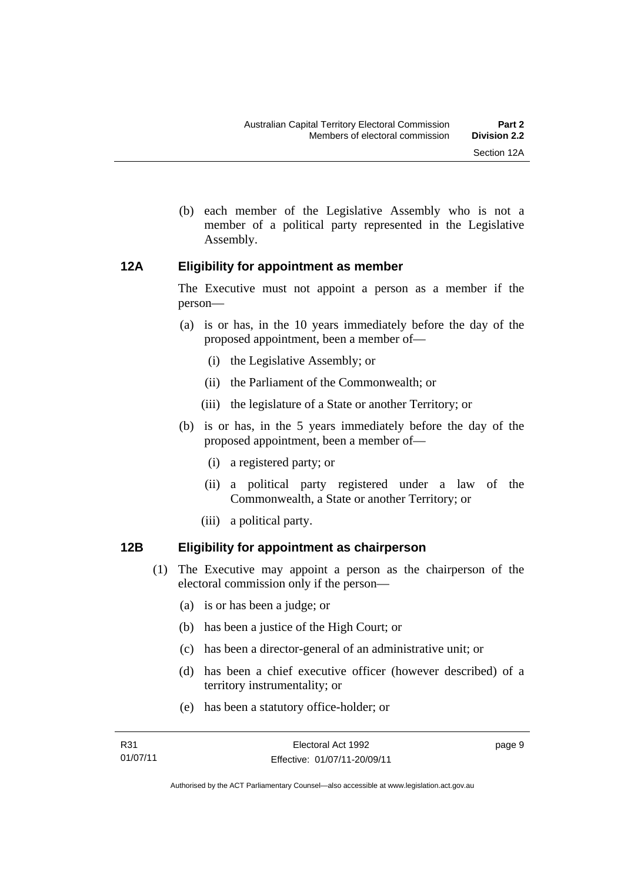(b) each member of the Legislative Assembly who is not a member of a political party represented in the Legislative Assembly.

### 12A Eligibility for appointment as member

The Executive must not appoint a person as a member if the person—

(a) is or has, in the 10 years immediately before the day of the proposed appointment, been a member of—

(i) the Legislative Assembly; or

(ii) the Parliament of the Commonwealth; or

(iii) the legislature of a State or another Territory; or

(b) is or has, in the 5 years immediately before the day of the proposed appointment, been a member of—

(i) a registered party; or

(ii) a political party registered under a law of the Commonwealth, a State or another Territory; or

(iii) a political party.

### 12B Eligibility for appointment as chairperson

(1) The Executive may appoint a person as the chairperson of the electoral commission only if the person—

(a) is or has been a judge; or

(b) has been a justice of the High Court; or

(c) has been a director-general of an administrative unit; or

(d) has been a chief executive officer (however described) of a territory instrumentality; or

(e) has been a statutory office-holder; or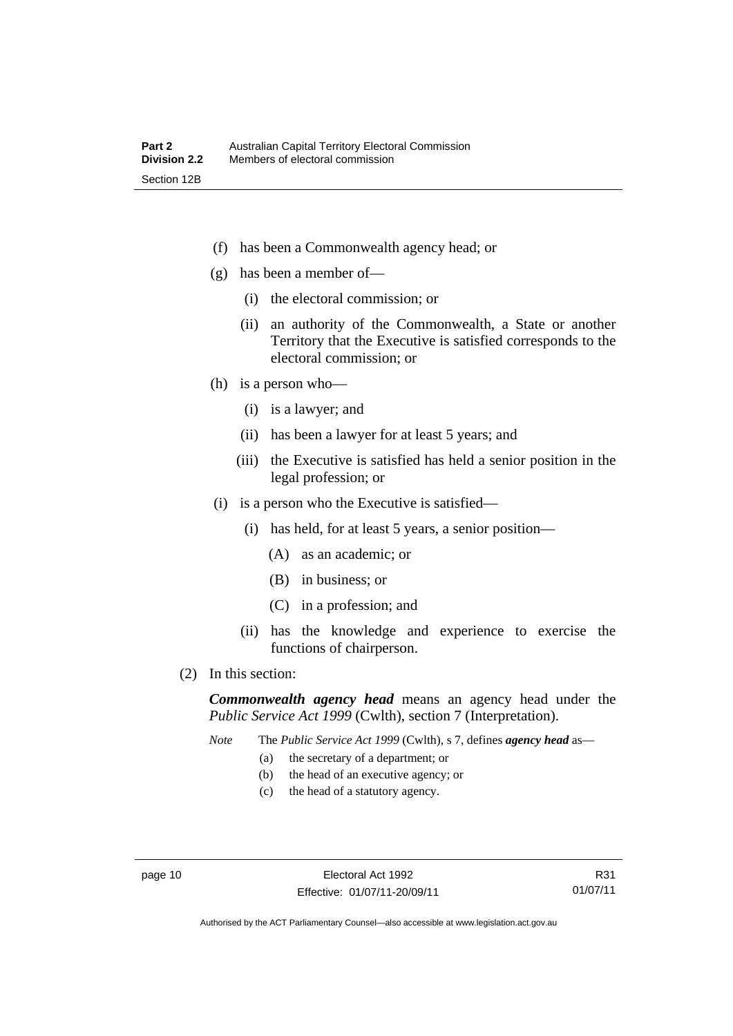(f) has been a Commonwealth agency head; or

(g) has been a member of—

  (i) the electoral commission; or

  (ii) an authority of the Commonwealth, a State or another Territory that the Executive is satisfied corresponds to the electoral commission; or

(h) is a person who—

  (i) is a lawyer; and

  (ii) has been a lawyer for at least 5 years; and

  (iii) the Executive is satisfied has held a senior position in the legal profession; or

(i) is a person who the Executive is satisfied—

  (i) has held, for at least 5 years, a senior position—

    (A) as an academic; or

    (B) in business; or

    (C) in a profession; and

  (ii) has the knowledge and experience to exercise the functions of chairperson.

(2) In this section:

***Commonwealth agency head*** means an agency head under the *Public Service Act 1999* (Cwlth), section 7 (Interpretation).

*Note* The *Public Service Act 1999* (Cwlth), s 7, defines ***agency head*** as—

  (a) the secretary of a department; or

  (b) the head of an executive agency; or

  (c) the head of a statutory agency.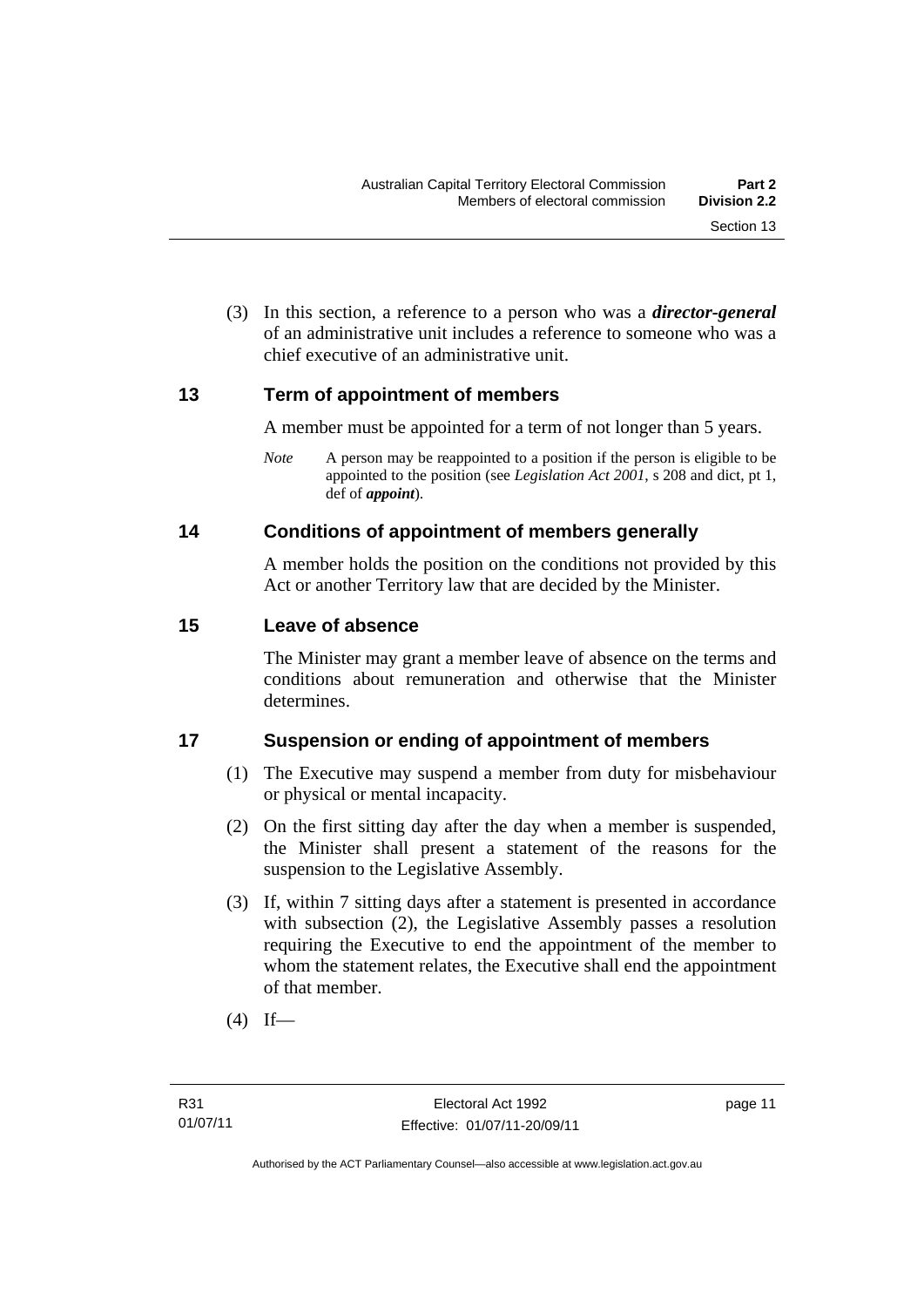(3) In this section, a reference to a person who was a ***director-general*** of an administrative unit includes a reference to someone who was a chief executive of an administrative unit.

## 13 Term of appointment of members

A member must be appointed for a term of not longer than 5 years.

*Note* A person may be reappointed to a position if the person is eligible to be appointed to the position (see *Legislation Act 2001*, s 208 and dict, pt 1, def of ***appoint***).

## 14 Conditions of appointment of members generally

A member holds the position on the conditions not provided by this Act or another Territory law that are decided by the Minister.

## 15 Leave of absence

The Minister may grant a member leave of absence on the terms and conditions about remuneration and otherwise that the Minister determines.

## 17 Suspension or ending of appointment of members

(1) The Executive may suspend a member from duty for misbehaviour or physical or mental incapacity.

(2) On the first sitting day after the day when a member is suspended, the Minister shall present a statement of the reasons for the suspension to the Legislative Assembly.

(3) If, within 7 sitting days after a statement is presented in accordance with subsection (2), the Legislative Assembly passes a resolution requiring the Executive to end the appointment of the member to whom the statement relates, the Executive shall end the appointment of that member.

(4) If—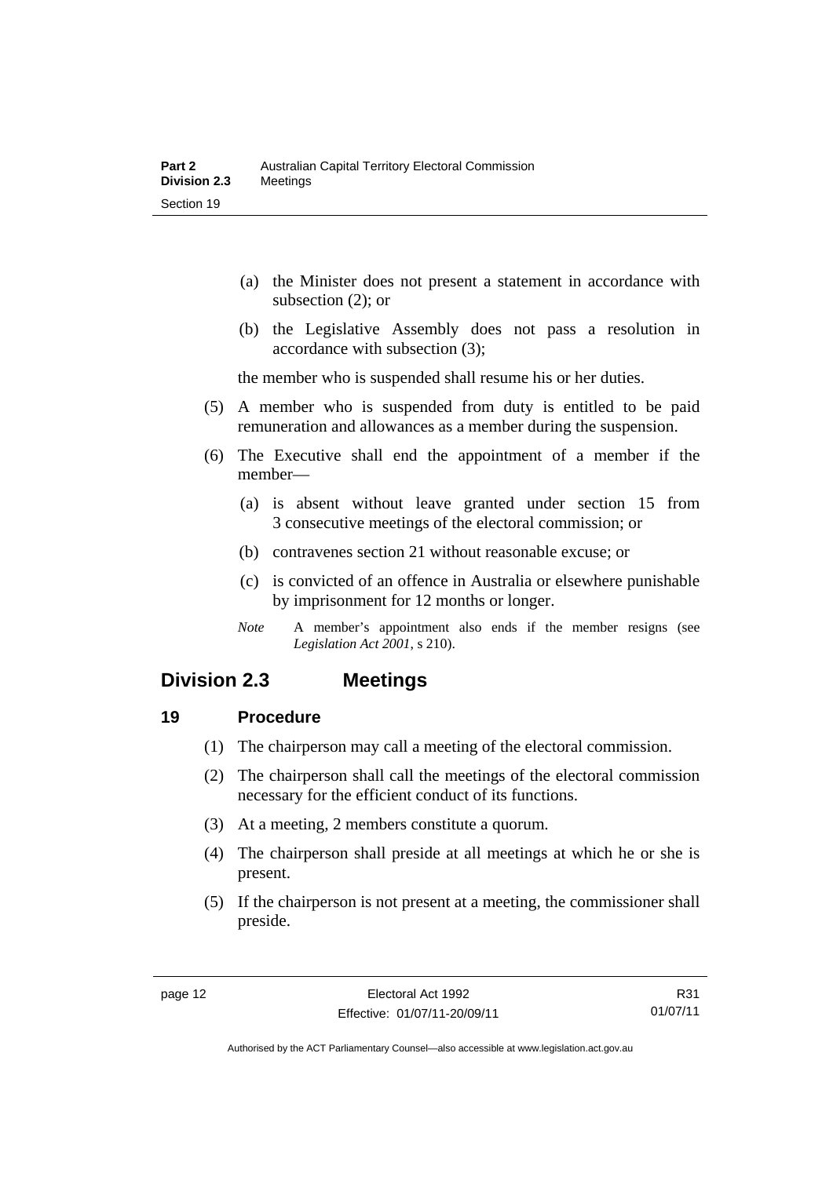(a) the Minister does not present a statement in accordance with subsection (2); or

(b) the Legislative Assembly does not pass a resolution in accordance with subsection (3);

the member who is suspended shall resume his or her duties.

(5) A member who is suspended from duty is entitled to be paid remuneration and allowances as a member during the suspension.

(6) The Executive shall end the appointment of a member if the member—

(a) is absent without leave granted under section 15 from 3 consecutive meetings of the electoral commission; or

(b) contravenes section 21 without reasonable excuse; or

(c) is convicted of an offence in Australia or elsewhere punishable by imprisonment for 12 months or longer.

*Note* A member's appointment also ends if the member resigns (see *Legislation Act 2001*, s 210).

## Division 2.3 Meetings

### 19 Procedure

(1) The chairperson may call a meeting of the electoral commission.

(2) The chairperson shall call the meetings of the electoral commission necessary for the efficient conduct of its functions.

(3) At a meeting, 2 members constitute a quorum.

(4) The chairperson shall preside at all meetings at which he or she is present.

(5) If the chairperson is not present at a meeting, the commissioner shall preside.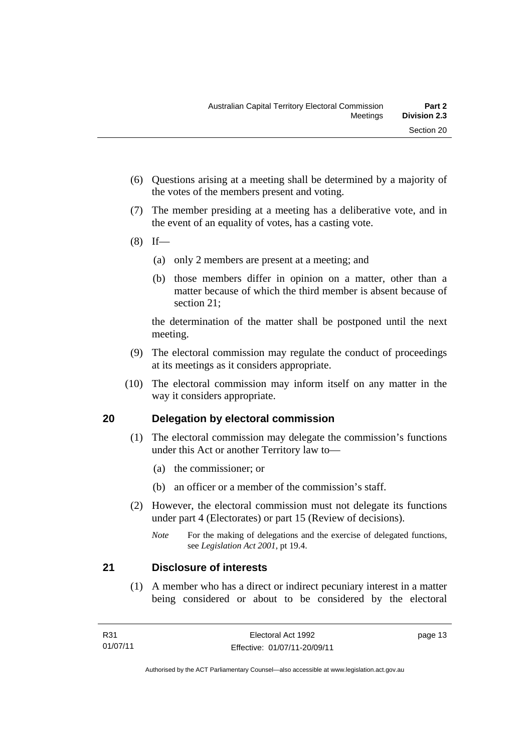(6) Questions arising at a meeting shall be determined by a majority of the votes of the members present and voting.

(7) The member presiding at a meeting has a deliberative vote, and in the event of an equality of votes, has a casting vote.

(8) If—

(a) only 2 members are present at a meeting; and

(b) those members differ in opinion on a matter, other than a matter because of which the third member is absent because of section 21;

the determination of the matter shall be postponed until the next meeting.

(9) The electoral commission may regulate the conduct of proceedings at its meetings as it considers appropriate.

(10) The electoral commission may inform itself on any matter in the way it considers appropriate.

## 20 Delegation by electoral commission

(1) The electoral commission may delegate the commission's functions under this Act or another Territory law to—

(a) the commissioner; or

(b) an officer or a member of the commission's staff.

(2) However, the electoral commission must not delegate its functions under part 4 (Electorates) or part 15 (Review of decisions).

*Note* For the making of delegations and the exercise of delegated functions, see *Legislation Act 2001*, pt 19.4.

## 21 Disclosure of interests

(1) A member who has a direct or indirect pecuniary interest in a matter being considered or about to be considered by the electoral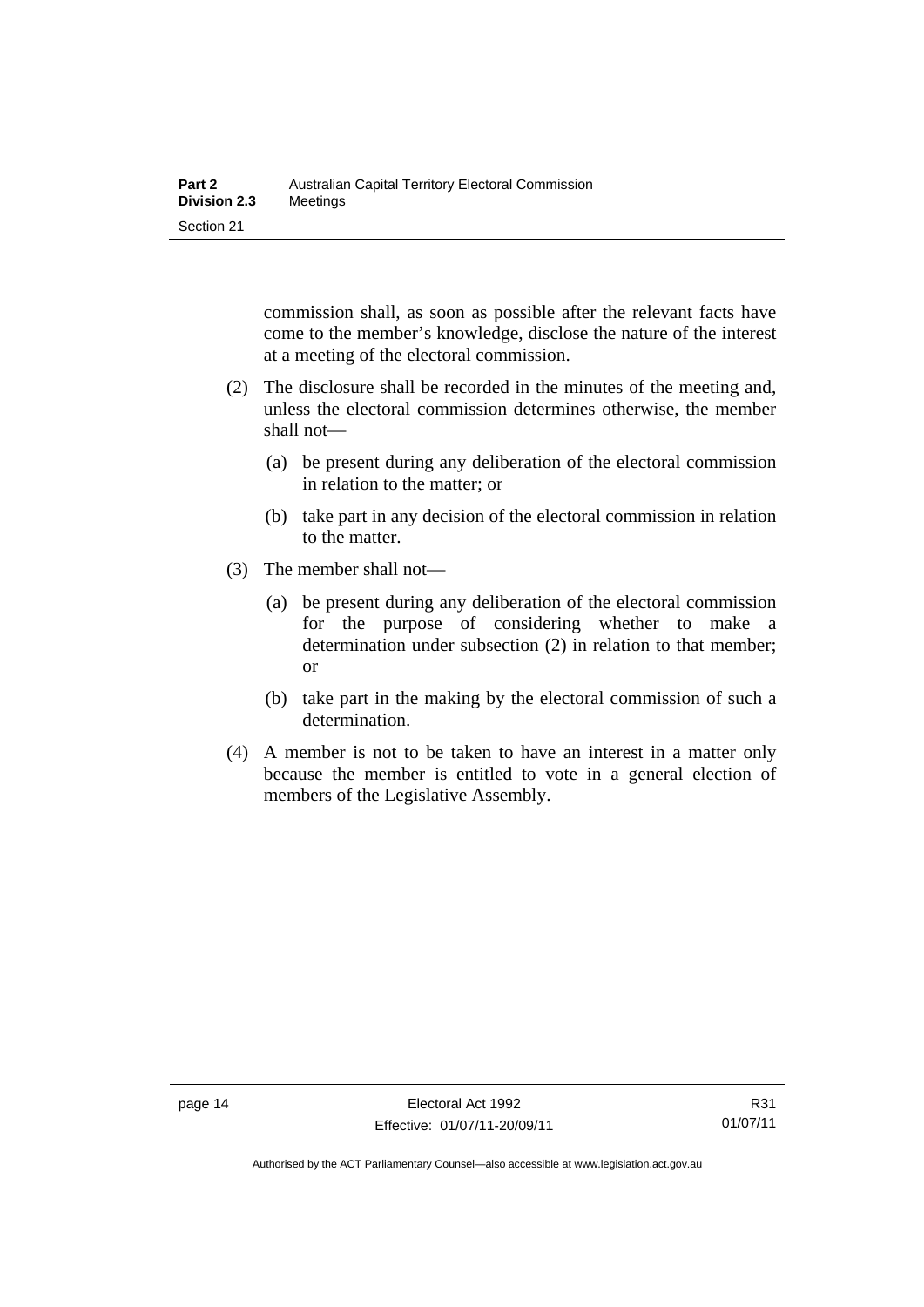commission shall, as soon as possible after the relevant facts have come to the member's knowledge, disclose the nature of the interest at a meeting of the electoral commission.

(2) The disclosure shall be recorded in the minutes of the meeting and, unless the electoral commission determines otherwise, the member shall not—

(a) be present during any deliberation of the electoral commission in relation to the matter; or

(b) take part in any decision of the electoral commission in relation to the matter.

(3) The member shall not—

(a) be present during any deliberation of the electoral commission for the purpose of considering whether to make a determination under subsection (2) in relation to that member; or

(b) take part in the making by the electoral commission of such a determination.

(4) A member is not to be taken to have an interest in a matter only because the member is entitled to vote in a general election of members of the Legislative Assembly.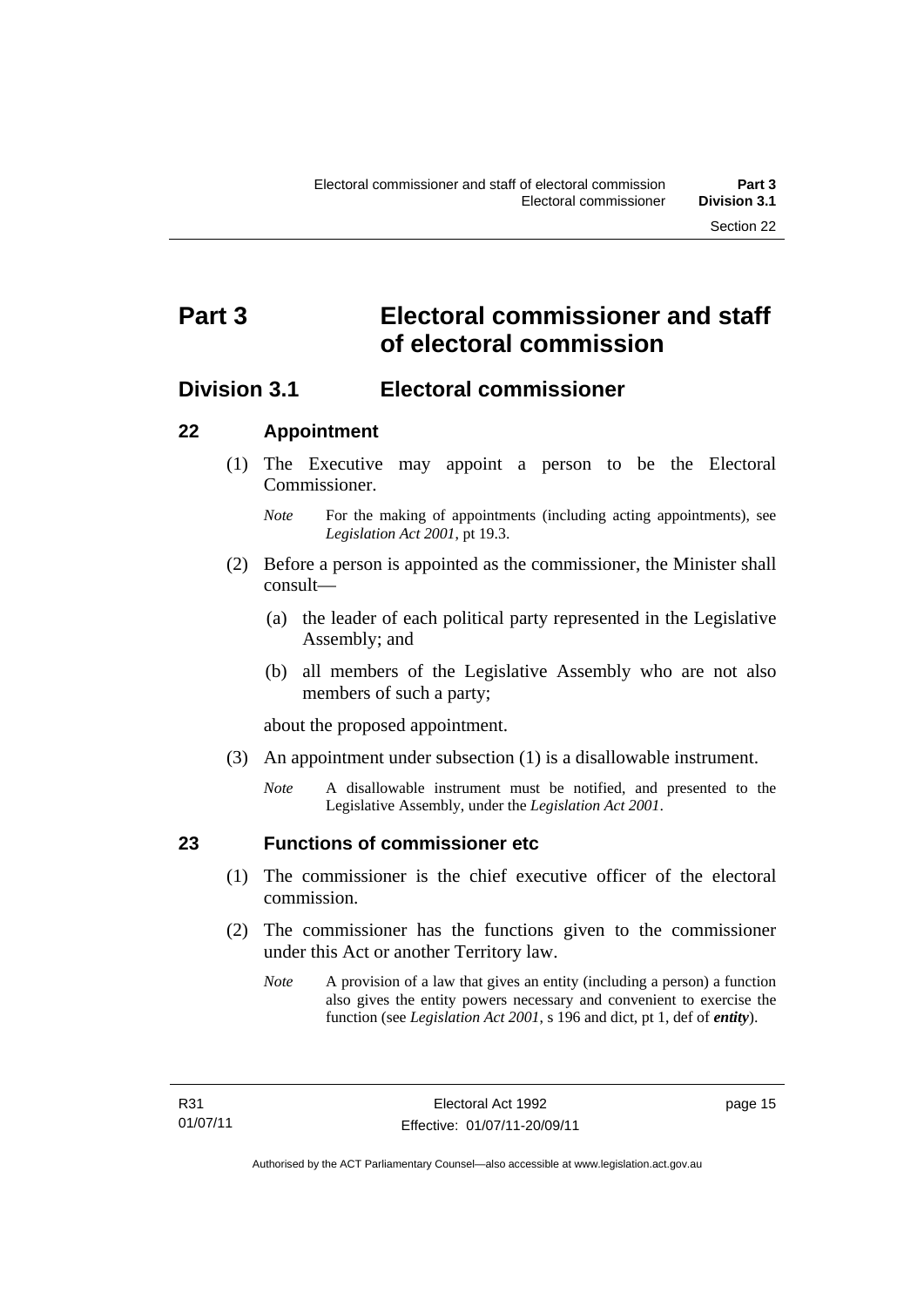# Part 3 Electoral commissioner and staff of electoral commission

## Division 3.1 Electoral commissioner

### 22 Appointment

(1) The Executive may appoint a person to be the Electoral Commissioner.

*Note* For the making of appointments (including acting appointments), see *Legislation Act 2001*, pt 19.3.

(2) Before a person is appointed as the commissioner, the Minister shall consult—

(a) the leader of each political party represented in the Legislative Assembly; and

(b) all members of the Legislative Assembly who are not also members of such a party;

about the proposed appointment.

(3) An appointment under subsection (1) is a disallowable instrument.

*Note* A disallowable instrument must be notified, and presented to the Legislative Assembly, under the *Legislation Act 2001*.

### 23 Functions of commissioner etc

(1) The commissioner is the chief executive officer of the electoral commission.

(2) The commissioner has the functions given to the commissioner under this Act or another Territory law.

*Note* A provision of a law that gives an entity (including a person) a function also gives the entity powers necessary and convenient to exercise the function (see *Legislation Act 2001*, s 196 and dict, pt 1, def of ***entity***).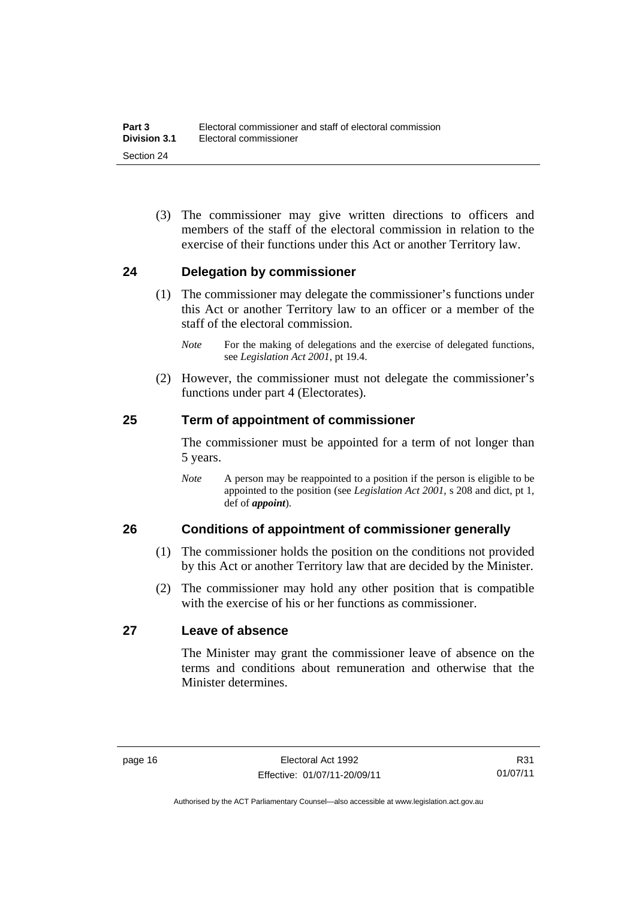(3) The commissioner may give written directions to officers and members of the staff of the electoral commission in relation to the exercise of their functions under this Act or another Territory law.

## 24 Delegation by commissioner

(1) The commissioner may delegate the commissioner's functions under this Act or another Territory law to an officer or a member of the staff of the electoral commission.

*Note* For the making of delegations and the exercise of delegated functions, see *Legislation Act 2001*, pt 19.4.

(2) However, the commissioner must not delegate the commissioner's functions under part 4 (Electorates).

## 25 Term of appointment of commissioner

The commissioner must be appointed for a term of not longer than 5 years.

*Note* A person may be reappointed to a position if the person is eligible to be appointed to the position (see *Legislation Act 2001*, s 208 and dict, pt 1, def of ***appoint***).

## 26 Conditions of appointment of commissioner generally

(1) The commissioner holds the position on the conditions not provided by this Act or another Territory law that are decided by the Minister.

(2) The commissioner may hold any other position that is compatible with the exercise of his or her functions as commissioner.

## 27 Leave of absence

The Minister may grant the commissioner leave of absence on the terms and conditions about remuneration and otherwise that the Minister determines.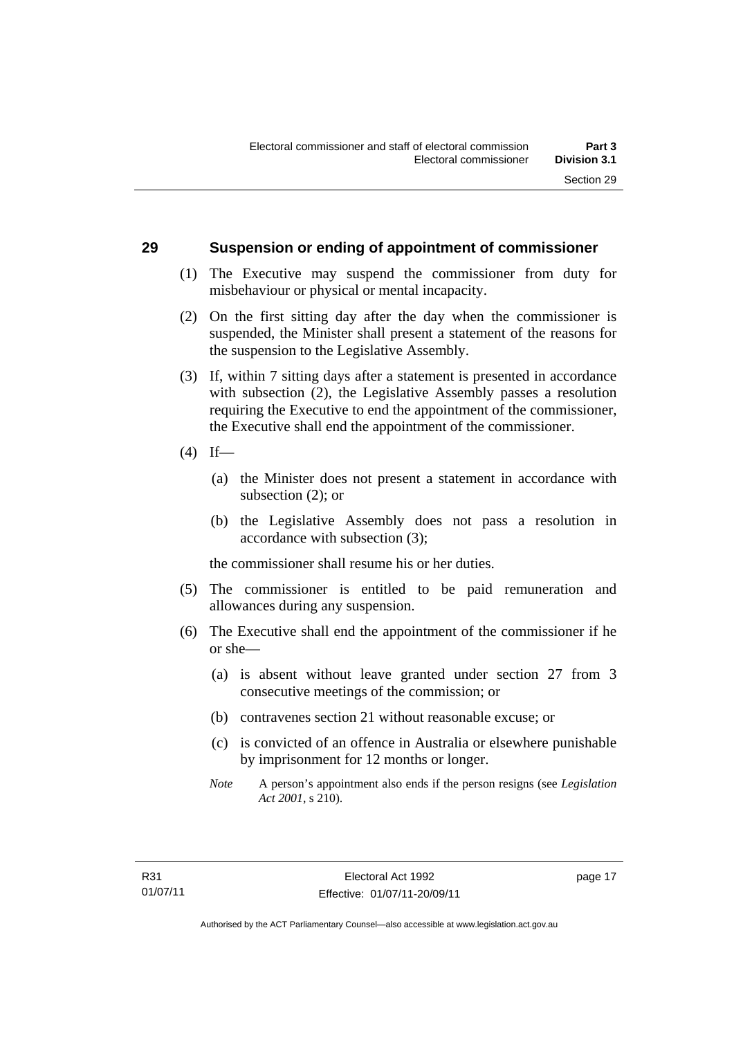## 29 Suspension or ending of appointment of commissioner

(1) The Executive may suspend the commissioner from duty for misbehaviour or physical or mental incapacity.

(2) On the first sitting day after the day when the commissioner is suspended, the Minister shall present a statement of the reasons for the suspension to the Legislative Assembly.

(3) If, within 7 sitting days after a statement is presented in accordance with subsection (2), the Legislative Assembly passes a resolution requiring the Executive to end the appointment of the commissioner, the Executive shall end the appointment of the commissioner.

(4) If—

(a) the Minister does not present a statement in accordance with subsection (2); or

(b) the Legislative Assembly does not pass a resolution in accordance with subsection (3);

the commissioner shall resume his or her duties.

(5) The commissioner is entitled to be paid remuneration and allowances during any suspension.

(6) The Executive shall end the appointment of the commissioner if he or she—

(a) is absent without leave granted under section 27 from 3 consecutive meetings of the commission; or

(b) contravenes section 21 without reasonable excuse; or

(c) is convicted of an offence in Australia or elsewhere punishable by imprisonment for 12 months or longer.

*Note* A person's appointment also ends if the person resigns (see *Legislation Act 2001*, s 210).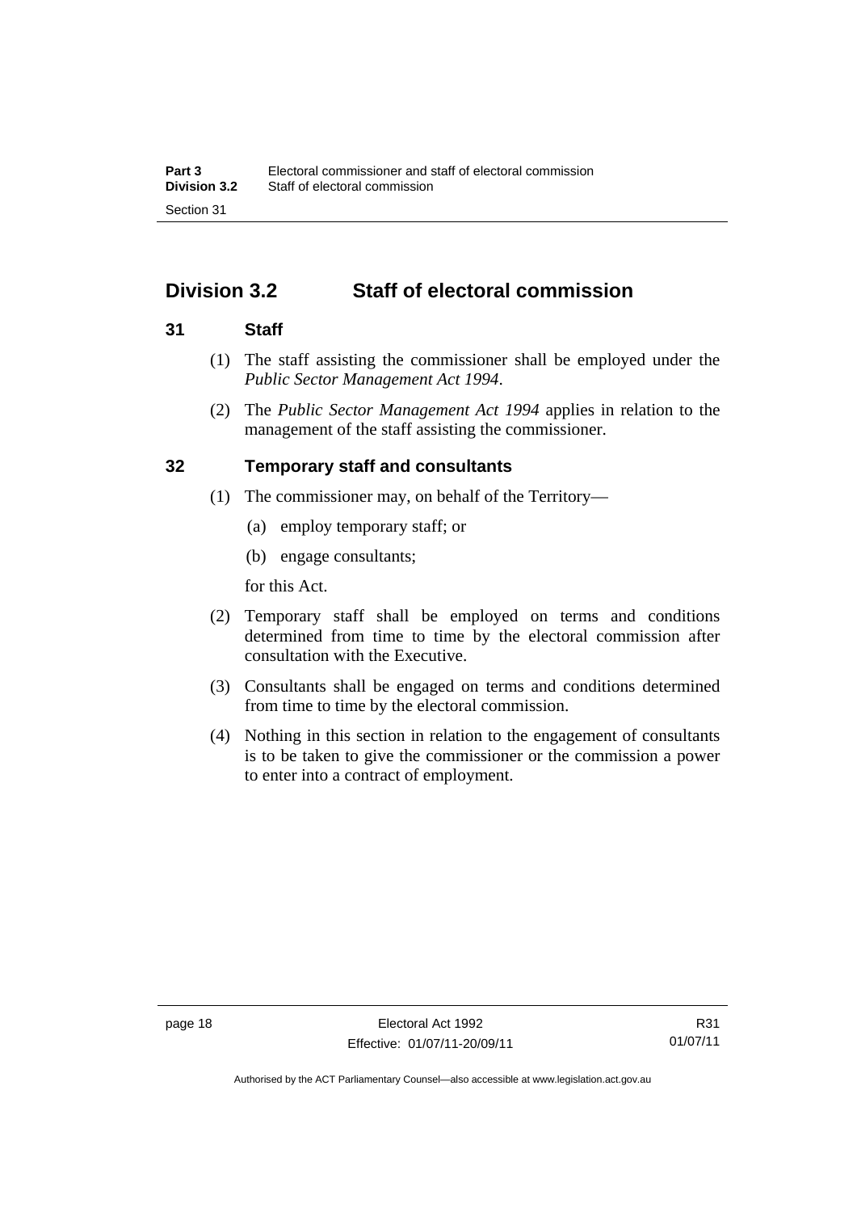## Division 3.2 Staff of electoral commission

### 31 Staff

(1) The staff assisting the commissioner shall be employed under the *Public Sector Management Act 1994*.

(2) The *Public Sector Management Act 1994* applies in relation to the management of the staff assisting the commissioner.

### 32 Temporary staff and consultants

(1) The commissioner may, on behalf of the Territory—

(a) employ temporary staff; or

(b) engage consultants;

for this Act.

(2) Temporary staff shall be employed on terms and conditions determined from time to time by the electoral commission after consultation with the Executive.

(3) Consultants shall be engaged on terms and conditions determined from time to time by the electoral commission.

(4) Nothing in this section in relation to the engagement of consultants is to be taken to give the commissioner or the commission a power to enter into a contract of employment.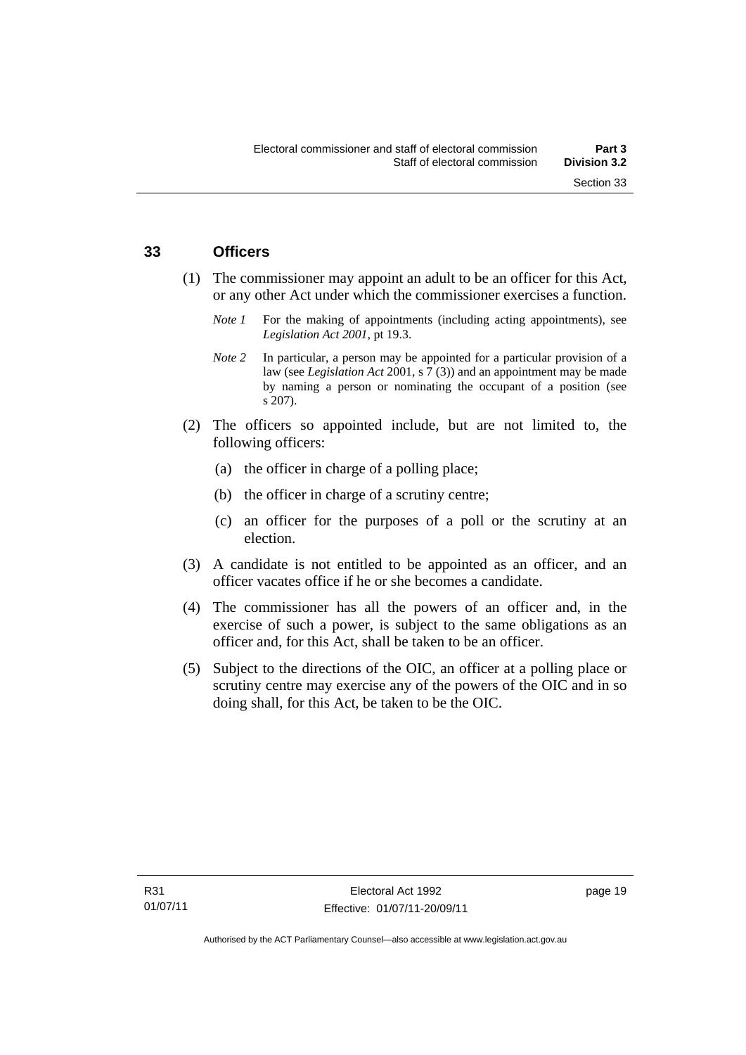## 33 Officers

(1) The commissioner may appoint an adult to be an officer for this Act, or any other Act under which the commissioner exercises a function.

*Note 1* For the making of appointments (including acting appointments), see *Legislation Act 2001*, pt 19.3.

*Note 2* In particular, a person may be appointed for a particular provision of a law (see *Legislation Act* 2001, s 7 (3)) and an appointment may be made by naming a person or nominating the occupant of a position (see s 207).

(2) The officers so appointed include, but are not limited to, the following officers:

(a) the officer in charge of a polling place;

(b) the officer in charge of a scrutiny centre;

(c) an officer for the purposes of a poll or the scrutiny at an election.

(3) A candidate is not entitled to be appointed as an officer, and an officer vacates office if he or she becomes a candidate.

(4) The commissioner has all the powers of an officer and, in the exercise of such a power, is subject to the same obligations as an officer and, for this Act, shall be taken to be an officer.

(5) Subject to the directions of the OIC, an officer at a polling place or scrutiny centre may exercise any of the powers of the OIC and in so doing shall, for this Act, be taken to be the OIC.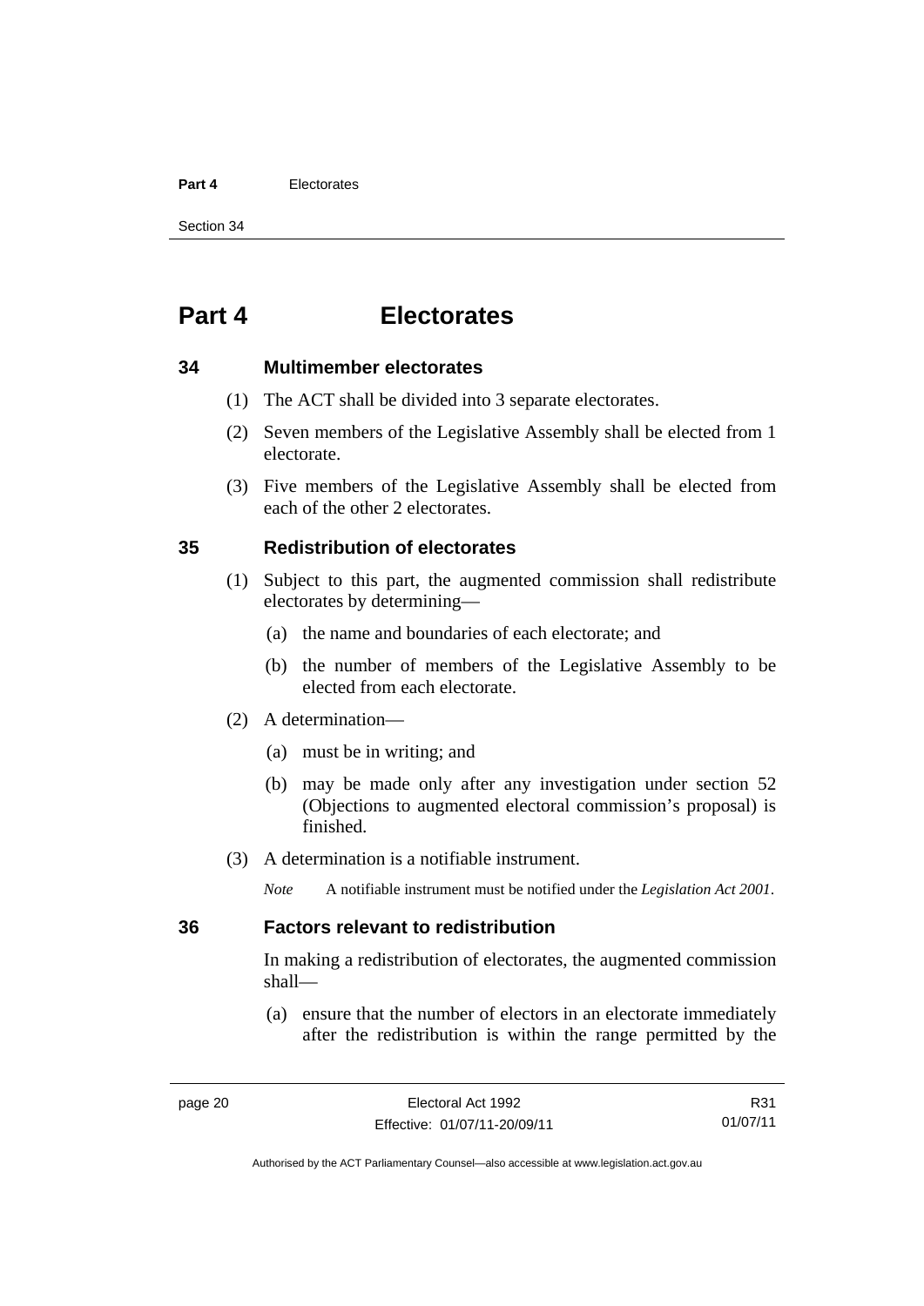# Part 4 Electorates

## 34 Multimember electorates

(1) The ACT shall be divided into 3 separate electorates.

(2) Seven members of the Legislative Assembly shall be elected from 1 electorate.

(3) Five members of the Legislative Assembly shall be elected from each of the other 2 electorates.

## 35 Redistribution of electorates

(1) Subject to this part, the augmented commission shall redistribute electorates by determining—

- (a) the name and boundaries of each electorate; and
- (b) the number of members of the Legislative Assembly to be elected from each electorate.

(2) A determination—

- (a) must be in writing; and
- (b) may be made only after any investigation under section 52 (Objections to augmented electoral commission's proposal) is finished.

(3) A determination is a notifiable instrument.

*Note* A notifiable instrument must be notified under the *Legislation Act 2001*.

## 36 Factors relevant to redistribution

In making a redistribution of electorates, the augmented commission shall—

- (a) ensure that the number of electors in an electorate immediately after the redistribution is within the range permitted by the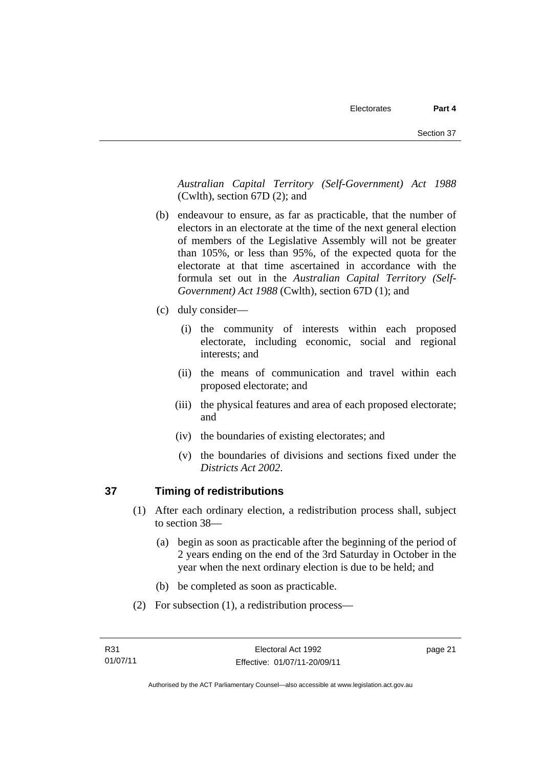*Australian Capital Territory (Self-Government) Act 1988* (Cwlth), section 67D (2); and

(b) endeavour to ensure, as far as practicable, that the number of electors in an electorate at the time of the next general election of members of the Legislative Assembly will not be greater than 105%, or less than 95%, of the expected quota for the electorate at that time ascertained in accordance with the formula set out in the *Australian Capital Territory (Self-Government) Act 1988* (Cwlth), section 67D (1); and

(c) duly consider—

(i) the community of interests within each proposed electorate, including economic, social and regional interests; and

(ii) the means of communication and travel within each proposed electorate; and

(iii) the physical features and area of each proposed electorate; and

(iv) the boundaries of existing electorates; and

(v) the boundaries of divisions and sections fixed under the *Districts Act 2002*.

## 37 Timing of redistributions

(1) After each ordinary election, a redistribution process shall, subject to section 38—

(a) begin as soon as practicable after the beginning of the period of 2 years ending on the end of the 3rd Saturday in October in the year when the next ordinary election is due to be held; and

(b) be completed as soon as practicable.

(2) For subsection (1), a redistribution process—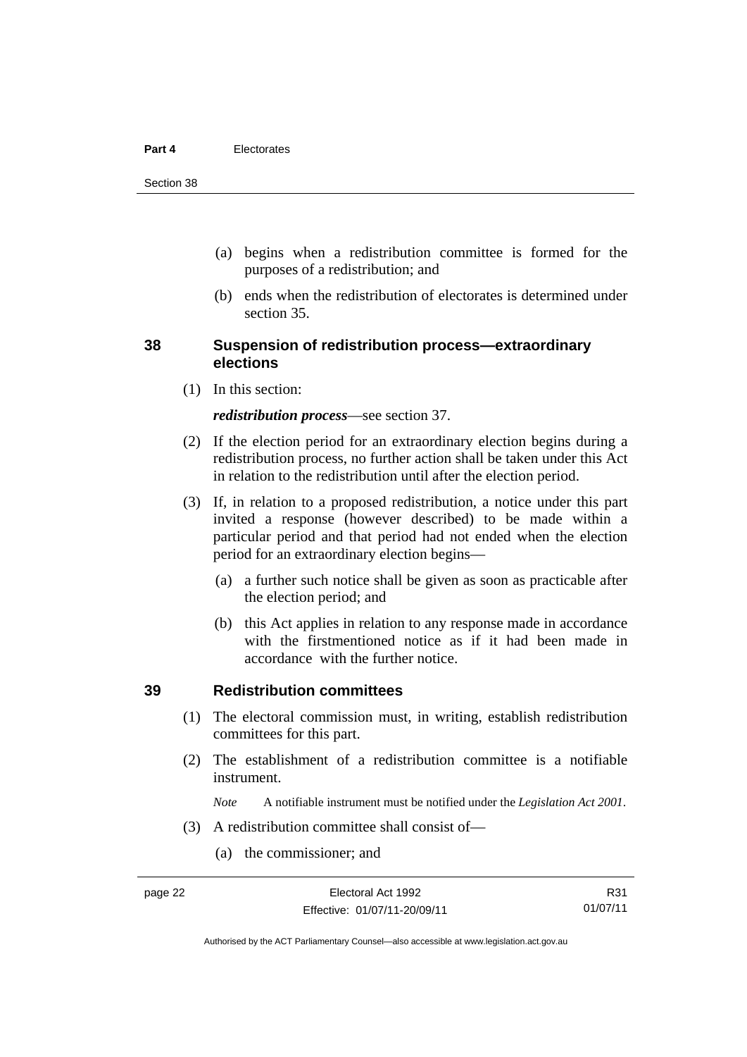(a) begins when a redistribution committee is formed for the purposes of a redistribution; and

(b) ends when the redistribution of electorates is determined under section 35.

## 38 Suspension of redistribution process—extraordinary elections

(1) In this section:

***redistribution process***—see section 37.

(2) If the election period for an extraordinary election begins during a redistribution process, no further action shall be taken under this Act in relation to the redistribution until after the election period.

(3) If, in relation to a proposed redistribution, a notice under this part invited a response (however described) to be made within a particular period and that period had not ended when the election period for an extraordinary election begins—

(a) a further such notice shall be given as soon as practicable after the election period; and

(b) this Act applies in relation to any response made in accordance with the firstmentioned notice as if it had been made in accordance with the further notice.

## 39 Redistribution committees

(1) The electoral commission must, in writing, establish redistribution committees for this part.

(2) The establishment of a redistribution committee is a notifiable instrument.

*Note* A notifiable instrument must be notified under the *Legislation Act 2001*.

(3) A redistribution committee shall consist of—

(a) the commissioner; and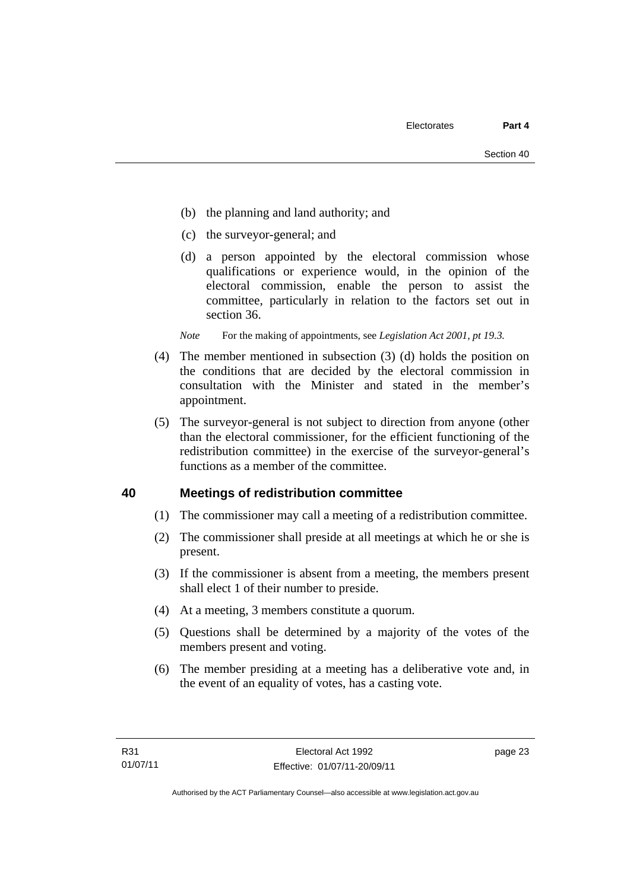(b) the planning and land authority; and

(c) the surveyor-general; and

(d) a person appointed by the electoral commission whose qualifications or experience would, in the opinion of the electoral commission, enable the person to assist the committee, particularly in relation to the factors set out in section 36.

*Note* For the making of appointments, see *Legislation Act 2001, pt 19.3.*

(4) The member mentioned in subsection (3) (d) holds the position on the conditions that are decided by the electoral commission in consultation with the Minister and stated in the member's appointment.

(5) The surveyor-general is not subject to direction from anyone (other than the electoral commissioner, for the efficient functioning of the redistribution committee) in the exercise of the surveyor-general's functions as a member of the committee.

## 40 Meetings of redistribution committee

(1) The commissioner may call a meeting of a redistribution committee.

(2) The commissioner shall preside at all meetings at which he or she is present.

(3) If the commissioner is absent from a meeting, the members present shall elect 1 of their number to preside.

(4) At a meeting, 3 members constitute a quorum.

(5) Questions shall be determined by a majority of the votes of the members present and voting.

(6) The member presiding at a meeting has a deliberative vote and, in the event of an equality of votes, has a casting vote.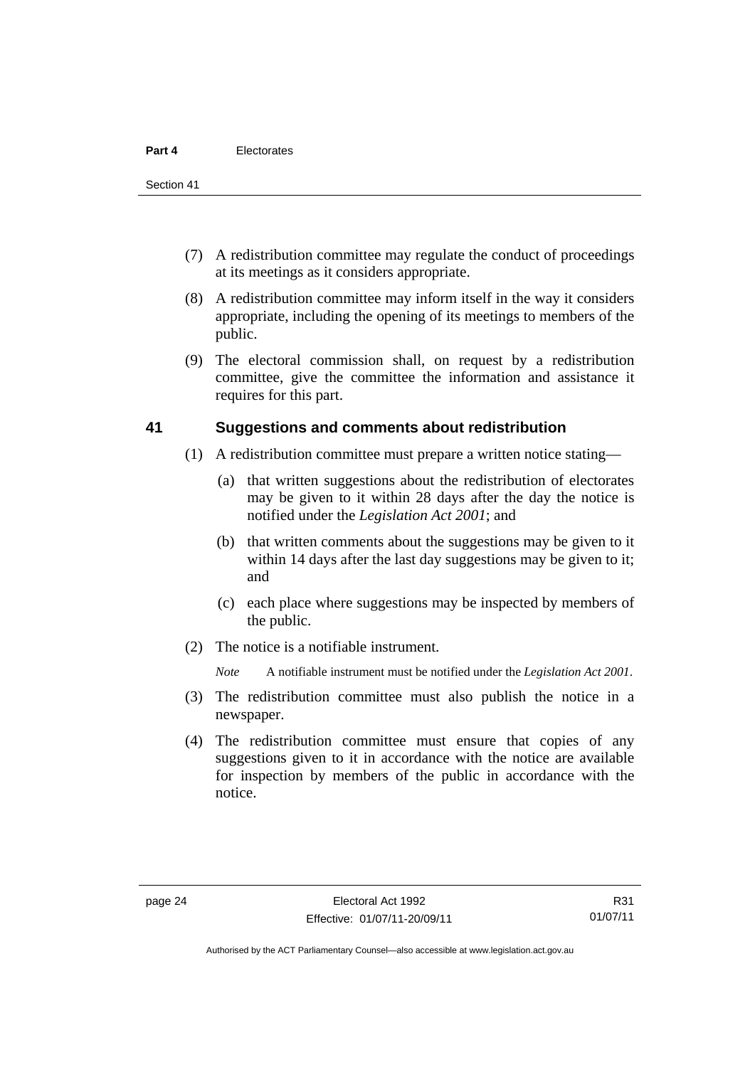(7) A redistribution committee may regulate the conduct of proceedings at its meetings as it considers appropriate.

(8) A redistribution committee may inform itself in the way it considers appropriate, including the opening of its meetings to members of the public.

(9) The electoral commission shall, on request by a redistribution committee, give the committee the information and assistance it requires for this part.

## 41 Suggestions and comments about redistribution

(1) A redistribution committee must prepare a written notice stating—

(a) that written suggestions about the redistribution of electorates may be given to it within 28 days after the day the notice is notified under the *Legislation Act 2001*; and

(b) that written comments about the suggestions may be given to it within 14 days after the last day suggestions may be given to it; and

(c) each place where suggestions may be inspected by members of the public.

(2) The notice is a notifiable instrument.

*Note* A notifiable instrument must be notified under the *Legislation Act 2001*.

(3) The redistribution committee must also publish the notice in a newspaper.

(4) The redistribution committee must ensure that copies of any suggestions given to it in accordance with the notice are available for inspection by members of the public in accordance with the notice.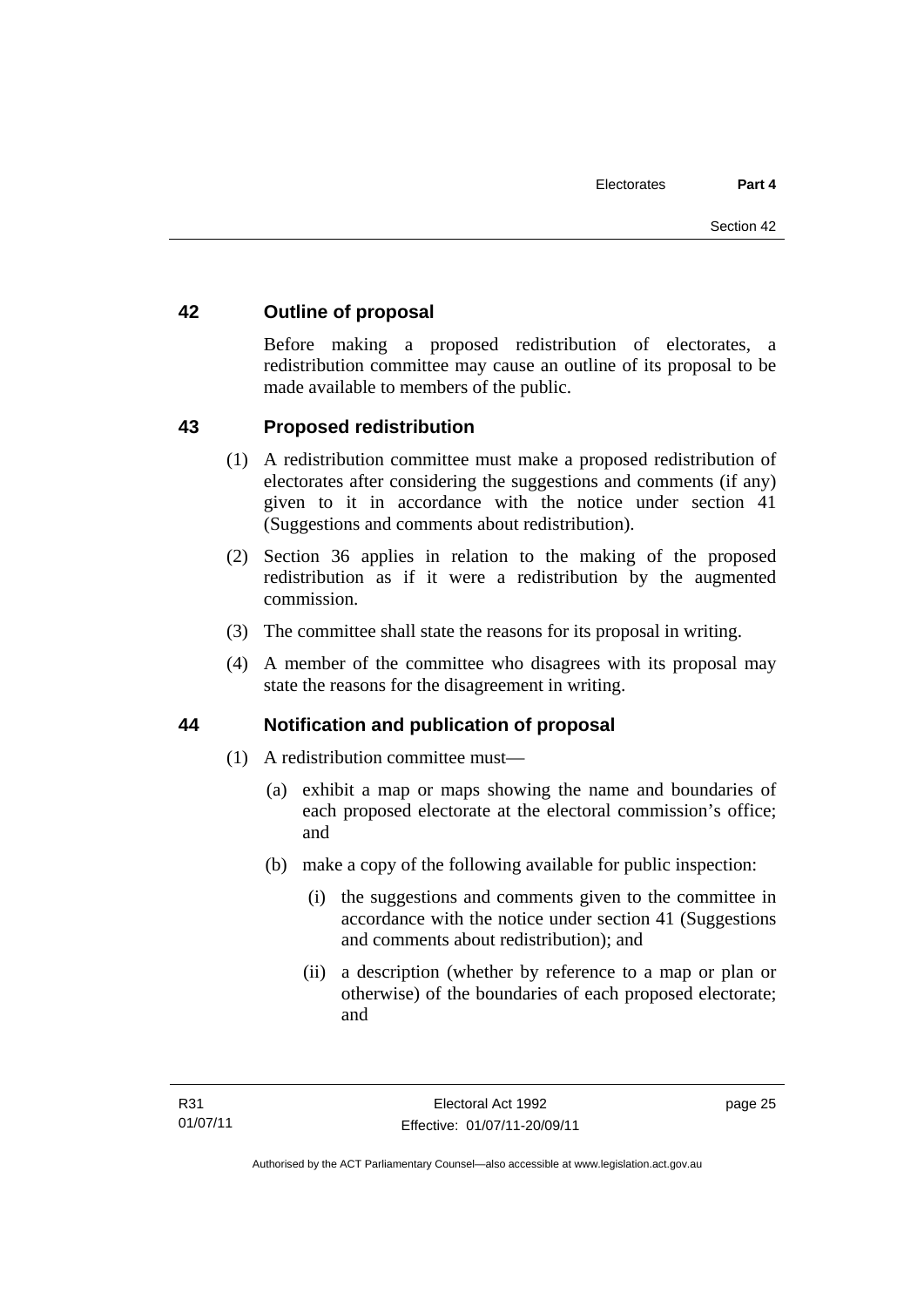## 42 Outline of proposal

Before making a proposed redistribution of electorates, a redistribution committee may cause an outline of its proposal to be made available to members of the public.

## 43 Proposed redistribution

(1) A redistribution committee must make a proposed redistribution of electorates after considering the suggestions and comments (if any) given to it in accordance with the notice under section 41 (Suggestions and comments about redistribution).

(2) Section 36 applies in relation to the making of the proposed redistribution as if it were a redistribution by the augmented commission.

(3) The committee shall state the reasons for its proposal in writing.

(4) A member of the committee who disagrees with its proposal may state the reasons for the disagreement in writing.

## 44 Notification and publication of proposal

(1) A redistribution committee must—

(a) exhibit a map or maps showing the name and boundaries of each proposed electorate at the electoral commission's office; and

(b) make a copy of the following available for public inspection:

(i) the suggestions and comments given to the committee in accordance with the notice under section 41 (Suggestions and comments about redistribution); and

(ii) a description (whether by reference to a map or plan or otherwise) of the boundaries of each proposed electorate; and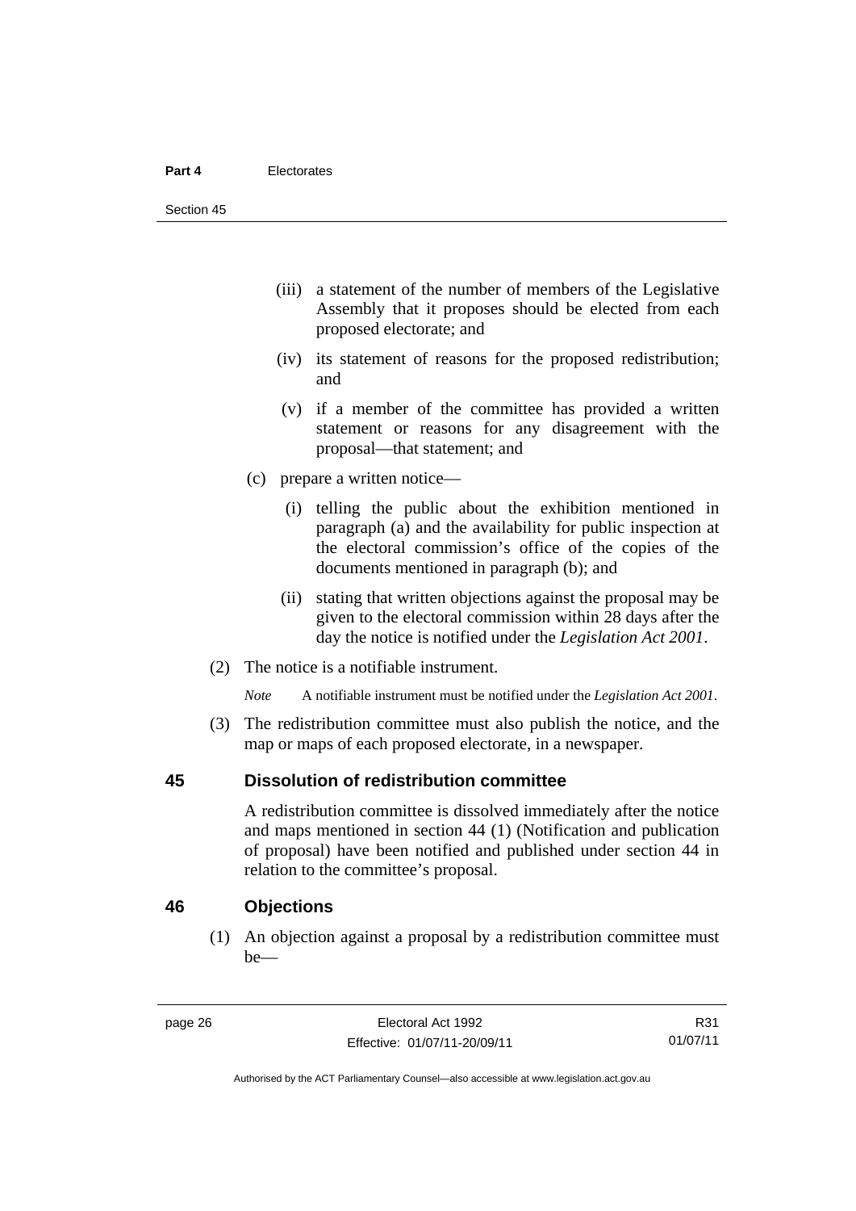(iii) a statement of the number of members of the Legislative Assembly that it proposes should be elected from each proposed electorate; and

(iv) its statement of reasons for the proposed redistribution; and

(v) if a member of the committee has provided a written statement or reasons for any disagreement with the proposal—that statement; and

(c) prepare a written notice—

(i) telling the public about the exhibition mentioned in paragraph (a) and the availability for public inspection at the electoral commission's office of the copies of the documents mentioned in paragraph (b); and

(ii) stating that written objections against the proposal may be given to the electoral commission within 28 days after the day the notice is notified under the *Legislation Act 2001*.

(2) The notice is a notifiable instrument.

*Note* A notifiable instrument must be notified under the *Legislation Act 2001*.

(3) The redistribution committee must also publish the notice, and the map or maps of each proposed electorate, in a newspaper.

## 45 Dissolution of redistribution committee

A redistribution committee is dissolved immediately after the notice and maps mentioned in section 44 (1) (Notification and publication of proposal) have been notified and published under section 44 in relation to the committee's proposal.

## 46 Objections

(1) An objection against a proposal by a redistribution committee must be—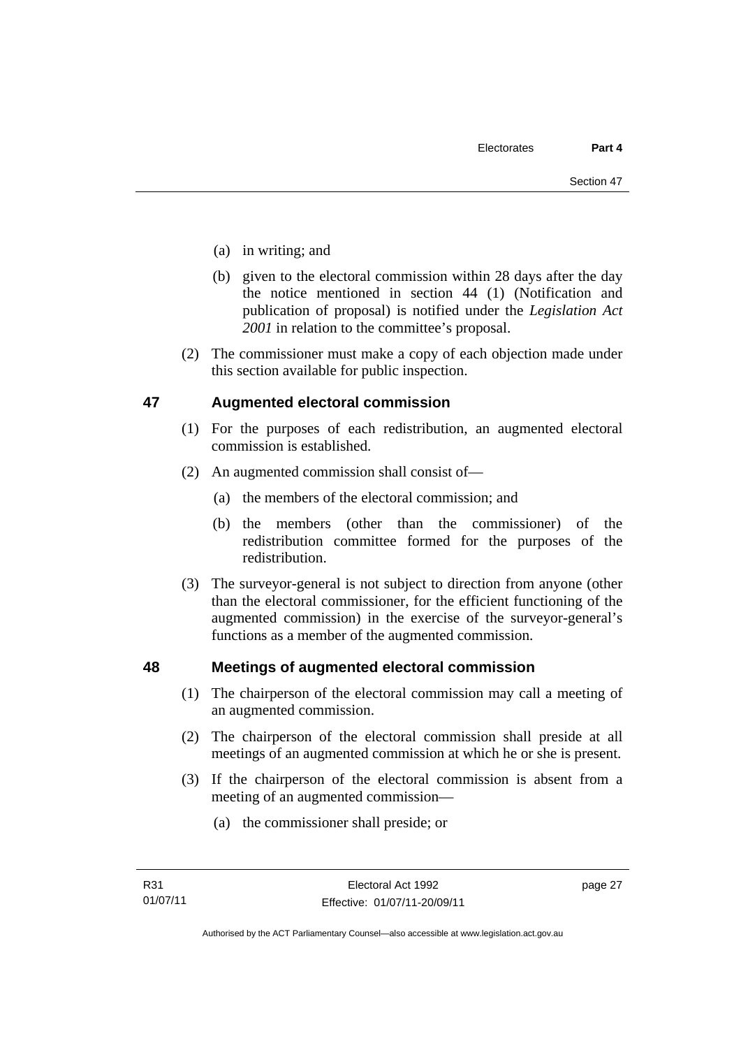(a) in writing; and

(b) given to the electoral commission within 28 days after the day the notice mentioned in section 44 (1) (Notification and publication of proposal) is notified under the *Legislation Act 2001* in relation to the committee's proposal.

(2) The commissioner must make a copy of each objection made under this section available for public inspection.

## 47 Augmented electoral commission

(1) For the purposes of each redistribution, an augmented electoral commission is established.

(2) An augmented commission shall consist of—

(a) the members of the electoral commission; and

(b) the members (other than the commissioner) of the redistribution committee formed for the purposes of the redistribution.

(3) The surveyor-general is not subject to direction from anyone (other than the electoral commissioner, for the efficient functioning of the augmented commission) in the exercise of the surveyor-general's functions as a member of the augmented commission.

## 48 Meetings of augmented electoral commission

(1) The chairperson of the electoral commission may call a meeting of an augmented commission.

(2) The chairperson of the electoral commission shall preside at all meetings of an augmented commission at which he or she is present.

(3) If the chairperson of the electoral commission is absent from a meeting of an augmented commission—

(a) the commissioner shall preside; or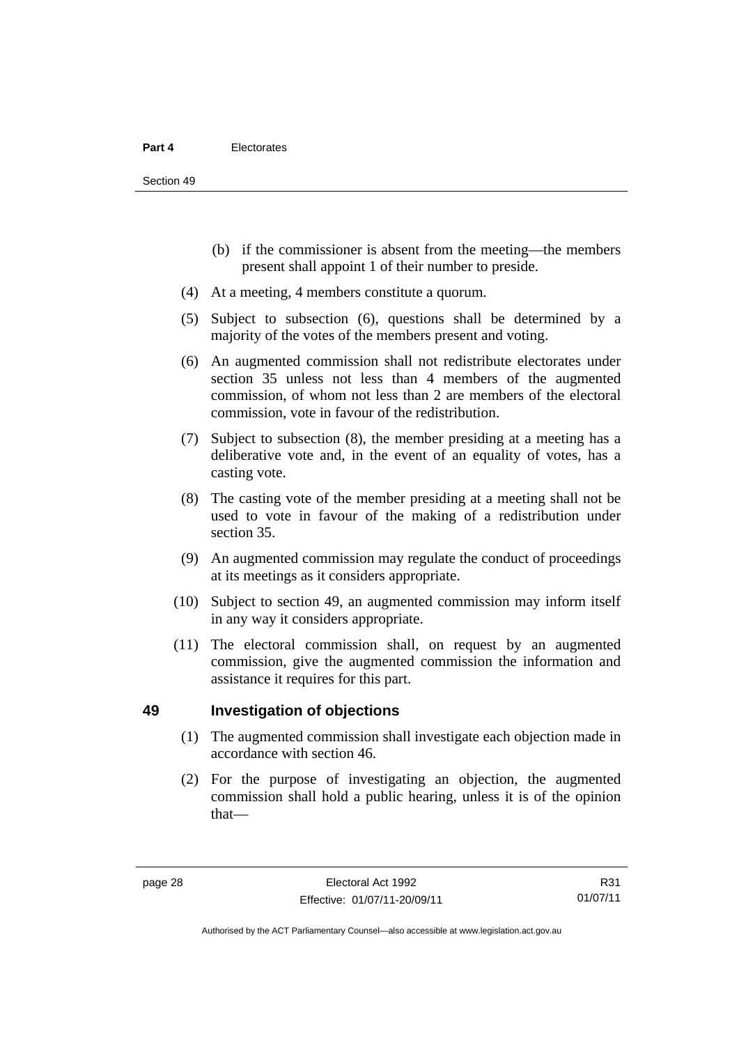(b) if the commissioner is absent from the meeting—the members present shall appoint 1 of their number to preside.

(4) At a meeting, 4 members constitute a quorum.

(5) Subject to subsection (6), questions shall be determined by a majority of the votes of the members present and voting.

(6) An augmented commission shall not redistribute electorates under section 35 unless not less than 4 members of the augmented commission, of whom not less than 2 are members of the electoral commission, vote in favour of the redistribution.

(7) Subject to subsection (8), the member presiding at a meeting has a deliberative vote and, in the event of an equality of votes, has a casting vote.

(8) The casting vote of the member presiding at a meeting shall not be used to vote in favour of the making of a redistribution under section 35.

(9) An augmented commission may regulate the conduct of proceedings at its meetings as it considers appropriate.

(10) Subject to section 49, an augmented commission may inform itself in any way it considers appropriate.

(11) The electoral commission shall, on request by an augmented commission, give the augmented commission the information and assistance it requires for this part.

## 49 Investigation of objections

(1) The augmented commission shall investigate each objection made in accordance with section 46.

(2) For the purpose of investigating an objection, the augmented commission shall hold a public hearing, unless it is of the opinion that—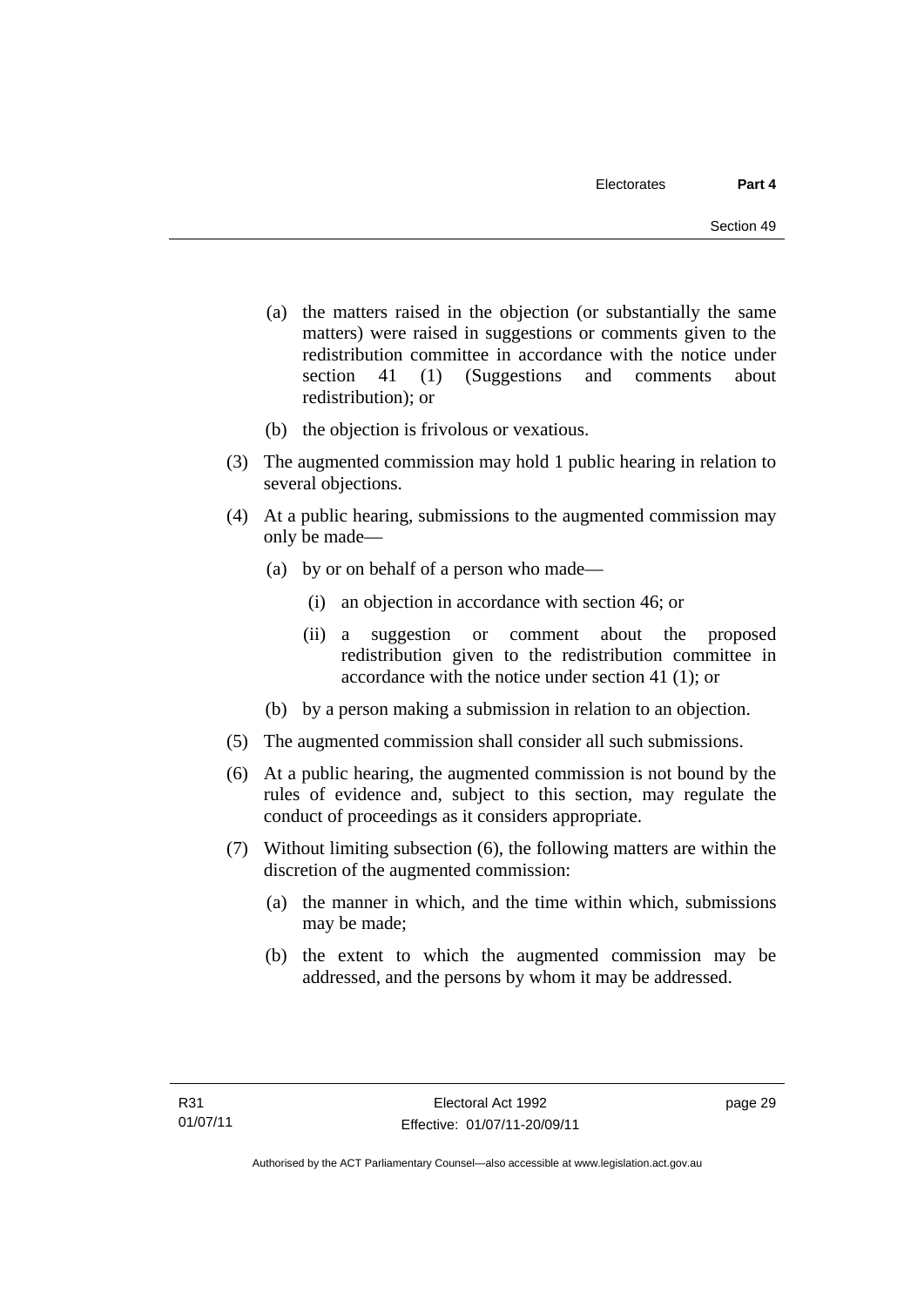(a) the matters raised in the objection (or substantially the same matters) were raised in suggestions or comments given to the redistribution committee in accordance with the notice under section 41 (1) (Suggestions and comments about redistribution); or

(b) the objection is frivolous or vexatious.

(3) The augmented commission may hold 1 public hearing in relation to several objections.

(4) At a public hearing, submissions to the augmented commission may only be made—

(a) by or on behalf of a person who made—

(i) an objection in accordance with section 46; or

(ii) a suggestion or comment about the proposed redistribution given to the redistribution committee in accordance with the notice under section 41 (1); or

(b) by a person making a submission in relation to an objection.

(5) The augmented commission shall consider all such submissions.

(6) At a public hearing, the augmented commission is not bound by the rules of evidence and, subject to this section, may regulate the conduct of proceedings as it considers appropriate.

(7) Without limiting subsection (6), the following matters are within the discretion of the augmented commission:

(a) the manner in which, and the time within which, submissions may be made;

(b) the extent to which the augmented commission may be addressed, and the persons by whom it may be addressed.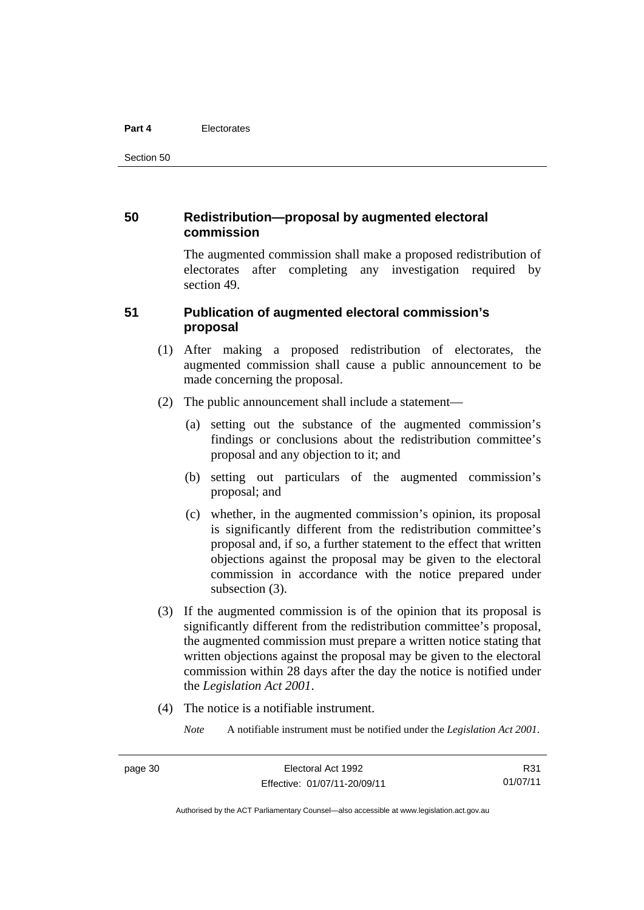## 50 Redistribution—proposal by augmented electoral commission

The augmented commission shall make a proposed redistribution of electorates after completing any investigation required by section 49.

## 51 Publication of augmented electoral commission's proposal

(1) After making a proposed redistribution of electorates, the augmented commission shall cause a public announcement to be made concerning the proposal.

(2) The public announcement shall include a statement—

(a) setting out the substance of the augmented commission's findings or conclusions about the redistribution committee's proposal and any objection to it; and

(b) setting out particulars of the augmented commission's proposal; and

(c) whether, in the augmented commission's opinion, its proposal is significantly different from the redistribution committee's proposal and, if so, a further statement to the effect that written objections against the proposal may be given to the electoral commission in accordance with the notice prepared under subsection (3).

(3) If the augmented commission is of the opinion that its proposal is significantly different from the redistribution committee's proposal, the augmented commission must prepare a written notice stating that written objections against the proposal may be given to the electoral commission within 28 days after the day the notice is notified under the *Legislation Act 2001*.

(4) The notice is a notifiable instrument.

*Note* A notifiable instrument must be notified under the *Legislation Act 2001*.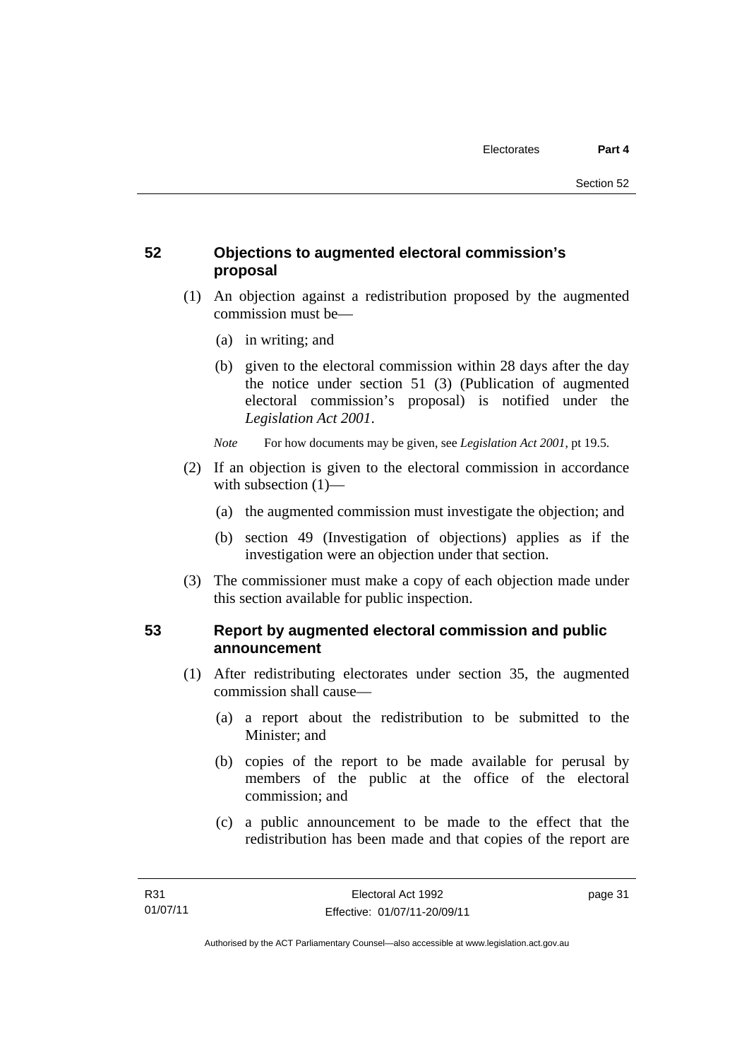## 52 Objections to augmented electoral commission's proposal

(1) An objection against a redistribution proposed by the augmented commission must be—

(a) in writing; and

(b) given to the electoral commission within 28 days after the day the notice under section 51 (3) (Publication of augmented electoral commission's proposal) is notified under the *Legislation Act 2001*.

*Note* For how documents may be given, see *Legislation Act 2001*, pt 19.5.

(2) If an objection is given to the electoral commission in accordance with subsection (1)—

(a) the augmented commission must investigate the objection; and

(b) section 49 (Investigation of objections) applies as if the investigation were an objection under that section.

(3) The commissioner must make a copy of each objection made under this section available for public inspection.

## 53 Report by augmented electoral commission and public announcement

(1) After redistributing electorates under section 35, the augmented commission shall cause—

(a) a report about the redistribution to be submitted to the Minister; and

(b) copies of the report to be made available for perusal by members of the public at the office of the electoral commission; and

(c) a public announcement to be made to the effect that the redistribution has been made and that copies of the report are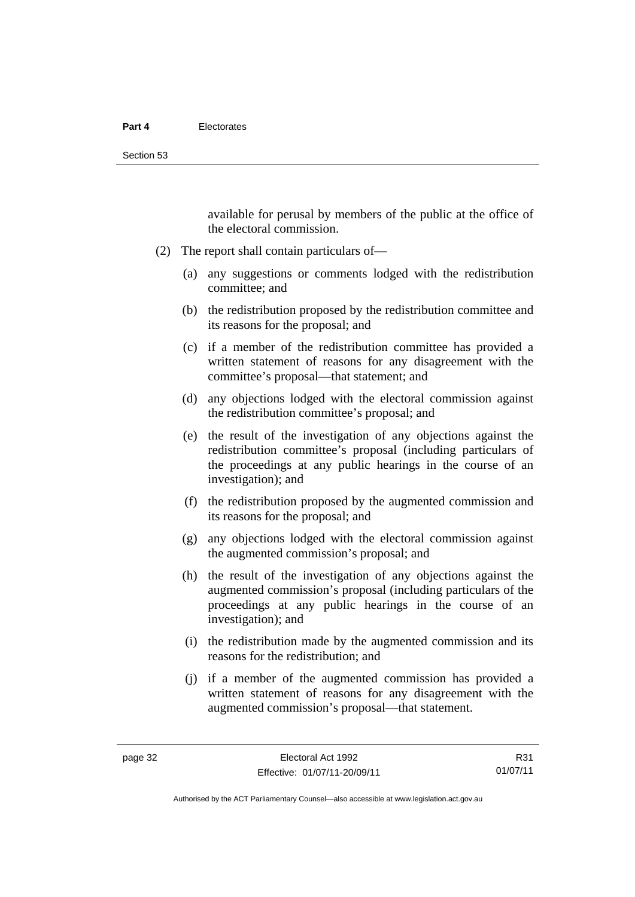available for perusal by members of the public at the office of the electoral commission.

(2) The report shall contain particulars of—

(a) any suggestions or comments lodged with the redistribution committee; and

(b) the redistribution proposed by the redistribution committee and its reasons for the proposal; and

(c) if a member of the redistribution committee has provided a written statement of reasons for any disagreement with the committee's proposal—that statement; and

(d) any objections lodged with the electoral commission against the redistribution committee's proposal; and

(e) the result of the investigation of any objections against the redistribution committee's proposal (including particulars of the proceedings at any public hearings in the course of an investigation); and

(f) the redistribution proposed by the augmented commission and its reasons for the proposal; and

(g) any objections lodged with the electoral commission against the augmented commission's proposal; and

(h) the result of the investigation of any objections against the augmented commission's proposal (including particulars of the proceedings at any public hearings in the course of an investigation); and

(i) the redistribution made by the augmented commission and its reasons for the redistribution; and

(j) if a member of the augmented commission has provided a written statement of reasons for any disagreement with the augmented commission's proposal—that statement.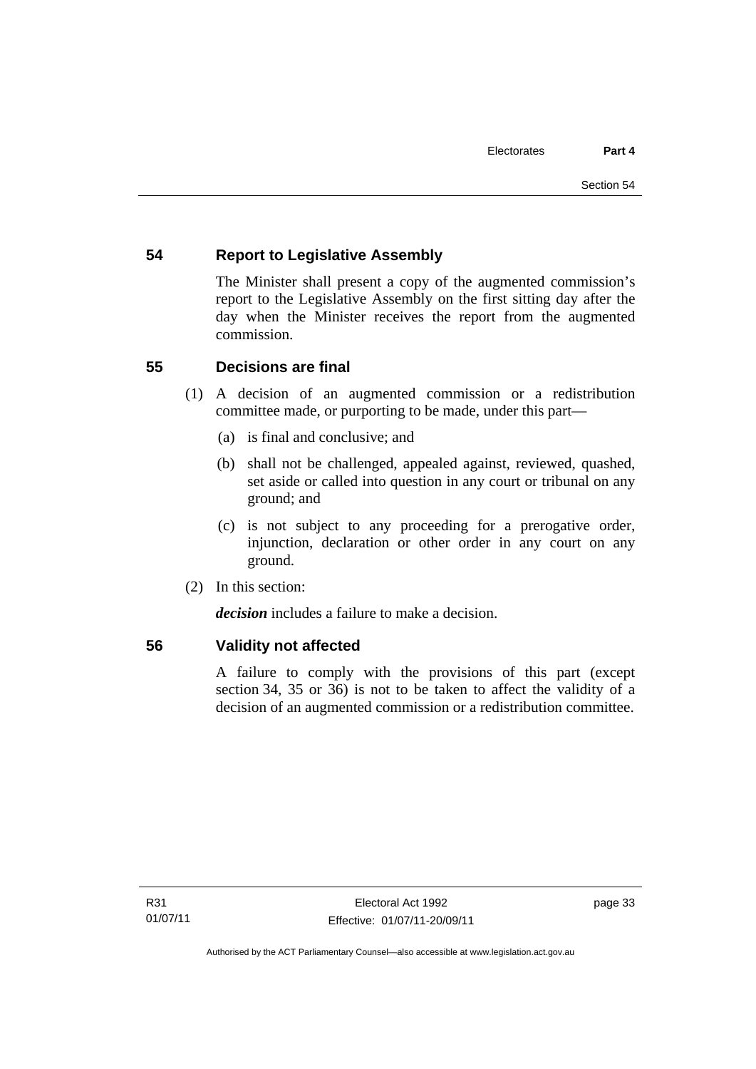## 54 Report to Legislative Assembly

The Minister shall present a copy of the augmented commission's report to the Legislative Assembly on the first sitting day after the day when the Minister receives the report from the augmented commission.

## 55 Decisions are final

(1) A decision of an augmented commission or a redistribution committee made, or purporting to be made, under this part—

(a) is final and conclusive; and

(b) shall not be challenged, appealed against, reviewed, quashed, set aside or called into question in any court or tribunal on any ground; and

(c) is not subject to any proceeding for a prerogative order, injunction, declaration or other order in any court on any ground.

(2) In this section:

***decision*** includes a failure to make a decision.

## 56 Validity not affected

A failure to comply with the provisions of this part (except section 34, 35 or 36) is not to be taken to affect the validity of a decision of an augmented commission or a redistribution committee.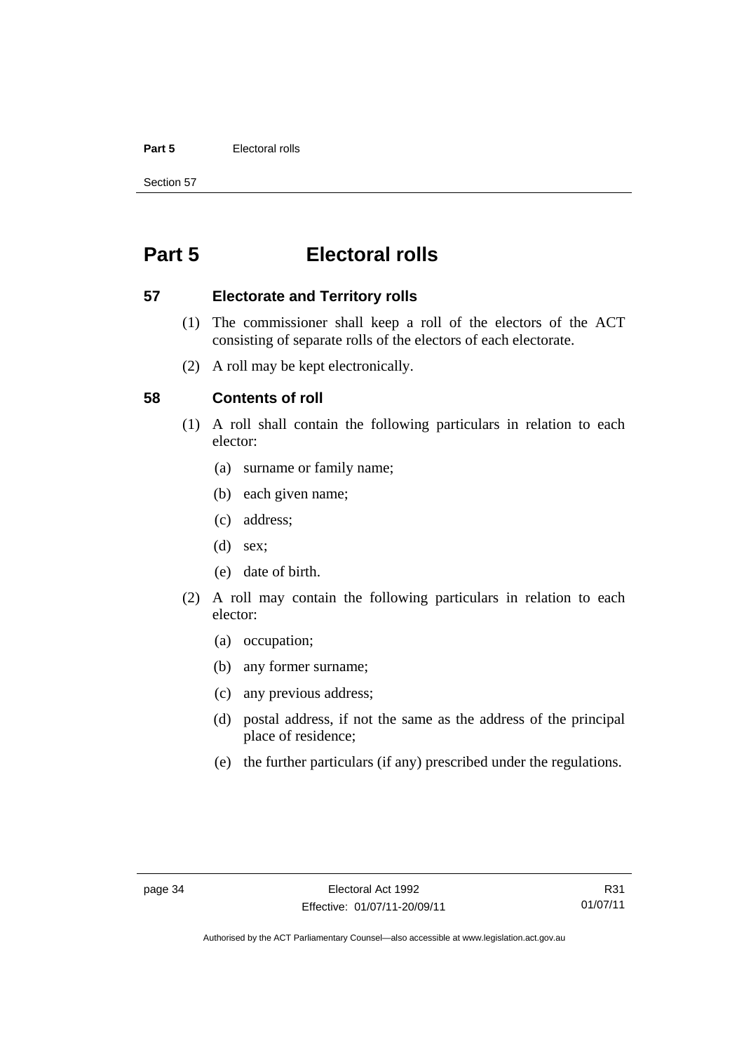# Part 5 Electoral rolls

## 57 Electorate and Territory rolls

(1) The commissioner shall keep a roll of the electors of the ACT consisting of separate rolls of the electors of each electorate.

(2) A roll may be kept electronically.

## 58 Contents of roll

(1) A roll shall contain the following particulars in relation to each elector:

(a) surname or family name;

(b) each given name;

(c) address;

(d) sex;

(e) date of birth.

(2) A roll may contain the following particulars in relation to each elector:

(a) occupation;

(b) any former surname;

(c) any previous address;

(d) postal address, if not the same as the address of the principal place of residence;

(e) the further particulars (if any) prescribed under the regulations.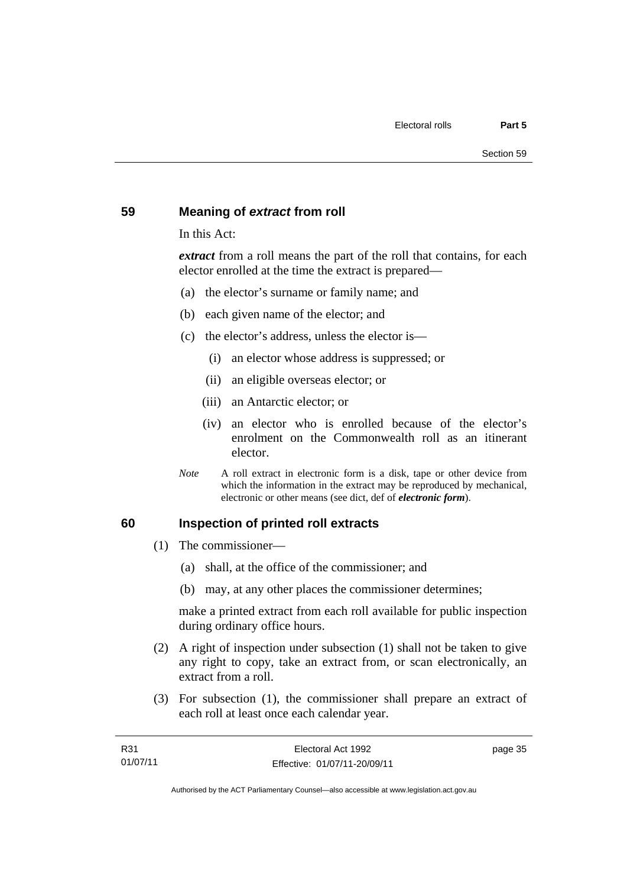## 59 Meaning of *extract* from roll

In this Act:

***extract*** from a roll means the part of the roll that contains, for each elector enrolled at the time the extract is prepared—

(a) the elector's surname or family name; and

(b) each given name of the elector; and

(c) the elector's address, unless the elector is—

(i) an elector whose address is suppressed; or

(ii) an eligible overseas elector; or

(iii) an Antarctic elector; or

(iv) an elector who is enrolled because of the elector's enrolment on the Commonwealth roll as an itinerant elector.

*Note* A roll extract in electronic form is a disk, tape or other device from which the information in the extract may be reproduced by mechanical, electronic or other means (see dict, def of ***electronic form***).

## 60 Inspection of printed roll extracts

(1) The commissioner—

(a) shall, at the office of the commissioner; and

(b) may, at any other places the commissioner determines;

make a printed extract from each roll available for public inspection during ordinary office hours.

(2) A right of inspection under subsection (1) shall not be taken to give any right to copy, take an extract from, or scan electronically, an extract from a roll.

(3) For subsection (1), the commissioner shall prepare an extract of each roll at least once each calendar year.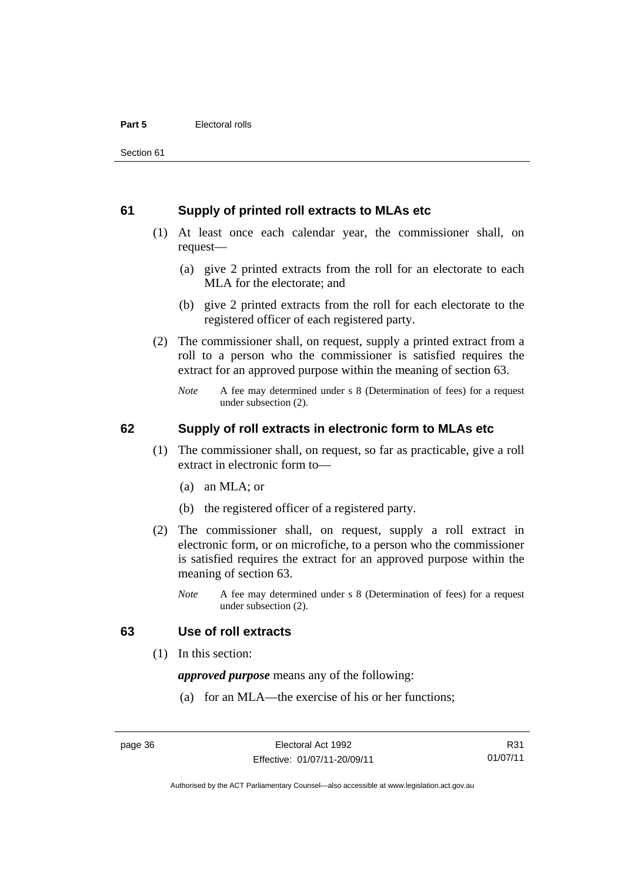## 61 Supply of printed roll extracts to MLAs etc

(1) At least once each calendar year, the commissioner shall, on request—

(a) give 2 printed extracts from the roll for an electorate to each MLA for the electorate; and

(b) give 2 printed extracts from the roll for each electorate to the registered officer of each registered party.

(2) The commissioner shall, on request, supply a printed extract from a roll to a person who the commissioner is satisfied requires the extract for an approved purpose within the meaning of section 63.

*Note* A fee may determined under s 8 (Determination of fees) for a request under subsection (2).

## 62 Supply of roll extracts in electronic form to MLAs etc

(1) The commissioner shall, on request, so far as practicable, give a roll extract in electronic form to—

(a) an MLA; or

(b) the registered officer of a registered party.

(2) The commissioner shall, on request, supply a roll extract in electronic form, or on microfiche, to a person who the commissioner is satisfied requires the extract for an approved purpose within the meaning of section 63.

*Note* A fee may determined under s 8 (Determination of fees) for a request under subsection (2).

## 63 Use of roll extracts

(1) In this section:

***approved purpose*** means any of the following:

(a) for an MLA—the exercise of his or her functions;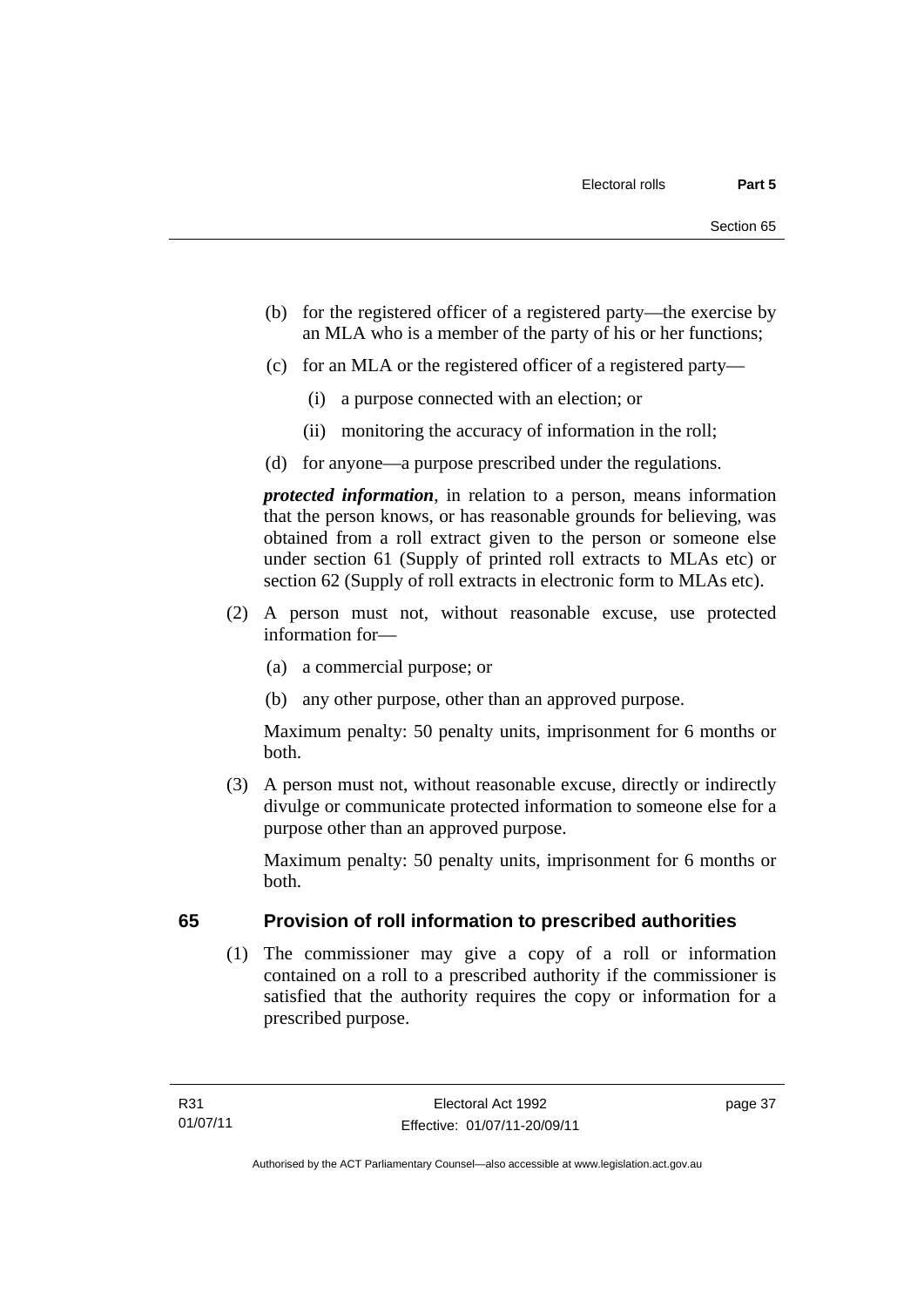(b) for the registered officer of a registered party—the exercise by an MLA who is a member of the party of his or her functions;

(c) for an MLA or the registered officer of a registered party—

(i) a purpose connected with an election; or

(ii) monitoring the accuracy of information in the roll;

(d) for anyone—a purpose prescribed under the regulations.

***protected information***, in relation to a person, means information that the person knows, or has reasonable grounds for believing, was obtained from a roll extract given to the person or someone else under section 61 (Supply of printed roll extracts to MLAs etc) or section 62 (Supply of roll extracts in electronic form to MLAs etc).

(2) A person must not, without reasonable excuse, use protected information for—

(a) a commercial purpose; or

(b) any other purpose, other than an approved purpose.

Maximum penalty: 50 penalty units, imprisonment for 6 months or both.

(3) A person must not, without reasonable excuse, directly or indirectly divulge or communicate protected information to someone else for a purpose other than an approved purpose.

Maximum penalty: 50 penalty units, imprisonment for 6 months or both.

## 65 Provision of roll information to prescribed authorities

(1) The commissioner may give a copy of a roll or information contained on a roll to a prescribed authority if the commissioner is satisfied that the authority requires the copy or information for a prescribed purpose.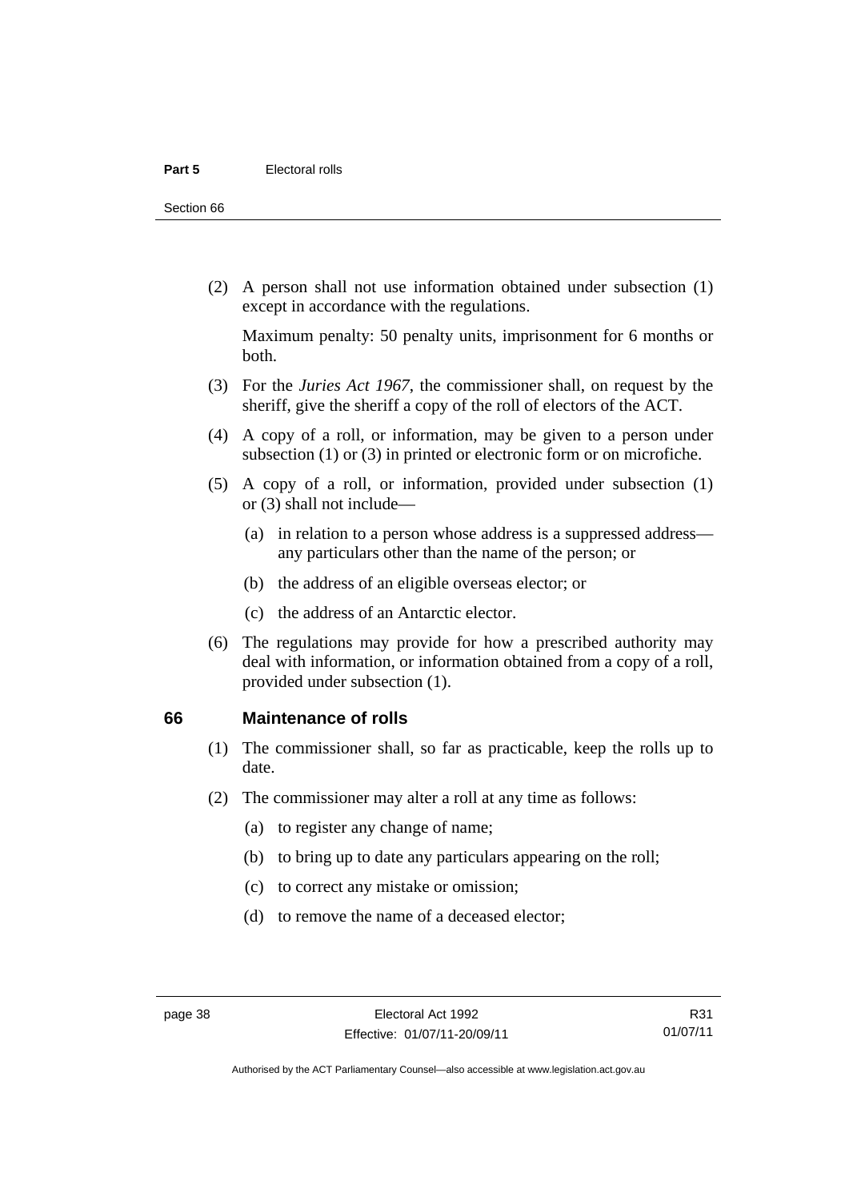(2) A person shall not use information obtained under subsection (1) except in accordance with the regulations.

Maximum penalty: 50 penalty units, imprisonment for 6 months or both.

(3) For the *Juries Act 1967*, the commissioner shall, on request by the sheriff, give the sheriff a copy of the roll of electors of the ACT.

(4) A copy of a roll, or information, may be given to a person under subsection (1) or (3) in printed or electronic form or on microfiche.

(5) A copy of a roll, or information, provided under subsection (1) or (3) shall not include—

(a) in relation to a person whose address is a suppressed address—any particulars other than the name of the person; or

(b) the address of an eligible overseas elector; or

(c) the address of an Antarctic elector.

(6) The regulations may provide for how a prescribed authority may deal with information, or information obtained from a copy of a roll, provided under subsection (1).

## 66 Maintenance of rolls

(1) The commissioner shall, so far as practicable, keep the rolls up to date.

(2) The commissioner may alter a roll at any time as follows:

(a) to register any change of name;

(b) to bring up to date any particulars appearing on the roll;

(c) to correct any mistake or omission;

(d) to remove the name of a deceased elector;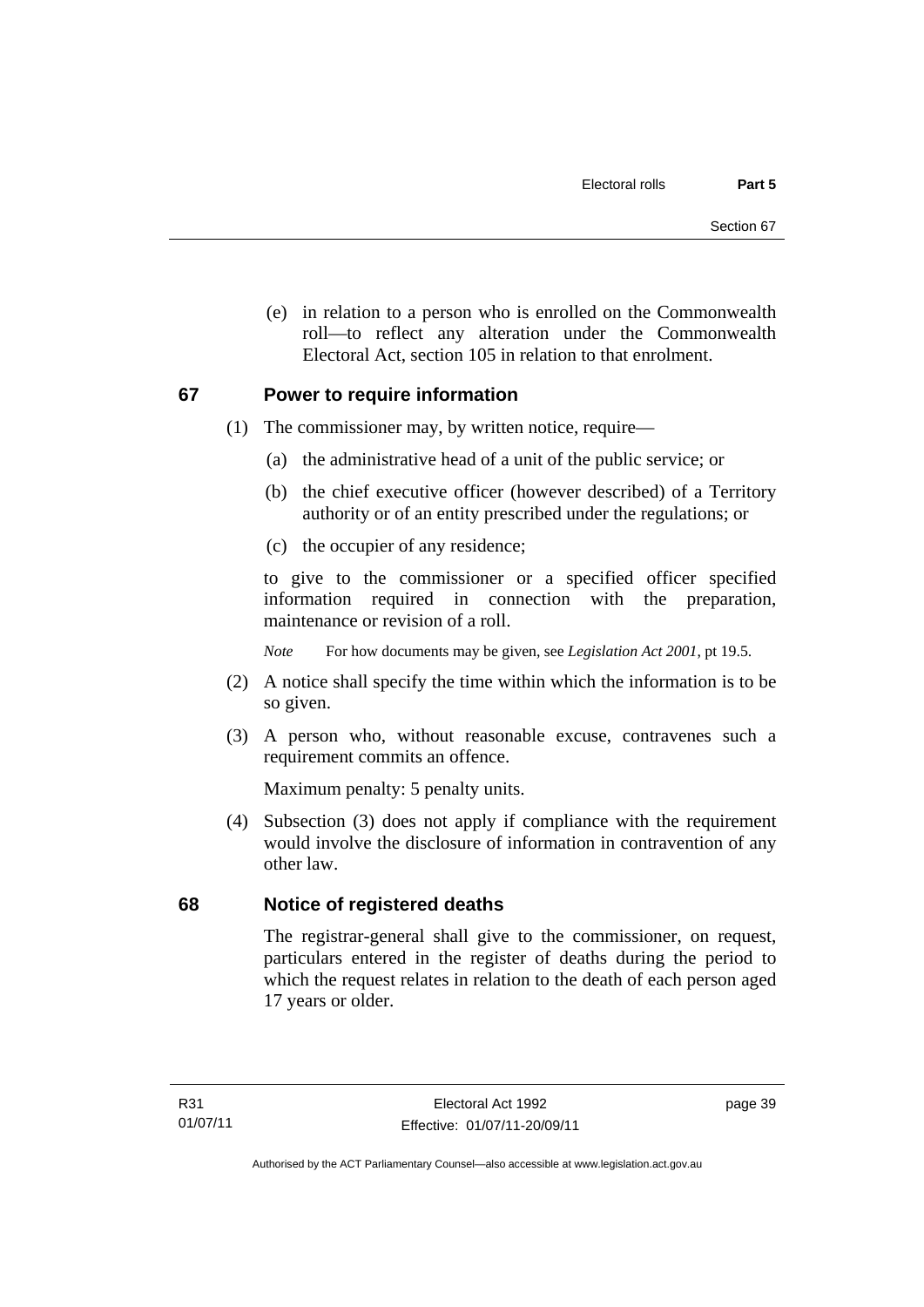(e) in relation to a person who is enrolled on the Commonwealth roll—to reflect any alteration under the Commonwealth Electoral Act, section 105 in relation to that enrolment.

## 67 Power to require information

(1) The commissioner may, by written notice, require—

(a) the administrative head of a unit of the public service; or

(b) the chief executive officer (however described) of a Territory authority or of an entity prescribed under the regulations; or

(c) the occupier of any residence;

to give to the commissioner or a specified officer specified information required in connection with the preparation, maintenance or revision of a roll.

*Note* For how documents may be given, see *Legislation Act 2001*, pt 19.5.

(2) A notice shall specify the time within which the information is to be so given.

(3) A person who, without reasonable excuse, contravenes such a requirement commits an offence.

Maximum penalty: 5 penalty units.

(4) Subsection (3) does not apply if compliance with the requirement would involve the disclosure of information in contravention of any other law.

## 68 Notice of registered deaths

The registrar-general shall give to the commissioner, on request, particulars entered in the register of deaths during the period to which the request relates in relation to the death of each person aged 17 years or older.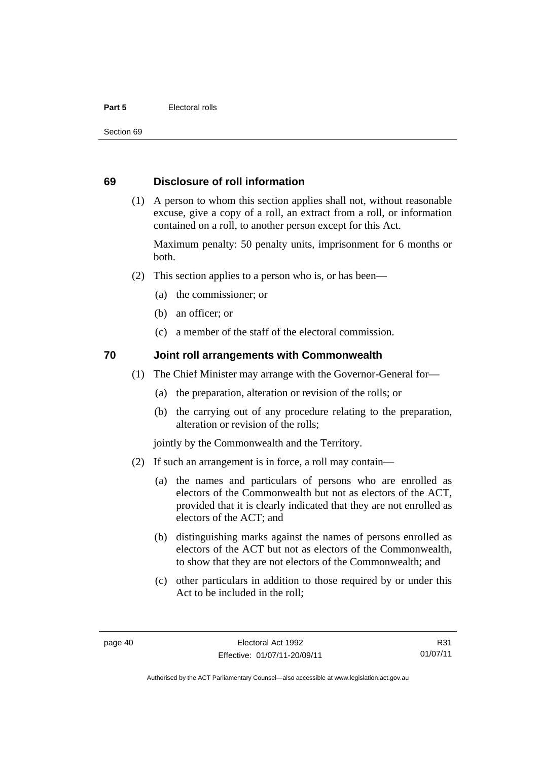## 69 Disclosure of roll information

(1) A person to whom this section applies shall not, without reasonable excuse, give a copy of a roll, an extract from a roll, or information contained on a roll, to another person except for this Act.

Maximum penalty: 50 penalty units, imprisonment for 6 months or both.

(2) This section applies to a person who is, or has been—

(a) the commissioner; or

(b) an officer; or

(c) a member of the staff of the electoral commission.

## 70 Joint roll arrangements with Commonwealth

(1) The Chief Minister may arrange with the Governor-General for—

(a) the preparation, alteration or revision of the rolls; or

(b) the carrying out of any procedure relating to the preparation, alteration or revision of the rolls;

jointly by the Commonwealth and the Territory.

(2) If such an arrangement is in force, a roll may contain—

(a) the names and particulars of persons who are enrolled as electors of the Commonwealth but not as electors of the ACT, provided that it is clearly indicated that they are not enrolled as electors of the ACT; and

(b) distinguishing marks against the names of persons enrolled as electors of the ACT but not as electors of the Commonwealth, to show that they are not electors of the Commonwealth; and

(c) other particulars in addition to those required by or under this Act to be included in the roll;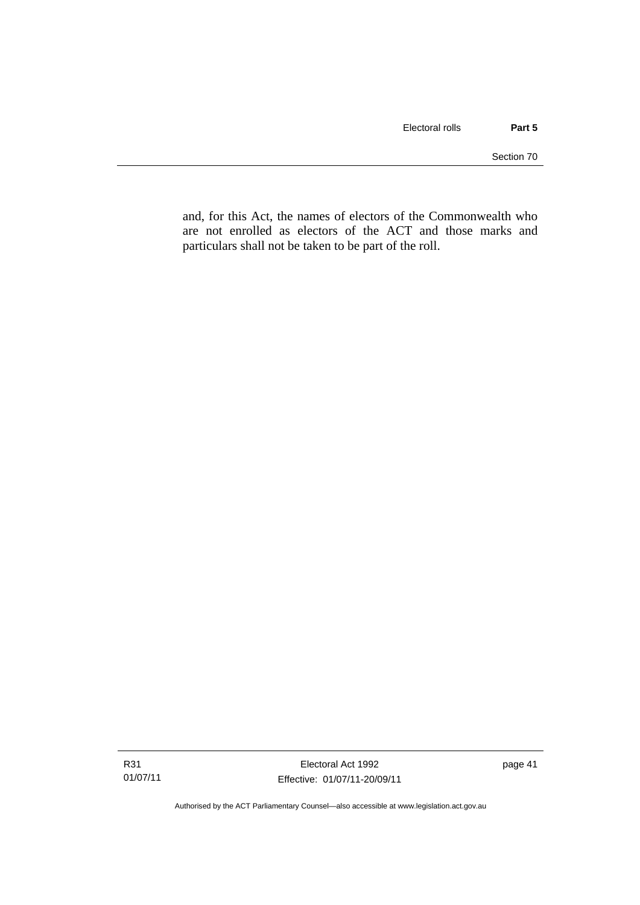and, for this Act, the names of electors of the Commonwealth who are not enrolled as electors of the ACT and those marks and particulars shall not be taken to be part of the roll.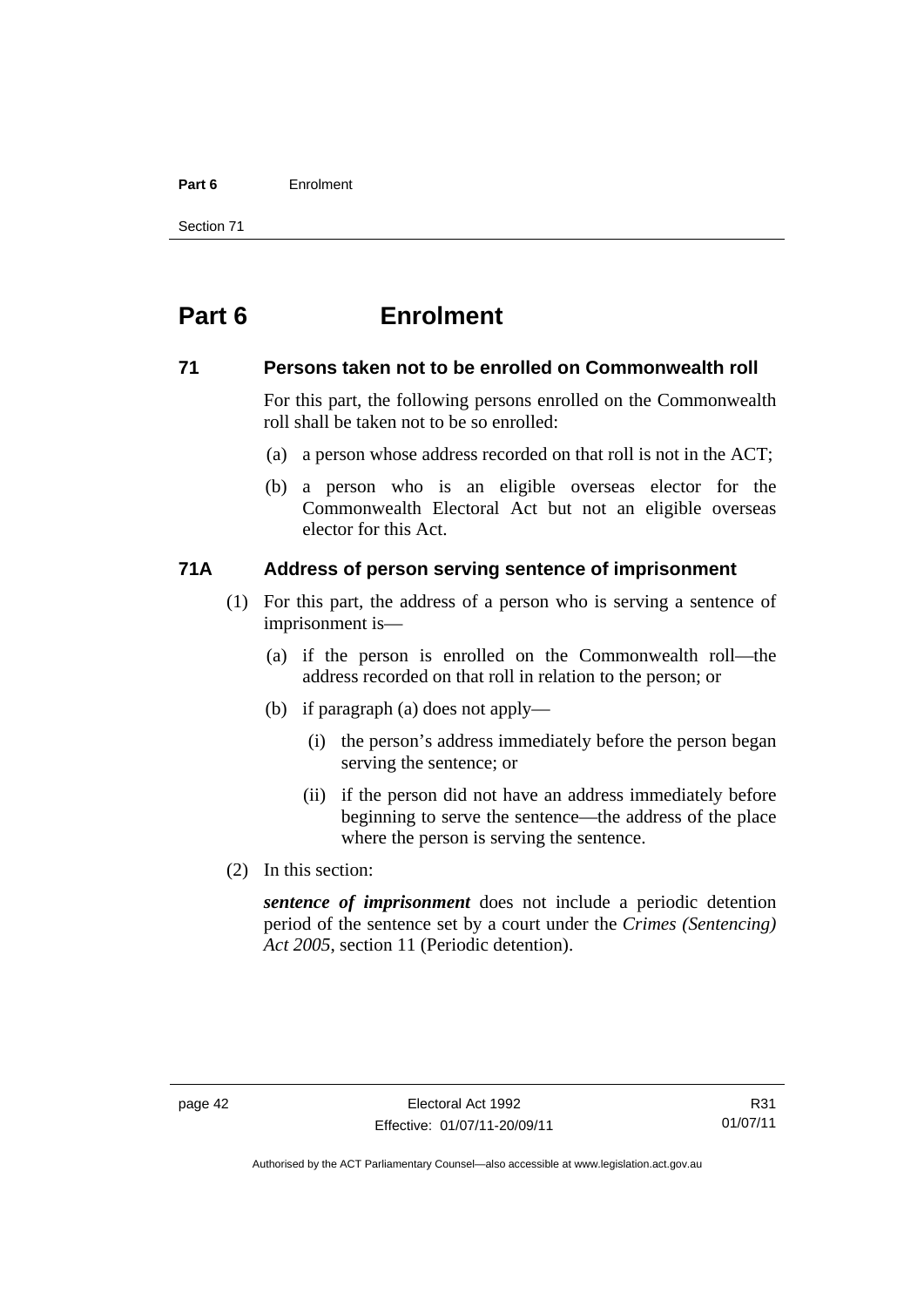# Part 6 Enrolment

## 71 Persons taken not to be enrolled on Commonwealth roll

For this part, the following persons enrolled on the Commonwealth roll shall be taken not to be so enrolled:

(a) a person whose address recorded on that roll is not in the ACT;

(b) a person who is an eligible overseas elector for the Commonwealth Electoral Act but not an eligible overseas elector for this Act.

## 71A Address of person serving sentence of imprisonment

(1) For this part, the address of a person who is serving a sentence of imprisonment is—

(a) if the person is enrolled on the Commonwealth roll—the address recorded on that roll in relation to the person; or

(b) if paragraph (a) does not apply—

(i) the person's address immediately before the person began serving the sentence; or

(ii) if the person did not have an address immediately before beginning to serve the sentence—the address of the place where the person is serving the sentence.

(2) In this section:

***sentence of imprisonment*** does not include a periodic detention period of the sentence set by a court under the *Crimes (Sentencing) Act 2005*, section 11 (Periodic detention).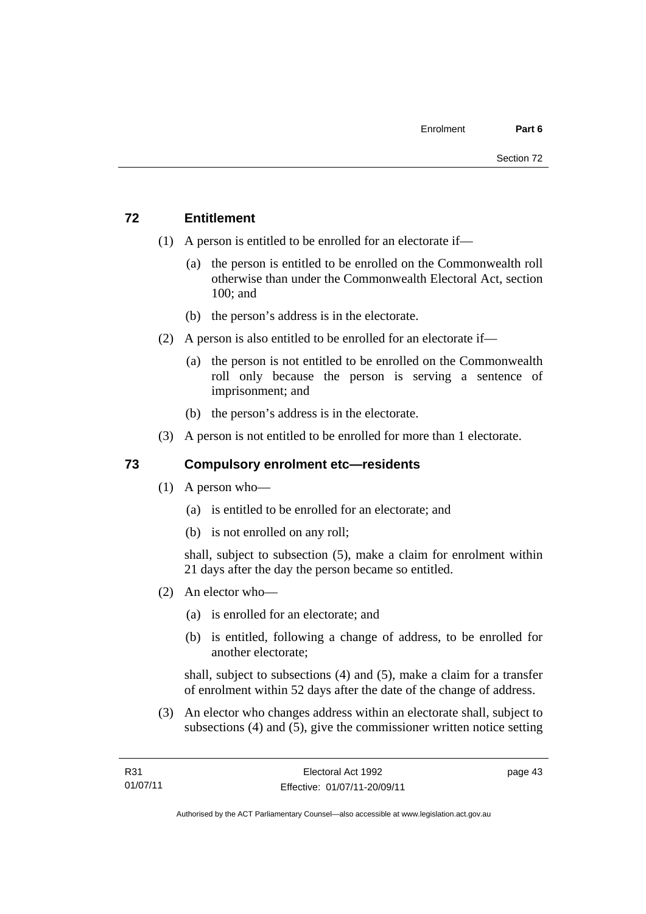## 72 Entitlement

(1) A person is entitled to be enrolled for an electorate if—

(a) the person is entitled to be enrolled on the Commonwealth roll otherwise than under the Commonwealth Electoral Act, section 100; and

(b) the person's address is in the electorate.

(2) A person is also entitled to be enrolled for an electorate if—

(a) the person is not entitled to be enrolled on the Commonwealth roll only because the person is serving a sentence of imprisonment; and

(b) the person's address is in the electorate.

(3) A person is not entitled to be enrolled for more than 1 electorate.

## 73 Compulsory enrolment etc—residents

(1) A person who—

(a) is entitled to be enrolled for an electorate; and

(b) is not enrolled on any roll;

shall, subject to subsection (5), make a claim for enrolment within 21 days after the day the person became so entitled.

(2) An elector who—

(a) is enrolled for an electorate; and

(b) is entitled, following a change of address, to be enrolled for another electorate;

shall, subject to subsections (4) and (5), make a claim for a transfer of enrolment within 52 days after the date of the change of address.

(3) An elector who changes address within an electorate shall, subject to subsections (4) and (5), give the commissioner written notice setting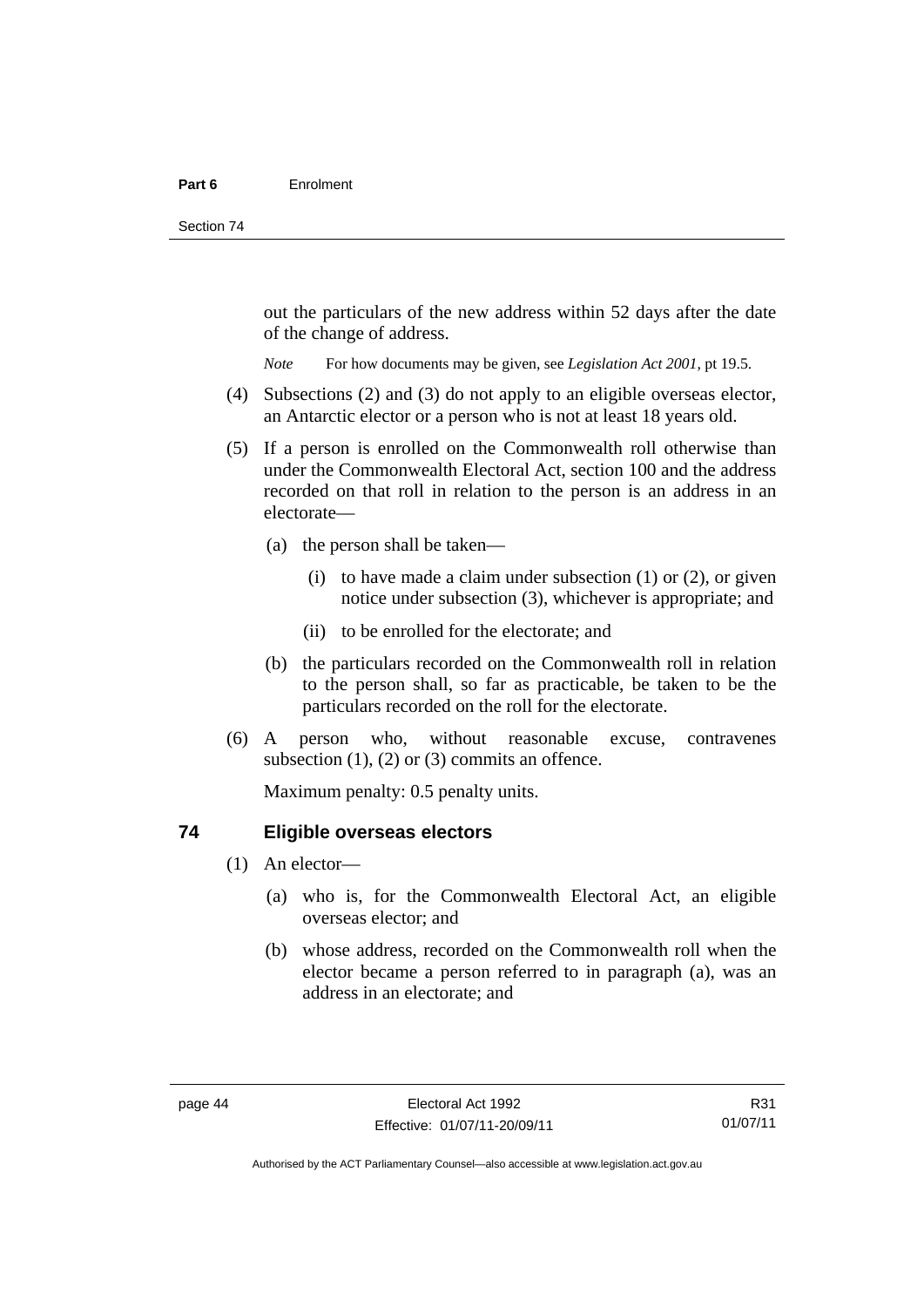out the particulars of the new address within 52 days after the date of the change of address.

*Note* For how documents may be given, see *Legislation Act 2001*, pt 19.5.

(4) Subsections (2) and (3) do not apply to an eligible overseas elector, an Antarctic elector or a person who is not at least 18 years old.

(5) If a person is enrolled on the Commonwealth roll otherwise than under the Commonwealth Electoral Act, section 100 and the address recorded on that roll in relation to the person is an address in an electorate—

(a) the person shall be taken—

(i) to have made a claim under subsection (1) or (2), or given notice under subsection (3), whichever is appropriate; and

(ii) to be enrolled for the electorate; and

(b) the particulars recorded on the Commonwealth roll in relation to the person shall, so far as practicable, be taken to be the particulars recorded on the roll for the electorate.

(6) A person who, without reasonable excuse, contravenes subsection (1), (2) or (3) commits an offence.

Maximum penalty: 0.5 penalty units.

## 74 Eligible overseas electors

(1) An elector—

(a) who is, for the Commonwealth Electoral Act, an eligible overseas elector; and

(b) whose address, recorded on the Commonwealth roll when the elector became a person referred to in paragraph (a), was an address in an electorate; and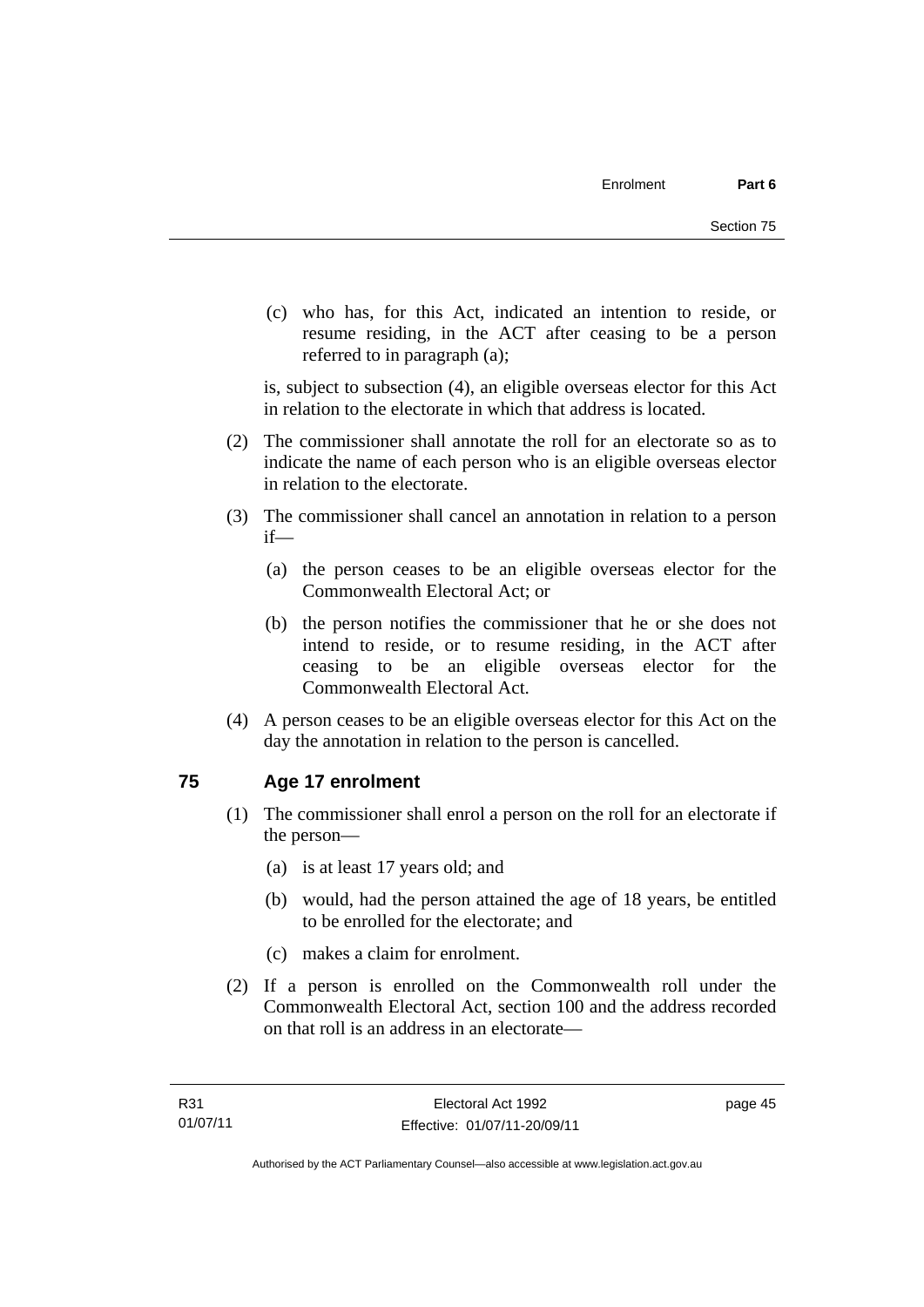(c) who has, for this Act, indicated an intention to reside, or resume residing, in the ACT after ceasing to be a person referred to in paragraph (a);

is, subject to subsection (4), an eligible overseas elector for this Act in relation to the electorate in which that address is located.

(2) The commissioner shall annotate the roll for an electorate so as to indicate the name of each person who is an eligible overseas elector in relation to the electorate.

(3) The commissioner shall cancel an annotation in relation to a person if—

(a) the person ceases to be an eligible overseas elector for the Commonwealth Electoral Act; or

(b) the person notifies the commissioner that he or she does not intend to reside, or to resume residing, in the ACT after ceasing to be an eligible overseas elector for the Commonwealth Electoral Act.

(4) A person ceases to be an eligible overseas elector for this Act on the day the annotation in relation to the person is cancelled.

## 75 Age 17 enrolment

(1) The commissioner shall enrol a person on the roll for an electorate if the person—

(a) is at least 17 years old; and

(b) would, had the person attained the age of 18 years, be entitled to be enrolled for the electorate; and

(c) makes a claim for enrolment.

(2) If a person is enrolled on the Commonwealth roll under the Commonwealth Electoral Act, section 100 and the address recorded on that roll is an address in an electorate—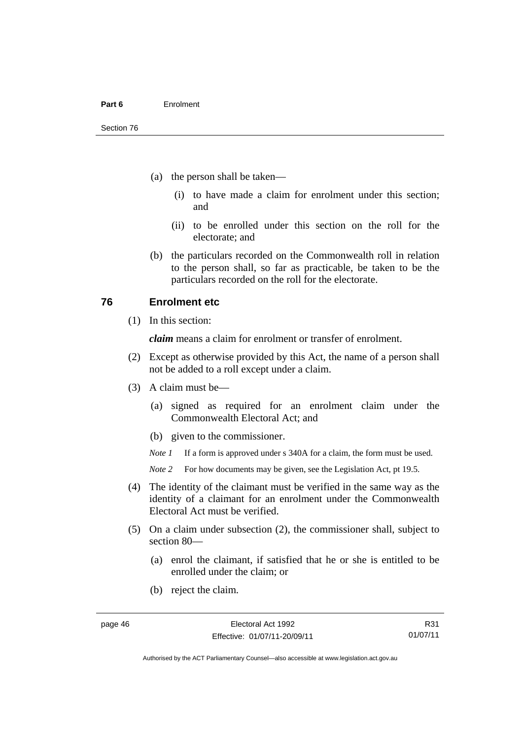(a) the person shall be taken—

  (i) to have made a claim for enrolment under this section; and

  (ii) to be enrolled under this section on the roll for the electorate; and

(b) the particulars recorded on the Commonwealth roll in relation to the person shall, so far as practicable, be taken to be the particulars recorded on the roll for the electorate.

## 76 Enrolment etc

(1) In this section:

***claim*** means a claim for enrolment or transfer of enrolment.

(2) Except as otherwise provided by this Act, the name of a person shall not be added to a roll except under a claim.

(3) A claim must be—

  (a) signed as required for an enrolment claim under the Commonwealth Electoral Act; and

  (b) given to the commissioner.

  *Note 1* If a form is approved under s 340A for a claim, the form must be used.

  *Note 2* For how documents may be given, see the Legislation Act, pt 19.5.

(4) The identity of the claimant must be verified in the same way as the identity of a claimant for an enrolment under the Commonwealth Electoral Act must be verified.

(5) On a claim under subsection (2), the commissioner shall, subject to section 80—

  (a) enrol the claimant, if satisfied that he or she is entitled to be enrolled under the claim; or

  (b) reject the claim.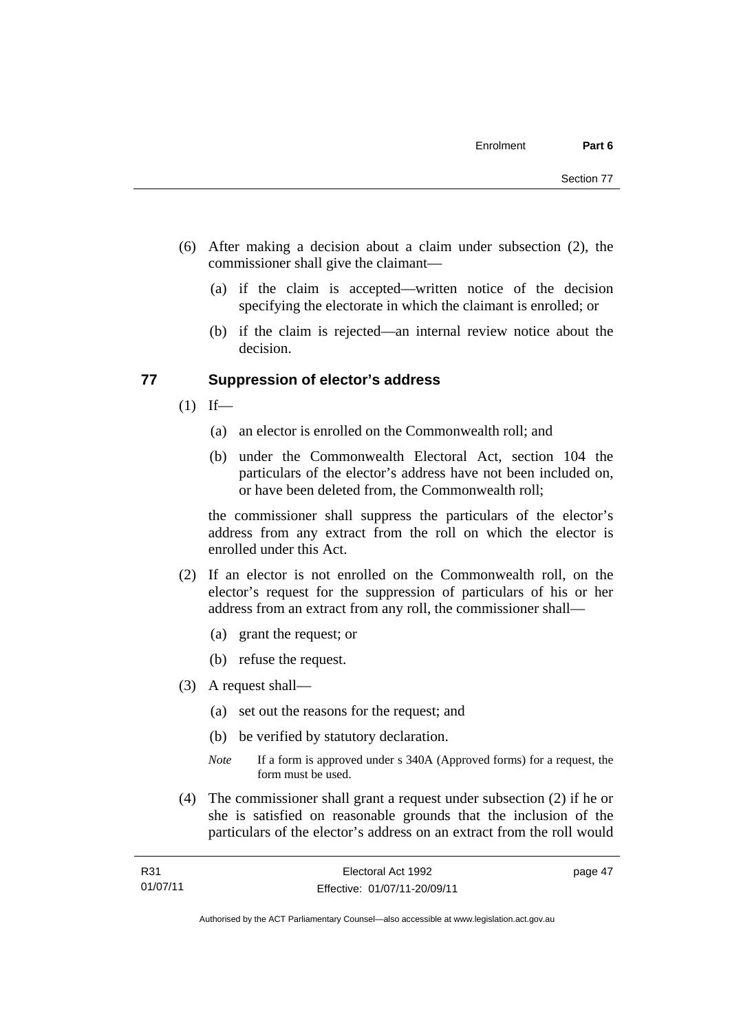(6) After making a decision about a claim under subsection (2), the commissioner shall give the claimant—

(a) if the claim is accepted—written notice of the decision specifying the electorate in which the claimant is enrolled; or

(b) if the claim is rejected—an internal review notice about the decision.

## 77 Suppression of elector's address

(1) If—

(a) an elector is enrolled on the Commonwealth roll; and

(b) under the Commonwealth Electoral Act, section 104 the particulars of the elector's address have not been included on, or have been deleted from, the Commonwealth roll;

the commissioner shall suppress the particulars of the elector's address from any extract from the roll on which the elector is enrolled under this Act.

(2) If an elector is not enrolled on the Commonwealth roll, on the elector's request for the suppression of particulars of his or her address from an extract from any roll, the commissioner shall—

(a) grant the request; or

(b) refuse the request.

(3) A request shall—

(a) set out the reasons for the request; and

(b) be verified by statutory declaration.

*Note* If a form is approved under s 340A (Approved forms) for a request, the form must be used.

(4) The commissioner shall grant a request under subsection (2) if he or she is satisfied on reasonable grounds that the inclusion of the particulars of the elector's address on an extract from the roll would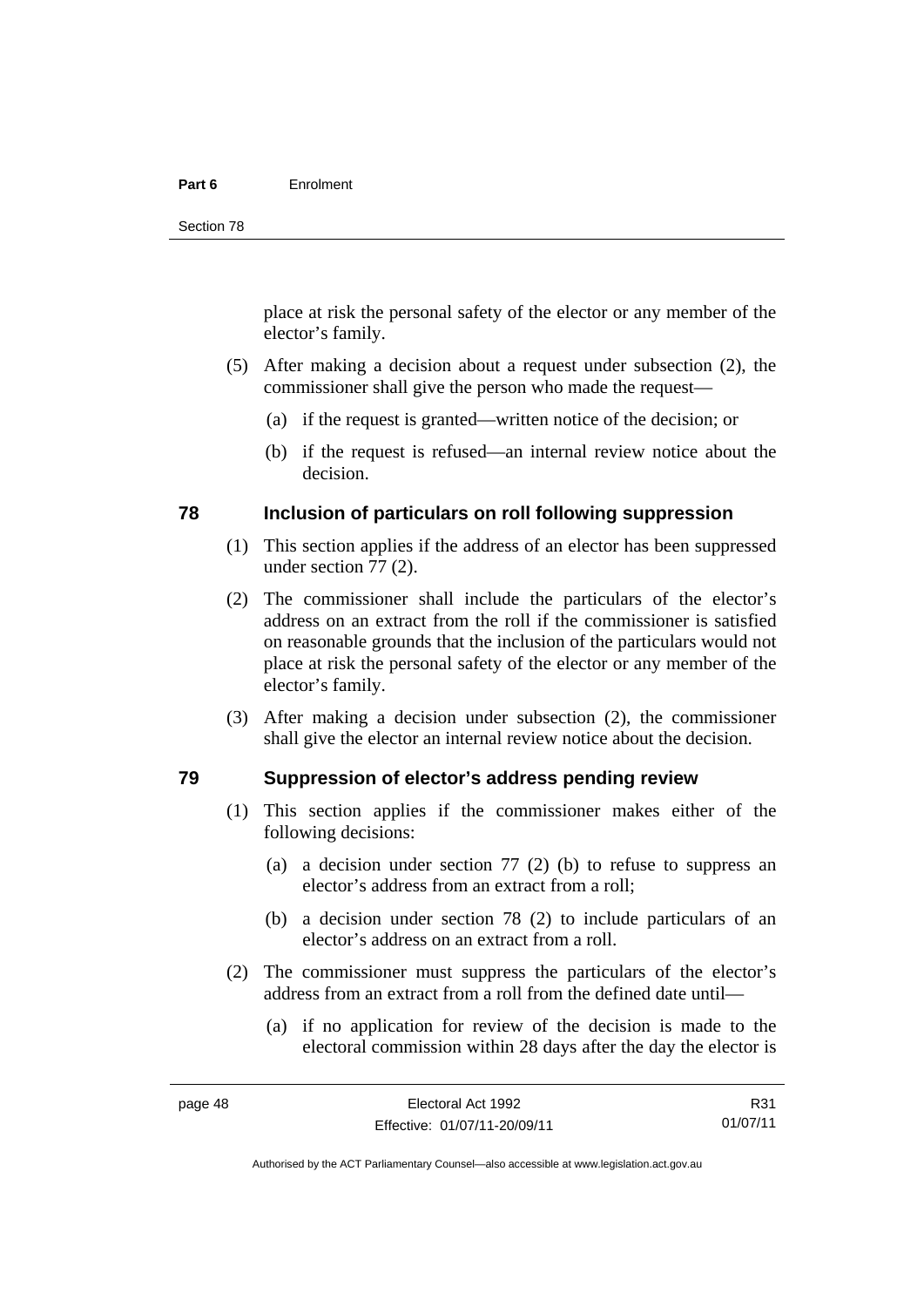place at risk the personal safety of the elector or any member of the elector's family.

(5) After making a decision about a request under subsection (2), the commissioner shall give the person who made the request—

(a) if the request is granted—written notice of the decision; or

(b) if the request is refused—an internal review notice about the decision.

## 78 Inclusion of particulars on roll following suppression

(1) This section applies if the address of an elector has been suppressed under section 77 (2).

(2) The commissioner shall include the particulars of the elector's address on an extract from the roll if the commissioner is satisfied on reasonable grounds that the inclusion of the particulars would not place at risk the personal safety of the elector or any member of the elector's family.

(3) After making a decision under subsection (2), the commissioner shall give the elector an internal review notice about the decision.

## 79 Suppression of elector's address pending review

(1) This section applies if the commissioner makes either of the following decisions:

(a) a decision under section 77 (2) (b) to refuse to suppress an elector's address from an extract from a roll;

(b) a decision under section 78 (2) to include particulars of an elector's address on an extract from a roll.

(2) The commissioner must suppress the particulars of the elector's address from an extract from a roll from the defined date until—

(a) if no application for review of the decision is made to the electoral commission within 28 days after the day the elector is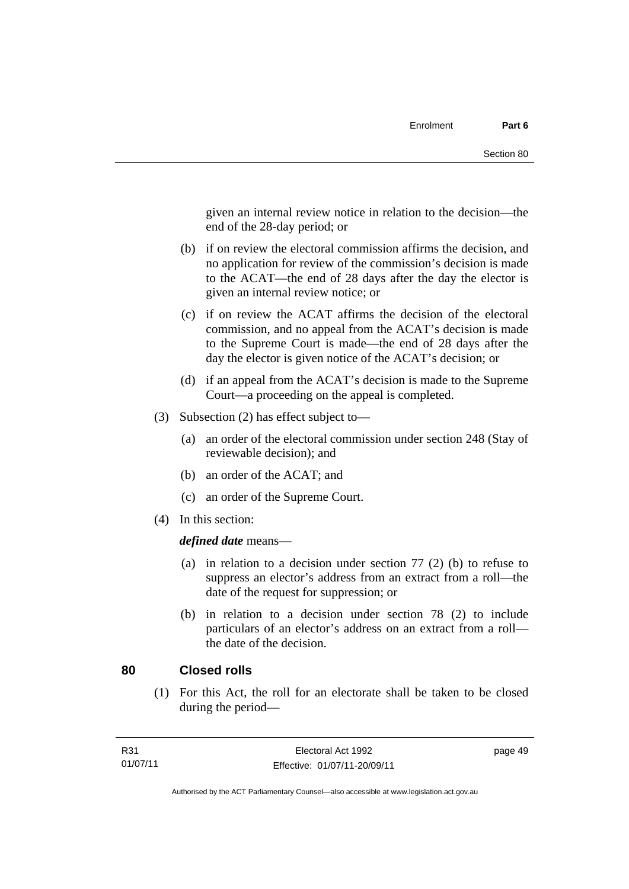given an internal review notice in relation to the decision—the end of the 28-day period; or

(b) if on review the electoral commission affirms the decision, and no application for review of the commission's decision is made to the ACAT—the end of 28 days after the day the elector is given an internal review notice; or

(c) if on review the ACAT affirms the decision of the electoral commission, and no appeal from the ACAT's decision is made to the Supreme Court is made—the end of 28 days after the day the elector is given notice of the ACAT's decision; or

(d) if an appeal from the ACAT's decision is made to the Supreme Court—a proceeding on the appeal is completed.

(3) Subsection (2) has effect subject to—

(a) an order of the electoral commission under section 248 (Stay of reviewable decision); and

(b) an order of the ACAT; and

(c) an order of the Supreme Court.

(4) In this section:

***defined date*** means—

(a) in relation to a decision under section 77 (2) (b) to refuse to suppress an elector's address from an extract from a roll—the date of the request for suppression; or

(b) in relation to a decision under section 78 (2) to include particulars of an elector's address on an extract from a roll—the date of the decision.

## 80 Closed rolls

(1) For this Act, the roll for an electorate shall be taken to be closed during the period—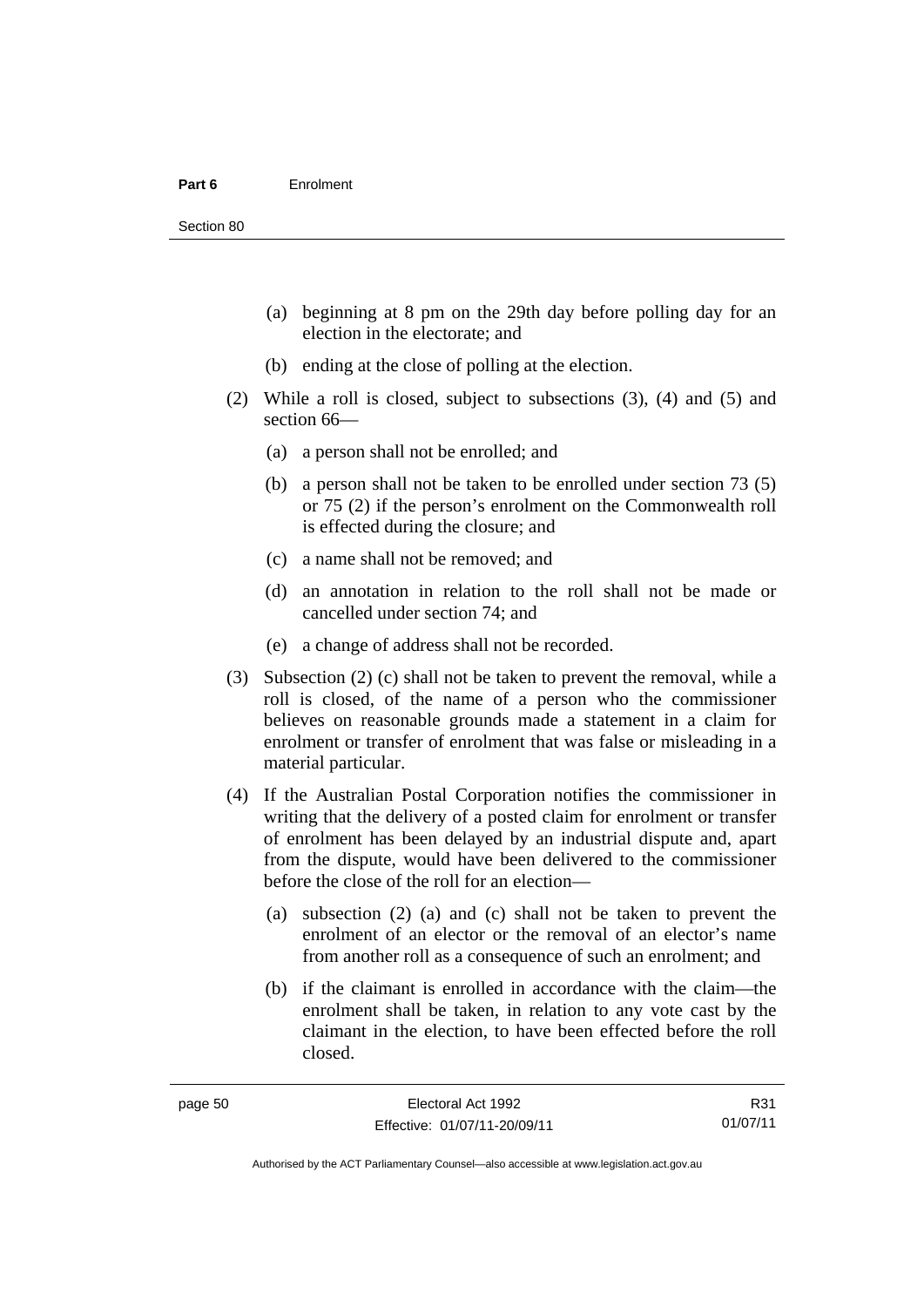(a) beginning at 8 pm on the 29th day before polling day for an election in the electorate; and

(b) ending at the close of polling at the election.

(2) While a roll is closed, subject to subsections (3), (4) and (5) and section 66—

(a) a person shall not be enrolled; and

(b) a person shall not be taken to be enrolled under section 73 (5) or 75 (2) if the person's enrolment on the Commonwealth roll is effected during the closure; and

(c) a name shall not be removed; and

(d) an annotation in relation to the roll shall not be made or cancelled under section 74; and

(e) a change of address shall not be recorded.

(3) Subsection (2) (c) shall not be taken to prevent the removal, while a roll is closed, of the name of a person who the commissioner believes on reasonable grounds made a statement in a claim for enrolment or transfer of enrolment that was false or misleading in a material particular.

(4) If the Australian Postal Corporation notifies the commissioner in writing that the delivery of a posted claim for enrolment or transfer of enrolment has been delayed by an industrial dispute and, apart from the dispute, would have been delivered to the commissioner before the close of the roll for an election—

(a) subsection (2) (a) and (c) shall not be taken to prevent the enrolment of an elector or the removal of an elector's name from another roll as a consequence of such an enrolment; and

(b) if the claimant is enrolled in accordance with the claim—the enrolment shall be taken, in relation to any vote cast by the claimant in the election, to have been effected before the roll closed.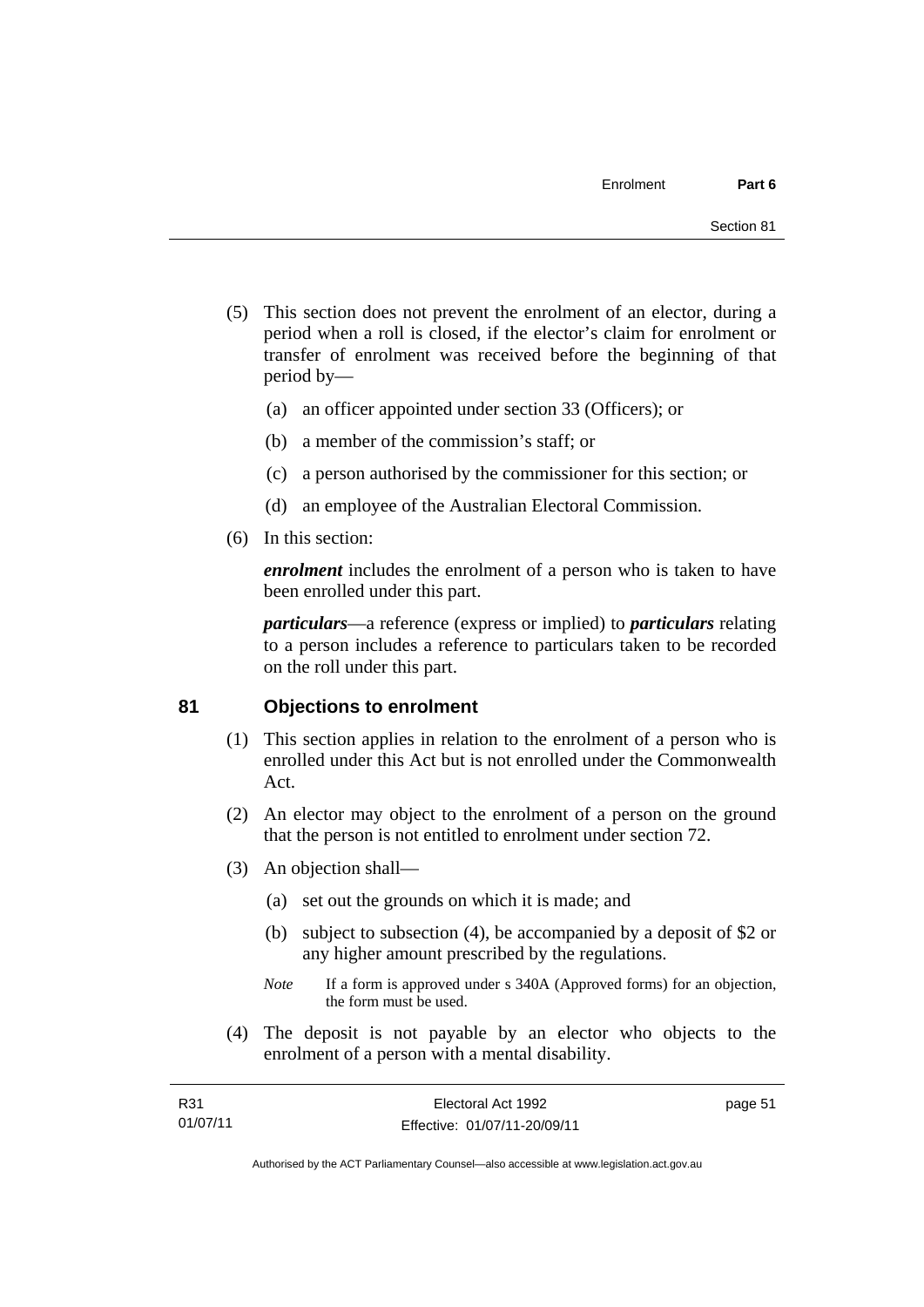(5) This section does not prevent the enrolment of an elector, during a period when a roll is closed, if the elector's claim for enrolment or transfer of enrolment was received before the beginning of that period by—

(a) an officer appointed under section 33 (Officers); or

(b) a member of the commission's staff; or

(c) a person authorised by the commissioner for this section; or

(d) an employee of the Australian Electoral Commission.

(6) In this section:

***enrolment*** includes the enrolment of a person who is taken to have been enrolled under this part.

***particulars***—a reference (express or implied) to ***particulars*** relating to a person includes a reference to particulars taken to be recorded on the roll under this part.

## 81 Objections to enrolment

(1) This section applies in relation to the enrolment of a person who is enrolled under this Act but is not enrolled under the Commonwealth Act.

(2) An elector may object to the enrolment of a person on the ground that the person is not entitled to enrolment under section 72.

(3) An objection shall—

(a) set out the grounds on which it is made; and

(b) subject to subsection (4), be accompanied by a deposit of $2 or any higher amount prescribed by the regulations.

*Note* If a form is approved under s 340A (Approved forms) for an objection, the form must be used.

(4) The deposit is not payable by an elector who objects to the enrolment of a person with a mental disability.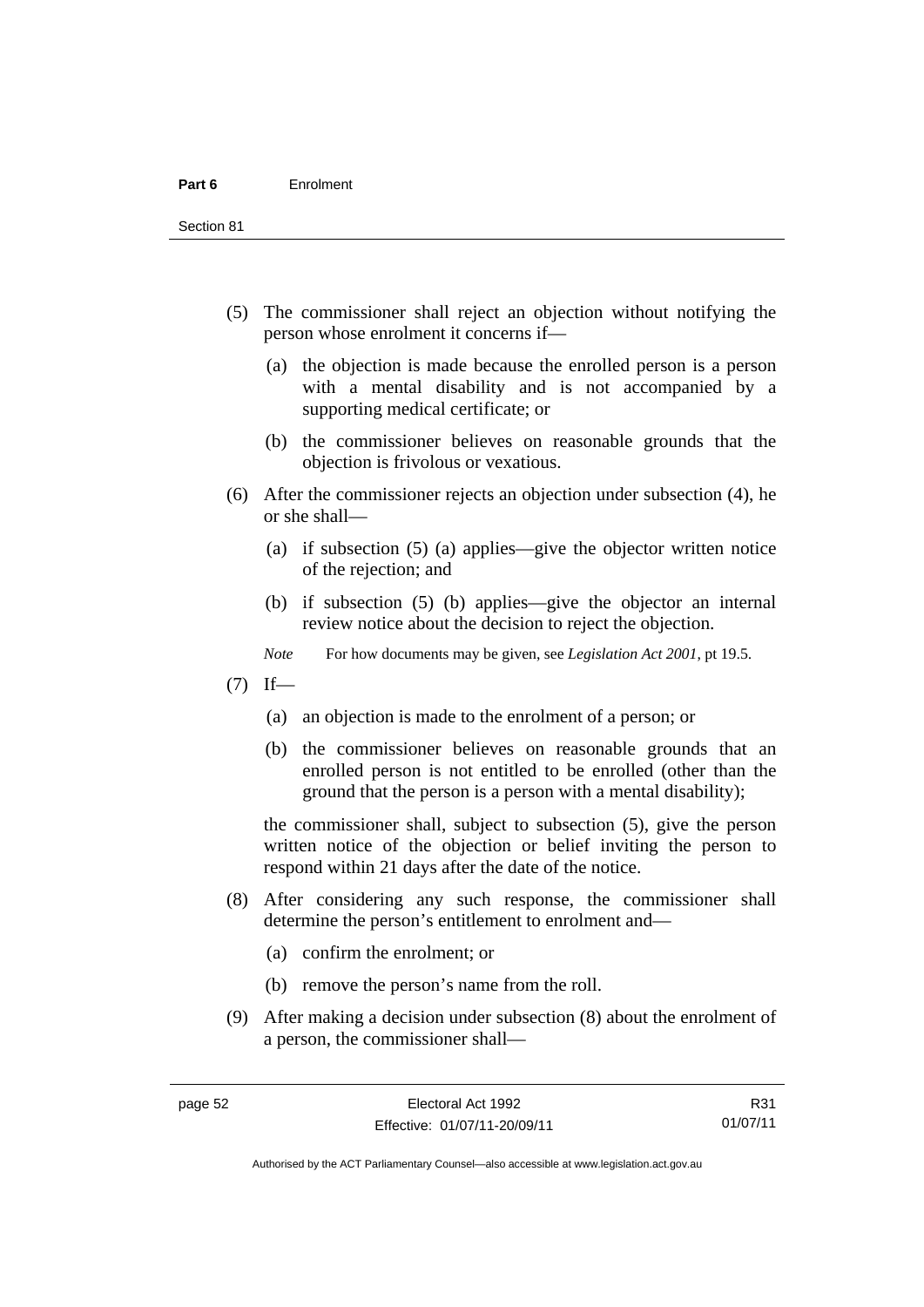(5) The commissioner shall reject an objection without notifying the person whose enrolment it concerns if—

   (a) the objection is made because the enrolled person is a person with a mental disability and is not accompanied by a supporting medical certificate; or

   (b) the commissioner believes on reasonable grounds that the objection is frivolous or vexatious.

(6) After the commissioner rejects an objection under subsection (4), he or she shall—

   (a) if subsection (5) (a) applies—give the objector written notice of the rejection; and

   (b) if subsection (5) (b) applies—give the objector an internal review notice about the decision to reject the objection.

   *Note* For how documents may be given, see *Legislation Act 2001*, pt 19.5.

(7) If—

   (a) an objection is made to the enrolment of a person; or

   (b) the commissioner believes on reasonable grounds that an enrolled person is not entitled to be enrolled (other than the ground that the person is a person with a mental disability);

   the commissioner shall, subject to subsection (5), give the person written notice of the objection or belief inviting the person to respond within 21 days after the date of the notice.

(8) After considering any such response, the commissioner shall determine the person's entitlement to enrolment and—

   (a) confirm the enrolment; or

   (b) remove the person's name from the roll.

(9) After making a decision under subsection (8) about the enrolment of a person, the commissioner shall—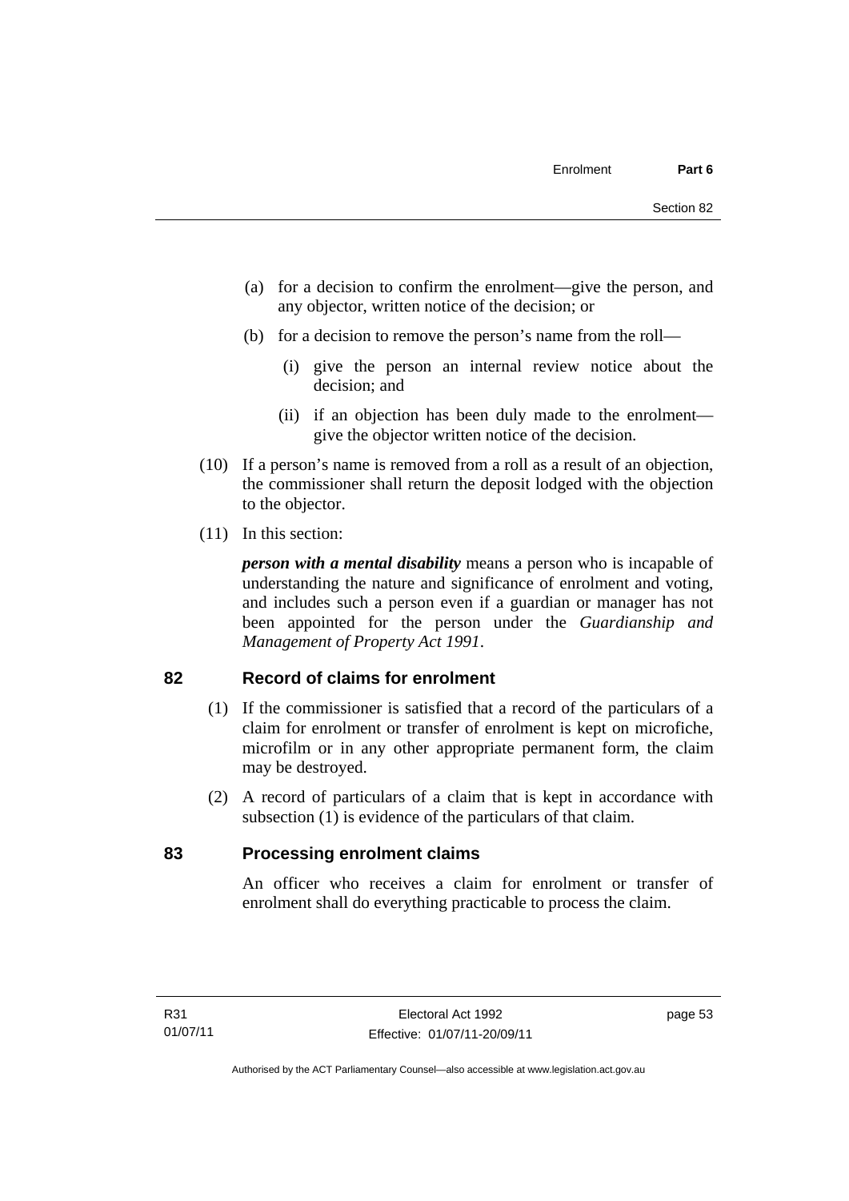(a) for a decision to confirm the enrolment—give the person, and any objector, written notice of the decision; or

(b) for a decision to remove the person's name from the roll—

(i) give the person an internal review notice about the decision; and

(ii) if an objection has been duly made to the enrolment—give the objector written notice of the decision.

(10) If a person's name is removed from a roll as a result of an objection, the commissioner shall return the deposit lodged with the objection to the objector.

(11) In this section:

***person with a mental disability*** means a person who is incapable of understanding the nature and significance of enrolment and voting, and includes such a person even if a guardian or manager has not been appointed for the person under the *Guardianship and Management of Property Act 1991*.

## 82 Record of claims for enrolment

(1) If the commissioner is satisfied that a record of the particulars of a claim for enrolment or transfer of enrolment is kept on microfiche, microfilm or in any other appropriate permanent form, the claim may be destroyed.

(2) A record of particulars of a claim that is kept in accordance with subsection (1) is evidence of the particulars of that claim.

## 83 Processing enrolment claims

An officer who receives a claim for enrolment or transfer of enrolment shall do everything practicable to process the claim.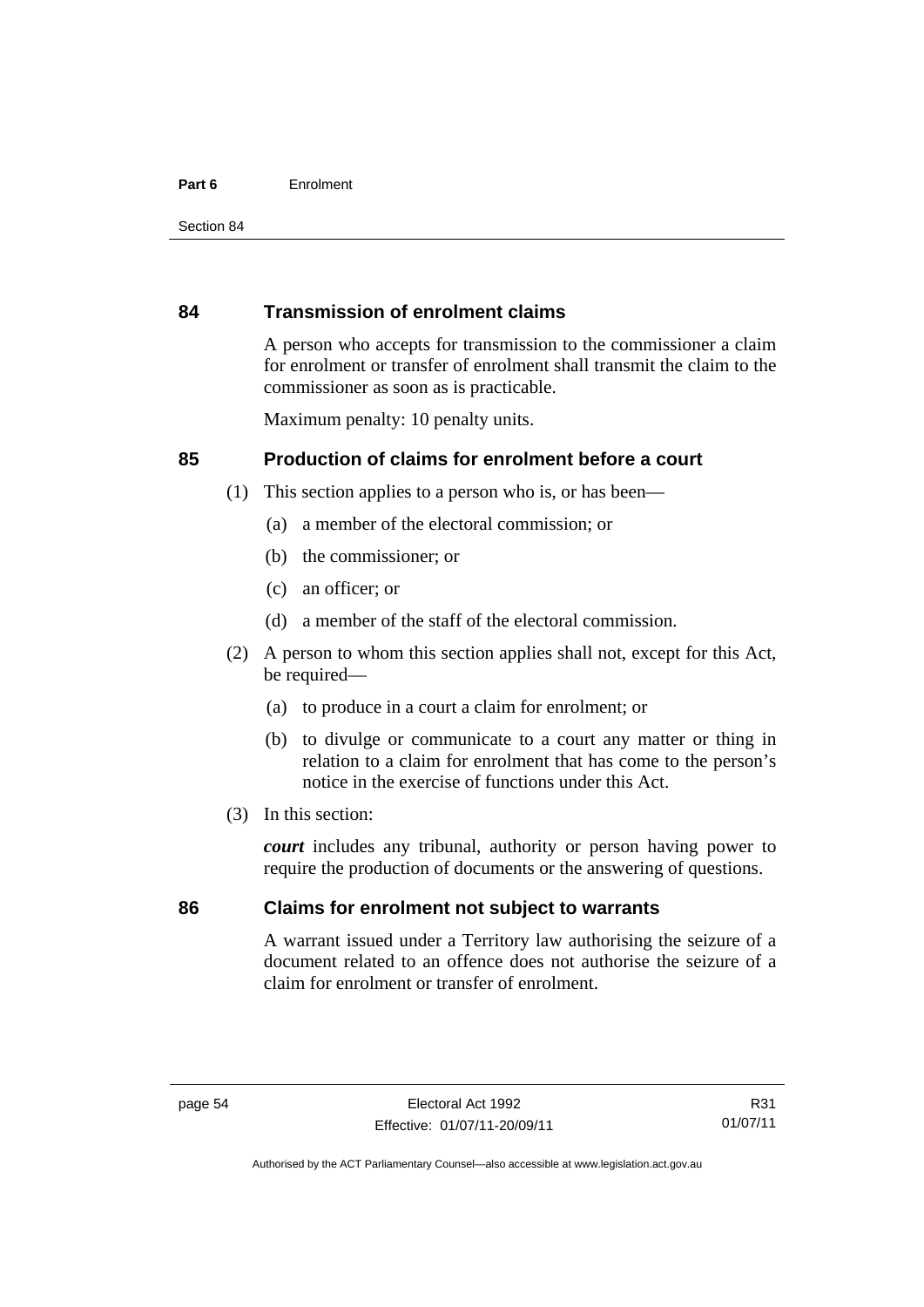## 84 Transmission of enrolment claims

A person who accepts for transmission to the commissioner a claim for enrolment or transfer of enrolment shall transmit the claim to the commissioner as soon as is practicable.

Maximum penalty: 10 penalty units.

## 85 Production of claims for enrolment before a court

(1) This section applies to a person who is, or has been—

(a) a member of the electoral commission; or

(b) the commissioner; or

(c) an officer; or

(d) a member of the staff of the electoral commission.

(2) A person to whom this section applies shall not, except for this Act, be required—

(a) to produce in a court a claim for enrolment; or

(b) to divulge or communicate to a court any matter or thing in relation to a claim for enrolment that has come to the person's notice in the exercise of functions under this Act.

(3) In this section:

***court*** includes any tribunal, authority or person having power to require the production of documents or the answering of questions.

## 86 Claims for enrolment not subject to warrants

A warrant issued under a Territory law authorising the seizure of a document related to an offence does not authorise the seizure of a claim for enrolment or transfer of enrolment.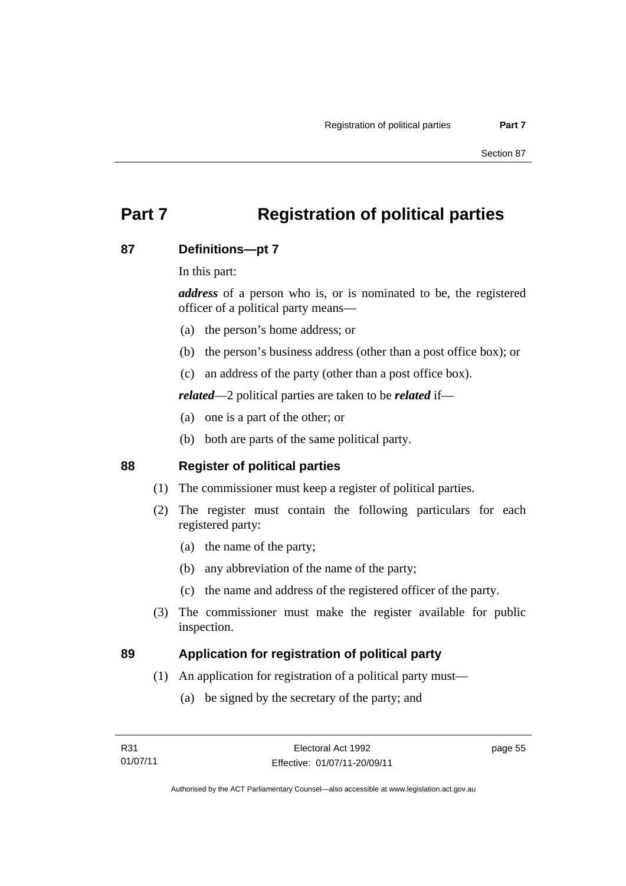# Part 7 Registration of political parties

## 87 Definitions—pt 7

In this part:

***address*** of a person who is, or is nominated to be, the registered officer of a political party means—

(a) the person's home address; or

(b) the person's business address (other than a post office box); or

(c) an address of the party (other than a post office box).

***related***—2 political parties are taken to be ***related*** if—

(a) one is a part of the other; or

(b) both are parts of the same political party.

## 88 Register of political parties

(1) The commissioner must keep a register of political parties.

(2) The register must contain the following particulars for each registered party:

(a) the name of the party;

(b) any abbreviation of the name of the party;

(c) the name and address of the registered officer of the party.

(3) The commissioner must make the register available for public inspection.

## 89 Application for registration of political party

(1) An application for registration of a political party must—

(a) be signed by the secretary of the party; and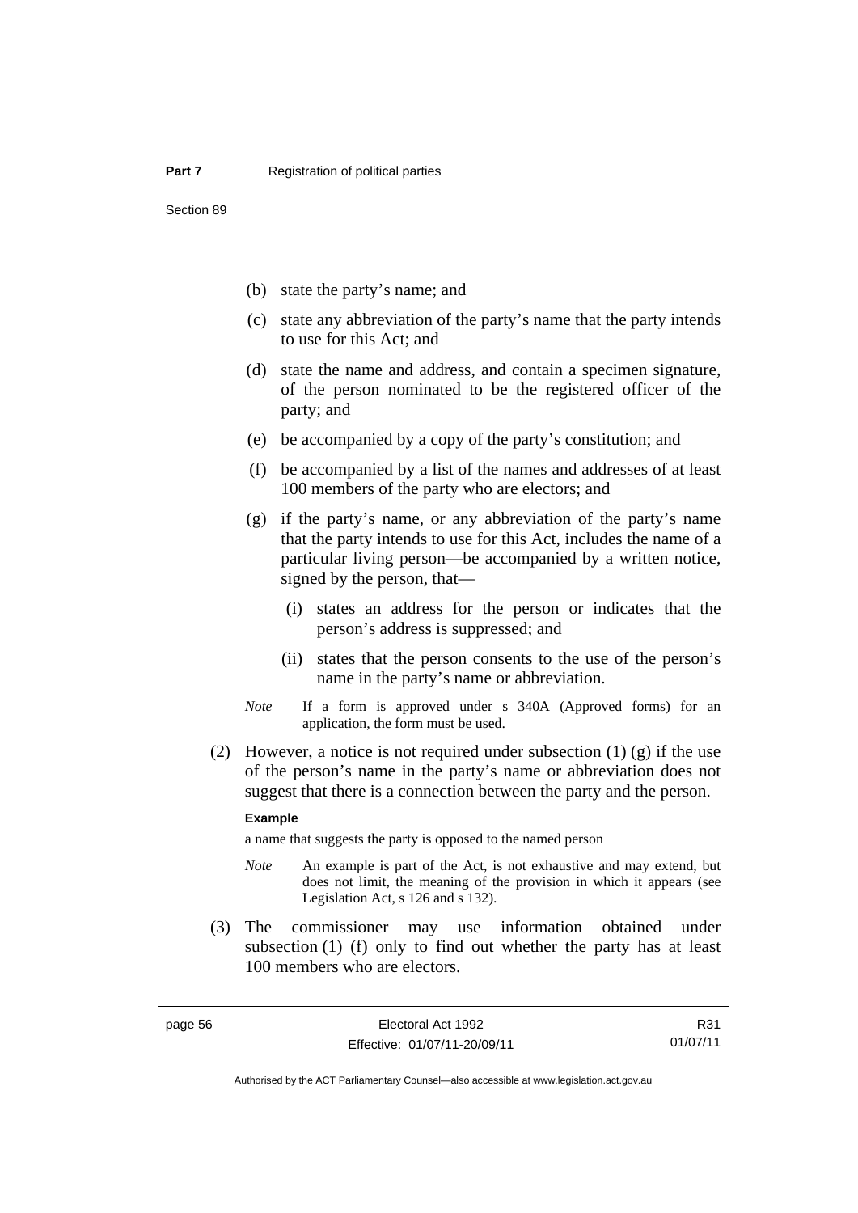(b) state the party's name; and

(c) state any abbreviation of the party's name that the party intends to use for this Act; and

(d) state the name and address, and contain a specimen signature, of the person nominated to be the registered officer of the party; and

(e) be accompanied by a copy of the party's constitution; and

(f) be accompanied by a list of the names and addresses of at least 100 members of the party who are electors; and

(g) if the party's name, or any abbreviation of the party's name that the party intends to use for this Act, includes the name of a particular living person—be accompanied by a written notice, signed by the person, that—

  (i) states an address for the person or indicates that the person's address is suppressed; and

  (ii) states that the person consents to the use of the person's name in the party's name or abbreviation.

*Note* If a form is approved under s 340A (Approved forms) for an application, the form must be used.

(2) However, a notice is not required under subsection (1) (g) if the use of the person's name in the party's name or abbreviation does not suggest that there is a connection between the party and the person.

**Example**

a name that suggests the party is opposed to the named person

*Note* An example is part of the Act, is not exhaustive and may extend, but does not limit, the meaning of the provision in which it appears (see Legislation Act, s 126 and s 132).

(3) The commissioner may use information obtained under subsection (1) (f) only to find out whether the party has at least 100 members who are electors.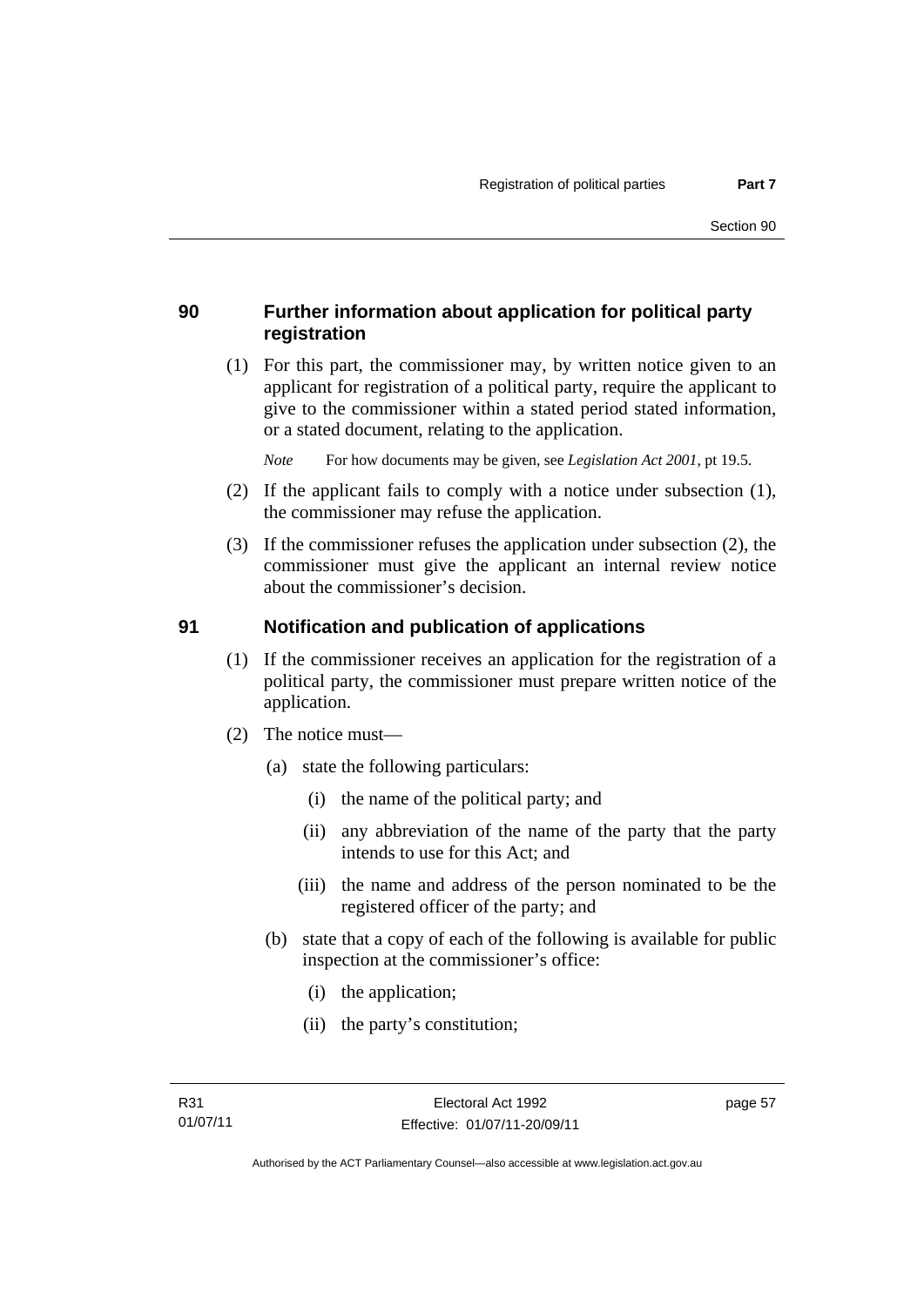## 90 Further information about application for political party registration

(1) For this part, the commissioner may, by written notice given to an applicant for registration of a political party, require the applicant to give to the commissioner within a stated period stated information, or a stated document, relating to the application.

*Note* For how documents may be given, see *Legislation Act 2001*, pt 19.5.

(2) If the applicant fails to comply with a notice under subsection (1), the commissioner may refuse the application.

(3) If the commissioner refuses the application under subsection (2), the commissioner must give the applicant an internal review notice about the commissioner's decision.

## 91 Notification and publication of applications

(1) If the commissioner receives an application for the registration of a political party, the commissioner must prepare written notice of the application.

(2) The notice must—

(a) state the following particulars:

(i) the name of the political party; and

(ii) any abbreviation of the name of the party that the party intends to use for this Act; and

(iii) the name and address of the person nominated to be the registered officer of the party; and

(b) state that a copy of each of the following is available for public inspection at the commissioner's office:

(i) the application;

(ii) the party's constitution;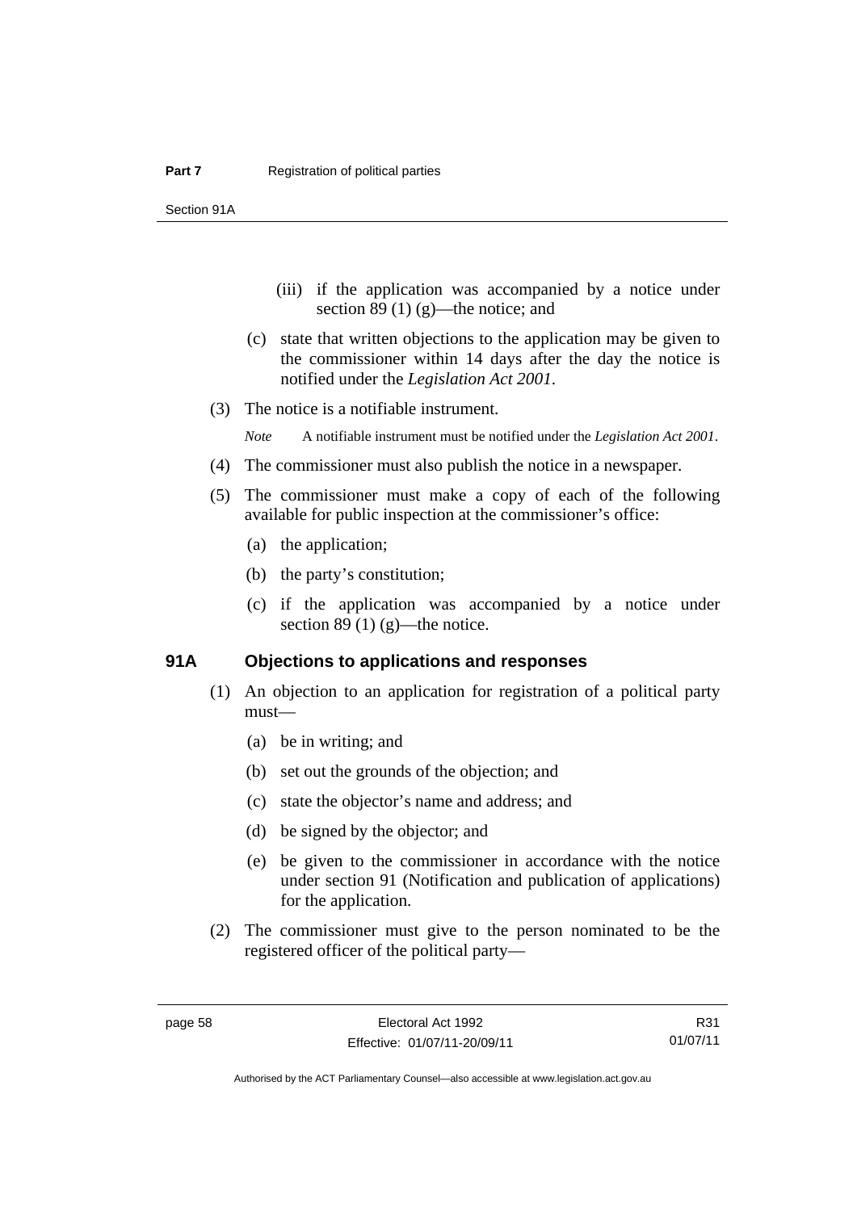(iii) if the application was accompanied by a notice under section 89 (1) (g)—the notice; and

(c) state that written objections to the application may be given to the commissioner within 14 days after the day the notice is notified under the *Legislation Act 2001*.

(3) The notice is a notifiable instrument.

*Note* A notifiable instrument must be notified under the *Legislation Act 2001*.

(4) The commissioner must also publish the notice in a newspaper.

(5) The commissioner must make a copy of each of the following available for public inspection at the commissioner's office:

(a) the application;

(b) the party's constitution;

(c) if the application was accompanied by a notice under section 89 (1) (g)—the notice.

## 91A Objections to applications and responses

(1) An objection to an application for registration of a political party must—

(a) be in writing; and

(b) set out the grounds of the objection; and

(c) state the objector's name and address; and

(d) be signed by the objector; and

(e) be given to the commissioner in accordance with the notice under section 91 (Notification and publication of applications) for the application.

(2) The commissioner must give to the person nominated to be the registered officer of the political party—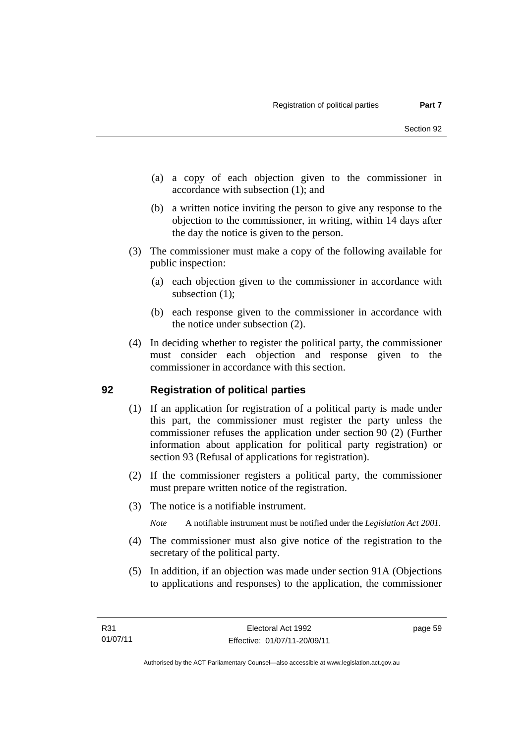(a) a copy of each objection given to the commissioner in accordance with subsection (1); and

(b) a written notice inviting the person to give any response to the objection to the commissioner, in writing, within 14 days after the day the notice is given to the person.

(3) The commissioner must make a copy of the following available for public inspection:

(a) each objection given to the commissioner in accordance with subsection (1);

(b) each response given to the commissioner in accordance with the notice under subsection (2).

(4) In deciding whether to register the political party, the commissioner must consider each objection and response given to the commissioner in accordance with this section.

## 92 Registration of political parties

(1) If an application for registration of a political party is made under this part, the commissioner must register the party unless the commissioner refuses the application under section 90 (2) (Further information about application for political party registration) or section 93 (Refusal of applications for registration).

(2) If the commissioner registers a political party, the commissioner must prepare written notice of the registration.

(3) The notice is a notifiable instrument.

*Note* A notifiable instrument must be notified under the *Legislation Act 2001*.

(4) The commissioner must also give notice of the registration to the secretary of the political party.

(5) In addition, if an objection was made under section 91A (Objections to applications and responses) to the application, the commissioner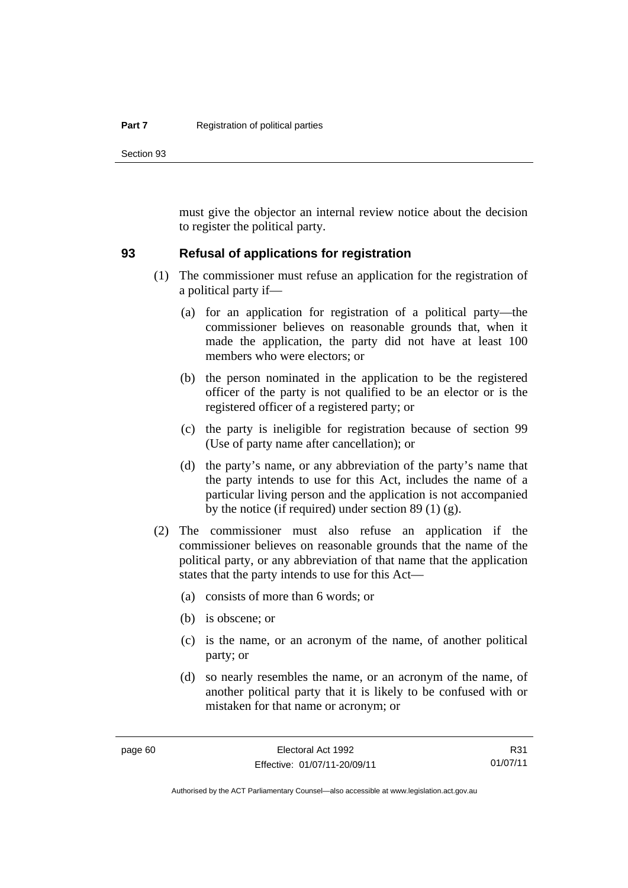must give the objector an internal review notice about the decision to register the political party.

## 93 Refusal of applications for registration

(1) The commissioner must refuse an application for the registration of a political party if—

(a) for an application for registration of a political party—the commissioner believes on reasonable grounds that, when it made the application, the party did not have at least 100 members who were electors; or

(b) the person nominated in the application to be the registered officer of the party is not qualified to be an elector or is the registered officer of a registered party; or

(c) the party is ineligible for registration because of section 99 (Use of party name after cancellation); or

(d) the party's name, or any abbreviation of the party's name that the party intends to use for this Act, includes the name of a particular living person and the application is not accompanied by the notice (if required) under section 89 (1) (g).

(2) The commissioner must also refuse an application if the commissioner believes on reasonable grounds that the name of the political party, or any abbreviation of that name that the application states that the party intends to use for this Act—

(a) consists of more than 6 words; or

(b) is obscene; or

(c) is the name, or an acronym of the name, of another political party; or

(d) so nearly resembles the name, or an acronym of the name, of another political party that it is likely to be confused with or mistaken for that name or acronym; or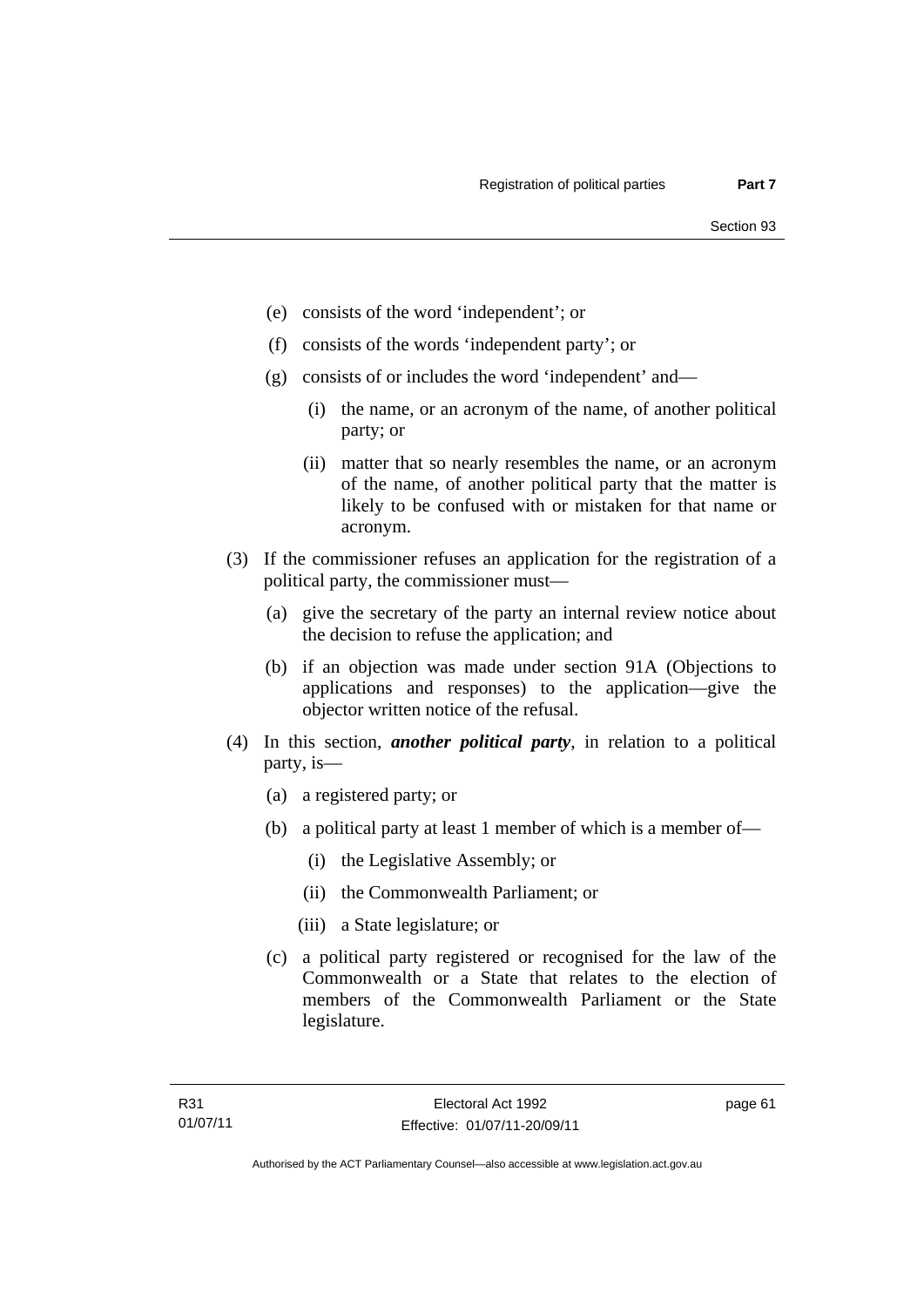(e) consists of the word 'independent'; or

(f) consists of the words 'independent party'; or

(g) consists of or includes the word 'independent' and—

   (i) the name, or an acronym of the name, of another political party; or

   (ii) matter that so nearly resembles the name, or an acronym of the name, of another political party that the matter is likely to be confused with or mistaken for that name or acronym.

(3) If the commissioner refuses an application for the registration of a political party, the commissioner must—

   (a) give the secretary of the party an internal review notice about the decision to refuse the application; and

   (b) if an objection was made under section 91A (Objections to applications and responses) to the application—give the objector written notice of the refusal.

(4) In this section, ***another political party***, in relation to a political party, is—

   (a) a registered party; or

   (b) a political party at least 1 member of which is a member of—

      (i) the Legislative Assembly; or

      (ii) the Commonwealth Parliament; or

      (iii) a State legislature; or

   (c) a political party registered or recognised for the law of the Commonwealth or a State that relates to the election of members of the Commonwealth Parliament or the State legislature.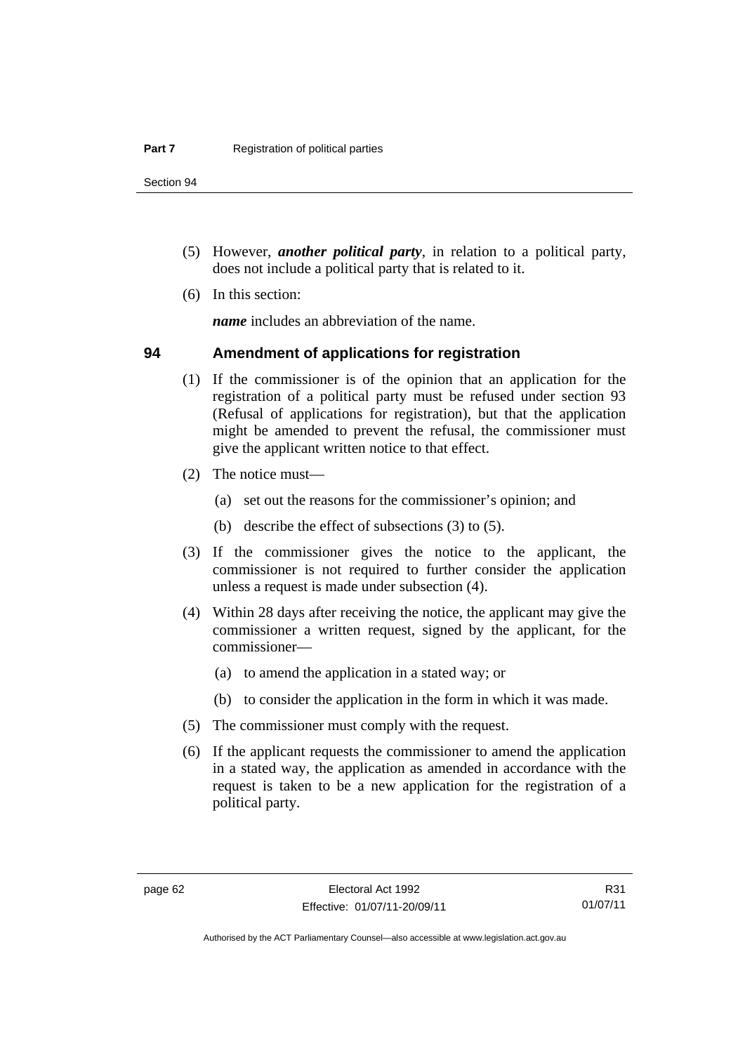(5) However, ***another political party***, in relation to a political party, does not include a political party that is related to it.

(6) In this section:

***name*** includes an abbreviation of the name.

## 94 Amendment of applications for registration

(1) If the commissioner is of the opinion that an application for the registration of a political party must be refused under section 93 (Refusal of applications for registration), but that the application might be amended to prevent the refusal, the commissioner must give the applicant written notice to that effect.

(2) The notice must—

(a) set out the reasons for the commissioner's opinion; and

(b) describe the effect of subsections (3) to (5).

(3) If the commissioner gives the notice to the applicant, the commissioner is not required to further consider the application unless a request is made under subsection (4).

(4) Within 28 days after receiving the notice, the applicant may give the commissioner a written request, signed by the applicant, for the commissioner—

(a) to amend the application in a stated way; or

(b) to consider the application in the form in which it was made.

(5) The commissioner must comply with the request.

(6) If the applicant requests the commissioner to amend the application in a stated way, the application as amended in accordance with the request is taken to be a new application for the registration of a political party.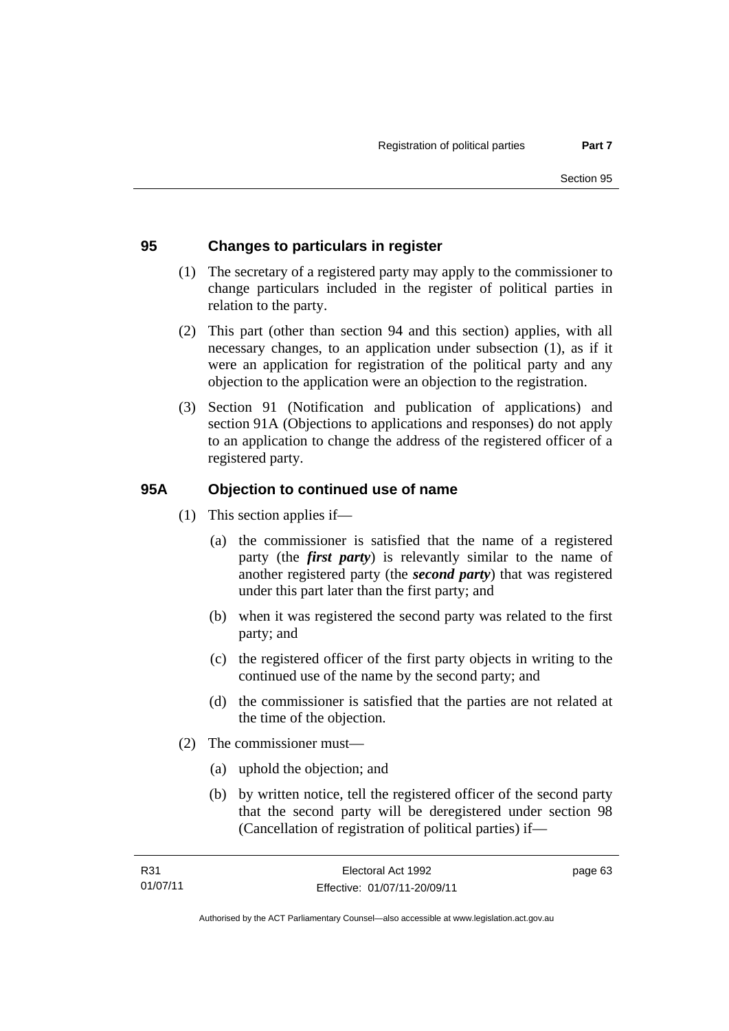## 95 Changes to particulars in register

(1) The secretary of a registered party may apply to the commissioner to change particulars included in the register of political parties in relation to the party.

(2) This part (other than section 94 and this section) applies, with all necessary changes, to an application under subsection (1), as if it were an application for registration of the political party and any objection to the application were an objection to the registration.

(3) Section 91 (Notification and publication of applications) and section 91A (Objections to applications and responses) do not apply to an application to change the address of the registered officer of a registered party.

## 95A Objection to continued use of name

(1) This section applies if—

(a) the commissioner is satisfied that the name of a registered party (the ***first party***) is relevantly similar to the name of another registered party (the ***second party***) that was registered under this part later than the first party; and

(b) when it was registered the second party was related to the first party; and

(c) the registered officer of the first party objects in writing to the continued use of the name by the second party; and

(d) the commissioner is satisfied that the parties are not related at the time of the objection.

(2) The commissioner must—

(a) uphold the objection; and

(b) by written notice, tell the registered officer of the second party that the second party will be deregistered under section 98 (Cancellation of registration of political parties) if—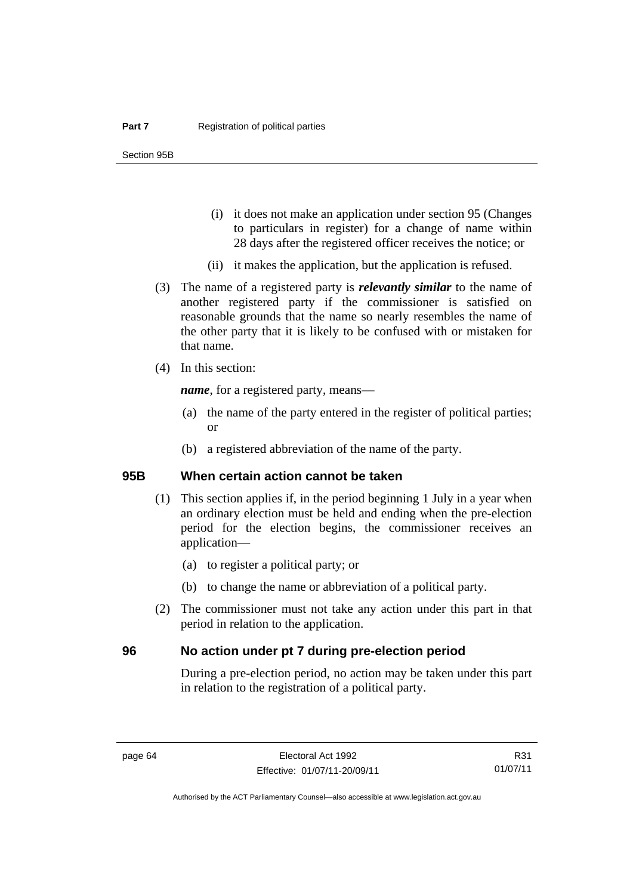(i) it does not make an application under section 95 (Changes to particulars in register) for a change of name within 28 days after the registered officer receives the notice; or

(ii) it makes the application, but the application is refused.

(3) The name of a registered party is ***relevantly similar*** to the name of another registered party if the commissioner is satisfied on reasonable grounds that the name so nearly resembles the name of the other party that it is likely to be confused with or mistaken for that name.

(4) In this section:

***name***, for a registered party, means—

(a) the name of the party entered in the register of political parties; or

(b) a registered abbreviation of the name of the party.

## 95B When certain action cannot be taken

(1) This section applies if, in the period beginning 1 July in a year when an ordinary election must be held and ending when the pre-election period for the election begins, the commissioner receives an application—

(a) to register a political party; or

(b) to change the name or abbreviation of a political party.

(2) The commissioner must not take any action under this part in that period in relation to the application.

## 96 No action under pt 7 during pre-election period

During a pre-election period, no action may be taken under this part in relation to the registration of a political party.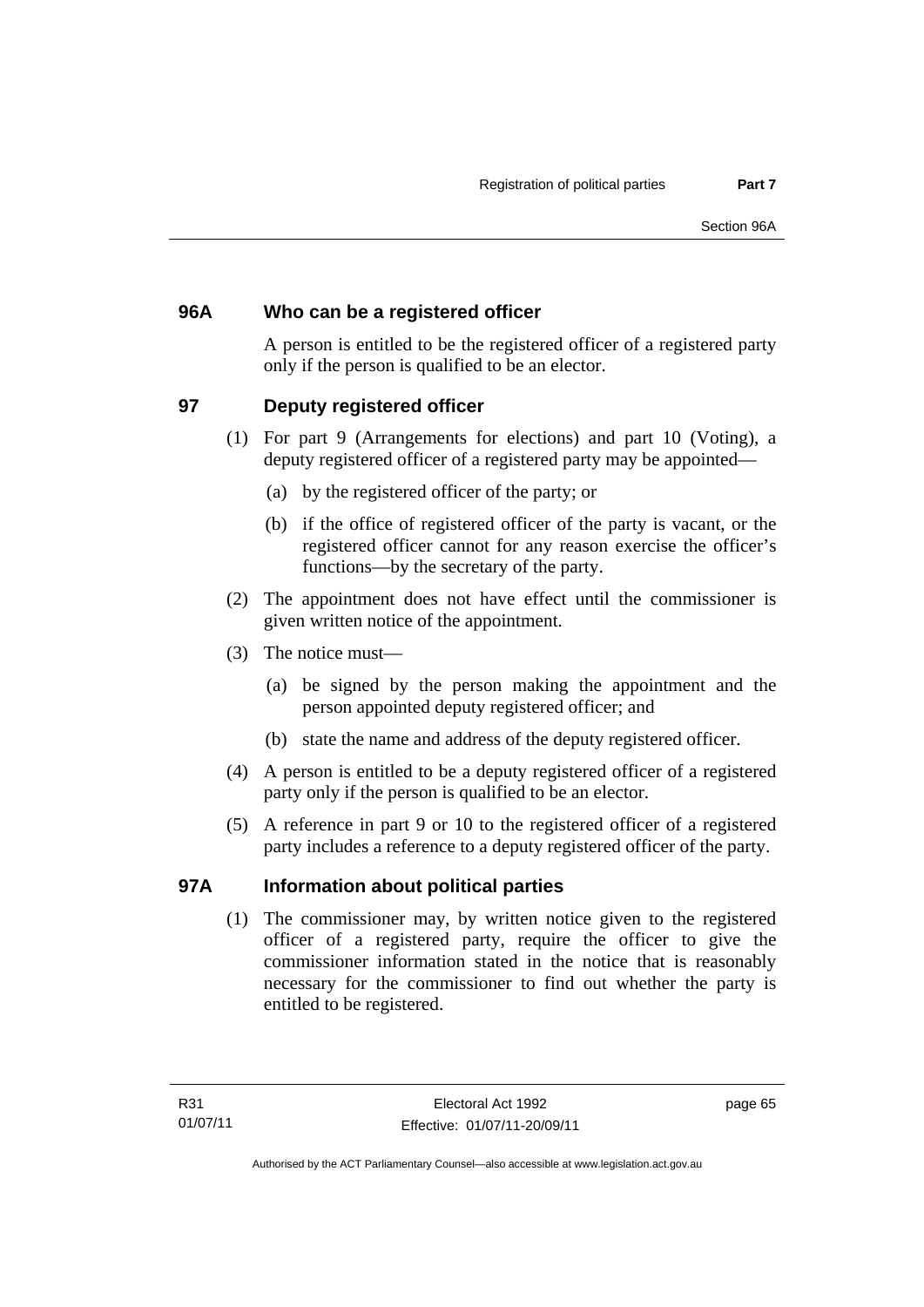### 96A Who can be a registered officer

A person is entitled to be the registered officer of a registered party only if the person is qualified to be an elector.

### 97 Deputy registered officer

(1) For part 9 (Arrangements for elections) and part 10 (Voting), a deputy registered officer of a registered party may be appointed—

(a) by the registered officer of the party; or

(b) if the office of registered officer of the party is vacant, or the registered officer cannot for any reason exercise the officer's functions—by the secretary of the party.

(2) The appointment does not have effect until the commissioner is given written notice of the appointment.

(3) The notice must—

(a) be signed by the person making the appointment and the person appointed deputy registered officer; and

(b) state the name and address of the deputy registered officer.

(4) A person is entitled to be a deputy registered officer of a registered party only if the person is qualified to be an elector.

(5) A reference in part 9 or 10 to the registered officer of a registered party includes a reference to a deputy registered officer of the party.

### 97A Information about political parties

(1) The commissioner may, by written notice given to the registered officer of a registered party, require the officer to give the commissioner information stated in the notice that is reasonably necessary for the commissioner to find out whether the party is entitled to be registered.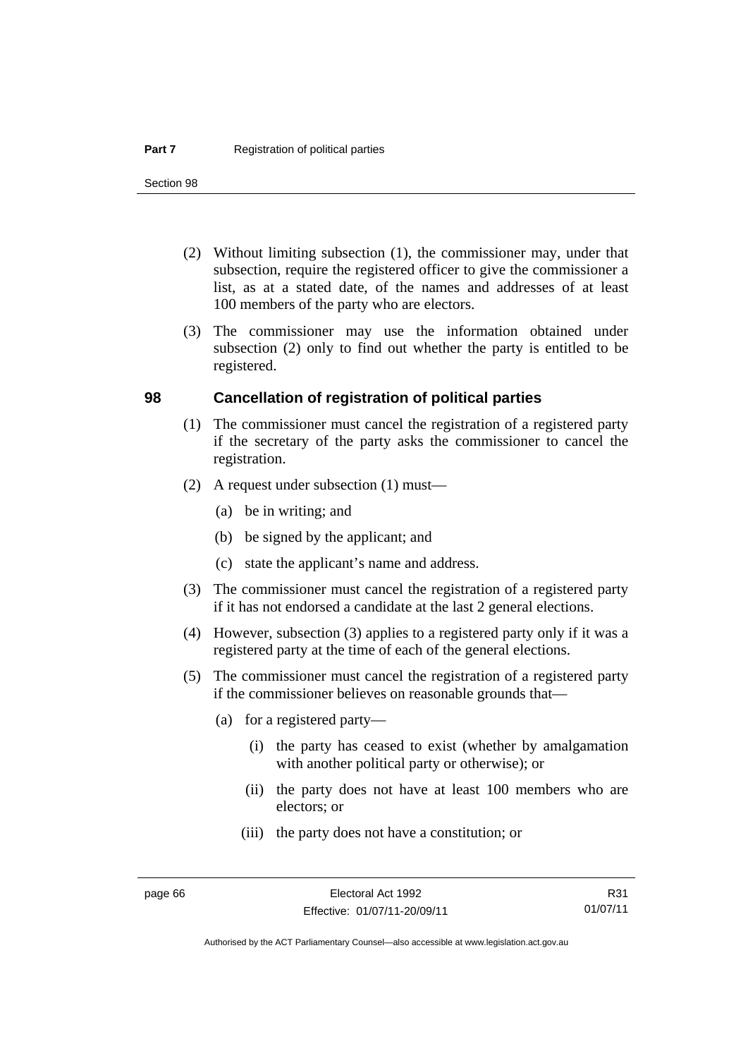(2) Without limiting subsection (1), the commissioner may, under that subsection, require the registered officer to give the commissioner a list, as at a stated date, of the names and addresses of at least 100 members of the party who are electors.

(3) The commissioner may use the information obtained under subsection (2) only to find out whether the party is entitled to be registered.

### 98 Cancellation of registration of political parties

(1) The commissioner must cancel the registration of a registered party if the secretary of the party asks the commissioner to cancel the registration.

(2) A request under subsection (1) must—

(a) be in writing; and

(b) be signed by the applicant; and

(c) state the applicant's name and address.

(3) The commissioner must cancel the registration of a registered party if it has not endorsed a candidate at the last 2 general elections.

(4) However, subsection (3) applies to a registered party only if it was a registered party at the time of each of the general elections.

(5) The commissioner must cancel the registration of a registered party if the commissioner believes on reasonable grounds that—

(a) for a registered party—

(i) the party has ceased to exist (whether by amalgamation with another political party or otherwise); or

(ii) the party does not have at least 100 members who are electors; or

(iii) the party does not have a constitution; or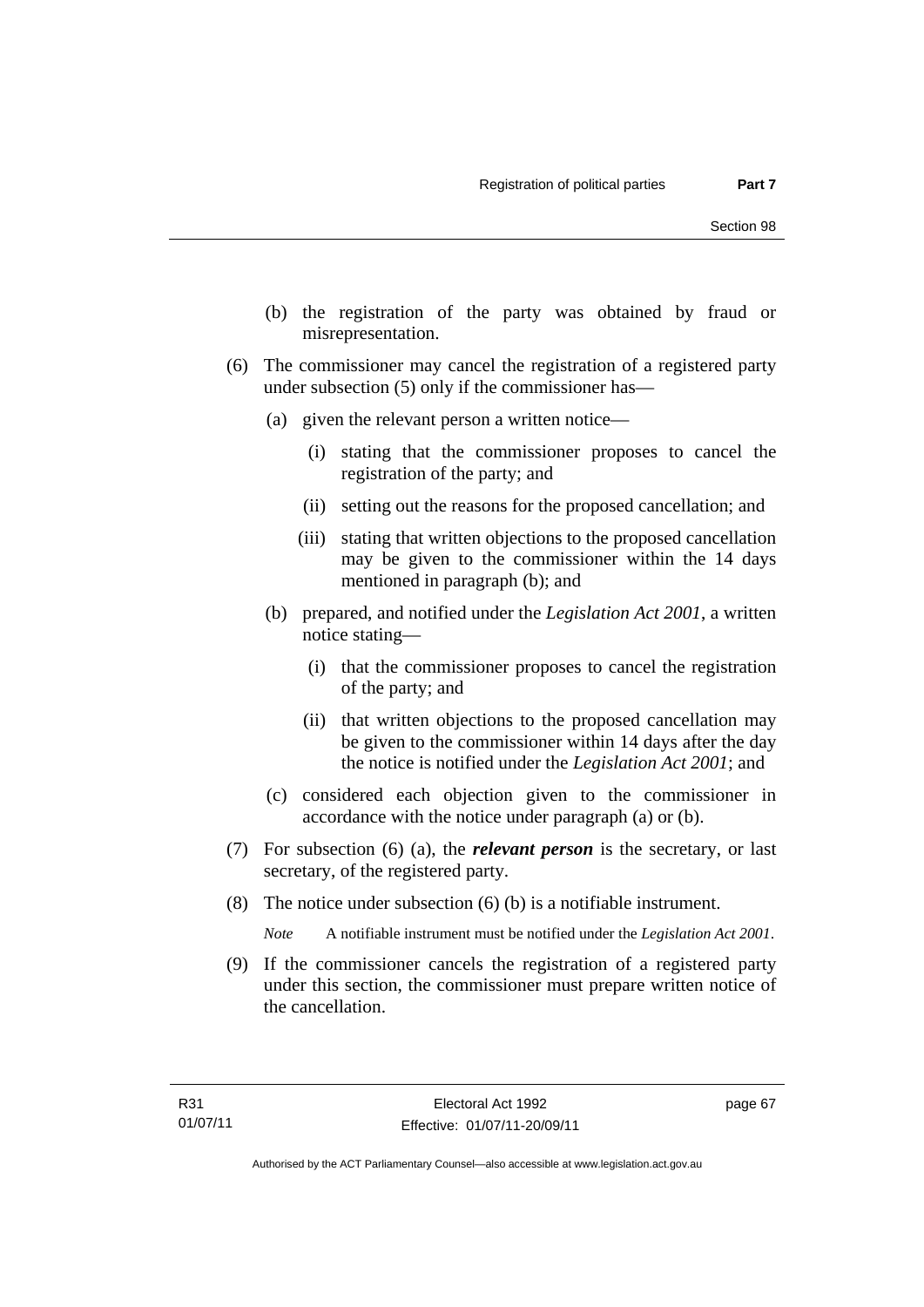(b) the registration of the party was obtained by fraud or misrepresentation.

(6) The commissioner may cancel the registration of a registered party under subsection (5) only if the commissioner has—

(a) given the relevant person a written notice—

(i) stating that the commissioner proposes to cancel the registration of the party; and

(ii) setting out the reasons for the proposed cancellation; and

(iii) stating that written objections to the proposed cancellation may be given to the commissioner within the 14 days mentioned in paragraph (b); and

(b) prepared, and notified under the *Legislation Act 2001*, a written notice stating—

(i) that the commissioner proposes to cancel the registration of the party; and

(ii) that written objections to the proposed cancellation may be given to the commissioner within 14 days after the day the notice is notified under the *Legislation Act 2001*; and

(c) considered each objection given to the commissioner in accordance with the notice under paragraph (a) or (b).

(7) For subsection (6) (a), the ***relevant person*** is the secretary, or last secretary, of the registered party.

(8) The notice under subsection (6) (b) is a notifiable instrument.

*Note* A notifiable instrument must be notified under the *Legislation Act 2001*.

(9) If the commissioner cancels the registration of a registered party under this section, the commissioner must prepare written notice of the cancellation.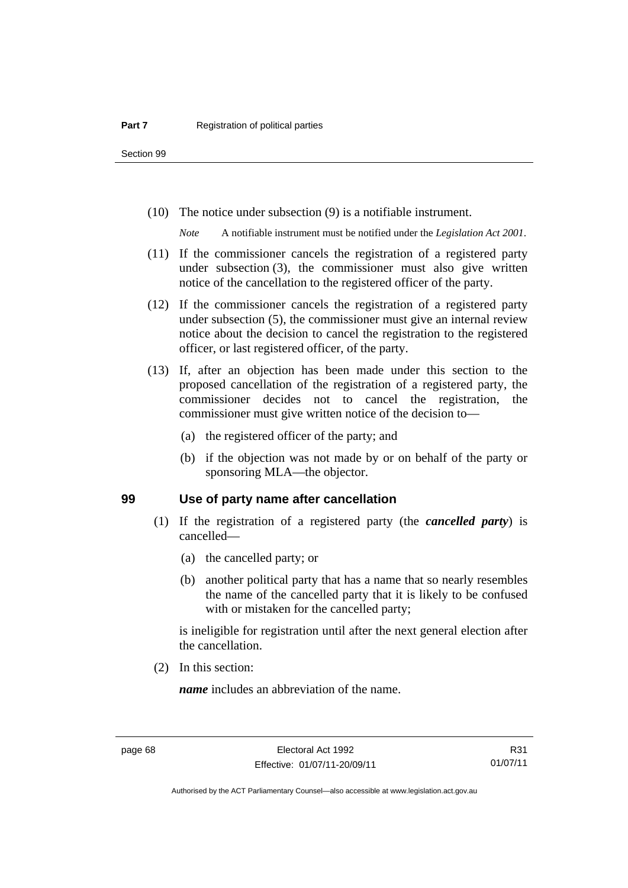(10) The notice under subsection (9) is a notifiable instrument.

*Note* A notifiable instrument must be notified under the *Legislation Act 2001*.

(11) If the commissioner cancels the registration of a registered party under subsection (3), the commissioner must also give written notice of the cancellation to the registered officer of the party.

(12) If the commissioner cancels the registration of a registered party under subsection (5), the commissioner must give an internal review notice about the decision to cancel the registration to the registered officer, or last registered officer, of the party.

(13) If, after an objection has been made under this section to the proposed cancellation of the registration of a registered party, the commissioner decides not to cancel the registration, the commissioner must give written notice of the decision to—

(a) the registered officer of the party; and

(b) if the objection was not made by or on behalf of the party or sponsoring MLA—the objector.

## 99 Use of party name after cancellation

(1) If the registration of a registered party (the ***cancelled party***) is cancelled—

(a) the cancelled party; or

(b) another political party that has a name that so nearly resembles the name of the cancelled party that it is likely to be confused with or mistaken for the cancelled party;

is ineligible for registration until after the next general election after the cancellation.

(2) In this section:

***name*** includes an abbreviation of the name.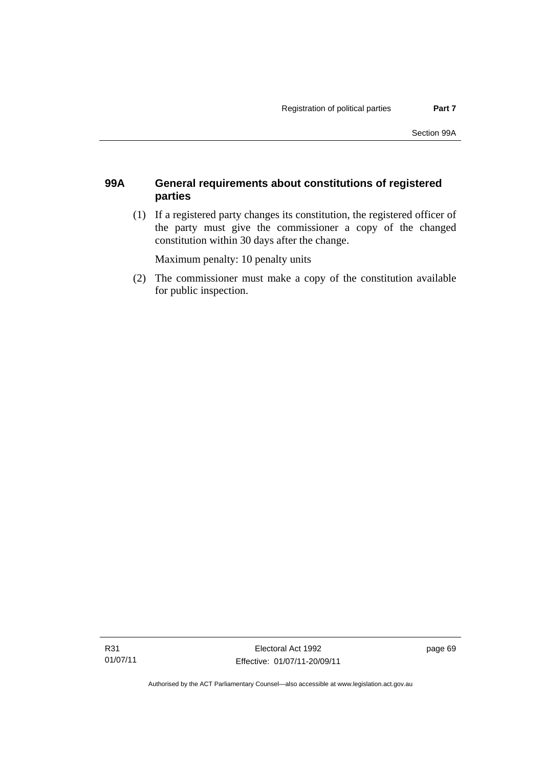## 99A General requirements about constitutions of registered parties

(1) If a registered party changes its constitution, the registered officer of the party must give the commissioner a copy of the changed constitution within 30 days after the change.

Maximum penalty: 10 penalty units

(2) The commissioner must make a copy of the constitution available for public inspection.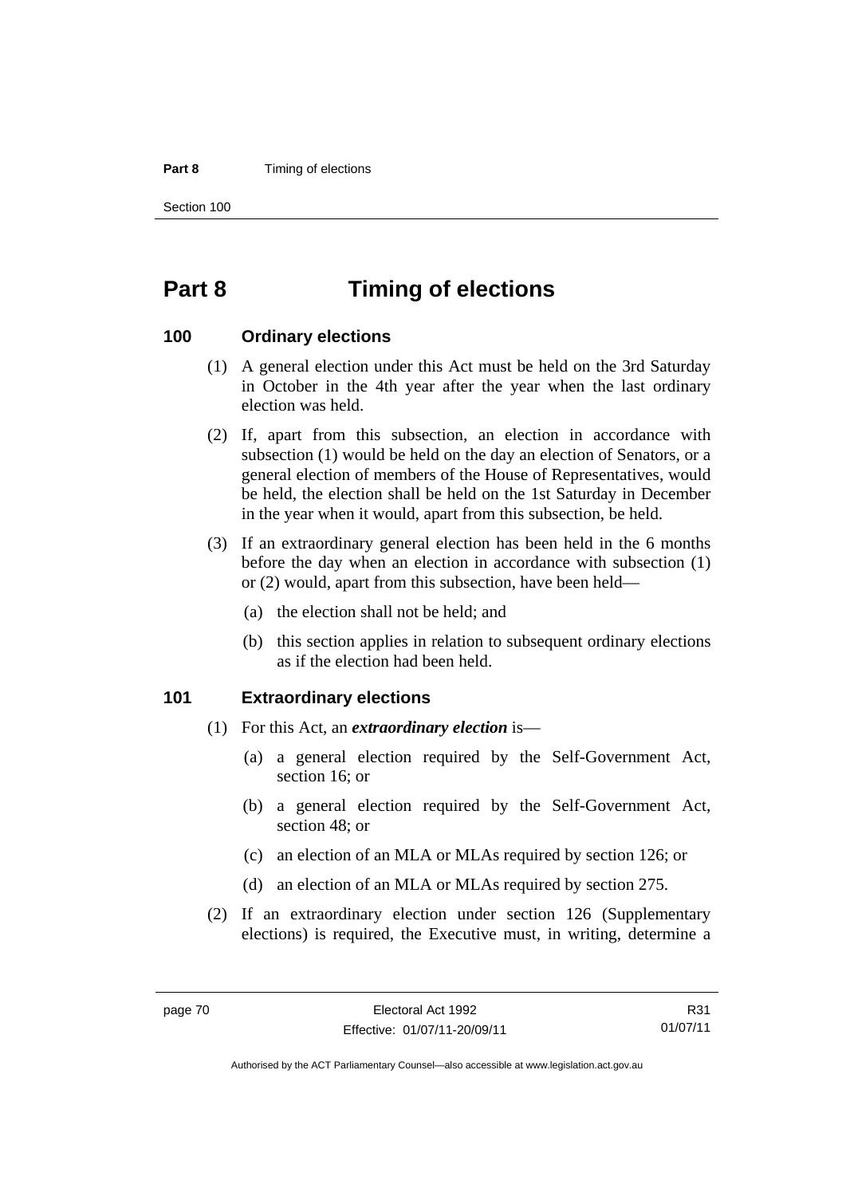# Part 8 Timing of elections

## 100 Ordinary elections

(1) A general election under this Act must be held on the 3rd Saturday in October in the 4th year after the year when the last ordinary election was held.

(2) If, apart from this subsection, an election in accordance with subsection (1) would be held on the day an election of Senators, or a general election of members of the House of Representatives, would be held, the election shall be held on the 1st Saturday in December in the year when it would, apart from this subsection, be held.

(3) If an extraordinary general election has been held in the 6 months before the day when an election in accordance with subsection (1) or (2) would, apart from this subsection, have been held—

(a) the election shall not be held; and

(b) this section applies in relation to subsequent ordinary elections as if the election had been held.

## 101 Extraordinary elections

(1) For this Act, an ***extraordinary election*** is—

(a) a general election required by the Self-Government Act, section 16; or

(b) a general election required by the Self-Government Act, section 48; or

(c) an election of an MLA or MLAs required by section 126; or

(d) an election of an MLA or MLAs required by section 275.

(2) If an extraordinary election under section 126 (Supplementary elections) is required, the Executive must, in writing, determine a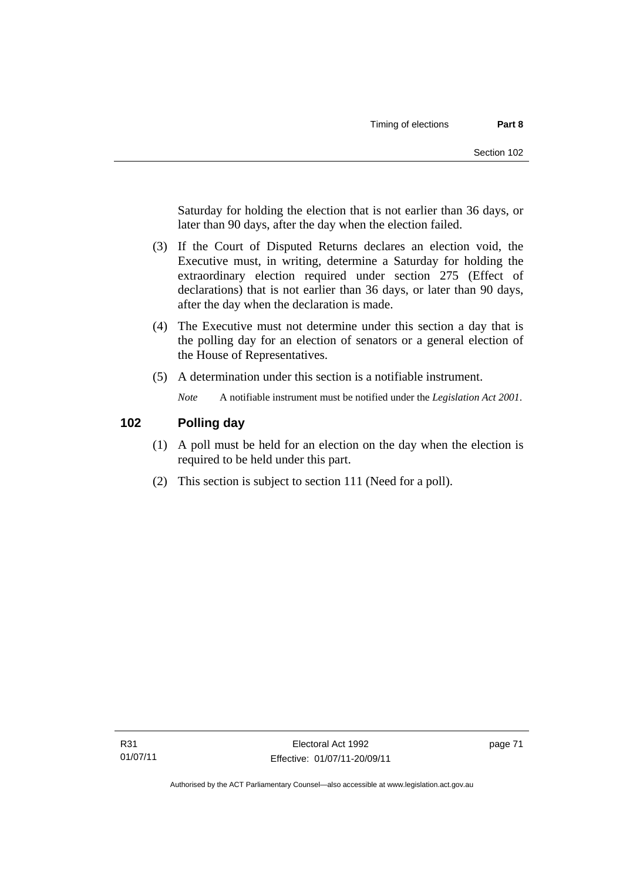Saturday for holding the election that is not earlier than 36 days, or later than 90 days, after the day when the election failed.

(3) If the Court of Disputed Returns declares an election void, the Executive must, in writing, determine a Saturday for holding the extraordinary election required under section 275 (Effect of declarations) that is not earlier than 36 days, or later than 90 days, after the day when the declaration is made.

(4) The Executive must not determine under this section a day that is the polling day for an election of senators or a general election of the House of Representatives.

(5) A determination under this section is a notifiable instrument.

*Note* A notifiable instrument must be notified under the *Legislation Act 2001*.

## 102 Polling day

(1) A poll must be held for an election on the day when the election is required to be held under this part.

(2) This section is subject to section 111 (Need for a poll).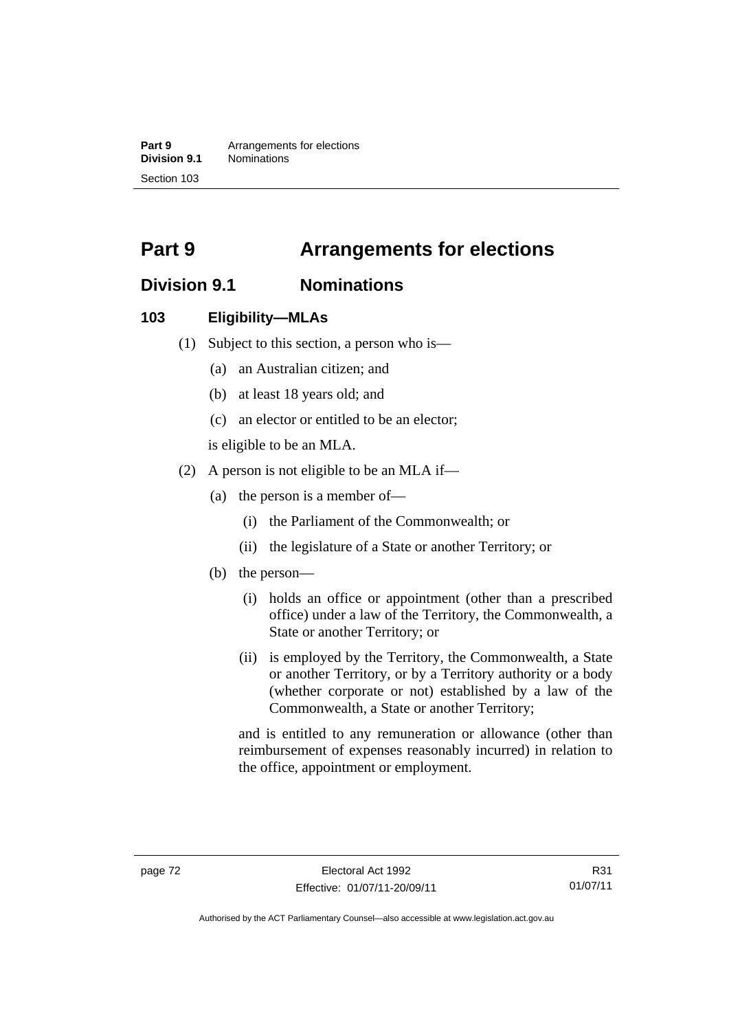# Part 9 Arrangements for elections

## Division 9.1 Nominations

### 103 Eligibility—MLAs

(1) Subject to this section, a person who is—

(a) an Australian citizen; and

(b) at least 18 years old; and

(c) an elector or entitled to be an elector;

is eligible to be an MLA.

(2) A person is not eligible to be an MLA if—

(a) the person is a member of—

(i) the Parliament of the Commonwealth; or

(ii) the legislature of a State or another Territory; or

(b) the person—

(i) holds an office or appointment (other than a prescribed office) under a law of the Territory, the Commonwealth, a State or another Territory; or

(ii) is employed by the Territory, the Commonwealth, a State or another Territory, or by a Territory authority or a body (whether corporate or not) established by a law of the Commonwealth, a State or another Territory;

and is entitled to any remuneration or allowance (other than reimbursement of expenses reasonably incurred) in relation to the office, appointment or employment.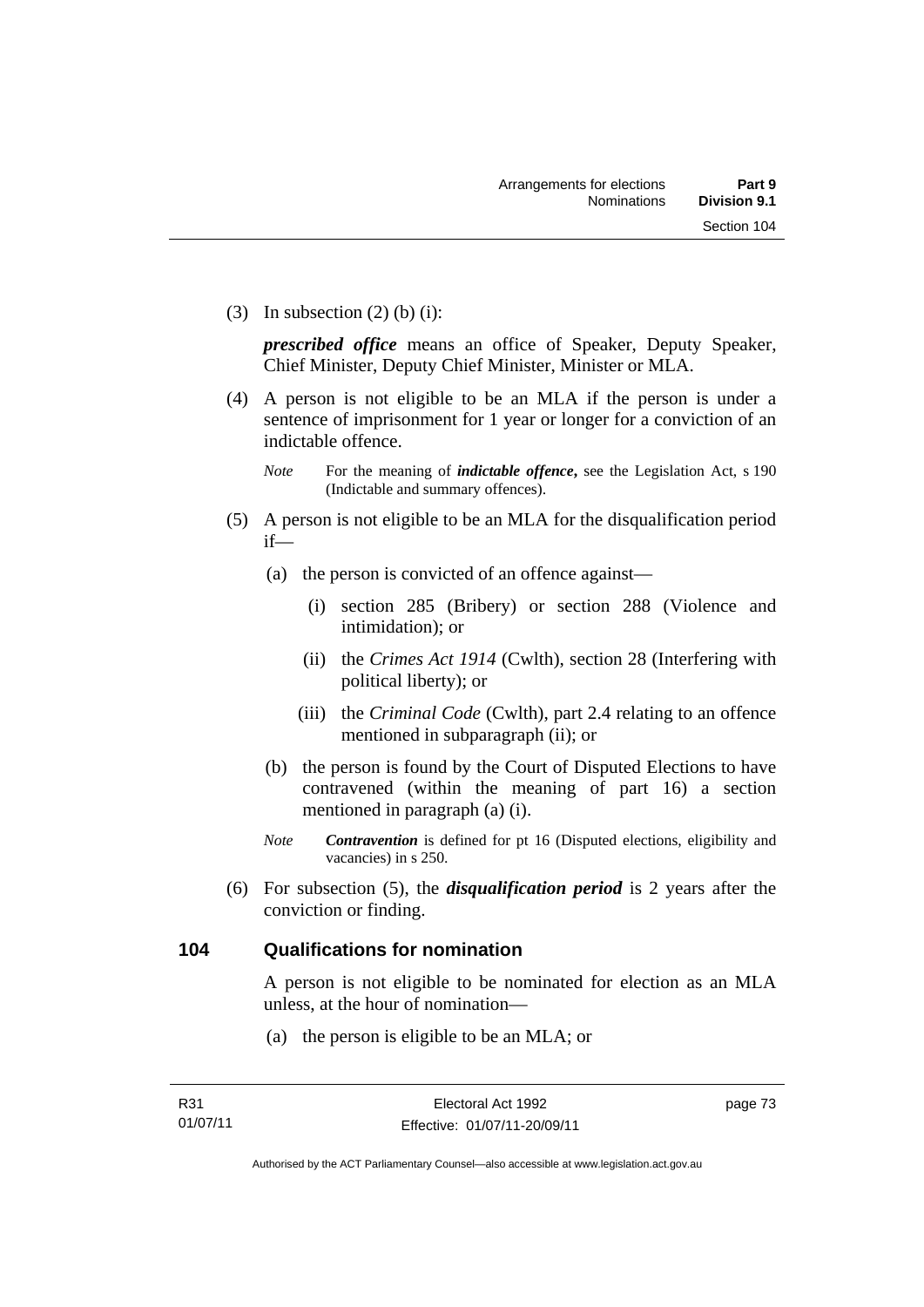(3) In subsection (2) (b) (i):

***prescribed office*** means an office of Speaker, Deputy Speaker, Chief Minister, Deputy Chief Minister, Minister or MLA.

(4) A person is not eligible to be an MLA if the person is under a sentence of imprisonment for 1 year or longer for a conviction of an indictable offence.

*Note* For the meaning of ***indictable offence*****,** see the Legislation Act, s 190 (Indictable and summary offences).

(5) A person is not eligible to be an MLA for the disqualification period if—

(a) the person is convicted of an offence against—

(i) section 285 (Bribery) or section 288 (Violence and intimidation); or

(ii) the *Crimes Act 1914* (Cwlth), section 28 (Interfering with political liberty); or

(iii) the *Criminal Code* (Cwlth), part 2.4 relating to an offence mentioned in subparagraph (ii); or

(b) the person is found by the Court of Disputed Elections to have contravened (within the meaning of part 16) a section mentioned in paragraph (a) (i).

*Note* ***Contravention*** is defined for pt 16 (Disputed elections, eligibility and vacancies) in s 250.

(6) For subsection (5), the ***disqualification period*** is 2 years after the conviction or finding.

## 104 Qualifications for nomination

A person is not eligible to be nominated for election as an MLA unless, at the hour of nomination—

(a) the person is eligible to be an MLA; or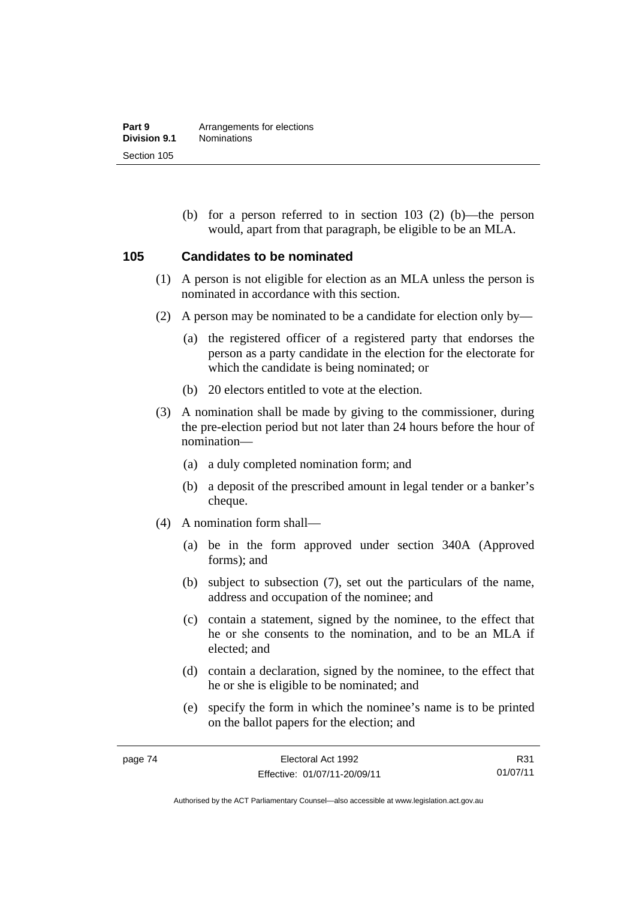(b) for a person referred to in section 103 (2) (b)—the person would, apart from that paragraph, be eligible to be an MLA.

## 105 Candidates to be nominated

(1) A person is not eligible for election as an MLA unless the person is nominated in accordance with this section.

(2) A person may be nominated to be a candidate for election only by—

(a) the registered officer of a registered party that endorses the person as a party candidate in the election for the electorate for which the candidate is being nominated; or

(b) 20 electors entitled to vote at the election.

(3) A nomination shall be made by giving to the commissioner, during the pre-election period but not later than 24 hours before the hour of nomination—

(a) a duly completed nomination form; and

(b) a deposit of the prescribed amount in legal tender or a banker's cheque.

(4) A nomination form shall—

(a) be in the form approved under section 340A (Approved forms); and

(b) subject to subsection (7), set out the particulars of the name, address and occupation of the nominee; and

(c) contain a statement, signed by the nominee, to the effect that he or she consents to the nomination, and to be an MLA if elected; and

(d) contain a declaration, signed by the nominee, to the effect that he or she is eligible to be nominated; and

(e) specify the form in which the nominee's name is to be printed on the ballot papers for the election; and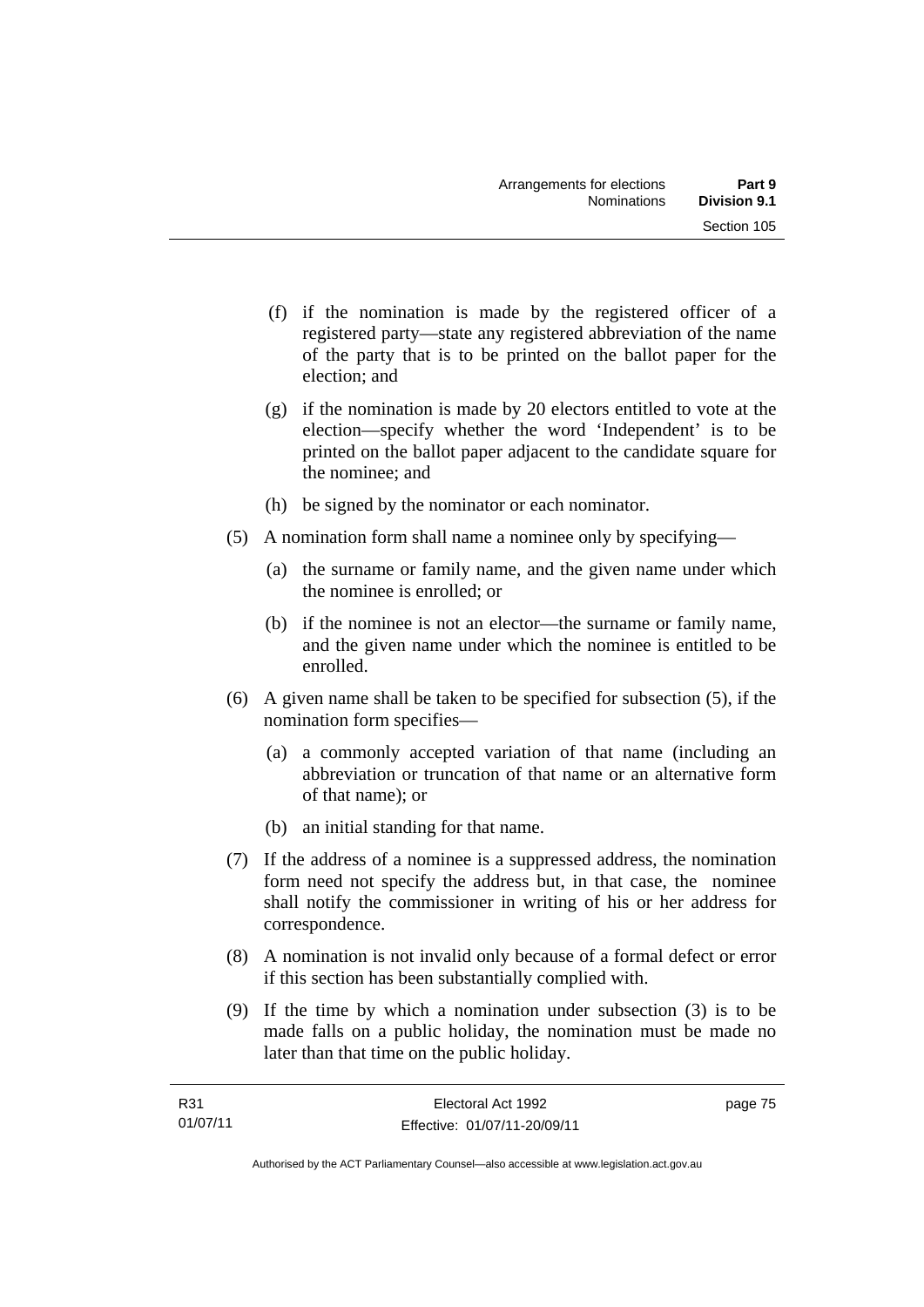(f) if the nomination is made by the registered officer of a registered party—state any registered abbreviation of the name of the party that is to be printed on the ballot paper for the election; and

(g) if the nomination is made by 20 electors entitled to vote at the election—specify whether the word 'Independent' is to be printed on the ballot paper adjacent to the candidate square for the nominee; and

(h) be signed by the nominator or each nominator.

(5) A nomination form shall name a nominee only by specifying—

(a) the surname or family name, and the given name under which the nominee is enrolled; or

(b) if the nominee is not an elector—the surname or family name, and the given name under which the nominee is entitled to be enrolled.

(6) A given name shall be taken to be specified for subsection (5), if the nomination form specifies—

(a) a commonly accepted variation of that name (including an abbreviation or truncation of that name or an alternative form of that name); or

(b) an initial standing for that name.

(7) If the address of a nominee is a suppressed address, the nomination form need not specify the address but, in that case, the nominee shall notify the commissioner in writing of his or her address for correspondence.

(8) A nomination is not invalid only because of a formal defect or error if this section has been substantially complied with.

(9) If the time by which a nomination under subsection (3) is to be made falls on a public holiday, the nomination must be made no later than that time on the public holiday.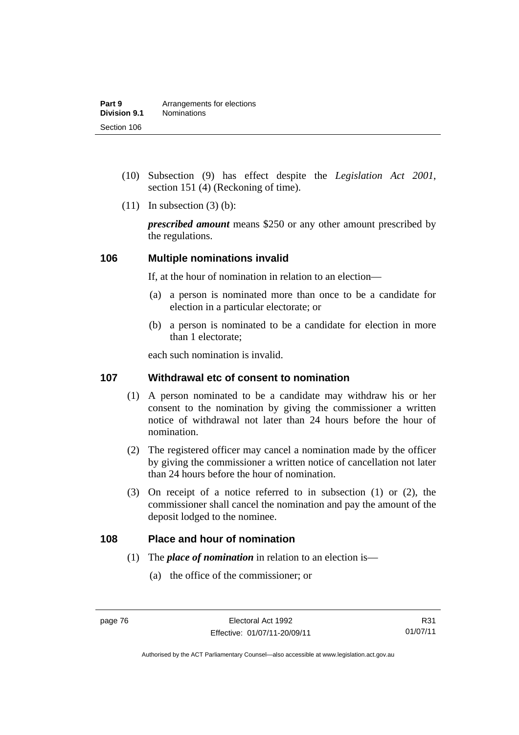(10) Subsection (9) has effect despite the *Legislation Act 2001*, section 151 (4) (Reckoning of time).

(11) In subsection (3) (b):

***prescribed amount*** means $250 or any other amount prescribed by the regulations.

### 106 Multiple nominations invalid

If, at the hour of nomination in relation to an election—

(a) a person is nominated more than once to be a candidate for election in a particular electorate; or

(b) a person is nominated to be a candidate for election in more than 1 electorate;

each such nomination is invalid.

### 107 Withdrawal etc of consent to nomination

(1) A person nominated to be a candidate may withdraw his or her consent to the nomination by giving the commissioner a written notice of withdrawal not later than 24 hours before the hour of nomination.

(2) The registered officer may cancel a nomination made by the officer by giving the commissioner a written notice of cancellation not later than 24 hours before the hour of nomination.

(3) On receipt of a notice referred to in subsection (1) or (2), the commissioner shall cancel the nomination and pay the amount of the deposit lodged to the nominee.

### 108 Place and hour of nomination

(1) The ***place of nomination*** in relation to an election is—

(a) the office of the commissioner; or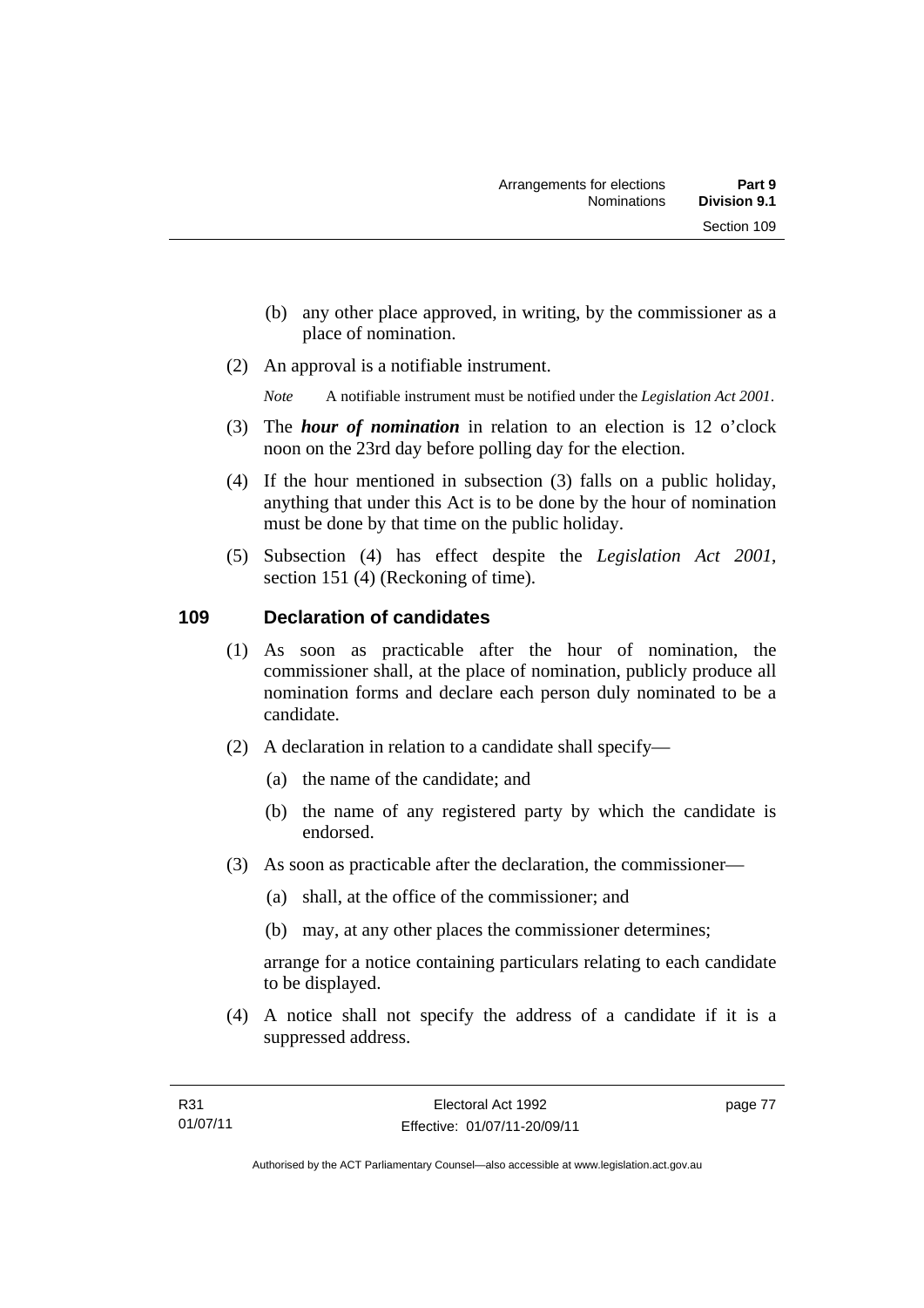(b) any other place approved, in writing, by the commissioner as a place of nomination.

(2) An approval is a notifiable instrument.

*Note* A notifiable instrument must be notified under the *Legislation Act 2001*.

(3) The ***hour of nomination*** in relation to an election is 12 o'clock noon on the 23rd day before polling day for the election.

(4) If the hour mentioned in subsection (3) falls on a public holiday, anything that under this Act is to be done by the hour of nomination must be done by that time on the public holiday.

(5) Subsection (4) has effect despite the *Legislation Act 2001*, section 151 (4) (Reckoning of time).

## 109 Declaration of candidates

(1) As soon as practicable after the hour of nomination, the commissioner shall, at the place of nomination, publicly produce all nomination forms and declare each person duly nominated to be a candidate.

(2) A declaration in relation to a candidate shall specify—

(a) the name of the candidate; and

(b) the name of any registered party by which the candidate is endorsed.

(3) As soon as practicable after the declaration, the commissioner—

(a) shall, at the office of the commissioner; and

(b) may, at any other places the commissioner determines;

arrange for a notice containing particulars relating to each candidate to be displayed.

(4) A notice shall not specify the address of a candidate if it is a suppressed address.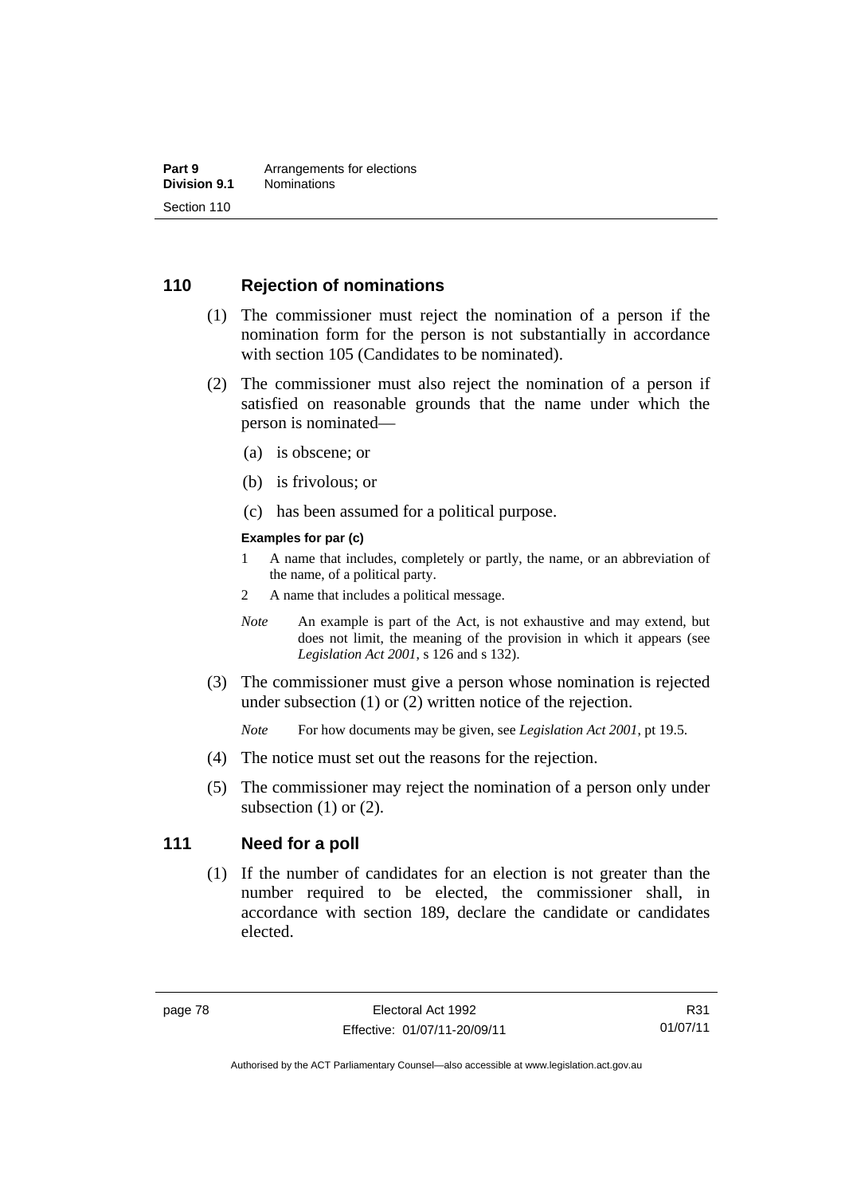## 110 Rejection of nominations

(1) The commissioner must reject the nomination of a person if the nomination form for the person is not substantially in accordance with section 105 (Candidates to be nominated).

(2) The commissioner must also reject the nomination of a person if satisfied on reasonable grounds that the name under which the person is nominated—

(a) is obscene; or

(b) is frivolous; or

(c) has been assumed for a political purpose.

**Examples for par (c)**

1 A name that includes, completely or partly, the name, or an abbreviation of the name, of a political party.

2 A name that includes a political message.

*Note* An example is part of the Act, is not exhaustive and may extend, but does not limit, the meaning of the provision in which it appears (see *Legislation Act 2001*, s 126 and s 132).

(3) The commissioner must give a person whose nomination is rejected under subsection (1) or (2) written notice of the rejection.

*Note* For how documents may be given, see *Legislation Act 2001*, pt 19.5.

(4) The notice must set out the reasons for the rejection.

(5) The commissioner may reject the nomination of a person only under subsection (1) or (2).

## 111 Need for a poll

(1) If the number of candidates for an election is not greater than the number required to be elected, the commissioner shall, in accordance with section 189, declare the candidate or candidates elected.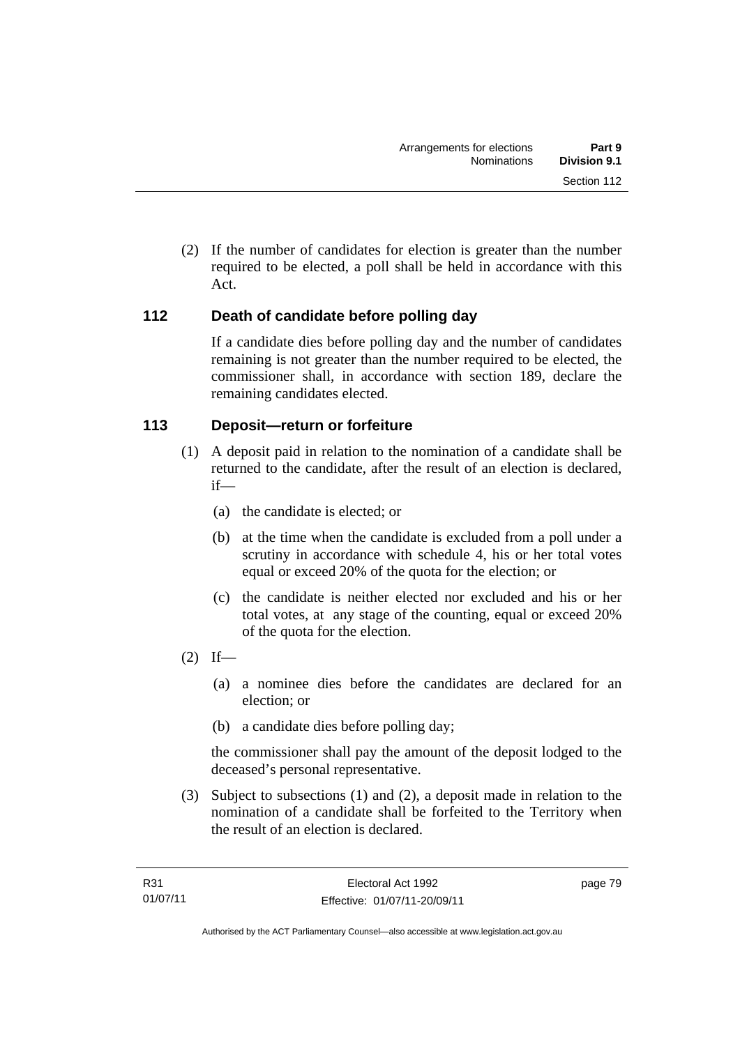(2) If the number of candidates for election is greater than the number required to be elected, a poll shall be held in accordance with this Act.

## 112 Death of candidate before polling day

If a candidate dies before polling day and the number of candidates remaining is not greater than the number required to be elected, the commissioner shall, in accordance with section 189, declare the remaining candidates elected.

## 113 Deposit—return or forfeiture

(1) A deposit paid in relation to the nomination of a candidate shall be returned to the candidate, after the result of an election is declared, if—

(a) the candidate is elected; or

(b) at the time when the candidate is excluded from a poll under a scrutiny in accordance with schedule 4, his or her total votes equal or exceed 20% of the quota for the election; or

(c) the candidate is neither elected nor excluded and his or her total votes, at any stage of the counting, equal or exceed 20% of the quota for the election.

(2) If—

(a) a nominee dies before the candidates are declared for an election; or

(b) a candidate dies before polling day;

the commissioner shall pay the amount of the deposit lodged to the deceased's personal representative.

(3) Subject to subsections (1) and (2), a deposit made in relation to the nomination of a candidate shall be forfeited to the Territory when the result of an election is declared.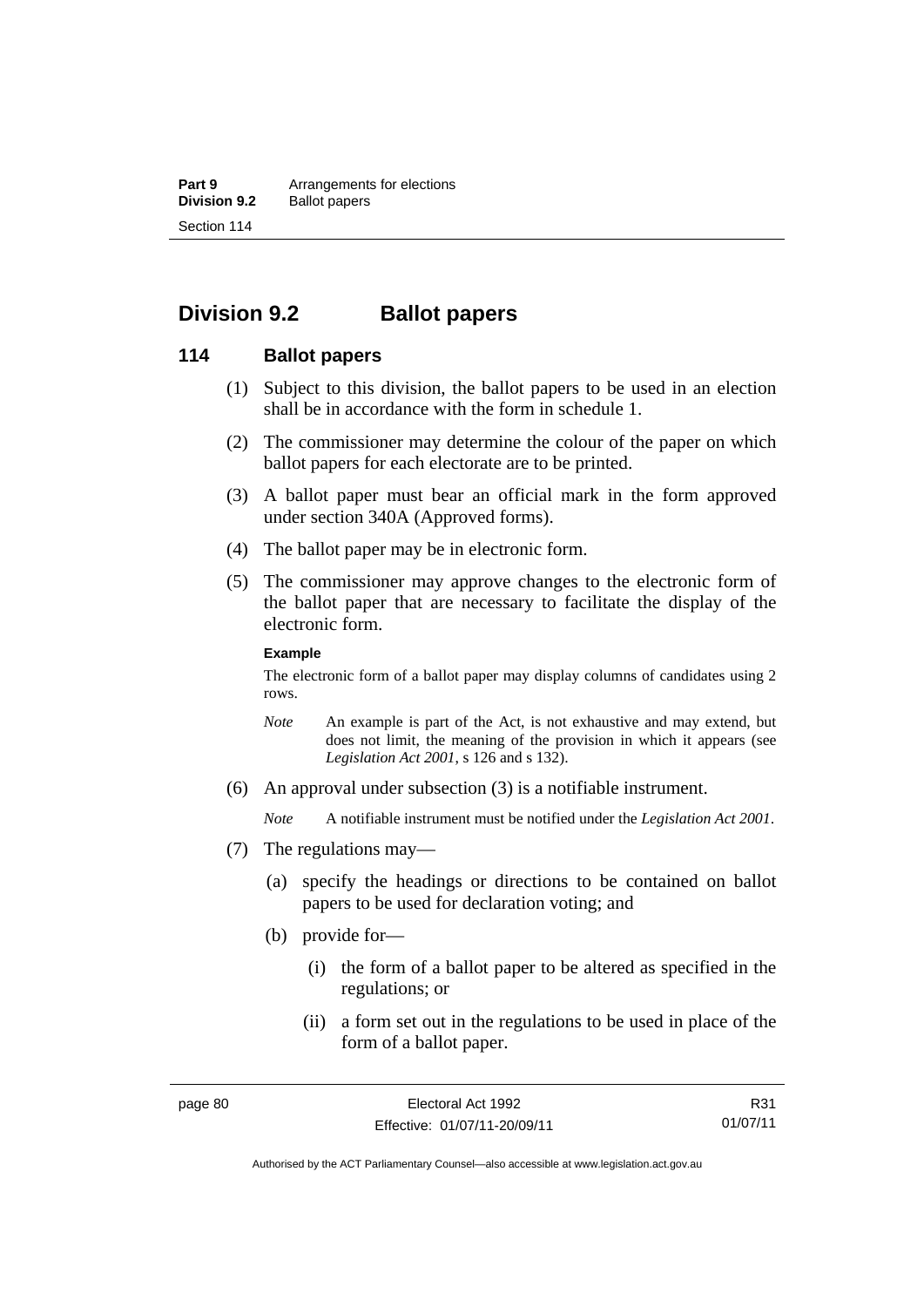## Division 9.2 Ballot papers

### 114 Ballot papers

(1) Subject to this division, the ballot papers to be used in an election shall be in accordance with the form in schedule 1.

(2) The commissioner may determine the colour of the paper on which ballot papers for each electorate are to be printed.

(3) A ballot paper must bear an official mark in the form approved under section 340A (Approved forms).

(4) The ballot paper may be in electronic form.

(5) The commissioner may approve changes to the electronic form of the ballot paper that are necessary to facilitate the display of the electronic form.

**Example**

The electronic form of a ballot paper may display columns of candidates using 2 rows.

*Note* An example is part of the Act, is not exhaustive and may extend, but does not limit, the meaning of the provision in which it appears (see *Legislation Act 2001*, s 126 and s 132).

(6) An approval under subsection (3) is a notifiable instrument.

*Note* A notifiable instrument must be notified under the *Legislation Act 2001*.

(7) The regulations may—

(a) specify the headings or directions to be contained on ballot papers to be used for declaration voting; and

(b) provide for—

(i) the form of a ballot paper to be altered as specified in the regulations; or

(ii) a form set out in the regulations to be used in place of the form of a ballot paper.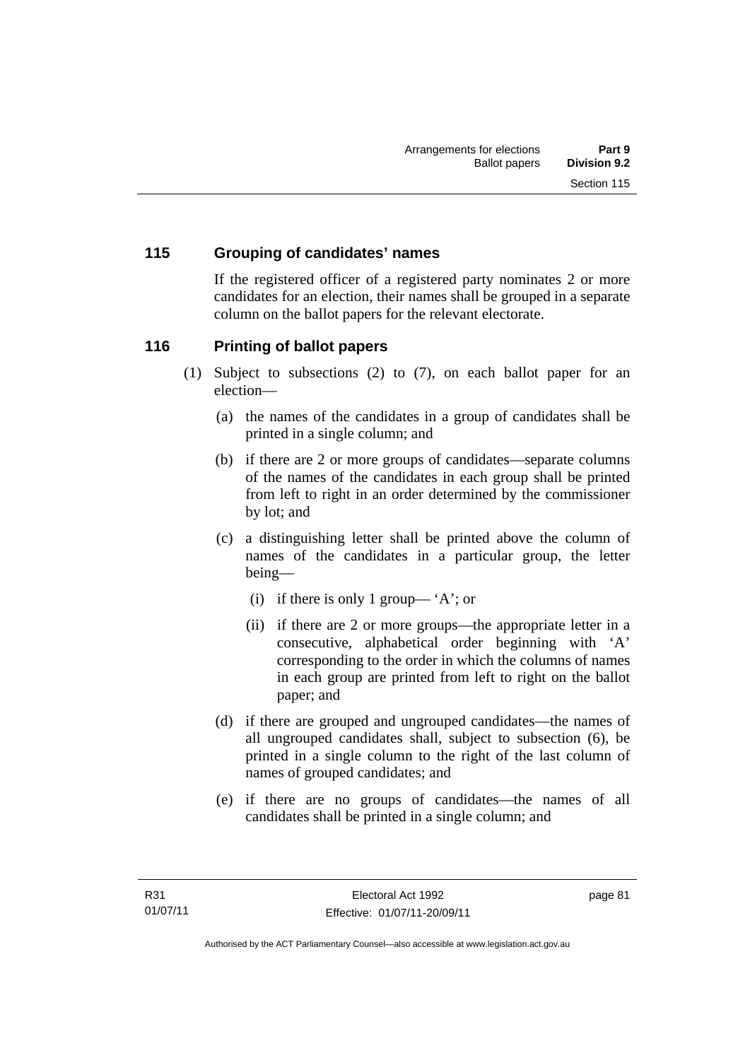## 115 Grouping of candidates' names

If the registered officer of a registered party nominates 2 or more candidates for an election, their names shall be grouped in a separate column on the ballot papers for the relevant electorate.

## 116 Printing of ballot papers

(1) Subject to subsections (2) to (7), on each ballot paper for an election—

(a) the names of the candidates in a group of candidates shall be printed in a single column; and

(b) if there are 2 or more groups of candidates—separate columns of the names of the candidates in each group shall be printed from left to right in an order determined by the commissioner by lot; and

(c) a distinguishing letter shall be printed above the column of names of the candidates in a particular group, the letter being—

(i) if there is only 1 group— 'A'; or

(ii) if there are 2 or more groups—the appropriate letter in a consecutive, alphabetical order beginning with 'A' corresponding to the order in which the columns of names in each group are printed from left to right on the ballot paper; and

(d) if there are grouped and ungrouped candidates—the names of all ungrouped candidates shall, subject to subsection (6), be printed in a single column to the right of the last column of names of grouped candidates; and

(e) if there are no groups of candidates—the names of all candidates shall be printed in a single column; and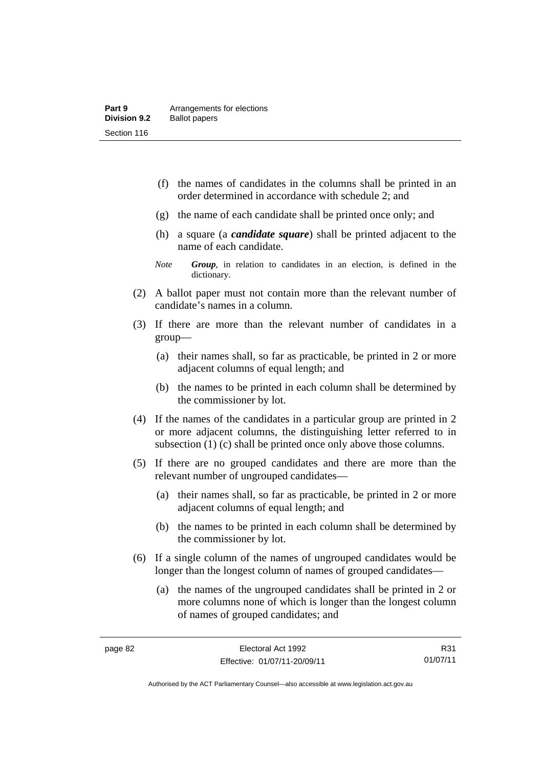(f) the names of candidates in the columns shall be printed in an order determined in accordance with schedule 2; and

(g) the name of each candidate shall be printed once only; and

(h) a square (a ***candidate square***) shall be printed adjacent to the name of each candidate.

*Note* ***Group***, in relation to candidates in an election, is defined in the dictionary.

(2) A ballot paper must not contain more than the relevant number of candidate's names in a column.

(3) If there are more than the relevant number of candidates in a group—

(a) their names shall, so far as practicable, be printed in 2 or more adjacent columns of equal length; and

(b) the names to be printed in each column shall be determined by the commissioner by lot.

(4) If the names of the candidates in a particular group are printed in 2 or more adjacent columns, the distinguishing letter referred to in subsection (1) (c) shall be printed once only above those columns.

(5) If there are no grouped candidates and there are more than the relevant number of ungrouped candidates—

(a) their names shall, so far as practicable, be printed in 2 or more adjacent columns of equal length; and

(b) the names to be printed in each column shall be determined by the commissioner by lot.

(6) If a single column of the names of ungrouped candidates would be longer than the longest column of names of grouped candidates—

(a) the names of the ungrouped candidates shall be printed in 2 or more columns none of which is longer than the longest column of names of grouped candidates; and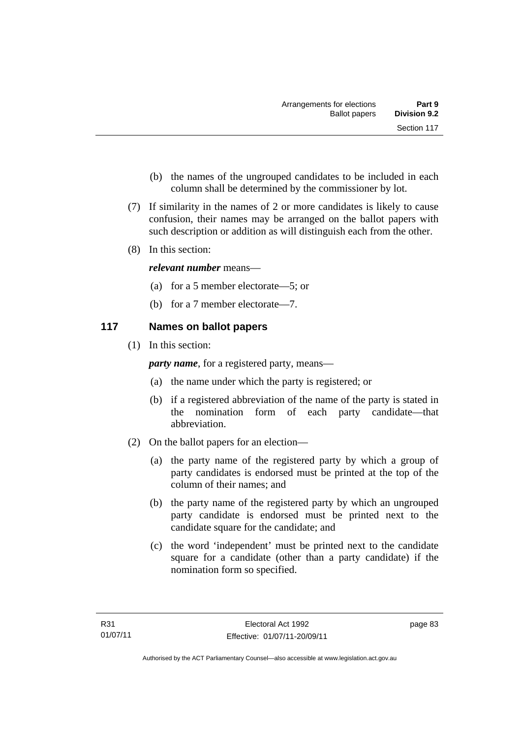(b) the names of the ungrouped candidates to be included in each column shall be determined by the commissioner by lot.

(7) If similarity in the names of 2 or more candidates is likely to cause confusion, their names may be arranged on the ballot papers with such description or addition as will distinguish each from the other.

(8) In this section:

***relevant number*** means—

(a) for a 5 member electorate—5; or

(b) for a 7 member electorate—7.

## 117 Names on ballot papers

(1) In this section:

***party name***, for a registered party, means—

(a) the name under which the party is registered; or

(b) if a registered abbreviation of the name of the party is stated in the nomination form of each party candidate—that abbreviation.

(2) On the ballot papers for an election—

(a) the party name of the registered party by which a group of party candidates is endorsed must be printed at the top of the column of their names; and

(b) the party name of the registered party by which an ungrouped party candidate is endorsed must be printed next to the candidate square for the candidate; and

(c) the word 'independent' must be printed next to the candidate square for a candidate (other than a party candidate) if the nomination form so specified.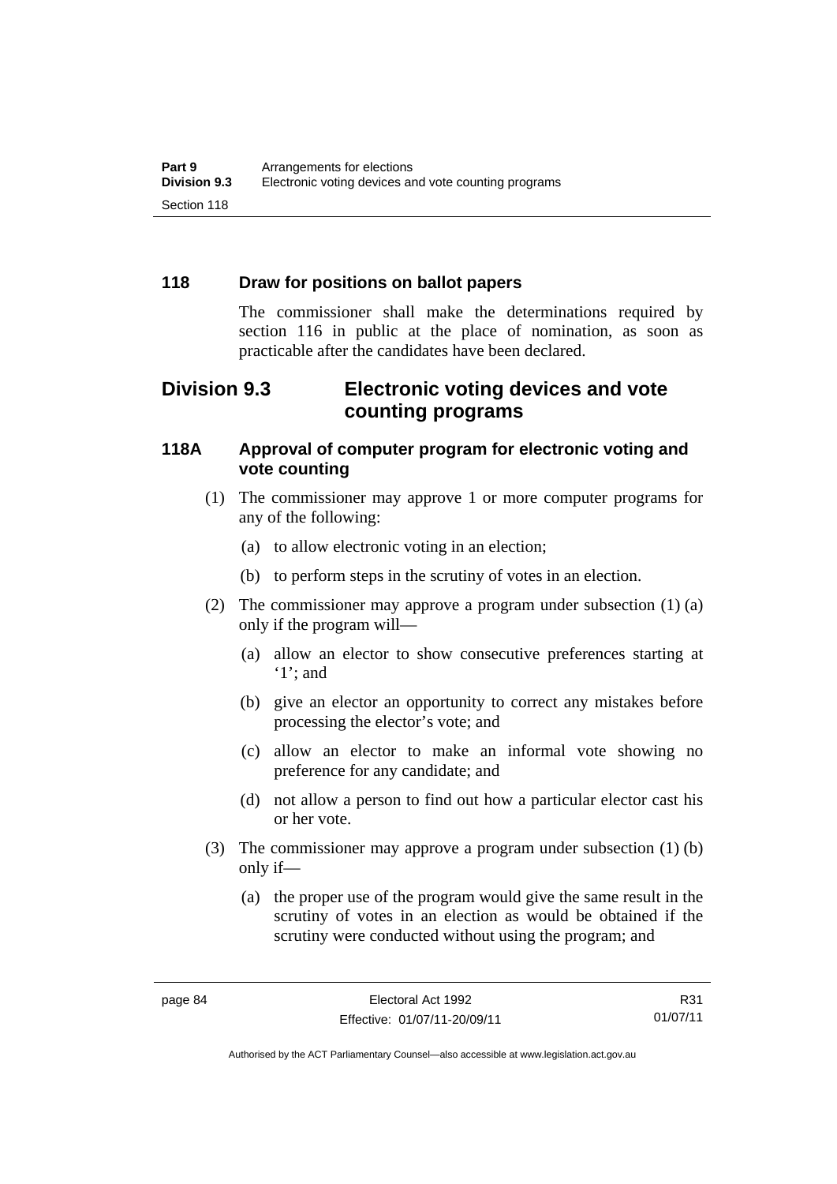### 118 Draw for positions on ballot papers

The commissioner shall make the determinations required by section 116 in public at the place of nomination, as soon as practicable after the candidates have been declared.

## Division 9.3 Electronic voting devices and vote counting programs

### 118A Approval of computer program for electronic voting and vote counting

(1) The commissioner may approve 1 or more computer programs for any of the following:

(a) to allow electronic voting in an election;

(b) to perform steps in the scrutiny of votes in an election.

(2) The commissioner may approve a program under subsection (1) (a) only if the program will—

(a) allow an elector to show consecutive preferences starting at '1'; and

(b) give an elector an opportunity to correct any mistakes before processing the elector's vote; and

(c) allow an elector to make an informal vote showing no preference for any candidate; and

(d) not allow a person to find out how a particular elector cast his or her vote.

(3) The commissioner may approve a program under subsection (1) (b) only if—

(a) the proper use of the program would give the same result in the scrutiny of votes in an election as would be obtained if the scrutiny were conducted without using the program; and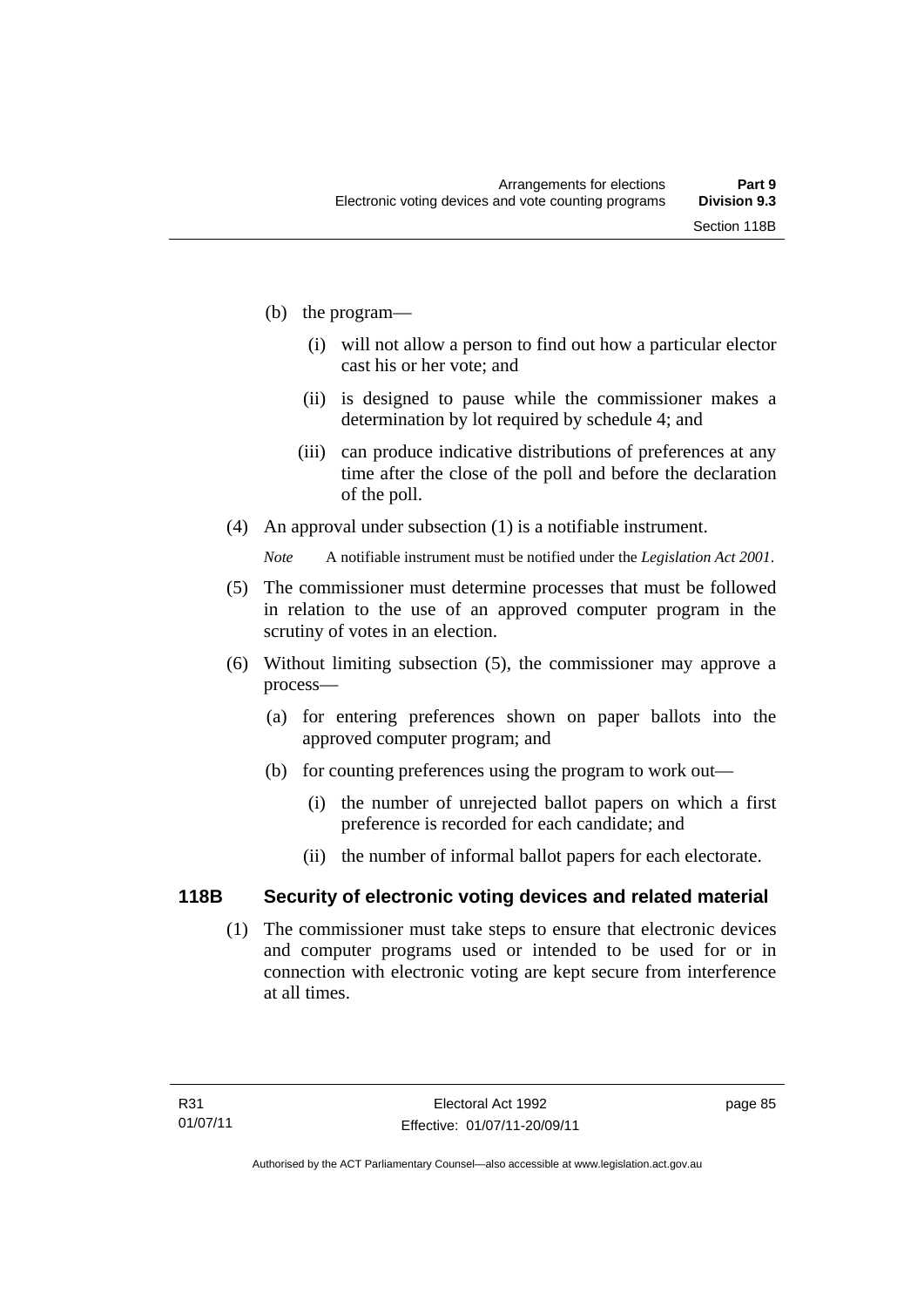(b) the program—

  (i) will not allow a person to find out how a particular elector cast his or her vote; and

  (ii) is designed to pause while the commissioner makes a determination by lot required by schedule 4; and

  (iii) can produce indicative distributions of preferences at any time after the close of the poll and before the declaration of the poll.

(4) An approval under subsection (1) is a notifiable instrument.

*Note* A notifiable instrument must be notified under the *Legislation Act 2001*.

(5) The commissioner must determine processes that must be followed in relation to the use of an approved computer program in the scrutiny of votes in an election.

(6) Without limiting subsection (5), the commissioner may approve a process—

  (a) for entering preferences shown on paper ballots into the approved computer program; and

  (b) for counting preferences using the program to work out—

    (i) the number of unrejected ballot papers on which a first preference is recorded for each candidate; and

    (ii) the number of informal ballot papers for each electorate.

### 118B Security of electronic voting devices and related material

(1) The commissioner must take steps to ensure that electronic devices and computer programs used or intended to be used for or in connection with electronic voting are kept secure from interference at all times.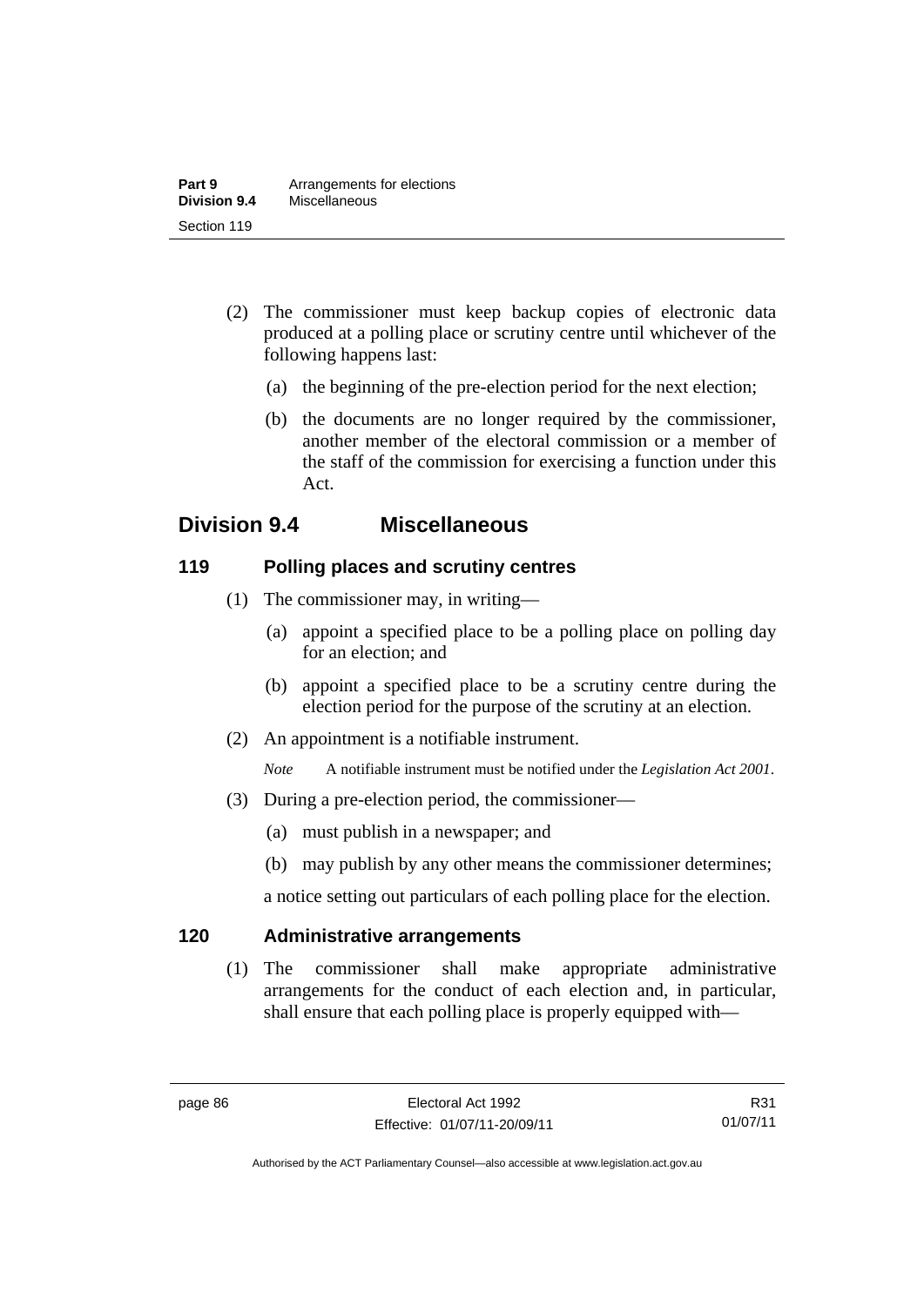(2) The commissioner must keep backup copies of electronic data produced at a polling place or scrutiny centre until whichever of the following happens last:

(a) the beginning of the pre-election period for the next election;

(b) the documents are no longer required by the commissioner, another member of the electoral commission or a member of the staff of the commission for exercising a function under this Act.

## Division 9.4 Miscellaneous

### 119 Polling places and scrutiny centres

(1) The commissioner may, in writing—

(a) appoint a specified place to be a polling place on polling day for an election; and

(b) appoint a specified place to be a scrutiny centre during the election period for the purpose of the scrutiny at an election.

(2) An appointment is a notifiable instrument.

*Note* A notifiable instrument must be notified under the *Legislation Act 2001*.

(3) During a pre-election period, the commissioner—

(a) must publish in a newspaper; and

(b) may publish by any other means the commissioner determines;

a notice setting out particulars of each polling place for the election.

### 120 Administrative arrangements

(1) The commissioner shall make appropriate administrative arrangements for the conduct of each election and, in particular, shall ensure that each polling place is properly equipped with—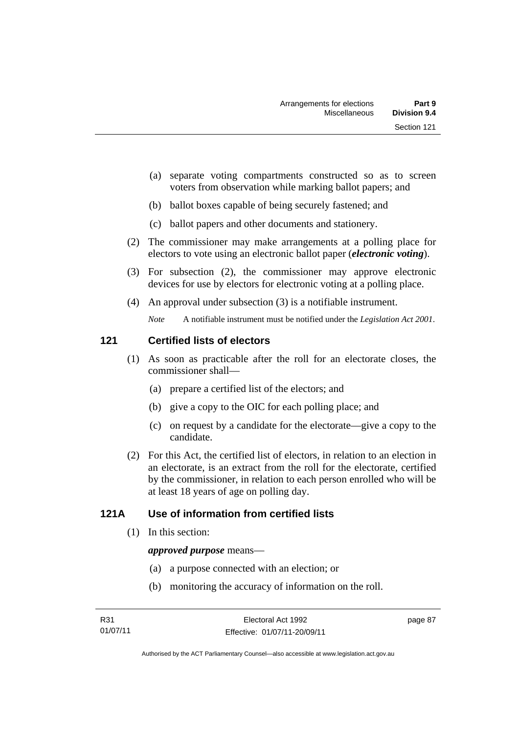(a) separate voting compartments constructed so as to screen voters from observation while marking ballot papers; and

(b) ballot boxes capable of being securely fastened; and

(c) ballot papers and other documents and stationery.

(2) The commissioner may make arrangements at a polling place for electors to vote using an electronic ballot paper (***electronic voting***).

(3) For subsection (2), the commissioner may approve electronic devices for use by electors for electronic voting at a polling place.

(4) An approval under subsection (3) is a notifiable instrument.

*Note* A notifiable instrument must be notified under the *Legislation Act 2001*.

## 121 Certified lists of electors

(1) As soon as practicable after the roll for an electorate closes, the commissioner shall—

(a) prepare a certified list of the electors; and

(b) give a copy to the OIC for each polling place; and

(c) on request by a candidate for the electorate—give a copy to the candidate.

(2) For this Act, the certified list of electors, in relation to an election in an electorate, is an extract from the roll for the electorate, certified by the commissioner, in relation to each person enrolled who will be at least 18 years of age on polling day.

## 121A Use of information from certified lists

(1) In this section:

***approved purpose*** means—

(a) a purpose connected with an election; or

(b) monitoring the accuracy of information on the roll.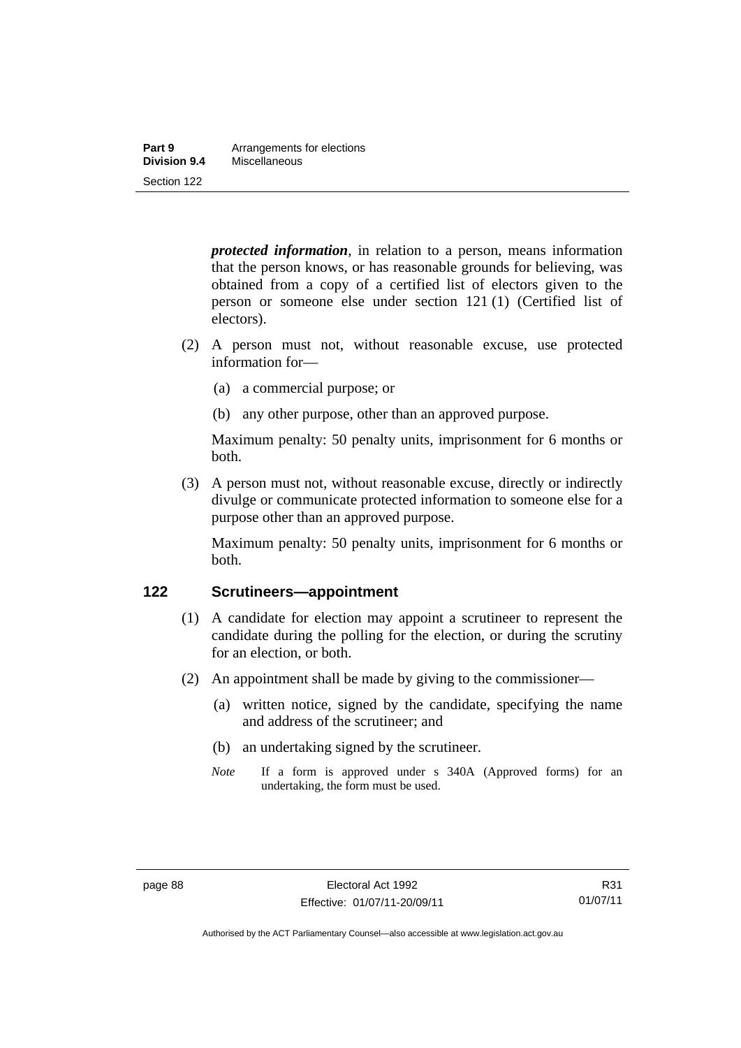***protected information***, in relation to a person, means information that the person knows, or has reasonable grounds for believing, was obtained from a copy of a certified list of electors given to the person or someone else under section 121 (1) (Certified list of electors).

(2) A person must not, without reasonable excuse, use protected information for—

(a) a commercial purpose; or

(b) any other purpose, other than an approved purpose.

Maximum penalty: 50 penalty units, imprisonment for 6 months or both.

(3) A person must not, without reasonable excuse, directly or indirectly divulge or communicate protected information to someone else for a purpose other than an approved purpose.

Maximum penalty: 50 penalty units, imprisonment for 6 months or both.

## 122 Scrutineers—appointment

(1) A candidate for election may appoint a scrutineer to represent the candidate during the polling for the election, or during the scrutiny for an election, or both.

(2) An appointment shall be made by giving to the commissioner—

(a) written notice, signed by the candidate, specifying the name and address of the scrutineer; and

(b) an undertaking signed by the scrutineer.

*Note* If a form is approved under s 340A (Approved forms) for an undertaking, the form must be used.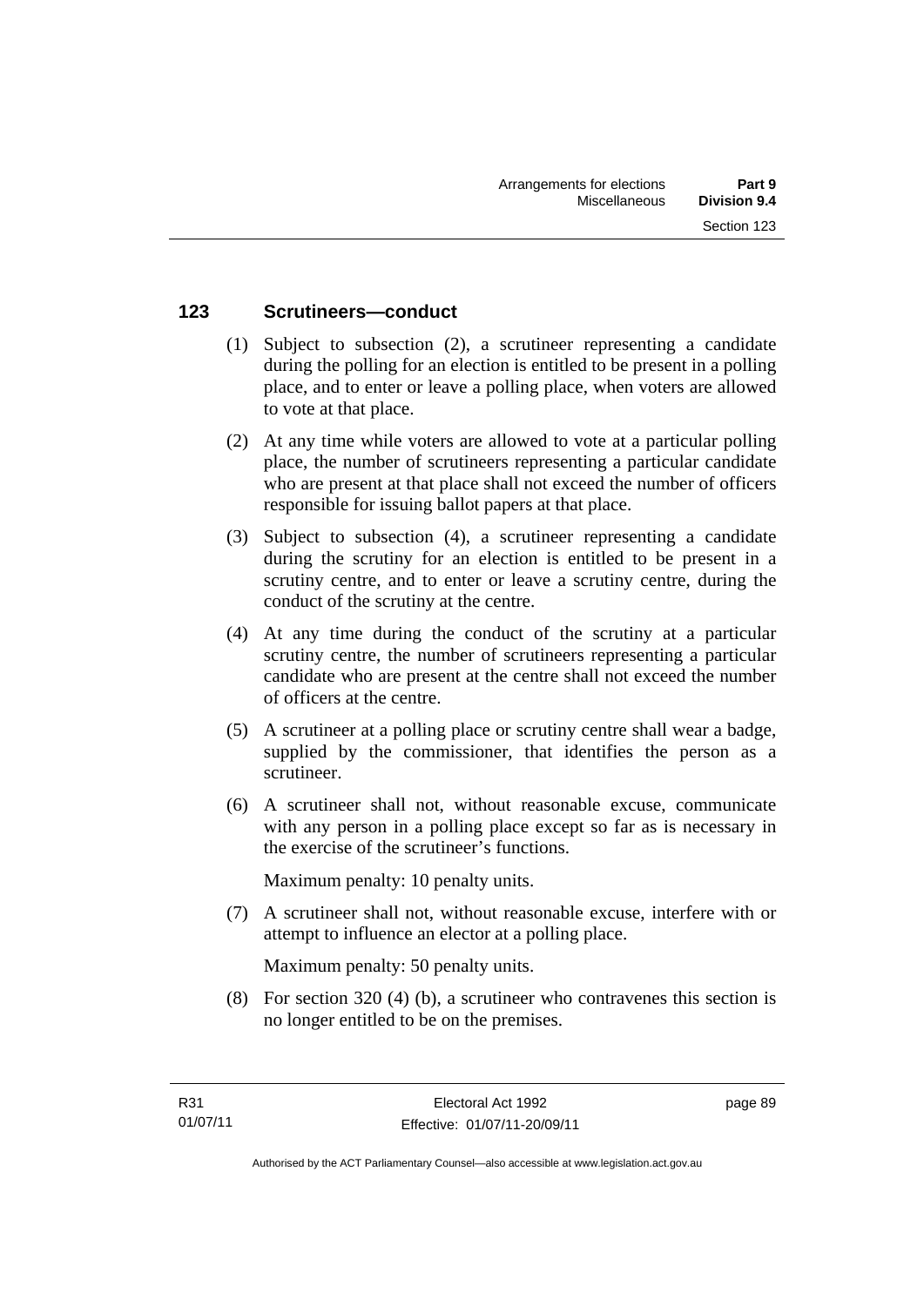## 123 Scrutineers—conduct

(1) Subject to subsection (2), a scrutineer representing a candidate during the polling for an election is entitled to be present in a polling place, and to enter or leave a polling place, when voters are allowed to vote at that place.

(2) At any time while voters are allowed to vote at a particular polling place, the number of scrutineers representing a particular candidate who are present at that place shall not exceed the number of officers responsible for issuing ballot papers at that place.

(3) Subject to subsection (4), a scrutineer representing a candidate during the scrutiny for an election is entitled to be present in a scrutiny centre, and to enter or leave a scrutiny centre, during the conduct of the scrutiny at the centre.

(4) At any time during the conduct of the scrutiny at a particular scrutiny centre, the number of scrutineers representing a particular candidate who are present at the centre shall not exceed the number of officers at the centre.

(5) A scrutineer at a polling place or scrutiny centre shall wear a badge, supplied by the commissioner, that identifies the person as a scrutineer.

(6) A scrutineer shall not, without reasonable excuse, communicate with any person in a polling place except so far as is necessary in the exercise of the scrutineer's functions.

Maximum penalty: 10 penalty units.

(7) A scrutineer shall not, without reasonable excuse, interfere with or attempt to influence an elector at a polling place.

Maximum penalty: 50 penalty units.

(8) For section 320 (4) (b), a scrutineer who contravenes this section is no longer entitled to be on the premises.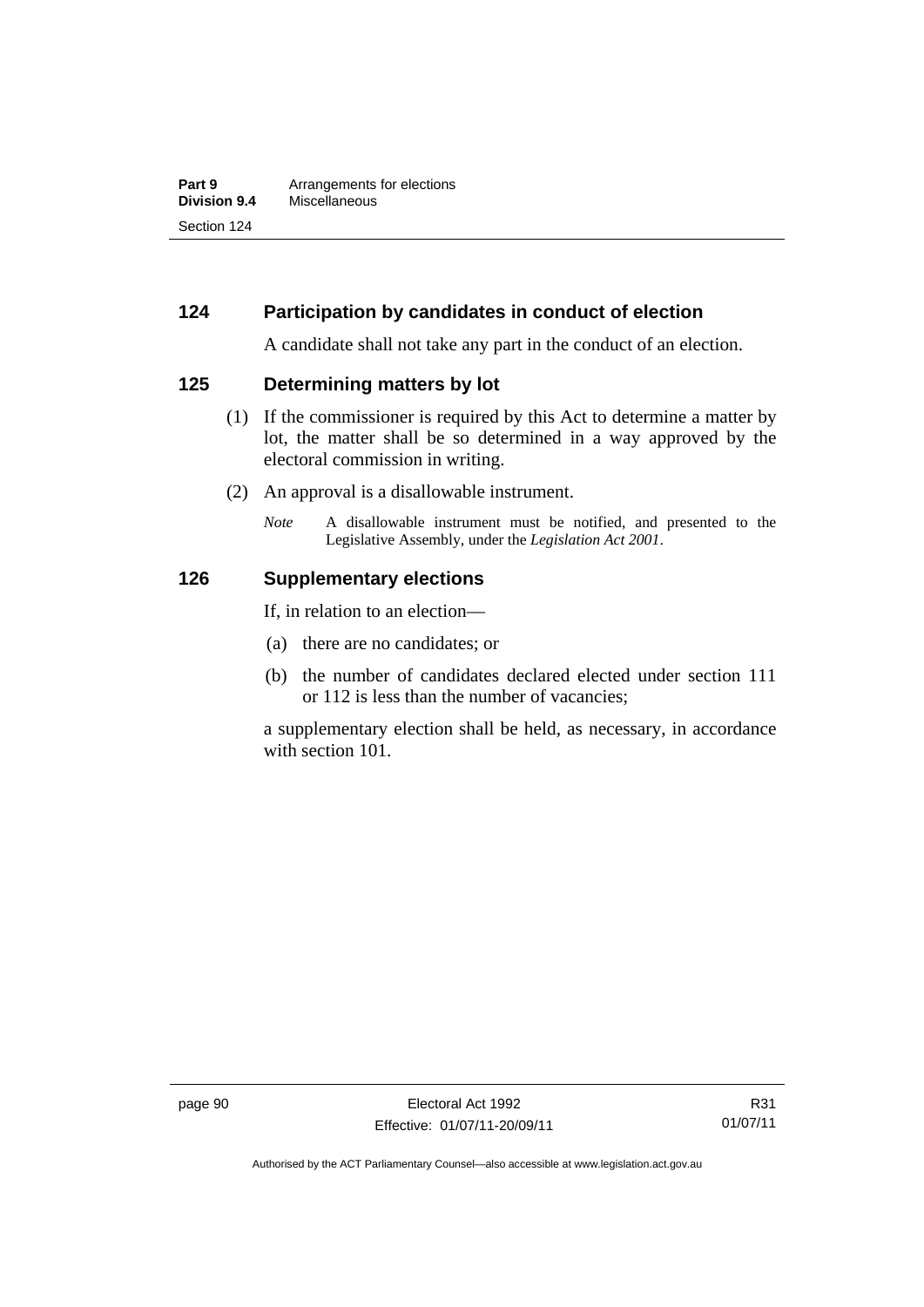## 124 Participation by candidates in conduct of election

A candidate shall not take any part in the conduct of an election.

## 125 Determining matters by lot

(1) If the commissioner is required by this Act to determine a matter by lot, the matter shall be so determined in a way approved by the electoral commission in writing.

(2) An approval is a disallowable instrument.

*Note* A disallowable instrument must be notified, and presented to the Legislative Assembly, under the *Legislation Act 2001*.

## 126 Supplementary elections

If, in relation to an election—

(a) there are no candidates; or

(b) the number of candidates declared elected under section 111 or 112 is less than the number of vacancies;

a supplementary election shall be held, as necessary, in accordance with section 101.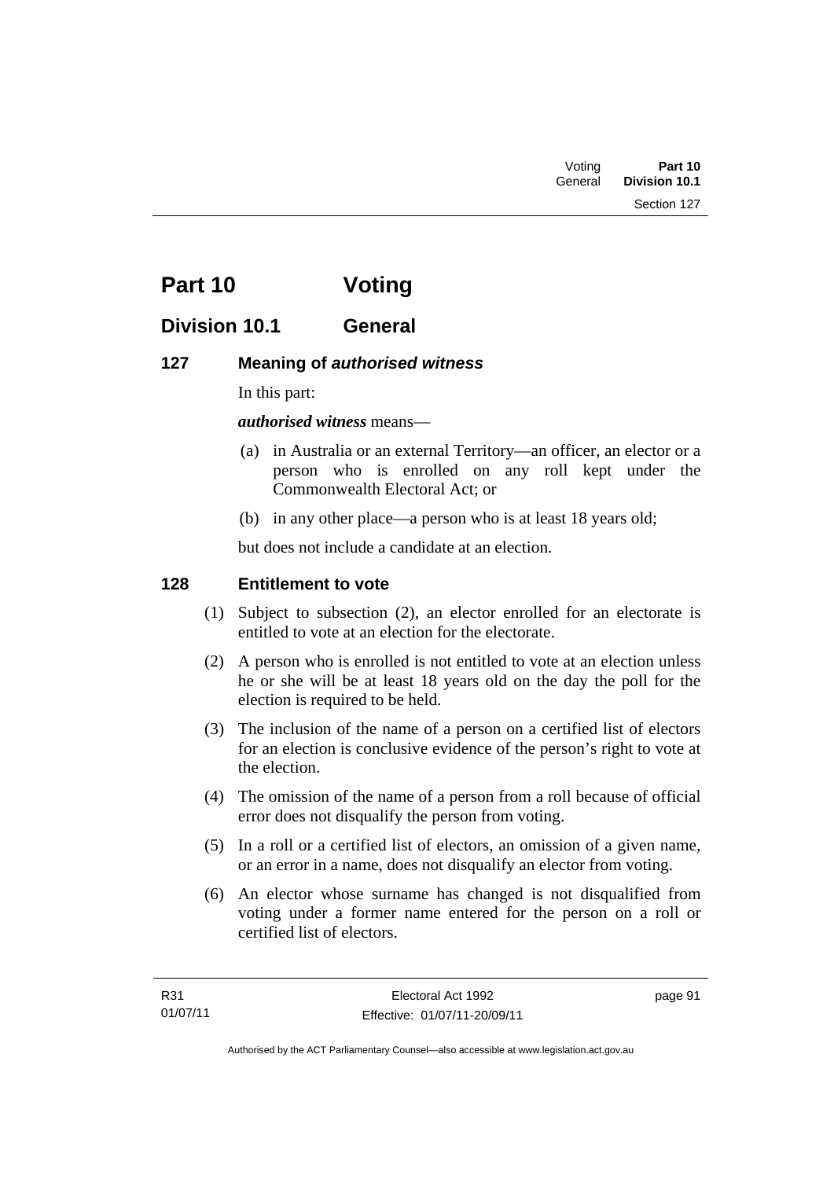# Part 10 Voting

## Division 10.1 General

### 127 Meaning of *authorised witness*

In this part:

***authorised witness*** means—

(a) in Australia or an external Territory—an officer, an elector or a person who is enrolled on any roll kept under the Commonwealth Electoral Act; or

(b) in any other place—a person who is at least 18 years old;

but does not include a candidate at an election.

### 128 Entitlement to vote

(1) Subject to subsection (2), an elector enrolled for an electorate is entitled to vote at an election for the electorate.

(2) A person who is enrolled is not entitled to vote at an election unless he or she will be at least 18 years old on the day the poll for the election is required to be held.

(3) The inclusion of the name of a person on a certified list of electors for an election is conclusive evidence of the person's right to vote at the election.

(4) The omission of the name of a person from a roll because of official error does not disqualify the person from voting.

(5) In a roll or a certified list of electors, an omission of a given name, or an error in a name, does not disqualify an elector from voting.

(6) An elector whose surname has changed is not disqualified from voting under a former name entered for the person on a roll or certified list of electors.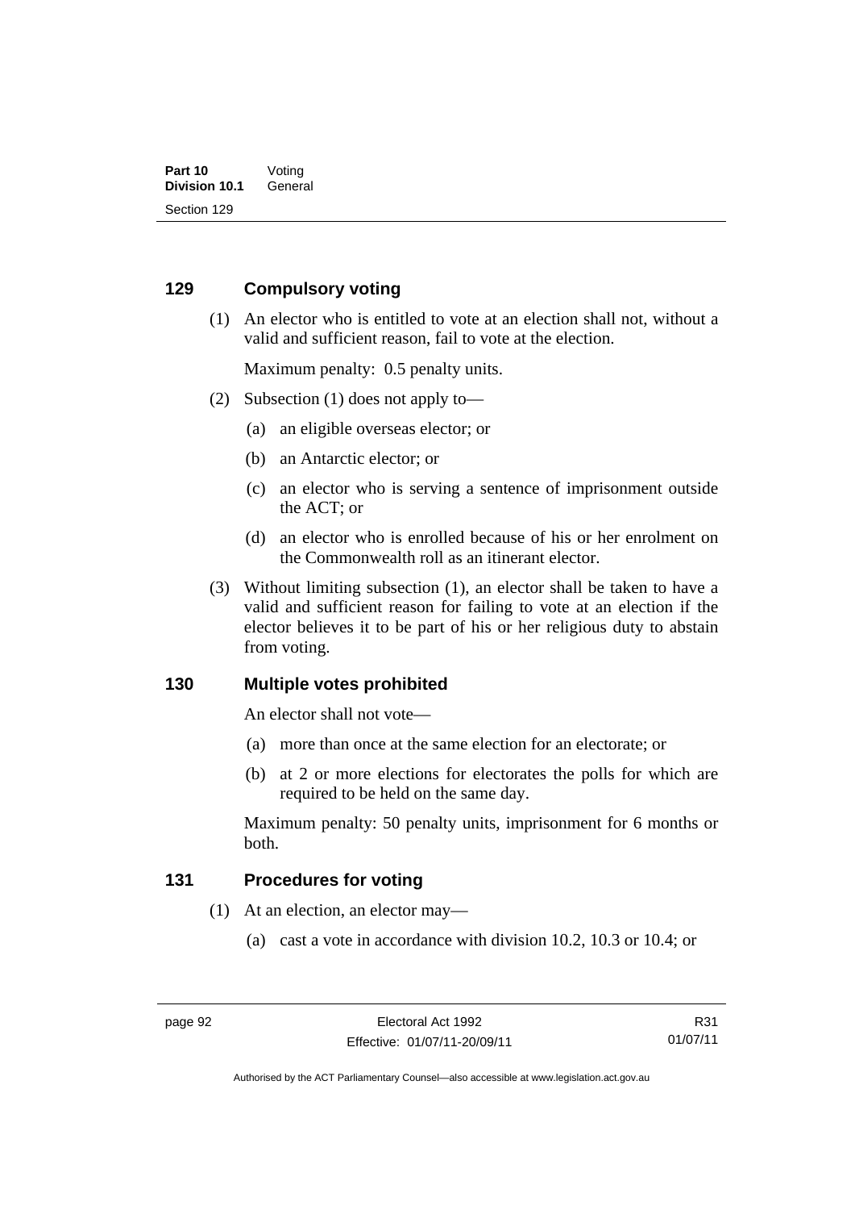## 129 Compulsory voting

(1) An elector who is entitled to vote at an election shall not, without a valid and sufficient reason, fail to vote at the election.

Maximum penalty: 0.5 penalty units.

(2) Subsection (1) does not apply to—

(a) an eligible overseas elector; or

(b) an Antarctic elector; or

(c) an elector who is serving a sentence of imprisonment outside the ACT; or

(d) an elector who is enrolled because of his or her enrolment on the Commonwealth roll as an itinerant elector.

(3) Without limiting subsection (1), an elector shall be taken to have a valid and sufficient reason for failing to vote at an election if the elector believes it to be part of his or her religious duty to abstain from voting.

## 130 Multiple votes prohibited

An elector shall not vote—

(a) more than once at the same election for an electorate; or

(b) at 2 or more elections for electorates the polls for which are required to be held on the same day.

Maximum penalty: 50 penalty units, imprisonment for 6 months or both.

## 131 Procedures for voting

(1) At an election, an elector may—

(a) cast a vote in accordance with division 10.2, 10.3 or 10.4; or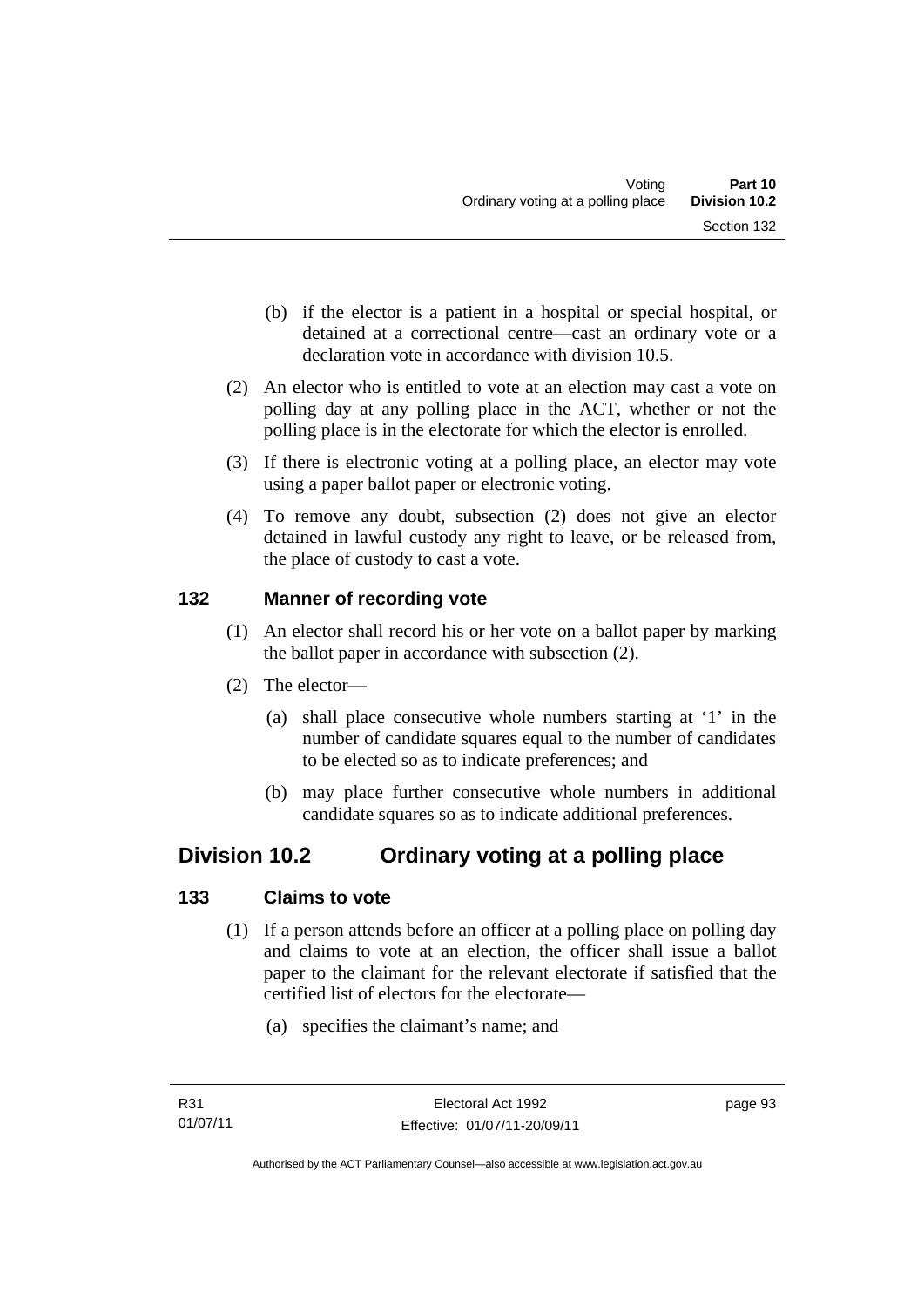(b) if the elector is a patient in a hospital or special hospital, or detained at a correctional centre—cast an ordinary vote or a declaration vote in accordance with division 10.5.

(2) An elector who is entitled to vote at an election may cast a vote on polling day at any polling place in the ACT, whether or not the polling place is in the electorate for which the elector is enrolled.

(3) If there is electronic voting at a polling place, an elector may vote using a paper ballot paper or electronic voting.

(4) To remove any doubt, subsection (2) does not give an elector detained in lawful custody any right to leave, or be released from, the place of custody to cast a vote.

### 132 Manner of recording vote

(1) An elector shall record his or her vote on a ballot paper by marking the ballot paper in accordance with subsection (2).

(2) The elector—

(a) shall place consecutive whole numbers starting at '1' in the number of candidate squares equal to the number of candidates to be elected so as to indicate preferences; and

(b) may place further consecutive whole numbers in additional candidate squares so as to indicate additional preferences.

## Division 10.2 Ordinary voting at a polling place

### 133 Claims to vote

(1) If a person attends before an officer at a polling place on polling day and claims to vote at an election, the officer shall issue a ballot paper to the claimant for the relevant electorate if satisfied that the certified list of electors for the electorate—

(a) specifies the claimant's name; and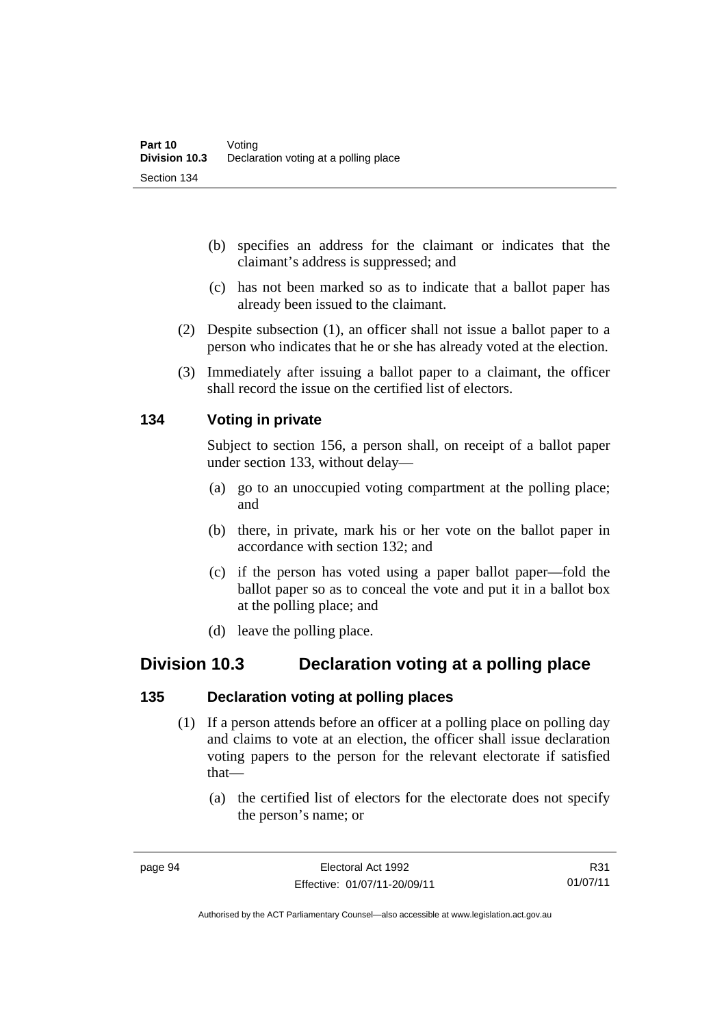(b) specifies an address for the claimant or indicates that the claimant's address is suppressed; and

(c) has not been marked so as to indicate that a ballot paper has already been issued to the claimant.

(2) Despite subsection (1), an officer shall not issue a ballot paper to a person who indicates that he or she has already voted at the election.

(3) Immediately after issuing a ballot paper to a claimant, the officer shall record the issue on the certified list of electors.

### 134 Voting in private

Subject to section 156, a person shall, on receipt of a ballot paper under section 133, without delay—

(a) go to an unoccupied voting compartment at the polling place; and

(b) there, in private, mark his or her vote on the ballot paper in accordance with section 132; and

(c) if the person has voted using a paper ballot paper—fold the ballot paper so as to conceal the vote and put it in a ballot box at the polling place; and

(d) leave the polling place.

## Division 10.3 Declaration voting at a polling place

### 135 Declaration voting at polling places

(1) If a person attends before an officer at a polling place on polling day and claims to vote at an election, the officer shall issue declaration voting papers to the person for the relevant electorate if satisfied that—

(a) the certified list of electors for the electorate does not specify the person's name; or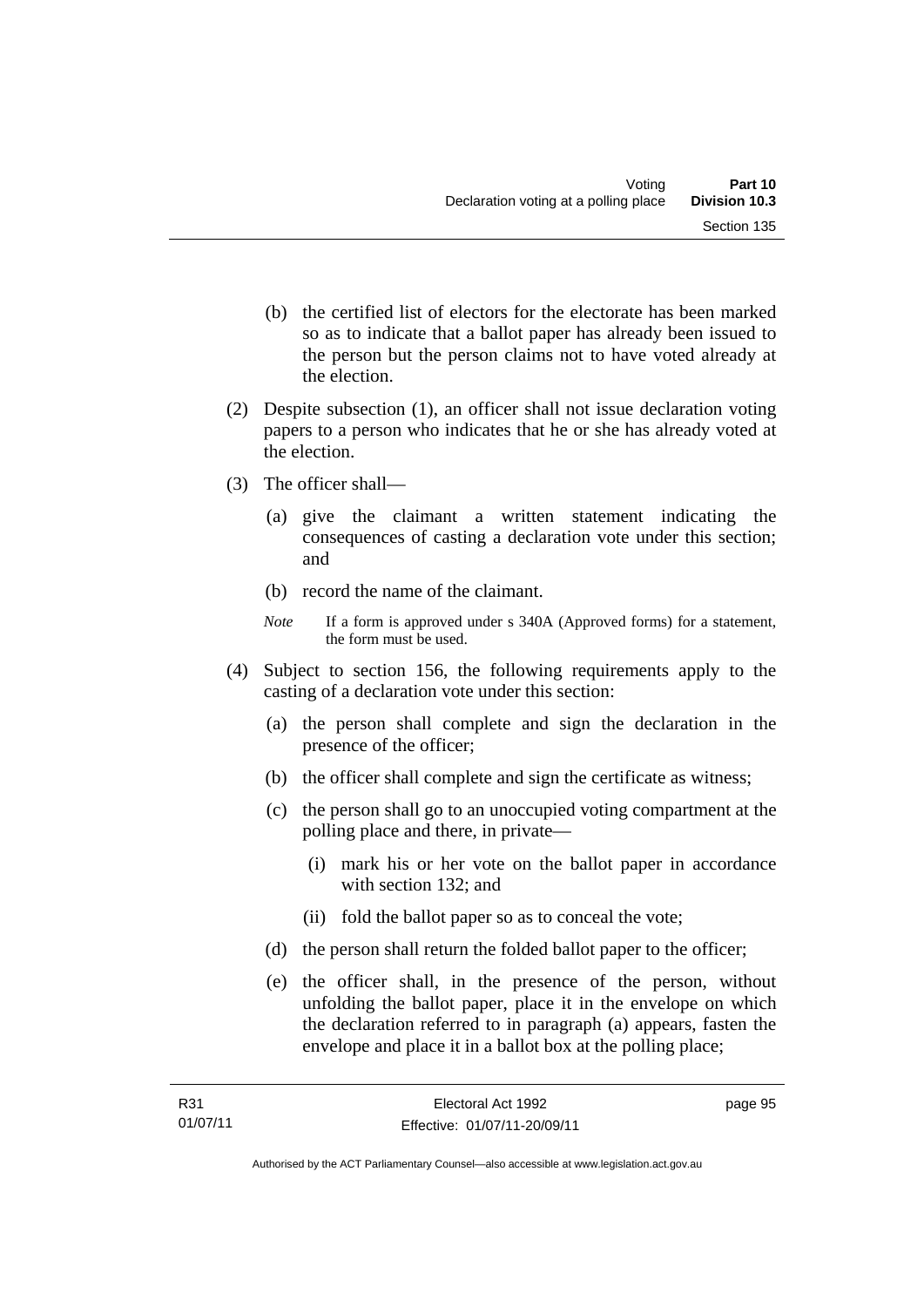(b) the certified list of electors for the electorate has been marked so as to indicate that a ballot paper has already been issued to the person but the person claims not to have voted already at the election.

(2) Despite subsection (1), an officer shall not issue declaration voting papers to a person who indicates that he or she has already voted at the election.

(3) The officer shall—

(a) give the claimant a written statement indicating the consequences of casting a declaration vote under this section; and

(b) record the name of the claimant.

*Note* If a form is approved under s 340A (Approved forms) for a statement, the form must be used.

(4) Subject to section 156, the following requirements apply to the casting of a declaration vote under this section:

(a) the person shall complete and sign the declaration in the presence of the officer;

(b) the officer shall complete and sign the certificate as witness;

(c) the person shall go to an unoccupied voting compartment at the polling place and there, in private—

(i) mark his or her vote on the ballot paper in accordance with section 132; and

(ii) fold the ballot paper so as to conceal the vote;

(d) the person shall return the folded ballot paper to the officer;

(e) the officer shall, in the presence of the person, without unfolding the ballot paper, place it in the envelope on which the declaration referred to in paragraph (a) appears, fasten the envelope and place it in a ballot box at the polling place;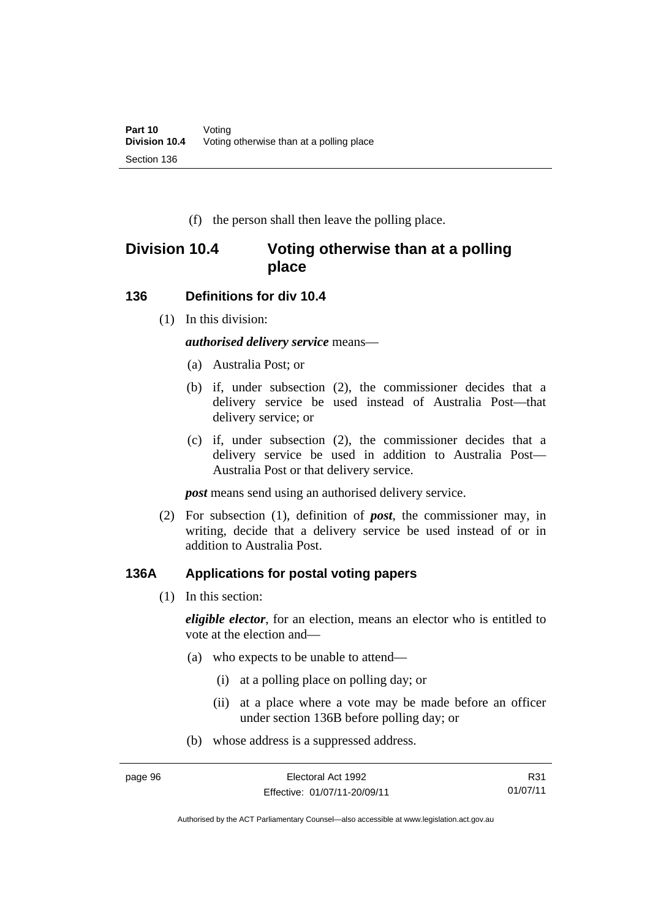(f) the person shall then leave the polling place.

## Division 10.4 Voting otherwise than at a polling place

### 136 Definitions for div 10.4

(1) In this division:

***authorised delivery service*** means—

(a) Australia Post; or

(b) if, under subsection (2), the commissioner decides that a delivery service be used instead of Australia Post—that delivery service; or

(c) if, under subsection (2), the commissioner decides that a delivery service be used in addition to Australia Post—Australia Post or that delivery service.

***post*** means send using an authorised delivery service.

(2) For subsection (1), definition of ***post***, the commissioner may, in writing, decide that a delivery service be used instead of or in addition to Australia Post.

### 136A Applications for postal voting papers

(1) In this section:

***eligible elector***, for an election, means an elector who is entitled to vote at the election and—

(a) who expects to be unable to attend—

(i) at a polling place on polling day; or

(ii) at a place where a vote may be made before an officer under section 136B before polling day; or

(b) whose address is a suppressed address.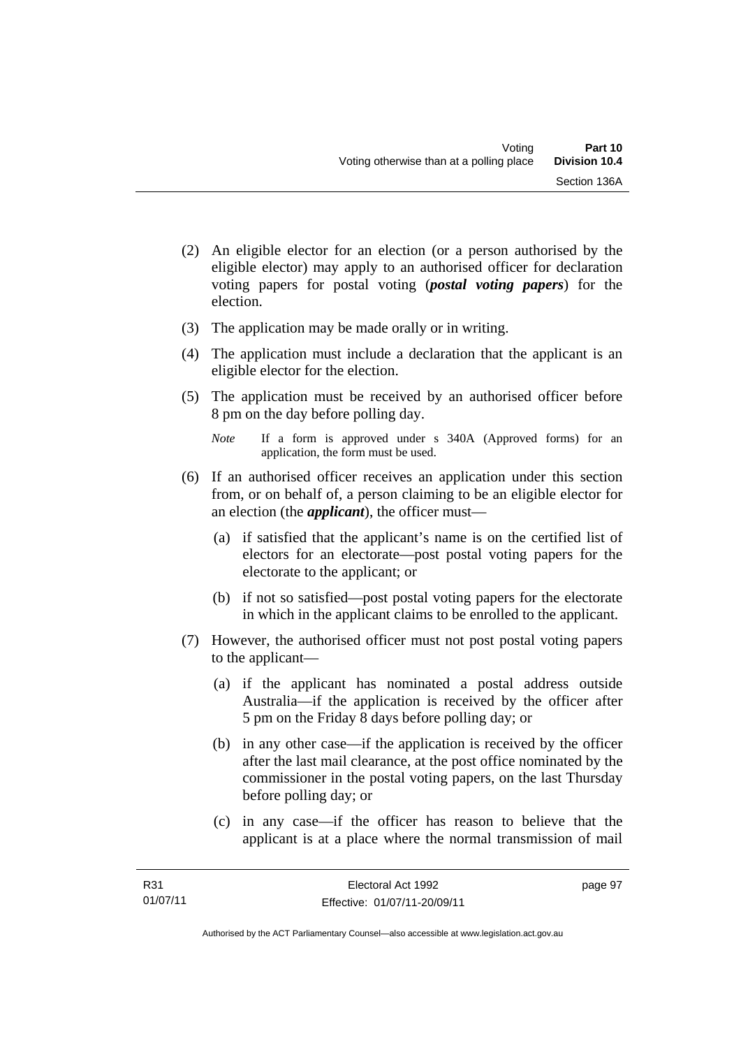(2) An eligible elector for an election (or a person authorised by the eligible elector) may apply to an authorised officer for declaration voting papers for postal voting (***postal voting papers***) for the election.

(3) The application may be made orally or in writing.

(4) The application must include a declaration that the applicant is an eligible elector for the election.

(5) The application must be received by an authorised officer before 8 pm on the day before polling day.

*Note* If a form is approved under s 340A (Approved forms) for an application, the form must be used.

(6) If an authorised officer receives an application under this section from, or on behalf of, a person claiming to be an eligible elector for an election (the ***applicant***), the officer must—

(a) if satisfied that the applicant's name is on the certified list of electors for an electorate—post postal voting papers for the electorate to the applicant; or

(b) if not so satisfied—post postal voting papers for the electorate in which in the applicant claims to be enrolled to the applicant.

(7) However, the authorised officer must not post postal voting papers to the applicant—

(a) if the applicant has nominated a postal address outside Australia—if the application is received by the officer after 5 pm on the Friday 8 days before polling day; or

(b) in any other case—if the application is received by the officer after the last mail clearance, at the post office nominated by the commissioner in the postal voting papers, on the last Thursday before polling day; or

(c) in any case—if the officer has reason to believe that the applicant is at a place where the normal transmission of mail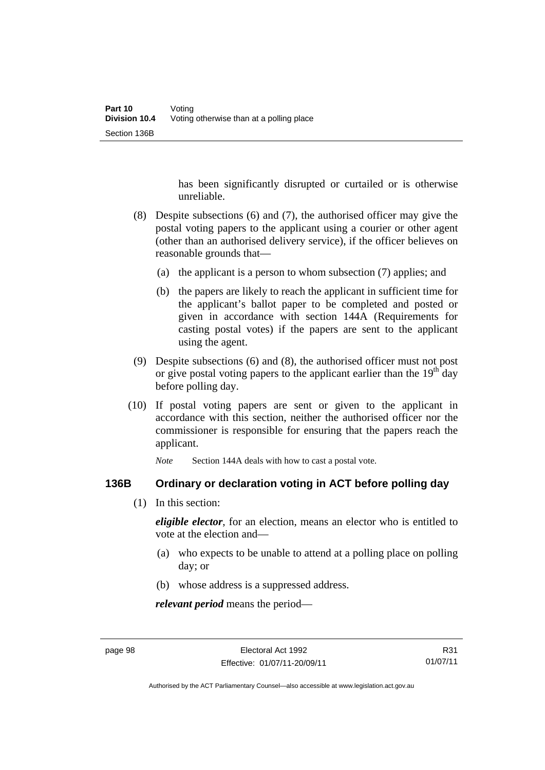has been significantly disrupted or curtailed or is otherwise unreliable.

(8) Despite subsections (6) and (7), the authorised officer may give the postal voting papers to the applicant using a courier or other agent (other than an authorised delivery service), if the officer believes on reasonable grounds that—

(a) the applicant is a person to whom subsection (7) applies; and

(b) the papers are likely to reach the applicant in sufficient time for the applicant's ballot paper to be completed and posted or given in accordance with section 144A (Requirements for casting postal votes) if the papers are sent to the applicant using the agent.

(9) Despite subsections (6) and (8), the authorised officer must not post or give postal voting papers to the applicant earlier than the 19th day before polling day.

(10) If postal voting papers are sent or given to the applicant in accordance with this section, neither the authorised officer nor the commissioner is responsible for ensuring that the papers reach the applicant.

*Note* Section 144A deals with how to cast a postal vote.

## 136B Ordinary or declaration voting in ACT before polling day

(1) In this section:

***eligible elector***, for an election, means an elector who is entitled to vote at the election and—

(a) who expects to be unable to attend at a polling place on polling day; or

(b) whose address is a suppressed address.

***relevant period*** means the period—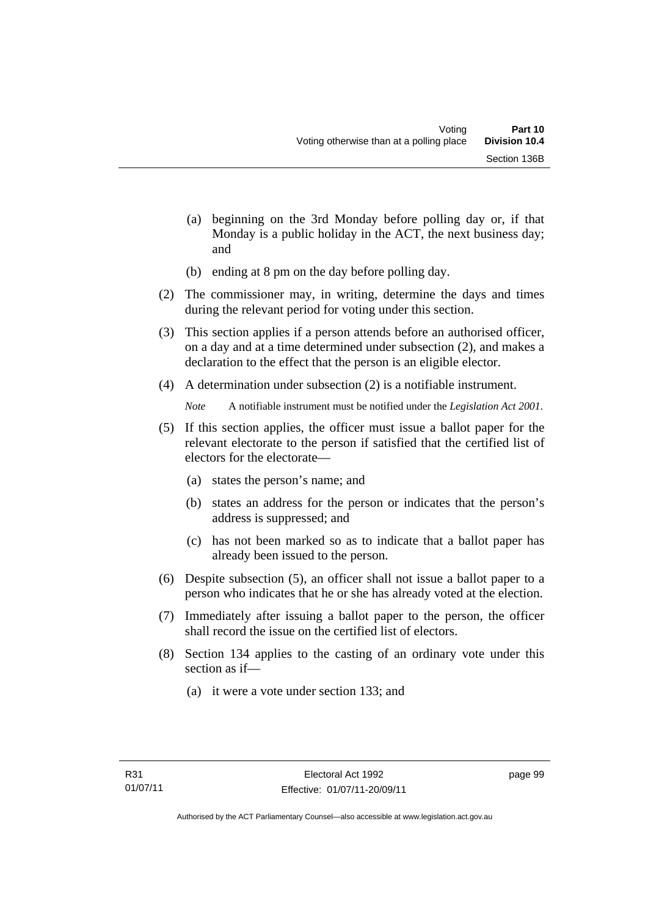(a) beginning on the 3rd Monday before polling day or, if that Monday is a public holiday in the ACT, the next business day; and

(b) ending at 8 pm on the day before polling day.

(2) The commissioner may, in writing, determine the days and times during the relevant period for voting under this section.

(3) This section applies if a person attends before an authorised officer, on a day and at a time determined under subsection (2), and makes a declaration to the effect that the person is an eligible elector.

(4) A determination under subsection (2) is a notifiable instrument.

*Note* A notifiable instrument must be notified under the *Legislation Act 2001*.

(5) If this section applies, the officer must issue a ballot paper for the relevant electorate to the person if satisfied that the certified list of electors for the electorate—

(a) states the person's name; and

(b) states an address for the person or indicates that the person's address is suppressed; and

(c) has not been marked so as to indicate that a ballot paper has already been issued to the person.

(6) Despite subsection (5), an officer shall not issue a ballot paper to a person who indicates that he or she has already voted at the election.

(7) Immediately after issuing a ballot paper to the person, the officer shall record the issue on the certified list of electors.

(8) Section 134 applies to the casting of an ordinary vote under this section as if—

(a) it were a vote under section 133; and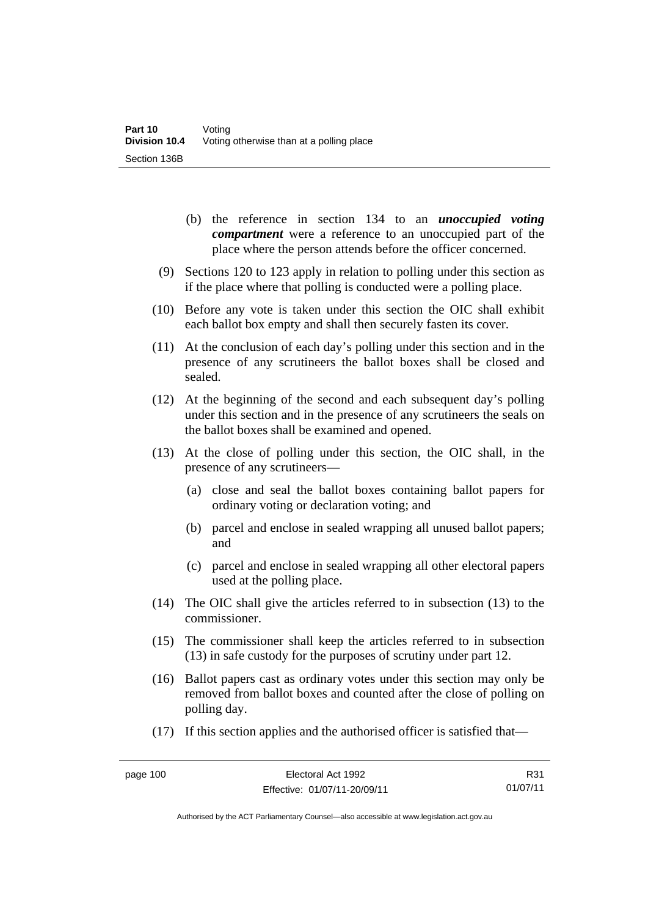(b) the reference in section 134 to an ***unoccupied voting compartment*** were a reference to an unoccupied part of the place where the person attends before the officer concerned.

(9) Sections 120 to 123 apply in relation to polling under this section as if the place where that polling is conducted were a polling place.

(10) Before any vote is taken under this section the OIC shall exhibit each ballot box empty and shall then securely fasten its cover.

(11) At the conclusion of each day's polling under this section and in the presence of any scrutineers the ballot boxes shall be closed and sealed.

(12) At the beginning of the second and each subsequent day's polling under this section and in the presence of any scrutineers the seals on the ballot boxes shall be examined and opened.

(13) At the close of polling under this section, the OIC shall, in the presence of any scrutineers—

(a) close and seal the ballot boxes containing ballot papers for ordinary voting or declaration voting; and

(b) parcel and enclose in sealed wrapping all unused ballot papers; and

(c) parcel and enclose in sealed wrapping all other electoral papers used at the polling place.

(14) The OIC shall give the articles referred to in subsection (13) to the commissioner.

(15) The commissioner shall keep the articles referred to in subsection (13) in safe custody for the purposes of scrutiny under part 12.

(16) Ballot papers cast as ordinary votes under this section may only be removed from ballot boxes and counted after the close of polling on polling day.

(17) If this section applies and the authorised officer is satisfied that—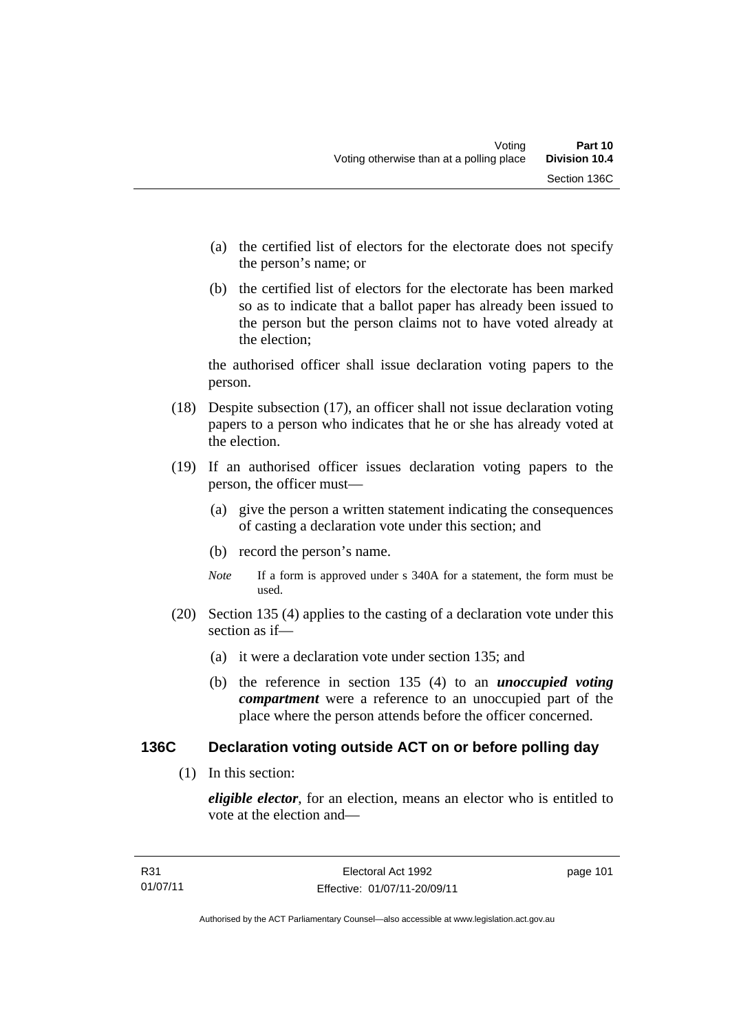(a) the certified list of electors for the electorate does not specify the person's name; or

(b) the certified list of electors for the electorate has been marked so as to indicate that a ballot paper has already been issued to the person but the person claims not to have voted already at the election;

the authorised officer shall issue declaration voting papers to the person.

(18) Despite subsection (17), an officer shall not issue declaration voting papers to a person who indicates that he or she has already voted at the election.

(19) If an authorised officer issues declaration voting papers to the person, the officer must—

(a) give the person a written statement indicating the consequences of casting a declaration vote under this section; and

(b) record the person's name.

*Note* If a form is approved under s 340A for a statement, the form must be used.

(20) Section 135 (4) applies to the casting of a declaration vote under this section as if—

(a) it were a declaration vote under section 135; and

(b) the reference in section 135 (4) to an ***unoccupied voting compartment*** were a reference to an unoccupied part of the place where the person attends before the officer concerned.

### 136C Declaration voting outside ACT on or before polling day

(1) In this section:

***eligible elector***, for an election, means an elector who is entitled to vote at the election and—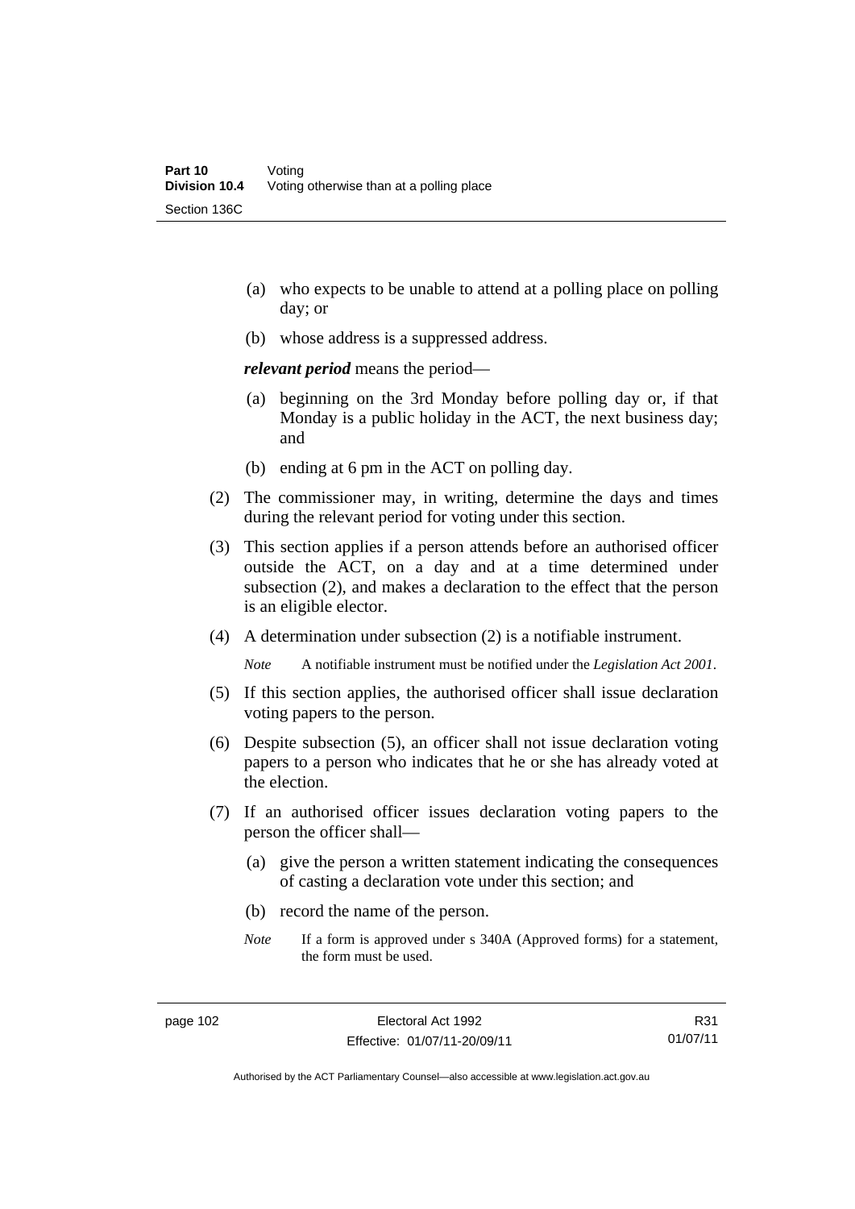(a) who expects to be unable to attend at a polling place on polling day; or

(b) whose address is a suppressed address.

***relevant period*** means the period—

(a) beginning on the 3rd Monday before polling day or, if that Monday is a public holiday in the ACT, the next business day; and

(b) ending at 6 pm in the ACT on polling day.

(2) The commissioner may, in writing, determine the days and times during the relevant period for voting under this section.

(3) This section applies if a person attends before an authorised officer outside the ACT, on a day and at a time determined under subsection (2), and makes a declaration to the effect that the person is an eligible elector.

(4) A determination under subsection (2) is a notifiable instrument.

*Note* A notifiable instrument must be notified under the *Legislation Act 2001*.

(5) If this section applies, the authorised officer shall issue declaration voting papers to the person.

(6) Despite subsection (5), an officer shall not issue declaration voting papers to a person who indicates that he or she has already voted at the election.

(7) If an authorised officer issues declaration voting papers to the person the officer shall—

(a) give the person a written statement indicating the consequences of casting a declaration vote under this section; and

(b) record the name of the person.

*Note* If a form is approved under s 340A (Approved forms) for a statement, the form must be used.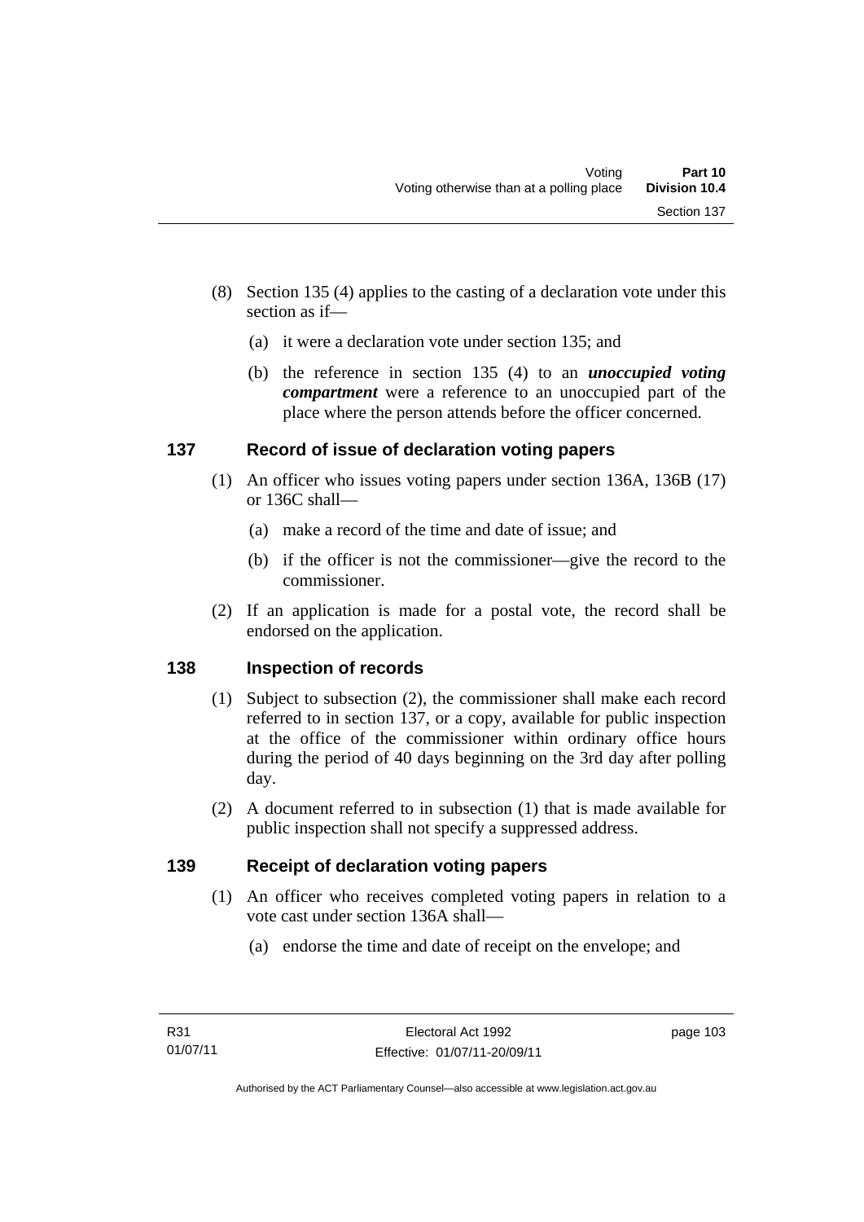(8) Section 135 (4) applies to the casting of a declaration vote under this section as if—

   (a) it were a declaration vote under section 135; and

   (b) the reference in section 135 (4) to an ***unoccupied voting compartment*** were a reference to an unoccupied part of the place where the person attends before the officer concerned.

## 137 Record of issue of declaration voting papers

(1) An officer who issues voting papers under section 136A, 136B (17) or 136C shall—

   (a) make a record of the time and date of issue; and

   (b) if the officer is not the commissioner—give the record to the commissioner.

(2) If an application is made for a postal vote, the record shall be endorsed on the application.

## 138 Inspection of records

(1) Subject to subsection (2), the commissioner shall make each record referred to in section 137, or a copy, available for public inspection at the office of the commissioner within ordinary office hours during the period of 40 days beginning on the 3rd day after polling day.

(2) A document referred to in subsection (1) that is made available for public inspection shall not specify a suppressed address.

## 139 Receipt of declaration voting papers

(1) An officer who receives completed voting papers in relation to a vote cast under section 136A shall—

   (a) endorse the time and date of receipt on the envelope; and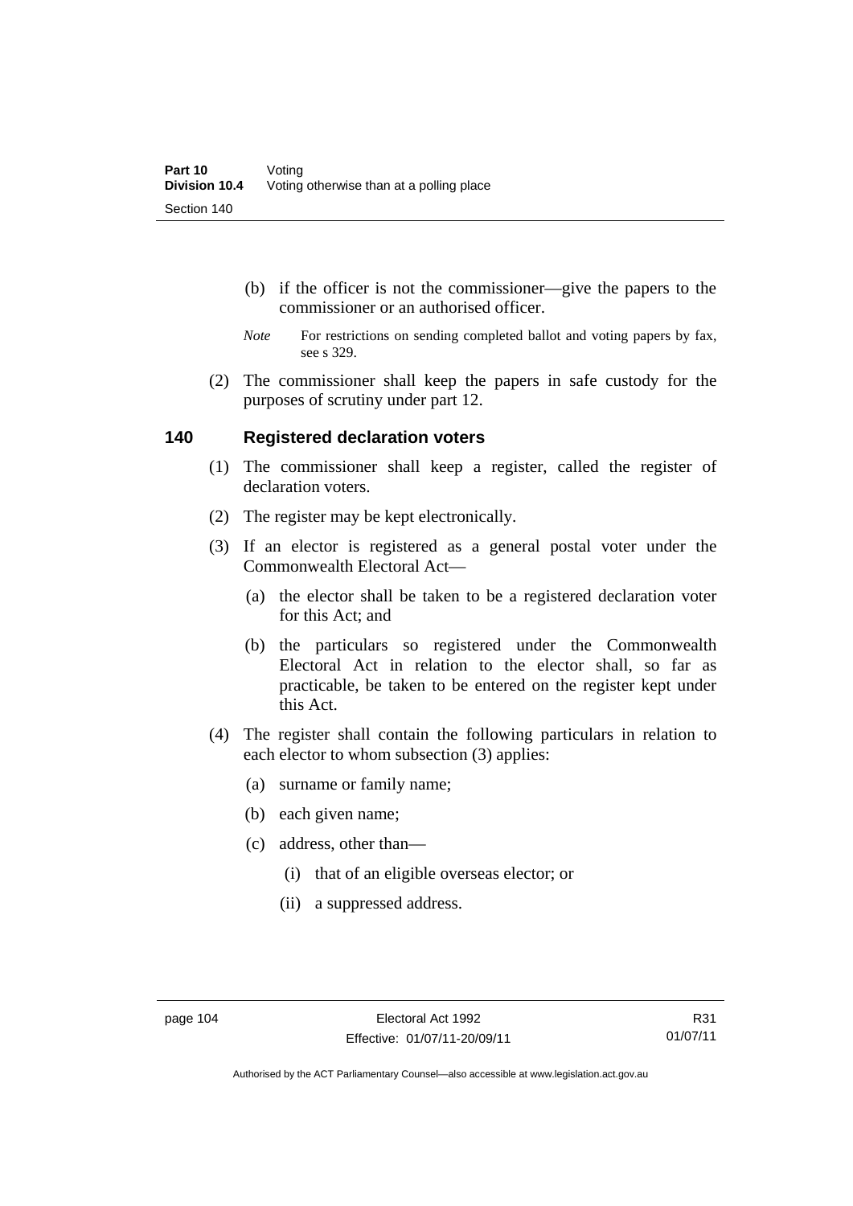(b) if the officer is not the commissioner—give the papers to the commissioner or an authorised officer.

*Note* For restrictions on sending completed ballot and voting papers by fax, see s 329.

(2) The commissioner shall keep the papers in safe custody for the purposes of scrutiny under part 12.

## 140 Registered declaration voters

(1) The commissioner shall keep a register, called the register of declaration voters.

(2) The register may be kept electronically.

(3) If an elector is registered as a general postal voter under the Commonwealth Electoral Act—

(a) the elector shall be taken to be a registered declaration voter for this Act; and

(b) the particulars so registered under the Commonwealth Electoral Act in relation to the elector shall, so far as practicable, be taken to be entered on the register kept under this Act.

(4) The register shall contain the following particulars in relation to each elector to whom subsection (3) applies:

(a) surname or family name;

(b) each given name;

(c) address, other than—

(i) that of an eligible overseas elector; or

(ii) a suppressed address.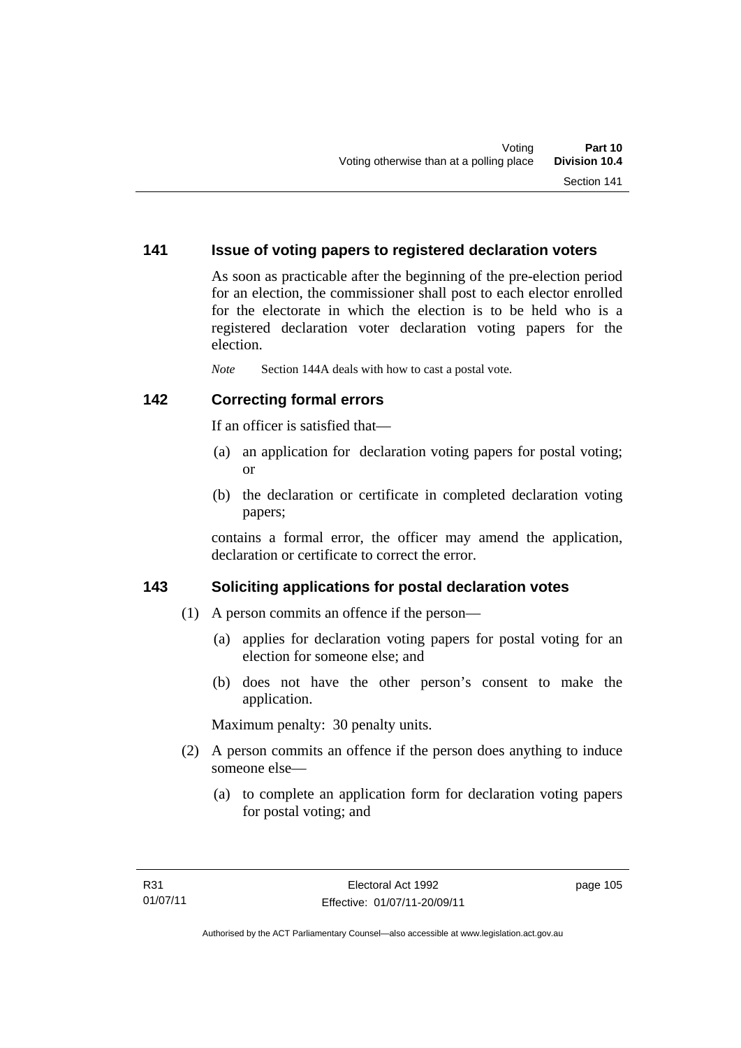### 141 Issue of voting papers to registered declaration voters

As soon as practicable after the beginning of the pre-election period for an election, the commissioner shall post to each elector enrolled for the electorate in which the election is to be held who is a registered declaration voter declaration voting papers for the election.

*Note* Section 144A deals with how to cast a postal vote.

### 142 Correcting formal errors

If an officer is satisfied that—

(a) an application for declaration voting papers for postal voting; or

(b) the declaration or certificate in completed declaration voting papers;

contains a formal error, the officer may amend the application, declaration or certificate to correct the error.

### 143 Soliciting applications for postal declaration votes

(1) A person commits an offence if the person—

(a) applies for declaration voting papers for postal voting for an election for someone else; and

(b) does not have the other person's consent to make the application.

Maximum penalty: 30 penalty units.

(2) A person commits an offence if the person does anything to induce someone else—

(a) to complete an application form for declaration voting papers for postal voting; and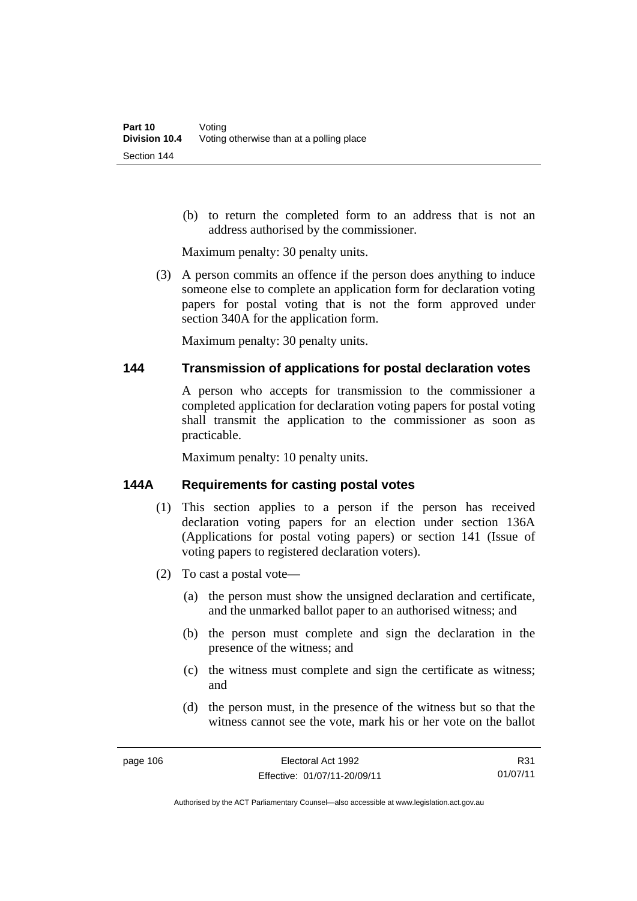(b) to return the completed form to an address that is not an address authorised by the commissioner.

Maximum penalty: 30 penalty units.

(3) A person commits an offence if the person does anything to induce someone else to complete an application form for declaration voting papers for postal voting that is not the form approved under section 340A for the application form.

Maximum penalty: 30 penalty units.

## 144 Transmission of applications for postal declaration votes

A person who accepts for transmission to the commissioner a completed application for declaration voting papers for postal voting shall transmit the application to the commissioner as soon as practicable.

Maximum penalty: 10 penalty units.

## 144A Requirements for casting postal votes

(1) This section applies to a person if the person has received declaration voting papers for an election under section 136A (Applications for postal voting papers) or section 141 (Issue of voting papers to registered declaration voters).

(2) To cast a postal vote—

(a) the person must show the unsigned declaration and certificate, and the unmarked ballot paper to an authorised witness; and

(b) the person must complete and sign the declaration in the presence of the witness; and

(c) the witness must complete and sign the certificate as witness; and

(d) the person must, in the presence of the witness but so that the witness cannot see the vote, mark his or her vote on the ballot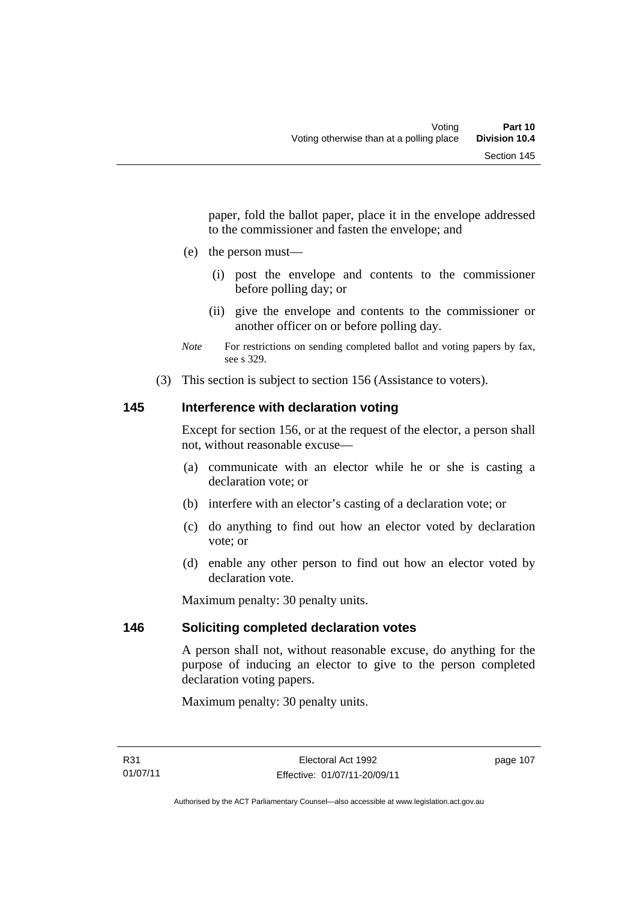paper, fold the ballot paper, place it in the envelope addressed to the commissioner and fasten the envelope; and

(e) the person must—

(i) post the envelope and contents to the commissioner before polling day; or

(ii) give the envelope and contents to the commissioner or another officer on or before polling day.

*Note* For restrictions on sending completed ballot and voting papers by fax, see s 329.

(3) This section is subject to section 156 (Assistance to voters).

## 145 Interference with declaration voting

Except for section 156, or at the request of the elector, a person shall not, without reasonable excuse—

(a) communicate with an elector while he or she is casting a declaration vote; or

(b) interfere with an elector's casting of a declaration vote; or

(c) do anything to find out how an elector voted by declaration vote; or

(d) enable any other person to find out how an elector voted by declaration vote.

Maximum penalty: 30 penalty units.

## 146 Soliciting completed declaration votes

A person shall not, without reasonable excuse, do anything for the purpose of inducing an elector to give to the person completed declaration voting papers.

Maximum penalty: 30 penalty units.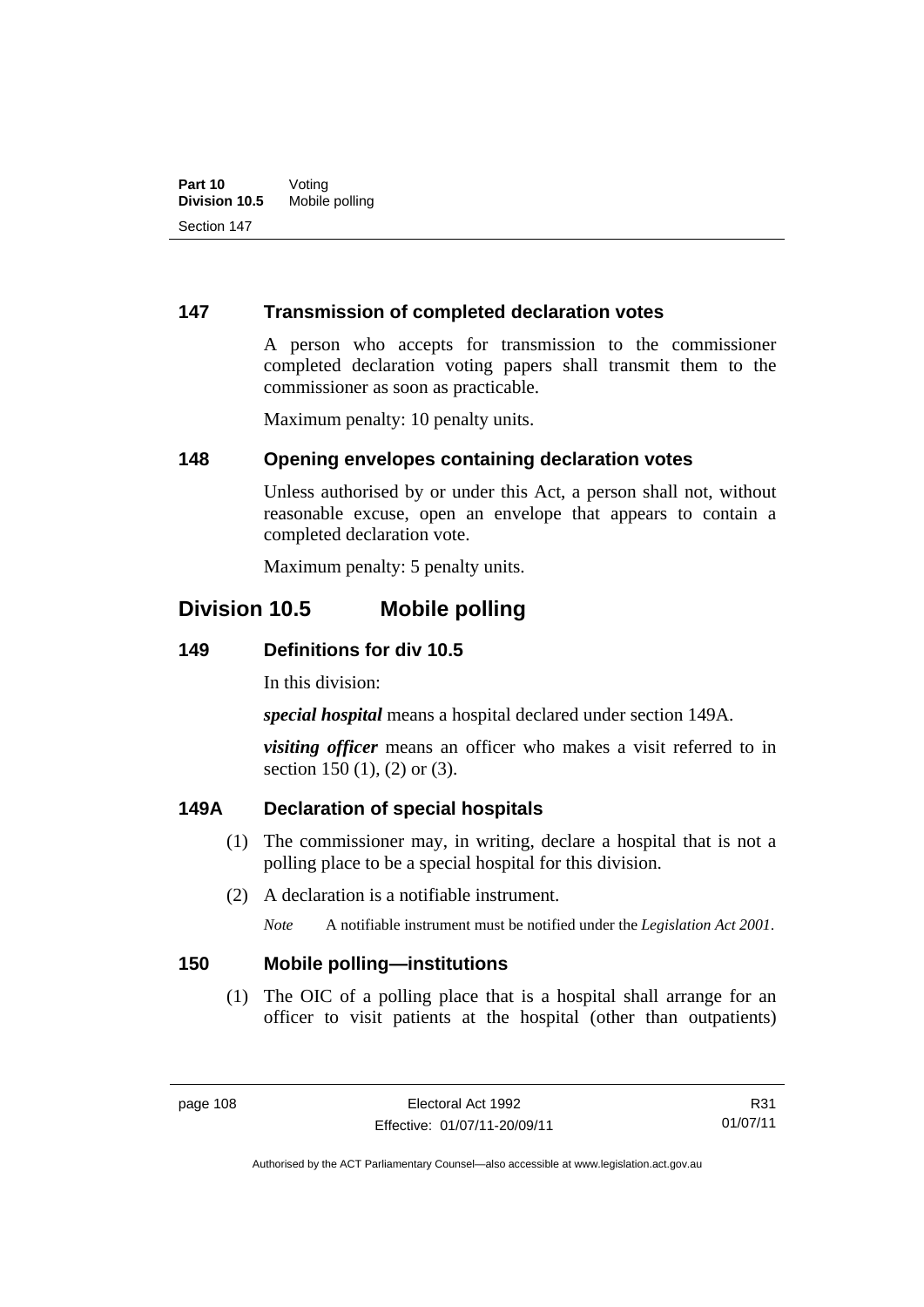### 147 Transmission of completed declaration votes

A person who accepts for transmission to the commissioner completed declaration voting papers shall transmit them to the commissioner as soon as practicable.

Maximum penalty: 10 penalty units.

### 148 Opening envelopes containing declaration votes

Unless authorised by or under this Act, a person shall not, without reasonable excuse, open an envelope that appears to contain a completed declaration vote.

Maximum penalty: 5 penalty units.

## Division 10.5 Mobile polling

### 149 Definitions for div 10.5

In this division:

***special hospital*** means a hospital declared under section 149A.

***visiting officer*** means an officer who makes a visit referred to in section 150 (1), (2) or (3).

### 149A Declaration of special hospitals

(1) The commissioner may, in writing, declare a hospital that is not a polling place to be a special hospital for this division.

(2) A declaration is a notifiable instrument.

*Note* A notifiable instrument must be notified under the *Legislation Act 2001*.

### 150 Mobile polling—institutions

(1) The OIC of a polling place that is a hospital shall arrange for an officer to visit patients at the hospital (other than outpatients)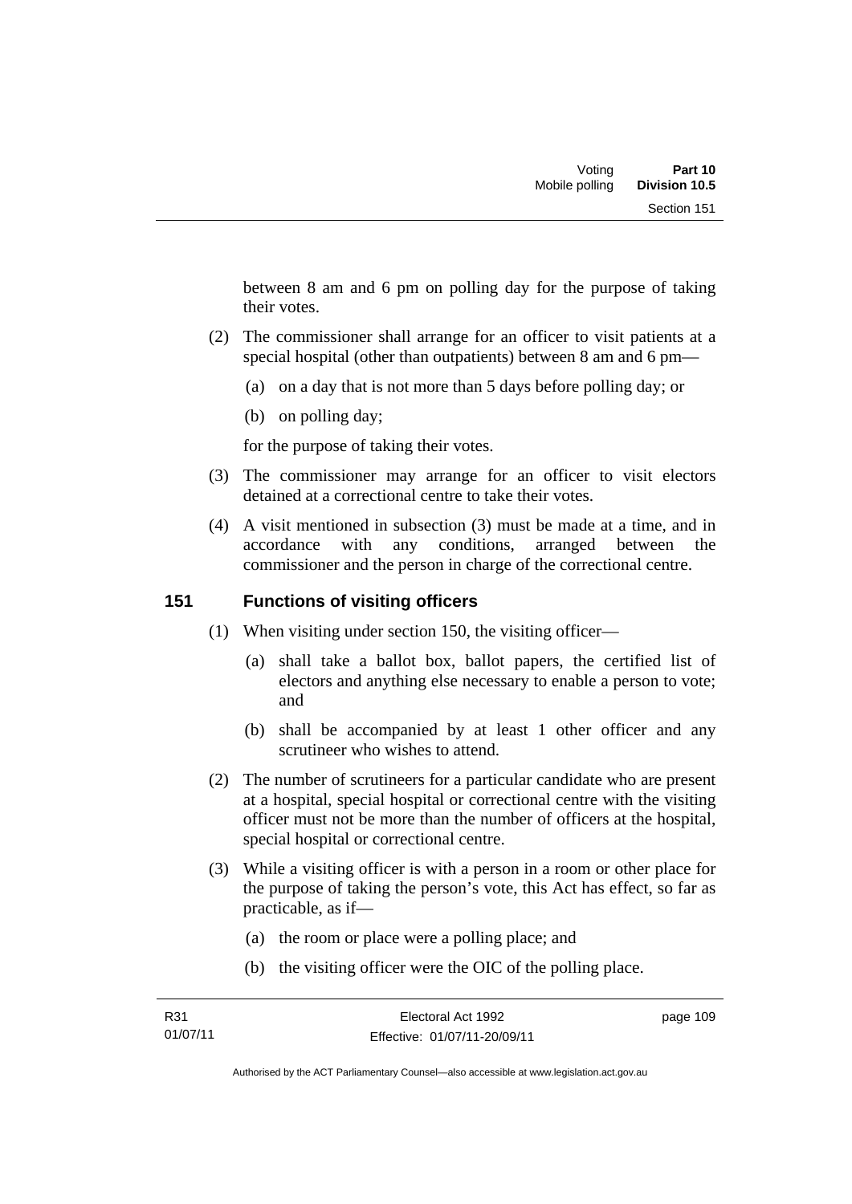between 8 am and 6 pm on polling day for the purpose of taking their votes.

(2) The commissioner shall arrange for an officer to visit patients at a special hospital (other than outpatients) between 8 am and 6 pm—

(a) on a day that is not more than 5 days before polling day; or

(b) on polling day;

for the purpose of taking their votes.

(3) The commissioner may arrange for an officer to visit electors detained at a correctional centre to take their votes.

(4) A visit mentioned in subsection (3) must be made at a time, and in accordance with any conditions, arranged between the commissioner and the person in charge of the correctional centre.

## 151 Functions of visiting officers

(1) When visiting under section 150, the visiting officer—

(a) shall take a ballot box, ballot papers, the certified list of electors and anything else necessary to enable a person to vote; and

(b) shall be accompanied by at least 1 other officer and any scrutineer who wishes to attend.

(2) The number of scrutineers for a particular candidate who are present at a hospital, special hospital or correctional centre with the visiting officer must not be more than the number of officers at the hospital, special hospital or correctional centre.

(3) While a visiting officer is with a person in a room or other place for the purpose of taking the person's vote, this Act has effect, so far as practicable, as if—

(a) the room or place were a polling place; and

(b) the visiting officer were the OIC of the polling place.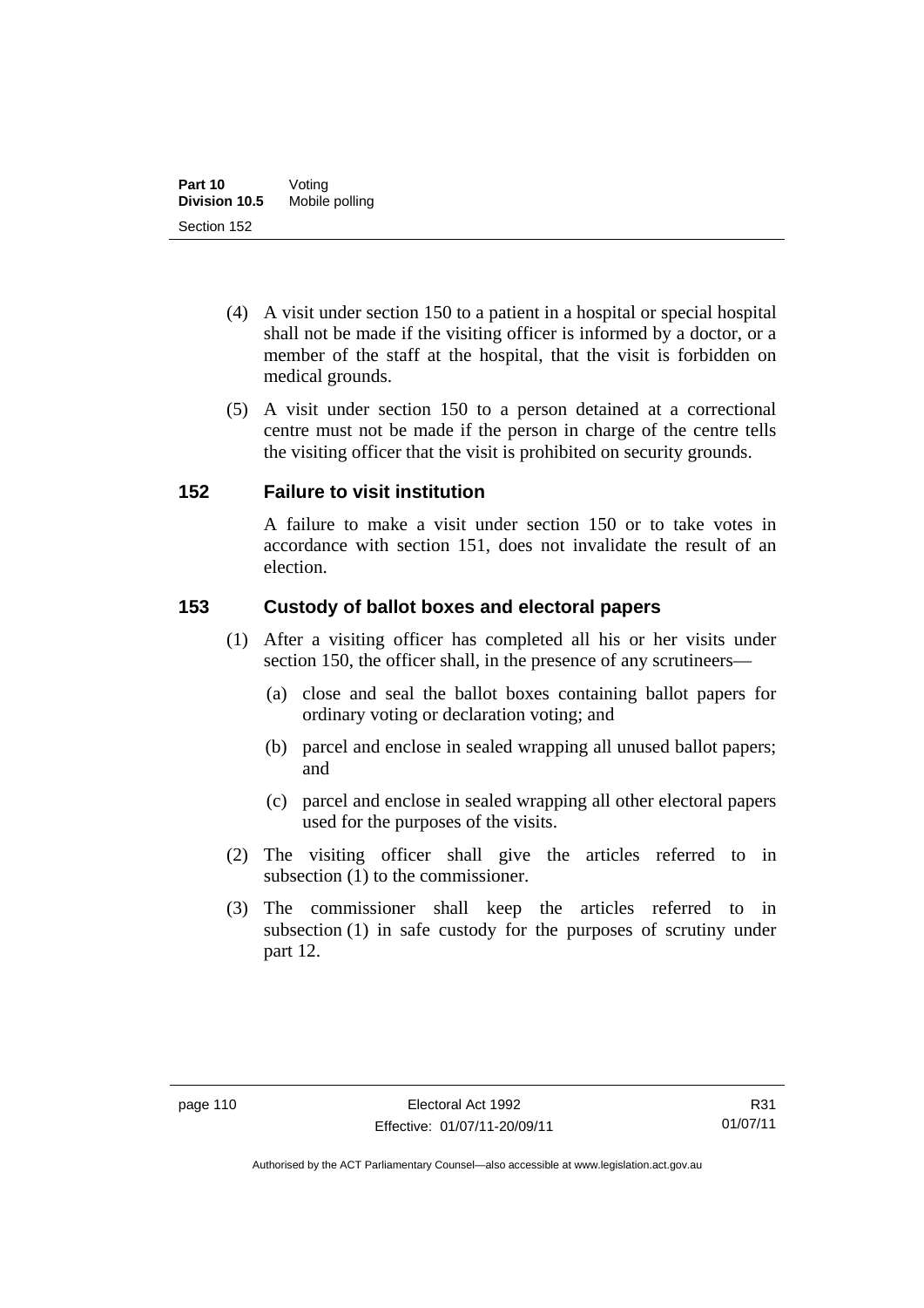(4) A visit under section 150 to a patient in a hospital or special hospital shall not be made if the visiting officer is informed by a doctor, or a member of the staff at the hospital, that the visit is forbidden on medical grounds.

(5) A visit under section 150 to a person detained at a correctional centre must not be made if the person in charge of the centre tells the visiting officer that the visit is prohibited on security grounds.

## 152 Failure to visit institution

A failure to make a visit under section 150 or to take votes in accordance with section 151, does not invalidate the result of an election.

## 153 Custody of ballot boxes and electoral papers

(1) After a visiting officer has completed all his or her visits under section 150, the officer shall, in the presence of any scrutineers—

(a) close and seal the ballot boxes containing ballot papers for ordinary voting or declaration voting; and

(b) parcel and enclose in sealed wrapping all unused ballot papers; and

(c) parcel and enclose in sealed wrapping all other electoral papers used for the purposes of the visits.

(2) The visiting officer shall give the articles referred to in subsection (1) to the commissioner.

(3) The commissioner shall keep the articles referred to in subsection (1) in safe custody for the purposes of scrutiny under part 12.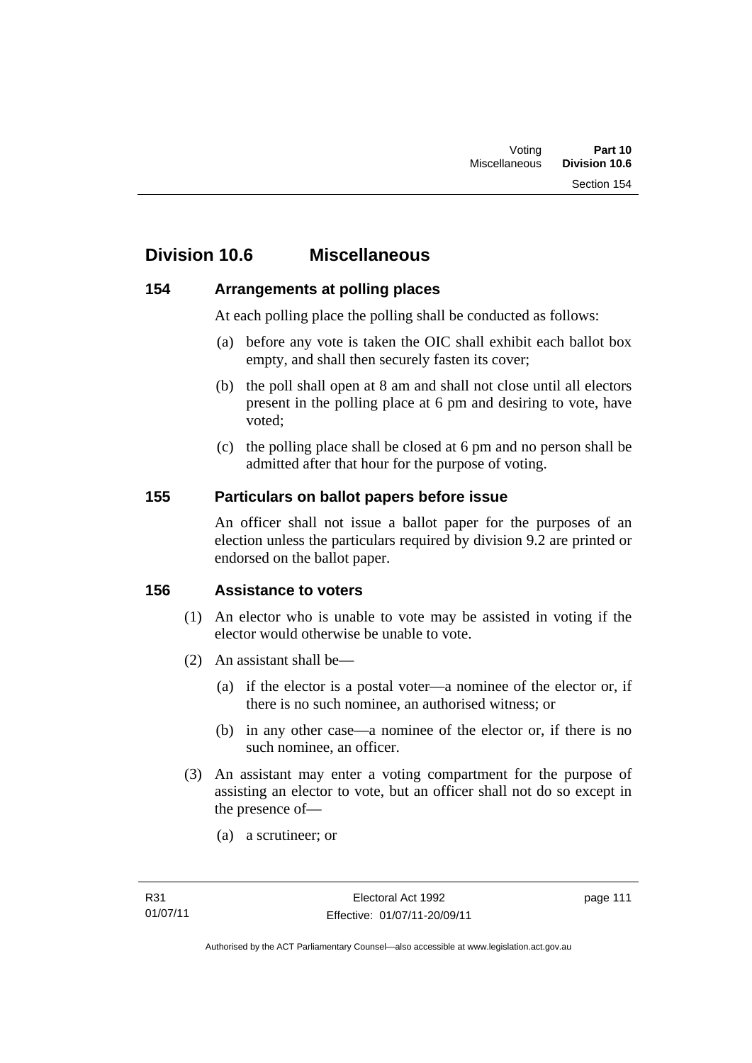## Division 10.6 Miscellaneous

### 154 Arrangements at polling places

At each polling place the polling shall be conducted as follows:

(a) before any vote is taken the OIC shall exhibit each ballot box empty, and shall then securely fasten its cover;

(b) the poll shall open at 8 am and shall not close until all electors present in the polling place at 6 pm and desiring to vote, have voted;

(c) the polling place shall be closed at 6 pm and no person shall be admitted after that hour for the purpose of voting.

### 155 Particulars on ballot papers before issue

An officer shall not issue a ballot paper for the purposes of an election unless the particulars required by division 9.2 are printed or endorsed on the ballot paper.

### 156 Assistance to voters

(1) An elector who is unable to vote may be assisted in voting if the elector would otherwise be unable to vote.

(2) An assistant shall be—

(a) if the elector is a postal voter—a nominee of the elector or, if there is no such nominee, an authorised witness; or

(b) in any other case—a nominee of the elector or, if there is no such nominee, an officer.

(3) An assistant may enter a voting compartment for the purpose of assisting an elector to vote, but an officer shall not do so except in the presence of—

(a) a scrutineer; or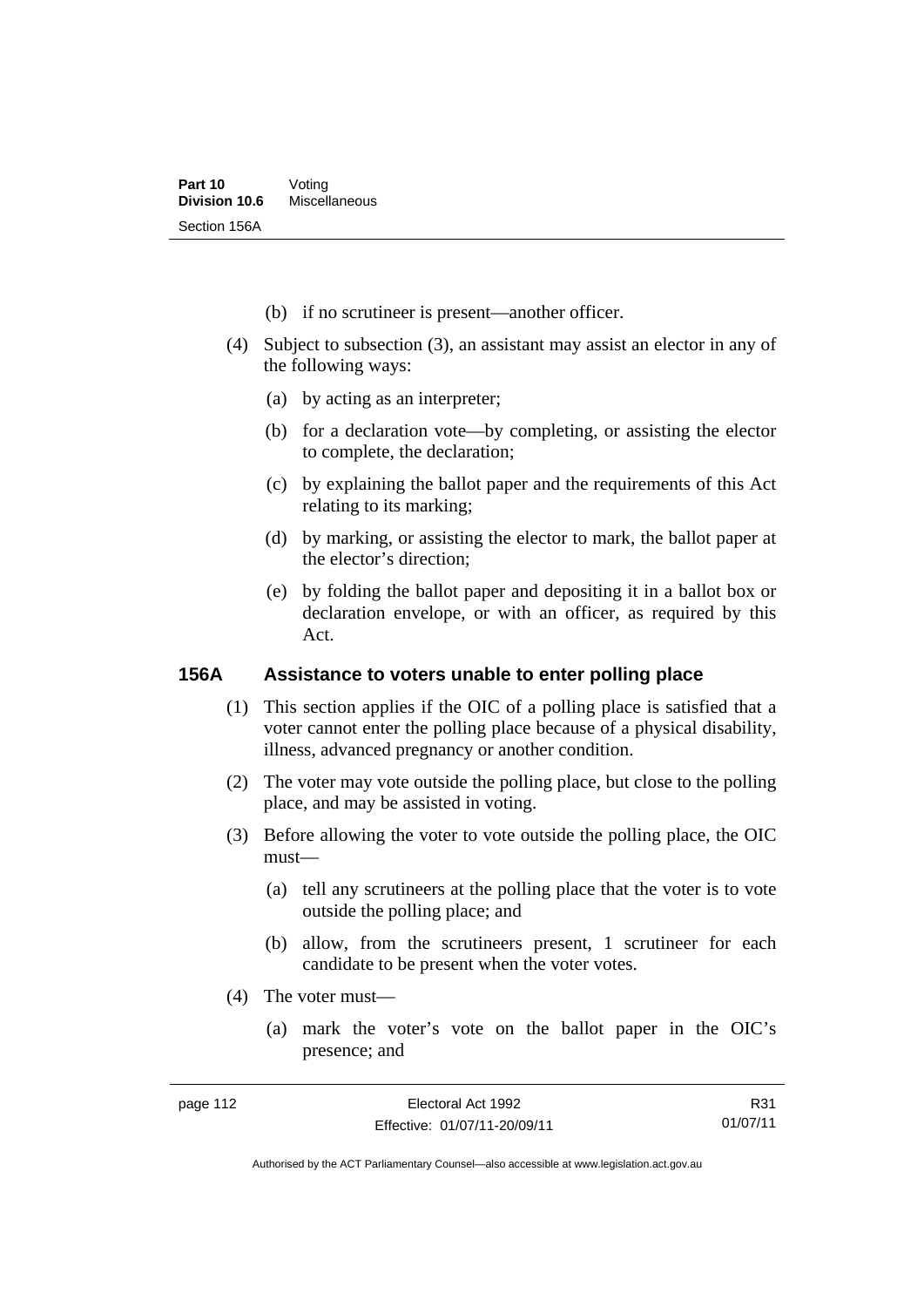(b) if no scrutineer is present—another officer.

(4) Subject to subsection (3), an assistant may assist an elector in any of the following ways:

(a) by acting as an interpreter;

(b) for a declaration vote—by completing, or assisting the elector to complete, the declaration;

(c) by explaining the ballot paper and the requirements of this Act relating to its marking;

(d) by marking, or assisting the elector to mark, the ballot paper at the elector's direction;

(e) by folding the ballot paper and depositing it in a ballot box or declaration envelope, or with an officer, as required by this Act.

### 156A Assistance to voters unable to enter polling place

(1) This section applies if the OIC of a polling place is satisfied that a voter cannot enter the polling place because of a physical disability, illness, advanced pregnancy or another condition.

(2) The voter may vote outside the polling place, but close to the polling place, and may be assisted in voting.

(3) Before allowing the voter to vote outside the polling place, the OIC must—

(a) tell any scrutineers at the polling place that the voter is to vote outside the polling place; and

(b) allow, from the scrutineers present, 1 scrutineer for each candidate to be present when the voter votes.

(4) The voter must—

(a) mark the voter's vote on the ballot paper in the OIC's presence; and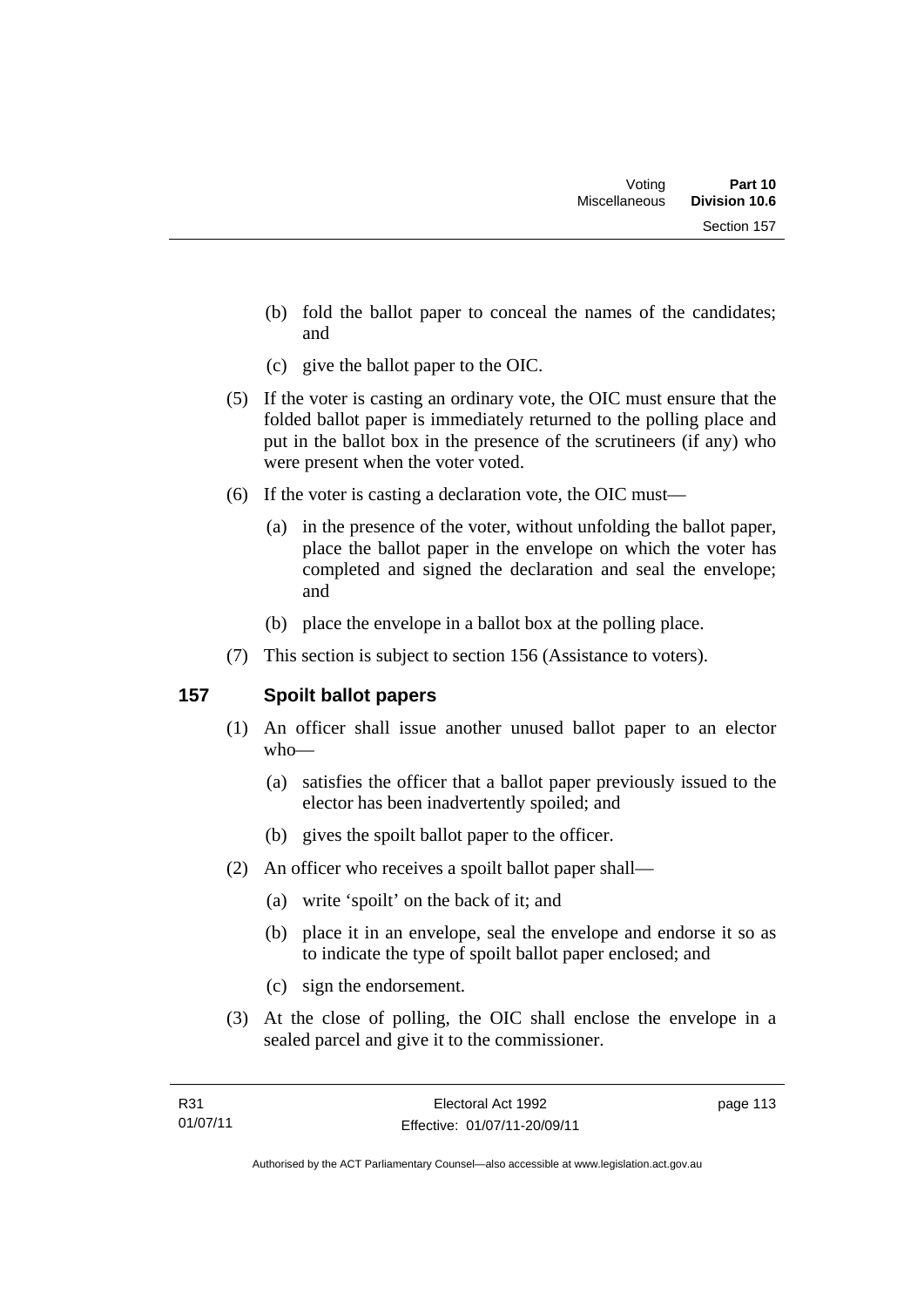(b) fold the ballot paper to conceal the names of the candidates; and

(c) give the ballot paper to the OIC.

(5) If the voter is casting an ordinary vote, the OIC must ensure that the folded ballot paper is immediately returned to the polling place and put in the ballot box in the presence of the scrutineers (if any) who were present when the voter voted.

(6) If the voter is casting a declaration vote, the OIC must—

(a) in the presence of the voter, without unfolding the ballot paper, place the ballot paper in the envelope on which the voter has completed and signed the declaration and seal the envelope; and

(b) place the envelope in a ballot box at the polling place.

(7) This section is subject to section 156 (Assistance to voters).

## 157 Spoilt ballot papers

(1) An officer shall issue another unused ballot paper to an elector who—

(a) satisfies the officer that a ballot paper previously issued to the elector has been inadvertently spoiled; and

(b) gives the spoilt ballot paper to the officer.

(2) An officer who receives a spoilt ballot paper shall—

(a) write 'spoilt' on the back of it; and

(b) place it in an envelope, seal the envelope and endorse it so as to indicate the type of spoilt ballot paper enclosed; and

(c) sign the endorsement.

(3) At the close of polling, the OIC shall enclose the envelope in a sealed parcel and give it to the commissioner.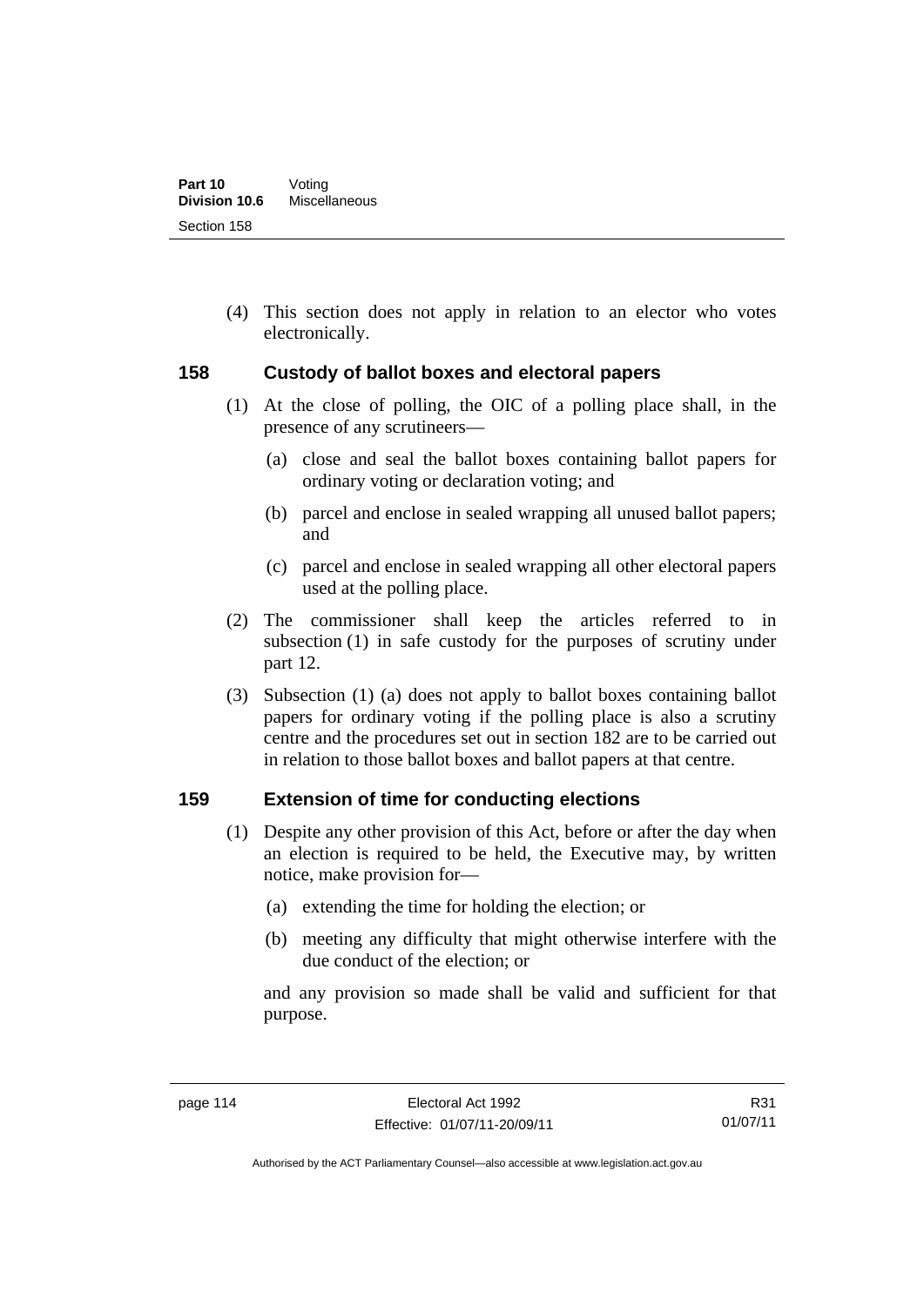(4) This section does not apply in relation to an elector who votes electronically.

### 158 Custody of ballot boxes and electoral papers

(1) At the close of polling, the OIC of a polling place shall, in the presence of any scrutineers—

(a) close and seal the ballot boxes containing ballot papers for ordinary voting or declaration voting; and

(b) parcel and enclose in sealed wrapping all unused ballot papers; and

(c) parcel and enclose in sealed wrapping all other electoral papers used at the polling place.

(2) The commissioner shall keep the articles referred to in subsection (1) in safe custody for the purposes of scrutiny under part 12.

(3) Subsection (1) (a) does not apply to ballot boxes containing ballot papers for ordinary voting if the polling place is also a scrutiny centre and the procedures set out in section 182 are to be carried out in relation to those ballot boxes and ballot papers at that centre.

### 159 Extension of time for conducting elections

(1) Despite any other provision of this Act, before or after the day when an election is required to be held, the Executive may, by written notice, make provision for—

(a) extending the time for holding the election; or

(b) meeting any difficulty that might otherwise interfere with the due conduct of the election; or

and any provision so made shall be valid and sufficient for that purpose.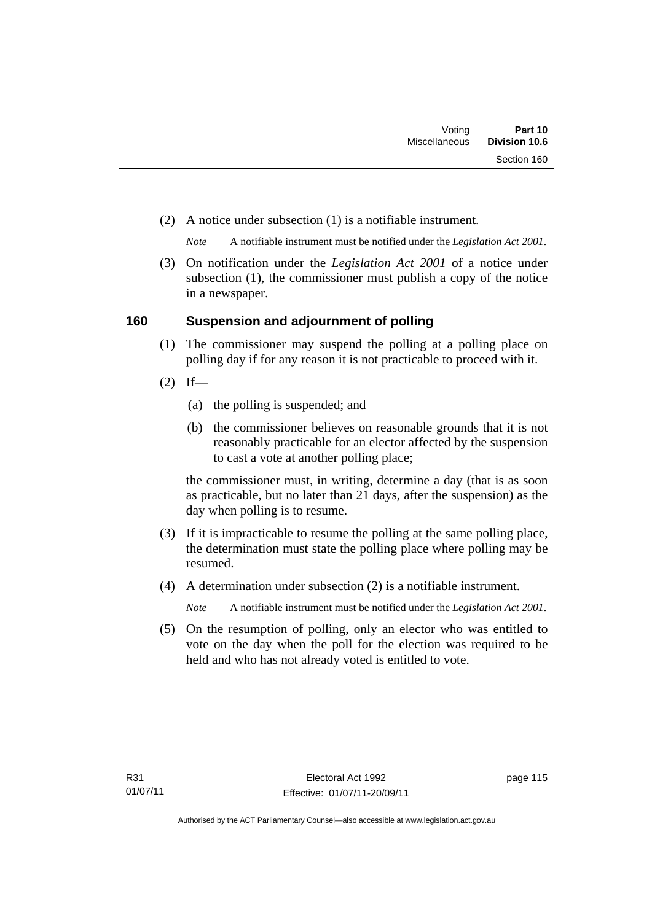(2) A notice under subsection (1) is a notifiable instrument.

*Note* A notifiable instrument must be notified under the *Legislation Act 2001*.

(3) On notification under the *Legislation Act 2001* of a notice under subsection (1), the commissioner must publish a copy of the notice in a newspaper.

## 160 Suspension and adjournment of polling

(1) The commissioner may suspend the polling at a polling place on polling day if for any reason it is not practicable to proceed with it.

(2) If—

(a) the polling is suspended; and

(b) the commissioner believes on reasonable grounds that it is not reasonably practicable for an elector affected by the suspension to cast a vote at another polling place;

the commissioner must, in writing, determine a day (that is as soon as practicable, but no later than 21 days, after the suspension) as the day when polling is to resume.

(3) If it is impracticable to resume the polling at the same polling place, the determination must state the polling place where polling may be resumed.

(4) A determination under subsection (2) is a notifiable instrument.

*Note* A notifiable instrument must be notified under the *Legislation Act 2001*.

(5) On the resumption of polling, only an elector who was entitled to vote on the day when the poll for the election was required to be held and who has not already voted is entitled to vote.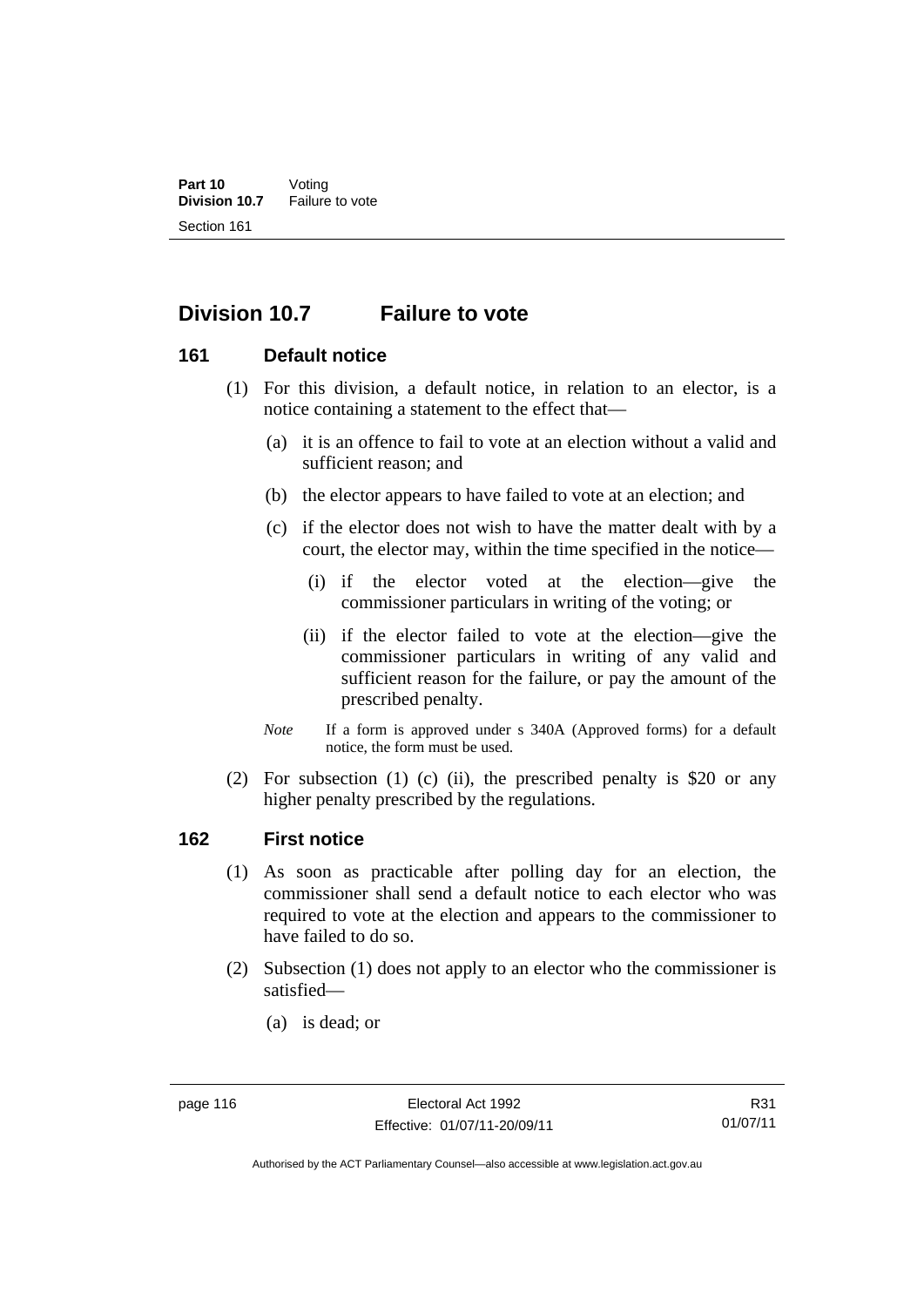## Division 10.7 Failure to vote

### 161 Default notice

(1) For this division, a default notice, in relation to an elector, is a notice containing a statement to the effect that—

- (a) it is an offence to fail to vote at an election without a valid and sufficient reason; and
- (b) the elector appears to have failed to vote at an election; and
- (c) if the elector does not wish to have the matter dealt with by a court, the elector may, within the time specified in the notice—
  - (i) if the elector voted at the election—give the commissioner particulars in writing of the voting; or
  - (ii) if the elector failed to vote at the election—give the commissioner particulars in writing of any valid and sufficient reason for the failure, or pay the amount of the prescribed penalty.

*Note* If a form is approved under s 340A (Approved forms) for a default notice, the form must be used.

(2) For subsection (1) (c) (ii), the prescribed penalty is $20 or any higher penalty prescribed by the regulations.

### 162 First notice

(1) As soon as practicable after polling day for an election, the commissioner shall send a default notice to each elector who was required to vote at the election and appears to the commissioner to have failed to do so.

(2) Subsection (1) does not apply to an elector who the commissioner is satisfied—

- (a) is dead; or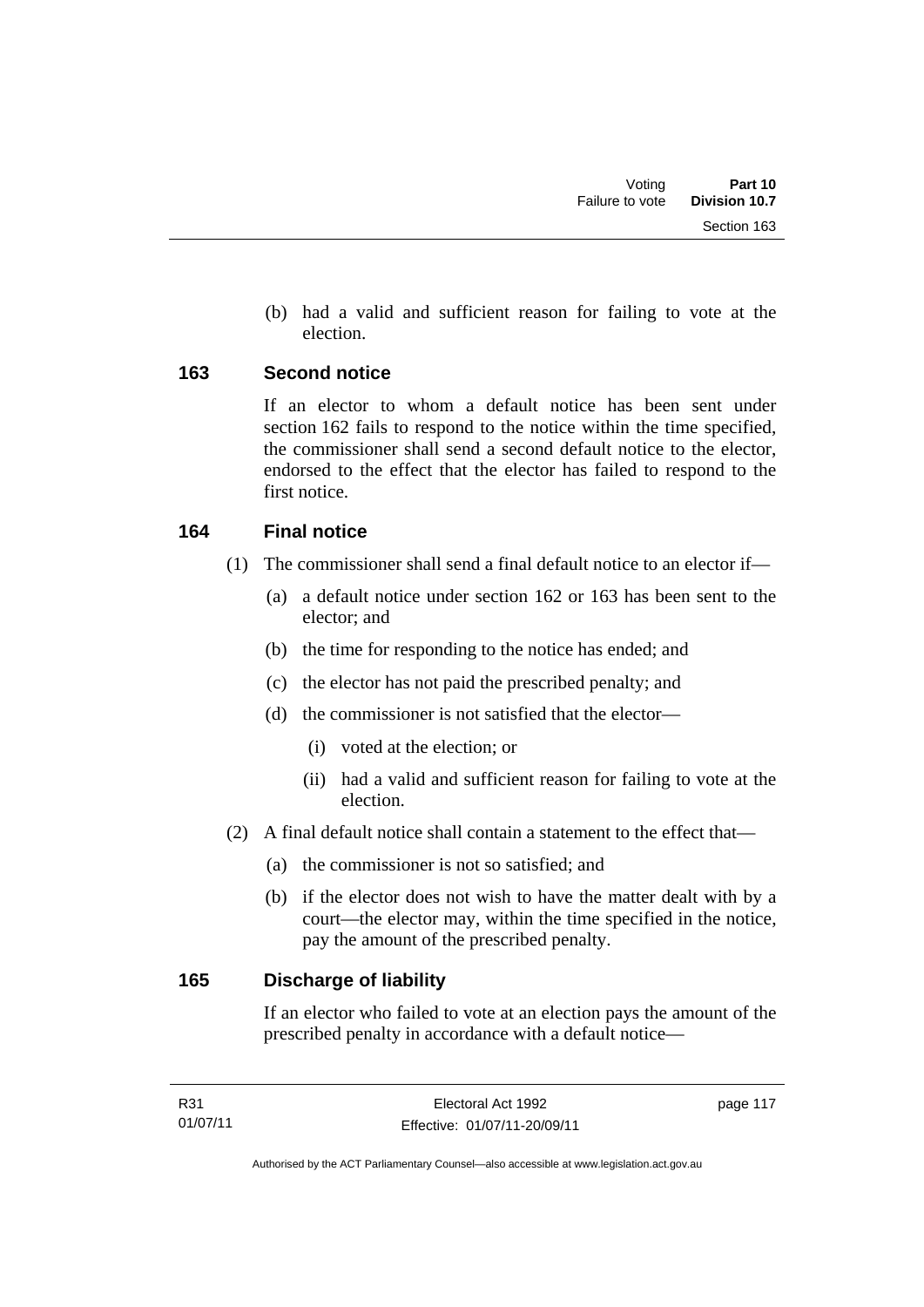(b) had a valid and sufficient reason for failing to vote at the election.

## 163 Second notice

If an elector to whom a default notice has been sent under section 162 fails to respond to the notice within the time specified, the commissioner shall send a second default notice to the elector, endorsed to the effect that the elector has failed to respond to the first notice.

## 164 Final notice

(1) The commissioner shall send a final default notice to an elector if—

(a) a default notice under section 162 or 163 has been sent to the elector; and

(b) the time for responding to the notice has ended; and

(c) the elector has not paid the prescribed penalty; and

(d) the commissioner is not satisfied that the elector—

(i) voted at the election; or

(ii) had a valid and sufficient reason for failing to vote at the election.

(2) A final default notice shall contain a statement to the effect that—

(a) the commissioner is not so satisfied; and

(b) if the elector does not wish to have the matter dealt with by a court—the elector may, within the time specified in the notice, pay the amount of the prescribed penalty.

## 165 Discharge of liability

If an elector who failed to vote at an election pays the amount of the prescribed penalty in accordance with a default notice—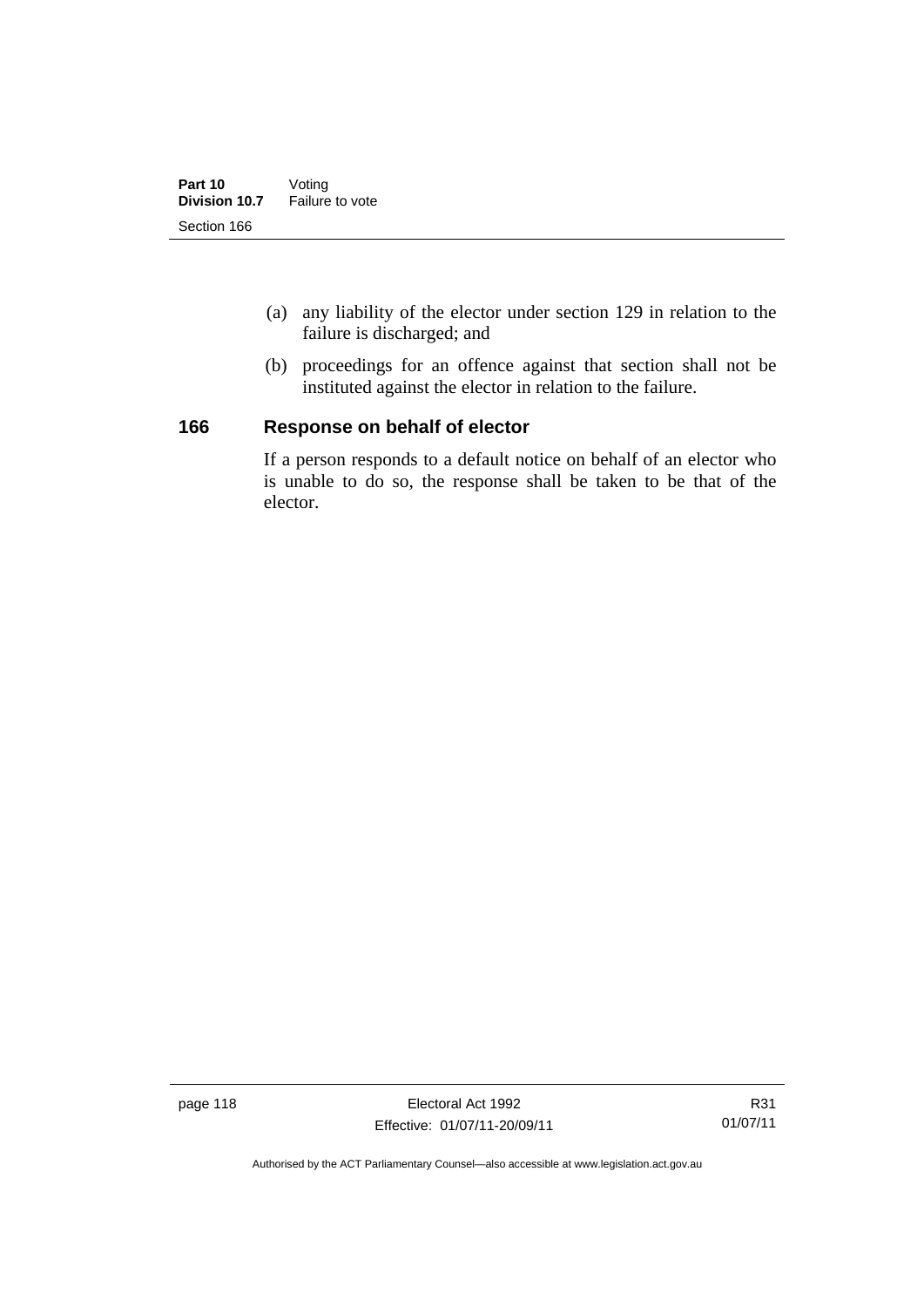(a) any liability of the elector under section 129 in relation to the failure is discharged; and

(b) proceedings for an offence against that section shall not be instituted against the elector in relation to the failure.

## 166 Response on behalf of elector

If a person responds to a default notice on behalf of an elector who is unable to do so, the response shall be taken to be that of the elector.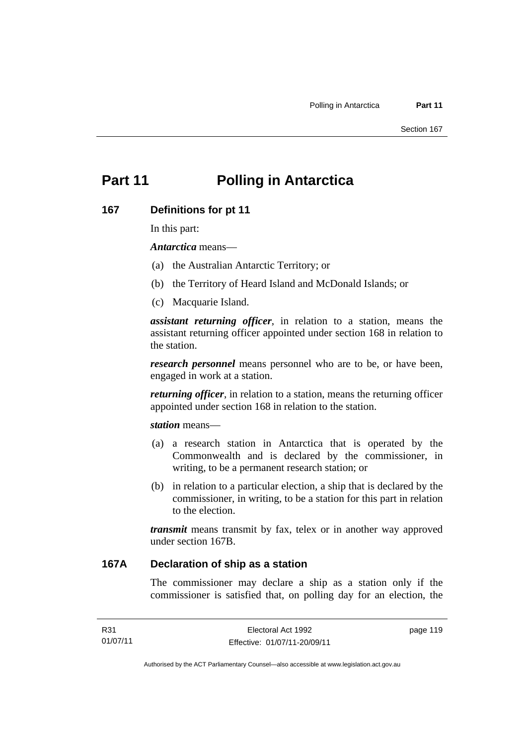# Part 11 Polling in Antarctica

## 167 Definitions for pt 11

In this part:

***Antarctica*** means—

(a) the Australian Antarctic Territory; or

(b) the Territory of Heard Island and McDonald Islands; or

(c) Macquarie Island.

***assistant returning officer***, in relation to a station, means the assistant returning officer appointed under section 168 in relation to the station.

***research personnel*** means personnel who are to be, or have been, engaged in work at a station.

***returning officer***, in relation to a station, means the returning officer appointed under section 168 in relation to the station.

***station*** means—

(a) a research station in Antarctica that is operated by the Commonwealth and is declared by the commissioner, in writing, to be a permanent research station; or

(b) in relation to a particular election, a ship that is declared by the commissioner, in writing, to be a station for this part in relation to the election.

***transmit*** means transmit by fax, telex or in another way approved under section 167B.

## 167A Declaration of ship as a station

The commissioner may declare a ship as a station only if the commissioner is satisfied that, on polling day for an election, the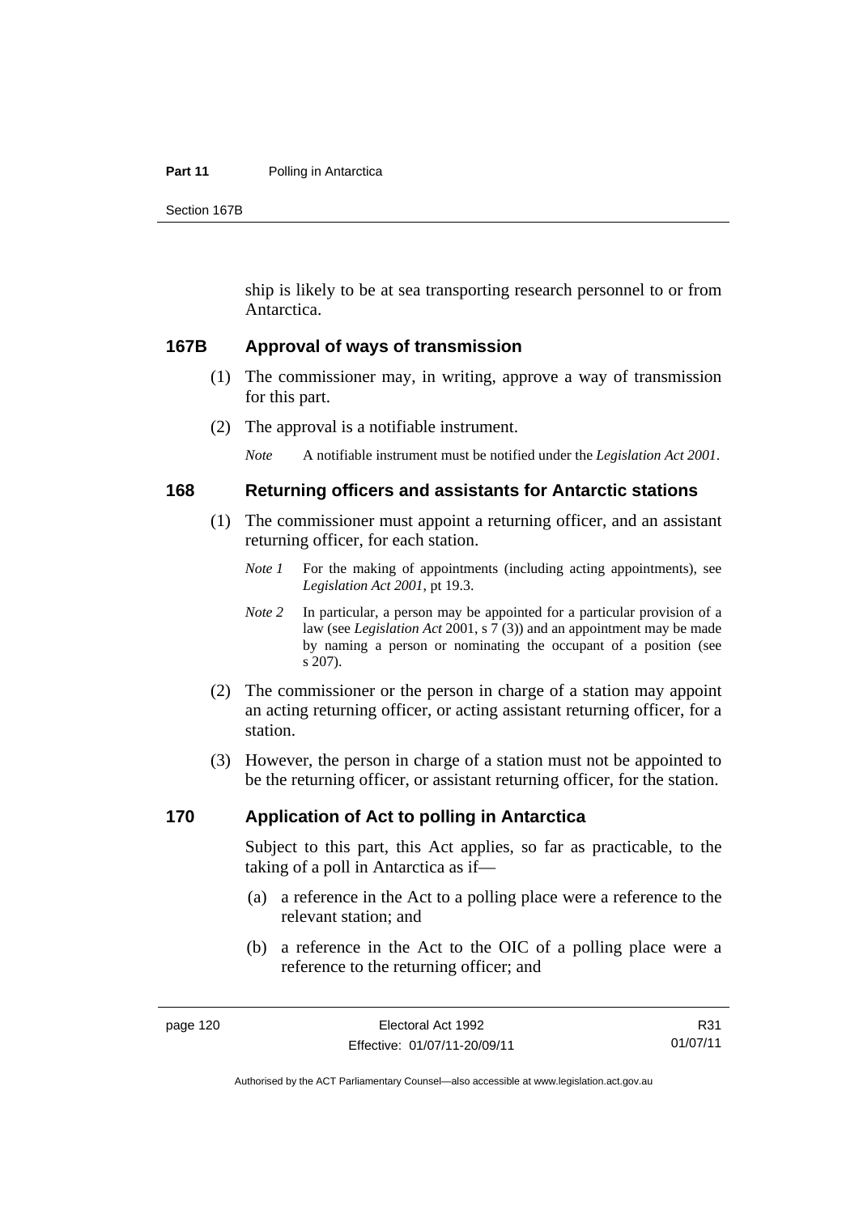ship is likely to be at sea transporting research personnel to or from Antarctica.

### 167B Approval of ways of transmission

(1) The commissioner may, in writing, approve a way of transmission for this part.

(2) The approval is a notifiable instrument.

*Note* A notifiable instrument must be notified under the *Legislation Act 2001*.

### 168 Returning officers and assistants for Antarctic stations

(1) The commissioner must appoint a returning officer, and an assistant returning officer, for each station.

*Note 1* For the making of appointments (including acting appointments), see *Legislation Act 2001*, pt 19.3.

*Note 2* In particular, a person may be appointed for a particular provision of a law (see *Legislation Act* 2001, s 7 (3)) and an appointment may be made by naming a person or nominating the occupant of a position (see s 207).

(2) The commissioner or the person in charge of a station may appoint an acting returning officer, or acting assistant returning officer, for a station.

(3) However, the person in charge of a station must not be appointed to be the returning officer, or assistant returning officer, for the station.

### 170 Application of Act to polling in Antarctica

Subject to this part, this Act applies, so far as practicable, to the taking of a poll in Antarctica as if—

(a) a reference in the Act to a polling place were a reference to the relevant station; and

(b) a reference in the Act to the OIC of a polling place were a reference to the returning officer; and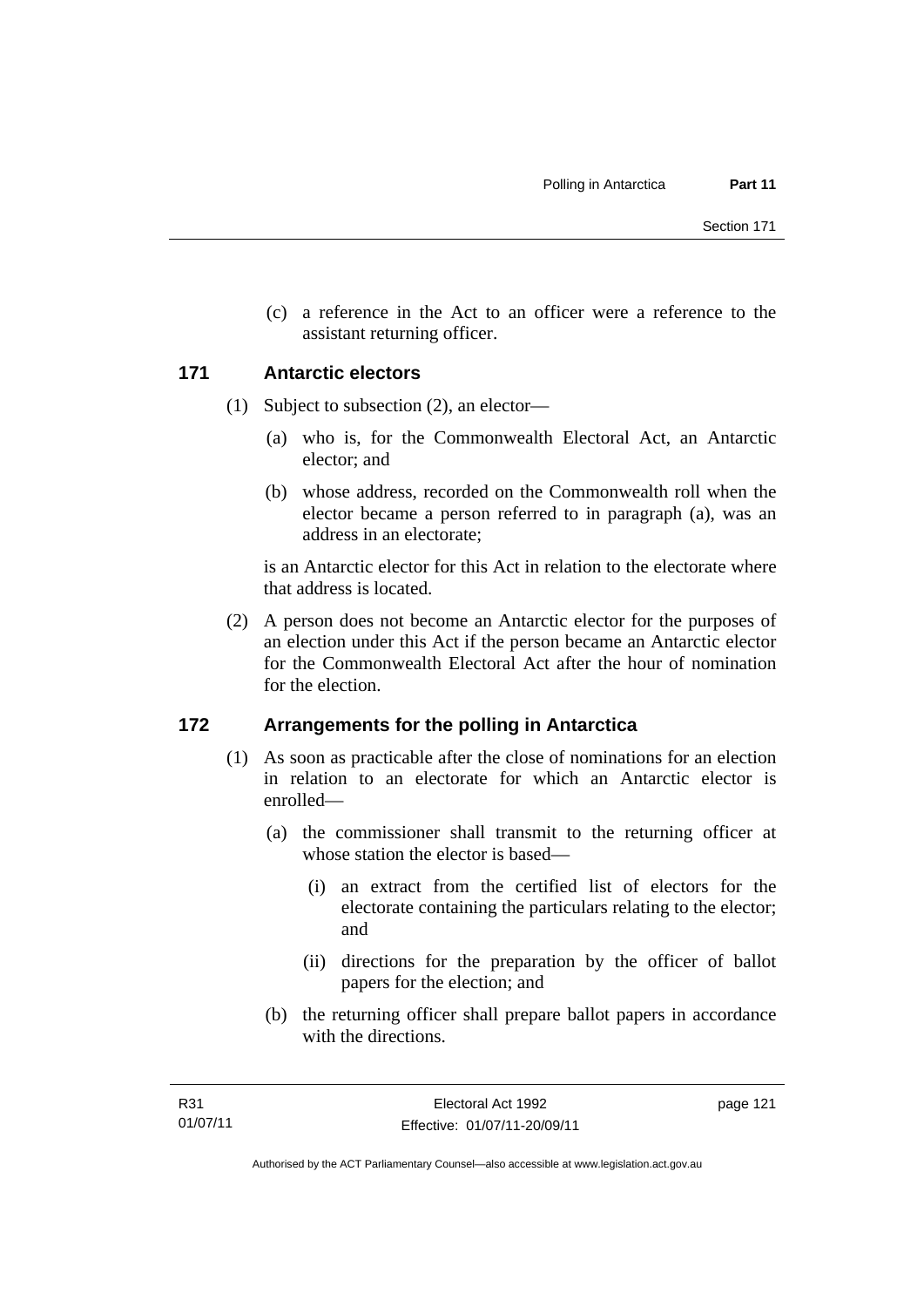(c) a reference in the Act to an officer were a reference to the assistant returning officer.

### 171 Antarctic electors

(1) Subject to subsection (2), an elector—

(a) who is, for the Commonwealth Electoral Act, an Antarctic elector; and

(b) whose address, recorded on the Commonwealth roll when the elector became a person referred to in paragraph (a), was an address in an electorate;

is an Antarctic elector for this Act in relation to the electorate where that address is located.

(2) A person does not become an Antarctic elector for the purposes of an election under this Act if the person became an Antarctic elector for the Commonwealth Electoral Act after the hour of nomination for the election.

### 172 Arrangements for the polling in Antarctica

(1) As soon as practicable after the close of nominations for an election in relation to an electorate for which an Antarctic elector is enrolled—

(a) the commissioner shall transmit to the returning officer at whose station the elector is based—

(i) an extract from the certified list of electors for the electorate containing the particulars relating to the elector; and

(ii) directions for the preparation by the officer of ballot papers for the election; and

(b) the returning officer shall prepare ballot papers in accordance with the directions.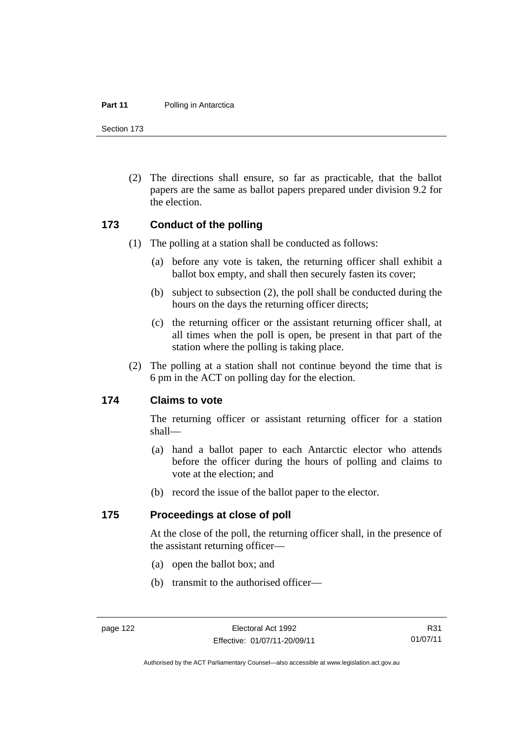(2) The directions shall ensure, so far as practicable, that the ballot papers are the same as ballot papers prepared under division 9.2 for the election.

## 173 Conduct of the polling

(1) The polling at a station shall be conducted as follows:

(a) before any vote is taken, the returning officer shall exhibit a ballot box empty, and shall then securely fasten its cover;

(b) subject to subsection (2), the poll shall be conducted during the hours on the days the returning officer directs;

(c) the returning officer or the assistant returning officer shall, at all times when the poll is open, be present in that part of the station where the polling is taking place.

(2) The polling at a station shall not continue beyond the time that is 6 pm in the ACT on polling day for the election.

## 174 Claims to vote

The returning officer or assistant returning officer for a station shall—

(a) hand a ballot paper to each Antarctic elector who attends before the officer during the hours of polling and claims to vote at the election; and

(b) record the issue of the ballot paper to the elector.

## 175 Proceedings at close of poll

At the close of the poll, the returning officer shall, in the presence of the assistant returning officer—

(a) open the ballot box; and

(b) transmit to the authorised officer—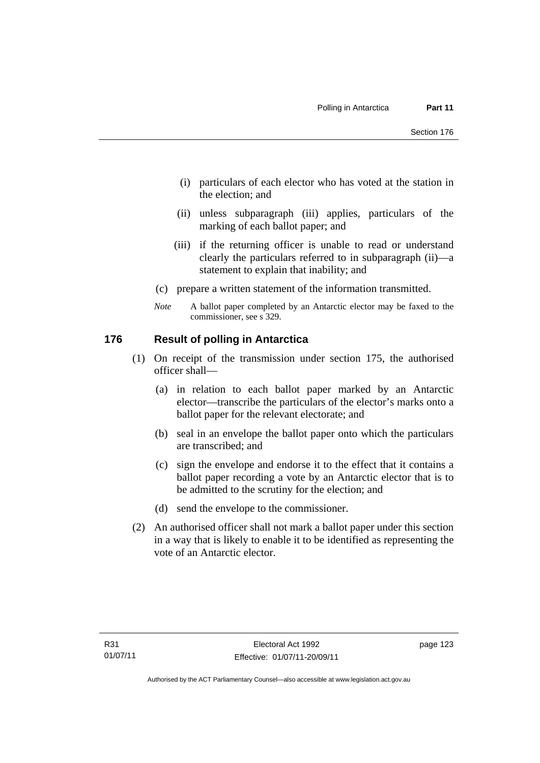(i) particulars of each elector who has voted at the station in the election; and

(ii) unless subparagraph (iii) applies, particulars of the marking of each ballot paper; and

(iii) if the returning officer is unable to read or understand clearly the particulars referred to in subparagraph (ii)—a statement to explain that inability; and

(c) prepare a written statement of the information transmitted.

*Note* A ballot paper completed by an Antarctic elector may be faxed to the commissioner, see s 329.

## 176 Result of polling in Antarctica

(1) On receipt of the transmission under section 175, the authorised officer shall—

(a) in relation to each ballot paper marked by an Antarctic elector—transcribe the particulars of the elector's marks onto a ballot paper for the relevant electorate; and

(b) seal in an envelope the ballot paper onto which the particulars are transcribed; and

(c) sign the envelope and endorse it to the effect that it contains a ballot paper recording a vote by an Antarctic elector that is to be admitted to the scrutiny for the election; and

(d) send the envelope to the commissioner.

(2) An authorised officer shall not mark a ballot paper under this section in a way that is likely to enable it to be identified as representing the vote of an Antarctic elector.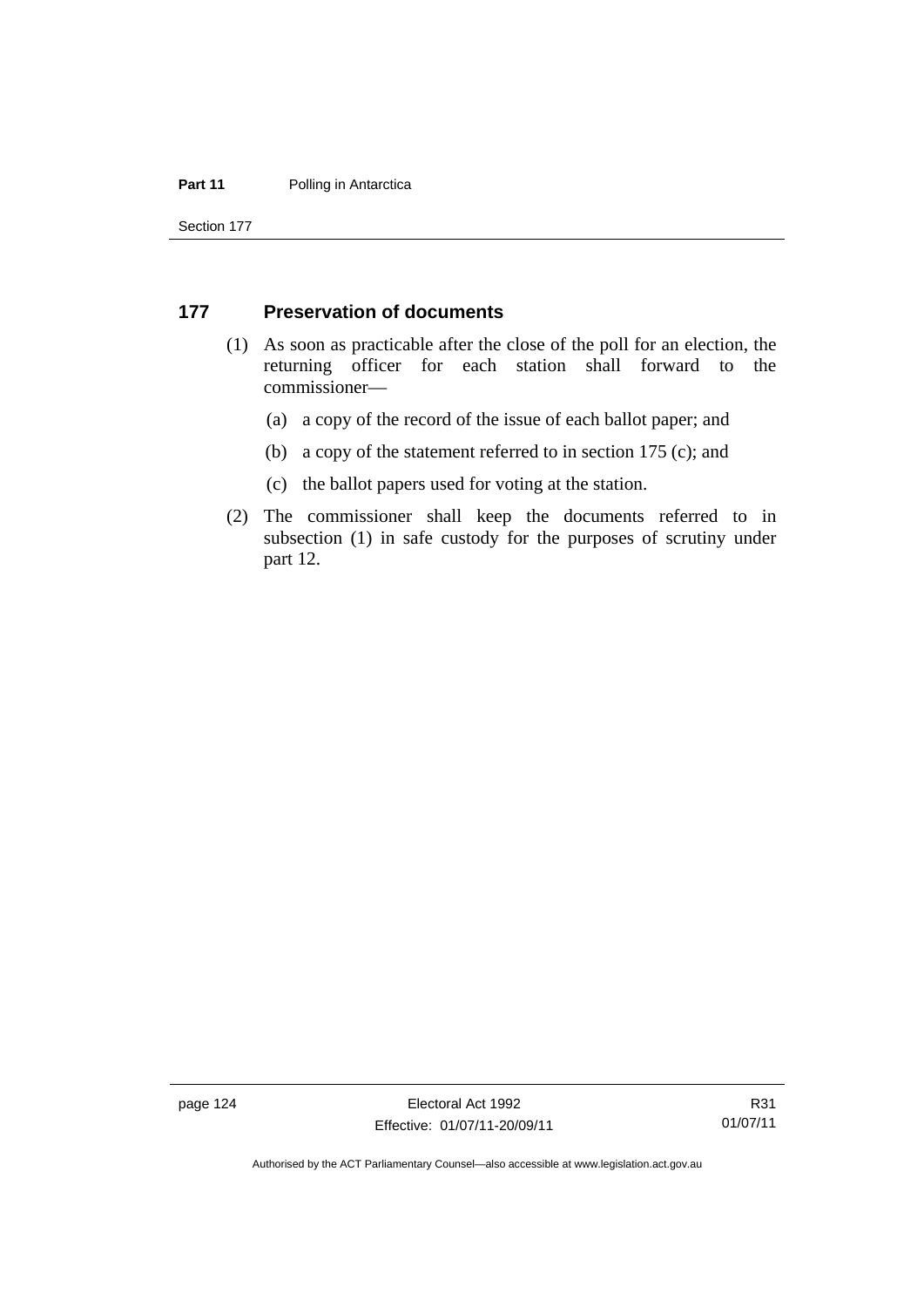## 177 Preservation of documents

(1) As soon as practicable after the close of the poll for an election, the returning officer for each station shall forward to the commissioner—

(a) a copy of the record of the issue of each ballot paper; and

(b) a copy of the statement referred to in section 175 (c); and

(c) the ballot papers used for voting at the station.

(2) The commissioner shall keep the documents referred to in subsection (1) in safe custody for the purposes of scrutiny under part 12.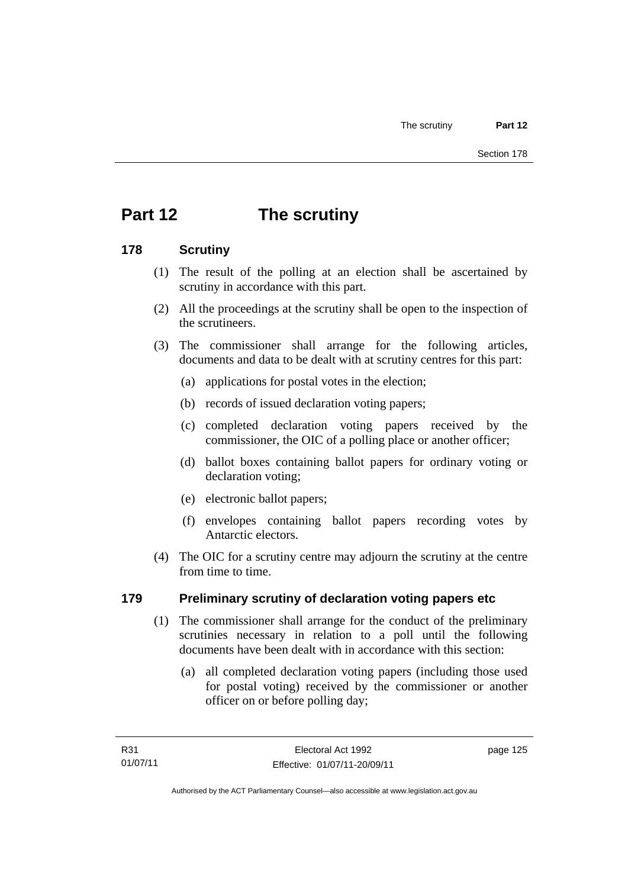# Part 12 The scrutiny

## 178 Scrutiny

(1) The result of the polling at an election shall be ascertained by scrutiny in accordance with this part.

(2) All the proceedings at the scrutiny shall be open to the inspection of the scrutineers.

(3) The commissioner shall arrange for the following articles, documents and data to be dealt with at scrutiny centres for this part:

- (a) applications for postal votes in the election;
- (b) records of issued declaration voting papers;
- (c) completed declaration voting papers received by the commissioner, the OIC of a polling place or another officer;
- (d) ballot boxes containing ballot papers for ordinary voting or declaration voting;
- (e) electronic ballot papers;
- (f) envelopes containing ballot papers recording votes by Antarctic electors.

(4) The OIC for a scrutiny centre may adjourn the scrutiny at the centre from time to time.

## 179 Preliminary scrutiny of declaration voting papers etc

(1) The commissioner shall arrange for the conduct of the preliminary scrutinies necessary in relation to a poll until the following documents have been dealt with in accordance with this section:

- (a) all completed declaration voting papers (including those used for postal voting) received by the commissioner or another officer on or before polling day;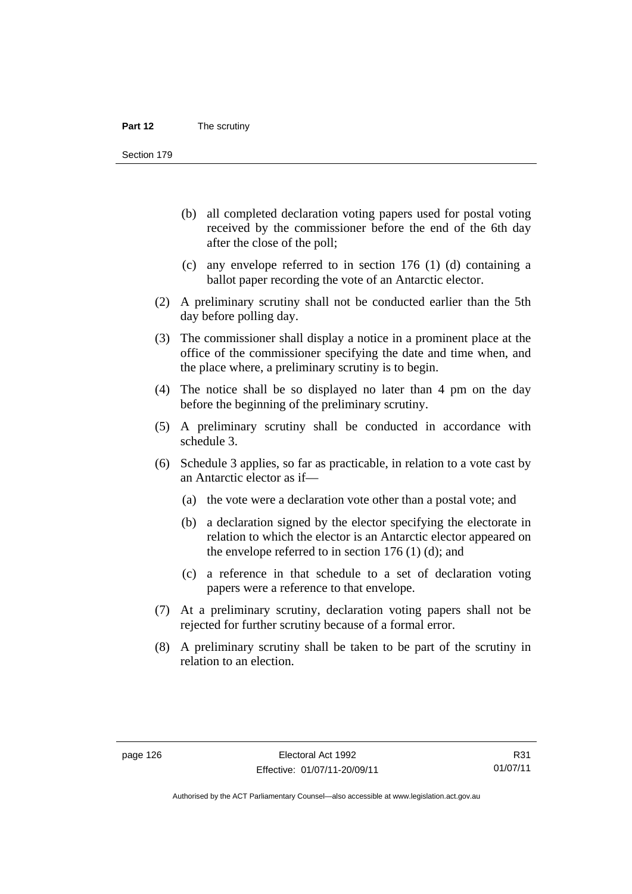(b) all completed declaration voting papers used for postal voting received by the commissioner before the end of the 6th day after the close of the poll;

(c) any envelope referred to in section 176 (1) (d) containing a ballot paper recording the vote of an Antarctic elector.

(2) A preliminary scrutiny shall not be conducted earlier than the 5th day before polling day.

(3) The commissioner shall display a notice in a prominent place at the office of the commissioner specifying the date and time when, and the place where, a preliminary scrutiny is to begin.

(4) The notice shall be so displayed no later than 4 pm on the day before the beginning of the preliminary scrutiny.

(5) A preliminary scrutiny shall be conducted in accordance with schedule 3.

(6) Schedule 3 applies, so far as practicable, in relation to a vote cast by an Antarctic elector as if—

(a) the vote were a declaration vote other than a postal vote; and

(b) a declaration signed by the elector specifying the electorate in relation to which the elector is an Antarctic elector appeared on the envelope referred to in section 176 (1) (d); and

(c) a reference in that schedule to a set of declaration voting papers were a reference to that envelope.

(7) At a preliminary scrutiny, declaration voting papers shall not be rejected for further scrutiny because of a formal error.

(8) A preliminary scrutiny shall be taken to be part of the scrutiny in relation to an election.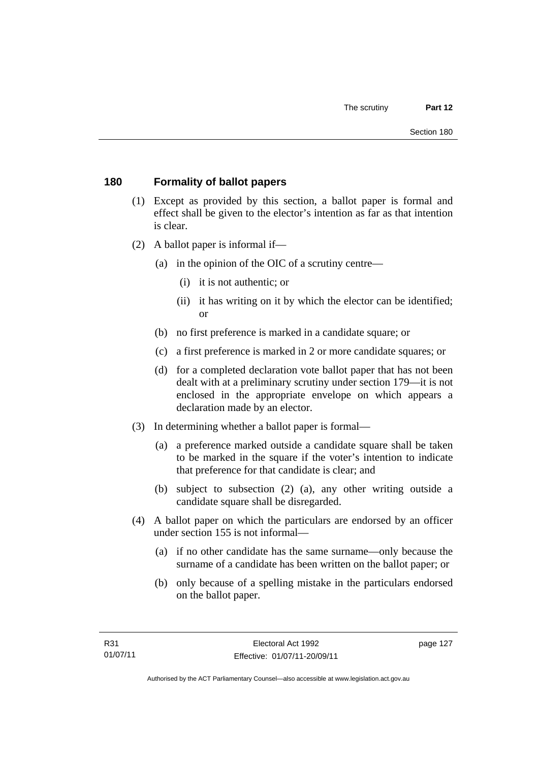## 180 Formality of ballot papers

(1) Except as provided by this section, a ballot paper is formal and effect shall be given to the elector's intention as far as that intention is clear.

(2) A ballot paper is informal if—

(a) in the opinion of the OIC of a scrutiny centre—

(i) it is not authentic; or

(ii) it has writing on it by which the elector can be identified; or

(b) no first preference is marked in a candidate square; or

(c) a first preference is marked in 2 or more candidate squares; or

(d) for a completed declaration vote ballot paper that has not been dealt with at a preliminary scrutiny under section 179—it is not enclosed in the appropriate envelope on which appears a declaration made by an elector.

(3) In determining whether a ballot paper is formal—

(a) a preference marked outside a candidate square shall be taken to be marked in the square if the voter's intention to indicate that preference for that candidate is clear; and

(b) subject to subsection (2) (a), any other writing outside a candidate square shall be disregarded.

(4) A ballot paper on which the particulars are endorsed by an officer under section 155 is not informal—

(a) if no other candidate has the same surname—only because the surname of a candidate has been written on the ballot paper; or

(b) only because of a spelling mistake in the particulars endorsed on the ballot paper.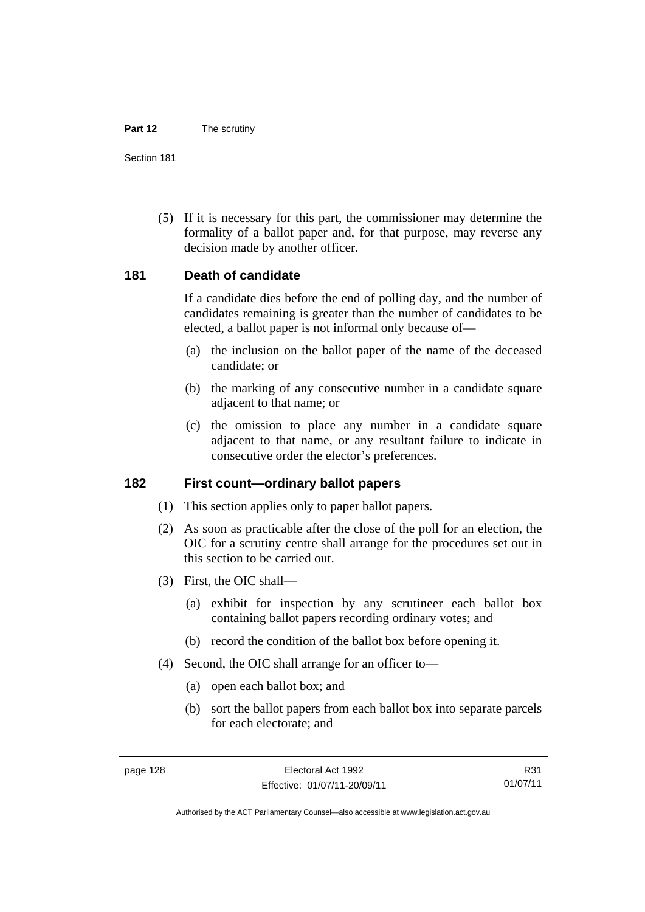(5) If it is necessary for this part, the commissioner may determine the formality of a ballot paper and, for that purpose, may reverse any decision made by another officer.

### 181 Death of candidate

If a candidate dies before the end of polling day, and the number of candidates remaining is greater than the number of candidates to be elected, a ballot paper is not informal only because of—

(a) the inclusion on the ballot paper of the name of the deceased candidate; or

(b) the marking of any consecutive number in a candidate square adjacent to that name; or

(c) the omission to place any number in a candidate square adjacent to that name, or any resultant failure to indicate in consecutive order the elector's preferences.

### 182 First count—ordinary ballot papers

(1) This section applies only to paper ballot papers.

(2) As soon as practicable after the close of the poll for an election, the OIC for a scrutiny centre shall arrange for the procedures set out in this section to be carried out.

(3) First, the OIC shall—

(a) exhibit for inspection by any scrutineer each ballot box containing ballot papers recording ordinary votes; and

(b) record the condition of the ballot box before opening it.

(4) Second, the OIC shall arrange for an officer to—

(a) open each ballot box; and

(b) sort the ballot papers from each ballot box into separate parcels for each electorate; and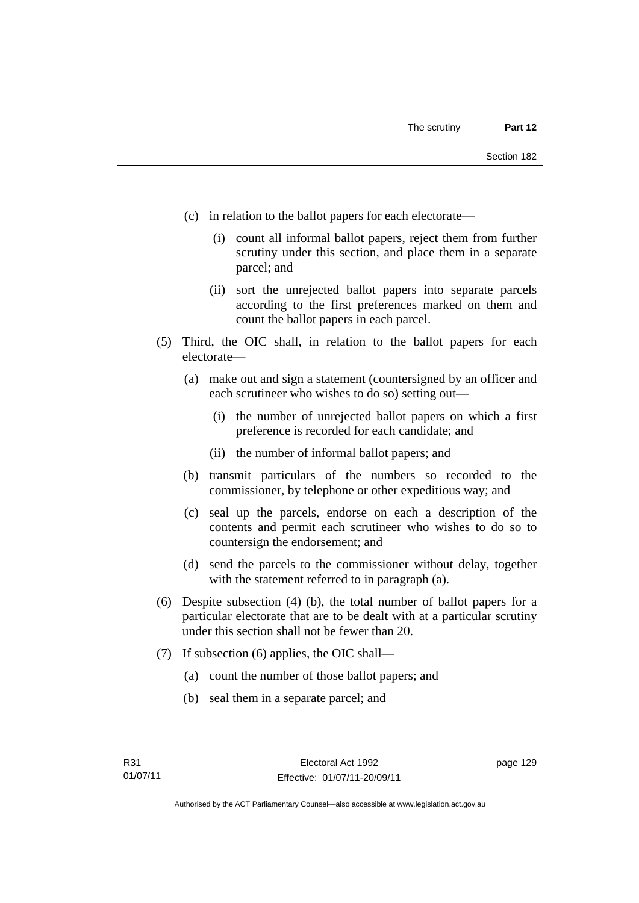(c) in relation to the ballot papers for each electorate—

   (i) count all informal ballot papers, reject them from further scrutiny under this section, and place them in a separate parcel; and

   (ii) sort the unrejected ballot papers into separate parcels according to the first preferences marked on them and count the ballot papers in each parcel.

(5) Third, the OIC shall, in relation to the ballot papers for each electorate—

   (a) make out and sign a statement (countersigned by an officer and each scrutineer who wishes to do so) setting out—

      (i) the number of unrejected ballot papers on which a first preference is recorded for each candidate; and

      (ii) the number of informal ballot papers; and

   (b) transmit particulars of the numbers so recorded to the commissioner, by telephone or other expeditious way; and

   (c) seal up the parcels, endorse on each a description of the contents and permit each scrutineer who wishes to do so to countersign the endorsement; and

   (d) send the parcels to the commissioner without delay, together with the statement referred to in paragraph (a).

(6) Despite subsection (4) (b), the total number of ballot papers for a particular electorate that are to be dealt with at a particular scrutiny under this section shall not be fewer than 20.

(7) If subsection (6) applies, the OIC shall—

   (a) count the number of those ballot papers; and

   (b) seal them in a separate parcel; and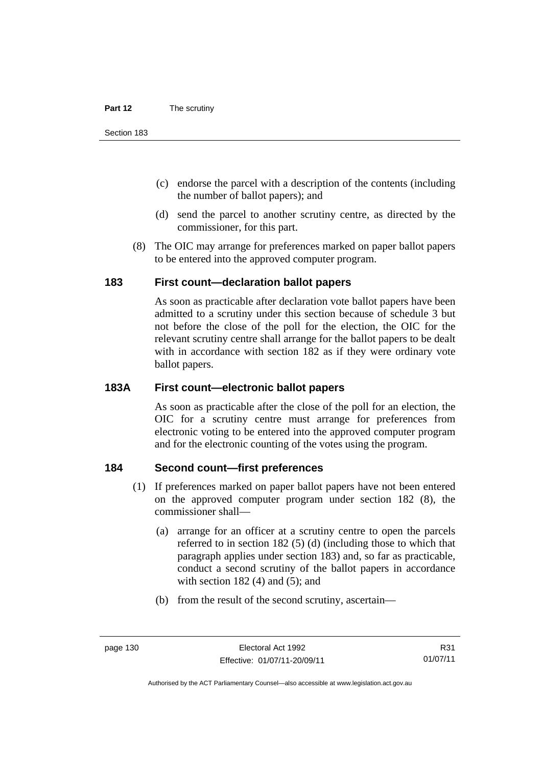(c) endorse the parcel with a description of the contents (including the number of ballot papers); and

(d) send the parcel to another scrutiny centre, as directed by the commissioner, for this part.

(8) The OIC may arrange for preferences marked on paper ballot papers to be entered into the approved computer program.

## 183 First count—declaration ballot papers

As soon as practicable after declaration vote ballot papers have been admitted to a scrutiny under this section because of schedule 3 but not before the close of the poll for the election, the OIC for the relevant scrutiny centre shall arrange for the ballot papers to be dealt with in accordance with section 182 as if they were ordinary vote ballot papers.

## 183A First count—electronic ballot papers

As soon as practicable after the close of the poll for an election, the OIC for a scrutiny centre must arrange for preferences from electronic voting to be entered into the approved computer program and for the electronic counting of the votes using the program.

## 184 Second count—first preferences

(1) If preferences marked on paper ballot papers have not been entered on the approved computer program under section 182 (8), the commissioner shall—

(a) arrange for an officer at a scrutiny centre to open the parcels referred to in section 182 (5) (d) (including those to which that paragraph applies under section 183) and, so far as practicable, conduct a second scrutiny of the ballot papers in accordance with section 182 (4) and (5); and

(b) from the result of the second scrutiny, ascertain—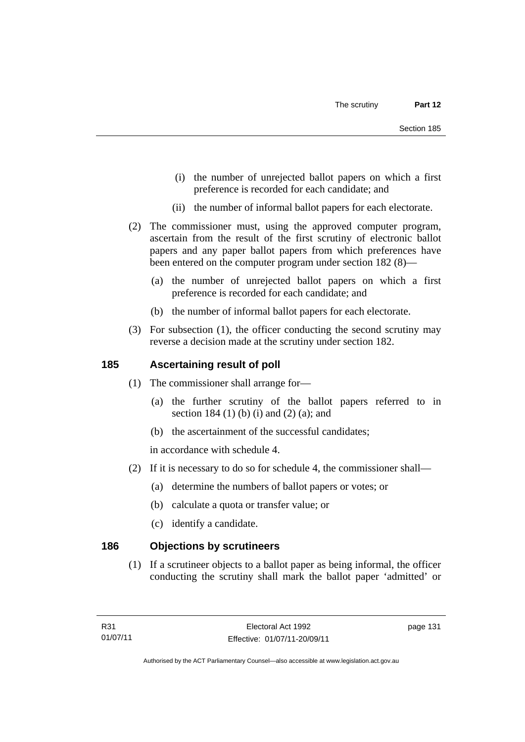(i) the number of unrejected ballot papers on which a first preference is recorded for each candidate; and

(ii) the number of informal ballot papers for each electorate.

(2) The commissioner must, using the approved computer program, ascertain from the result of the first scrutiny of electronic ballot papers and any paper ballot papers from which preferences have been entered on the computer program under section 182 (8)—

(a) the number of unrejected ballot papers on which a first preference is recorded for each candidate; and

(b) the number of informal ballot papers for each electorate.

(3) For subsection (1), the officer conducting the second scrutiny may reverse a decision made at the scrutiny under section 182.

## 185 Ascertaining result of poll

(1) The commissioner shall arrange for—

(a) the further scrutiny of the ballot papers referred to in section 184 (1) (b) (i) and (2) (a); and

(b) the ascertainment of the successful candidates;

in accordance with schedule 4.

(2) If it is necessary to do so for schedule 4, the commissioner shall—

(a) determine the numbers of ballot papers or votes; or

(b) calculate a quota or transfer value; or

(c) identify a candidate.

## 186 Objections by scrutineers

(1) If a scrutineer objects to a ballot paper as being informal, the officer conducting the scrutiny shall mark the ballot paper 'admitted' or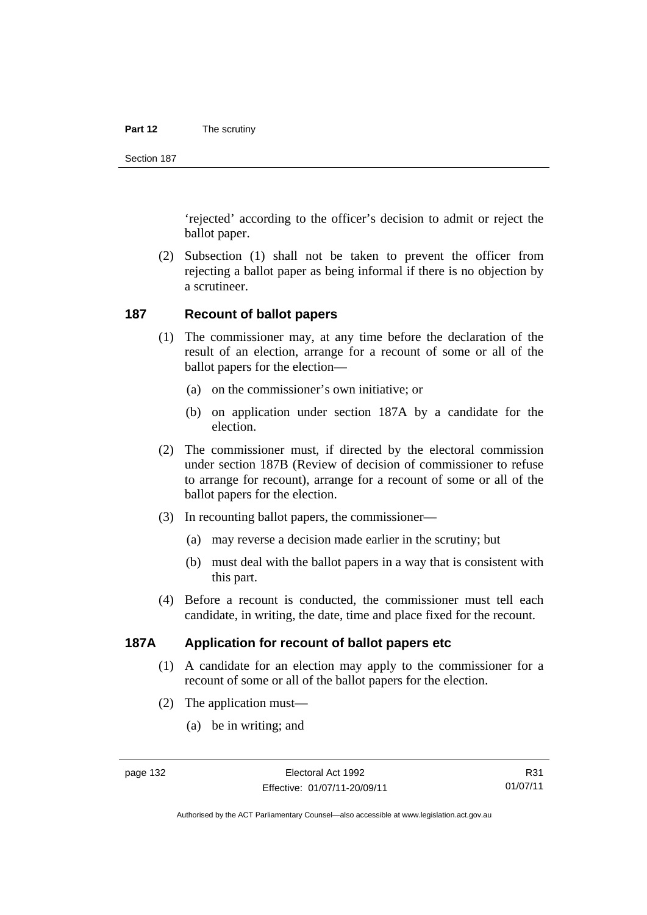'rejected' according to the officer's decision to admit or reject the ballot paper.

(2) Subsection (1) shall not be taken to prevent the officer from rejecting a ballot paper as being informal if there is no objection by a scrutineer.

## 187 Recount of ballot papers

(1) The commissioner may, at any time before the declaration of the result of an election, arrange for a recount of some or all of the ballot papers for the election—

(a) on the commissioner's own initiative; or

(b) on application under section 187A by a candidate for the election.

(2) The commissioner must, if directed by the electoral commission under section 187B (Review of decision of commissioner to refuse to arrange for recount), arrange for a recount of some or all of the ballot papers for the election.

(3) In recounting ballot papers, the commissioner—

(a) may reverse a decision made earlier in the scrutiny; but

(b) must deal with the ballot papers in a way that is consistent with this part.

(4) Before a recount is conducted, the commissioner must tell each candidate, in writing, the date, time and place fixed for the recount.

## 187A Application for recount of ballot papers etc

(1) A candidate for an election may apply to the commissioner for a recount of some or all of the ballot papers for the election.

(2) The application must—

(a) be in writing; and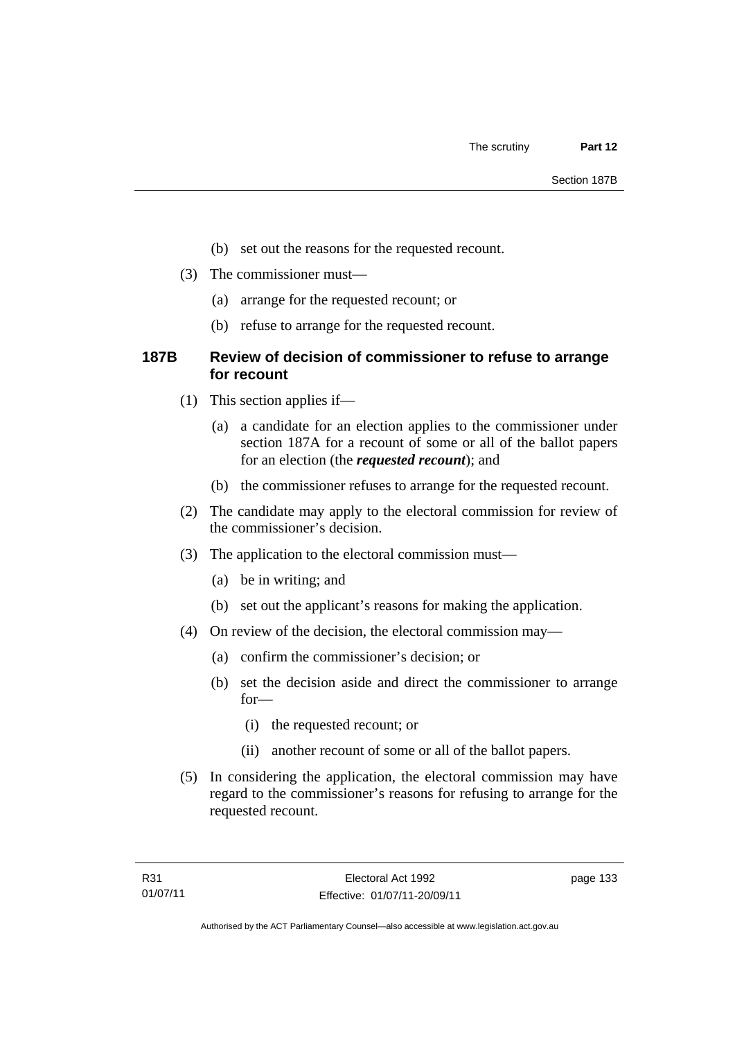(b) set out the reasons for the requested recount.

(3) The commissioner must—

(a) arrange for the requested recount; or

(b) refuse to arrange for the requested recount.

### 187B Review of decision of commissioner to refuse to arrange for recount

(1) This section applies if—

(a) a candidate for an election applies to the commissioner under section 187A for a recount of some or all of the ballot papers for an election (the ***requested recount***); and

(b) the commissioner refuses to arrange for the requested recount.

(2) The candidate may apply to the electoral commission for review of the commissioner's decision.

(3) The application to the electoral commission must—

(a) be in writing; and

(b) set out the applicant's reasons for making the application.

(4) On review of the decision, the electoral commission may—

(a) confirm the commissioner's decision; or

(b) set the decision aside and direct the commissioner to arrange for—

(i) the requested recount; or

(ii) another recount of some or all of the ballot papers.

(5) In considering the application, the electoral commission may have regard to the commissioner's reasons for refusing to arrange for the requested recount.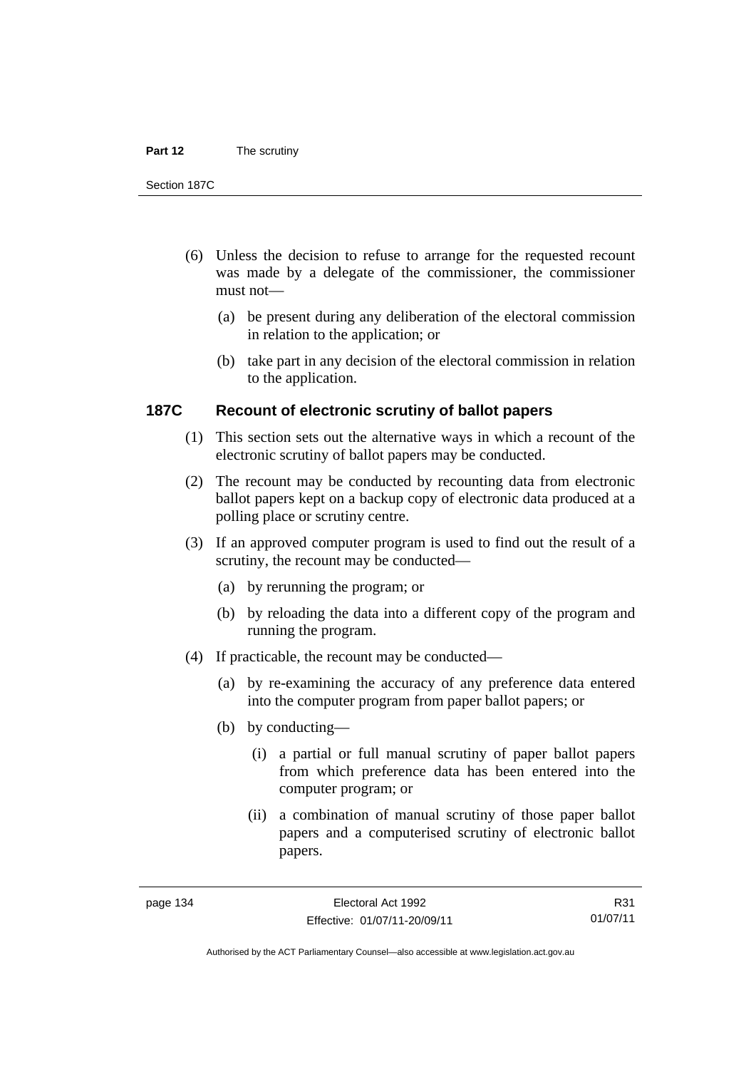(6) Unless the decision to refuse to arrange for the requested recount was made by a delegate of the commissioner, the commissioner must not—

(a) be present during any deliberation of the electoral commission in relation to the application; or

(b) take part in any decision of the electoral commission in relation to the application.

### 187C Recount of electronic scrutiny of ballot papers

(1) This section sets out the alternative ways in which a recount of the electronic scrutiny of ballot papers may be conducted.

(2) The recount may be conducted by recounting data from electronic ballot papers kept on a backup copy of electronic data produced at a polling place or scrutiny centre.

(3) If an approved computer program is used to find out the result of a scrutiny, the recount may be conducted—

(a) by rerunning the program; or

(b) by reloading the data into a different copy of the program and running the program.

(4) If practicable, the recount may be conducted—

(a) by re-examining the accuracy of any preference data entered into the computer program from paper ballot papers; or

(b) by conducting—

(i) a partial or full manual scrutiny of paper ballot papers from which preference data has been entered into the computer program; or

(ii) a combination of manual scrutiny of those paper ballot papers and a computerised scrutiny of electronic ballot papers.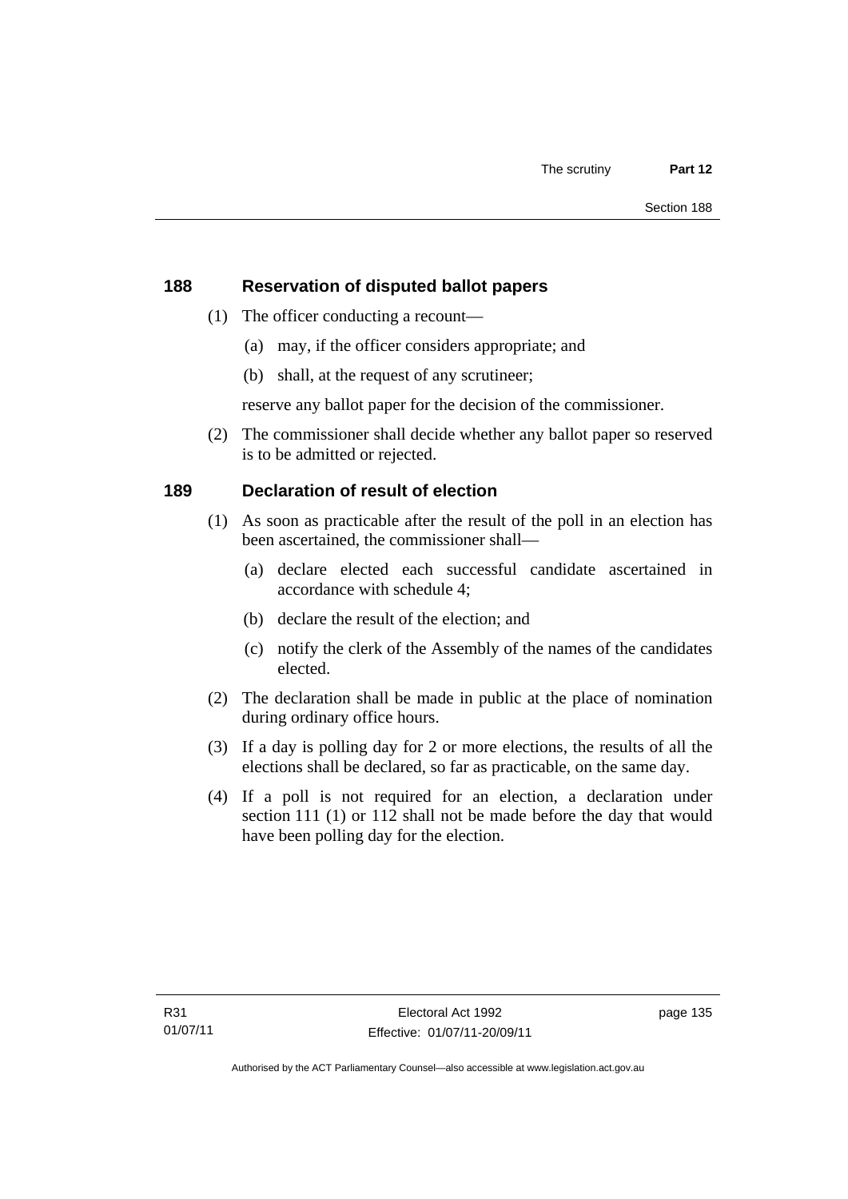## 188 Reservation of disputed ballot papers

(1) The officer conducting a recount—

(a) may, if the officer considers appropriate; and

(b) shall, at the request of any scrutineer;

reserve any ballot paper for the decision of the commissioner.

(2) The commissioner shall decide whether any ballot paper so reserved is to be admitted or rejected.

## 189 Declaration of result of election

(1) As soon as practicable after the result of the poll in an election has been ascertained, the commissioner shall—

(a) declare elected each successful candidate ascertained in accordance with schedule 4;

(b) declare the result of the election; and

(c) notify the clerk of the Assembly of the names of the candidates elected.

(2) The declaration shall be made in public at the place of nomination during ordinary office hours.

(3) If a day is polling day for 2 or more elections, the results of all the elections shall be declared, so far as practicable, on the same day.

(4) If a poll is not required for an election, a declaration under section 111 (1) or 112 shall not be made before the day that would have been polling day for the election.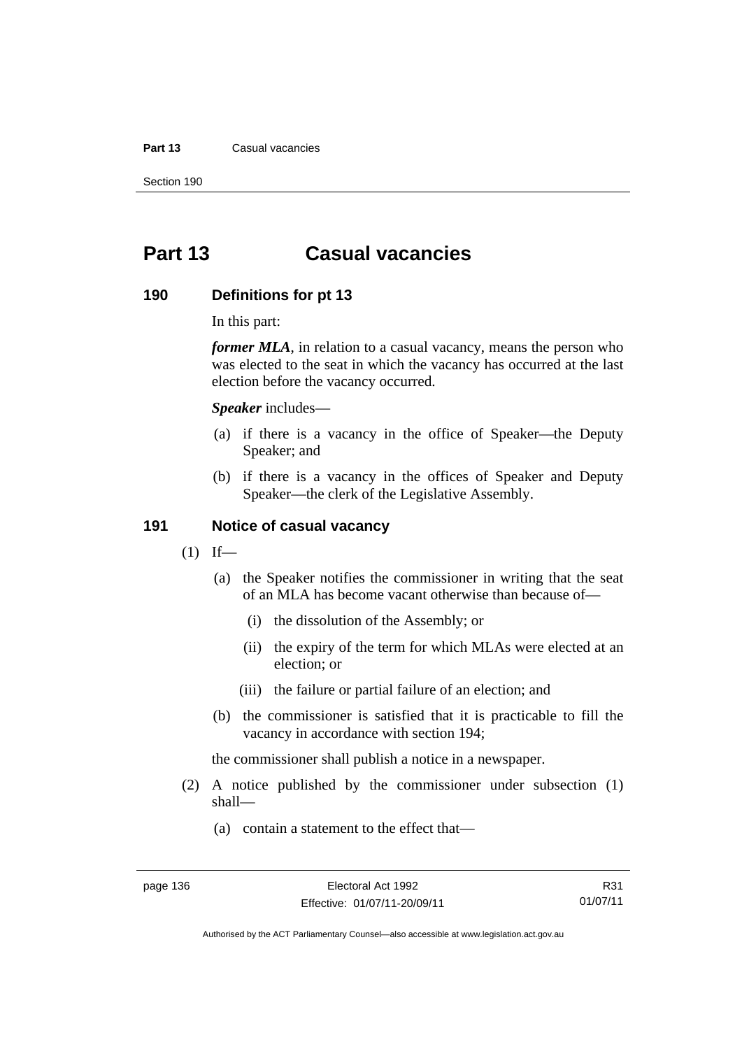# Part 13 Casual vacancies

## 190 Definitions for pt 13

In this part:

***former MLA***, in relation to a casual vacancy, means the person who was elected to the seat in which the vacancy has occurred at the last election before the vacancy occurred.

***Speaker*** includes—

(a) if there is a vacancy in the office of Speaker—the Deputy Speaker; and

(b) if there is a vacancy in the offices of Speaker and Deputy Speaker—the clerk of the Legislative Assembly.

## 191 Notice of casual vacancy

(1) If—

(a) the Speaker notifies the commissioner in writing that the seat of an MLA has become vacant otherwise than because of—

(i) the dissolution of the Assembly; or

(ii) the expiry of the term for which MLAs were elected at an election; or

(iii) the failure or partial failure of an election; and

(b) the commissioner is satisfied that it is practicable to fill the vacancy in accordance with section 194;

the commissioner shall publish a notice in a newspaper.

(2) A notice published by the commissioner under subsection (1) shall—

(a) contain a statement to the effect that—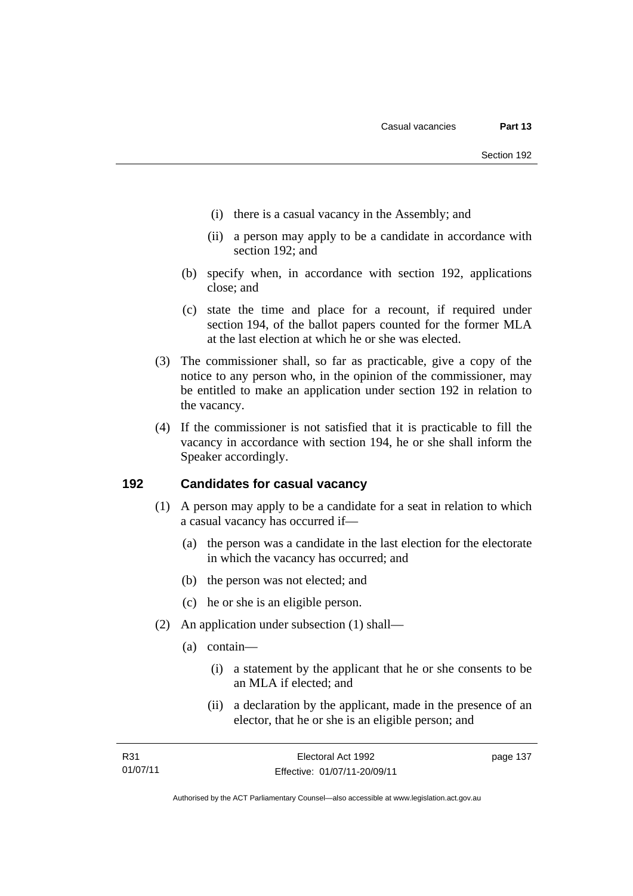(i) there is a casual vacancy in the Assembly; and

(ii) a person may apply to be a candidate in accordance with section 192; and

(b) specify when, in accordance with section 192, applications close; and

(c) state the time and place for a recount, if required under section 194, of the ballot papers counted for the former MLA at the last election at which he or she was elected.

(3) The commissioner shall, so far as practicable, give a copy of the notice to any person who, in the opinion of the commissioner, may be entitled to make an application under section 192 in relation to the vacancy.

(4) If the commissioner is not satisfied that it is practicable to fill the vacancy in accordance with section 194, he or she shall inform the Speaker accordingly.

## 192 Candidates for casual vacancy

(1) A person may apply to be a candidate for a seat in relation to which a casual vacancy has occurred if—

(a) the person was a candidate in the last election for the electorate in which the vacancy has occurred; and

(b) the person was not elected; and

(c) he or she is an eligible person.

(2) An application under subsection (1) shall—

(a) contain—

(i) a statement by the applicant that he or she consents to be an MLA if elected; and

(ii) a declaration by the applicant, made in the presence of an elector, that he or she is an eligible person; and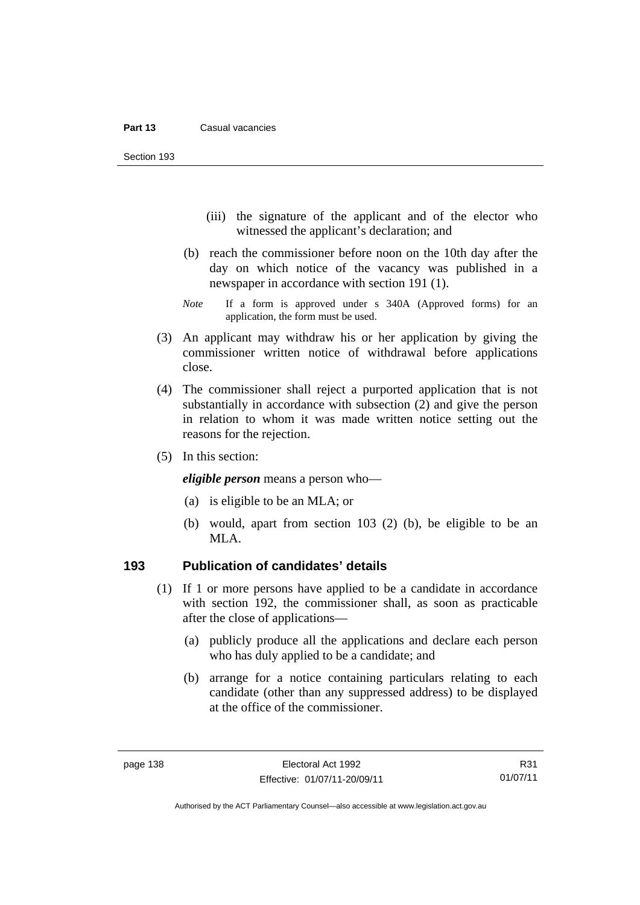(iii) the signature of the applicant and of the elector who witnessed the applicant's declaration; and

(b) reach the commissioner before noon on the 10th day after the day on which notice of the vacancy was published in a newspaper in accordance with section 191 (1).

*Note* If a form is approved under s 340A (Approved forms) for an application, the form must be used.

(3) An applicant may withdraw his or her application by giving the commissioner written notice of withdrawal before applications close.

(4) The commissioner shall reject a purported application that is not substantially in accordance with subsection (2) and give the person in relation to whom it was made written notice setting out the reasons for the rejection.

(5) In this section:

***eligible person*** means a person who—

(a) is eligible to be an MLA; or

(b) would, apart from section 103 (2) (b), be eligible to be an MLA.

## 193 Publication of candidates' details

(1) If 1 or more persons have applied to be a candidate in accordance with section 192, the commissioner shall, as soon as practicable after the close of applications—

(a) publicly produce all the applications and declare each person who has duly applied to be a candidate; and

(b) arrange for a notice containing particulars relating to each candidate (other than any suppressed address) to be displayed at the office of the commissioner.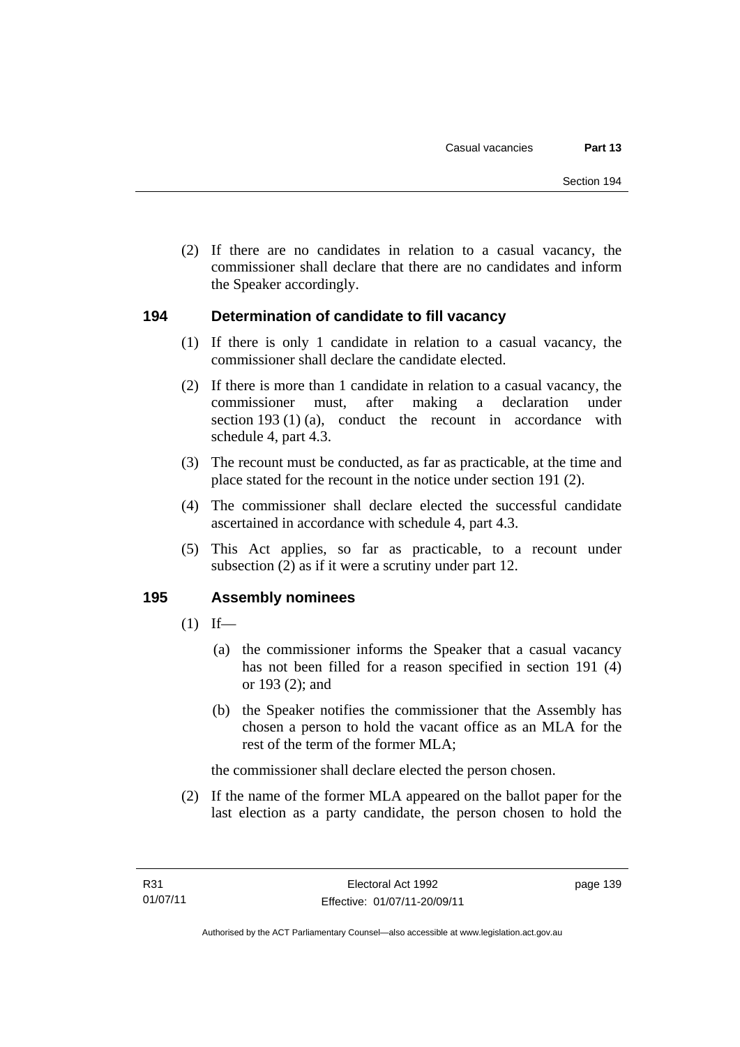(2) If there are no candidates in relation to a casual vacancy, the commissioner shall declare that there are no candidates and inform the Speaker accordingly.

## 194 Determination of candidate to fill vacancy

(1) If there is only 1 candidate in relation to a casual vacancy, the commissioner shall declare the candidate elected.

(2) If there is more than 1 candidate in relation to a casual vacancy, the commissioner must, after making a declaration under section 193 (1) (a), conduct the recount in accordance with schedule 4, part 4.3.

(3) The recount must be conducted, as far as practicable, at the time and place stated for the recount in the notice under section 191 (2).

(4) The commissioner shall declare elected the successful candidate ascertained in accordance with schedule 4, part 4.3.

(5) This Act applies, so far as practicable, to a recount under subsection (2) as if it were a scrutiny under part 12.

## 195 Assembly nominees

(1) If—

(a) the commissioner informs the Speaker that a casual vacancy has not been filled for a reason specified in section 191 (4) or 193 (2); and

(b) the Speaker notifies the commissioner that the Assembly has chosen a person to hold the vacant office as an MLA for the rest of the term of the former MLA;

the commissioner shall declare elected the person chosen.

(2) If the name of the former MLA appeared on the ballot paper for the last election as a party candidate, the person chosen to hold the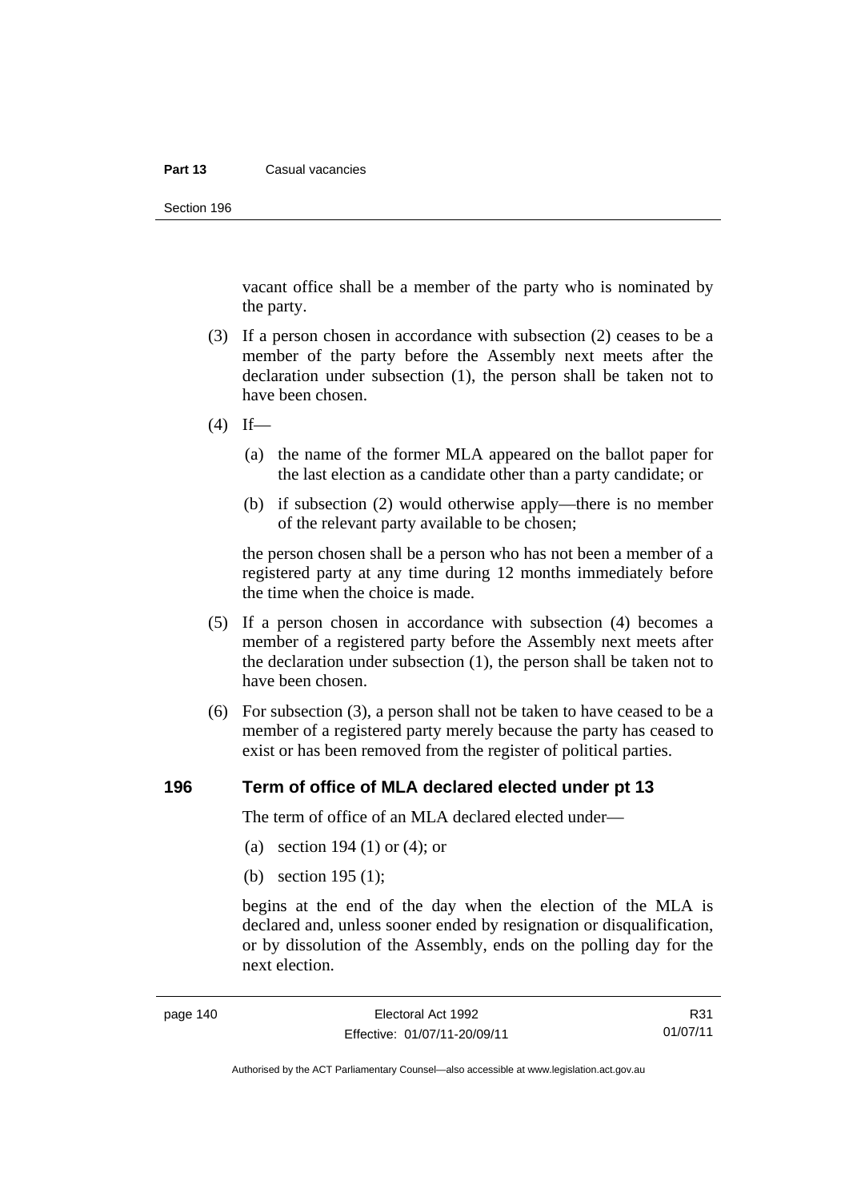vacant office shall be a member of the party who is nominated by the party.

(3) If a person chosen in accordance with subsection (2) ceases to be a member of the party before the Assembly next meets after the declaration under subsection (1), the person shall be taken not to have been chosen.

(4) If—

(a) the name of the former MLA appeared on the ballot paper for the last election as a candidate other than a party candidate; or

(b) if subsection (2) would otherwise apply—there is no member of the relevant party available to be chosen;

the person chosen shall be a person who has not been a member of a registered party at any time during 12 months immediately before the time when the choice is made.

(5) If a person chosen in accordance with subsection (4) becomes a member of a registered party before the Assembly next meets after the declaration under subsection (1), the person shall be taken not to have been chosen.

(6) For subsection (3), a person shall not be taken to have ceased to be a member of a registered party merely because the party has ceased to exist or has been removed from the register of political parties.

## 196 Term of office of MLA declared elected under pt 13

The term of office of an MLA declared elected under—

(a) section 194 (1) or (4); or

(b) section 195 (1);

begins at the end of the day when the election of the MLA is declared and, unless sooner ended by resignation or disqualification, or by dissolution of the Assembly, ends on the polling day for the next election.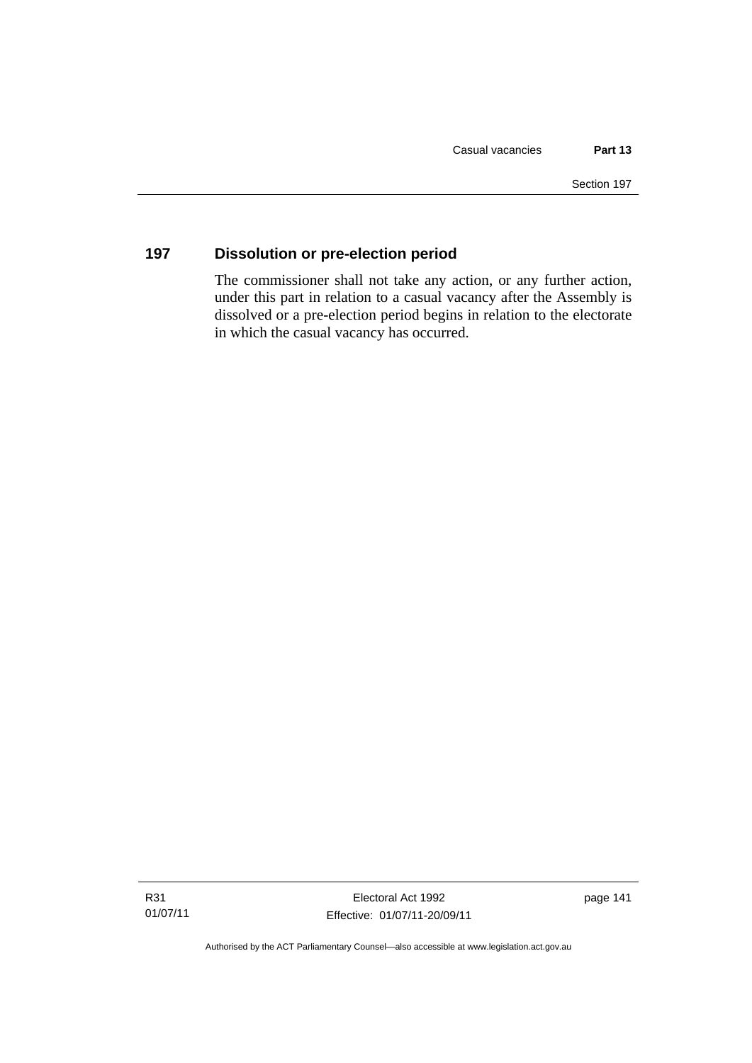## 197 Dissolution or pre-election period

The commissioner shall not take any action, or any further action, under this part in relation to a casual vacancy after the Assembly is dissolved or a pre-election period begins in relation to the electorate in which the casual vacancy has occurred.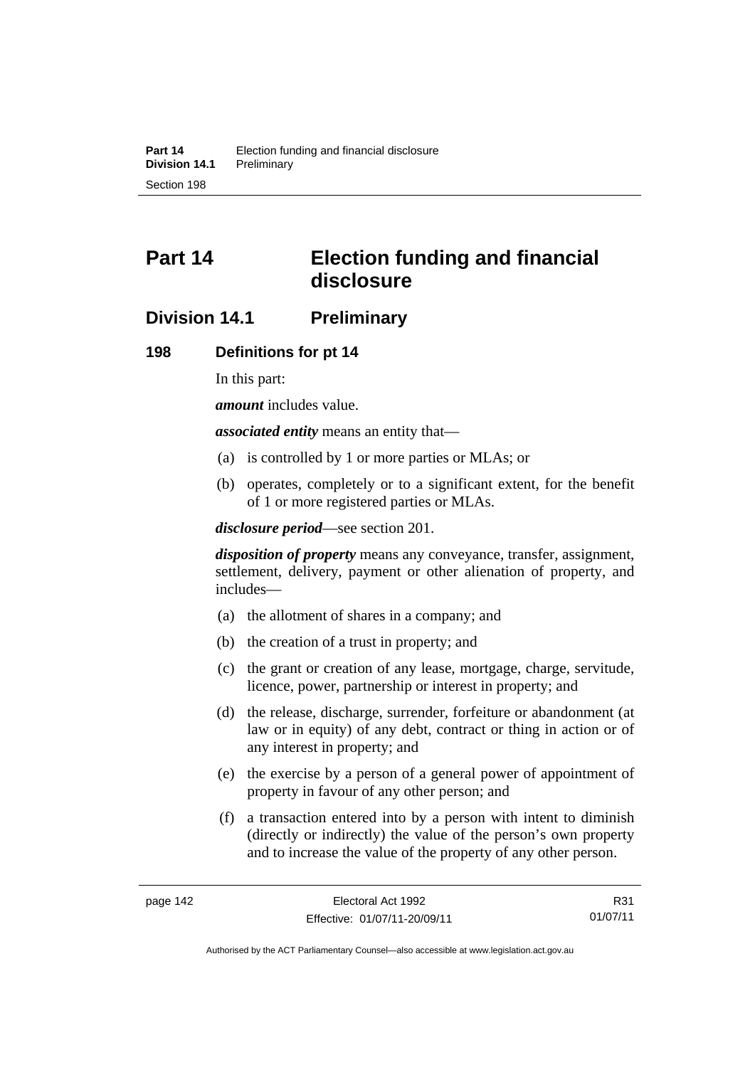# Part 14 Election funding and financial disclosure

## Division 14.1 Preliminary

### 198 Definitions for pt 14

In this part:

***amount*** includes value.

***associated entity*** means an entity that—

(a) is controlled by 1 or more parties or MLAs; or

(b) operates, completely or to a significant extent, for the benefit of 1 or more registered parties or MLAs.

***disclosure period***—see section 201.

***disposition of property*** means any conveyance, transfer, assignment, settlement, delivery, payment or other alienation of property, and includes—

(a) the allotment of shares in a company; and

(b) the creation of a trust in property; and

(c) the grant or creation of any lease, mortgage, charge, servitude, licence, power, partnership or interest in property; and

(d) the release, discharge, surrender, forfeiture or abandonment (at law or in equity) of any debt, contract or thing in action or of any interest in property; and

(e) the exercise by a person of a general power of appointment of property in favour of any other person; and

(f) a transaction entered into by a person with intent to diminish (directly or indirectly) the value of the person's own property and to increase the value of the property of any other person.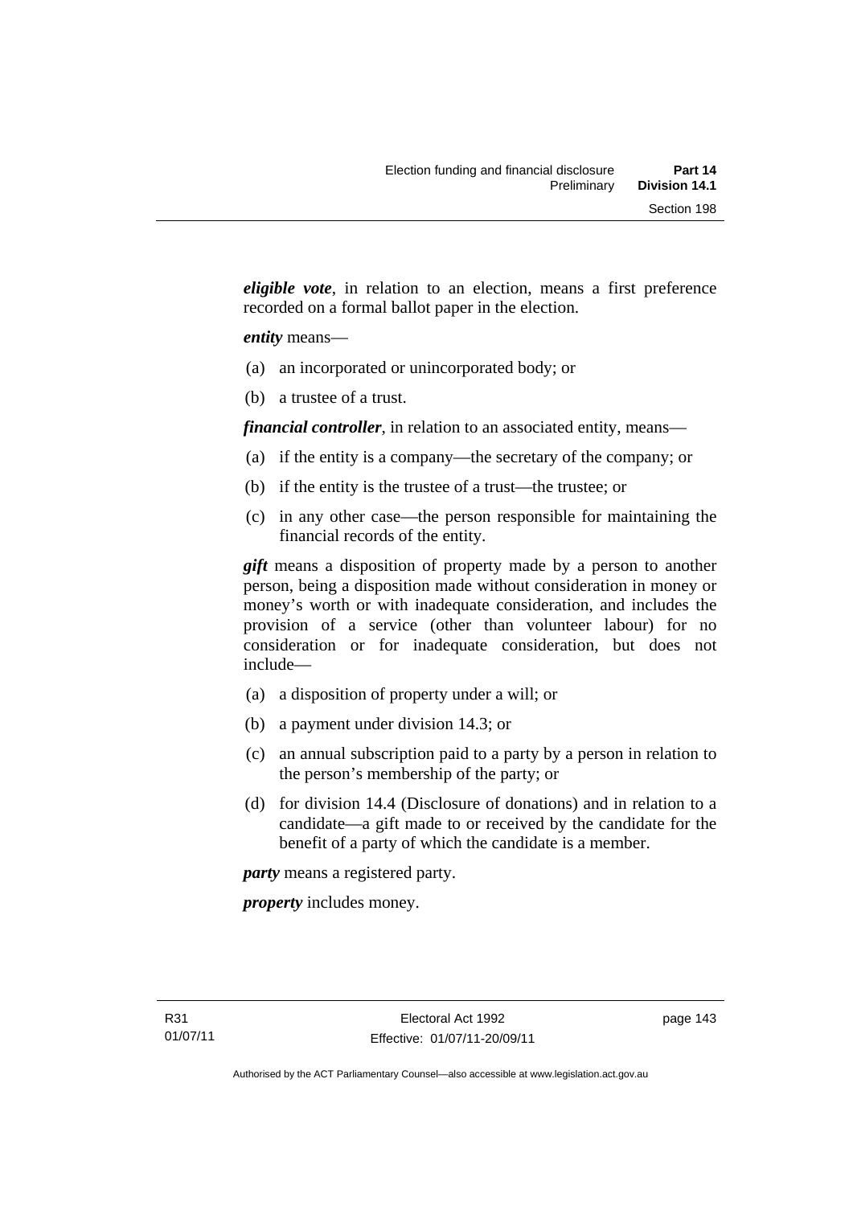***eligible vote***, in relation to an election, means a first preference recorded on a formal ballot paper in the election.

***entity*** means—

(a) an incorporated or unincorporated body; or

(b) a trustee of a trust.

***financial controller***, in relation to an associated entity, means—

(a) if the entity is a company—the secretary of the company; or

(b) if the entity is the trustee of a trust—the trustee; or

(c) in any other case—the person responsible for maintaining the financial records of the entity.

***gift*** means a disposition of property made by a person to another person, being a disposition made without consideration in money or money's worth or with inadequate consideration, and includes the provision of a service (other than volunteer labour) for no consideration or for inadequate consideration, but does not include—

(a) a disposition of property under a will; or

(b) a payment under division 14.3; or

(c) an annual subscription paid to a party by a person in relation to the person's membership of the party; or

(d) for division 14.4 (Disclosure of donations) and in relation to a candidate—a gift made to or received by the candidate for the benefit of a party of which the candidate is a member.

***party*** means a registered party.

***property*** includes money.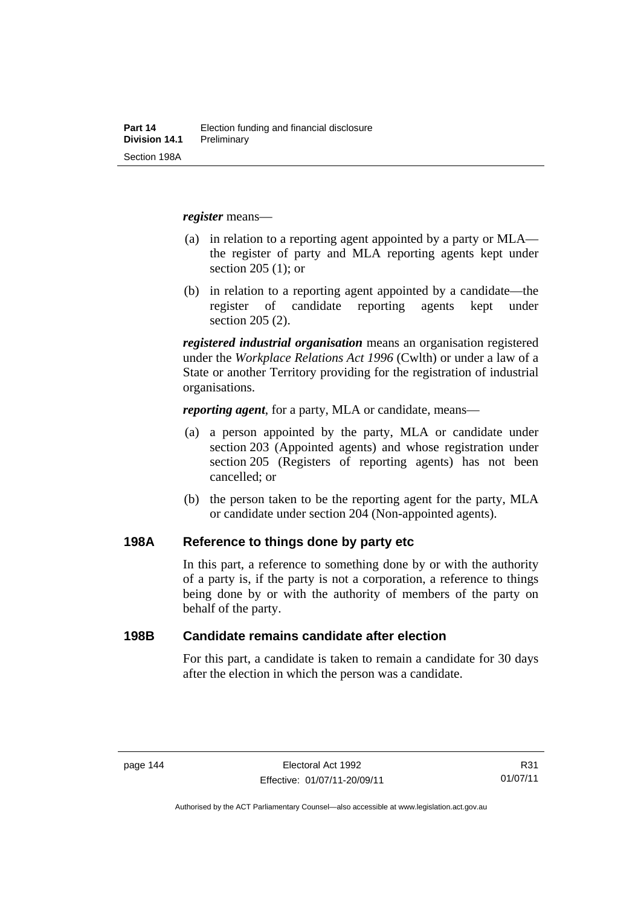*register* means—

(a) in relation to a reporting agent appointed by a party or MLA—the register of party and MLA reporting agents kept under section 205 (1); or

(b) in relation to a reporting agent appointed by a candidate—the register of candidate reporting agents kept under section 205 (2).

***registered industrial organisation*** means an organisation registered under the *Workplace Relations Act 1996* (Cwlth) or under a law of a State or another Territory providing for the registration of industrial organisations.

***reporting agent***, for a party, MLA or candidate, means—

(a) a person appointed by the party, MLA or candidate under section 203 (Appointed agents) and whose registration under section 205 (Registers of reporting agents) has not been cancelled; or

(b) the person taken to be the reporting agent for the party, MLA or candidate under section 204 (Non-appointed agents).

## 198A Reference to things done by party etc

In this part, a reference to something done by or with the authority of a party is, if the party is not a corporation, a reference to things being done by or with the authority of members of the party on behalf of the party.

## 198B Candidate remains candidate after election

For this part, a candidate is taken to remain a candidate for 30 days after the election in which the person was a candidate.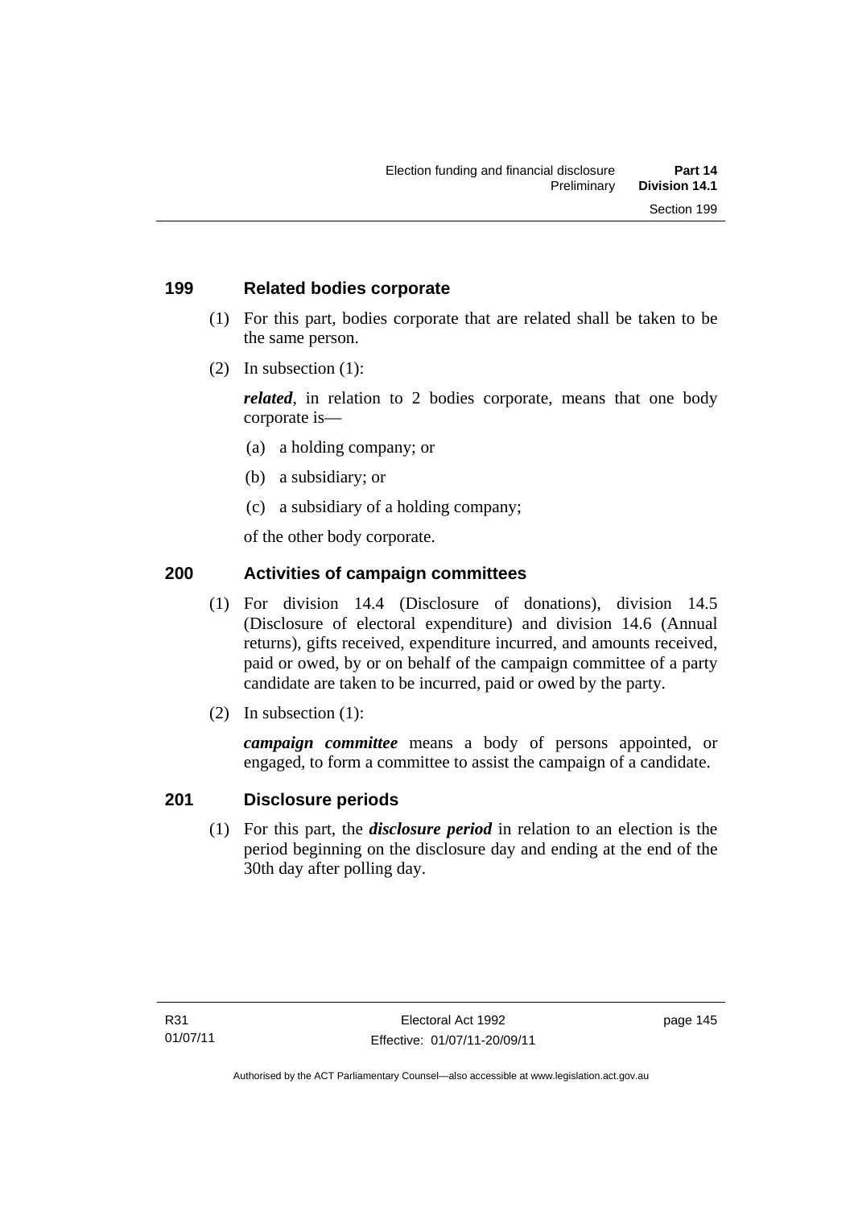## 199 Related bodies corporate

(1) For this part, bodies corporate that are related shall be taken to be the same person.

(2) In subsection (1):

***related***, in relation to 2 bodies corporate, means that one body corporate is—

(a) a holding company; or

(b) a subsidiary; or

(c) a subsidiary of a holding company;

of the other body corporate.

## 200 Activities of campaign committees

(1) For division 14.4 (Disclosure of donations), division 14.5 (Disclosure of electoral expenditure) and division 14.6 (Annual returns), gifts received, expenditure incurred, and amounts received, paid or owed, by or on behalf of the campaign committee of a party candidate are taken to be incurred, paid or owed by the party.

(2) In subsection (1):

***campaign committee*** means a body of persons appointed, or engaged, to form a committee to assist the campaign of a candidate.

## 201 Disclosure periods

(1) For this part, the ***disclosure period*** in relation to an election is the period beginning on the disclosure day and ending at the end of the 30th day after polling day.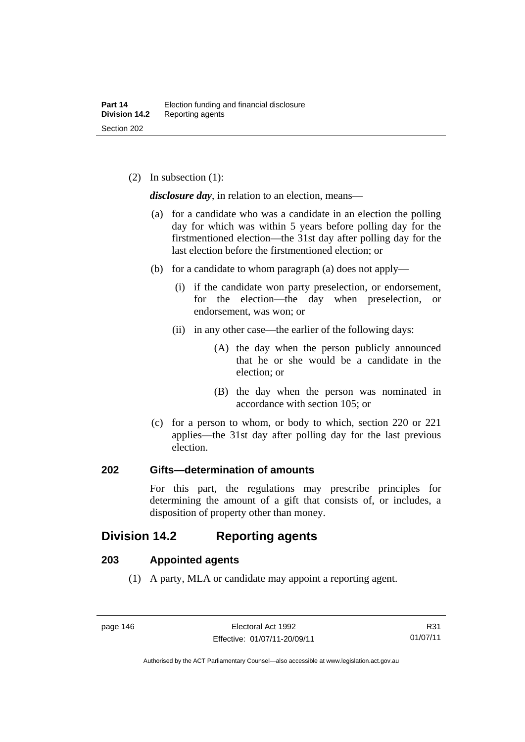(2) In subsection (1):

***disclosure day***, in relation to an election, means—

(a) for a candidate who was a candidate in an election the polling day for which was within 5 years before polling day for the firstmentioned election—the 31st day after polling day for the last election before the firstmentioned election; or

(b) for a candidate to whom paragraph (a) does not apply—

(i) if the candidate won party preselection, or endorsement, for the election—the day when preselection, or endorsement, was won; or

(ii) in any other case—the earlier of the following days:

(A) the day when the person publicly announced that he or she would be a candidate in the election; or

(B) the day when the person was nominated in accordance with section 105; or

(c) for a person to whom, or body to which, section 220 or 221 applies—the 31st day after polling day for the last previous election.

### 202 Gifts—determination of amounts

For this part, the regulations may prescribe principles for determining the amount of a gift that consists of, or includes, a disposition of property other than money.

## Division 14.2 Reporting agents

### 203 Appointed agents

(1) A party, MLA or candidate may appoint a reporting agent.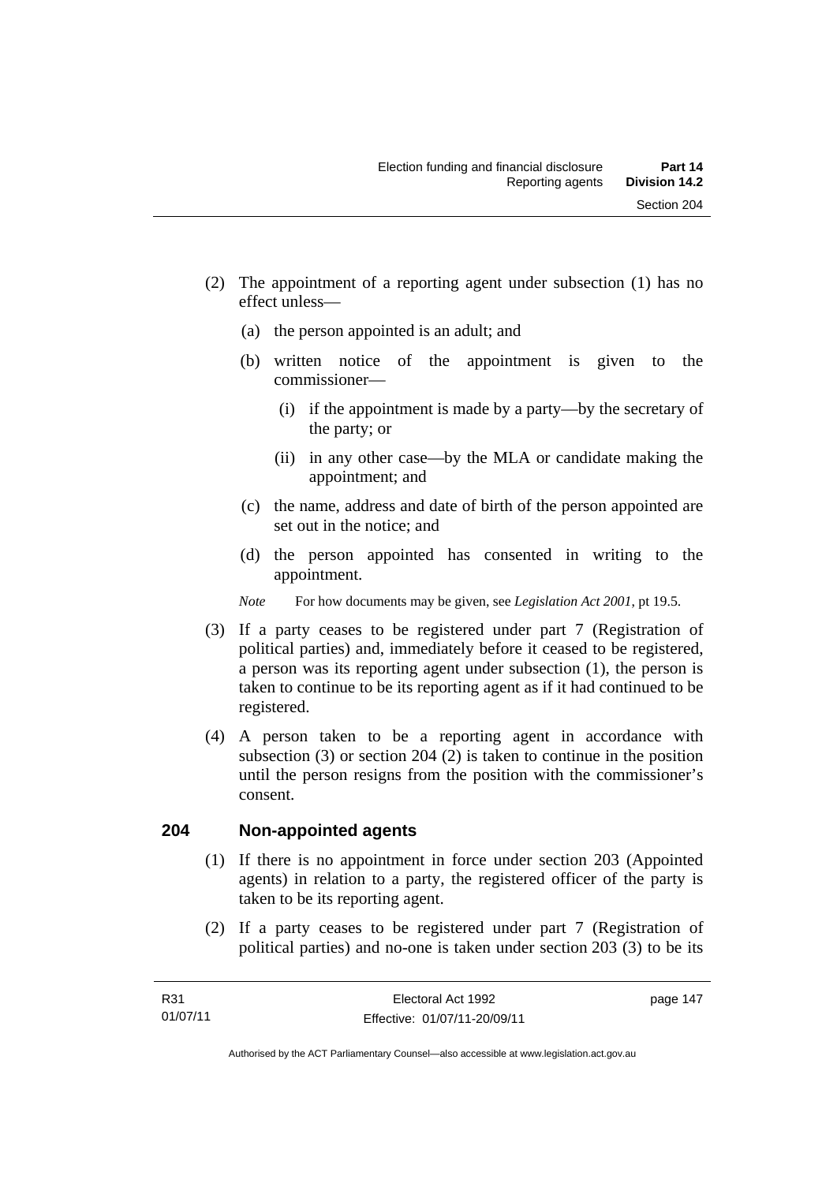(2) The appointment of a reporting agent under subsection (1) has no effect unless—

(a) the person appointed is an adult; and

(b) written notice of the appointment is given to the commissioner—

(i) if the appointment is made by a party—by the secretary of the party; or

(ii) in any other case—by the MLA or candidate making the appointment; and

(c) the name, address and date of birth of the person appointed are set out in the notice; and

(d) the person appointed has consented in writing to the appointment.

*Note* For how documents may be given, see *Legislation Act 2001*, pt 19.5.

(3) If a party ceases to be registered under part 7 (Registration of political parties) and, immediately before it ceased to be registered, a person was its reporting agent under subsection (1), the person is taken to continue to be its reporting agent as if it had continued to be registered.

(4) A person taken to be a reporting agent in accordance with subsection (3) or section 204 (2) is taken to continue in the position until the person resigns from the position with the commissioner's consent.

## 204 Non-appointed agents

(1) If there is no appointment in force under section 203 (Appointed agents) in relation to a party, the registered officer of the party is taken to be its reporting agent.

(2) If a party ceases to be registered under part 7 (Registration of political parties) and no-one is taken under section 203 (3) to be its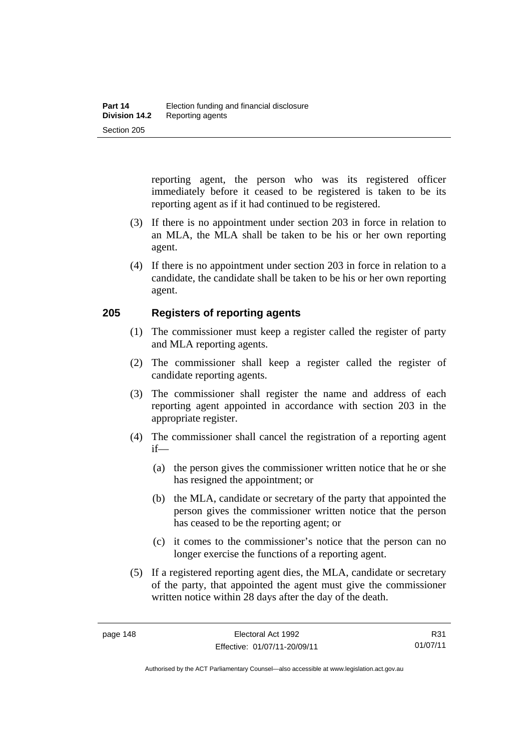reporting agent, the person who was its registered officer immediately before it ceased to be registered is taken to be its reporting agent as if it had continued to be registered.

(3) If there is no appointment under section 203 in force in relation to an MLA, the MLA shall be taken to be his or her own reporting agent.

(4) If there is no appointment under section 203 in force in relation to a candidate, the candidate shall be taken to be his or her own reporting agent.

## 205 Registers of reporting agents

(1) The commissioner must keep a register called the register of party and MLA reporting agents.

(2) The commissioner shall keep a register called the register of candidate reporting agents.

(3) The commissioner shall register the name and address of each reporting agent appointed in accordance with section 203 in the appropriate register.

(4) The commissioner shall cancel the registration of a reporting agent if—

(a) the person gives the commissioner written notice that he or she has resigned the appointment; or

(b) the MLA, candidate or secretary of the party that appointed the person gives the commissioner written notice that the person has ceased to be the reporting agent; or

(c) it comes to the commissioner's notice that the person can no longer exercise the functions of a reporting agent.

(5) If a registered reporting agent dies, the MLA, candidate or secretary of the party, that appointed the agent must give the commissioner written notice within 28 days after the day of the death.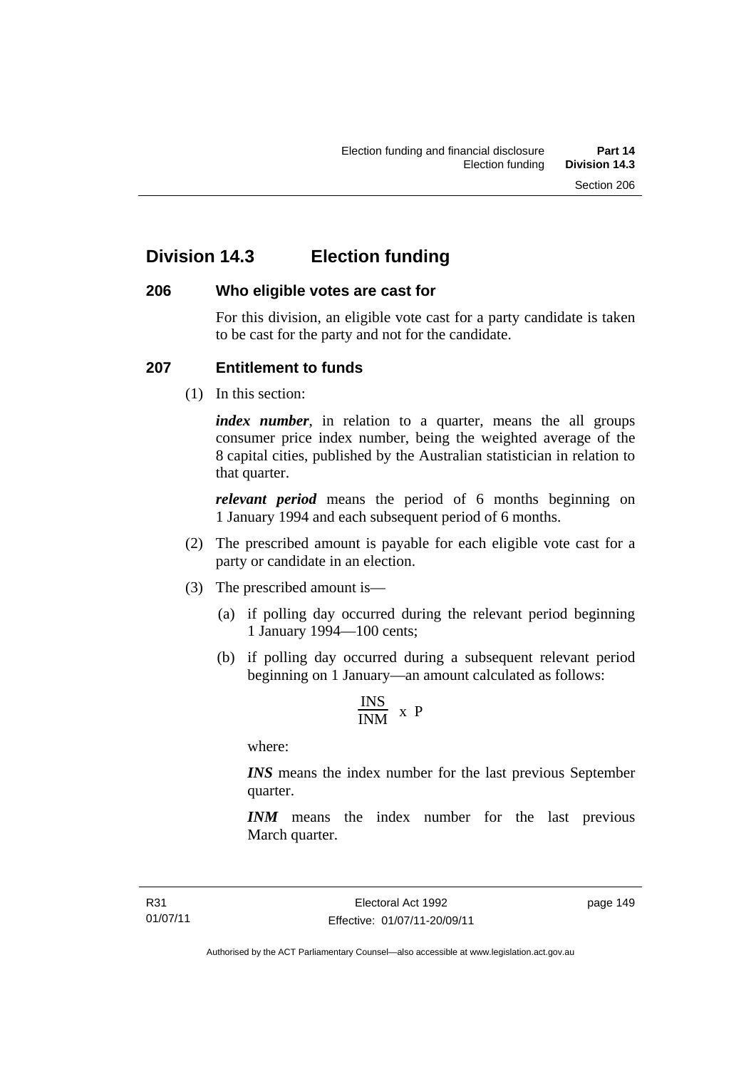# Division 14.3 Election funding

## 206 Who eligible votes are cast for

For this division, an eligible vote cast for a party candidate is taken to be cast for the party and not for the candidate.

## 207 Entitlement to funds

(1) In this section:

***index number***, in relation to a quarter, means the all groups consumer price index number, being the weighted average of the 8 capital cities, published by the Australian statistician in relation to that quarter.

***relevant period*** means the period of 6 months beginning on 1 January 1994 and each subsequent period of 6 months.

(2) The prescribed amount is payable for each eligible vote cast for a party or candidate in an election.

(3) The prescribed amount is—

(a) if polling day occurred during the relevant period beginning 1 January 1994—100 cents;

(b) if polling day occurred during a subsequent relevant period beginning on 1 January—an amount calculated as follows:

$$\frac{INS}{INM} \times P$$

where:

***INS*** means the index number for the last previous September quarter.

***INM*** means the index number for the last previous March quarter.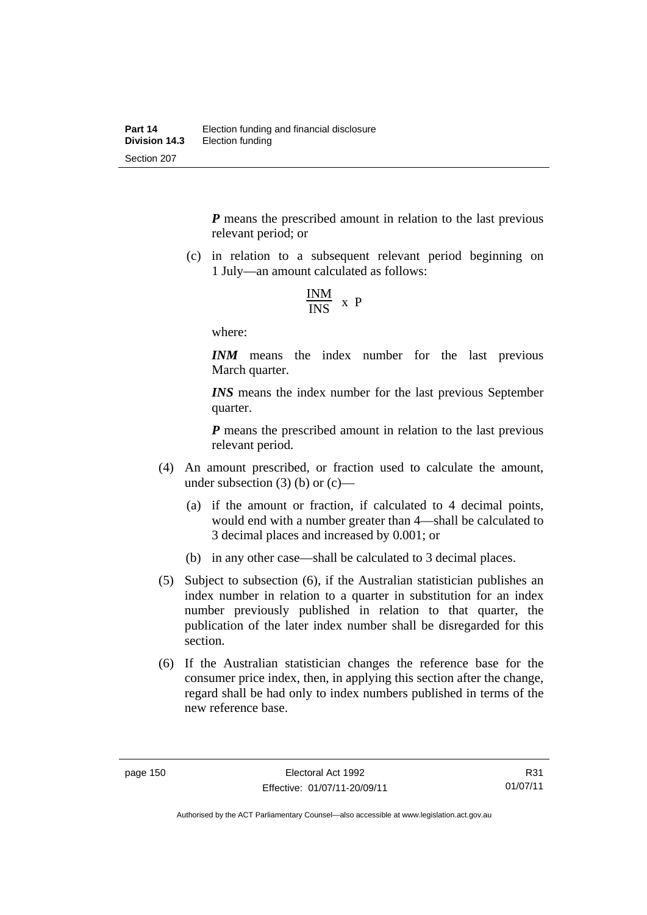***P*** means the prescribed amount in relation to the last previous relevant period; or

(c) in relation to a subsequent relevant period beginning on 1 July—an amount calculated as follows:

$$\frac{\text{INM}}{\text{INS}} \text{ x P}$$

where:

***INM*** means the index number for the last previous March quarter.

***INS*** means the index number for the last previous September quarter.

***P*** means the prescribed amount in relation to the last previous relevant period.

(4) An amount prescribed, or fraction used to calculate the amount, under subsection (3) (b) or (c)—

(a) if the amount or fraction, if calculated to 4 decimal points, would end with a number greater than 4—shall be calculated to 3 decimal places and increased by 0.001; or

(b) in any other case—shall be calculated to 3 decimal places.

(5) Subject to subsection (6), if the Australian statistician publishes an index number in relation to a quarter in substitution for an index number previously published in relation to that quarter, the publication of the later index number shall be disregarded for this section.

(6) If the Australian statistician changes the reference base for the consumer price index, then, in applying this section after the change, regard shall be had only to index numbers published in terms of the new reference base.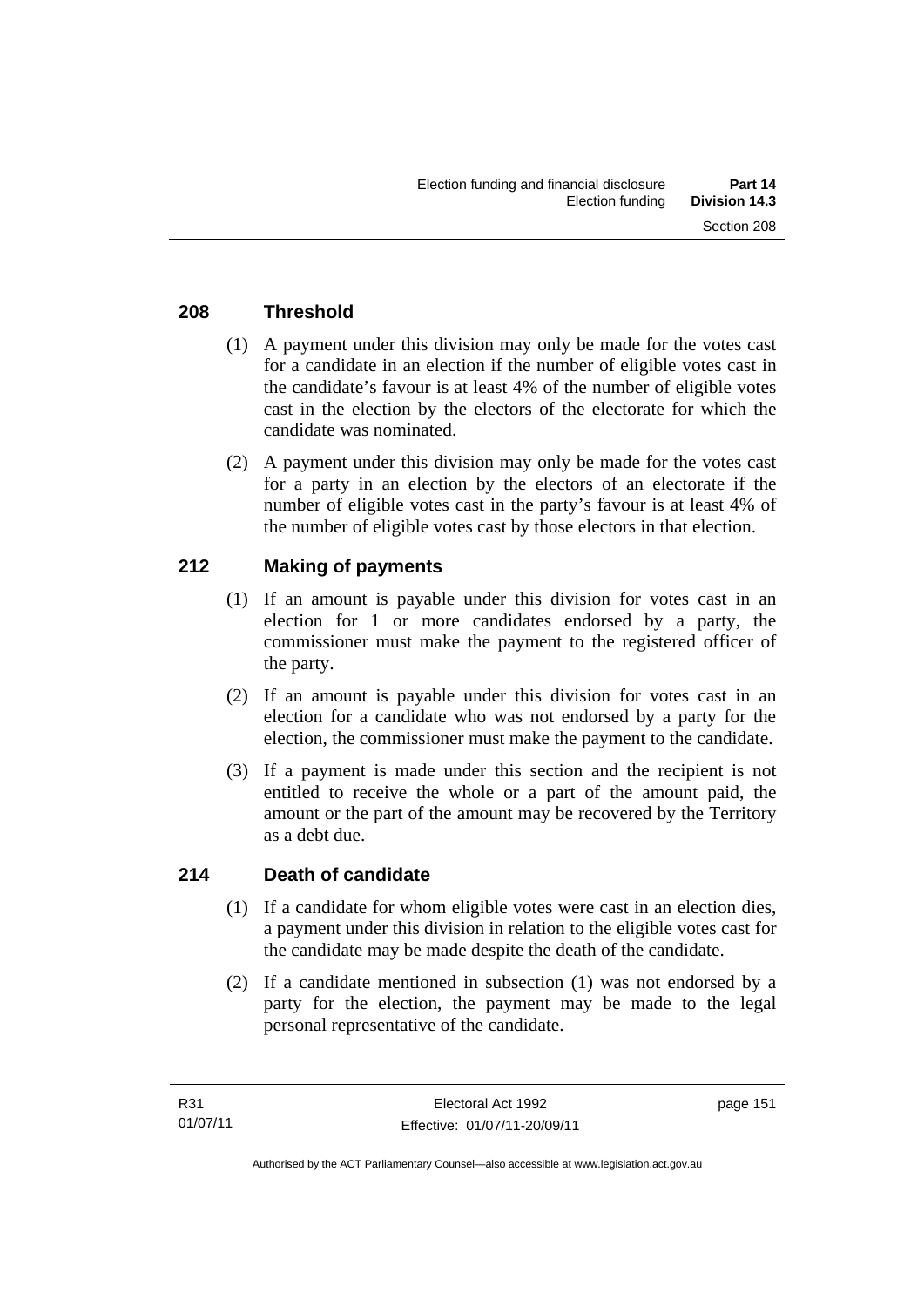## 208 Threshold

(1) A payment under this division may only be made for the votes cast for a candidate in an election if the number of eligible votes cast in the candidate's favour is at least 4% of the number of eligible votes cast in the election by the electors of the electorate for which the candidate was nominated.

(2) A payment under this division may only be made for the votes cast for a party in an election by the electors of an electorate if the number of eligible votes cast in the party's favour is at least 4% of the number of eligible votes cast by those electors in that election.

## 212 Making of payments

(1) If an amount is payable under this division for votes cast in an election for 1 or more candidates endorsed by a party, the commissioner must make the payment to the registered officer of the party.

(2) If an amount is payable under this division for votes cast in an election for a candidate who was not endorsed by a party for the election, the commissioner must make the payment to the candidate.

(3) If a payment is made under this section and the recipient is not entitled to receive the whole or a part of the amount paid, the amount or the part of the amount may be recovered by the Territory as a debt due.

## 214 Death of candidate

(1) If a candidate for whom eligible votes were cast in an election dies, a payment under this division in relation to the eligible votes cast for the candidate may be made despite the death of the candidate.

(2) If a candidate mentioned in subsection (1) was not endorsed by a party for the election, the payment may be made to the legal personal representative of the candidate.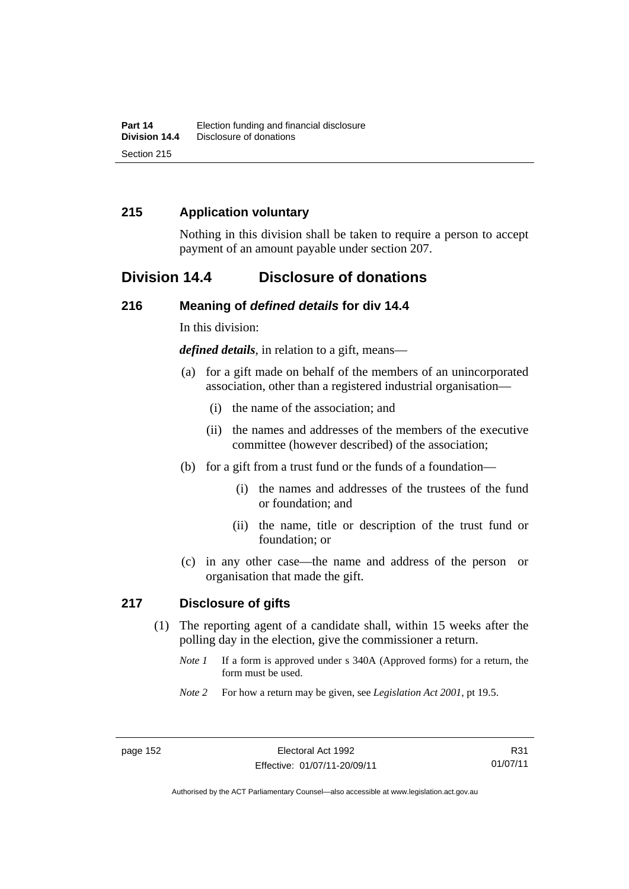## 215 Application voluntary

Nothing in this division shall be taken to require a person to accept payment of an amount payable under section 207.

# Division 14.4 Disclosure of donations

## 216 Meaning of *defined details* for div 14.4

In this division:

***defined details***, in relation to a gift, means—

(a) for a gift made on behalf of the members of an unincorporated association, other than a registered industrial organisation—

(i) the name of the association; and

(ii) the names and addresses of the members of the executive committee (however described) of the association;

(b) for a gift from a trust fund or the funds of a foundation—

(i) the names and addresses of the trustees of the fund or foundation; and

(ii) the name, title or description of the trust fund or foundation; or

(c) in any other case—the name and address of the person or organisation that made the gift.

## 217 Disclosure of gifts

(1) The reporting agent of a candidate shall, within 15 weeks after the polling day in the election, give the commissioner a return.

*Note 1* If a form is approved under s 340A (Approved forms) for a return, the form must be used.

*Note 2* For how a return may be given, see *Legislation Act 2001*, pt 19.5.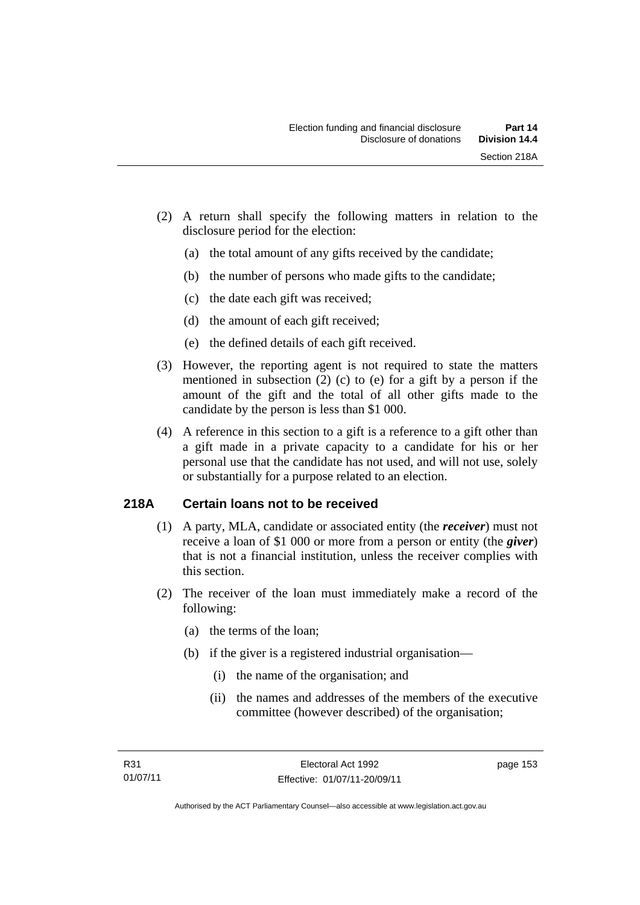(2) A return shall specify the following matters in relation to the disclosure period for the election:

(a) the total amount of any gifts received by the candidate;

(b) the number of persons who made gifts to the candidate;

(c) the date each gift was received;

(d) the amount of each gift received;

(e) the defined details of each gift received.

(3) However, the reporting agent is not required to state the matters mentioned in subsection (2) (c) to (e) for a gift by a person if the amount of the gift and the total of all other gifts made to the candidate by the person is less than $1 000.

(4) A reference in this section to a gift is a reference to a gift other than a gift made in a private capacity to a candidate for his or her personal use that the candidate has not used, and will not use, solely or substantially for a purpose related to an election.

## 218A Certain loans not to be received

(1) A party, MLA, candidate or associated entity (the ***receiver***) must not receive a loan of $1 000 or more from a person or entity (the ***giver***) that is not a financial institution, unless the receiver complies with this section.

(2) The receiver of the loan must immediately make a record of the following:

(a) the terms of the loan;

(b) if the giver is a registered industrial organisation—

(i) the name of the organisation; and

(ii) the names and addresses of the members of the executive committee (however described) of the organisation;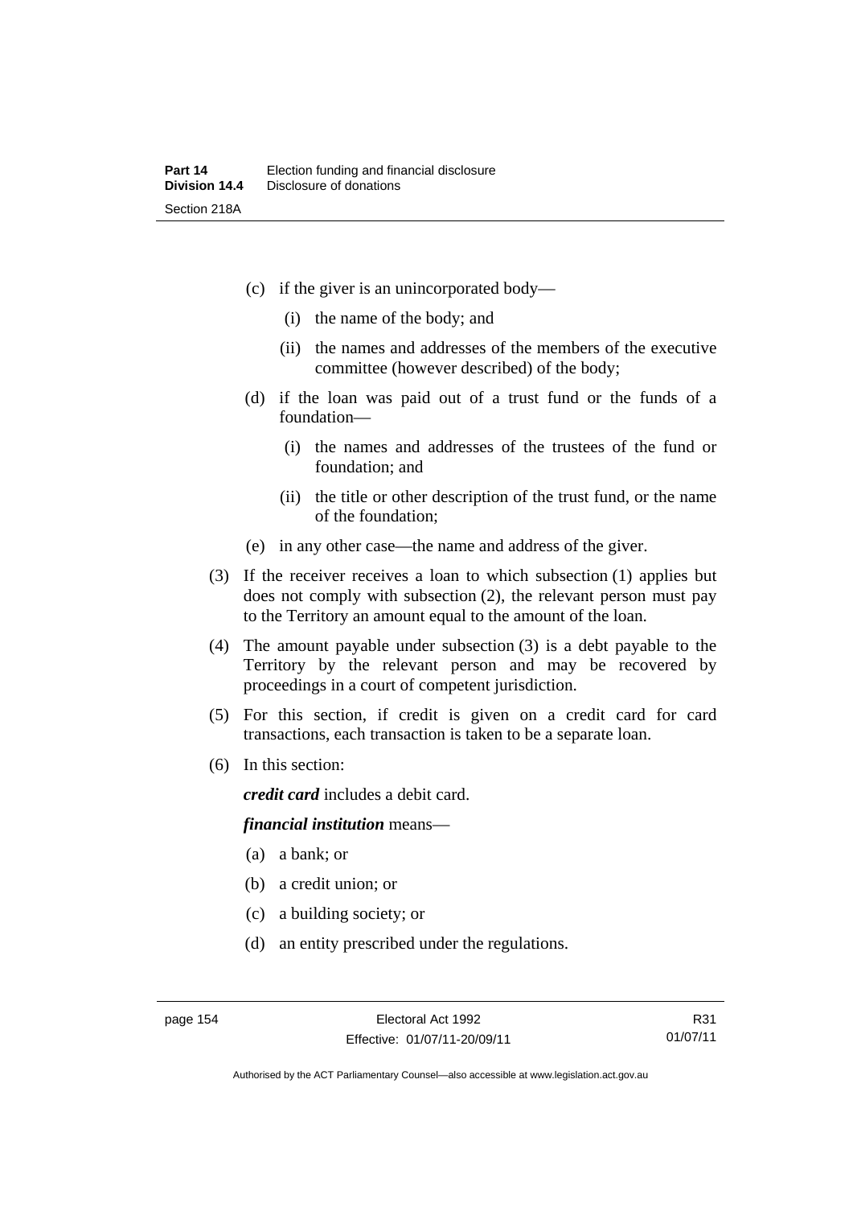(c) if the giver is an unincorporated body—

  (i) the name of the body; and

  (ii) the names and addresses of the members of the executive committee (however described) of the body;

(d) if the loan was paid out of a trust fund or the funds of a foundation—

  (i) the names and addresses of the trustees of the fund or foundation; and

  (ii) the title or other description of the trust fund, or the name of the foundation;

(e) in any other case—the name and address of the giver.

(3) If the receiver receives a loan to which subsection (1) applies but does not comply with subsection (2), the relevant person must pay to the Territory an amount equal to the amount of the loan.

(4) The amount payable under subsection (3) is a debt payable to the Territory by the relevant person and may be recovered by proceedings in a court of competent jurisdiction.

(5) For this section, if credit is given on a credit card for card transactions, each transaction is taken to be a separate loan.

(6) In this section:

***credit card*** includes a debit card.

***financial institution*** means—

(a) a bank; or

(b) a credit union; or

(c) a building society; or

(d) an entity prescribed under the regulations.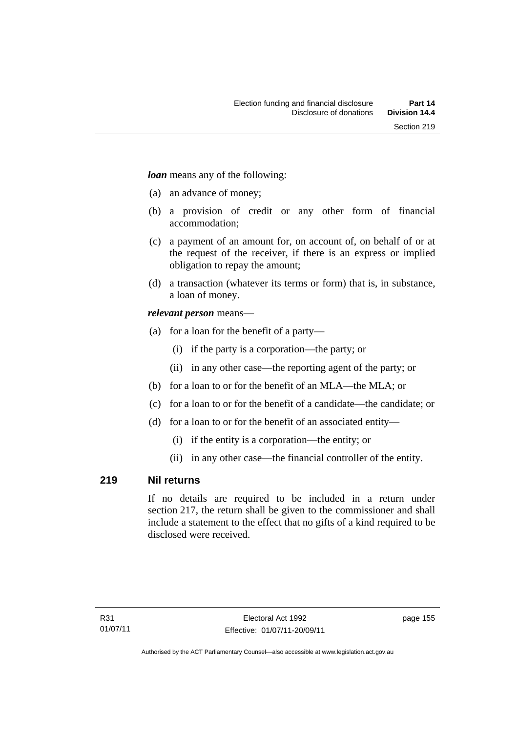***loan*** means any of the following:

- (a) an advance of money;
- (b) a provision of credit or any other form of financial accommodation;
- (c) a payment of an amount for, on account of, on behalf of or at the request of the receiver, if there is an express or implied obligation to repay the amount;
- (d) a transaction (whatever its terms or form) that is, in substance, a loan of money.

***relevant person*** means—

- (a) for a loan for the benefit of a party—
  - (i) if the party is a corporation—the party; or
  - (ii) in any other case—the reporting agent of the party; or
- (b) for a loan to or for the benefit of an MLA—the MLA; or
- (c) for a loan to or for the benefit of a candidate—the candidate; or
- (d) for a loan to or for the benefit of an associated entity—
  - (i) if the entity is a corporation—the entity; or
  - (ii) in any other case—the financial controller of the entity.

## 219 Nil returns

If no details are required to be included in a return under section 217, the return shall be given to the commissioner and shall include a statement to the effect that no gifts of a kind required to be disclosed were received.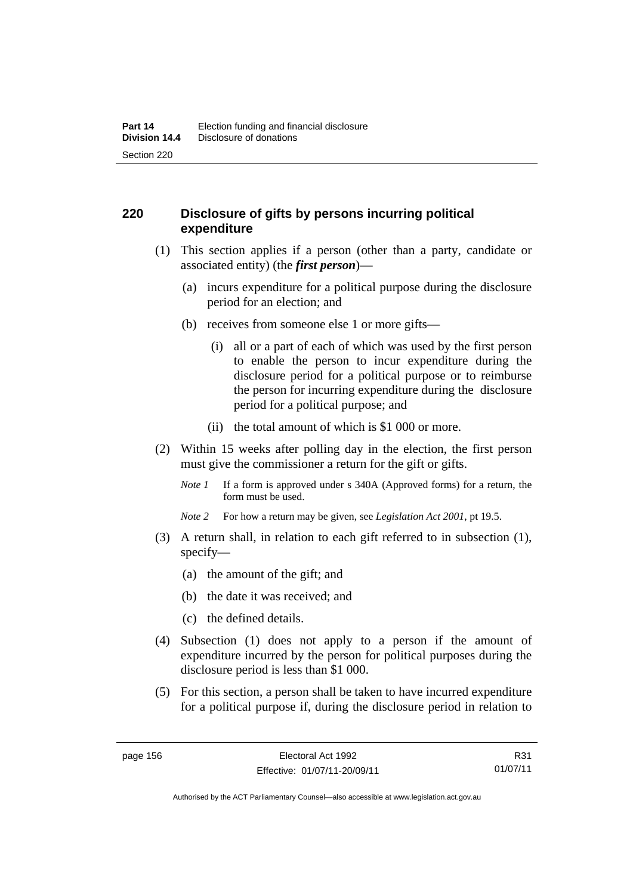## 220 Disclosure of gifts by persons incurring political expenditure

(1) This section applies if a person (other than a party, candidate or associated entity) (the ***first person***)—

(a) incurs expenditure for a political purpose during the disclosure period for an election; and

(b) receives from someone else 1 or more gifts—

(i) all or a part of each of which was used by the first person to enable the person to incur expenditure during the disclosure period for a political purpose or to reimburse the person for incurring expenditure during the disclosure period for a political purpose; and

(ii) the total amount of which is $1 000 or more.

(2) Within 15 weeks after polling day in the election, the first person must give the commissioner a return for the gift or gifts.

*Note 1* If a form is approved under s 340A (Approved forms) for a return, the form must be used.

*Note 2* For how a return may be given, see *Legislation Act 2001*, pt 19.5.

(3) A return shall, in relation to each gift referred to in subsection (1), specify—

(a) the amount of the gift; and

(b) the date it was received; and

(c) the defined details.

(4) Subsection (1) does not apply to a person if the amount of expenditure incurred by the person for political purposes during the disclosure period is less than $1 000.

(5) For this section, a person shall be taken to have incurred expenditure for a political purpose if, during the disclosure period in relation to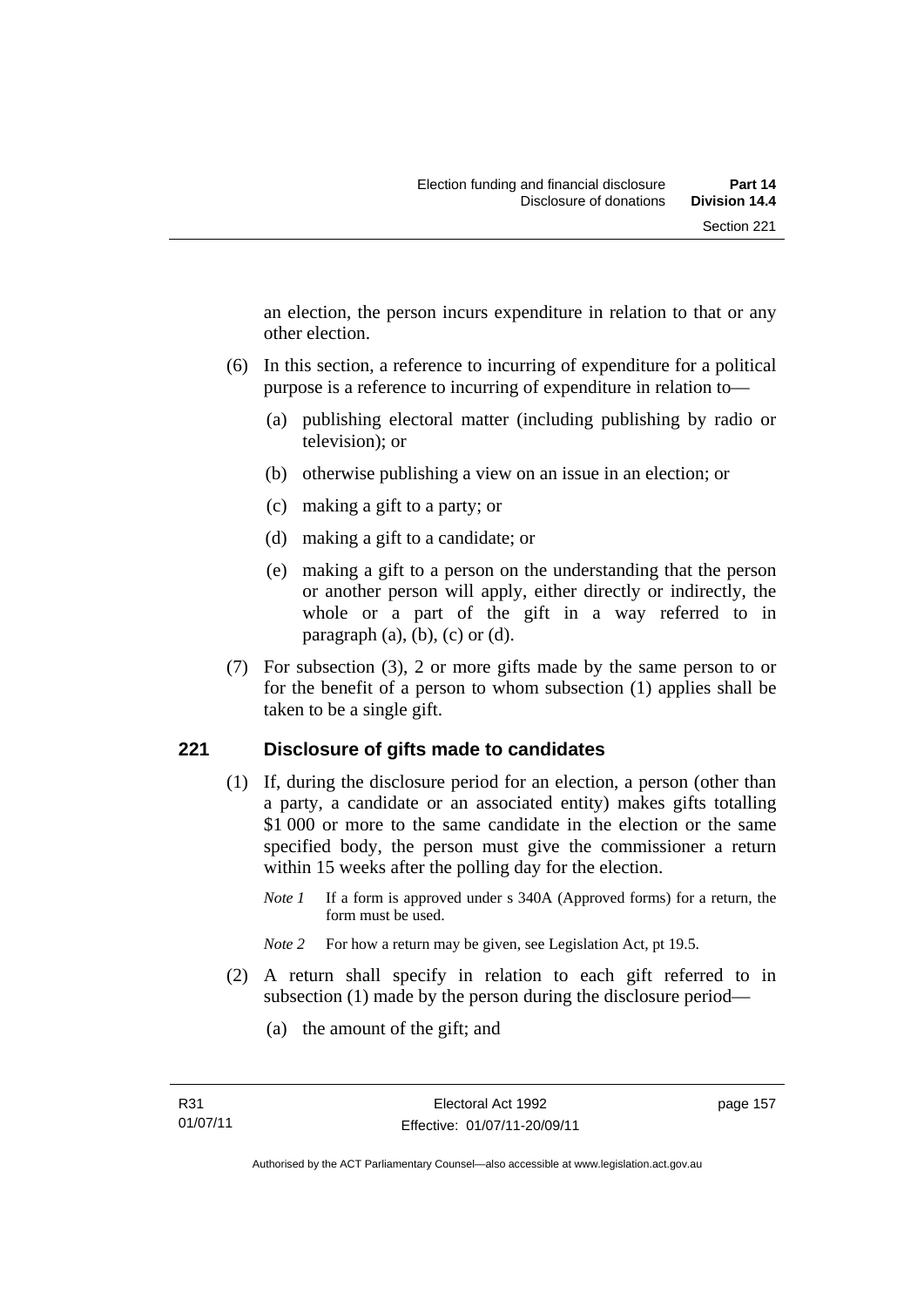an election, the person incurs expenditure in relation to that or any other election.

(6) In this section, a reference to incurring of expenditure for a political purpose is a reference to incurring of expenditure in relation to—

(a) publishing electoral matter (including publishing by radio or television); or

(b) otherwise publishing a view on an issue in an election; or

(c) making a gift to a party; or

(d) making a gift to a candidate; or

(e) making a gift to a person on the understanding that the person or another person will apply, either directly or indirectly, the whole or a part of the gift in a way referred to in paragraph (a), (b), (c) or (d).

(7) For subsection (3), 2 or more gifts made by the same person to or for the benefit of a person to whom subsection (1) applies shall be taken to be a single gift.

## 221 Disclosure of gifts made to candidates

(1) If, during the disclosure period for an election, a person (other than a party, a candidate or an associated entity) makes gifts totalling $1 000 or more to the same candidate in the election or the same specified body, the person must give the commissioner a return within 15 weeks after the polling day for the election.

*Note 1* If a form is approved under s 340A (Approved forms) for a return, the form must be used.

*Note 2* For how a return may be given, see Legislation Act, pt 19.5.

(2) A return shall specify in relation to each gift referred to in subsection (1) made by the person during the disclosure period—

(a) the amount of the gift; and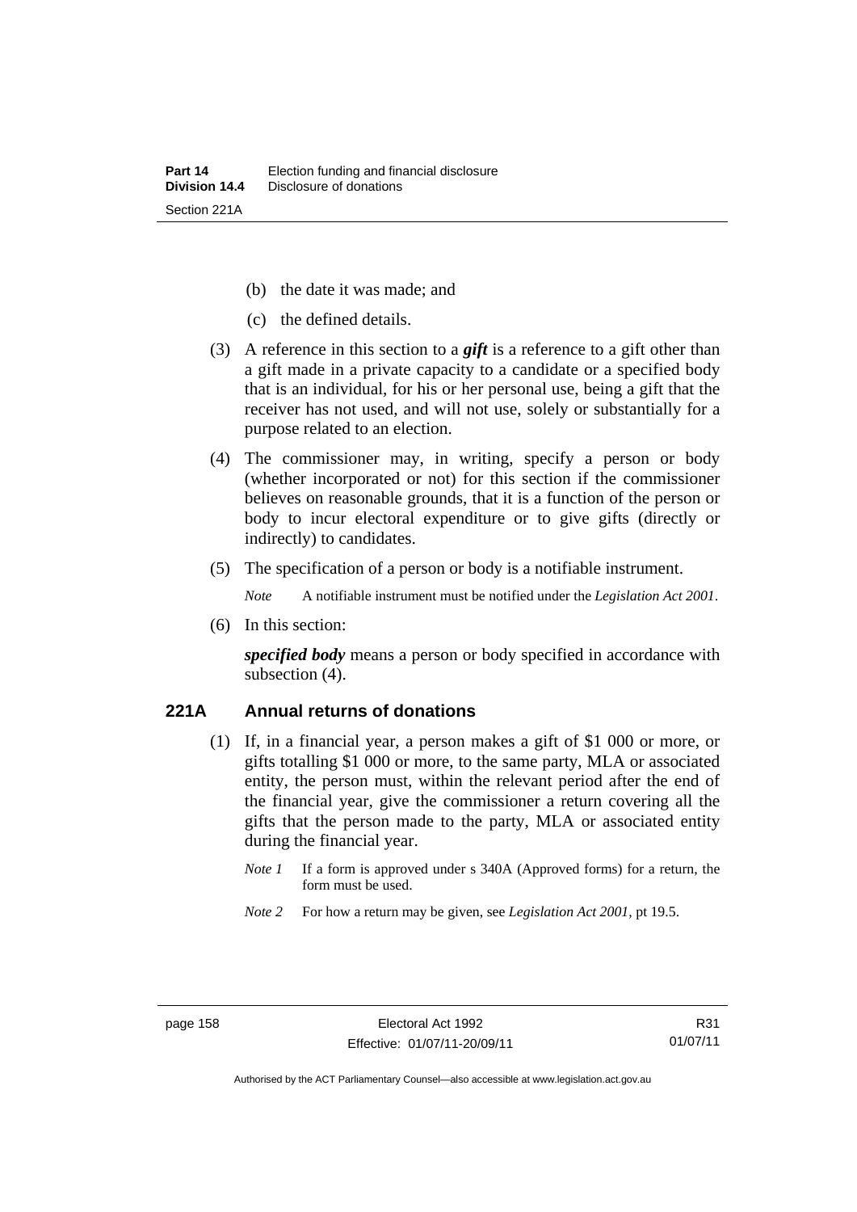(b) the date it was made; and

(c) the defined details.

(3) A reference in this section to a ***gift*** is a reference to a gift other than a gift made in a private capacity to a candidate or a specified body that is an individual, for his or her personal use, being a gift that the receiver has not used, and will not use, solely or substantially for a purpose related to an election.

(4) The commissioner may, in writing, specify a person or body (whether incorporated or not) for this section if the commissioner believes on reasonable grounds, that it is a function of the person or body to incur electoral expenditure or to give gifts (directly or indirectly) to candidates.

(5) The specification of a person or body is a notifiable instrument.

*Note* A notifiable instrument must be notified under the *Legislation Act 2001*.

(6) In this section:

***specified body*** means a person or body specified in accordance with subsection (4).

## 221A Annual returns of donations

(1) If, in a financial year, a person makes a gift of \$1 000 or more, or gifts totalling \$1 000 or more, to the same party, MLA or associated entity, the person must, within the relevant period after the end of the financial year, give the commissioner a return covering all the gifts that the person made to the party, MLA or associated entity during the financial year.

*Note 1* If a form is approved under s 340A (Approved forms) for a return, the form must be used.

*Note 2* For how a return may be given, see *Legislation Act 2001*, pt 19.5.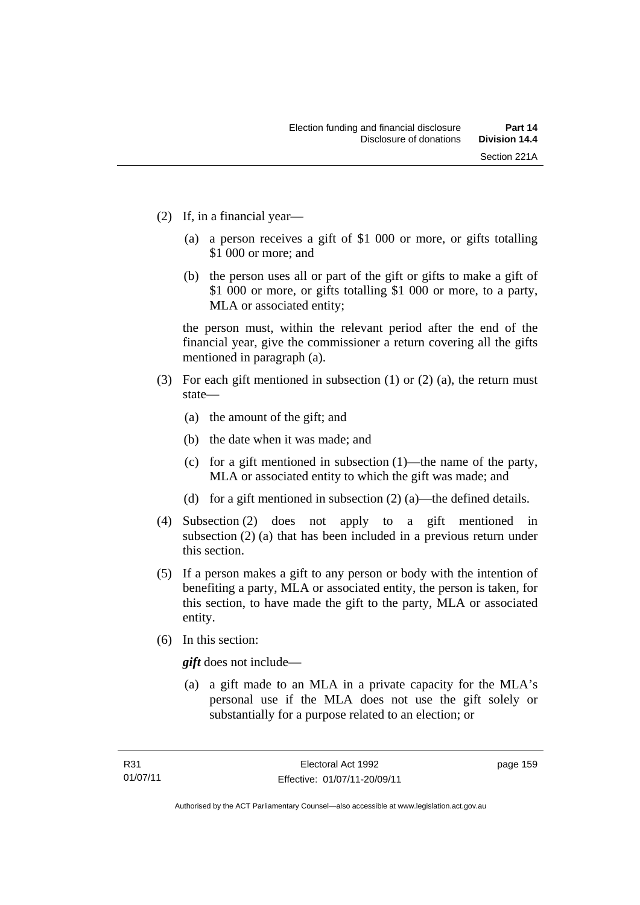(2) If, in a financial year—

(a) a person receives a gift of $1 000 or more, or gifts totalling $1 000 or more; and

(b) the person uses all or part of the gift or gifts to make a gift of $1 000 or more, or gifts totalling $1 000 or more, to a party, MLA or associated entity;

the person must, within the relevant period after the end of the financial year, give the commissioner a return covering all the gifts mentioned in paragraph (a).

(3) For each gift mentioned in subsection (1) or (2) (a), the return must state—

(a) the amount of the gift; and

(b) the date when it was made; and

(c) for a gift mentioned in subsection (1)—the name of the party, MLA or associated entity to which the gift was made; and

(d) for a gift mentioned in subsection (2) (a)—the defined details.

(4) Subsection (2) does not apply to a gift mentioned in subsection (2) (a) that has been included in a previous return under this section.

(5) If a person makes a gift to any person or body with the intention of benefiting a party, MLA or associated entity, the person is taken, for this section, to have made the gift to the party, MLA or associated entity.

(6) In this section:

***gift*** does not include—

(a) a gift made to an MLA in a private capacity for the MLA's personal use if the MLA does not use the gift solely or substantially for a purpose related to an election; or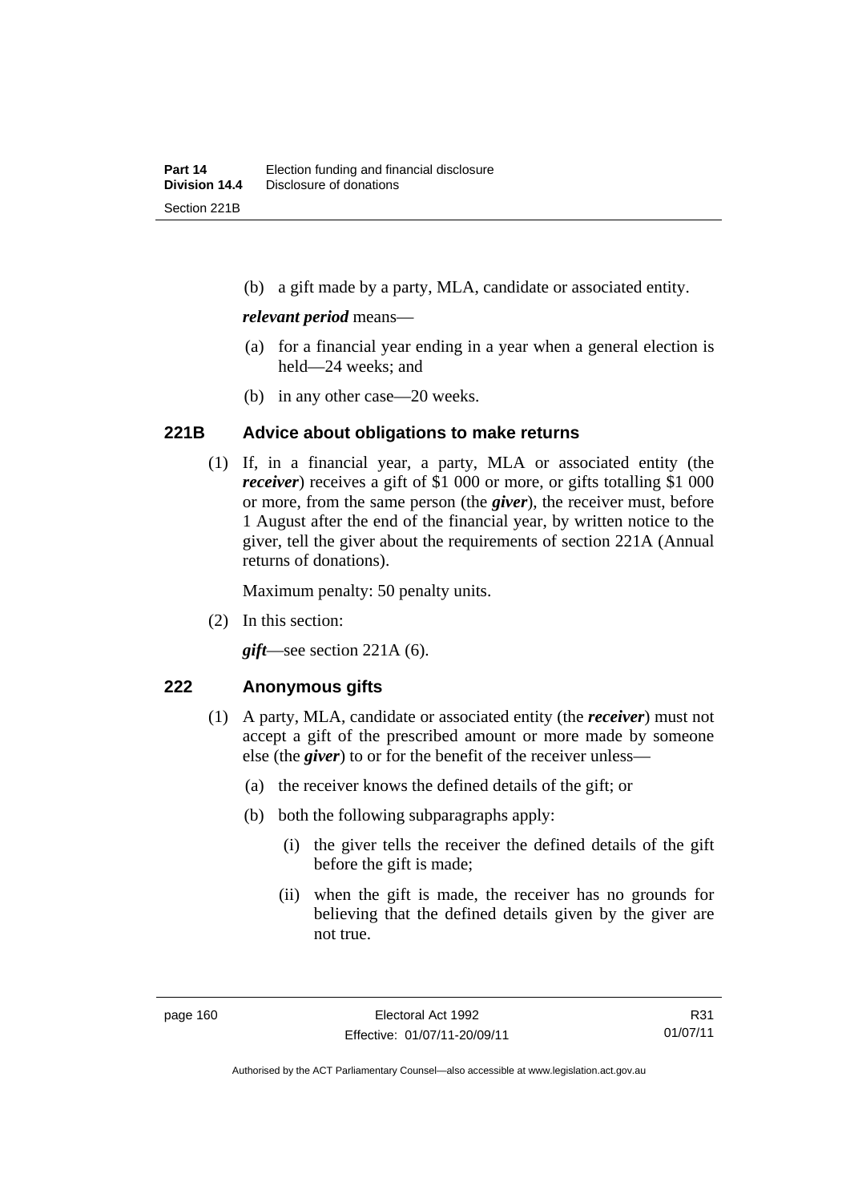(b) a gift made by a party, MLA, candidate or associated entity.

***relevant period*** means—

(a) for a financial year ending in a year when a general election is held—24 weeks; and

(b) in any other case—20 weeks.

### 221B Advice about obligations to make returns

(1) If, in a financial year, a party, MLA or associated entity (the ***receiver***) receives a gift of $1 000 or more, or gifts totalling $1 000 or more, from the same person (the ***giver***), the receiver must, before 1 August after the end of the financial year, by written notice to the giver, tell the giver about the requirements of section 221A (Annual returns of donations).

Maximum penalty: 50 penalty units.

(2) In this section:

***gift***—see section 221A (6).

### 222 Anonymous gifts

(1) A party, MLA, candidate or associated entity (the ***receiver***) must not accept a gift of the prescribed amount or more made by someone else (the ***giver***) to or for the benefit of the receiver unless—

(a) the receiver knows the defined details of the gift; or

(b) both the following subparagraphs apply:

(i) the giver tells the receiver the defined details of the gift before the gift is made;

(ii) when the gift is made, the receiver has no grounds for believing that the defined details given by the giver are not true.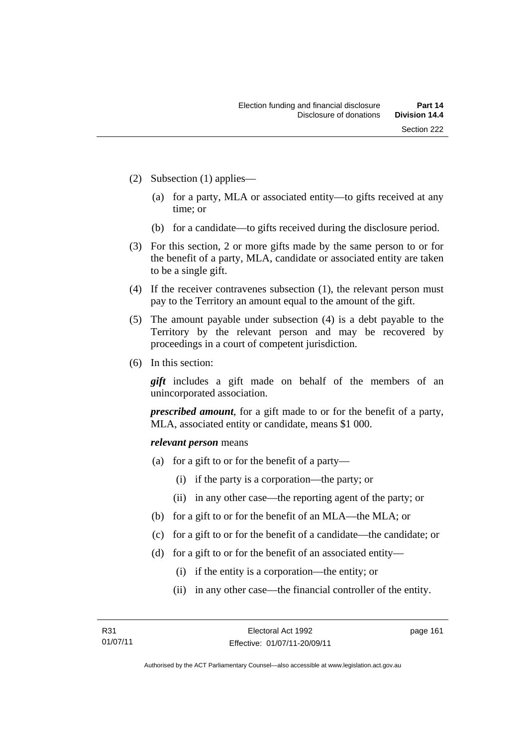(2) Subsection (1) applies—

  (a) for a party, MLA or associated entity—to gifts received at any time; or

  (b) for a candidate—to gifts received during the disclosure period.

(3) For this section, 2 or more gifts made by the same person to or for the benefit of a party, MLA, candidate or associated entity are taken to be a single gift.

(4) If the receiver contravenes subsection (1), the relevant person must pay to the Territory an amount equal to the amount of the gift.

(5) The amount payable under subsection (4) is a debt payable to the Territory by the relevant person and may be recovered by proceedings in a court of competent jurisdiction.

(6) In this section:

  ***gift*** includes a gift made on behalf of the members of an unincorporated association.

  ***prescribed amount***, for a gift made to or for the benefit of a party, MLA, associated entity or candidate, means $1 000.

  ***relevant person*** means

  (a) for a gift to or for the benefit of a party—

    (i) if the party is a corporation—the party; or

    (ii) in any other case—the reporting agent of the party; or

  (b) for a gift to or for the benefit of an MLA—the MLA; or

  (c) for a gift to or for the benefit of a candidate—the candidate; or

  (d) for a gift to or for the benefit of an associated entity—

    (i) if the entity is a corporation—the entity; or

    (ii) in any other case—the financial controller of the entity.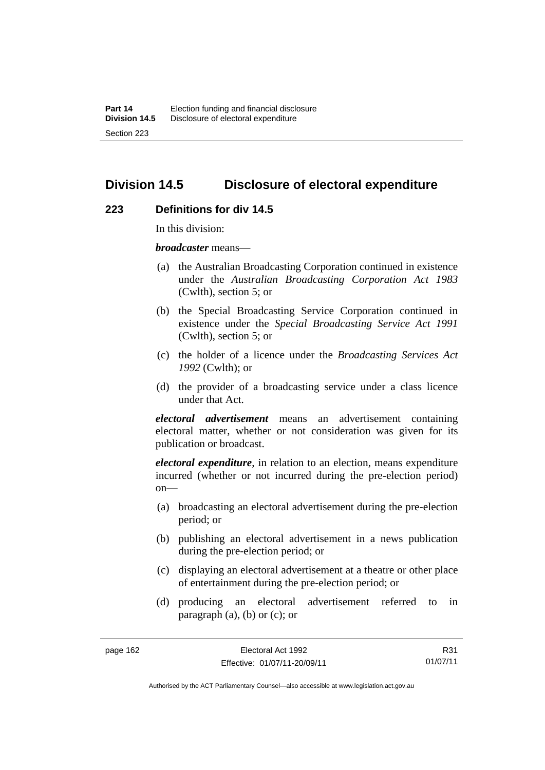## Division 14.5 Disclosure of electoral expenditure

### 223 Definitions for div 14.5

In this division:

***broadcaster*** means—

(a) the Australian Broadcasting Corporation continued in existence under the *Australian Broadcasting Corporation Act 1983* (Cwlth), section 5; or

(b) the Special Broadcasting Service Corporation continued in existence under the *Special Broadcasting Service Act 1991* (Cwlth), section 5; or

(c) the holder of a licence under the *Broadcasting Services Act 1992* (Cwlth); or

(d) the provider of a broadcasting service under a class licence under that Act.

***electoral advertisement*** means an advertisement containing electoral matter, whether or not consideration was given for its publication or broadcast.

***electoral expenditure***, in relation to an election, means expenditure incurred (whether or not incurred during the pre-election period) on—

(a) broadcasting an electoral advertisement during the pre-election period; or

(b) publishing an electoral advertisement in a news publication during the pre-election period; or

(c) displaying an electoral advertisement at a theatre or other place of entertainment during the pre-election period; or

(d) producing an electoral advertisement referred to in paragraph (a), (b) or (c); or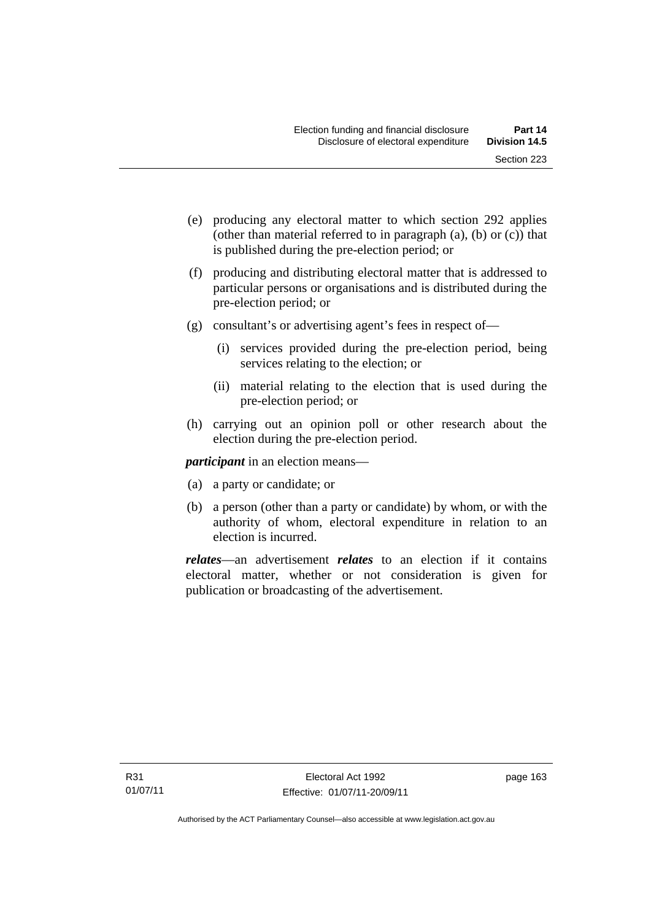(e) producing any electoral matter to which section 292 applies (other than material referred to in paragraph (a), (b) or (c)) that is published during the pre-election period; or

(f) producing and distributing electoral matter that is addressed to particular persons or organisations and is distributed during the pre-election period; or

(g) consultant's or advertising agent's fees in respect of—

   (i) services provided during the pre-election period, being services relating to the election; or

   (ii) material relating to the election that is used during the pre-election period; or

(h) carrying out an opinion poll or other research about the election during the pre-election period.

***participant*** in an election means—

(a) a party or candidate; or

(b) a person (other than a party or candidate) by whom, or with the authority of whom, electoral expenditure in relation to an election is incurred.

***relates***—an advertisement ***relates*** to an election if it contains electoral matter, whether or not consideration is given for publication or broadcasting of the advertisement.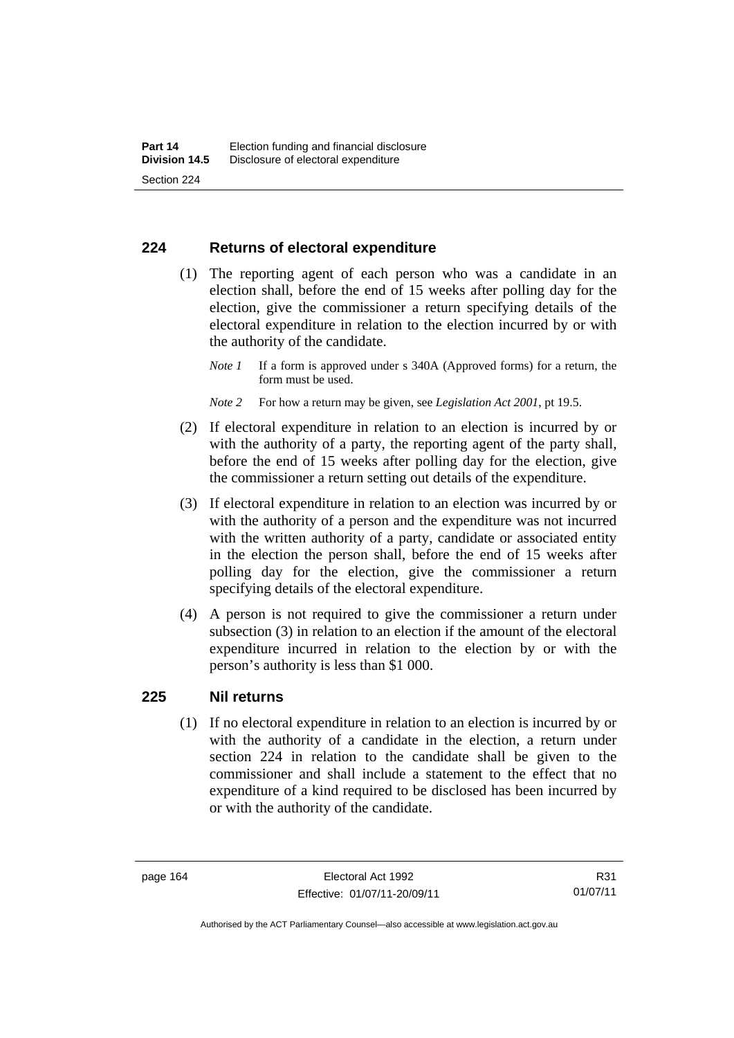## 224 Returns of electoral expenditure

(1) The reporting agent of each person who was a candidate in an election shall, before the end of 15 weeks after polling day for the election, give the commissioner a return specifying details of the electoral expenditure in relation to the election incurred by or with the authority of the candidate.

*Note 1* If a form is approved under s 340A (Approved forms) for a return, the form must be used.

*Note 2* For how a return may be given, see *Legislation Act 2001*, pt 19.5.

(2) If electoral expenditure in relation to an election is incurred by or with the authority of a party, the reporting agent of the party shall, before the end of 15 weeks after polling day for the election, give the commissioner a return setting out details of the expenditure.

(3) If electoral expenditure in relation to an election was incurred by or with the authority of a person and the expenditure was not incurred with the written authority of a party, candidate or associated entity in the election the person shall, before the end of 15 weeks after polling day for the election, give the commissioner a return specifying details of the electoral expenditure.

(4) A person is not required to give the commissioner a return under subsection (3) in relation to an election if the amount of the electoral expenditure incurred in relation to the election by or with the person's authority is less than $1 000.

## 225 Nil returns

(1) If no electoral expenditure in relation to an election is incurred by or with the authority of a candidate in the election, a return under section 224 in relation to the candidate shall be given to the commissioner and shall include a statement to the effect that no expenditure of a kind required to be disclosed has been incurred by or with the authority of the candidate.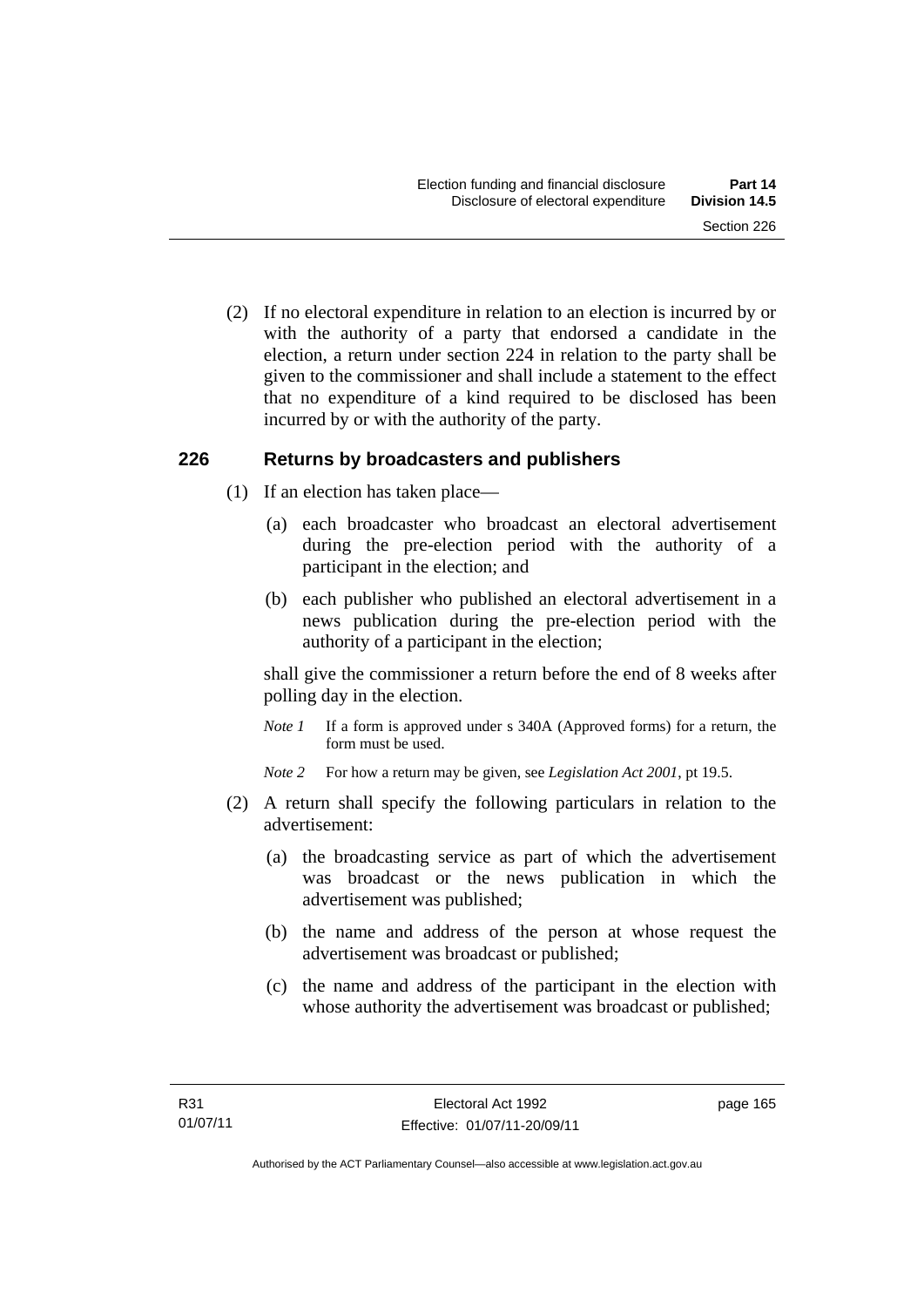(2) If no electoral expenditure in relation to an election is incurred by or with the authority of a party that endorsed a candidate in the election, a return under section 224 in relation to the party shall be given to the commissioner and shall include a statement to the effect that no expenditure of a kind required to be disclosed has been incurred by or with the authority of the party.

## 226 Returns by broadcasters and publishers

(1) If an election has taken place—

(a) each broadcaster who broadcast an electoral advertisement during the pre-election period with the authority of a participant in the election; and

(b) each publisher who published an electoral advertisement in a news publication during the pre-election period with the authority of a participant in the election;

shall give the commissioner a return before the end of 8 weeks after polling day in the election.

*Note 1* If a form is approved under s 340A (Approved forms) for a return, the form must be used.

*Note 2* For how a return may be given, see *Legislation Act 2001*, pt 19.5.

(2) A return shall specify the following particulars in relation to the advertisement:

(a) the broadcasting service as part of which the advertisement was broadcast or the news publication in which the advertisement was published;

(b) the name and address of the person at whose request the advertisement was broadcast or published;

(c) the name and address of the participant in the election with whose authority the advertisement was broadcast or published;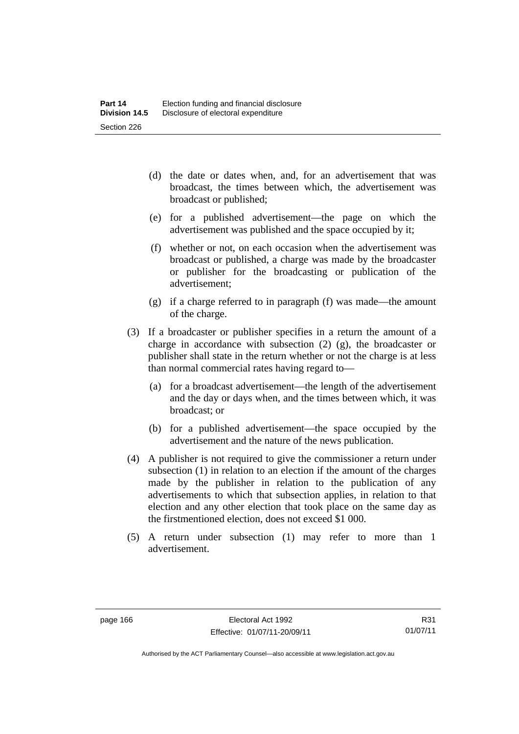(d) the date or dates when, and, for an advertisement that was broadcast, the times between which, the advertisement was broadcast or published;

(e) for a published advertisement—the page on which the advertisement was published and the space occupied by it;

(f) whether or not, on each occasion when the advertisement was broadcast or published, a charge was made by the broadcaster or publisher for the broadcasting or publication of the advertisement;

(g) if a charge referred to in paragraph (f) was made—the amount of the charge.

(3) If a broadcaster or publisher specifies in a return the amount of a charge in accordance with subsection (2) (g), the broadcaster or publisher shall state in the return whether or not the charge is at less than normal commercial rates having regard to—

(a) for a broadcast advertisement—the length of the advertisement and the day or days when, and the times between which, it was broadcast; or

(b) for a published advertisement—the space occupied by the advertisement and the nature of the news publication.

(4) A publisher is not required to give the commissioner a return under subsection (1) in relation to an election if the amount of the charges made by the publisher in relation to the publication of any advertisements to which that subsection applies, in relation to that election and any other election that took place on the same day as the firstmentioned election, does not exceed $1 000.

(5) A return under subsection (1) may refer to more than 1 advertisement.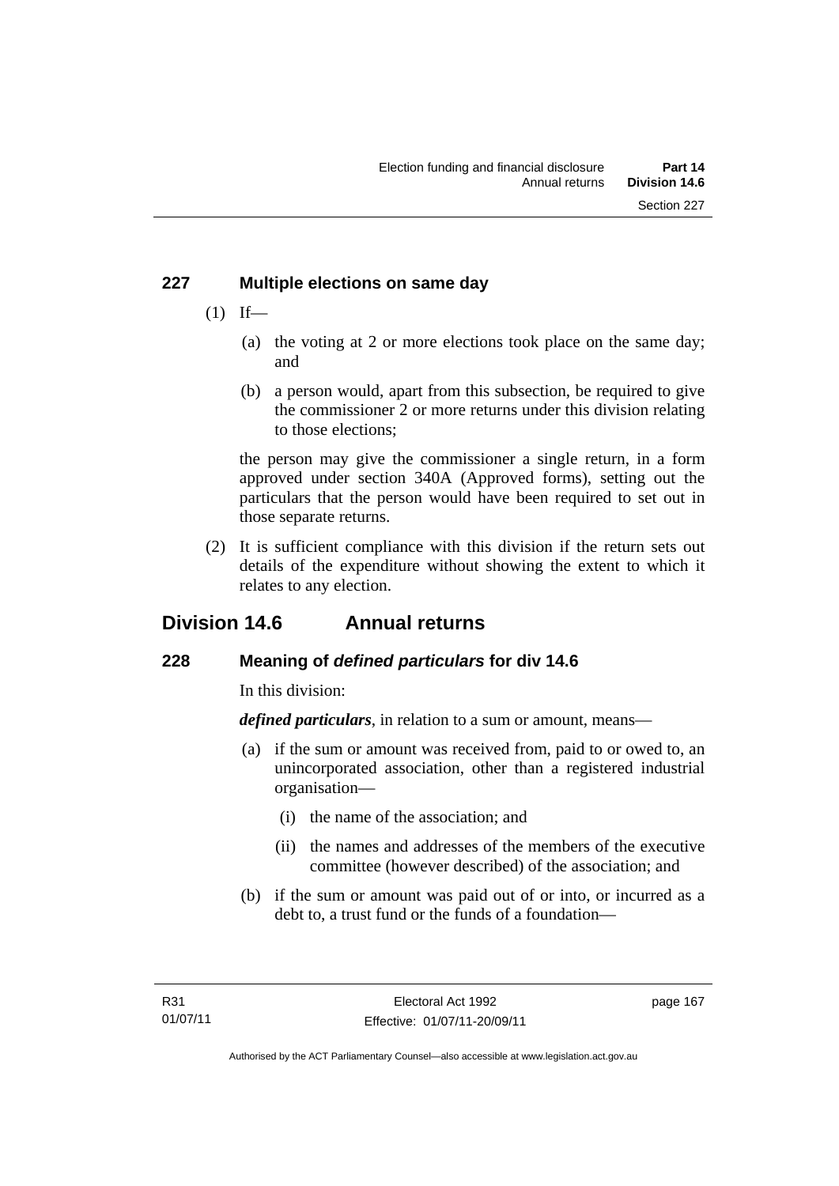### 227 Multiple elections on same day

(1) If—

  (a) the voting at 2 or more elections took place on the same day; and

  (b) a person would, apart from this subsection, be required to give the commissioner 2 or more returns under this division relating to those elections;

the person may give the commissioner a single return, in a form approved under section 340A (Approved forms), setting out the particulars that the person would have been required to set out in those separate returns.

(2) It is sufficient compliance with this division if the return sets out details of the expenditure without showing the extent to which it relates to any election.

## Division 14.6 Annual returns

### 228 Meaning of *defined particulars* for div 14.6

In this division:

***defined particulars***, in relation to a sum or amount, means—

  (a) if the sum or amount was received from, paid to or owed to, an unincorporated association, other than a registered industrial organisation—

    (i) the name of the association; and

    (ii) the names and addresses of the members of the executive committee (however described) of the association; and

  (b) if the sum or amount was paid out of or into, or incurred as a debt to, a trust fund or the funds of a foundation—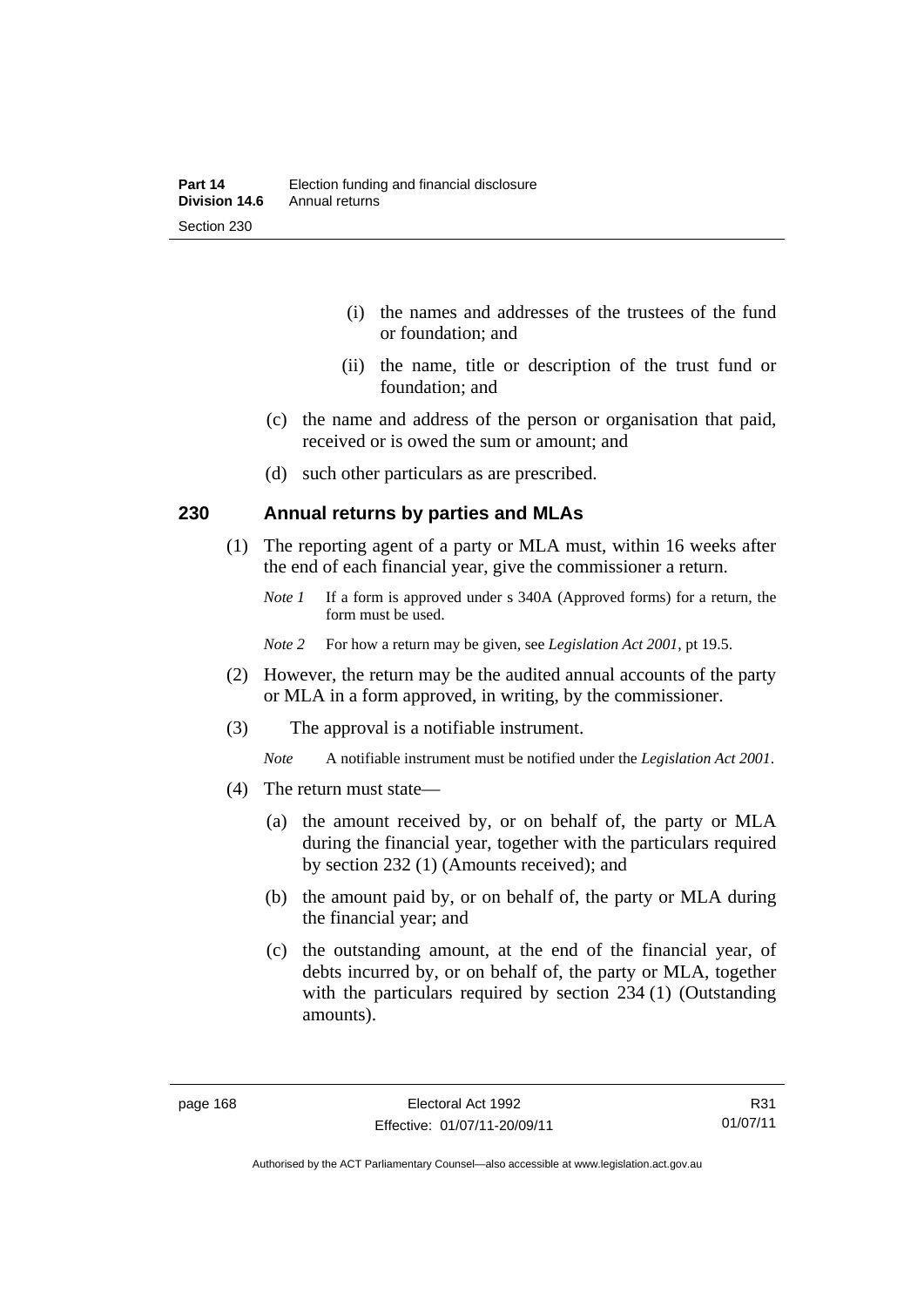(i) the names and addresses of the trustees of the fund or foundation; and

(ii) the name, title or description of the trust fund or foundation; and

(c) the name and address of the person or organisation that paid, received or is owed the sum or amount; and

(d) such other particulars as are prescribed.

### 230 Annual returns by parties and MLAs

(1) The reporting agent of a party or MLA must, within 16 weeks after the end of each financial year, give the commissioner a return.

*Note 1* If a form is approved under s 340A (Approved forms) for a return, the form must be used.

*Note 2* For how a return may be given, see *Legislation Act 2001*, pt 19.5.

(2) However, the return may be the audited annual accounts of the party or MLA in a form approved, in writing, by the commissioner.

(3) The approval is a notifiable instrument.

*Note* A notifiable instrument must be notified under the *Legislation Act 2001*.

(4) The return must state—

(a) the amount received by, or on behalf of, the party or MLA during the financial year, together with the particulars required by section 232 (1) (Amounts received); and

(b) the amount paid by, or on behalf of, the party or MLA during the financial year; and

(c) the outstanding amount, at the end of the financial year, of debts incurred by, or on behalf of, the party or MLA, together with the particulars required by section 234 (1) (Outstanding amounts).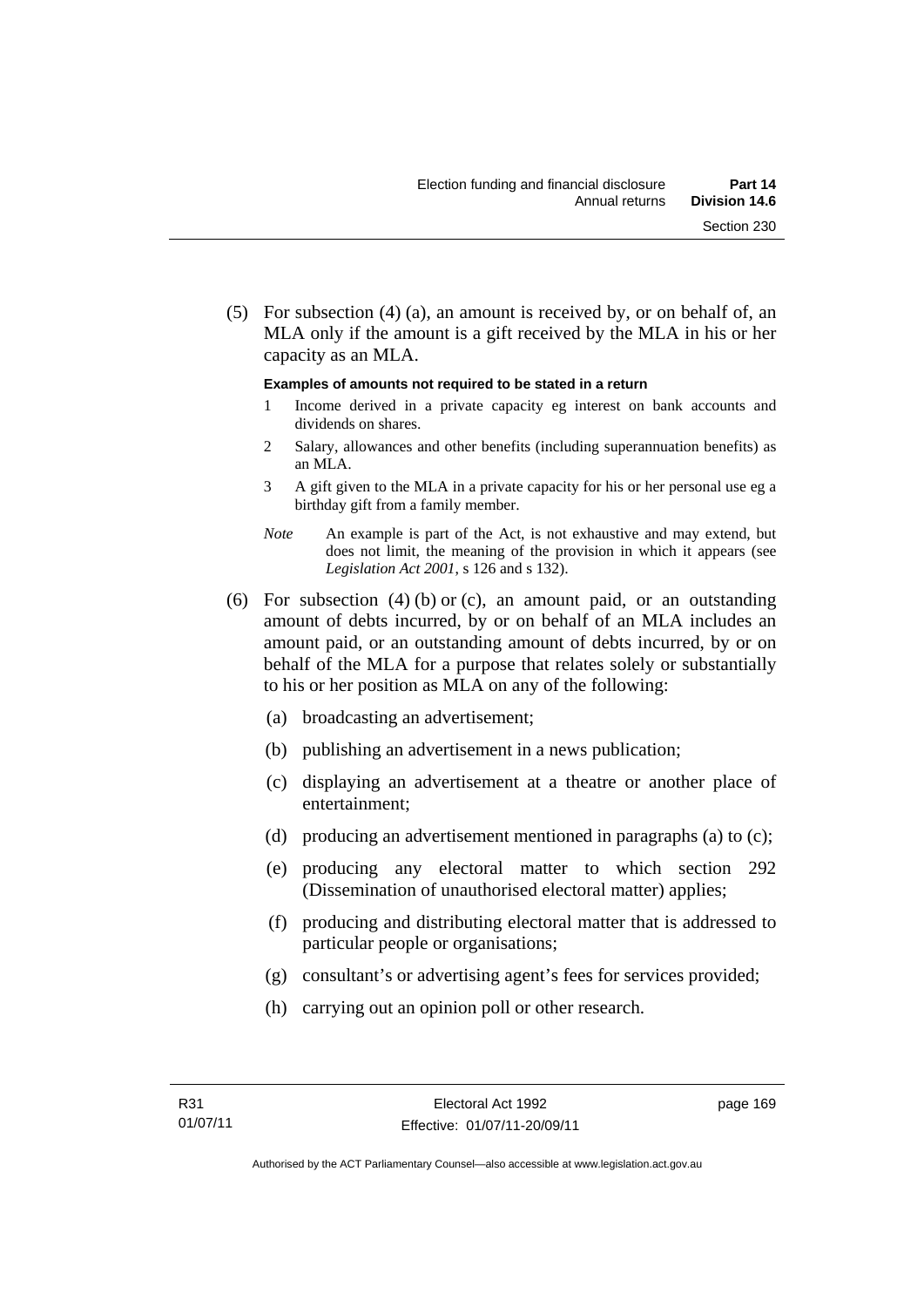(5) For subsection (4) (a), an amount is received by, or on behalf of, an MLA only if the amount is a gift received by the MLA in his or her capacity as an MLA.

**Examples of amounts not required to be stated in a return**

1 Income derived in a private capacity eg interest on bank accounts and dividends on shares.

2 Salary, allowances and other benefits (including superannuation benefits) as an MLA.

3 A gift given to the MLA in a private capacity for his or her personal use eg a birthday gift from a family member.

*Note* An example is part of the Act, is not exhaustive and may extend, but does not limit, the meaning of the provision in which it appears (see *Legislation Act 2001*, s 126 and s 132).

(6) For subsection (4) (b) or (c), an amount paid, or an outstanding amount of debts incurred, by or on behalf of an MLA includes an amount paid, or an outstanding amount of debts incurred, by or on behalf of the MLA for a purpose that relates solely or substantially to his or her position as MLA on any of the following:

(a) broadcasting an advertisement;

(b) publishing an advertisement in a news publication;

(c) displaying an advertisement at a theatre or another place of entertainment;

(d) producing an advertisement mentioned in paragraphs (a) to (c);

(e) producing any electoral matter to which section 292 (Dissemination of unauthorised electoral matter) applies;

(f) producing and distributing electoral matter that is addressed to particular people or organisations;

(g) consultant's or advertising agent's fees for services provided;

(h) carrying out an opinion poll or other research.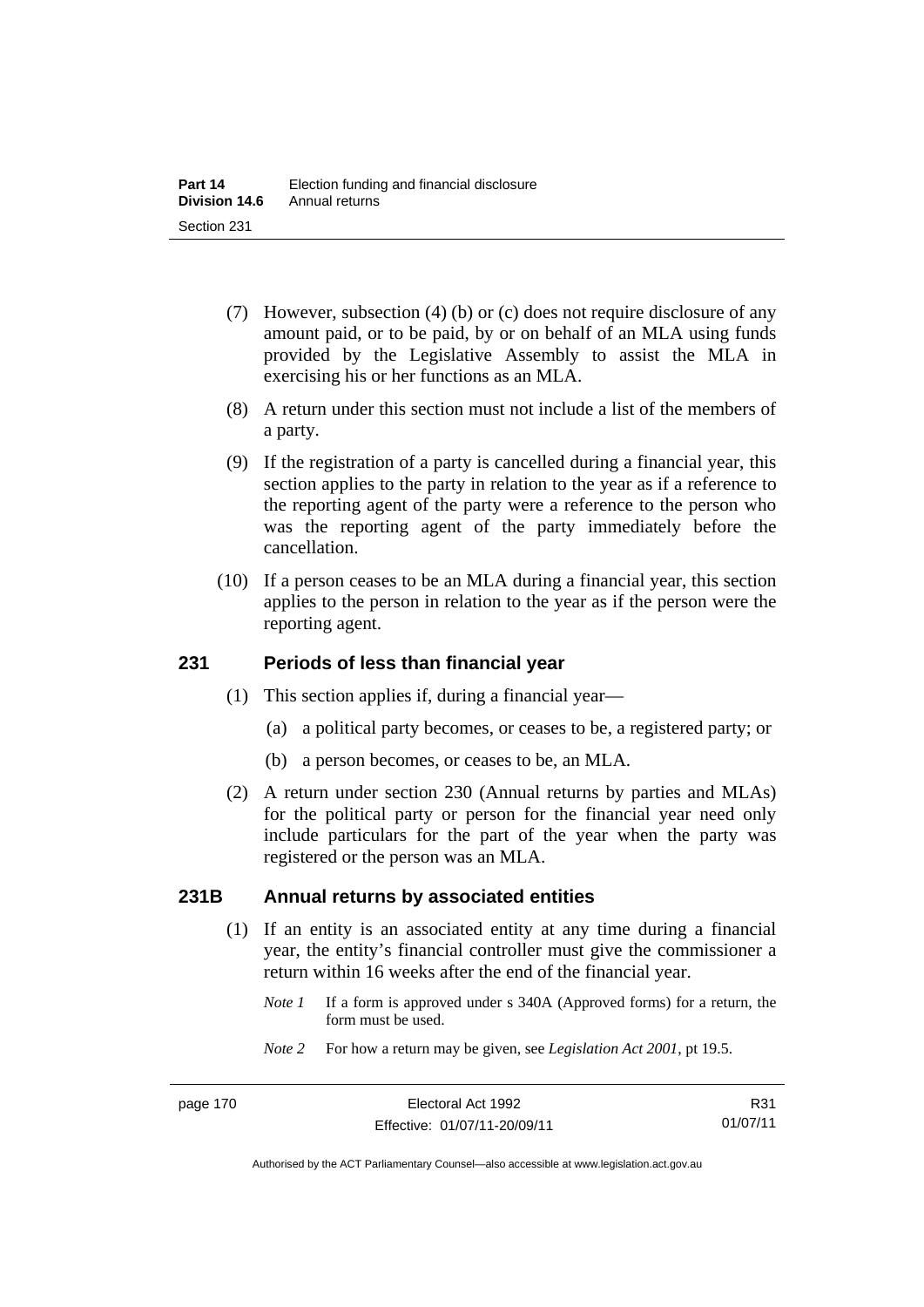(7) However, subsection (4) (b) or (c) does not require disclosure of any amount paid, or to be paid, by or on behalf of an MLA using funds provided by the Legislative Assembly to assist the MLA in exercising his or her functions as an MLA.

(8) A return under this section must not include a list of the members of a party.

(9) If the registration of a party is cancelled during a financial year, this section applies to the party in relation to the year as if a reference to the reporting agent of the party were a reference to the person who was the reporting agent of the party immediately before the cancellation.

(10) If a person ceases to be an MLA during a financial year, this section applies to the person in relation to the year as if the person were the reporting agent.

### 231 Periods of less than financial year

(1) This section applies if, during a financial year—

(a) a political party becomes, or ceases to be, a registered party; or

(b) a person becomes, or ceases to be, an MLA.

(2) A return under section 230 (Annual returns by parties and MLAs) for the political party or person for the financial year need only include particulars for the part of the year when the party was registered or the person was an MLA.

### 231B Annual returns by associated entities

(1) If an entity is an associated entity at any time during a financial year, the entity's financial controller must give the commissioner a return within 16 weeks after the end of the financial year.

*Note 1* If a form is approved under s 340A (Approved forms) for a return, the form must be used.

*Note 2* For how a return may be given, see *Legislation Act 2001*, pt 19.5.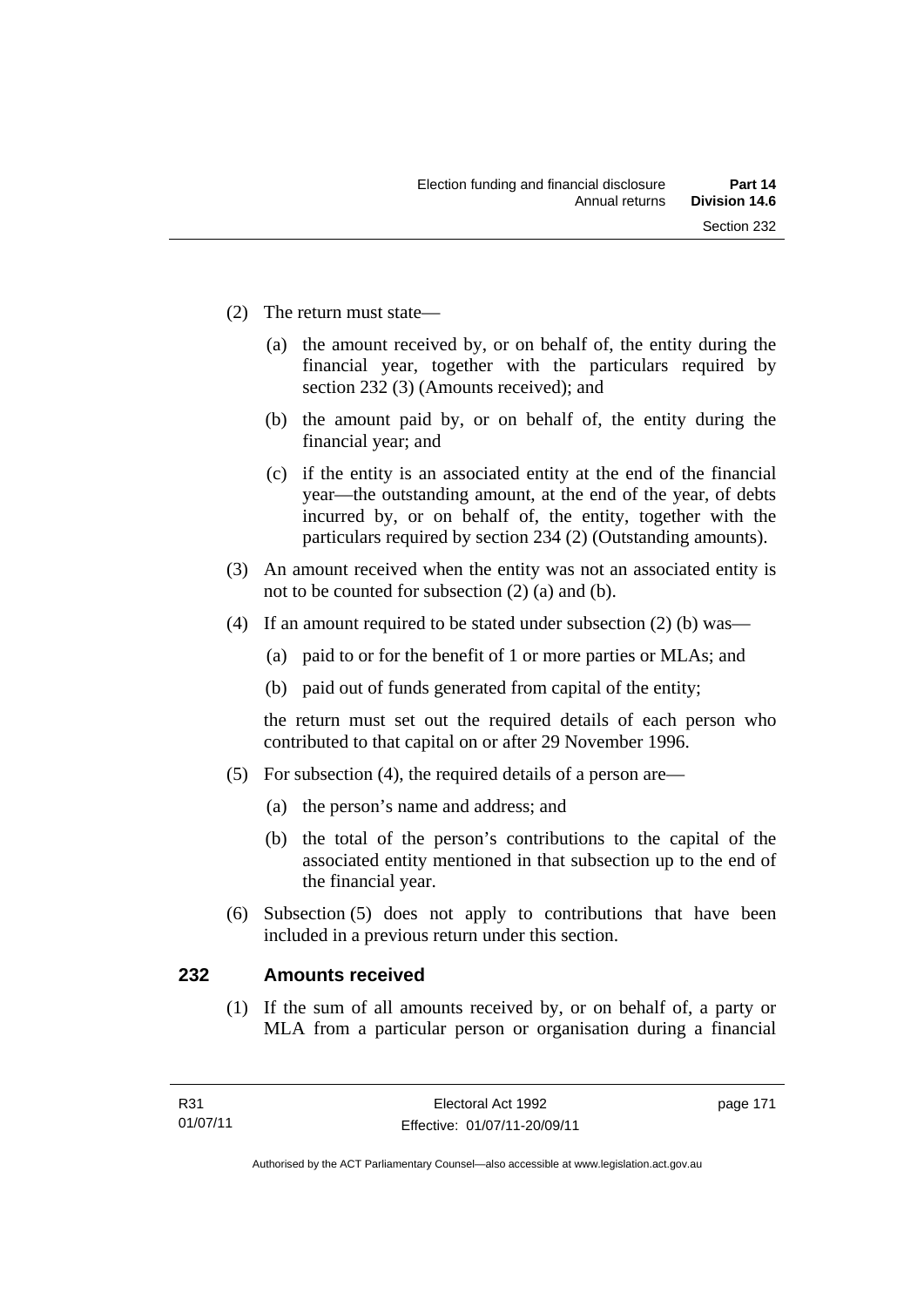(2) The return must state—

(a) the amount received by, or on behalf of, the entity during the financial year, together with the particulars required by section 232 (3) (Amounts received); and

(b) the amount paid by, or on behalf of, the entity during the financial year; and

(c) if the entity is an associated entity at the end of the financial year—the outstanding amount, at the end of the year, of debts incurred by, or on behalf of, the entity, together with the particulars required by section 234 (2) (Outstanding amounts).

(3) An amount received when the entity was not an associated entity is not to be counted for subsection (2) (a) and (b).

(4) If an amount required to be stated under subsection (2) (b) was—

(a) paid to or for the benefit of 1 or more parties or MLAs; and

(b) paid out of funds generated from capital of the entity;

the return must set out the required details of each person who contributed to that capital on or after 29 November 1996.

(5) For subsection (4), the required details of a person are—

(a) the person's name and address; and

(b) the total of the person's contributions to the capital of the associated entity mentioned in that subsection up to the end of the financial year.

(6) Subsection (5) does not apply to contributions that have been included in a previous return under this section.

## 232 Amounts received

(1) If the sum of all amounts received by, or on behalf of, a party or MLA from a particular person or organisation during a financial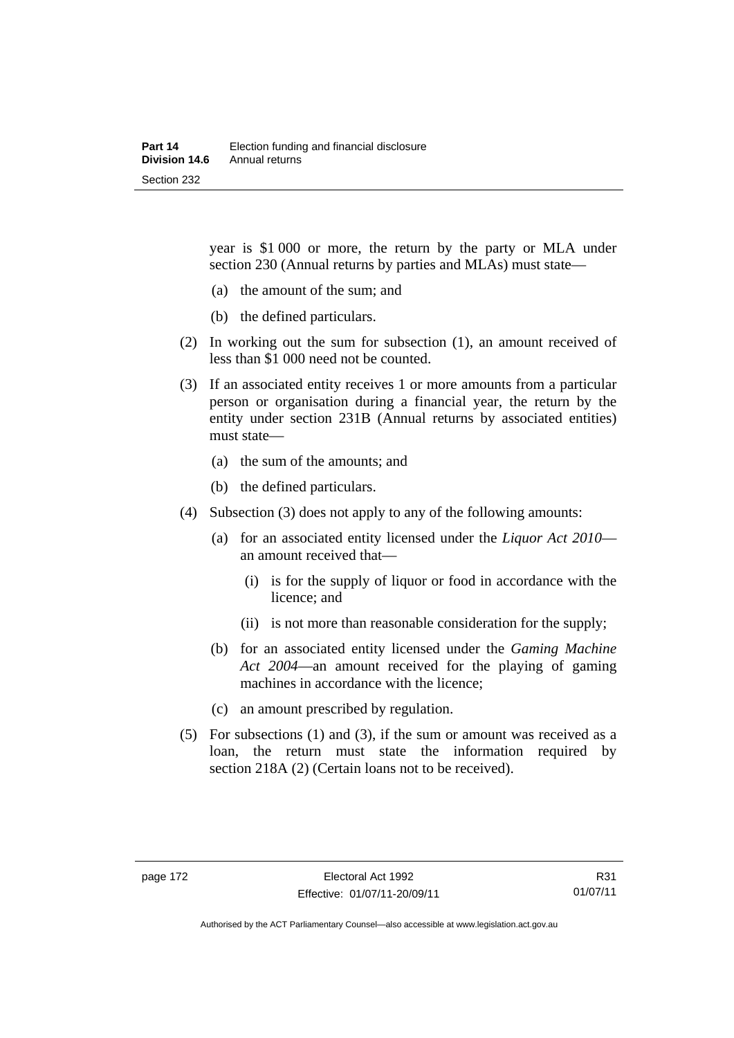year is $1 000 or more, the return by the party or MLA under section 230 (Annual returns by parties and MLAs) must state—

(a) the amount of the sum; and

(b) the defined particulars.

(2) In working out the sum for subsection (1), an amount received of less than $1 000 need not be counted.

(3) If an associated entity receives 1 or more amounts from a particular person or organisation during a financial year, the return by the entity under section 231B (Annual returns by associated entities) must state—

(a) the sum of the amounts; and

(b) the defined particulars.

(4) Subsection (3) does not apply to any of the following amounts:

(a) for an associated entity licensed under the *Liquor Act 2010*—an amount received that—

(i) is for the supply of liquor or food in accordance with the licence; and

(ii) is not more than reasonable consideration for the supply;

(b) for an associated entity licensed under the *Gaming Machine Act 2004*—an amount received for the playing of gaming machines in accordance with the licence;

(c) an amount prescribed by regulation.

(5) For subsections (1) and (3), if the sum or amount was received as a loan, the return must state the information required by section 218A (2) (Certain loans not to be received).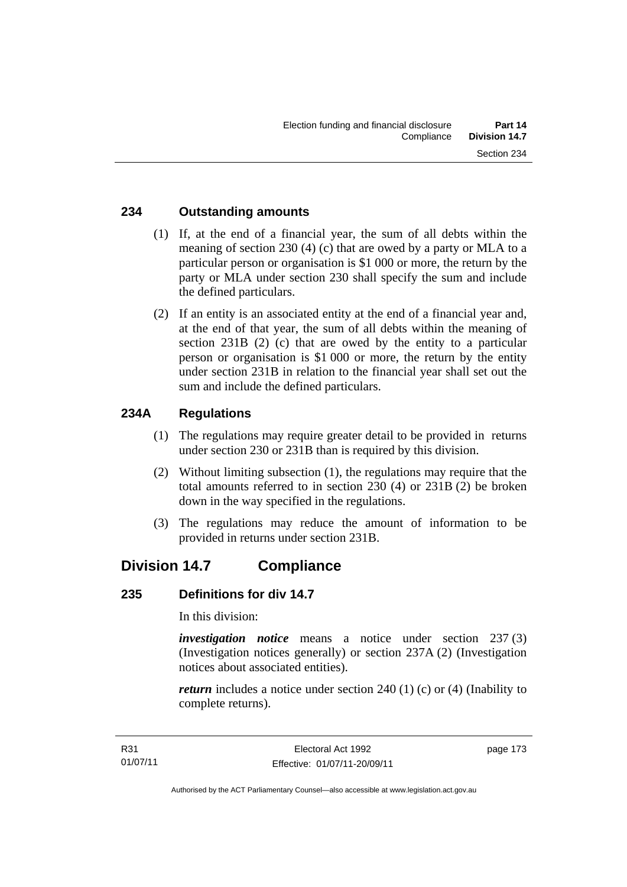### 234 Outstanding amounts

(1) If, at the end of a financial year, the sum of all debts within the meaning of section 230 (4) (c) that are owed by a party or MLA to a particular person or organisation is $1 000 or more, the return by the party or MLA under section 230 shall specify the sum and include the defined particulars.

(2) If an entity is an associated entity at the end of a financial year and, at the end of that year, the sum of all debts within the meaning of section 231B (2) (c) that are owed by the entity to a particular person or organisation is $1 000 or more, the return by the entity under section 231B in relation to the financial year shall set out the sum and include the defined particulars.

### 234A Regulations

(1) The regulations may require greater detail to be provided in returns under section 230 or 231B than is required by this division.

(2) Without limiting subsection (1), the regulations may require that the total amounts referred to in section 230 (4) or 231B (2) be broken down in the way specified in the regulations.

(3) The regulations may reduce the amount of information to be provided in returns under section 231B.

## Division 14.7 Compliance

### 235 Definitions for div 14.7

In this division:

***investigation notice*** means a notice under section 237 (3) (Investigation notices generally) or section 237A (2) (Investigation notices about associated entities).

***return*** includes a notice under section 240 (1) (c) or (4) (Inability to complete returns).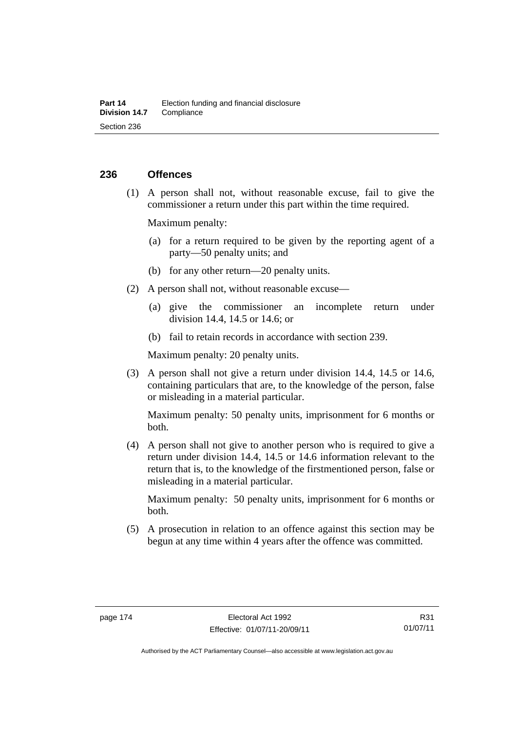## 236 Offences

(1) A person shall not, without reasonable excuse, fail to give the commissioner a return under this part within the time required.

Maximum penalty:

(a) for a return required to be given by the reporting agent of a party—50 penalty units; and

(b) for any other return—20 penalty units.

(2) A person shall not, without reasonable excuse—

(a) give the commissioner an incomplete return under division 14.4, 14.5 or 14.6; or

(b) fail to retain records in accordance with section 239.

Maximum penalty: 20 penalty units.

(3) A person shall not give a return under division 14.4, 14.5 or 14.6, containing particulars that are, to the knowledge of the person, false or misleading in a material particular.

Maximum penalty: 50 penalty units, imprisonment for 6 months or both.

(4) A person shall not give to another person who is required to give a return under division 14.4, 14.5 or 14.6 information relevant to the return that is, to the knowledge of the firstmentioned person, false or misleading in a material particular.

Maximum penalty: 50 penalty units, imprisonment for 6 months or both.

(5) A prosecution in relation to an offence against this section may be begun at any time within 4 years after the offence was committed.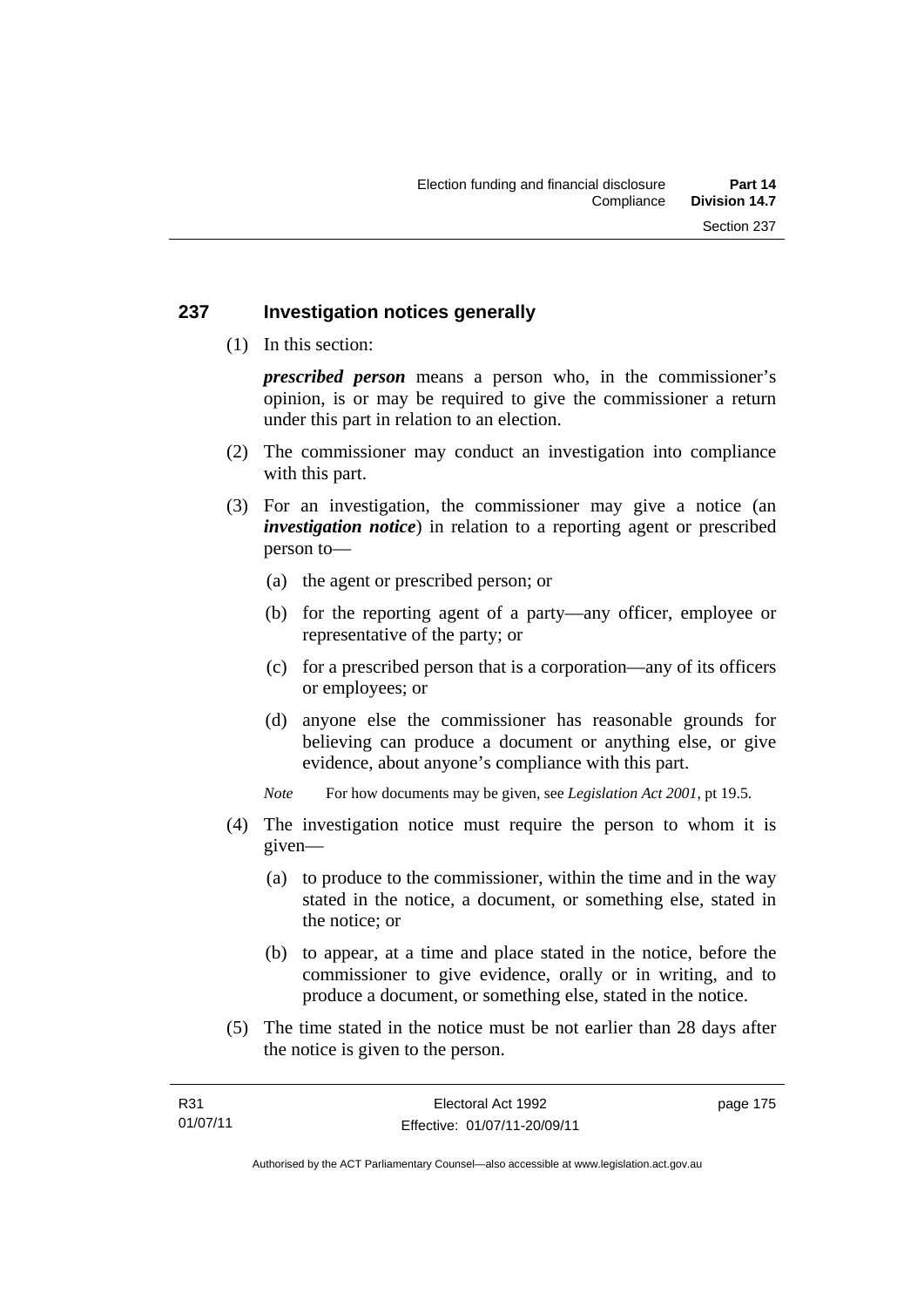## 237 Investigation notices generally

(1) In this section:

***prescribed person*** means a person who, in the commissioner's opinion, is or may be required to give the commissioner a return under this part in relation to an election.

(2) The commissioner may conduct an investigation into compliance with this part.

(3) For an investigation, the commissioner may give a notice (an ***investigation notice***) in relation to a reporting agent or prescribed person to—

(a) the agent or prescribed person; or

(b) for the reporting agent of a party—any officer, employee or representative of the party; or

(c) for a prescribed person that is a corporation—any of its officers or employees; or

(d) anyone else the commissioner has reasonable grounds for believing can produce a document or anything else, or give evidence, about anyone's compliance with this part.

*Note* For how documents may be given, see *Legislation Act 2001*, pt 19.5.

(4) The investigation notice must require the person to whom it is given—

(a) to produce to the commissioner, within the time and in the way stated in the notice, a document, or something else, stated in the notice; or

(b) to appear, at a time and place stated in the notice, before the commissioner to give evidence, orally or in writing, and to produce a document, or something else, stated in the notice.

(5) The time stated in the notice must be not earlier than 28 days after the notice is given to the person.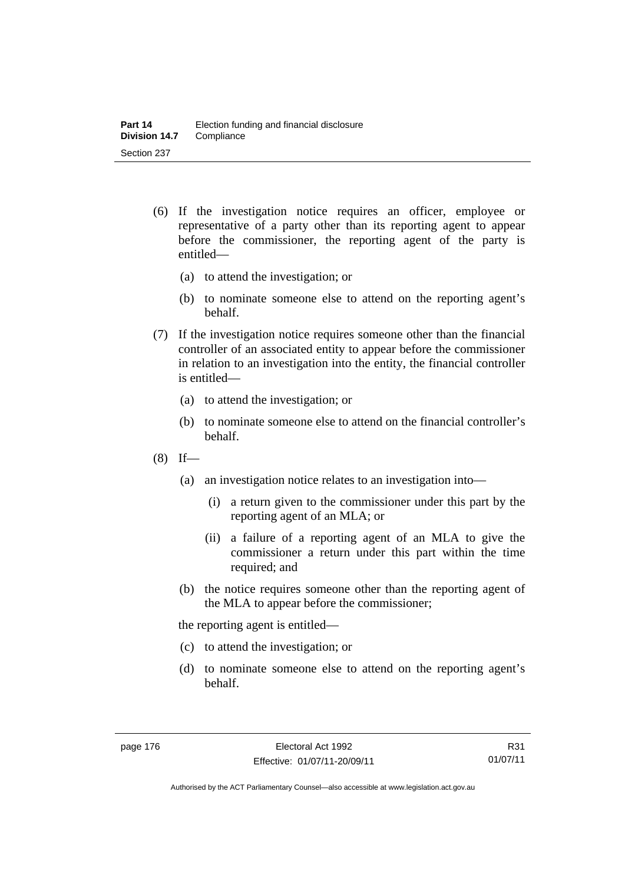(6) If the investigation notice requires an officer, employee or representative of a party other than its reporting agent to appear before the commissioner, the reporting agent of the party is entitled—

(a) to attend the investigation; or

(b) to nominate someone else to attend on the reporting agent's behalf.

(7) If the investigation notice requires someone other than the financial controller of an associated entity to appear before the commissioner in relation to an investigation into the entity, the financial controller is entitled—

(a) to attend the investigation; or

(b) to nominate someone else to attend on the financial controller's behalf.

(8) If—

(a) an investigation notice relates to an investigation into—

(i) a return given to the commissioner under this part by the reporting agent of an MLA; or

(ii) a failure of a reporting agent of an MLA to give the commissioner a return under this part within the time required; and

(b) the notice requires someone other than the reporting agent of the MLA to appear before the commissioner;

the reporting agent is entitled—

(c) to attend the investigation; or

(d) to nominate someone else to attend on the reporting agent's behalf.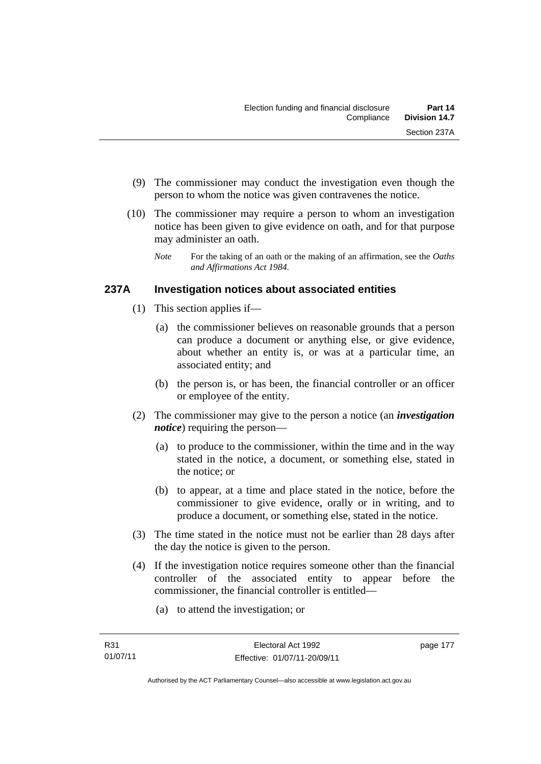(9) The commissioner may conduct the investigation even though the person to whom the notice was given contravenes the notice.

(10) The commissioner may require a person to whom an investigation notice has been given to give evidence on oath, and for that purpose may administer an oath.

*Note* For the taking of an oath or the making of an affirmation, see the *Oaths and Affirmations Act 1984*.

### 237A Investigation notices about associated entities

(1) This section applies if—

(a) the commissioner believes on reasonable grounds that a person can produce a document or anything else, or give evidence, about whether an entity is, or was at a particular time, an associated entity; and

(b) the person is, or has been, the financial controller or an officer or employee of the entity.

(2) The commissioner may give to the person a notice (an ***investigation notice***) requiring the person—

(a) to produce to the commissioner, within the time and in the way stated in the notice, a document, or something else, stated in the notice; or

(b) to appear, at a time and place stated in the notice, before the commissioner to give evidence, orally or in writing, and to produce a document, or something else, stated in the notice.

(3) The time stated in the notice must not be earlier than 28 days after the day the notice is given to the person.

(4) If the investigation notice requires someone other than the financial controller of the associated entity to appear before the commissioner, the financial controller is entitled—

(a) to attend the investigation; or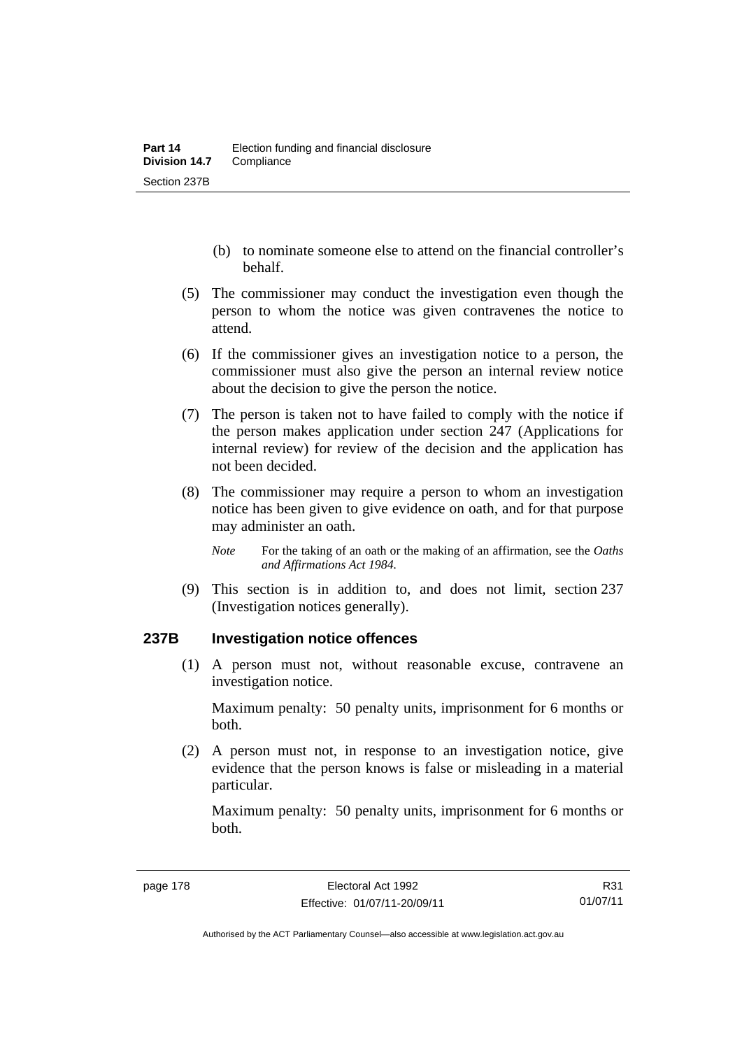(b) to nominate someone else to attend on the financial controller's behalf.

(5) The commissioner may conduct the investigation even though the person to whom the notice was given contravenes the notice to attend.

(6) If the commissioner gives an investigation notice to a person, the commissioner must also give the person an internal review notice about the decision to give the person the notice.

(7) The person is taken not to have failed to comply with the notice if the person makes application under section 247 (Applications for internal review) for review of the decision and the application has not been decided.

(8) The commissioner may require a person to whom an investigation notice has been given to give evidence on oath, and for that purpose may administer an oath.

*Note* For the taking of an oath or the making of an affirmation, see the *Oaths and Affirmations Act 1984.*

(9) This section is in addition to, and does not limit, section 237 (Investigation notices generally).

### 237B Investigation notice offences

(1) A person must not, without reasonable excuse, contravene an investigation notice.

Maximum penalty: 50 penalty units, imprisonment for 6 months or both.

(2) A person must not, in response to an investigation notice, give evidence that the person knows is false or misleading in a material particular.

Maximum penalty: 50 penalty units, imprisonment for 6 months or both.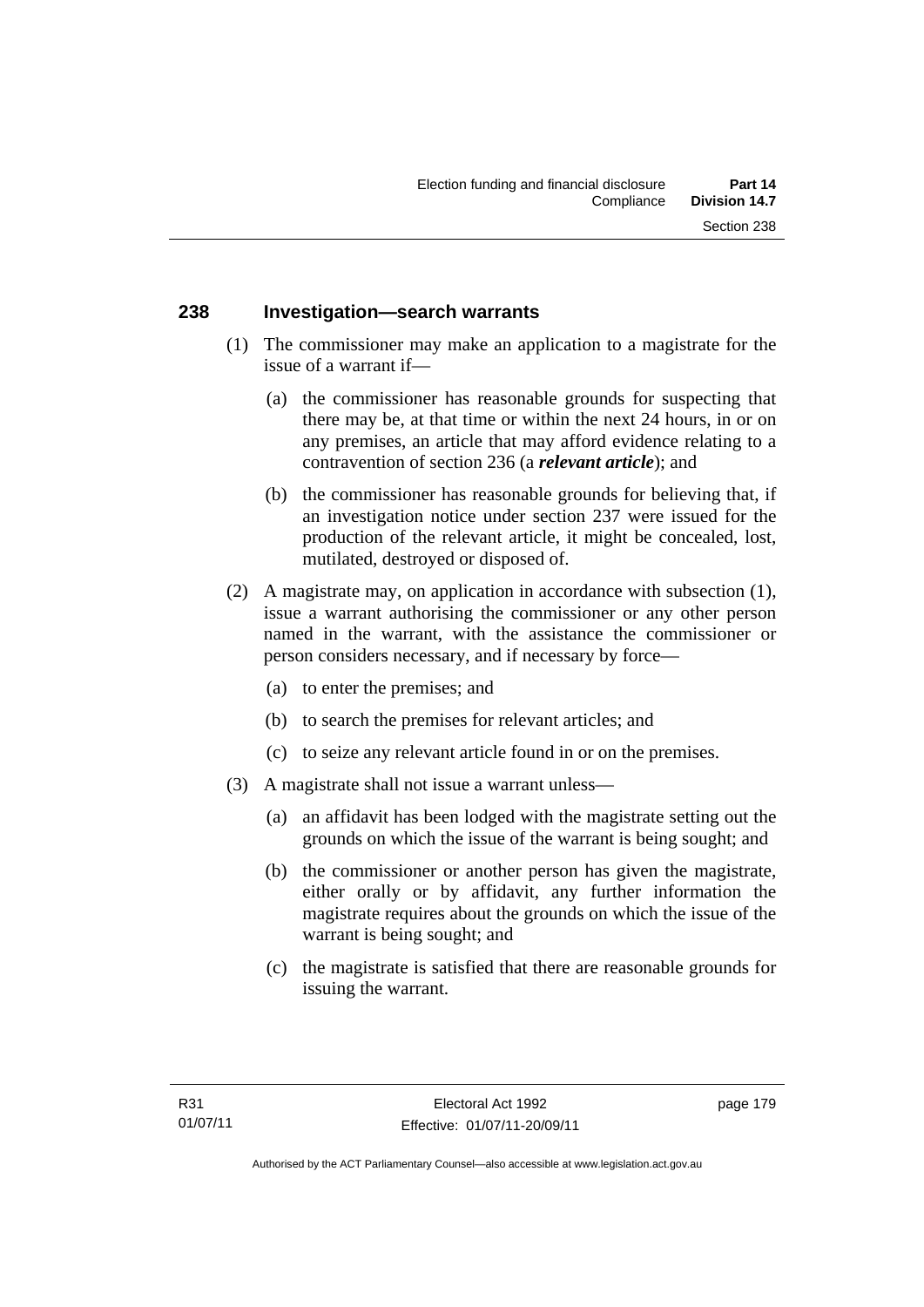## 238 Investigation—search warrants

(1) The commissioner may make an application to a magistrate for the issue of a warrant if—

(a) the commissioner has reasonable grounds for suspecting that there may be, at that time or within the next 24 hours, in or on any premises, an article that may afford evidence relating to a contravention of section 236 (a ***relevant article***); and

(b) the commissioner has reasonable grounds for believing that, if an investigation notice under section 237 were issued for the production of the relevant article, it might be concealed, lost, mutilated, destroyed or disposed of.

(2) A magistrate may, on application in accordance with subsection (1), issue a warrant authorising the commissioner or any other person named in the warrant, with the assistance the commissioner or person considers necessary, and if necessary by force—

(a) to enter the premises; and

(b) to search the premises for relevant articles; and

(c) to seize any relevant article found in or on the premises.

(3) A magistrate shall not issue a warrant unless—

(a) an affidavit has been lodged with the magistrate setting out the grounds on which the issue of the warrant is being sought; and

(b) the commissioner or another person has given the magistrate, either orally or by affidavit, any further information the magistrate requires about the grounds on which the issue of the warrant is being sought; and

(c) the magistrate is satisfied that there are reasonable grounds for issuing the warrant.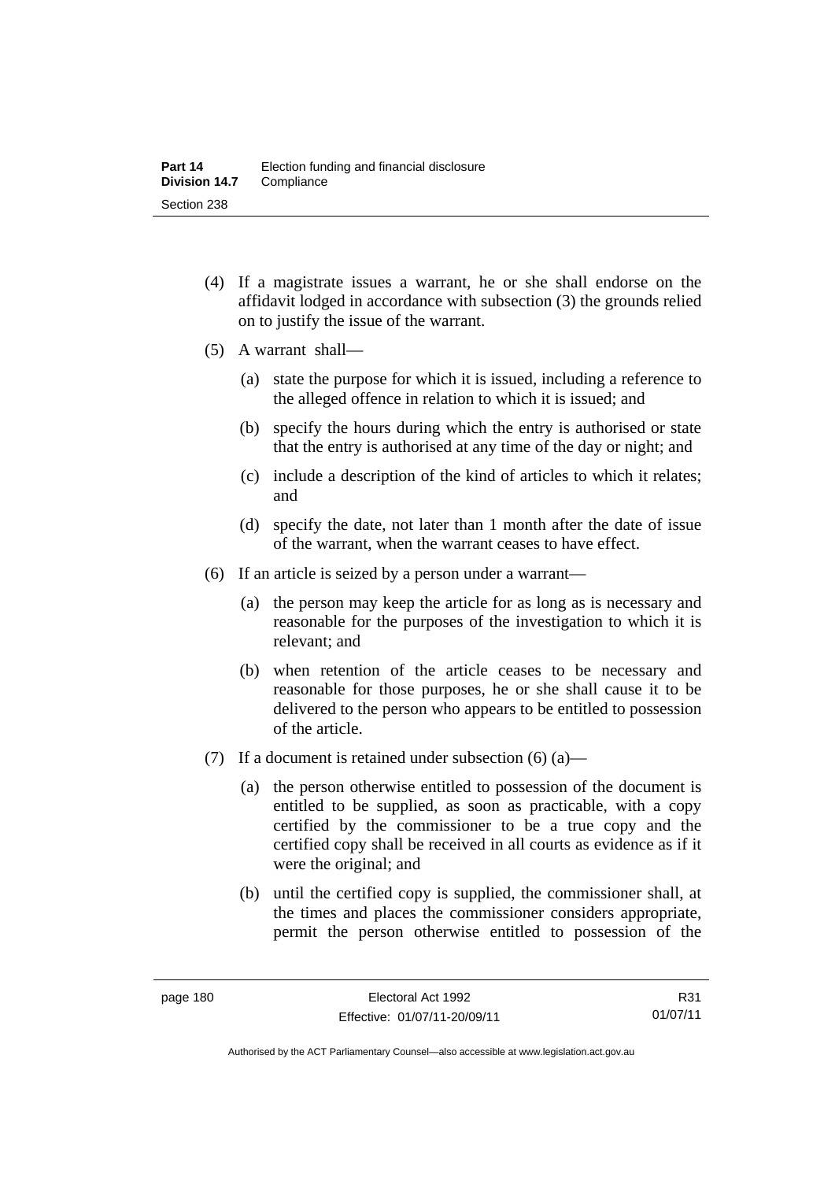(4) If a magistrate issues a warrant, he or she shall endorse on the affidavit lodged in accordance with subsection (3) the grounds relied on to justify the issue of the warrant.

(5) A warrant shall—

(a) state the purpose for which it is issued, including a reference to the alleged offence in relation to which it is issued; and

(b) specify the hours during which the entry is authorised or state that the entry is authorised at any time of the day or night; and

(c) include a description of the kind of articles to which it relates; and

(d) specify the date, not later than 1 month after the date of issue of the warrant, when the warrant ceases to have effect.

(6) If an article is seized by a person under a warrant—

(a) the person may keep the article for as long as is necessary and reasonable for the purposes of the investigation to which it is relevant; and

(b) when retention of the article ceases to be necessary and reasonable for those purposes, he or she shall cause it to be delivered to the person who appears to be entitled to possession of the article.

(7) If a document is retained under subsection (6) (a)—

(a) the person otherwise entitled to possession of the document is entitled to be supplied, as soon as practicable, with a copy certified by the commissioner to be a true copy and the certified copy shall be received in all courts as evidence as if it were the original; and

(b) until the certified copy is supplied, the commissioner shall, at the times and places the commissioner considers appropriate, permit the person otherwise entitled to possession of the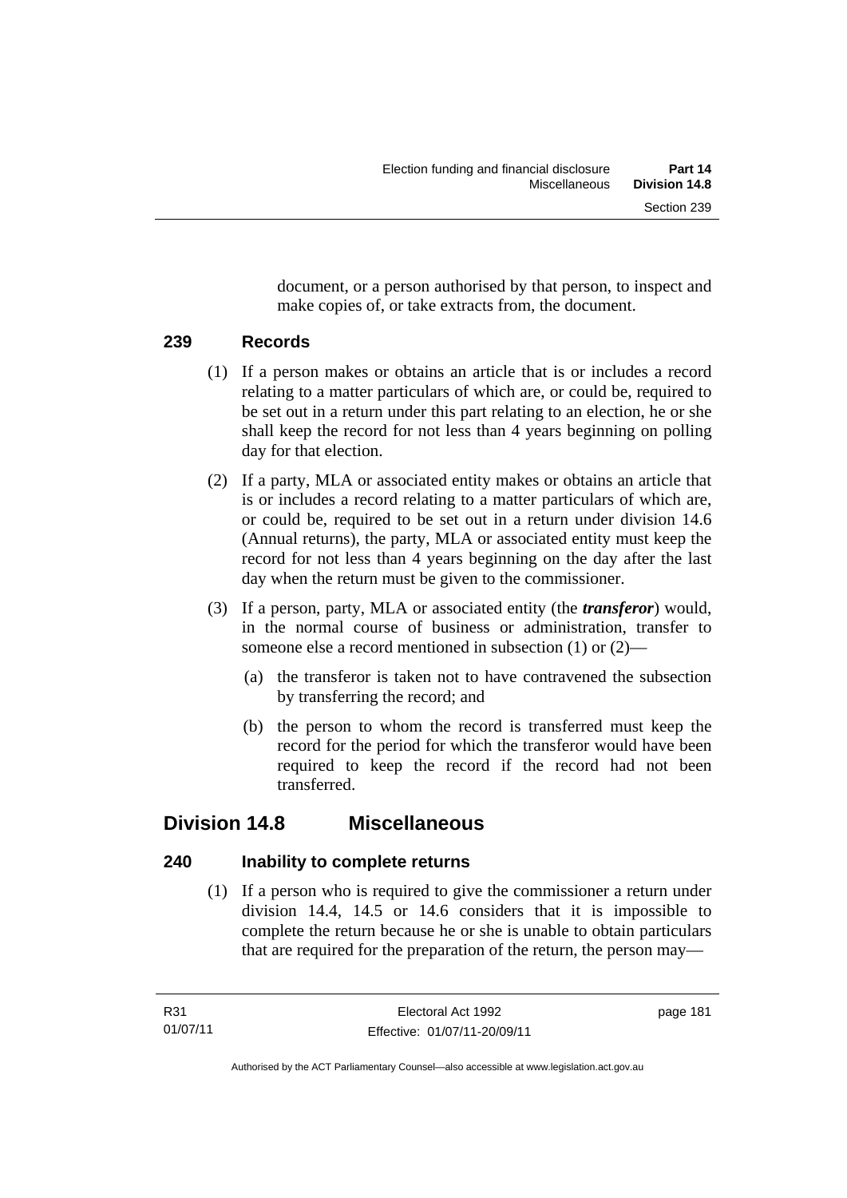document, or a person authorised by that person, to inspect and make copies of, or take extracts from, the document.

### 239 Records

(1) If a person makes or obtains an article that is or includes a record relating to a matter particulars of which are, or could be, required to be set out in a return under this part relating to an election, he or she shall keep the record for not less than 4 years beginning on polling day for that election.

(2) If a party, MLA or associated entity makes or obtains an article that is or includes a record relating to a matter particulars of which are, or could be, required to be set out in a return under division 14.6 (Annual returns), the party, MLA or associated entity must keep the record for not less than 4 years beginning on the day after the last day when the return must be given to the commissioner.

(3) If a person, party, MLA or associated entity (the ***transferor***) would, in the normal course of business or administration, transfer to someone else a record mentioned in subsection (1) or (2)—

(a) the transferor is taken not to have contravened the subsection by transferring the record; and

(b) the person to whom the record is transferred must keep the record for the period for which the transferor would have been required to keep the record if the record had not been transferred.

## Division 14.8 Miscellaneous

### 240 Inability to complete returns

(1) If a person who is required to give the commissioner a return under division 14.4, 14.5 or 14.6 considers that it is impossible to complete the return because he or she is unable to obtain particulars that are required for the preparation of the return, the person may—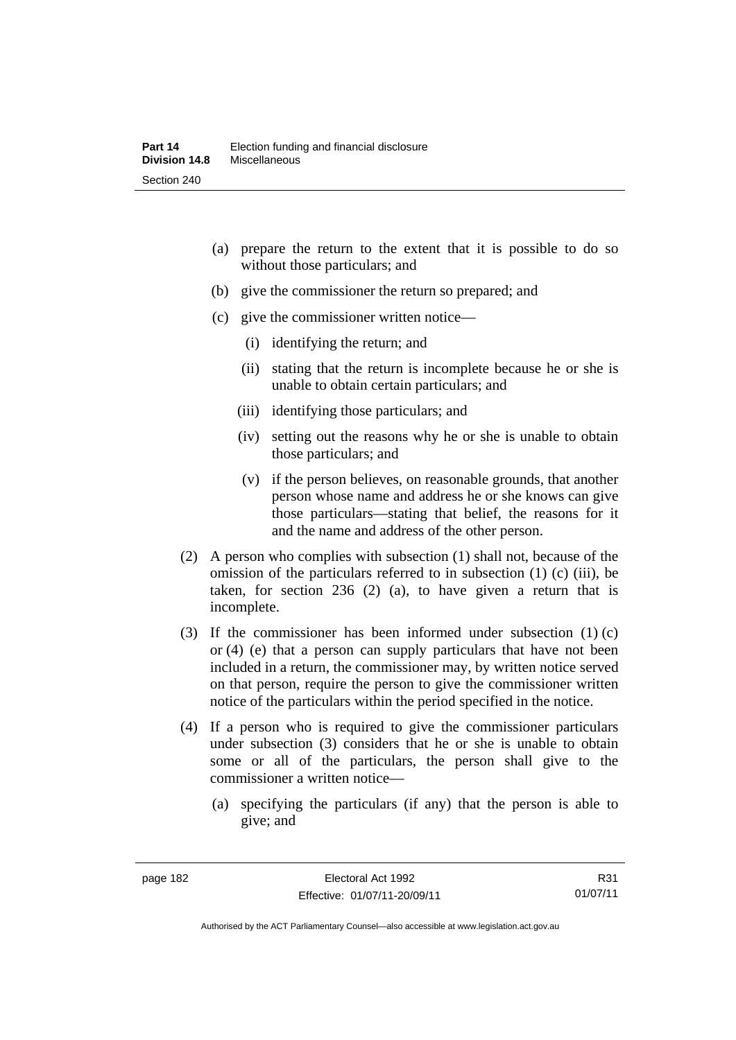(a) prepare the return to the extent that it is possible to do so without those particulars; and

(b) give the commissioner the return so prepared; and

(c) give the commissioner written notice—

(i) identifying the return; and

(ii) stating that the return is incomplete because he or she is unable to obtain certain particulars; and

(iii) identifying those particulars; and

(iv) setting out the reasons why he or she is unable to obtain those particulars; and

(v) if the person believes, on reasonable grounds, that another person whose name and address he or she knows can give those particulars—stating that belief, the reasons for it and the name and address of the other person.

(2) A person who complies with subsection (1) shall not, because of the omission of the particulars referred to in subsection (1) (c) (iii), be taken, for section 236 (2) (a), to have given a return that is incomplete.

(3) If the commissioner has been informed under subsection (1) (c) or (4) (e) that a person can supply particulars that have not been included in a return, the commissioner may, by written notice served on that person, require the person to give the commissioner written notice of the particulars within the period specified in the notice.

(4) If a person who is required to give the commissioner particulars under subsection (3) considers that he or she is unable to obtain some or all of the particulars, the person shall give to the commissioner a written notice—

(a) specifying the particulars (if any) that the person is able to give; and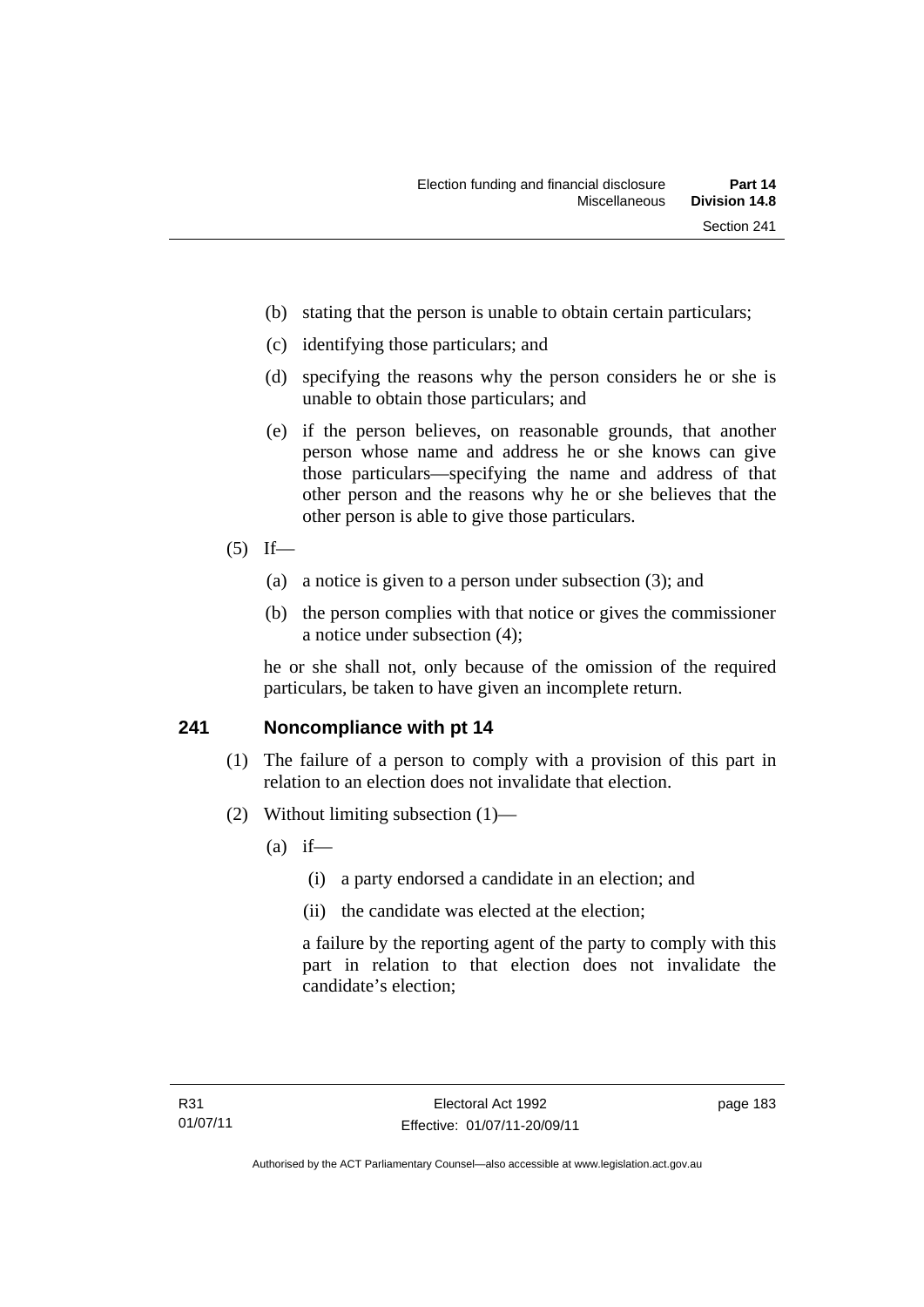(b) stating that the person is unable to obtain certain particulars;

(c) identifying those particulars; and

(d) specifying the reasons why the person considers he or she is unable to obtain those particulars; and

(e) if the person believes, on reasonable grounds, that another person whose name and address he or she knows can give those particulars—specifying the name and address of that other person and the reasons why he or she believes that the other person is able to give those particulars.

(5) If—

(a) a notice is given to a person under subsection (3); and

(b) the person complies with that notice or gives the commissioner a notice under subsection (4);

he or she shall not, only because of the omission of the required particulars, be taken to have given an incomplete return.

## 241 Noncompliance with pt 14

(1) The failure of a person to comply with a provision of this part in relation to an election does not invalidate that election.

(2) Without limiting subsection (1)—

(a) if—

(i) a party endorsed a candidate in an election; and

(ii) the candidate was elected at the election;

a failure by the reporting agent of the party to comply with this part in relation to that election does not invalidate the candidate's election;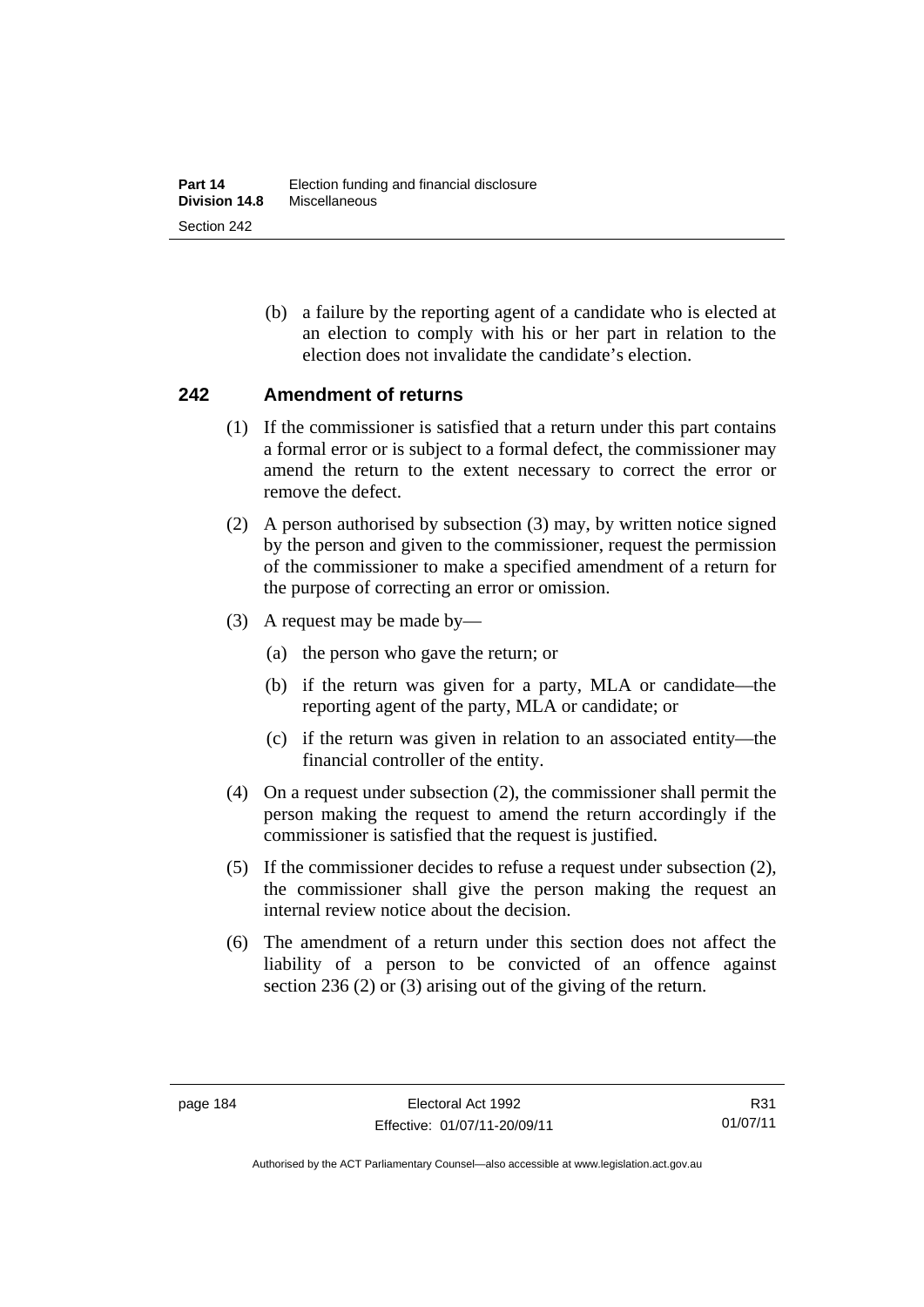(b) a failure by the reporting agent of a candidate who is elected at an election to comply with his or her part in relation to the election does not invalidate the candidate's election.

## 242 Amendment of returns

(1) If the commissioner is satisfied that a return under this part contains a formal error or is subject to a formal defect, the commissioner may amend the return to the extent necessary to correct the error or remove the defect.

(2) A person authorised by subsection (3) may, by written notice signed by the person and given to the commissioner, request the permission of the commissioner to make a specified amendment of a return for the purpose of correcting an error or omission.

(3) A request may be made by—

(a) the person who gave the return; or

(b) if the return was given for a party, MLA or candidate—the reporting agent of the party, MLA or candidate; or

(c) if the return was given in relation to an associated entity—the financial controller of the entity.

(4) On a request under subsection (2), the commissioner shall permit the person making the request to amend the return accordingly if the commissioner is satisfied that the request is justified.

(5) If the commissioner decides to refuse a request under subsection (2), the commissioner shall give the person making the request an internal review notice about the decision.

(6) The amendment of a return under this section does not affect the liability of a person to be convicted of an offence against section 236 (2) or (3) arising out of the giving of the return.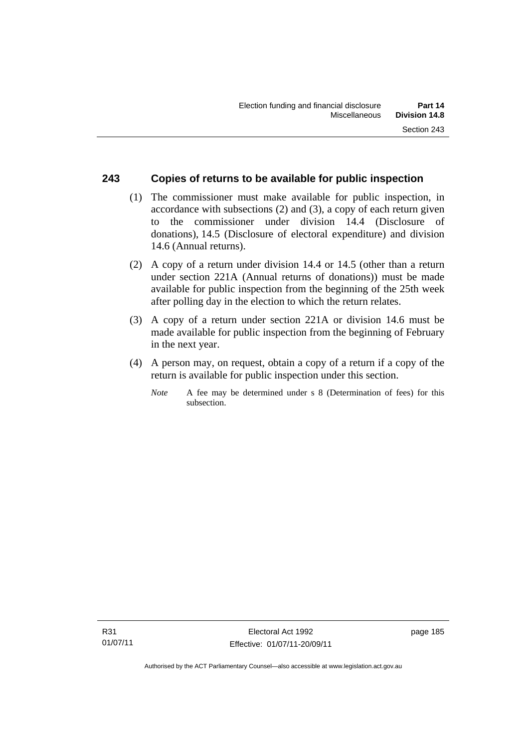## 243 Copies of returns to be available for public inspection

(1) The commissioner must make available for public inspection, in accordance with subsections (2) and (3), a copy of each return given to the commissioner under division 14.4 (Disclosure of donations), 14.5 (Disclosure of electoral expenditure) and division 14.6 (Annual returns).

(2) A copy of a return under division 14.4 or 14.5 (other than a return under section 221A (Annual returns of donations)) must be made available for public inspection from the beginning of the 25th week after polling day in the election to which the return relates.

(3) A copy of a return under section 221A or division 14.6 must be made available for public inspection from the beginning of February in the next year.

(4) A person may, on request, obtain a copy of a return if a copy of the return is available for public inspection under this section.

*Note* A fee may be determined under s 8 (Determination of fees) for this subsection.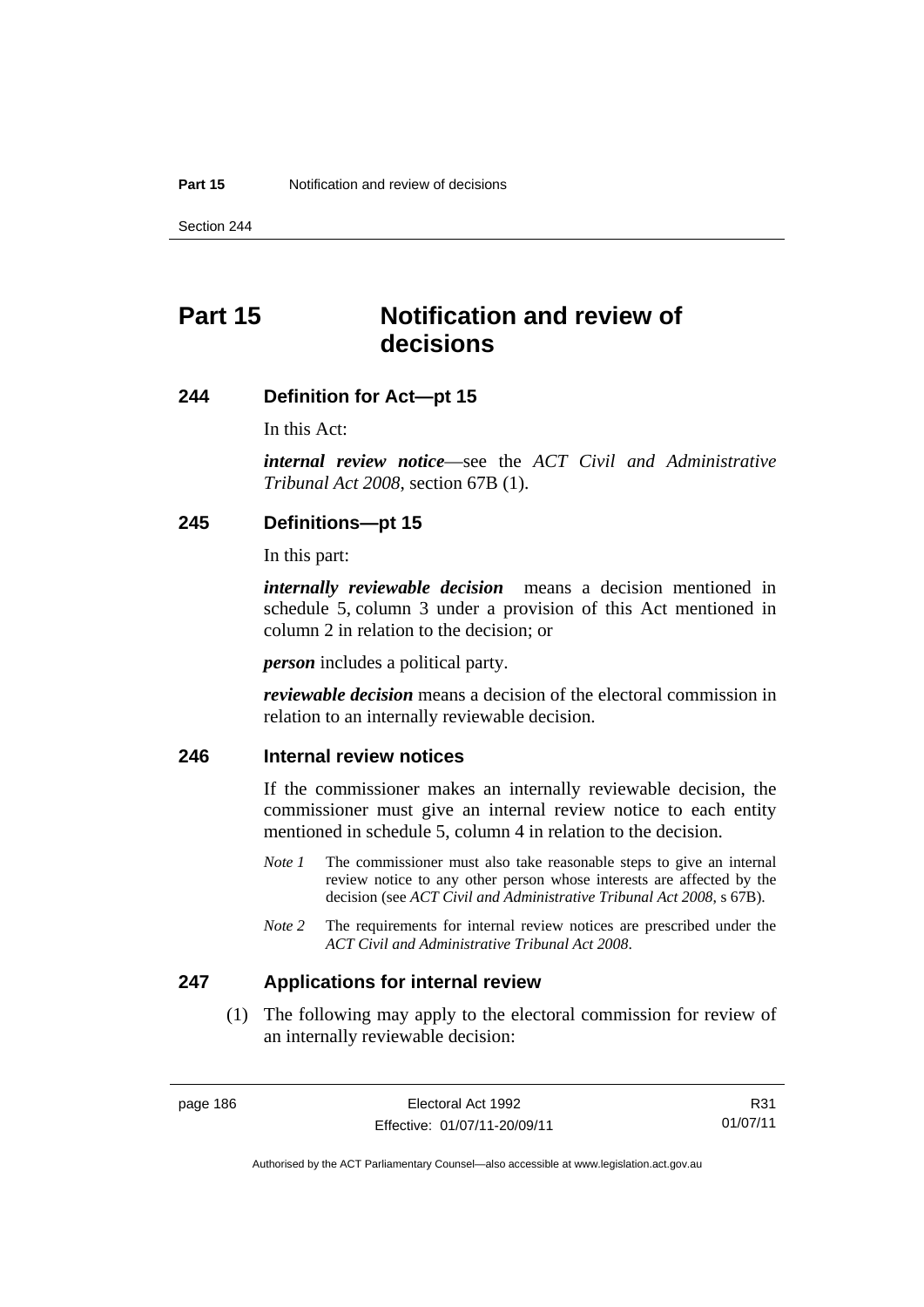# Part 15 Notification and review of decisions

## 244 Definition for Act—pt 15

In this Act:

***internal review notice***—see the *ACT Civil and Administrative Tribunal Act 2008*, section 67B (1).

## 245 Definitions—pt 15

In this part:

***internally reviewable decision*** means a decision mentioned in schedule 5, column 3 under a provision of this Act mentioned in column 2 in relation to the decision; or

***person*** includes a political party.

***reviewable decision*** means a decision of the electoral commission in relation to an internally reviewable decision.

## 246 Internal review notices

If the commissioner makes an internally reviewable decision, the commissioner must give an internal review notice to each entity mentioned in schedule 5, column 4 in relation to the decision.

*Note 1* The commissioner must also take reasonable steps to give an internal review notice to any other person whose interests are affected by the decision (see *ACT Civil and Administrative Tribunal Act 2008*, s 67B).

*Note 2* The requirements for internal review notices are prescribed under the *ACT Civil and Administrative Tribunal Act 2008*.

## 247 Applications for internal review

(1) The following may apply to the electoral commission for review of an internally reviewable decision: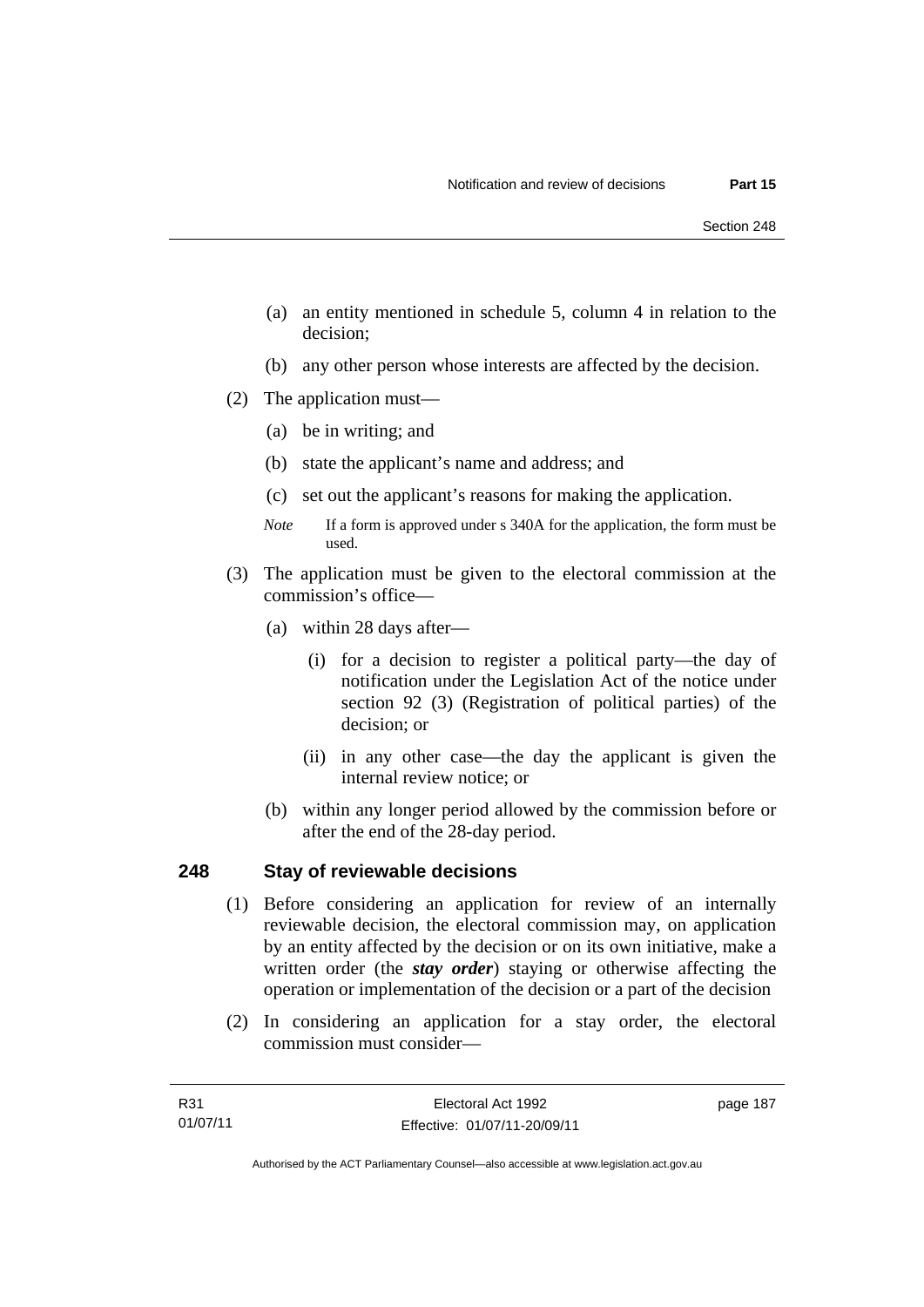(a) an entity mentioned in schedule 5, column 4 in relation to the decision;

(b) any other person whose interests are affected by the decision.

(2) The application must—

(a) be in writing; and

(b) state the applicant's name and address; and

(c) set out the applicant's reasons for making the application.

*Note* If a form is approved under s 340A for the application, the form must be used.

(3) The application must be given to the electoral commission at the commission's office—

(a) within 28 days after—

(i) for a decision to register a political party—the day of notification under the Legislation Act of the notice under section 92 (3) (Registration of political parties) of the decision; or

(ii) in any other case—the day the applicant is given the internal review notice; or

(b) within any longer period allowed by the commission before or after the end of the 28-day period.

## 248 Stay of reviewable decisions

(1) Before considering an application for review of an internally reviewable decision, the electoral commission may, on application by an entity affected by the decision or on its own initiative, make a written order (the ***stay order***) staying or otherwise affecting the operation or implementation of the decision or a part of the decision

(2) In considering an application for a stay order, the electoral commission must consider—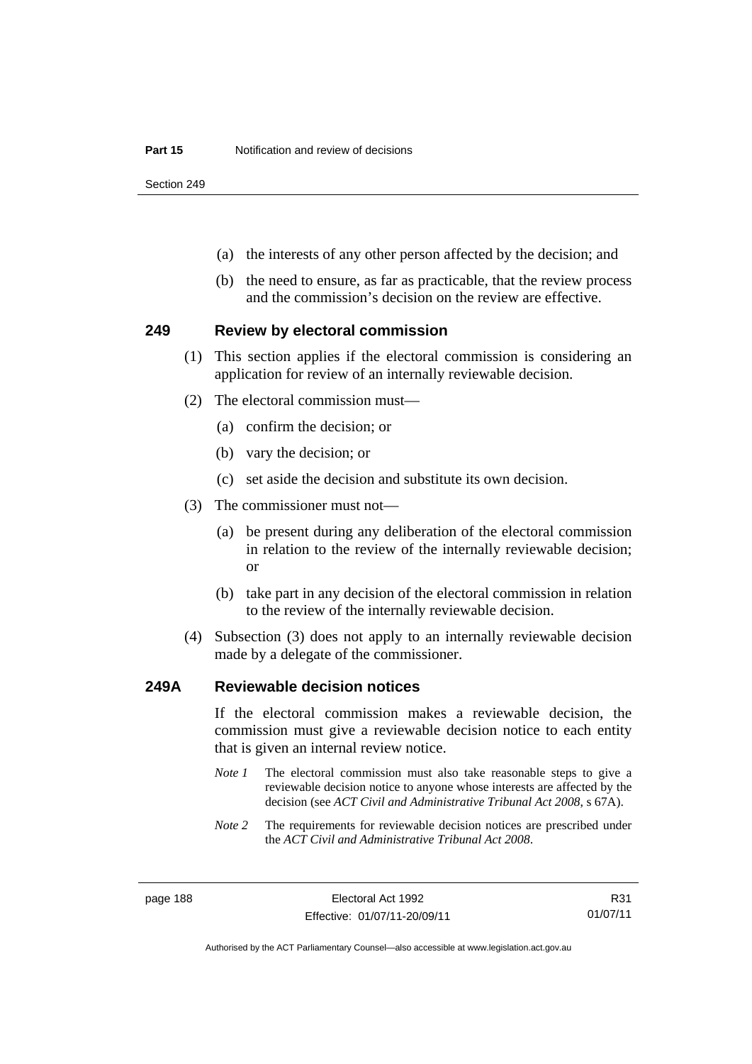(a) the interests of any other person affected by the decision; and

(b) the need to ensure, as far as practicable, that the review process and the commission's decision on the review are effective.

## 249 Review by electoral commission

(1) This section applies if the electoral commission is considering an application for review of an internally reviewable decision.

(2) The electoral commission must—

(a) confirm the decision; or

(b) vary the decision; or

(c) set aside the decision and substitute its own decision.

(3) The commissioner must not—

(a) be present during any deliberation of the electoral commission in relation to the review of the internally reviewable decision; or

(b) take part in any decision of the electoral commission in relation to the review of the internally reviewable decision.

(4) Subsection (3) does not apply to an internally reviewable decision made by a delegate of the commissioner.

## 249A Reviewable decision notices

If the electoral commission makes a reviewable decision, the commission must give a reviewable decision notice to each entity that is given an internal review notice.

*Note 1* The electoral commission must also take reasonable steps to give a reviewable decision notice to anyone whose interests are affected by the decision (see *ACT Civil and Administrative Tribunal Act 2008*, s 67A).

*Note 2* The requirements for reviewable decision notices are prescribed under the *ACT Civil and Administrative Tribunal Act 2008*.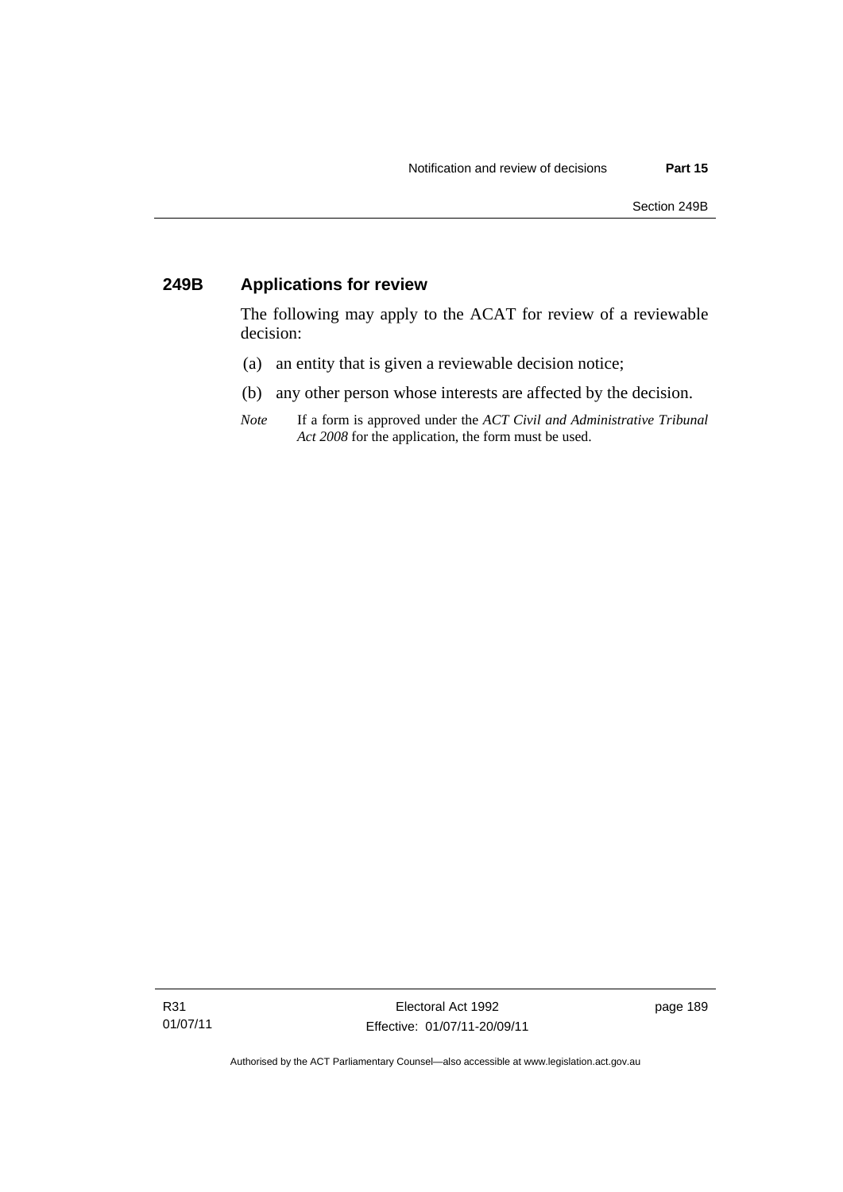## 249B Applications for review

The following may apply to the ACAT for review of a reviewable decision:

(a) an entity that is given a reviewable decision notice;

(b) any other person whose interests are affected by the decision.

*Note* If a form is approved under the *ACT Civil and Administrative Tribunal Act 2008* for the application, the form must be used.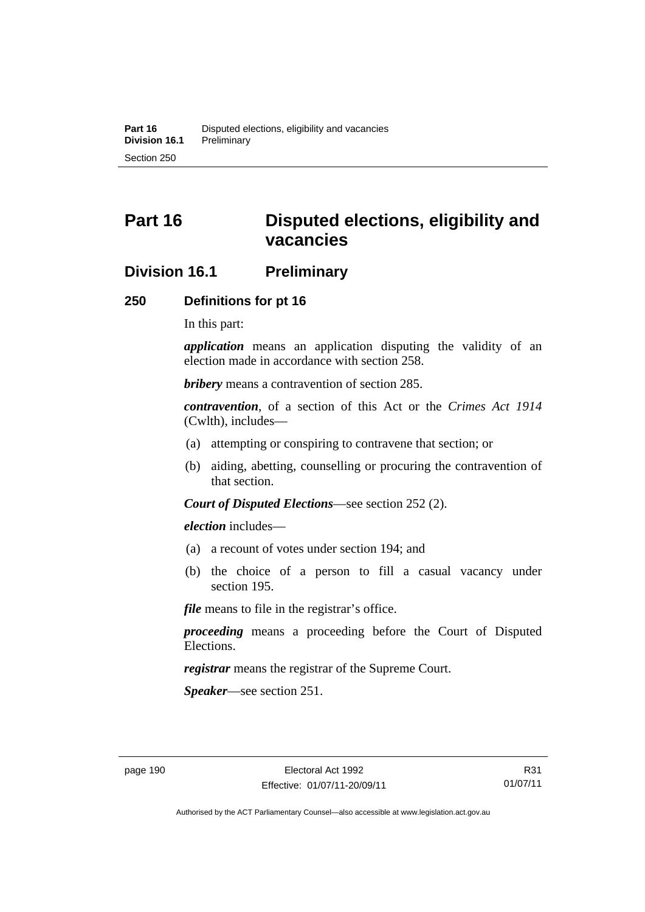# Part 16 Disputed elections, eligibility and vacancies

## Division 16.1 Preliminary

### 250 Definitions for pt 16

In this part:

***application*** means an application disputing the validity of an election made in accordance with section 258.

***bribery*** means a contravention of section 285.

***contravention***, of a section of this Act or the *Crimes Act 1914* (Cwlth), includes—

(a) attempting or conspiring to contravene that section; or

(b) aiding, abetting, counselling or procuring the contravention of that section.

***Court of Disputed Elections***—see section 252 (2).

***election*** includes—

(a) a recount of votes under section 194; and

(b) the choice of a person to fill a casual vacancy under section 195.

***file*** means to file in the registrar's office.

***proceeding*** means a proceeding before the Court of Disputed Elections.

***registrar*** means the registrar of the Supreme Court.

***Speaker***—see section 251.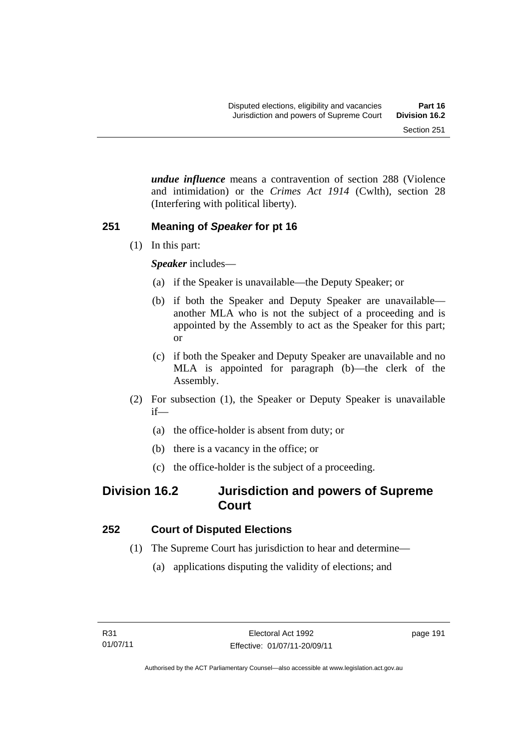***undue influence*** means a contravention of section 288 (Violence and intimidation) or the *Crimes Act 1914* (Cwlth), section 28 (Interfering with political liberty).

### 251 Meaning of *Speaker* for pt 16

(1) In this part:

***Speaker*** includes—

(a) if the Speaker is unavailable—the Deputy Speaker; or

(b) if both the Speaker and Deputy Speaker are unavailable—another MLA who is not the subject of a proceeding and is appointed by the Assembly to act as the Speaker for this part; or

(c) if both the Speaker and Deputy Speaker are unavailable and no MLA is appointed for paragraph (b)—the clerk of the Assembly.

(2) For subsection (1), the Speaker or Deputy Speaker is unavailable if—

(a) the office-holder is absent from duty; or

(b) there is a vacancy in the office; or

(c) the office-holder is the subject of a proceeding.

## Division 16.2 Jurisdiction and powers of Supreme Court

### 252 Court of Disputed Elections

(1) The Supreme Court has jurisdiction to hear and determine—

(a) applications disputing the validity of elections; and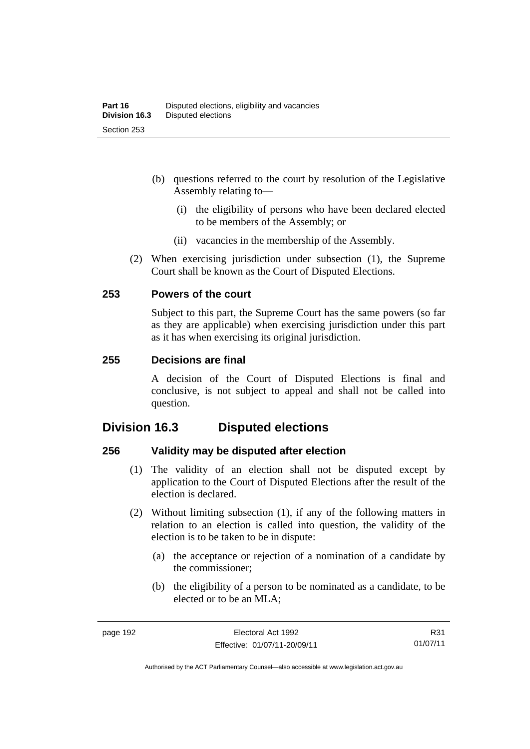(b) questions referred to the court by resolution of the Legislative Assembly relating to—

   (i) the eligibility of persons who have been declared elected to be members of the Assembly; or

   (ii) vacancies in the membership of the Assembly.

(2) When exercising jurisdiction under subsection (1), the Supreme Court shall be known as the Court of Disputed Elections.

### 253 Powers of the court

Subject to this part, the Supreme Court has the same powers (so far as they are applicable) when exercising jurisdiction under this part as it has when exercising its original jurisdiction.

### 255 Decisions are final

A decision of the Court of Disputed Elections is final and conclusive, is not subject to appeal and shall not be called into question.

## Division 16.3 Disputed elections

### 256 Validity may be disputed after election

(1) The validity of an election shall not be disputed except by application to the Court of Disputed Elections after the result of the election is declared.

(2) Without limiting subsection (1), if any of the following matters in relation to an election is called into question, the validity of the election is to be taken to be in dispute:

(a) the acceptance or rejection of a nomination of a candidate by the commissioner;

(b) the eligibility of a person to be nominated as a candidate, to be elected or to be an MLA;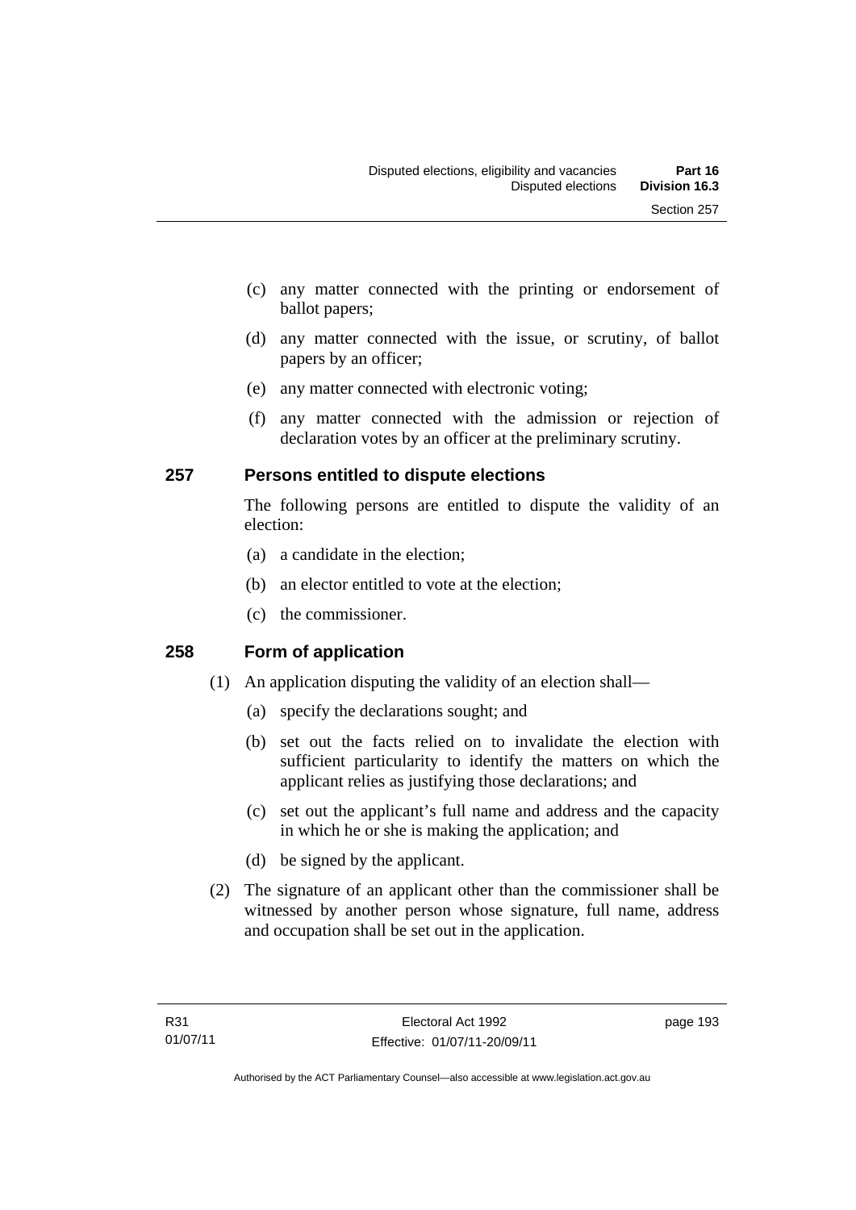(c) any matter connected with the printing or endorsement of ballot papers;

(d) any matter connected with the issue, or scrutiny, of ballot papers by an officer;

(e) any matter connected with electronic voting;

(f) any matter connected with the admission or rejection of declaration votes by an officer at the preliminary scrutiny.

## 257 Persons entitled to dispute elections

The following persons are entitled to dispute the validity of an election:

(a) a candidate in the election;

(b) an elector entitled to vote at the election;

(c) the commissioner.

## 258 Form of application

(1) An application disputing the validity of an election shall—

(a) specify the declarations sought; and

(b) set out the facts relied on to invalidate the election with sufficient particularity to identify the matters on which the applicant relies as justifying those declarations; and

(c) set out the applicant's full name and address and the capacity in which he or she is making the application; and

(d) be signed by the applicant.

(2) The signature of an applicant other than the commissioner shall be witnessed by another person whose signature, full name, address and occupation shall be set out in the application.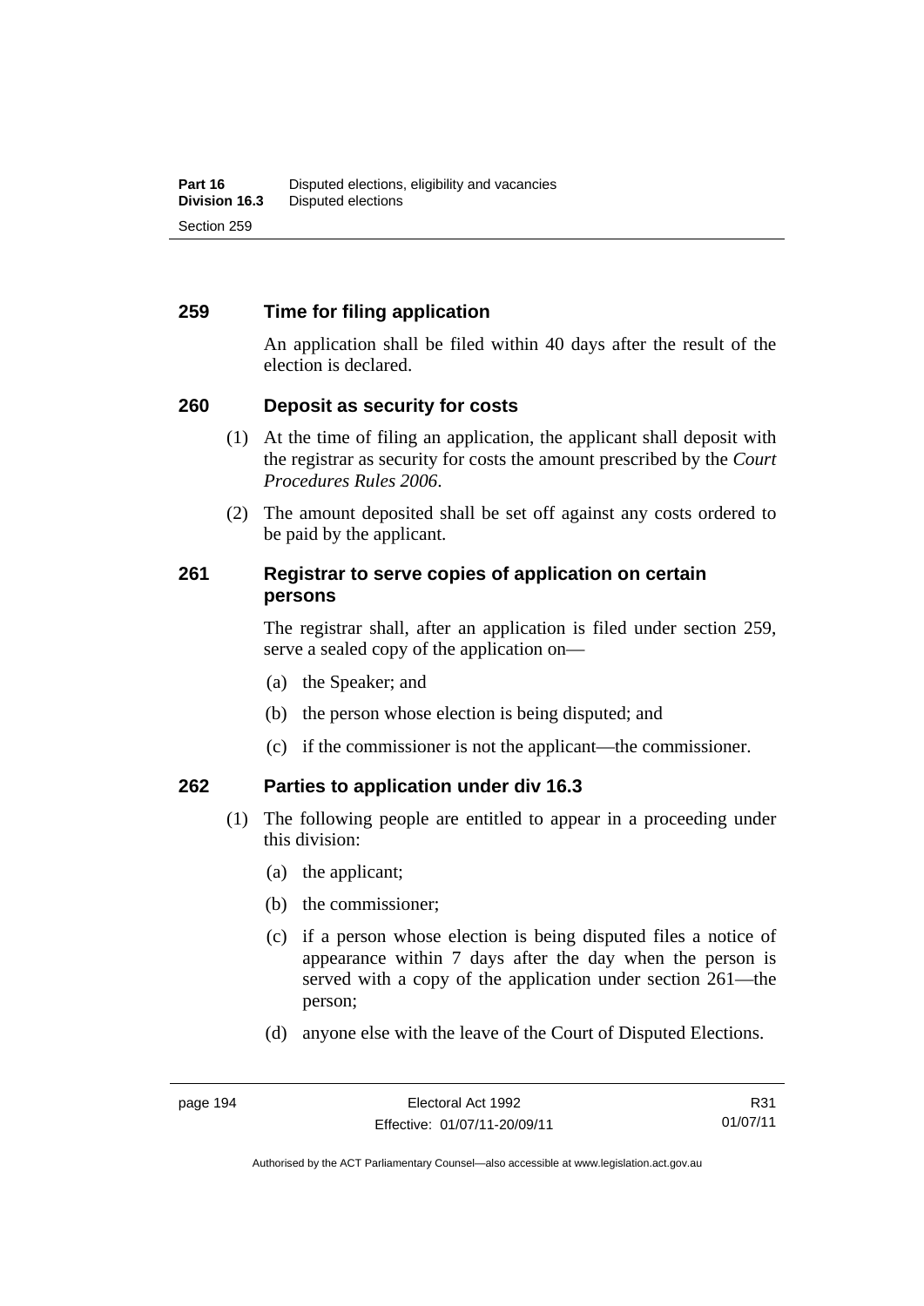## 259 Time for filing application

An application shall be filed within 40 days after the result of the election is declared.

## 260 Deposit as security for costs

(1) At the time of filing an application, the applicant shall deposit with the registrar as security for costs the amount prescribed by the *Court Procedures Rules 2006*.

(2) The amount deposited shall be set off against any costs ordered to be paid by the applicant.

## 261 Registrar to serve copies of application on certain persons

The registrar shall, after an application is filed under section 259, serve a sealed copy of the application on—

(a) the Speaker; and

(b) the person whose election is being disputed; and

(c) if the commissioner is not the applicant—the commissioner.

## 262 Parties to application under div 16.3

(1) The following people are entitled to appear in a proceeding under this division:

(a) the applicant;

(b) the commissioner;

(c) if a person whose election is being disputed files a notice of appearance within 7 days after the day when the person is served with a copy of the application under section 261—the person;

(d) anyone else with the leave of the Court of Disputed Elections.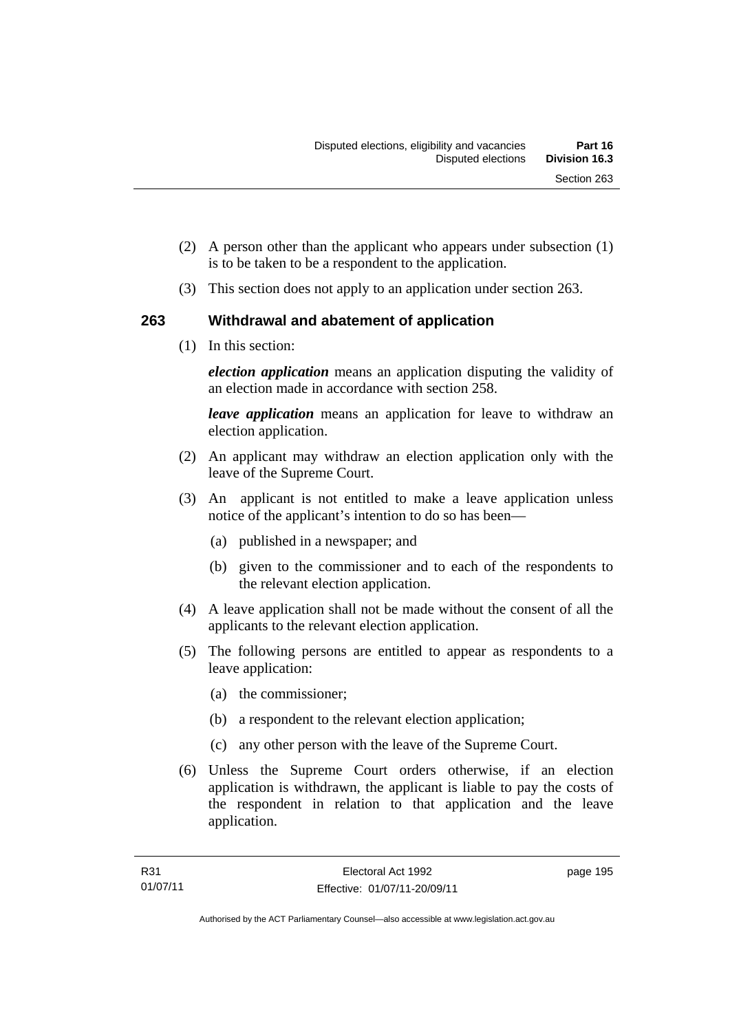(2) A person other than the applicant who appears under subsection (1) is to be taken to be a respondent to the application.

(3) This section does not apply to an application under section 263.

## 263 Withdrawal and abatement of application

(1) In this section:

***election application*** means an application disputing the validity of an election made in accordance with section 258.

***leave application*** means an application for leave to withdraw an election application.

(2) An applicant may withdraw an election application only with the leave of the Supreme Court.

(3) An applicant is not entitled to make a leave application unless notice of the applicant's intention to do so has been—

(a) published in a newspaper; and

(b) given to the commissioner and to each of the respondents to the relevant election application.

(4) A leave application shall not be made without the consent of all the applicants to the relevant election application.

(5) The following persons are entitled to appear as respondents to a leave application:

(a) the commissioner;

(b) a respondent to the relevant election application;

(c) any other person with the leave of the Supreme Court.

(6) Unless the Supreme Court orders otherwise, if an election application is withdrawn, the applicant is liable to pay the costs of the respondent in relation to that application and the leave application.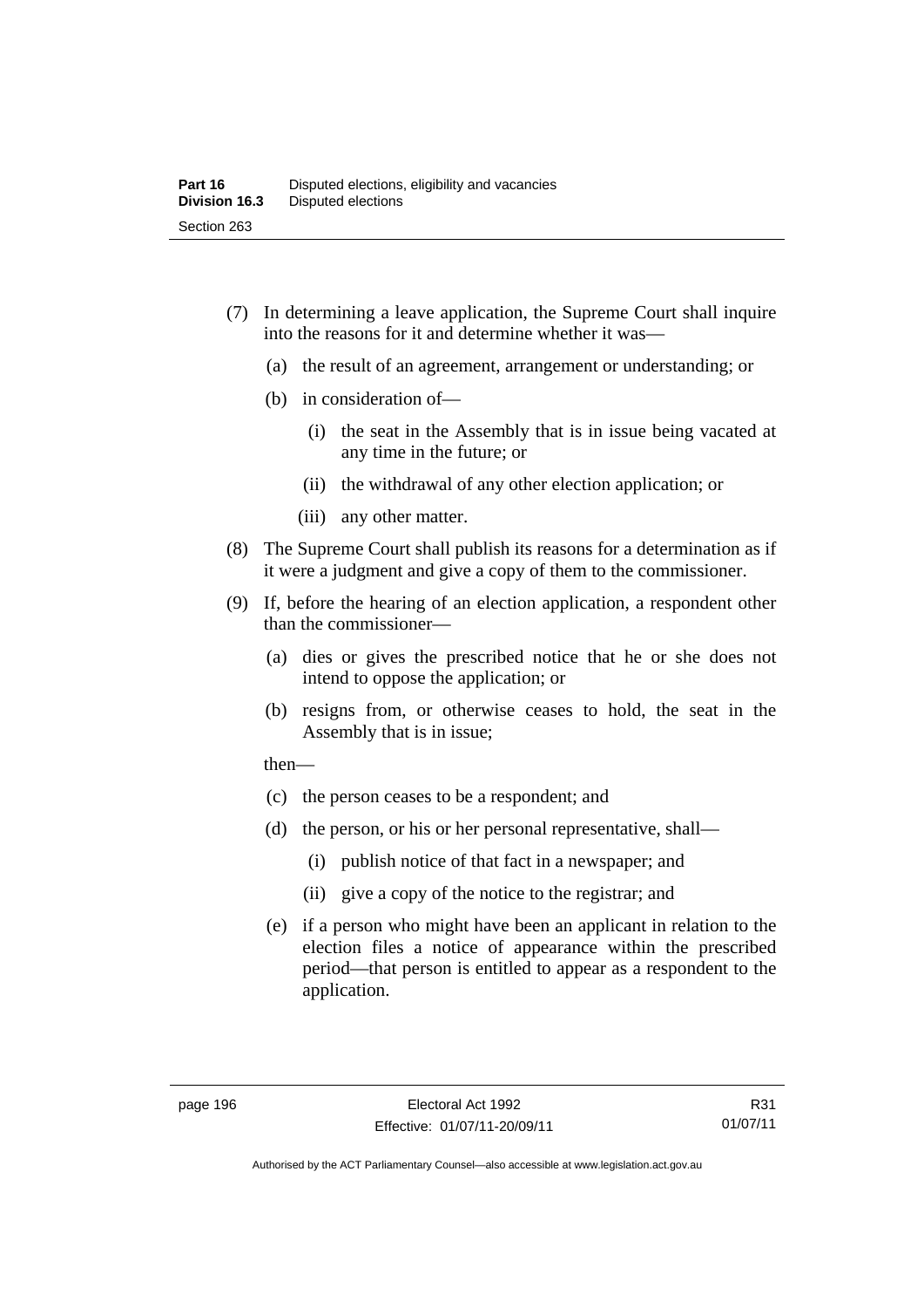(7) In determining a leave application, the Supreme Court shall inquire into the reasons for it and determine whether it was—

  (a) the result of an agreement, arrangement or understanding; or

  (b) in consideration of—

    (i) the seat in the Assembly that is in issue being vacated at any time in the future; or

    (ii) the withdrawal of any other election application; or

    (iii) any other matter.

(8) The Supreme Court shall publish its reasons for a determination as if it were a judgment and give a copy of them to the commissioner.

(9) If, before the hearing of an election application, a respondent other than the commissioner—

  (a) dies or gives the prescribed notice that he or she does not intend to oppose the application; or

  (b) resigns from, or otherwise ceases to hold, the seat in the Assembly that is in issue;

  then—

  (c) the person ceases to be a respondent; and

  (d) the person, or his or her personal representative, shall—

    (i) publish notice of that fact in a newspaper; and

    (ii) give a copy of the notice to the registrar; and

  (e) if a person who might have been an applicant in relation to the election files a notice of appearance within the prescribed period—that person is entitled to appear as a respondent to the application.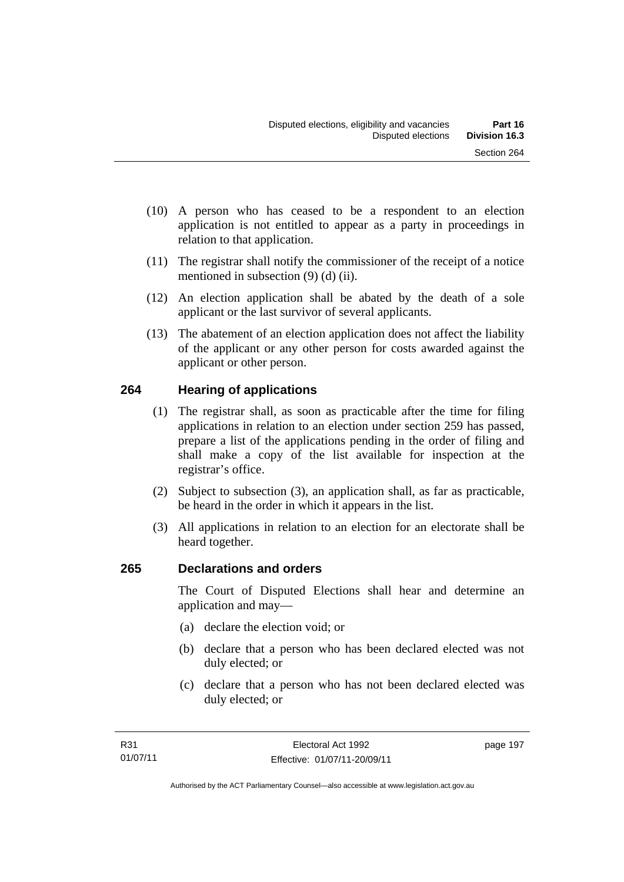(10) A person who has ceased to be a respondent to an election application is not entitled to appear as a party in proceedings in relation to that application.

(11) The registrar shall notify the commissioner of the receipt of a notice mentioned in subsection (9) (d) (ii).

(12) An election application shall be abated by the death of a sole applicant or the last survivor of several applicants.

(13) The abatement of an election application does not affect the liability of the applicant or any other person for costs awarded against the applicant or other person.

## 264 Hearing of applications

(1) The registrar shall, as soon as practicable after the time for filing applications in relation to an election under section 259 has passed, prepare a list of the applications pending in the order of filing and shall make a copy of the list available for inspection at the registrar's office.

(2) Subject to subsection (3), an application shall, as far as practicable, be heard in the order in which it appears in the list.

(3) All applications in relation to an election for an electorate shall be heard together.

## 265 Declarations and orders

The Court of Disputed Elections shall hear and determine an application and may—

(a) declare the election void; or

(b) declare that a person who has been declared elected was not duly elected; or

(c) declare that a person who has not been declared elected was duly elected; or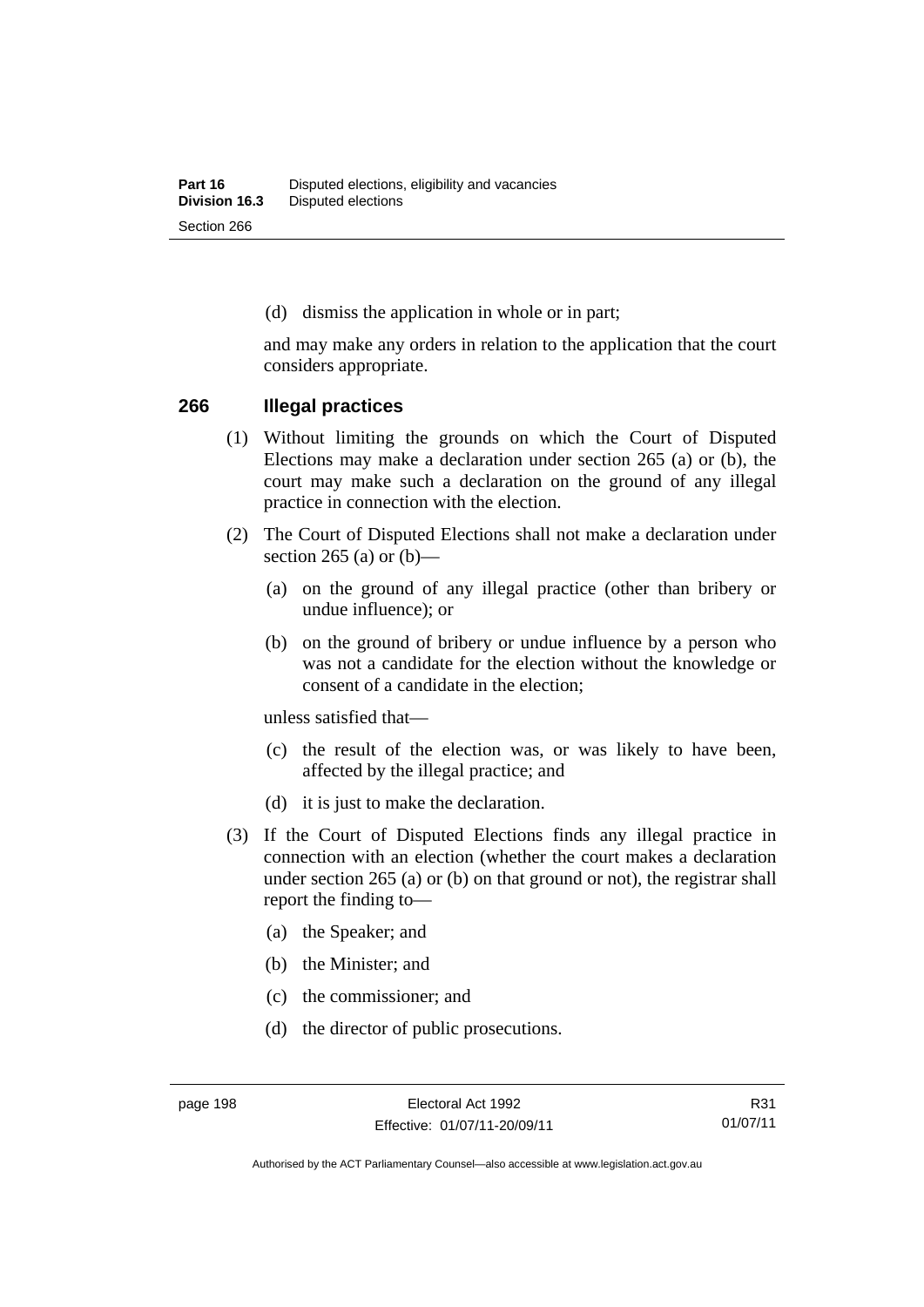(d) dismiss the application in whole or in part;

and may make any orders in relation to the application that the court considers appropriate.

### 266 Illegal practices

(1) Without limiting the grounds on which the Court of Disputed Elections may make a declaration under section 265 (a) or (b), the court may make such a declaration on the ground of any illegal practice in connection with the election.

(2) The Court of Disputed Elections shall not make a declaration under section 265 (a) or (b)—

(a) on the ground of any illegal practice (other than bribery or undue influence); or

(b) on the ground of bribery or undue influence by a person who was not a candidate for the election without the knowledge or consent of a candidate in the election;

unless satisfied that—

(c) the result of the election was, or was likely to have been, affected by the illegal practice; and

(d) it is just to make the declaration.

(3) If the Court of Disputed Elections finds any illegal practice in connection with an election (whether the court makes a declaration under section 265 (a) or (b) on that ground or not), the registrar shall report the finding to—

(a) the Speaker; and

(b) the Minister; and

(c) the commissioner; and

(d) the director of public prosecutions.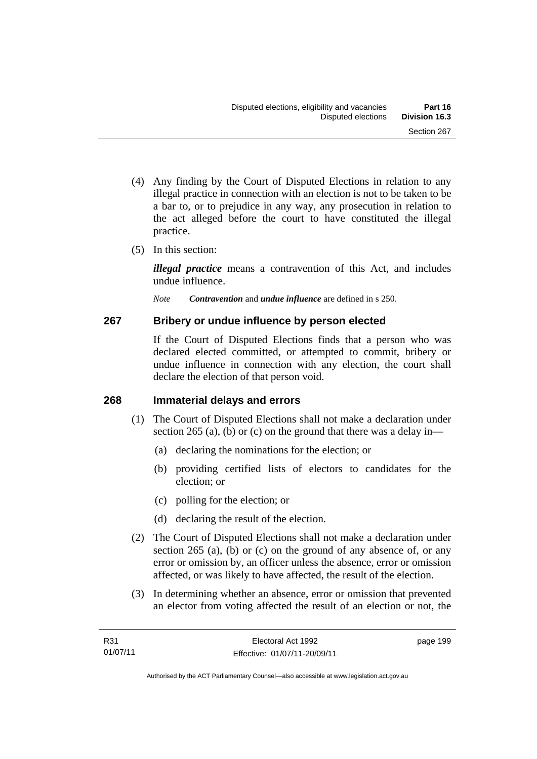(4) Any finding by the Court of Disputed Elections in relation to any illegal practice in connection with an election is not to be taken to be a bar to, or to prejudice in any way, any prosecution in relation to the act alleged before the court to have constituted the illegal practice.

(5) In this section:

***illegal practice*** means a contravention of this Act, and includes undue influence.

*Note* ***Contravention*** and ***undue influence*** are defined in s 250.

## 267 Bribery or undue influence by person elected

If the Court of Disputed Elections finds that a person who was declared elected committed, or attempted to commit, bribery or undue influence in connection with any election, the court shall declare the election of that person void.

## 268 Immaterial delays and errors

(1) The Court of Disputed Elections shall not make a declaration under section 265 (a), (b) or (c) on the ground that there was a delay in—

(a) declaring the nominations for the election; or

(b) providing certified lists of electors to candidates for the election; or

(c) polling for the election; or

(d) declaring the result of the election.

(2) The Court of Disputed Elections shall not make a declaration under section 265 (a), (b) or (c) on the ground of any absence of, or any error or omission by, an officer unless the absence, error or omission affected, or was likely to have affected, the result of the election.

(3) In determining whether an absence, error or omission that prevented an elector from voting affected the result of an election or not, the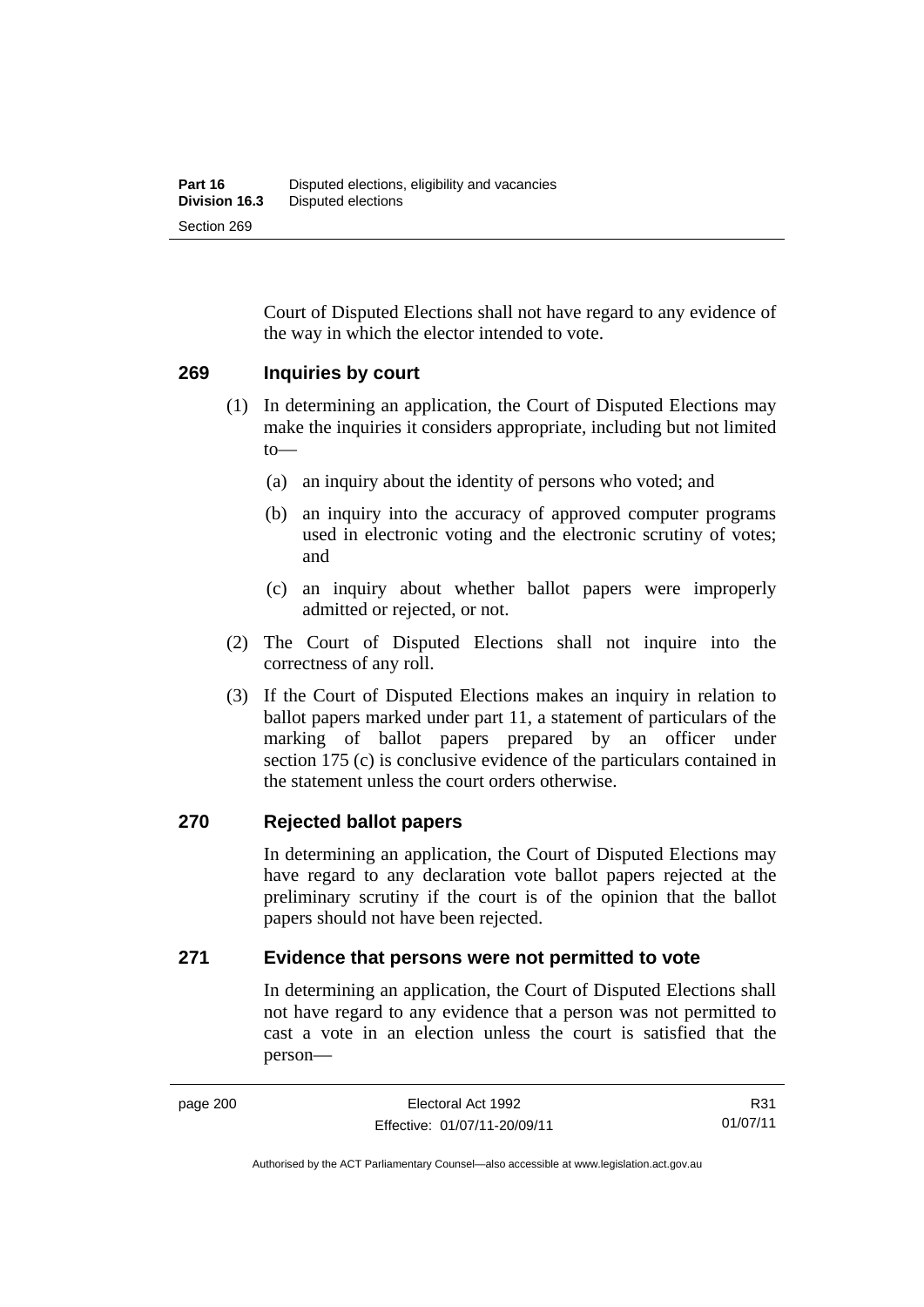Court of Disputed Elections shall not have regard to any evidence of the way in which the elector intended to vote.

### 269 Inquiries by court

(1) In determining an application, the Court of Disputed Elections may make the inquiries it considers appropriate, including but not limited to—

(a) an inquiry about the identity of persons who voted; and

(b) an inquiry into the accuracy of approved computer programs used in electronic voting and the electronic scrutiny of votes; and

(c) an inquiry about whether ballot papers were improperly admitted or rejected, or not.

(2) The Court of Disputed Elections shall not inquire into the correctness of any roll.

(3) If the Court of Disputed Elections makes an inquiry in relation to ballot papers marked under part 11, a statement of particulars of the marking of ballot papers prepared by an officer under section 175 (c) is conclusive evidence of the particulars contained in the statement unless the court orders otherwise.

### 270 Rejected ballot papers

In determining an application, the Court of Disputed Elections may have regard to any declaration vote ballot papers rejected at the preliminary scrutiny if the court is of the opinion that the ballot papers should not have been rejected.

### 271 Evidence that persons were not permitted to vote

In determining an application, the Court of Disputed Elections shall not have regard to any evidence that a person was not permitted to cast a vote in an election unless the court is satisfied that the person—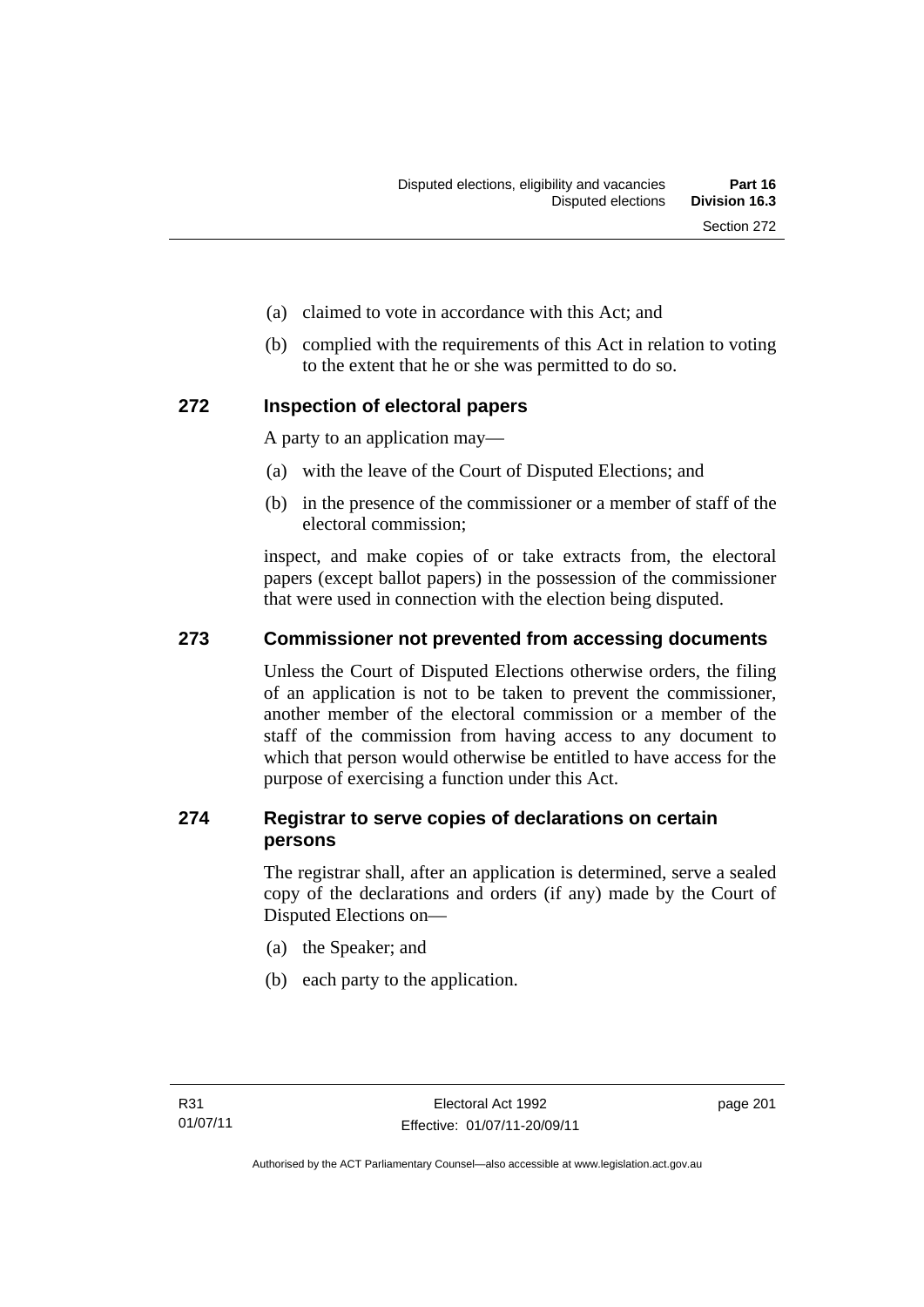(a) claimed to vote in accordance with this Act; and

(b) complied with the requirements of this Act in relation to voting to the extent that he or she was permitted to do so.

## 272 Inspection of electoral papers

A party to an application may—

(a) with the leave of the Court of Disputed Elections; and

(b) in the presence of the commissioner or a member of staff of the electoral commission;

inspect, and make copies of or take extracts from, the electoral papers (except ballot papers) in the possession of the commissioner that were used in connection with the election being disputed.

## 273 Commissioner not prevented from accessing documents

Unless the Court of Disputed Elections otherwise orders, the filing of an application is not to be taken to prevent the commissioner, another member of the electoral commission or a member of the staff of the commission from having access to any document to which that person would otherwise be entitled to have access for the purpose of exercising a function under this Act.

## 274 Registrar to serve copies of declarations on certain persons

The registrar shall, after an application is determined, serve a sealed copy of the declarations and orders (if any) made by the Court of Disputed Elections on—

(a) the Speaker; and

(b) each party to the application.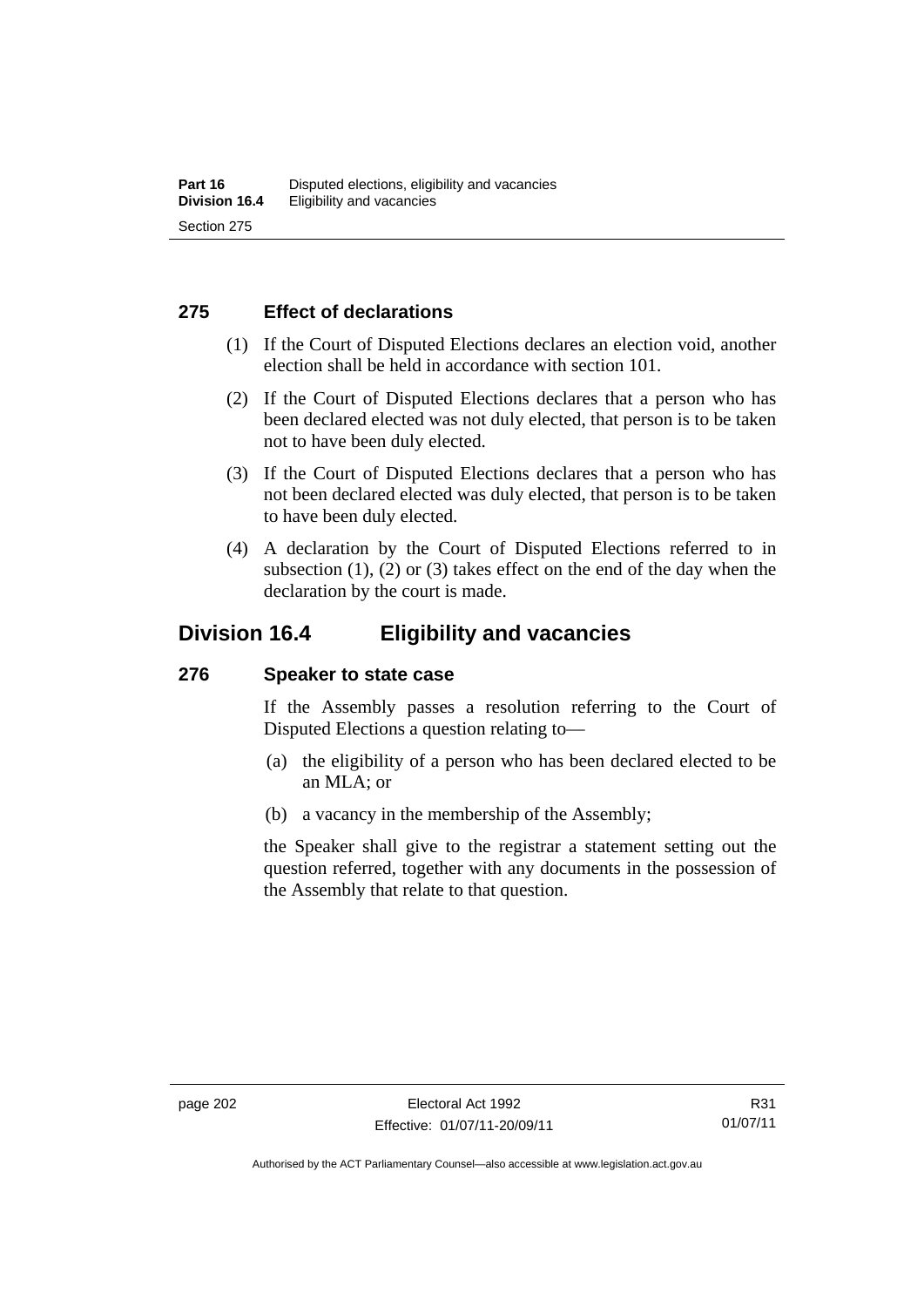### 275 Effect of declarations

(1) If the Court of Disputed Elections declares an election void, another election shall be held in accordance with section 101.

(2) If the Court of Disputed Elections declares that a person who has been declared elected was not duly elected, that person is to be taken not to have been duly elected.

(3) If the Court of Disputed Elections declares that a person who has not been declared elected was duly elected, that person is to be taken to have been duly elected.

(4) A declaration by the Court of Disputed Elections referred to in subsection (1), (2) or (3) takes effect on the end of the day when the declaration by the court is made.

## Division 16.4 Eligibility and vacancies

### 276 Speaker to state case

If the Assembly passes a resolution referring to the Court of Disputed Elections a question relating to—

(a) the eligibility of a person who has been declared elected to be an MLA; or

(b) a vacancy in the membership of the Assembly;

the Speaker shall give to the registrar a statement setting out the question referred, together with any documents in the possession of the Assembly that relate to that question.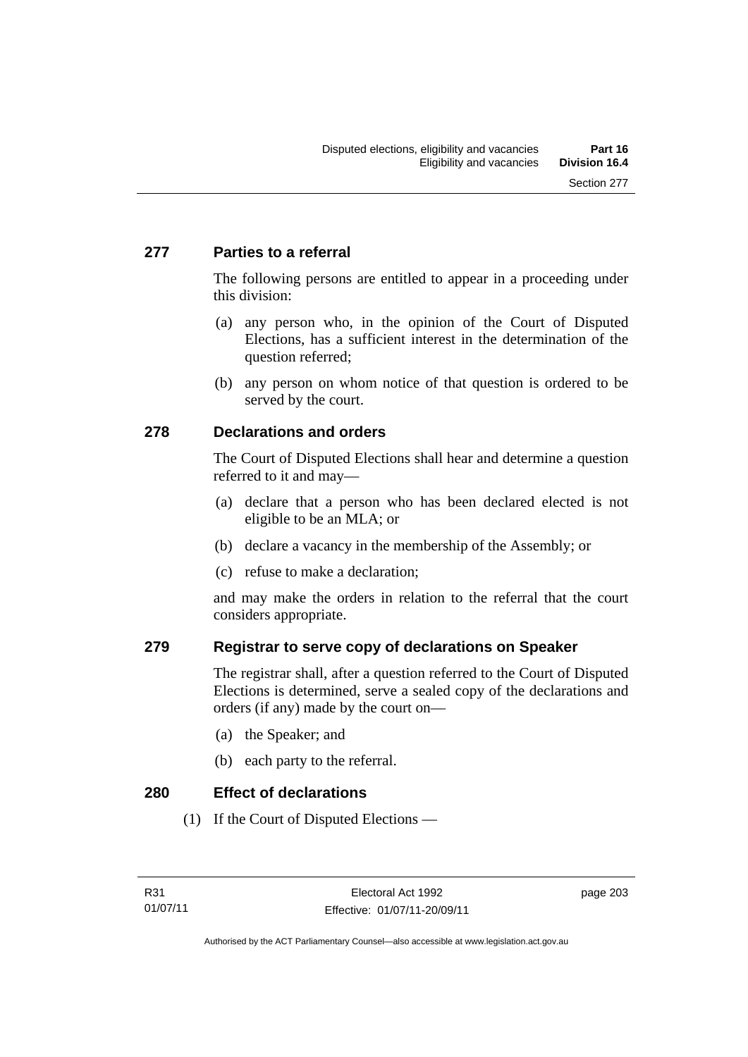## 277 Parties to a referral

The following persons are entitled to appear in a proceeding under this division:

(a) any person who, in the opinion of the Court of Disputed Elections, has a sufficient interest in the determination of the question referred;

(b) any person on whom notice of that question is ordered to be served by the court.

## 278 Declarations and orders

The Court of Disputed Elections shall hear and determine a question referred to it and may—

(a) declare that a person who has been declared elected is not eligible to be an MLA; or

(b) declare a vacancy in the membership of the Assembly; or

(c) refuse to make a declaration;

and may make the orders in relation to the referral that the court considers appropriate.

## 279 Registrar to serve copy of declarations on Speaker

The registrar shall, after a question referred to the Court of Disputed Elections is determined, serve a sealed copy of the declarations and orders (if any) made by the court on—

(a) the Speaker; and

(b) each party to the referral.

## 280 Effect of declarations

(1) If the Court of Disputed Elections —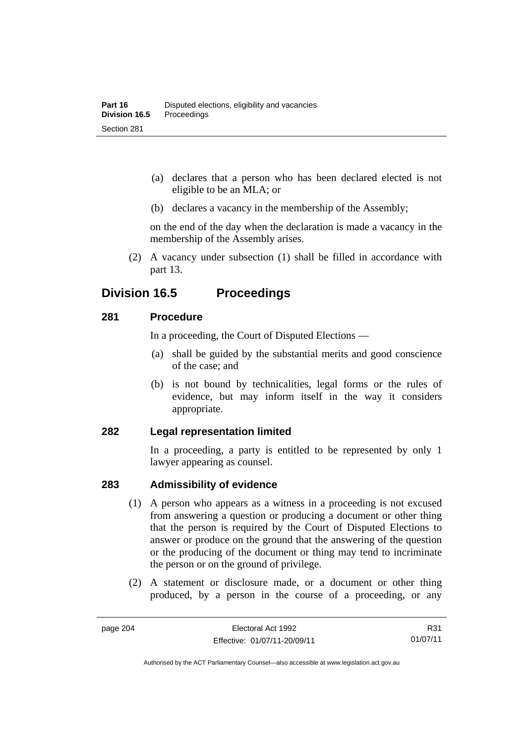(a) declares that a person who has been declared elected is not eligible to be an MLA; or

(b) declares a vacancy in the membership of the Assembly;

on the end of the day when the declaration is made a vacancy in the membership of the Assembly arises.

(2) A vacancy under subsection (1) shall be filled in accordance with part 13.

## Division 16.5 Proceedings

### 281 Procedure

In a proceeding, the Court of Disputed Elections —

(a) shall be guided by the substantial merits and good conscience of the case; and

(b) is not bound by technicalities, legal forms or the rules of evidence, but may inform itself in the way it considers appropriate.

### 282 Legal representation limited

In a proceeding, a party is entitled to be represented by only 1 lawyer appearing as counsel.

### 283 Admissibility of evidence

(1) A person who appears as a witness in a proceeding is not excused from answering a question or producing a document or other thing that the person is required by the Court of Disputed Elections to answer or produce on the ground that the answering of the question or the producing of the document or thing may tend to incriminate the person or on the ground of privilege.

(2) A statement or disclosure made, or a document or other thing produced, by a person in the course of a proceeding, or any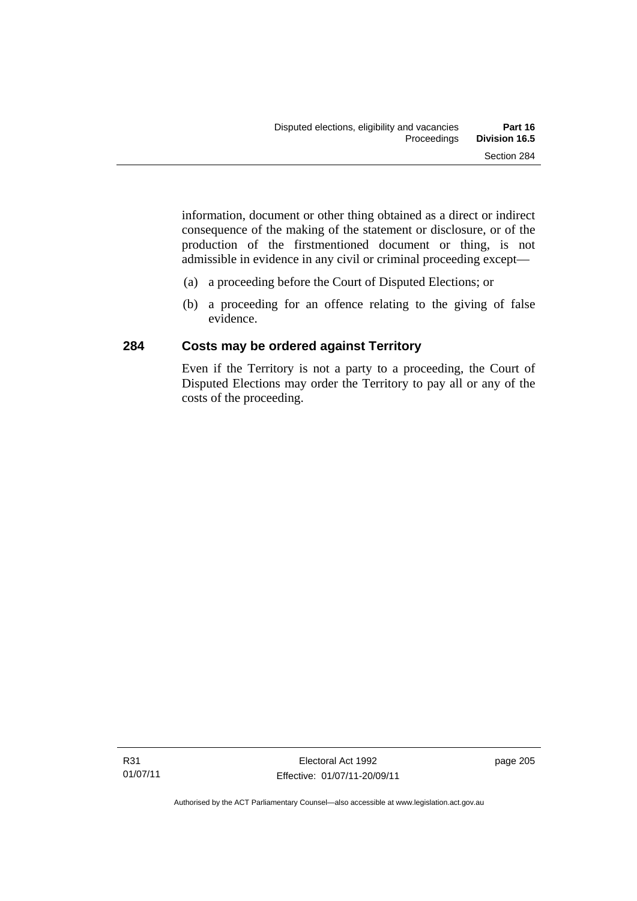information, document or other thing obtained as a direct or indirect consequence of the making of the statement or disclosure, or of the production of the firstmentioned document or thing, is not admissible in evidence in any civil or criminal proceeding except—

(a) a proceeding before the Court of Disputed Elections; or

(b) a proceeding for an offence relating to the giving of false evidence.

## 284 Costs may be ordered against Territory

Even if the Territory is not a party to a proceeding, the Court of Disputed Elections may order the Territory to pay all or any of the costs of the proceeding.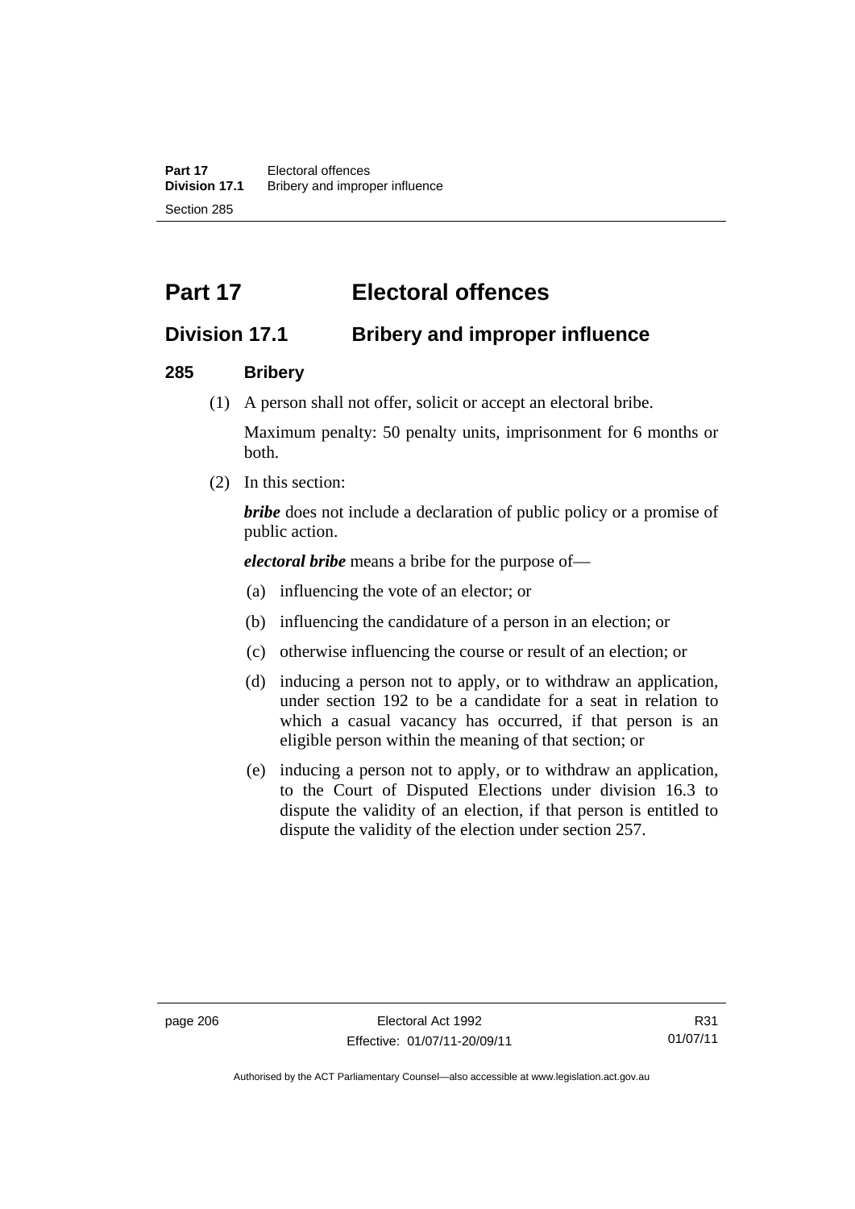# Part 17 Electoral offences

## Division 17.1 Bribery and improper influence

### 285 Bribery

(1) A person shall not offer, solicit or accept an electoral bribe.

Maximum penalty: 50 penalty units, imprisonment for 6 months or both.

(2) In this section:

***bribe*** does not include a declaration of public policy or a promise of public action.

***electoral bribe*** means a bribe for the purpose of—

(a) influencing the vote of an elector; or

(b) influencing the candidature of a person in an election; or

(c) otherwise influencing the course or result of an election; or

(d) inducing a person not to apply, or to withdraw an application, under section 192 to be a candidate for a seat in relation to which a casual vacancy has occurred, if that person is an eligible person within the meaning of that section; or

(e) inducing a person not to apply, or to withdraw an application, to the Court of Disputed Elections under division 16.3 to dispute the validity of an election, if that person is entitled to dispute the validity of the election under section 257.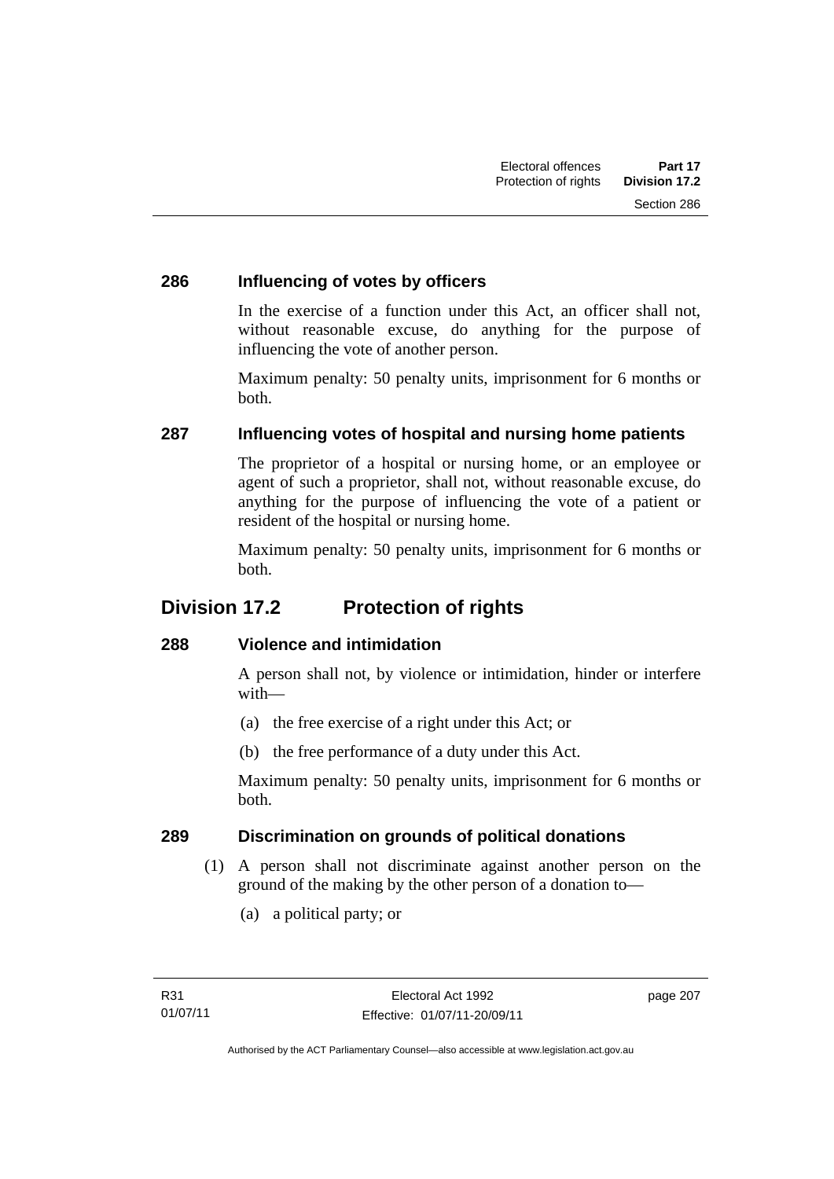### 286 Influencing of votes by officers

In the exercise of a function under this Act, an officer shall not, without reasonable excuse, do anything for the purpose of influencing the vote of another person.

Maximum penalty: 50 penalty units, imprisonment for 6 months or both.

### 287 Influencing votes of hospital and nursing home patients

The proprietor of a hospital or nursing home, or an employee or agent of such a proprietor, shall not, without reasonable excuse, do anything for the purpose of influencing the vote of a patient or resident of the hospital or nursing home.

Maximum penalty: 50 penalty units, imprisonment for 6 months or both.

## Division 17.2 Protection of rights

### 288 Violence and intimidation

A person shall not, by violence or intimidation, hinder or interfere with—

(a) the free exercise of a right under this Act; or

(b) the free performance of a duty under this Act.

Maximum penalty: 50 penalty units, imprisonment for 6 months or both.

### 289 Discrimination on grounds of political donations

(1) A person shall not discriminate against another person on the ground of the making by the other person of a donation to—

(a) a political party; or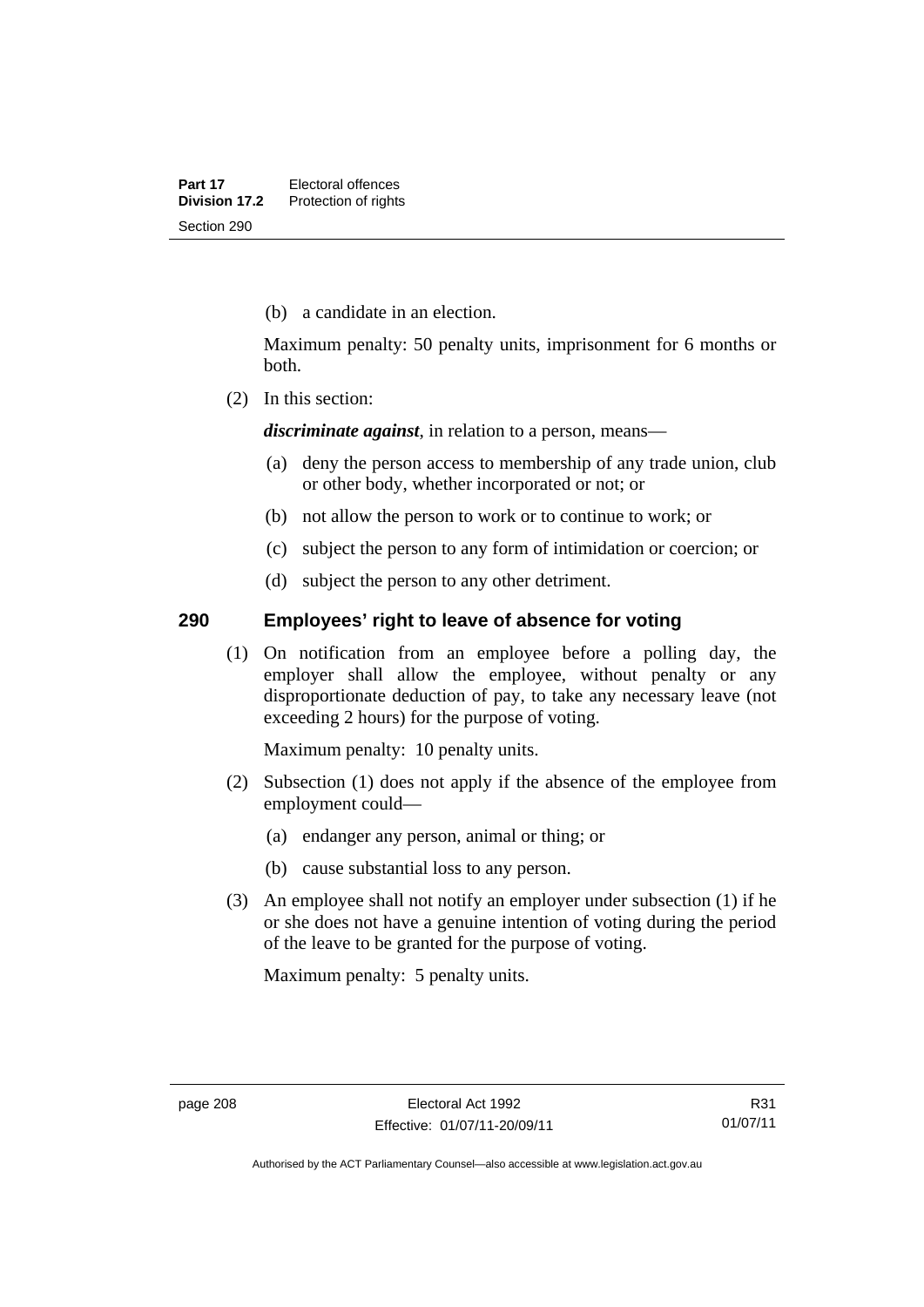(b) a candidate in an election.

Maximum penalty: 50 penalty units, imprisonment for 6 months or both.

(2) In this section:

***discriminate against***, in relation to a person, means—

(a) deny the person access to membership of any trade union, club or other body, whether incorporated or not; or

(b) not allow the person to work or to continue to work; or

(c) subject the person to any form of intimidation or coercion; or

(d) subject the person to any other detriment.

## 290 Employees' right to leave of absence for voting

(1) On notification from an employee before a polling day, the employer shall allow the employee, without penalty or any disproportionate deduction of pay, to take any necessary leave (not exceeding 2 hours) for the purpose of voting.

Maximum penalty: 10 penalty units.

(2) Subsection (1) does not apply if the absence of the employee from employment could—

(a) endanger any person, animal or thing; or

(b) cause substantial loss to any person.

(3) An employee shall not notify an employer under subsection (1) if he or she does not have a genuine intention of voting during the period of the leave to be granted for the purpose of voting.

Maximum penalty: 5 penalty units.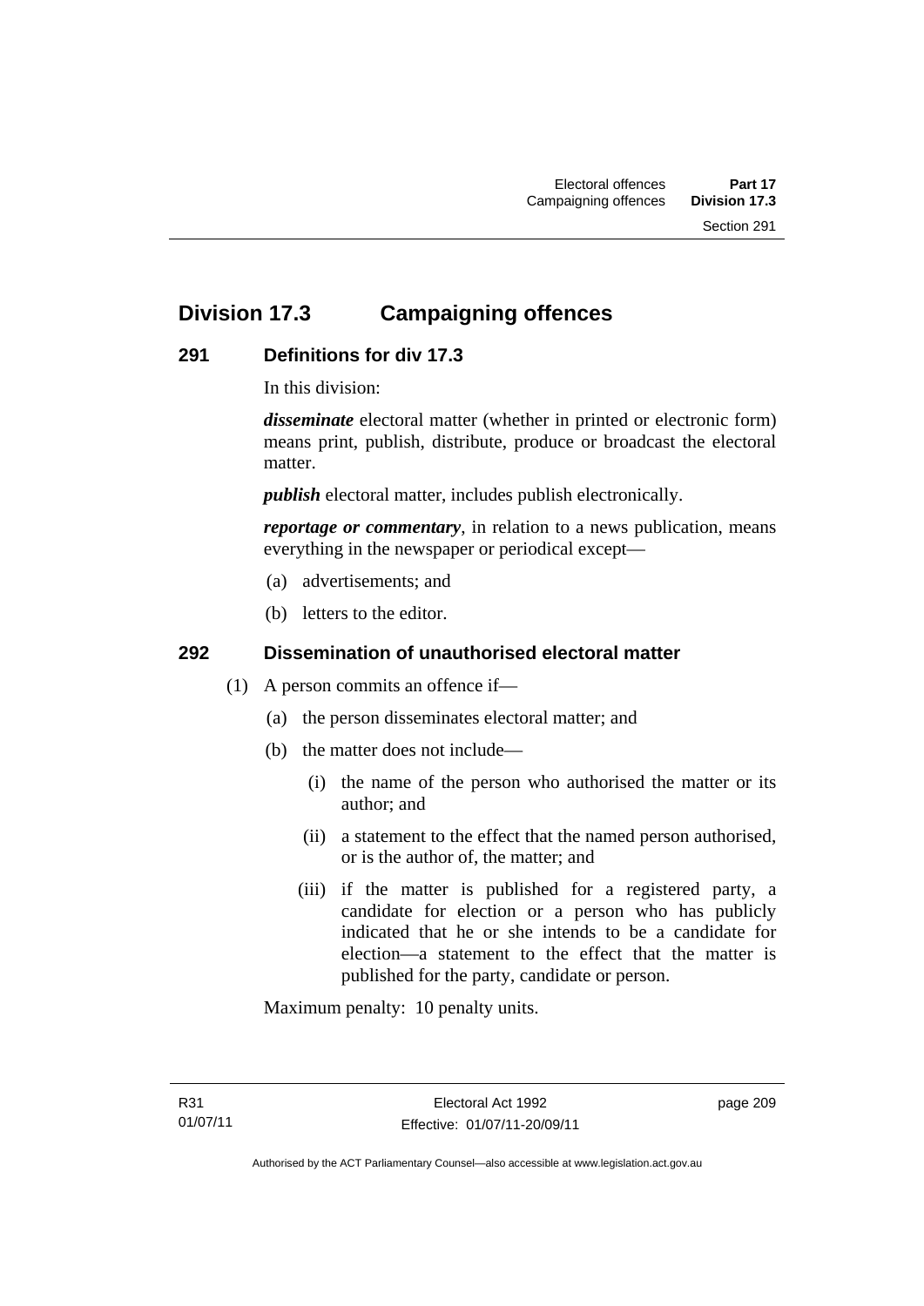## Division 17.3 Campaigning offences

### 291 Definitions for div 17.3

In this division:

***disseminate*** electoral matter (whether in printed or electronic form) means print, publish, distribute, produce or broadcast the electoral matter.

***publish*** electoral matter, includes publish electronically.

***reportage or commentary***, in relation to a news publication, means everything in the newspaper or periodical except—

(a) advertisements; and

(b) letters to the editor.

### 292 Dissemination of unauthorised electoral matter

(1) A person commits an offence if—

(a) the person disseminates electoral matter; and

(b) the matter does not include—

(i) the name of the person who authorised the matter or its author; and

(ii) a statement to the effect that the named person authorised, or is the author of, the matter; and

(iii) if the matter is published for a registered party, a candidate for election or a person who has publicly indicated that he or she intends to be a candidate for election—a statement to the effect that the matter is published for the party, candidate or person.

Maximum penalty: 10 penalty units.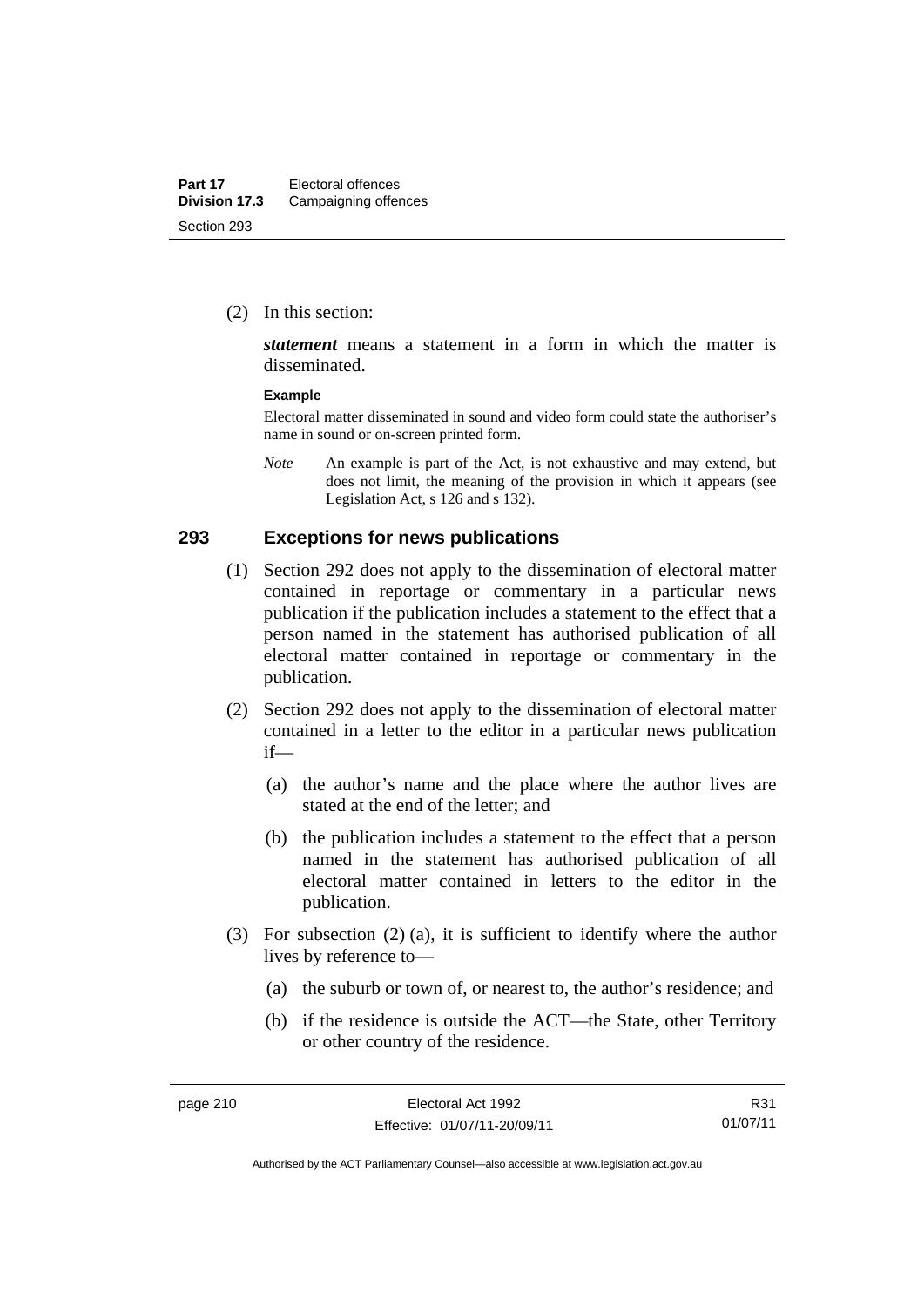(2) In this section:

***statement*** means a statement in a form in which the matter is disseminated.

**Example**

Electoral matter disseminated in sound and video form could state the authoriser's name in sound or on-screen printed form.

*Note* An example is part of the Act, is not exhaustive and may extend, but does not limit, the meaning of the provision in which it appears (see Legislation Act, s 126 and s 132).

## 293 Exceptions for news publications

(1) Section 292 does not apply to the dissemination of electoral matter contained in reportage or commentary in a particular news publication if the publication includes a statement to the effect that a person named in the statement has authorised publication of all electoral matter contained in reportage or commentary in the publication.

(2) Section 292 does not apply to the dissemination of electoral matter contained in a letter to the editor in a particular news publication if—

(a) the author's name and the place where the author lives are stated at the end of the letter; and

(b) the publication includes a statement to the effect that a person named in the statement has authorised publication of all electoral matter contained in letters to the editor in the publication.

(3) For subsection (2) (a), it is sufficient to identify where the author lives by reference to—

(a) the suburb or town of, or nearest to, the author's residence; and

(b) if the residence is outside the ACT—the State, other Territory or other country of the residence.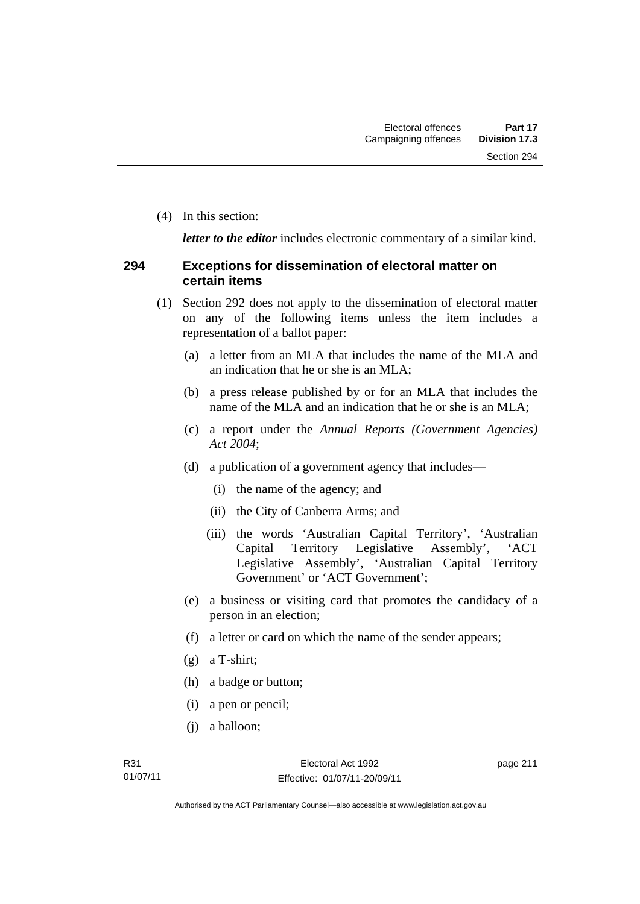(4) In this section:

*letter to the editor* includes electronic commentary of a similar kind.

### 294 Exceptions for dissemination of electoral matter on certain items

(1) Section 292 does not apply to the dissemination of electoral matter on any of the following items unless the item includes a representation of a ballot paper:

(a) a letter from an MLA that includes the name of the MLA and an indication that he or she is an MLA;

(b) a press release published by or for an MLA that includes the name of the MLA and an indication that he or she is an MLA;

(c) a report under the *Annual Reports (Government Agencies) Act 2004*;

(d) a publication of a government agency that includes—

(i) the name of the agency; and

(ii) the City of Canberra Arms; and

(iii) the words 'Australian Capital Territory', 'Australian Capital Territory Legislative Assembly', 'ACT Legislative Assembly', 'Australian Capital Territory Government' or 'ACT Government';

(e) a business or visiting card that promotes the candidacy of a person in an election;

(f) a letter or card on which the name of the sender appears;

(g) a T-shirt;

(h) a badge or button;

(i) a pen or pencil;

(j) a balloon;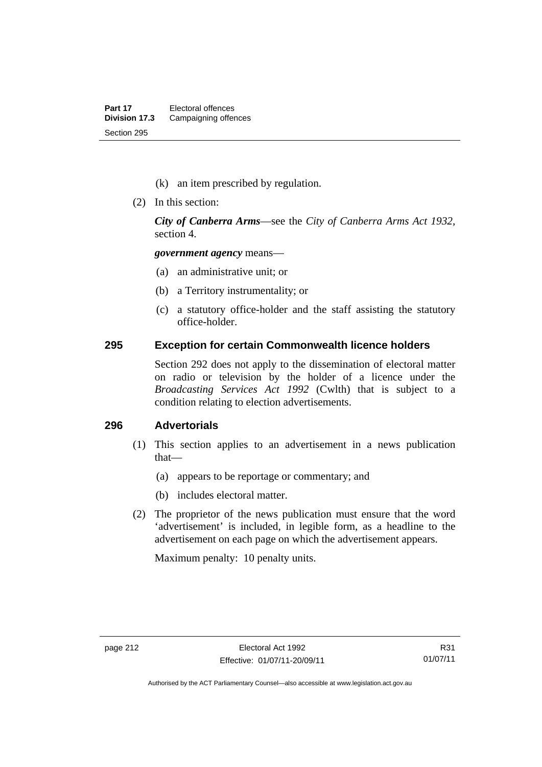(k) an item prescribed by regulation.

(2) In this section:

***City of Canberra Arms***—see the *City of Canberra Arms Act 1932*, section 4.

***government agency*** means—

(a) an administrative unit; or

(b) a Territory instrumentality; or

(c) a statutory office-holder and the staff assisting the statutory office-holder.

### 295 Exception for certain Commonwealth licence holders

Section 292 does not apply to the dissemination of electoral matter on radio or television by the holder of a licence under the *Broadcasting Services Act 1992* (Cwlth) that is subject to a condition relating to election advertisements.

### 296 Advertorials

(1) This section applies to an advertisement in a news publication that—

(a) appears to be reportage or commentary; and

(b) includes electoral matter.

(2) The proprietor of the news publication must ensure that the word 'advertisement' is included, in legible form, as a headline to the advertisement on each page on which the advertisement appears.

Maximum penalty: 10 penalty units.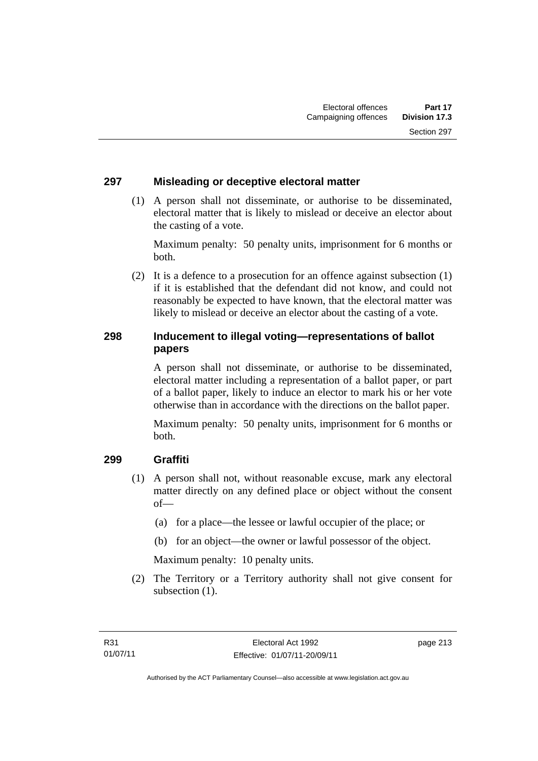## 297 Misleading or deceptive electoral matter

(1) A person shall not disseminate, or authorise to be disseminated, electoral matter that is likely to mislead or deceive an elector about the casting of a vote.

Maximum penalty: 50 penalty units, imprisonment for 6 months or both.

(2) It is a defence to a prosecution for an offence against subsection (1) if it is established that the defendant did not know, and could not reasonably be expected to have known, that the electoral matter was likely to mislead or deceive an elector about the casting of a vote.

## 298 Inducement to illegal voting—representations of ballot papers

A person shall not disseminate, or authorise to be disseminated, electoral matter including a representation of a ballot paper, or part of a ballot paper, likely to induce an elector to mark his or her vote otherwise than in accordance with the directions on the ballot paper.

Maximum penalty: 50 penalty units, imprisonment for 6 months or both.

## 299 Graffiti

(1) A person shall not, without reasonable excuse, mark any electoral matter directly on any defined place or object without the consent of—

(a) for a place—the lessee or lawful occupier of the place; or

(b) for an object—the owner or lawful possessor of the object.

Maximum penalty: 10 penalty units.

(2) The Territory or a Territory authority shall not give consent for subsection (1).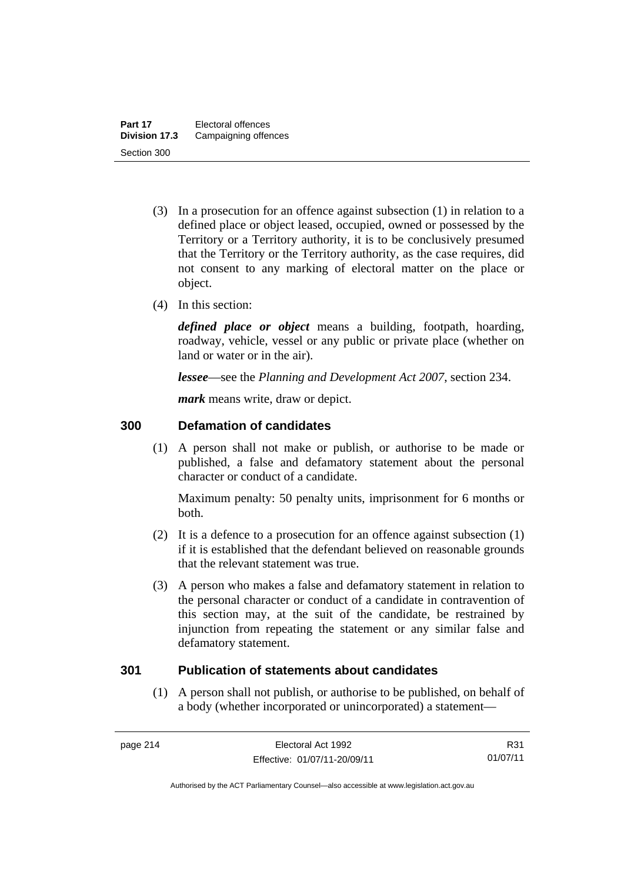(3) In a prosecution for an offence against subsection (1) in relation to a defined place or object leased, occupied, owned or possessed by the Territory or a Territory authority, it is to be conclusively presumed that the Territory or the Territory authority, as the case requires, did not consent to any marking of electoral matter on the place or object.

(4) In this section:

***defined place or object*** means a building, footpath, hoarding, roadway, vehicle, vessel or any public or private place (whether on land or water or in the air).

***lessee***—see the *Planning and Development Act 2007*, section 234.

***mark*** means write, draw or depict.

## 300 Defamation of candidates

(1) A person shall not make or publish, or authorise to be made or published, a false and defamatory statement about the personal character or conduct of a candidate.

Maximum penalty: 50 penalty units, imprisonment for 6 months or both.

(2) It is a defence to a prosecution for an offence against subsection (1) if it is established that the defendant believed on reasonable grounds that the relevant statement was true.

(3) A person who makes a false and defamatory statement in relation to the personal character or conduct of a candidate in contravention of this section may, at the suit of the candidate, be restrained by injunction from repeating the statement or any similar false and defamatory statement.

## 301 Publication of statements about candidates

(1) A person shall not publish, or authorise to be published, on behalf of a body (whether incorporated or unincorporated) a statement—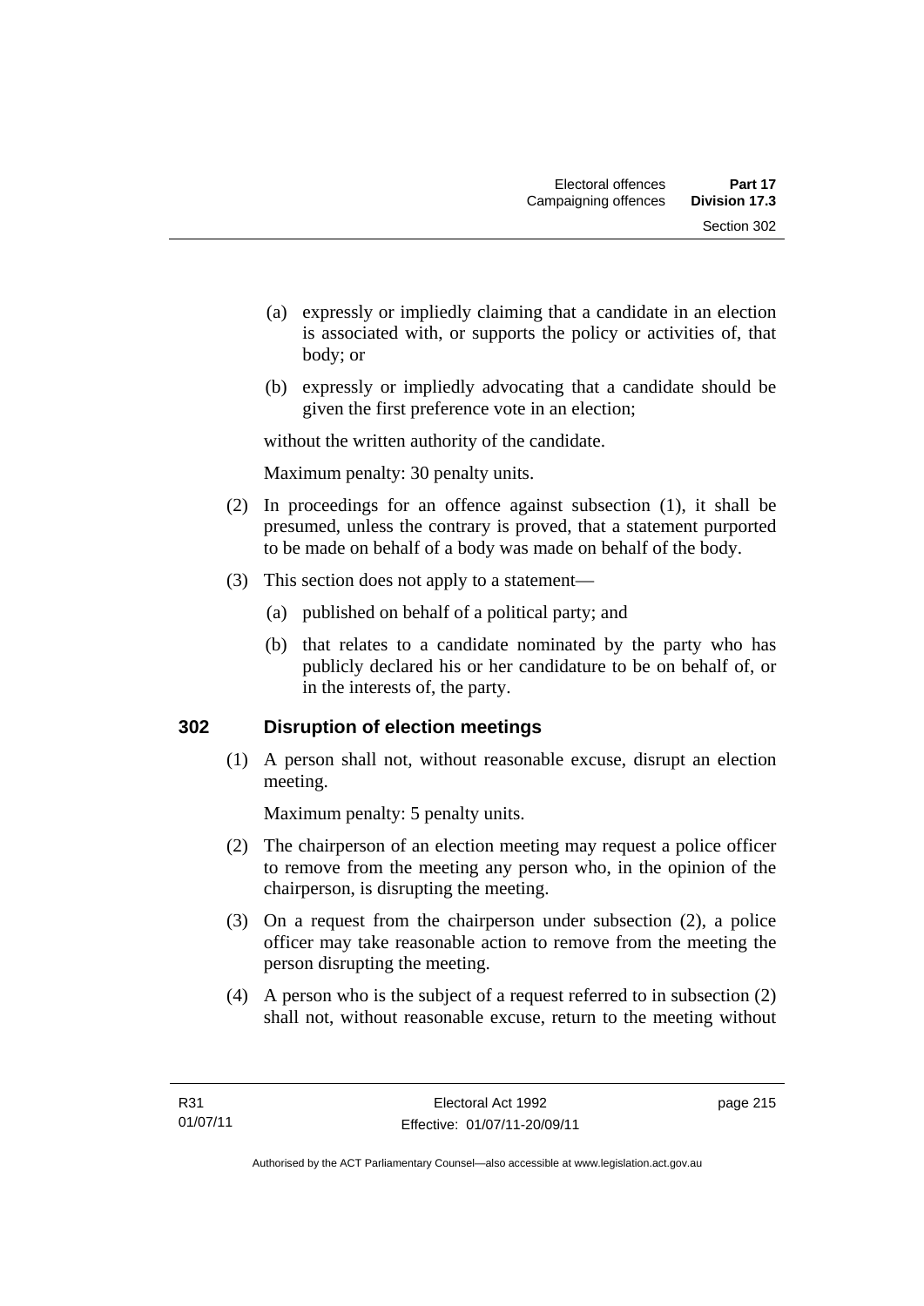(a) expressly or impliedly claiming that a candidate in an election is associated with, or supports the policy or activities of, that body; or

(b) expressly or impliedly advocating that a candidate should be given the first preference vote in an election;

without the written authority of the candidate.

Maximum penalty: 30 penalty units.

(2) In proceedings for an offence against subsection (1), it shall be presumed, unless the contrary is proved, that a statement purported to be made on behalf of a body was made on behalf of the body.

(3) This section does not apply to a statement—

(a) published on behalf of a political party; and

(b) that relates to a candidate nominated by the party who has publicly declared his or her candidature to be on behalf of, or in the interests of, the party.

## 302 Disruption of election meetings

(1) A person shall not, without reasonable excuse, disrupt an election meeting.

Maximum penalty: 5 penalty units.

(2) The chairperson of an election meeting may request a police officer to remove from the meeting any person who, in the opinion of the chairperson, is disrupting the meeting.

(3) On a request from the chairperson under subsection (2), a police officer may take reasonable action to remove from the meeting the person disrupting the meeting.

(4) A person who is the subject of a request referred to in subsection (2) shall not, without reasonable excuse, return to the meeting without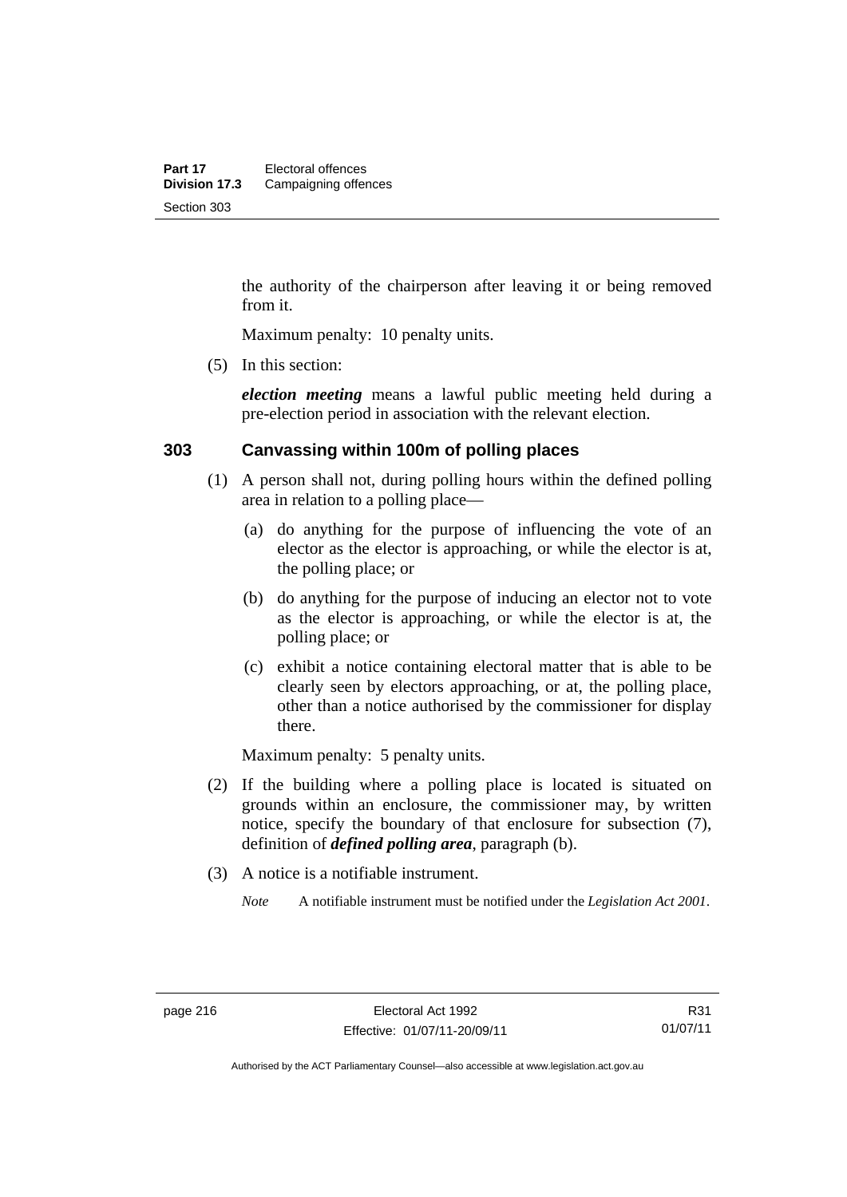the authority of the chairperson after leaving it or being removed from it.

Maximum penalty: 10 penalty units.

(5) In this section:

***election meeting*** means a lawful public meeting held during a pre-election period in association with the relevant election.

## 303 Canvassing within 100m of polling places

(1) A person shall not, during polling hours within the defined polling area in relation to a polling place—

(a) do anything for the purpose of influencing the vote of an elector as the elector is approaching, or while the elector is at, the polling place; or

(b) do anything for the purpose of inducing an elector not to vote as the elector is approaching, or while the elector is at, the polling place; or

(c) exhibit a notice containing electoral matter that is able to be clearly seen by electors approaching, or at, the polling place, other than a notice authorised by the commissioner for display there.

Maximum penalty: 5 penalty units.

(2) If the building where a polling place is located is situated on grounds within an enclosure, the commissioner may, by written notice, specify the boundary of that enclosure for subsection (7), definition of ***defined polling area***, paragraph (b).

(3) A notice is a notifiable instrument.

*Note* A notifiable instrument must be notified under the *Legislation Act 2001*.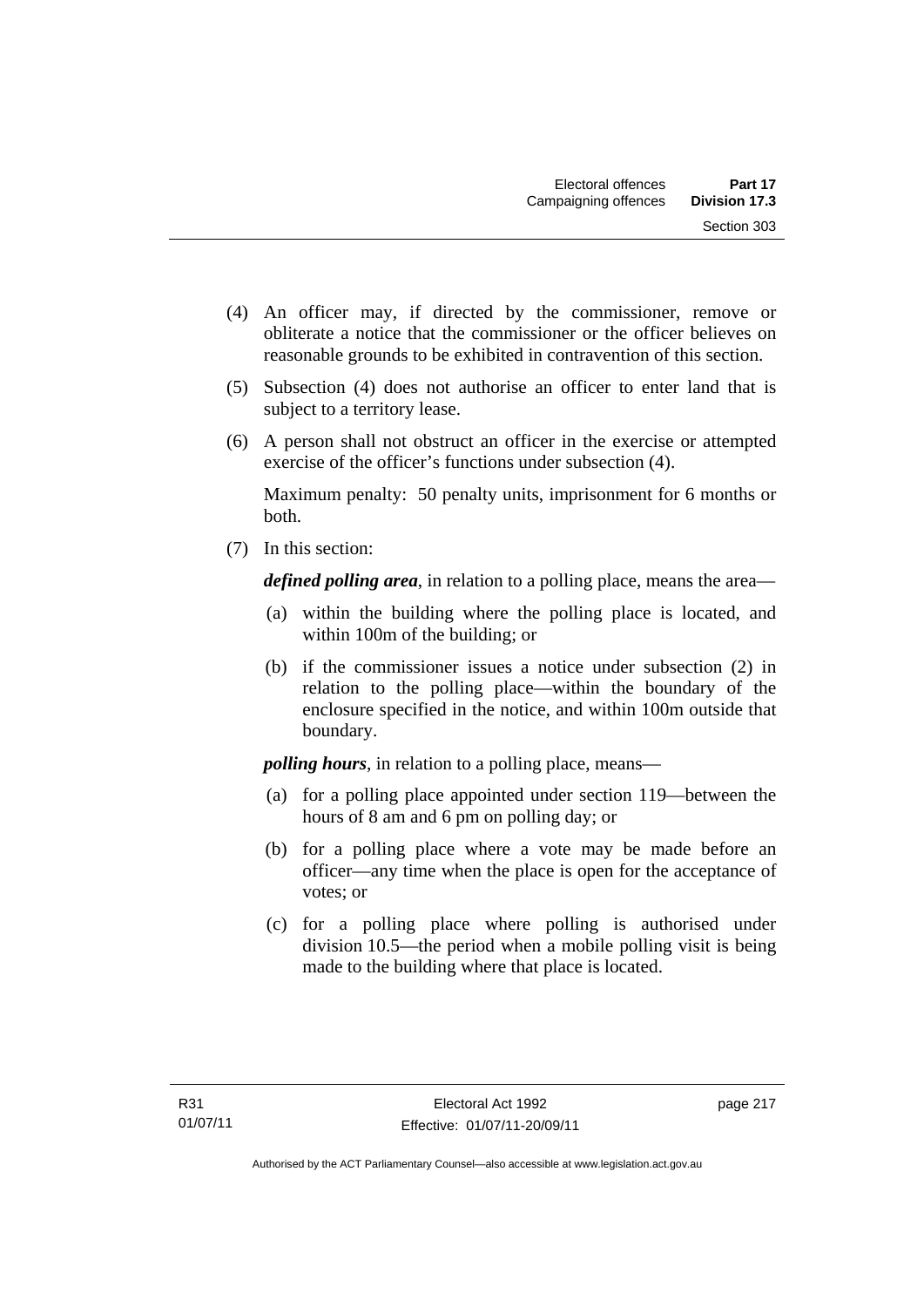(4) An officer may, if directed by the commissioner, remove or obliterate a notice that the commissioner or the officer believes on reasonable grounds to be exhibited in contravention of this section.

(5) Subsection (4) does not authorise an officer to enter land that is subject to a territory lease.

(6) A person shall not obstruct an officer in the exercise or attempted exercise of the officer's functions under subsection (4).

Maximum penalty: 50 penalty units, imprisonment for 6 months or both.

(7) In this section:

***defined polling area***, in relation to a polling place, means the area—

(a) within the building where the polling place is located, and within 100m of the building; or

(b) if the commissioner issues a notice under subsection (2) in relation to the polling place—within the boundary of the enclosure specified in the notice, and within 100m outside that boundary.

***polling hours***, in relation to a polling place, means—

(a) for a polling place appointed under section 119—between the hours of 8 am and 6 pm on polling day; or

(b) for a polling place where a vote may be made before an officer—any time when the place is open for the acceptance of votes; or

(c) for a polling place where polling is authorised under division 10.5—the period when a mobile polling visit is being made to the building where that place is located.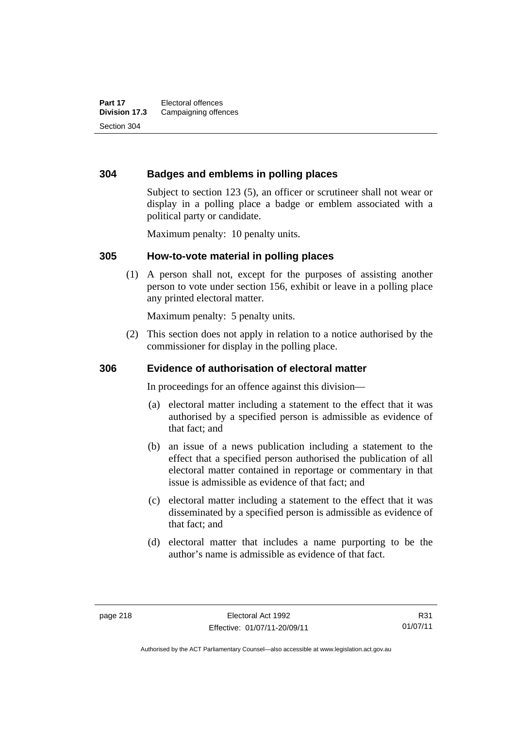### 304 Badges and emblems in polling places

Subject to section 123 (5), an officer or scrutineer shall not wear or display in a polling place a badge or emblem associated with a political party or candidate.

Maximum penalty: 10 penalty units.

### 305 How-to-vote material in polling places

(1) A person shall not, except for the purposes of assisting another person to vote under section 156, exhibit or leave in a polling place any printed electoral matter.

Maximum penalty: 5 penalty units.

(2) This section does not apply in relation to a notice authorised by the commissioner for display in the polling place.

### 306 Evidence of authorisation of electoral matter

In proceedings for an offence against this division—

(a) electoral matter including a statement to the effect that it was authorised by a specified person is admissible as evidence of that fact; and

(b) an issue of a news publication including a statement to the effect that a specified person authorised the publication of all electoral matter contained in reportage or commentary in that issue is admissible as evidence of that fact; and

(c) electoral matter including a statement to the effect that it was disseminated by a specified person is admissible as evidence of that fact; and

(d) electoral matter that includes a name purporting to be the author's name is admissible as evidence of that fact.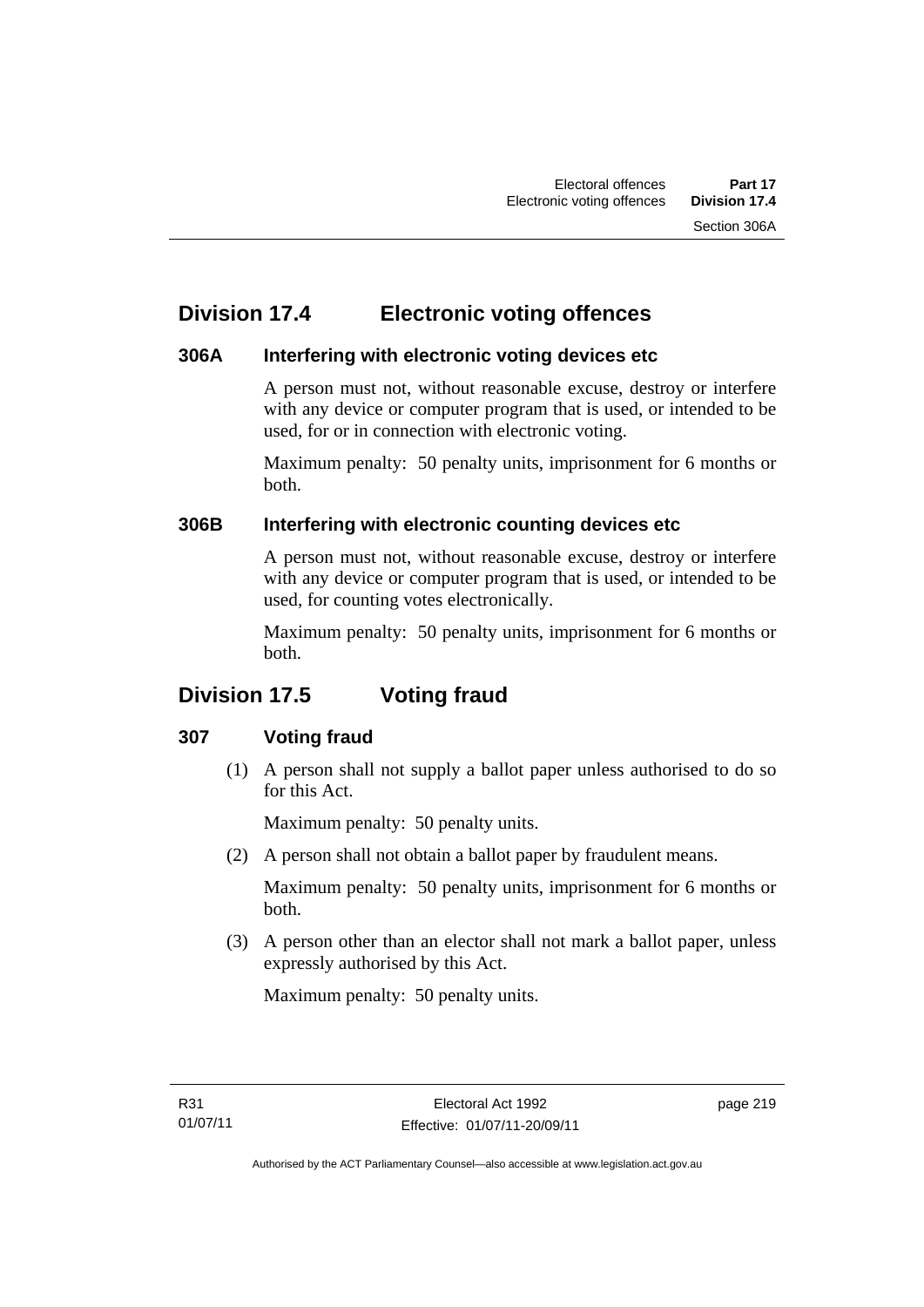## Division 17.4 Electronic voting offences

### 306A Interfering with electronic voting devices etc

A person must not, without reasonable excuse, destroy or interfere with any device or computer program that is used, or intended to be used, for or in connection with electronic voting.

Maximum penalty: 50 penalty units, imprisonment for 6 months or both.

### 306B Interfering with electronic counting devices etc

A person must not, without reasonable excuse, destroy or interfere with any device or computer program that is used, or intended to be used, for counting votes electronically.

Maximum penalty: 50 penalty units, imprisonment for 6 months or both.

## Division 17.5 Voting fraud

### 307 Voting fraud

(1) A person shall not supply a ballot paper unless authorised to do so for this Act.

Maximum penalty: 50 penalty units.

(2) A person shall not obtain a ballot paper by fraudulent means.

Maximum penalty: 50 penalty units, imprisonment for 6 months or both.

(3) A person other than an elector shall not mark a ballot paper, unless expressly authorised by this Act.

Maximum penalty: 50 penalty units.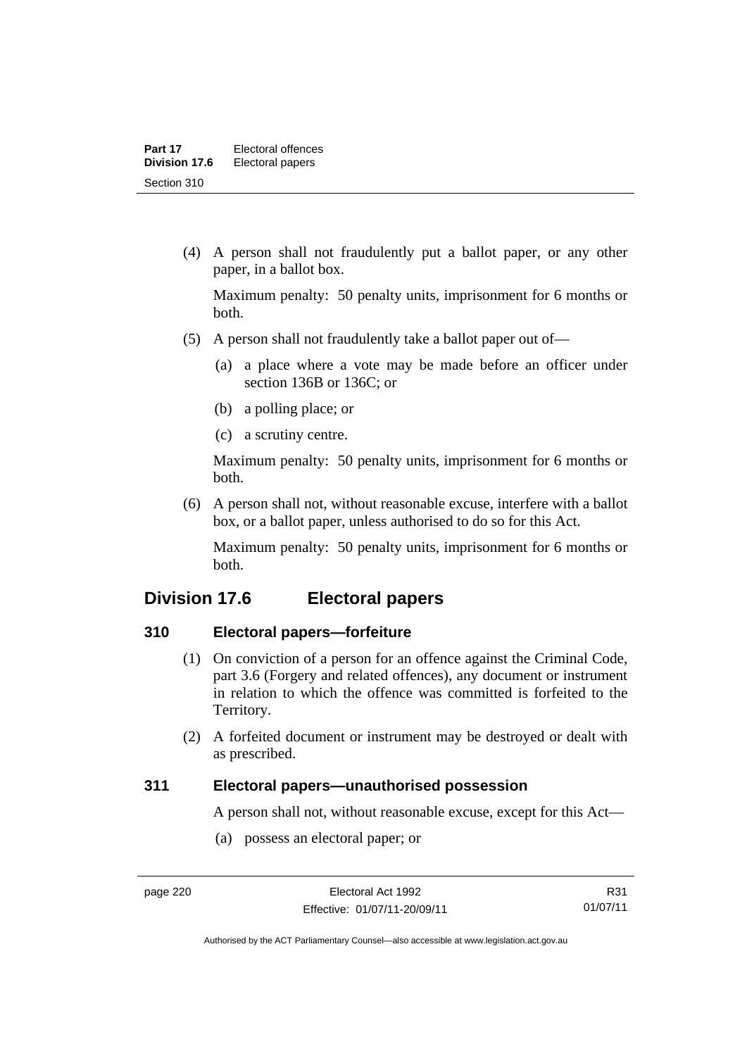(4) A person shall not fraudulently put a ballot paper, or any other paper, in a ballot box.

Maximum penalty: 50 penalty units, imprisonment for 6 months or both.

(5) A person shall not fraudulently take a ballot paper out of—

(a) a place where a vote may be made before an officer under section 136B or 136C; or

(b) a polling place; or

(c) a scrutiny centre.

Maximum penalty: 50 penalty units, imprisonment for 6 months or both.

(6) A person shall not, without reasonable excuse, interfere with a ballot box, or a ballot paper, unless authorised to do so for this Act.

Maximum penalty: 50 penalty units, imprisonment for 6 months or both.

## Division 17.6 Electoral papers

### 310 Electoral papers—forfeiture

(1) On conviction of a person for an offence against the Criminal Code, part 3.6 (Forgery and related offences), any document or instrument in relation to which the offence was committed is forfeited to the Territory.

(2) A forfeited document or instrument may be destroyed or dealt with as prescribed.

### 311 Electoral papers—unauthorised possession

A person shall not, without reasonable excuse, except for this Act—

(a) possess an electoral paper; or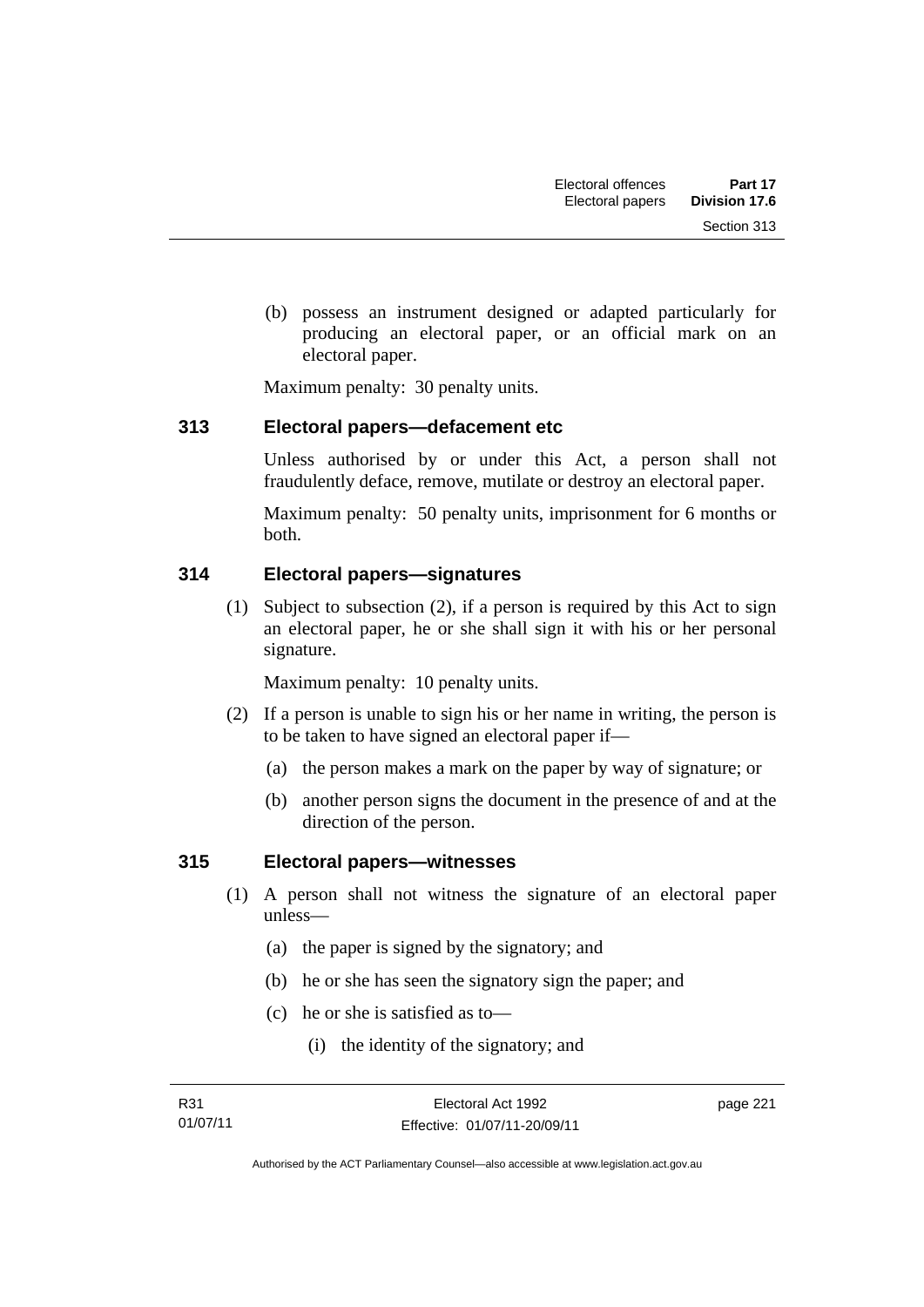(b) possess an instrument designed or adapted particularly for producing an electoral paper, or an official mark on an electoral paper.

Maximum penalty: 30 penalty units.

### 313 Electoral papers—defacement etc

Unless authorised by or under this Act, a person shall not fraudulently deface, remove, mutilate or destroy an electoral paper.

Maximum penalty: 50 penalty units, imprisonment for 6 months or both.

### 314 Electoral papers—signatures

(1) Subject to subsection (2), if a person is required by this Act to sign an electoral paper, he or she shall sign it with his or her personal signature.

Maximum penalty: 10 penalty units.

(2) If a person is unable to sign his or her name in writing, the person is to be taken to have signed an electoral paper if—

(a) the person makes a mark on the paper by way of signature; or

(b) another person signs the document in the presence of and at the direction of the person.

### 315 Electoral papers—witnesses

(1) A person shall not witness the signature of an electoral paper unless—

(a) the paper is signed by the signatory; and

(b) he or she has seen the signatory sign the paper; and

(c) he or she is satisfied as to—

(i) the identity of the signatory; and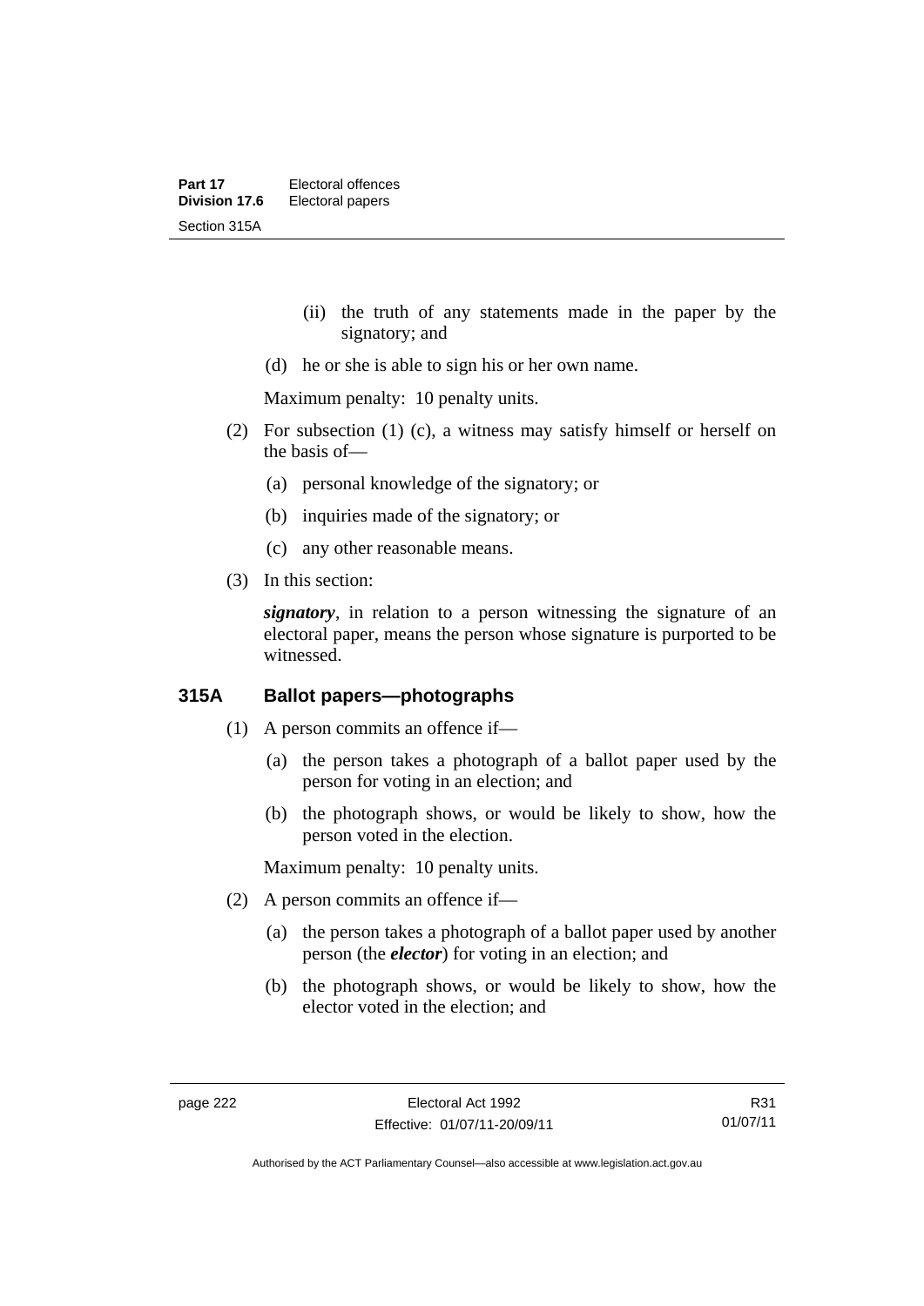(ii) the truth of any statements made in the paper by the signatory; and

(d) he or she is able to sign his or her own name.

Maximum penalty: 10 penalty units.

(2) For subsection (1) (c), a witness may satisfy himself or herself on the basis of—

(a) personal knowledge of the signatory; or

(b) inquiries made of the signatory; or

(c) any other reasonable means.

(3) In this section:

***signatory***, in relation to a person witnessing the signature of an electoral paper, means the person whose signature is purported to be witnessed.

### 315A Ballot papers—photographs

(1) A person commits an offence if—

(a) the person takes a photograph of a ballot paper used by the person for voting in an election; and

(b) the photograph shows, or would be likely to show, how the person voted in the election.

Maximum penalty: 10 penalty units.

(2) A person commits an offence if—

(a) the person takes a photograph of a ballot paper used by another person (the ***elector***) for voting in an election; and

(b) the photograph shows, or would be likely to show, how the elector voted in the election; and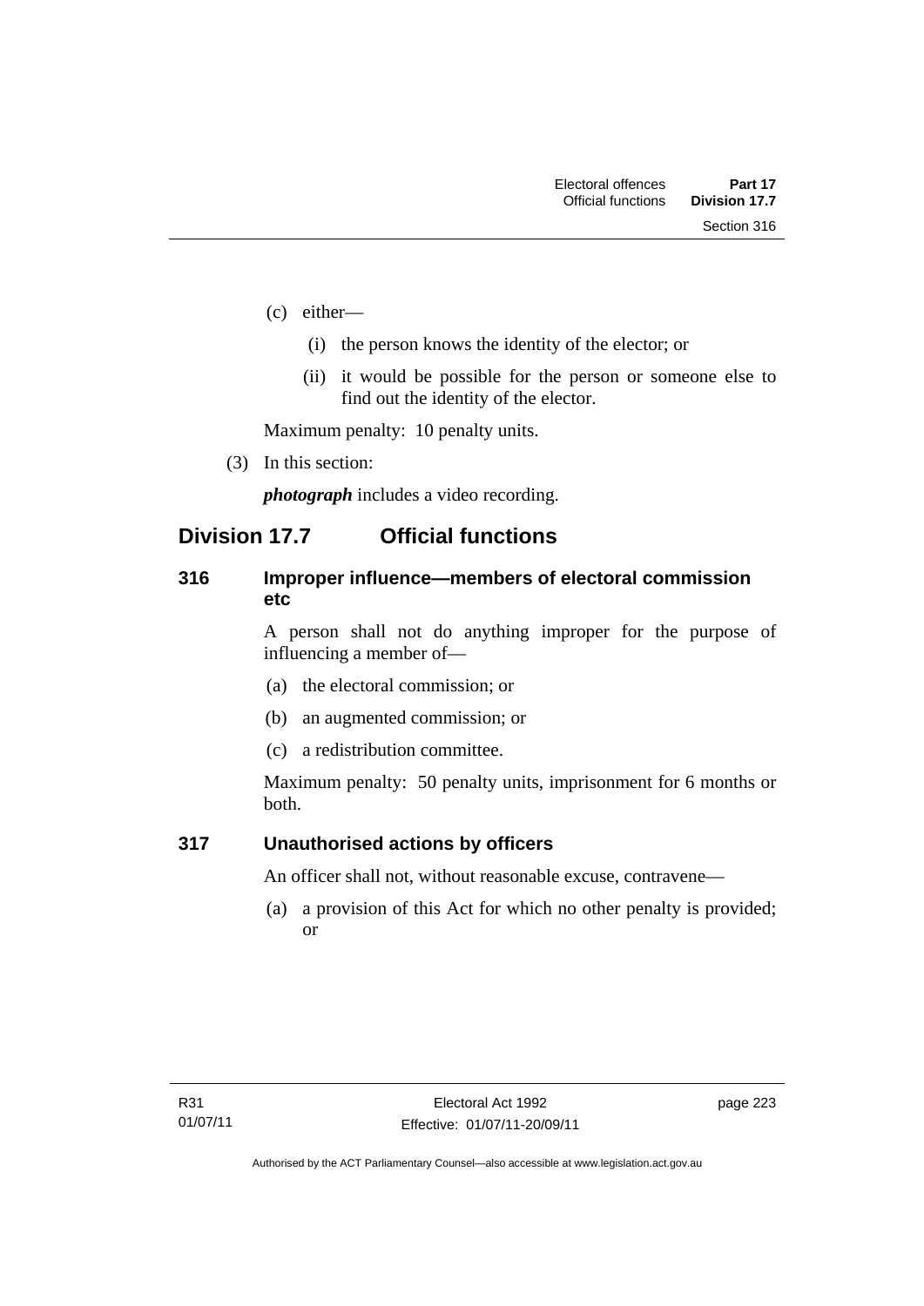(c) either—

  (i) the person knows the identity of the elector; or

  (ii) it would be possible for the person or someone else to find out the identity of the elector.

Maximum penalty: 10 penalty units.

(3) In this section:

***photograph*** includes a video recording.

## Division 17.7 Official functions

### 316 Improper influence—members of electoral commission etc

A person shall not do anything improper for the purpose of influencing a member of—

(a) the electoral commission; or

(b) an augmented commission; or

(c) a redistribution committee.

Maximum penalty: 50 penalty units, imprisonment for 6 months or both.

### 317 Unauthorised actions by officers

An officer shall not, without reasonable excuse, contravene—

(a) a provision of this Act for which no other penalty is provided; or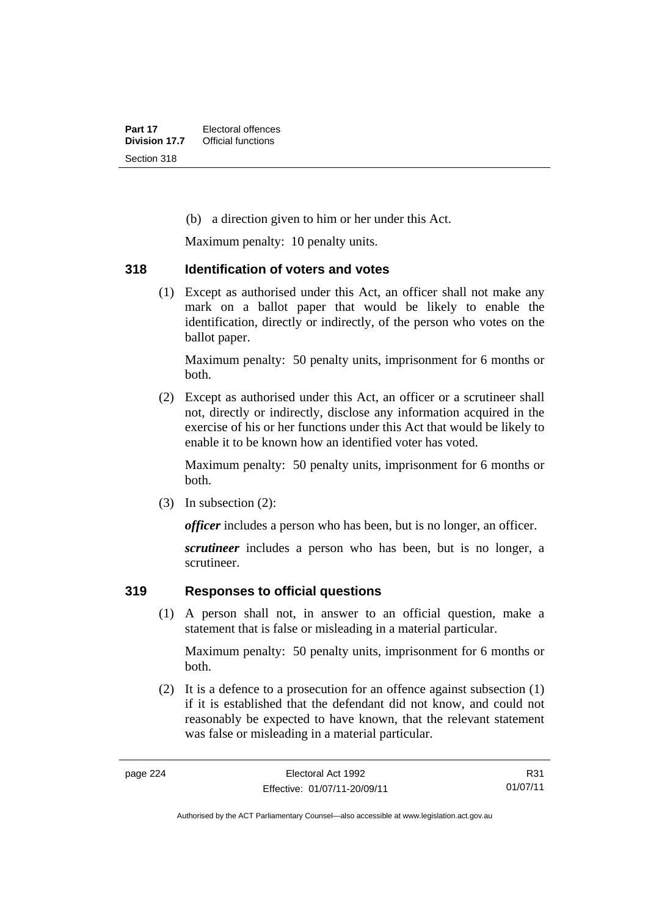(b) a direction given to him or her under this Act.

Maximum penalty: 10 penalty units.

## 318 Identification of voters and votes

(1) Except as authorised under this Act, an officer shall not make any mark on a ballot paper that would be likely to enable the identification, directly or indirectly, of the person who votes on the ballot paper.

Maximum penalty: 50 penalty units, imprisonment for 6 months or both.

(2) Except as authorised under this Act, an officer or a scrutineer shall not, directly or indirectly, disclose any information acquired in the exercise of his or her functions under this Act that would be likely to enable it to be known how an identified voter has voted.

Maximum penalty: 50 penalty units, imprisonment for 6 months or both.

(3) In subsection (2):

***officer*** includes a person who has been, but is no longer, an officer.

***scrutineer*** includes a person who has been, but is no longer, a scrutineer.

## 319 Responses to official questions

(1) A person shall not, in answer to an official question, make a statement that is false or misleading in a material particular.

Maximum penalty: 50 penalty units, imprisonment for 6 months or both.

(2) It is a defence to a prosecution for an offence against subsection (1) if it is established that the defendant did not know, and could not reasonably be expected to have known, that the relevant statement was false or misleading in a material particular.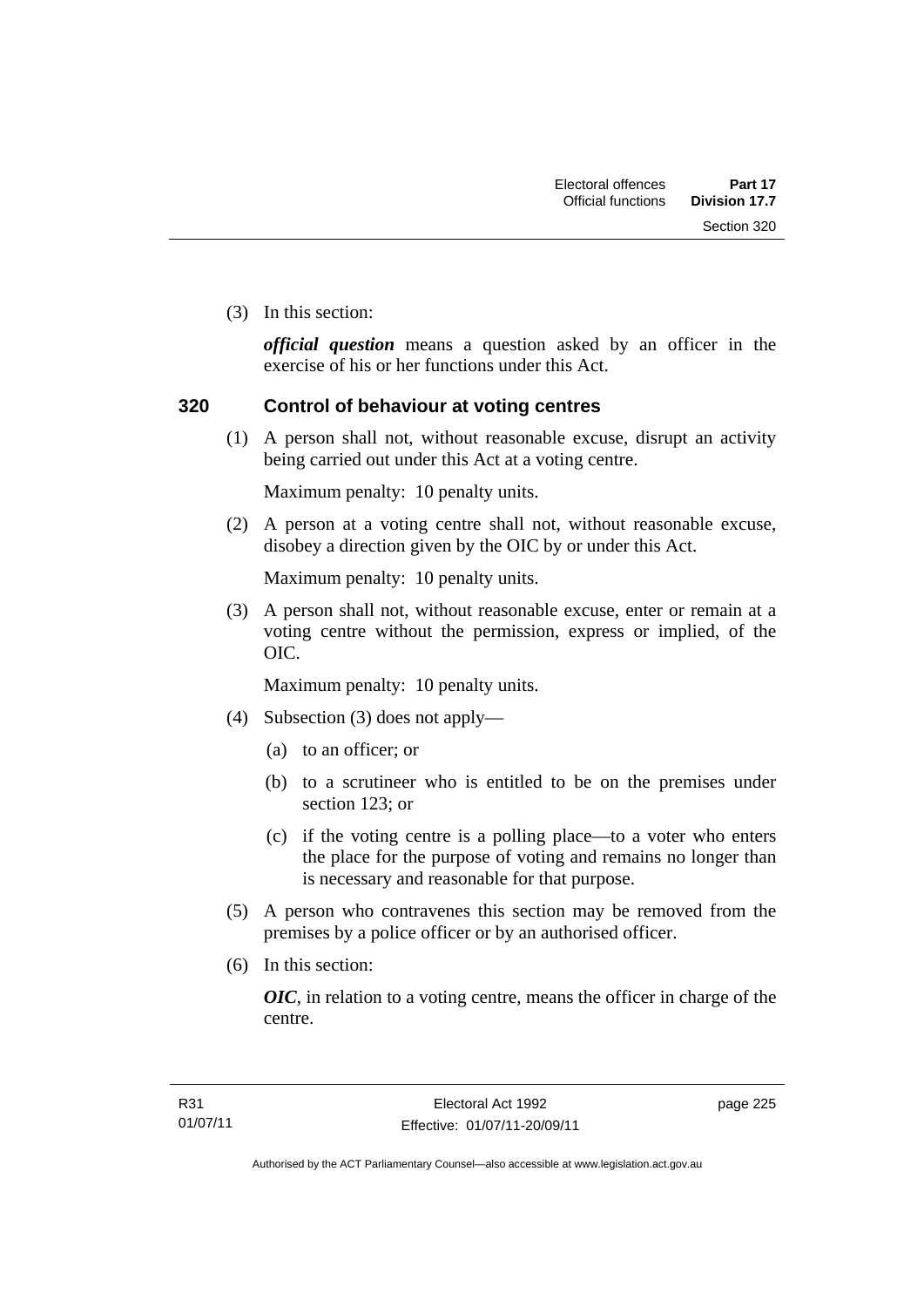(3) In this section:

***official question*** means a question asked by an officer in the exercise of his or her functions under this Act.

## 320 Control of behaviour at voting centres

(1) A person shall not, without reasonable excuse, disrupt an activity being carried out under this Act at a voting centre.

Maximum penalty: 10 penalty units.

(2) A person at a voting centre shall not, without reasonable excuse, disobey a direction given by the OIC by or under this Act.

Maximum penalty: 10 penalty units.

(3) A person shall not, without reasonable excuse, enter or remain at a voting centre without the permission, express or implied, of the OIC.

Maximum penalty: 10 penalty units.

(4) Subsection (3) does not apply—

(a) to an officer; or

(b) to a scrutineer who is entitled to be on the premises under section 123; or

(c) if the voting centre is a polling place—to a voter who enters the place for the purpose of voting and remains no longer than is necessary and reasonable for that purpose.

(5) A person who contravenes this section may be removed from the premises by a police officer or by an authorised officer.

(6) In this section:

***OIC***, in relation to a voting centre, means the officer in charge of the centre.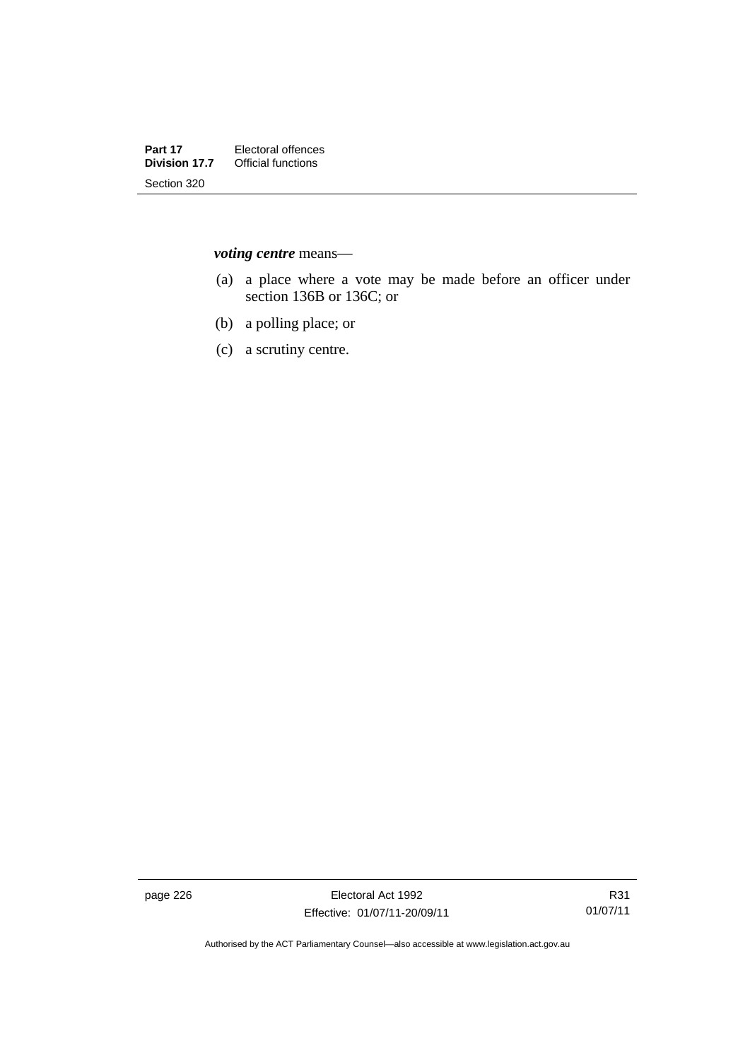***voting centre*** means—

(a) a place where a vote may be made before an officer under section 136B or 136C; or

(b) a polling place; or

(c) a scrutiny centre.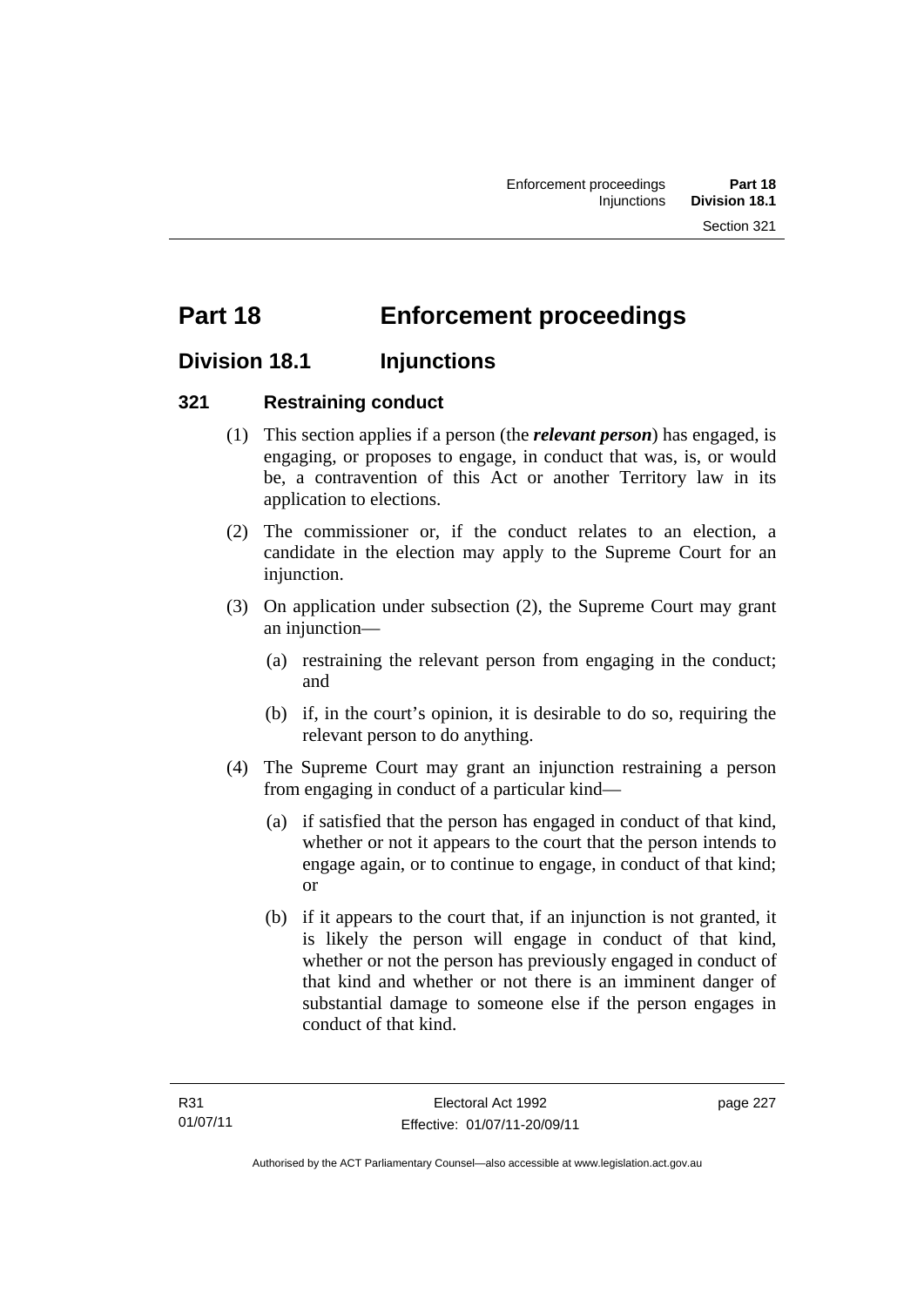# Part 18 Enforcement proceedings

## Division 18.1 Injunctions

### 321 Restraining conduct

(1) This section applies if a person (the ***relevant person***) has engaged, is engaging, or proposes to engage, in conduct that was, is, or would be, a contravention of this Act or another Territory law in its application to elections.

(2) The commissioner or, if the conduct relates to an election, a candidate in the election may apply to the Supreme Court for an injunction.

(3) On application under subsection (2), the Supreme Court may grant an injunction—

(a) restraining the relevant person from engaging in the conduct; and

(b) if, in the court's opinion, it is desirable to do so, requiring the relevant person to do anything.

(4) The Supreme Court may grant an injunction restraining a person from engaging in conduct of a particular kind—

(a) if satisfied that the person has engaged in conduct of that kind, whether or not it appears to the court that the person intends to engage again, or to continue to engage, in conduct of that kind; or

(b) if it appears to the court that, if an injunction is not granted, it is likely the person will engage in conduct of that kind, whether or not the person has previously engaged in conduct of that kind and whether or not there is an imminent danger of substantial damage to someone else if the person engages in conduct of that kind.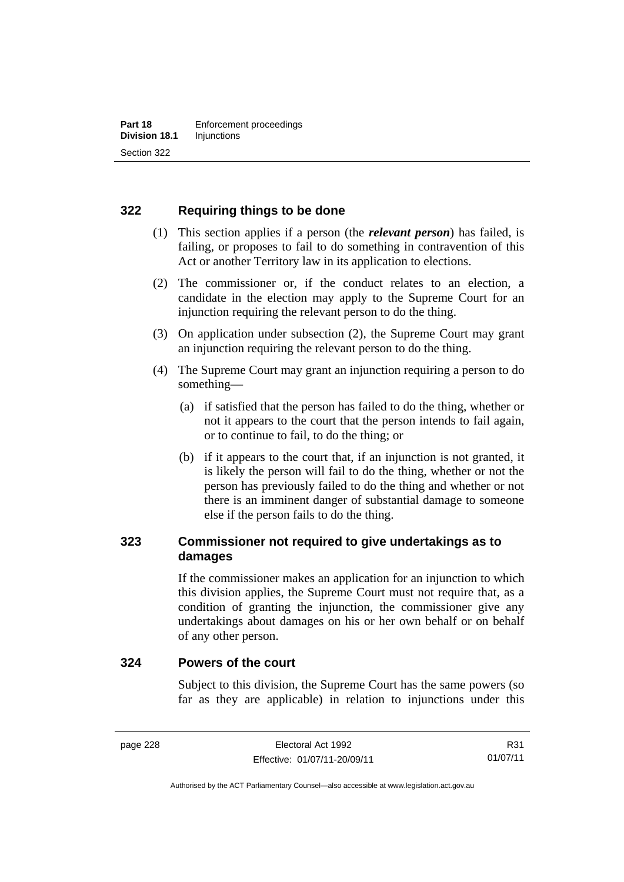## 322 Requiring things to be done

(1) This section applies if a person (the ***relevant person***) has failed, is failing, or proposes to fail to do something in contravention of this Act or another Territory law in its application to elections.

(2) The commissioner or, if the conduct relates to an election, a candidate in the election may apply to the Supreme Court for an injunction requiring the relevant person to do the thing.

(3) On application under subsection (2), the Supreme Court may grant an injunction requiring the relevant person to do the thing.

(4) The Supreme Court may grant an injunction requiring a person to do something—

(a) if satisfied that the person has failed to do the thing, whether or not it appears to the court that the person intends to fail again, or to continue to fail, to do the thing; or

(b) if it appears to the court that, if an injunction is not granted, it is likely the person will fail to do the thing, whether or not the person has previously failed to do the thing and whether or not there is an imminent danger of substantial damage to someone else if the person fails to do the thing.

## 323 Commissioner not required to give undertakings as to damages

If the commissioner makes an application for an injunction to which this division applies, the Supreme Court must not require that, as a condition of granting the injunction, the commissioner give any undertakings about damages on his or her own behalf or on behalf of any other person.

## 324 Powers of the court

Subject to this division, the Supreme Court has the same powers (so far as they are applicable) in relation to injunctions under this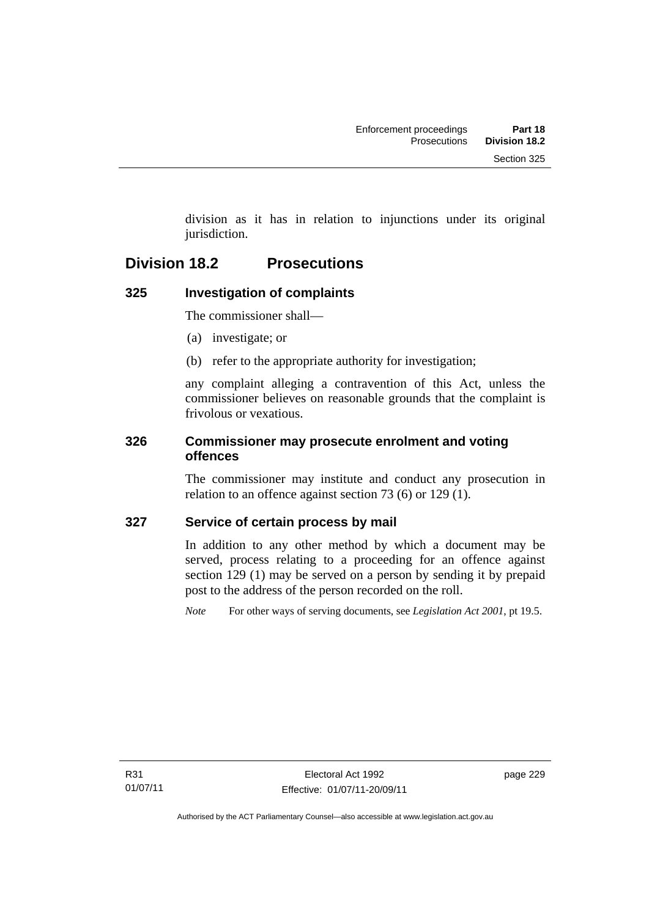division as it has in relation to injunctions under its original jurisdiction.

## Division 18.2 Prosecutions

### 325 Investigation of complaints

The commissioner shall—

(a) investigate; or

(b) refer to the appropriate authority for investigation;

any complaint alleging a contravention of this Act, unless the commissioner believes on reasonable grounds that the complaint is frivolous or vexatious.

### 326 Commissioner may prosecute enrolment and voting offences

The commissioner may institute and conduct any prosecution in relation to an offence against section 73 (6) or 129 (1).

### 327 Service of certain process by mail

In addition to any other method by which a document may be served, process relating to a proceeding for an offence against section 129 (1) may be served on a person by sending it by prepaid post to the address of the person recorded on the roll.

*Note* For other ways of serving documents, see *Legislation Act 2001*, pt 19.5.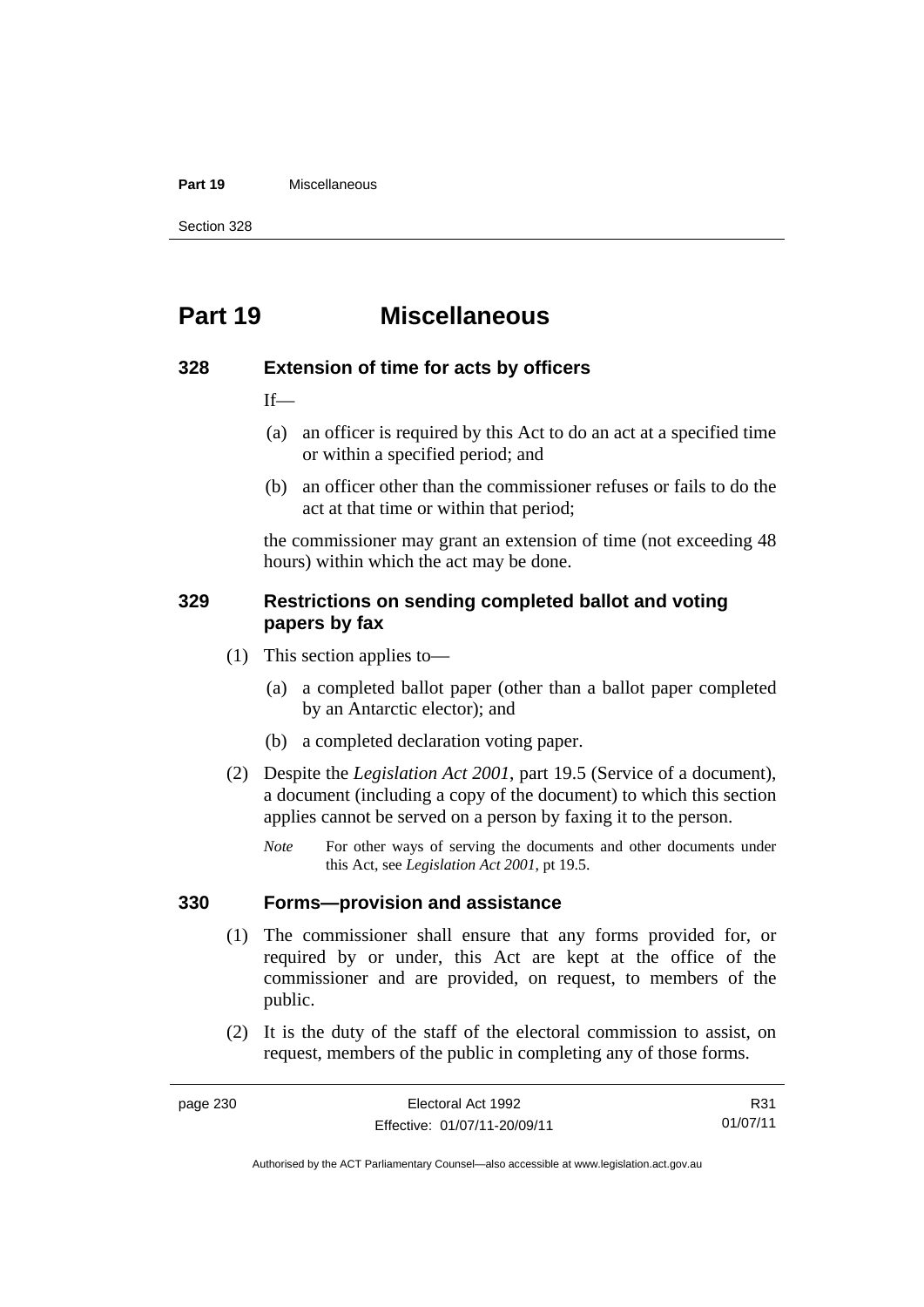# Part 19 Miscellaneous

### 328 Extension of time for acts by officers

If—

(a) an officer is required by this Act to do an act at a specified time or within a specified period; and

(b) an officer other than the commissioner refuses or fails to do the act at that time or within that period;

the commissioner may grant an extension of time (not exceeding 48 hours) within which the act may be done.

### 329 Restrictions on sending completed ballot and voting papers by fax

(1) This section applies to—

(a) a completed ballot paper (other than a ballot paper completed by an Antarctic elector); and

(b) a completed declaration voting paper.

(2) Despite the *Legislation Act 2001*, part 19.5 (Service of a document), a document (including a copy of the document) to which this section applies cannot be served on a person by faxing it to the person.

*Note* For other ways of serving the documents and other documents under this Act, see *Legislation Act 2001*, pt 19.5.

### 330 Forms—provision and assistance

(1) The commissioner shall ensure that any forms provided for, or required by or under, this Act are kept at the office of the commissioner and are provided, on request, to members of the public.

(2) It is the duty of the staff of the electoral commission to assist, on request, members of the public in completing any of those forms.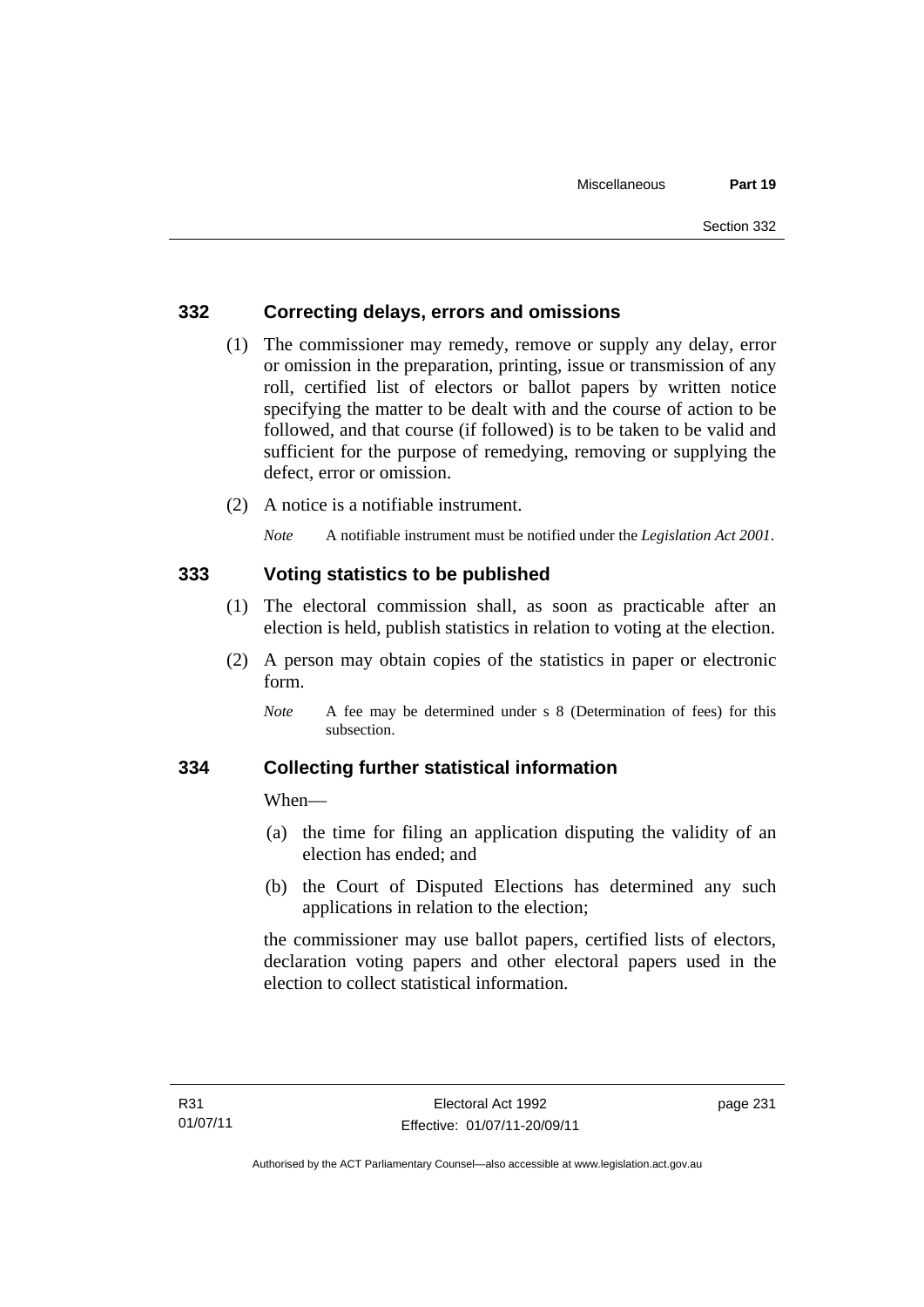### 332 Correcting delays, errors and omissions

(1) The commissioner may remedy, remove or supply any delay, error or omission in the preparation, printing, issue or transmission of any roll, certified list of electors or ballot papers by written notice specifying the matter to be dealt with and the course of action to be followed, and that course (if followed) is to be taken to be valid and sufficient for the purpose of remedying, removing or supplying the defect, error or omission.

(2) A notice is a notifiable instrument.

*Note* A notifiable instrument must be notified under the *Legislation Act 2001*.

### 333 Voting statistics to be published

(1) The electoral commission shall, as soon as practicable after an election is held, publish statistics in relation to voting at the election.

(2) A person may obtain copies of the statistics in paper or electronic form.

*Note* A fee may be determined under s 8 (Determination of fees) for this subsection.

### 334 Collecting further statistical information

When—

(a) the time for filing an application disputing the validity of an election has ended; and

(b) the Court of Disputed Elections has determined any such applications in relation to the election;

the commissioner may use ballot papers, certified lists of electors, declaration voting papers and other electoral papers used in the election to collect statistical information.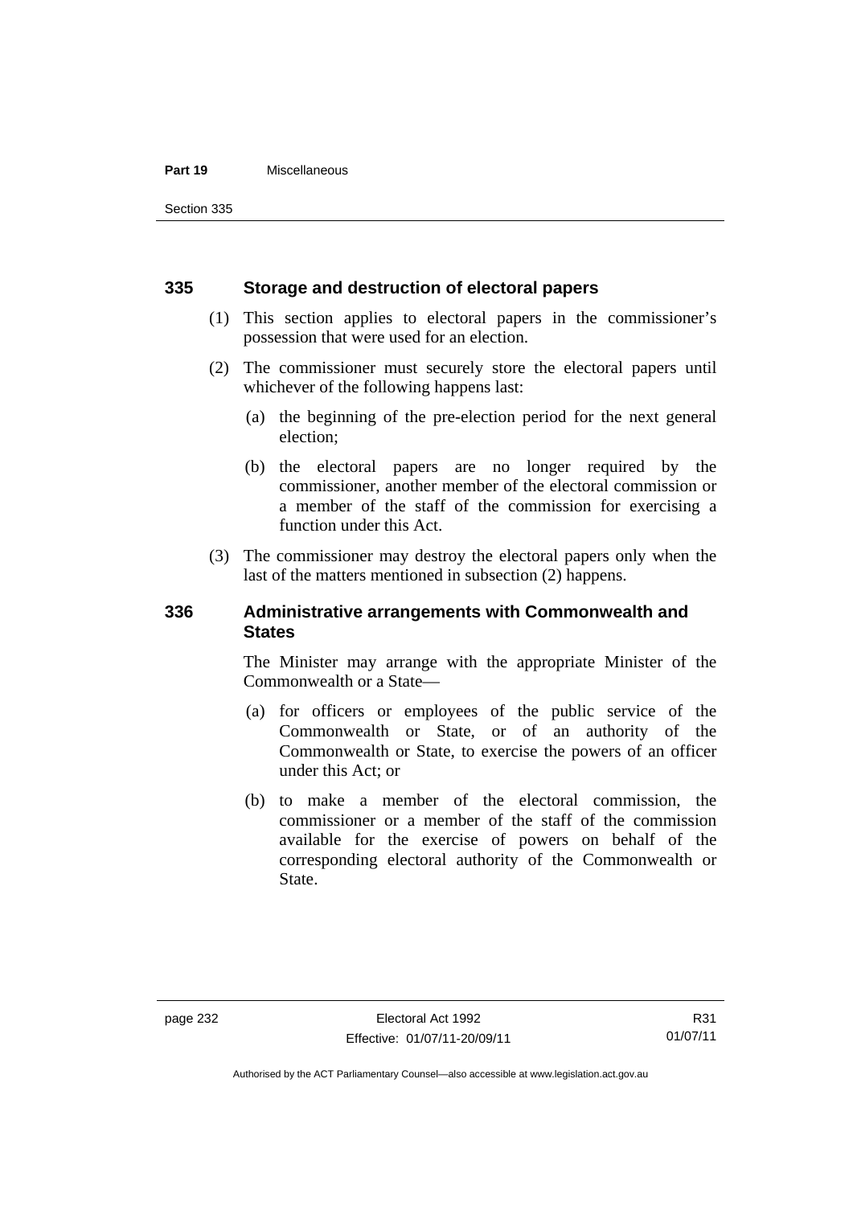### 335 Storage and destruction of electoral papers

(1) This section applies to electoral papers in the commissioner's possession that were used for an election.

(2) The commissioner must securely store the electoral papers until whichever of the following happens last:

(a) the beginning of the pre-election period for the next general election;

(b) the electoral papers are no longer required by the commissioner, another member of the electoral commission or a member of the staff of the commission for exercising a function under this Act.

(3) The commissioner may destroy the electoral papers only when the last of the matters mentioned in subsection (2) happens.

### 336 Administrative arrangements with Commonwealth and States

The Minister may arrange with the appropriate Minister of the Commonwealth or a State—

(a) for officers or employees of the public service of the Commonwealth or State, or of an authority of the Commonwealth or State, to exercise the powers of an officer under this Act; or

(b) to make a member of the electoral commission, the commissioner or a member of the staff of the commission available for the exercise of powers on behalf of the corresponding electoral authority of the Commonwealth or State.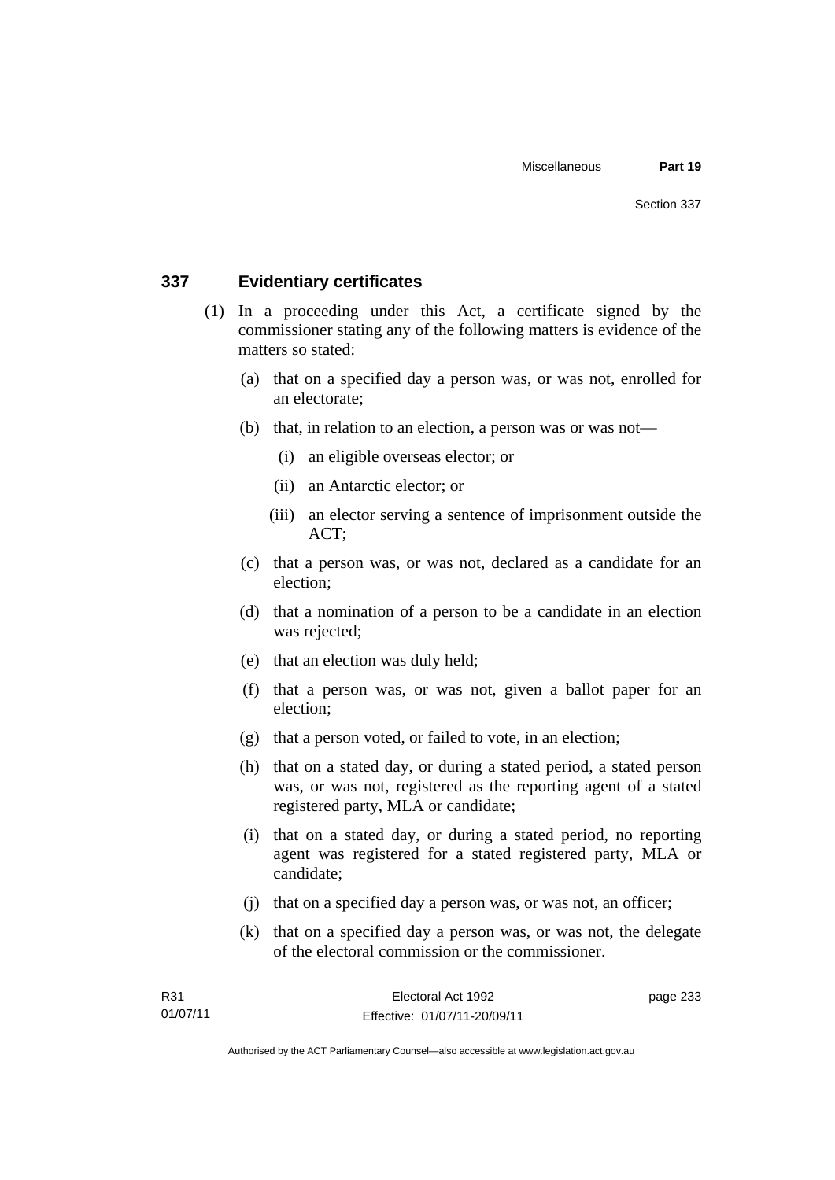### 337 Evidentiary certificates

(1) In a proceeding under this Act, a certificate signed by the commissioner stating any of the following matters is evidence of the matters so stated:

(a) that on a specified day a person was, or was not, enrolled for an electorate;

(b) that, in relation to an election, a person was or was not—

(i) an eligible overseas elector; or

(ii) an Antarctic elector; or

(iii) an elector serving a sentence of imprisonment outside the ACT;

(c) that a person was, or was not, declared as a candidate for an election;

(d) that a nomination of a person to be a candidate in an election was rejected;

(e) that an election was duly held;

(f) that a person was, or was not, given a ballot paper for an election;

(g) that a person voted, or failed to vote, in an election;

(h) that on a stated day, or during a stated period, a stated person was, or was not, registered as the reporting agent of a stated registered party, MLA or candidate;

(i) that on a stated day, or during a stated period, no reporting agent was registered for a stated registered party, MLA or candidate;

(j) that on a specified day a person was, or was not, an officer;

(k) that on a specified day a person was, or was not, the delegate of the electoral commission or the commissioner.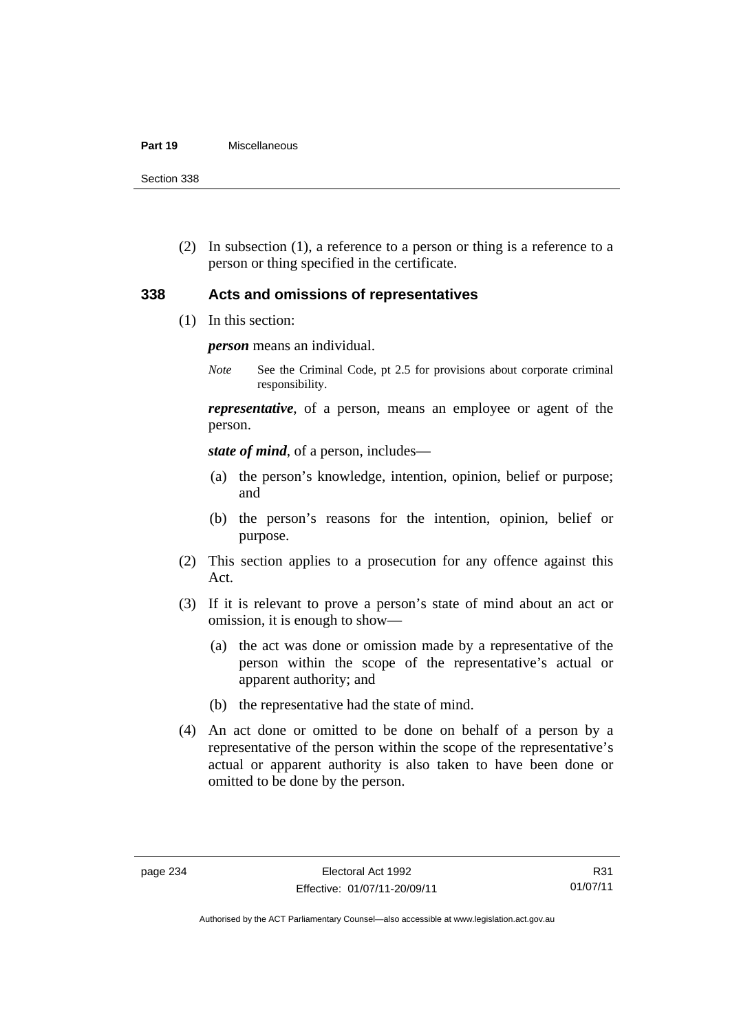(2) In subsection (1), a reference to a person or thing is a reference to a person or thing specified in the certificate.

## 338 Acts and omissions of representatives

(1) In this section:

***person*** means an individual.

*Note* See the Criminal Code, pt 2.5 for provisions about corporate criminal responsibility.

***representative***, of a person, means an employee or agent of the person.

***state of mind***, of a person, includes—

(a) the person's knowledge, intention, opinion, belief or purpose; and

(b) the person's reasons for the intention, opinion, belief or purpose.

(2) This section applies to a prosecution for any offence against this Act.

(3) If it is relevant to prove a person's state of mind about an act or omission, it is enough to show—

(a) the act was done or omission made by a representative of the person within the scope of the representative's actual or apparent authority; and

(b) the representative had the state of mind.

(4) An act done or omitted to be done on behalf of a person by a representative of the person within the scope of the representative's actual or apparent authority is also taken to have been done or omitted to be done by the person.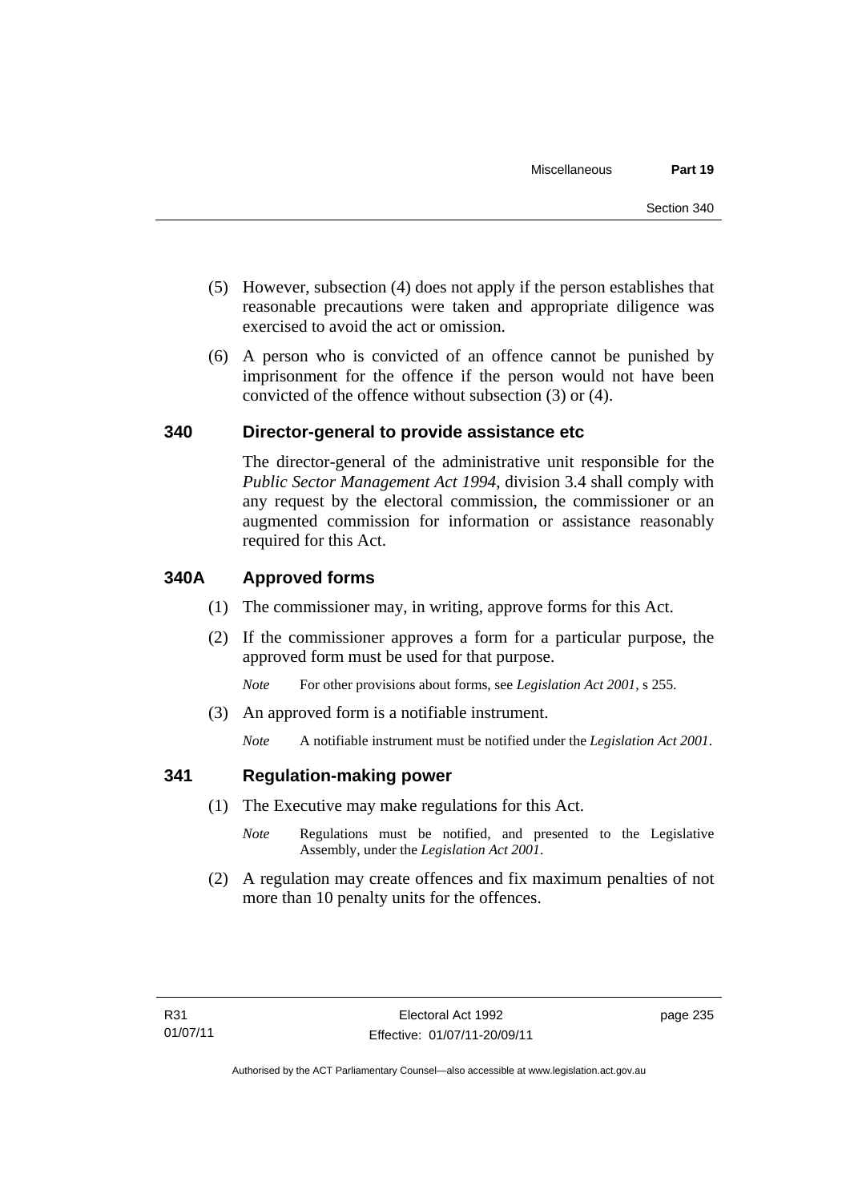(5) However, subsection (4) does not apply if the person establishes that reasonable precautions were taken and appropriate diligence was exercised to avoid the act or omission.

(6) A person who is convicted of an offence cannot be punished by imprisonment for the offence if the person would not have been convicted of the offence without subsection (3) or (4).

## 340 Director-general to provide assistance etc

The director-general of the administrative unit responsible for the *Public Sector Management Act 1994*, division 3.4 shall comply with any request by the electoral commission, the commissioner or an augmented commission for information or assistance reasonably required for this Act.

## 340A Approved forms

(1) The commissioner may, in writing, approve forms for this Act.

(2) If the commissioner approves a form for a particular purpose, the approved form must be used for that purpose.

*Note* For other provisions about forms, see *Legislation Act 2001*, s 255.

(3) An approved form is a notifiable instrument.

*Note* A notifiable instrument must be notified under the *Legislation Act 2001*.

## 341 Regulation-making power

(1) The Executive may make regulations for this Act.

*Note* Regulations must be notified, and presented to the Legislative Assembly, under the *Legislation Act 2001*.

(2) A regulation may create offences and fix maximum penalties of not more than 10 penalty units for the offences.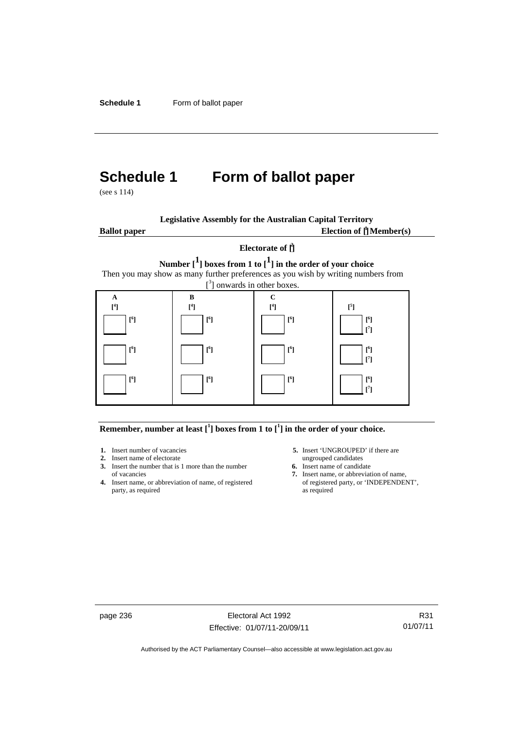# Schedule 1 Form of ballot paper

(see s 114)

**Legislative Assembly for the Australian Capital Territory**

**Ballot paper** **Election of [1] Member(s)**

**Electorate of [2]**

**Number [1] boxes from 1 to [1] in the order of your choice**

Then you may show as many further preferences as you wish by writing numbers from [3] onwards in other boxes.

| **A** | **B** | **C** | |
|---|---|---|---|
| **[4]** | **[4]** | **[4]** | **[5]** |
| ☐ **[6]** | ☐ **[6]** | ☐ **[6]** | ☐ **[6]** **[7]** |
| ☐ **[6]** | ☐ **[6]** | ☐ **[6]** | ☐ **[6]** **[7]** |
| ☐ **[6]** | ☐ **[6]** | ☐ **[6]** | ☐ **[6]** **[7]** |

**Remember, number at least [1] boxes from 1 to [1] in the order of your choice.**

1. Insert number of vacancies
2. Insert name of electorate
3. Insert the number that is 1 more than the number of vacancies
4. Insert name, or abbreviation of name, of registered party, as required
5. Insert 'UNGROUPED' if there are ungrouped candidates
6. Insert name of candidate
7. Insert name, or abbreviation of name, of registered party, or 'INDEPENDENT', as required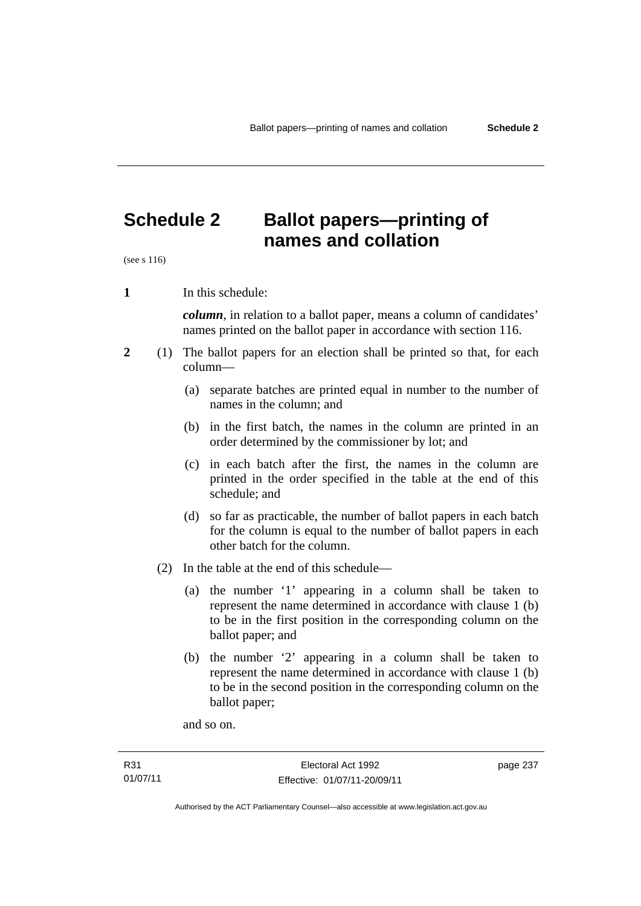# Schedule 2 Ballot papers—printing of names and collation

(see s 116)

**1** In this schedule:

***column***, in relation to a ballot paper, means a column of candidates' names printed on the ballot paper in accordance with section 116.

**2** (1) The ballot papers for an election shall be printed so that, for each column—

(a) separate batches are printed equal in number to the number of names in the column; and

(b) in the first batch, the names in the column are printed in an order determined by the commissioner by lot; and

(c) in each batch after the first, the names in the column are printed in the order specified in the table at the end of this schedule; and

(d) so far as practicable, the number of ballot papers in each batch for the column is equal to the number of ballot papers in each other batch for the column.

(2) In the table at the end of this schedule—

(a) the number '1' appearing in a column shall be taken to represent the name determined in accordance with clause 1 (b) to be in the first position in the corresponding column on the ballot paper; and

(b) the number '2' appearing in a column shall be taken to represent the name determined in accordance with clause 1 (b) to be in the second position in the corresponding column on the ballot paper;

and so on.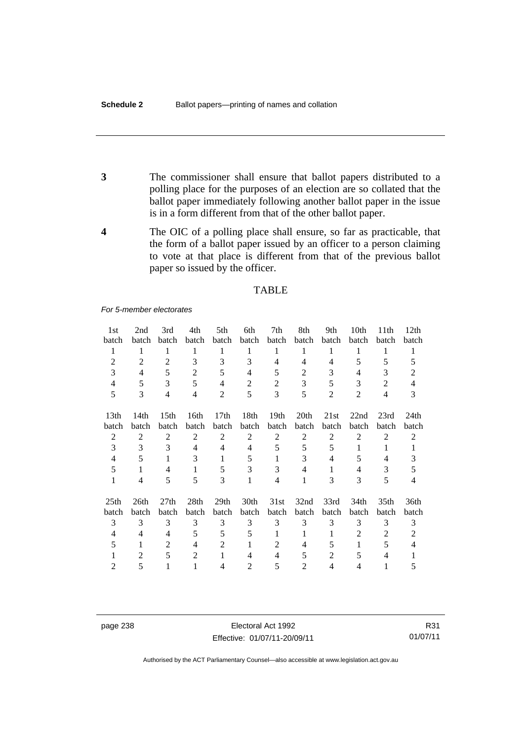**3** The commissioner shall ensure that ballot papers distributed to a polling place for the purposes of an election are so collated that the ballot paper immediately following another ballot paper in the issue is in a form different from that of the other ballot paper.

**4** The OIC of a polling place shall ensure, so far as practicable, that the form of a ballot paper issued by an officer to a person claiming to vote at that place is different from that of the previous ballot paper so issued by the officer.

TABLE

*For 5-member electorates*

| 1st batch | 2nd batch | 3rd batch | 4th batch | 5th batch | 6th batch | 7th batch | 8th batch | 9th batch | 10th batch | 11th batch | 12th batch |
|---|---|---|---|---|---|---|---|---|---|---|---|
| 1 | 1 | 1 | 1 | 1 | 1 | 1 | 1 | 1 | 1 | 1 | 1 |
| 2 | 2 | 2 | 3 | 3 | 3 | 4 | 4 | 4 | 5 | 5 | 5 |
| 3 | 4 | 5 | 2 | 5 | 4 | 5 | 2 | 3 | 4 | 3 | 2 |
| 4 | 5 | 3 | 5 | 4 | 2 | 2 | 3 | 5 | 3 | 2 | 4 |
| 5 | 3 | 4 | 4 | 2 | 5 | 3 | 5 | 2 | 2 | 4 | 3 |

| 13th batch | 14th batch | 15th batch | 16th batch | 17th batch | 18th batch | 19th batch | 20th batch | 21st batch | 22nd batch | 23rd batch | 24th batch |
|---|---|---|---|---|---|---|---|---|---|---|---|
| 2 | 2 | 2 | 2 | 2 | 2 | 2 | 2 | 2 | 2 | 2 | 2 |
| 3 | 3 | 3 | 4 | 4 | 4 | 5 | 5 | 5 | 1 | 1 | 1 |
| 4 | 5 | 1 | 3 | 1 | 5 | 1 | 3 | 4 | 5 | 4 | 3 |
| 5 | 1 | 4 | 1 | 5 | 3 | 3 | 4 | 1 | 4 | 3 | 5 |
| 1 | 4 | 5 | 5 | 3 | 1 | 4 | 1 | 3 | 3 | 5 | 4 |

| 25th batch | 26th batch | 27th batch | 28th batch | 29th batch | 30th batch | 31st batch | 32nd batch | 33rd batch | 34th batch | 35th batch | 36th batch |
|---|---|---|---|---|---|---|---|---|---|---|---|
| 3 | 3 | 3 | 3 | 3 | 3 | 3 | 3 | 3 | 3 | 3 | 3 |
| 4 | 4 | 4 | 5 | 5 | 5 | 1 | 1 | 1 | 2 | 2 | 2 |
| 5 | 1 | 2 | 4 | 2 | 1 | 2 | 4 | 5 | 1 | 5 | 4 |
| 1 | 2 | 5 | 2 | 1 | 4 | 4 | 5 | 2 | 5 | 4 | 1 |
| 2 | 5 | 1 | 1 | 4 | 2 | 5 | 2 | 4 | 4 | 1 | 5 |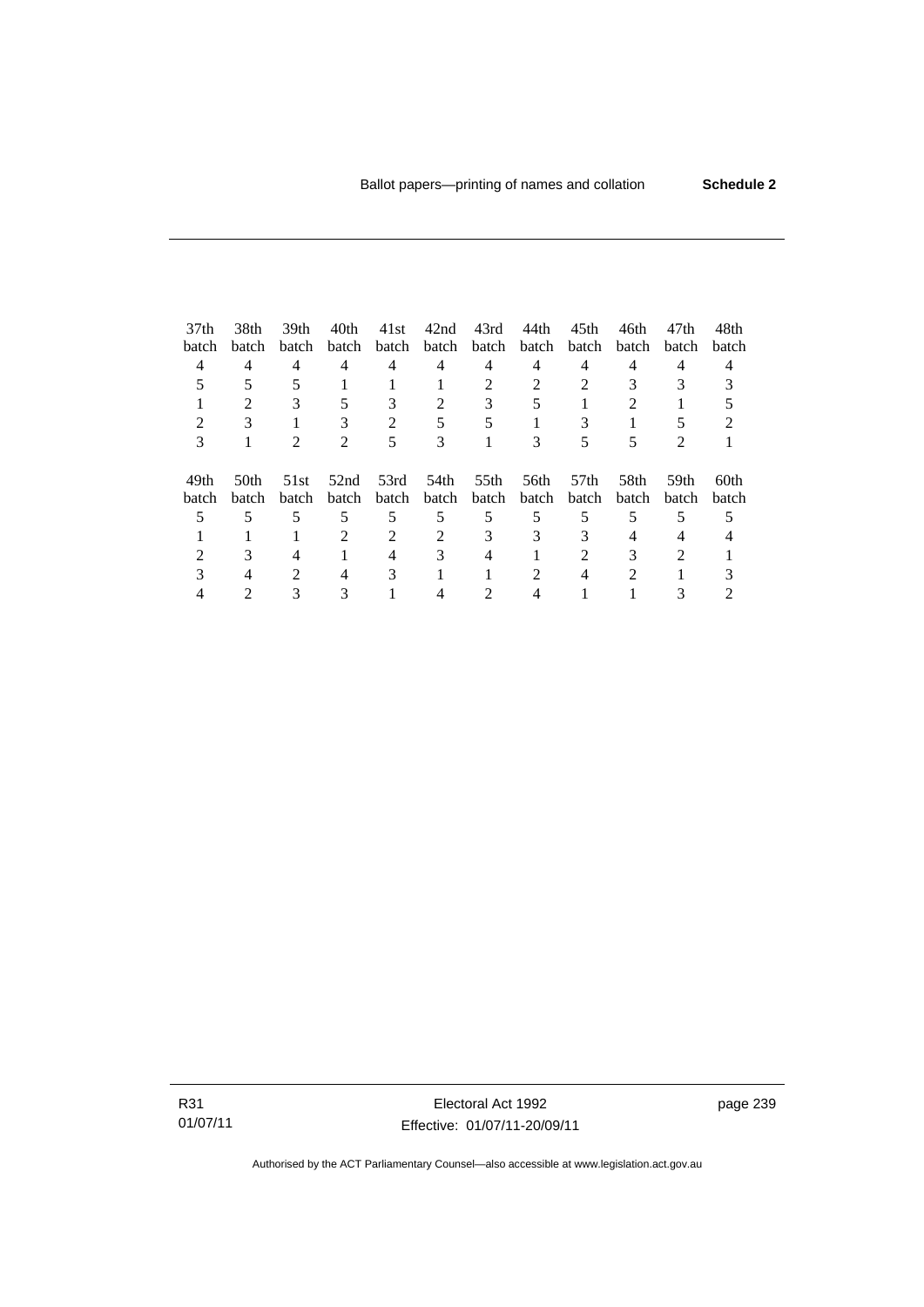| 37th batch | 38th batch | 39th batch | 40th batch | 41st batch | 42nd batch | 43rd batch | 44th batch | 45th batch | 46th batch | 47th batch | 48th batch |
|---|---|---|---|---|---|---|---|---|---|---|---|
| 4 | 4 | 4 | 4 | 4 | 4 | 4 | 4 | 4 | 4 | 4 | 4 |
| 5 | 5 | 5 | 1 | 1 | 1 | 2 | 2 | 2 | 3 | 3 | 3 |
| 1 | 2 | 3 | 5 | 3 | 2 | 3 | 5 | 1 | 2 | 1 | 5 |
| 2 | 3 | 1 | 3 | 2 | 5 | 5 | 1 | 3 | 1 | 5 | 2 |
| 3 | 1 | 2 | 2 | 5 | 3 | 1 | 3 | 5 | 5 | 2 | 1 |

| 49th batch | 50th batch | 51st batch | 52nd batch | 53rd batch | 54th batch | 55th batch | 56th batch | 57th batch | 58th batch | 59th batch | 60th batch |
|---|---|---|---|---|---|---|---|---|---|---|---|
| 5 | 5 | 5 | 5 | 5 | 5 | 5 | 5 | 5 | 5 | 5 | 5 |
| 1 | 1 | 1 | 2 | 2 | 2 | 3 | 3 | 3 | 4 | 4 | 4 |
| 2 | 3 | 4 | 1 | 4 | 3 | 4 | 1 | 2 | 3 | 2 | 1 |
| 3 | 4 | 2 | 4 | 3 | 1 | 1 | 2 | 4 | 2 | 1 | 3 |
| 4 | 2 | 3 | 3 | 1 | 4 | 2 | 4 | 1 | 1 | 3 | 2 |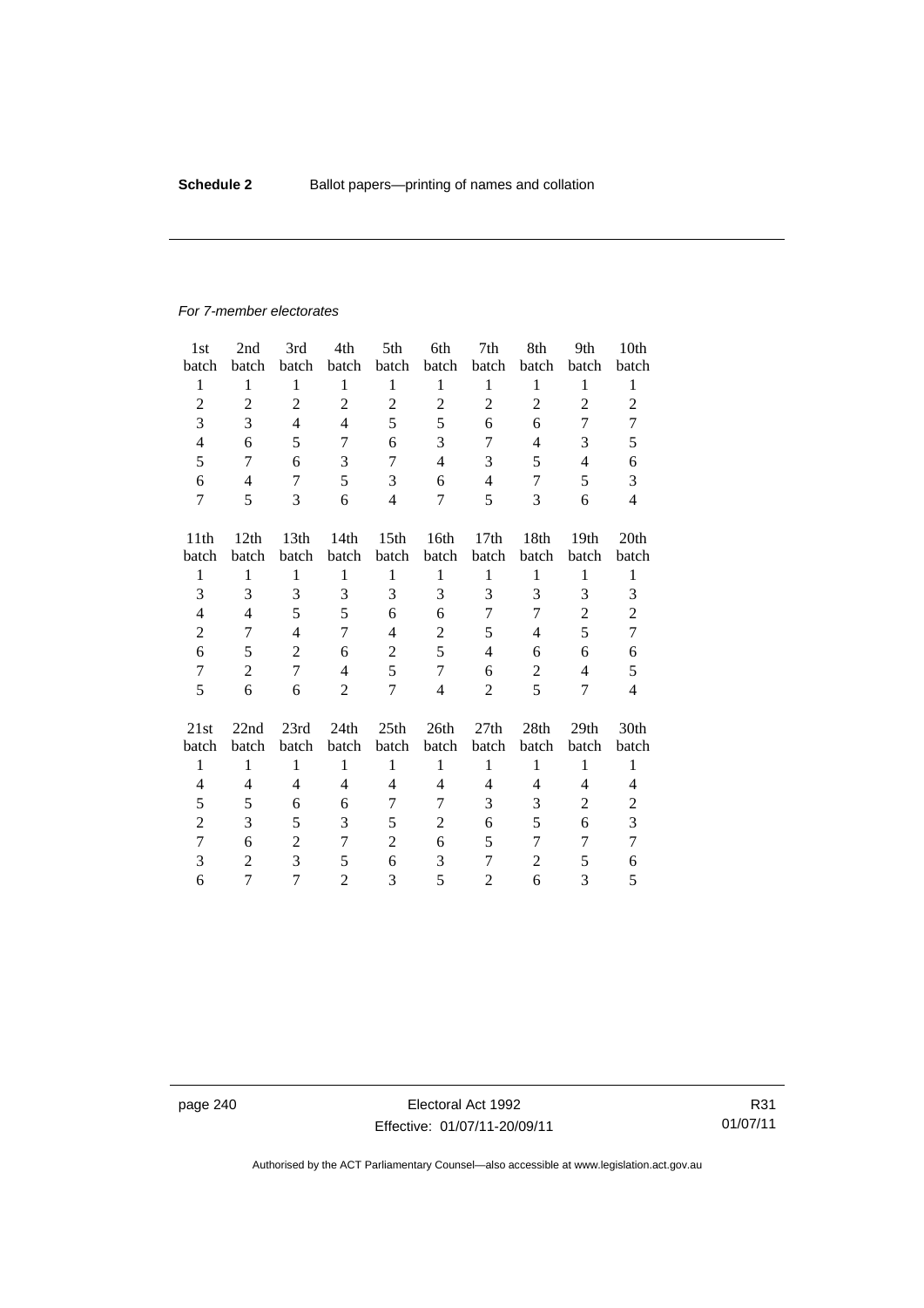*For 7-member electorates*

| 1st batch | 2nd batch | 3rd batch | 4th batch | 5th batch | 6th batch | 7th batch | 8th batch | 9th batch | 10th batch |
|---|---|---|---|---|---|---|---|---|---|
| 1 | 1 | 1 | 1 | 1 | 1 | 1 | 1 | 1 | 1 |
| 2 | 2 | 2 | 2 | 2 | 2 | 2 | 2 | 2 | 2 |
| 3 | 3 | 4 | 4 | 5 | 5 | 6 | 6 | 7 | 7 |
| 4 | 6 | 5 | 7 | 6 | 3 | 7 | 4 | 3 | 5 |
| 5 | 7 | 6 | 3 | 7 | 4 | 3 | 5 | 4 | 6 |
| 6 | 4 | 7 | 5 | 3 | 6 | 4 | 7 | 5 | 3 |
| 7 | 5 | 3 | 6 | 4 | 7 | 5 | 3 | 6 | 4 |

| 11th batch | 12th batch | 13th batch | 14th batch | 15th batch | 16th batch | 17th batch | 18th batch | 19th batch | 20th batch |
|---|---|---|---|---|---|---|---|---|---|
| 1 | 1 | 1 | 1 | 1 | 1 | 1 | 1 | 1 | 1 |
| 3 | 3 | 3 | 3 | 3 | 3 | 3 | 3 | 3 | 3 |
| 4 | 4 | 5 | 5 | 6 | 6 | 7 | 7 | 2 | 2 |
| 2 | 7 | 4 | 7 | 4 | 2 | 5 | 4 | 5 | 7 |
| 6 | 5 | 2 | 6 | 2 | 5 | 4 | 6 | 6 | 6 |
| 7 | 2 | 7 | 4 | 5 | 7 | 6 | 2 | 4 | 5 |
| 5 | 6 | 6 | 2 | 7 | 4 | 2 | 5 | 7 | 4 |

| 21st batch | 22nd batch | 23rd batch | 24th batch | 25th batch | 26th batch | 27th batch | 28th batch | 29th batch | 30th batch |
|---|---|---|---|---|---|---|---|---|---|
| 1 | 1 | 1 | 1 | 1 | 1 | 1 | 1 | 1 | 1 |
| 4 | 4 | 4 | 4 | 4 | 4 | 4 | 4 | 4 | 4 |
| 5 | 5 | 6 | 6 | 7 | 7 | 3 | 3 | 2 | 2 |
| 2 | 3 | 5 | 3 | 5 | 2 | 6 | 5 | 6 | 3 |
| 7 | 6 | 2 | 7 | 2 | 6 | 5 | 7 | 7 | 7 |
| 3 | 2 | 3 | 5 | 6 | 3 | 7 | 2 | 5 | 6 |
| 6 | 7 | 7 | 2 | 3 | 5 | 2 | 6 | 3 | 5 |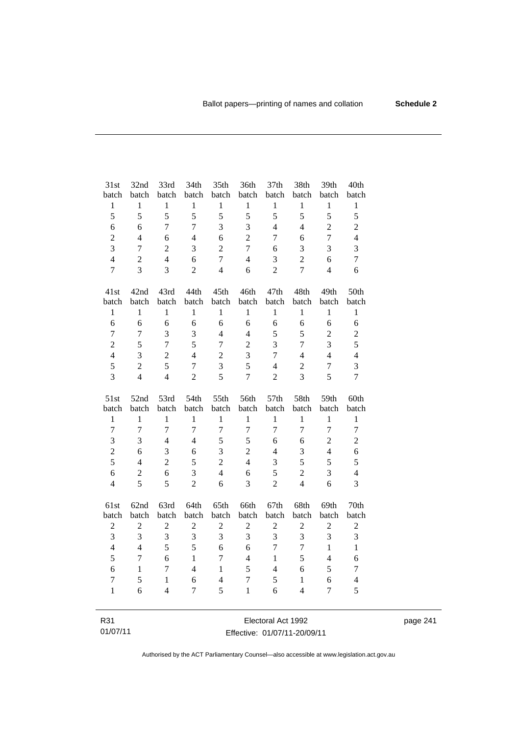| 31st batch | 32nd batch | 33rd batch | 34th batch | 35th batch | 36th batch | 37th batch | 38th batch | 39th batch | 40th batch |
|---|---|---|---|---|---|---|---|---|---|
| 1 | 1 | 1 | 1 | 1 | 1 | 1 | 1 | 1 | 1 |
| 5 | 5 | 5 | 5 | 5 | 5 | 5 | 5 | 5 | 5 |
| 6 | 6 | 7 | 7 | 3 | 3 | 4 | 4 | 2 | 2 |
| 2 | 4 | 6 | 4 | 6 | 2 | 7 | 6 | 7 | 4 |
| 3 | 7 | 2 | 3 | 2 | 7 | 6 | 3 | 3 | 3 |
| 4 | 2 | 4 | 6 | 7 | 4 | 3 | 2 | 6 | 7 |
| 7 | 3 | 3 | 2 | 4 | 6 | 2 | 7 | 4 | 6 |

| 41st batch | 42nd batch | 43rd batch | 44th batch | 45th batch | 46th batch | 47th batch | 48th batch | 49th batch | 50th batch |
|---|---|---|---|---|---|---|---|---|---|
| 1 | 1 | 1 | 1 | 1 | 1 | 1 | 1 | 1 | 1 |
| 6 | 6 | 6 | 6 | 6 | 6 | 6 | 6 | 6 | 6 |
| 7 | 7 | 3 | 3 | 4 | 4 | 5 | 5 | 2 | 2 |
| 2 | 5 | 7 | 5 | 7 | 2 | 3 | 7 | 3 | 5 |
| 4 | 3 | 2 | 4 | 2 | 3 | 7 | 4 | 4 | 4 |
| 5 | 2 | 5 | 7 | 3 | 5 | 4 | 2 | 7 | 3 |
| 3 | 4 | 4 | 2 | 5 | 7 | 2 | 3 | 5 | 7 |

| 51st batch | 52nd batch | 53rd batch | 54th batch | 55th batch | 56th batch | 57th batch | 58th batch | 59th batch | 60th batch |
|---|---|---|---|---|---|---|---|---|---|
| 1 | 1 | 1 | 1 | 1 | 1 | 1 | 1 | 1 | 1 |
| 7 | 7 | 7 | 7 | 7 | 7 | 7 | 7 | 7 | 7 |
| 3 | 3 | 4 | 4 | 5 | 5 | 6 | 6 | 2 | 2 |
| 2 | 6 | 3 | 6 | 3 | 2 | 4 | 3 | 4 | 6 |
| 5 | 4 | 2 | 5 | 2 | 4 | 3 | 5 | 5 | 5 |
| 6 | 2 | 6 | 3 | 4 | 6 | 5 | 2 | 3 | 4 |
| 4 | 5 | 5 | 2 | 6 | 3 | 2 | 4 | 6 | 3 |

| 61st batch | 62nd batch | 63rd batch | 64th batch | 65th batch | 66th batch | 67th batch | 68th batch | 69th batch | 70th batch |
|---|---|---|---|---|---|---|---|---|---|
| 2 | 2 | 2 | 2 | 2 | 2 | 2 | 2 | 2 | 2 |
| 3 | 3 | 3 | 3 | 3 | 3 | 3 | 3 | 3 | 3 |
| 4 | 4 | 5 | 5 | 6 | 6 | 7 | 7 | 1 | 1 |
| 5 | 7 | 6 | 1 | 7 | 4 | 1 | 5 | 4 | 6 |
| 6 | 1 | 7 | 4 | 1 | 5 | 4 | 6 | 5 | 7 |
| 7 | 5 | 1 | 6 | 4 | 7 | 5 | 1 | 6 | 4 |
| 1 | 6 | 4 | 7 | 5 | 1 | 6 | 4 | 7 | 5 |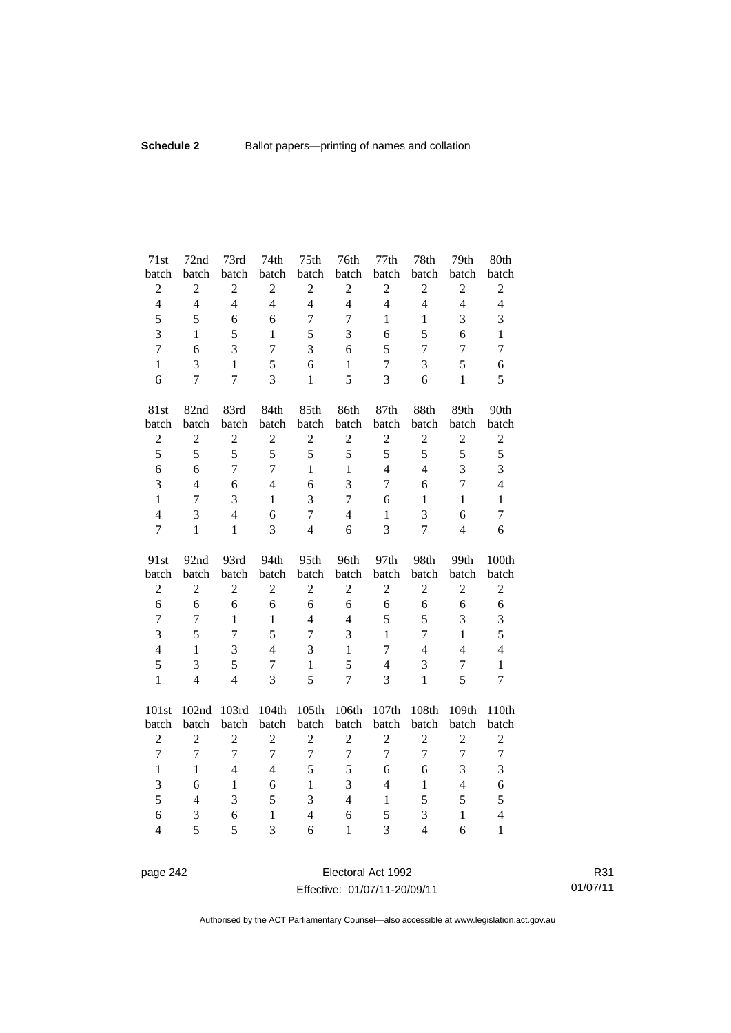| 71st batch | 72nd batch | 73rd batch | 74th batch | 75th batch | 76th batch | 77th batch | 78th batch | 79th batch | 80th batch |
|---|---|---|---|---|---|---|---|---|---|
| 2 | 2 | 2 | 2 | 2 | 2 | 2 | 2 | 2 | 2 |
| 4 | 4 | 4 | 4 | 4 | 4 | 4 | 4 | 4 | 4 |
| 5 | 5 | 6 | 6 | 7 | 7 | 1 | 1 | 3 | 3 |
| 3 | 1 | 5 | 1 | 5 | 3 | 6 | 5 | 6 | 1 |
| 7 | 6 | 3 | 7 | 3 | 6 | 5 | 7 | 7 | 7 |
| 1 | 3 | 1 | 5 | 6 | 1 | 7 | 3 | 5 | 6 |
| 6 | 7 | 7 | 3 | 1 | 5 | 3 | 6 | 1 | 5 |

| 81st batch | 82nd batch | 83rd batch | 84th batch | 85th batch | 86th batch | 87th batch | 88th batch | 89th batch | 90th batch |
|---|---|---|---|---|---|---|---|---|---|
| 2 | 2 | 2 | 2 | 2 | 2 | 2 | 2 | 2 | 2 |
| 5 | 5 | 5 | 5 | 5 | 5 | 5 | 5 | 5 | 5 |
| 6 | 6 | 7 | 7 | 1 | 1 | 4 | 4 | 3 | 3 |
| 3 | 4 | 6 | 4 | 6 | 3 | 7 | 6 | 7 | 4 |
| 1 | 7 | 3 | 1 | 3 | 7 | 6 | 1 | 1 | 1 |
| 4 | 3 | 4 | 6 | 7 | 4 | 1 | 3 | 6 | 7 |
| 7 | 1 | 1 | 3 | 4 | 6 | 3 | 7 | 4 | 6 |

| 91st batch | 92nd batch | 93rd batch | 94th batch | 95th batch | 96th batch | 97th batch | 98th batch | 99th batch | 100th batch |
|---|---|---|---|---|---|---|---|---|---|
| 2 | 2 | 2 | 2 | 2 | 2 | 2 | 2 | 2 | 2 |
| 6 | 6 | 6 | 6 | 6 | 6 | 6 | 6 | 6 | 6 |
| 7 | 7 | 1 | 1 | 4 | 4 | 5 | 5 | 3 | 3 |
| 3 | 5 | 7 | 5 | 7 | 3 | 1 | 7 | 1 | 5 |
| 4 | 1 | 3 | 4 | 3 | 1 | 7 | 4 | 4 | 4 |
| 5 | 3 | 5 | 7 | 1 | 5 | 4 | 3 | 7 | 1 |
| 1 | 4 | 4 | 3 | 5 | 7 | 3 | 1 | 5 | 7 |

| 101st batch | 102nd batch | 103rd batch | 104th batch | 105th batch | 106th batch | 107th batch | 108th batch | 109th batch | 110th batch |
|---|---|---|---|---|---|---|---|---|---|
| 2 | 2 | 2 | 2 | 2 | 2 | 2 | 2 | 2 | 2 |
| 7 | 7 | 7 | 7 | 7 | 7 | 7 | 7 | 7 | 7 |
| 1 | 1 | 4 | 4 | 5 | 5 | 6 | 6 | 3 | 3 |
| 3 | 6 | 1 | 6 | 1 | 3 | 4 | 1 | 4 | 6 |
| 5 | 4 | 3 | 5 | 3 | 4 | 1 | 5 | 5 | 5 |
| 6 | 3 | 6 | 1 | 4 | 6 | 5 | 3 | 1 | 4 |
| 4 | 5 | 5 | 3 | 6 | 1 | 3 | 4 | 6 | 1 |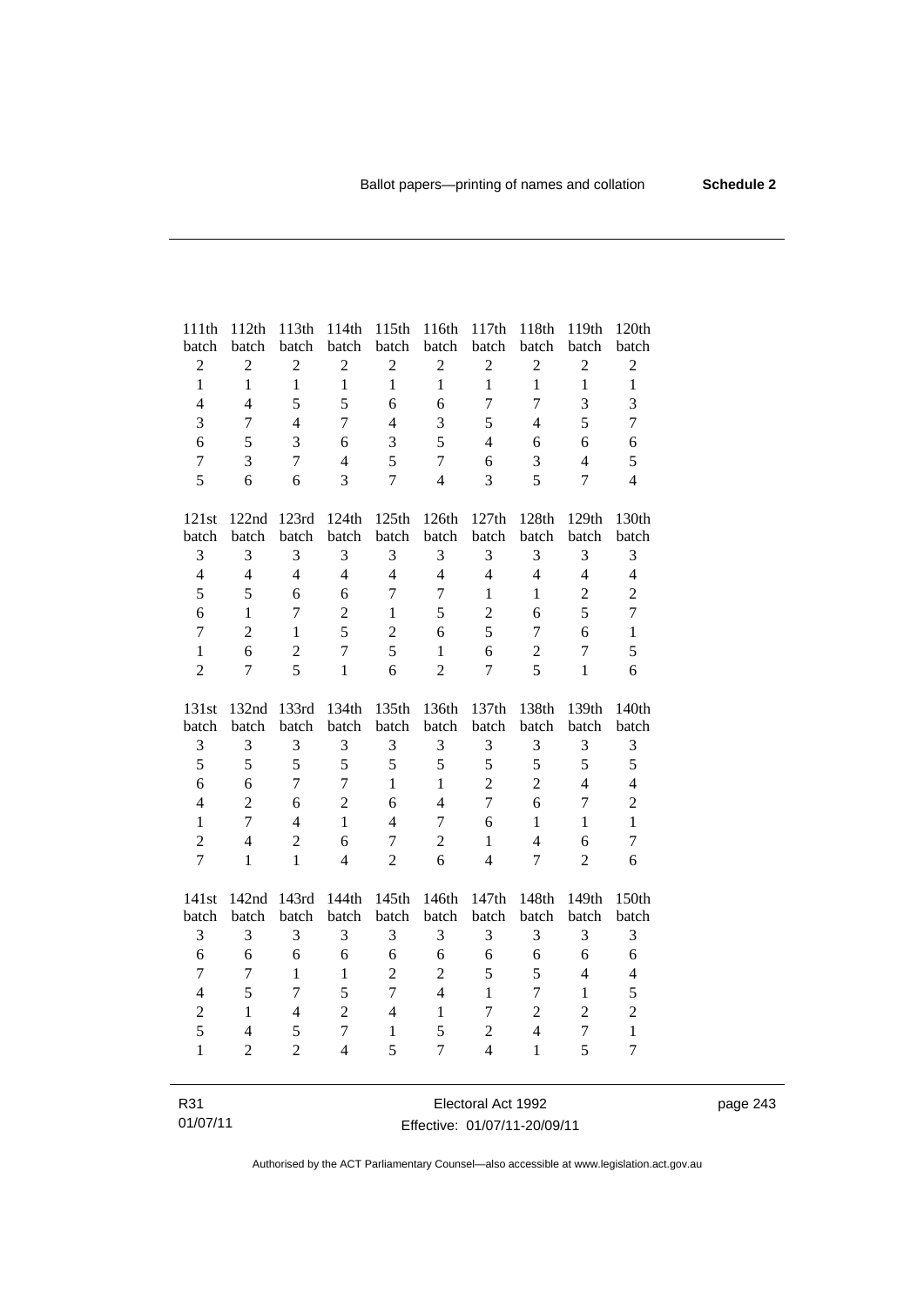| 111th batch | 112th batch | 113th batch | 114th batch | 115th batch | 116th batch | 117th batch | 118th batch | 119th batch | 120th batch |
|---|---|---|---|---|---|---|---|---|---|
| 2 | 2 | 2 | 2 | 2 | 2 | 2 | 2 | 2 | 2 |
| 1 | 1 | 1 | 1 | 1 | 1 | 1 | 1 | 1 | 1 |
| 4 | 4 | 5 | 5 | 6 | 6 | 7 | 7 | 3 | 3 |
| 3 | 7 | 4 | 7 | 4 | 3 | 5 | 4 | 5 | 7 |
| 6 | 5 | 3 | 6 | 3 | 5 | 4 | 6 | 6 | 6 |
| 7 | 3 | 7 | 4 | 5 | 7 | 6 | 3 | 4 | 5 |
| 5 | 6 | 6 | 3 | 7 | 4 | 3 | 5 | 7 | 4 |

| 121st batch | 122nd batch | 123rd batch | 124th batch | 125th batch | 126th batch | 127th batch | 128th batch | 129th batch | 130th batch |
|---|---|---|---|---|---|---|---|---|---|
| 3 | 3 | 3 | 3 | 3 | 3 | 3 | 3 | 3 | 3 |
| 4 | 4 | 4 | 4 | 4 | 4 | 4 | 4 | 4 | 4 |
| 5 | 5 | 6 | 6 | 7 | 7 | 1 | 1 | 2 | 2 |
| 6 | 1 | 7 | 2 | 1 | 5 | 2 | 6 | 5 | 7 |
| 7 | 2 | 1 | 5 | 2 | 6 | 5 | 7 | 6 | 1 |
| 1 | 6 | 2 | 7 | 5 | 1 | 6 | 2 | 7 | 5 |
| 2 | 7 | 5 | 1 | 6 | 2 | 7 | 5 | 1 | 6 |

| 131st batch | 132nd batch | 133rd batch | 134th batch | 135th batch | 136th batch | 137th batch | 138th batch | 139th batch | 140th batch |
|---|---|---|---|---|---|---|---|---|---|
| 3 | 3 | 3 | 3 | 3 | 3 | 3 | 3 | 3 | 3 |
| 5 | 5 | 5 | 5 | 5 | 5 | 5 | 5 | 5 | 5 |
| 6 | 6 | 7 | 7 | 1 | 1 | 2 | 2 | 4 | 4 |
| 4 | 2 | 6 | 2 | 6 | 4 | 7 | 6 | 7 | 2 |
| 1 | 7 | 4 | 1 | 4 | 7 | 6 | 1 | 1 | 1 |
| 2 | 4 | 2 | 6 | 7 | 2 | 1 | 4 | 6 | 7 |
| 7 | 1 | 1 | 4 | 2 | 6 | 4 | 7 | 2 | 6 |

| 141st batch | 142nd batch | 143rd batch | 144th batch | 145th batch | 146th batch | 147th batch | 148th batch | 149th batch | 150th batch |
|---|---|---|---|---|---|---|---|---|---|
| 3 | 3 | 3 | 3 | 3 | 3 | 3 | 3 | 3 | 3 |
| 6 | 6 | 6 | 6 | 6 | 6 | 6 | 6 | 6 | 6 |
| 7 | 7 | 1 | 1 | 2 | 2 | 5 | 5 | 4 | 4 |
| 4 | 5 | 7 | 5 | 7 | 4 | 1 | 7 | 1 | 5 |
| 2 | 1 | 4 | 2 | 4 | 1 | 7 | 2 | 2 | 2 |
| 5 | 4 | 5 | 7 | 1 | 5 | 2 | 4 | 7 | 1 |
| 1 | 2 | 2 | 4 | 5 | 7 | 4 | 1 | 5 | 7 |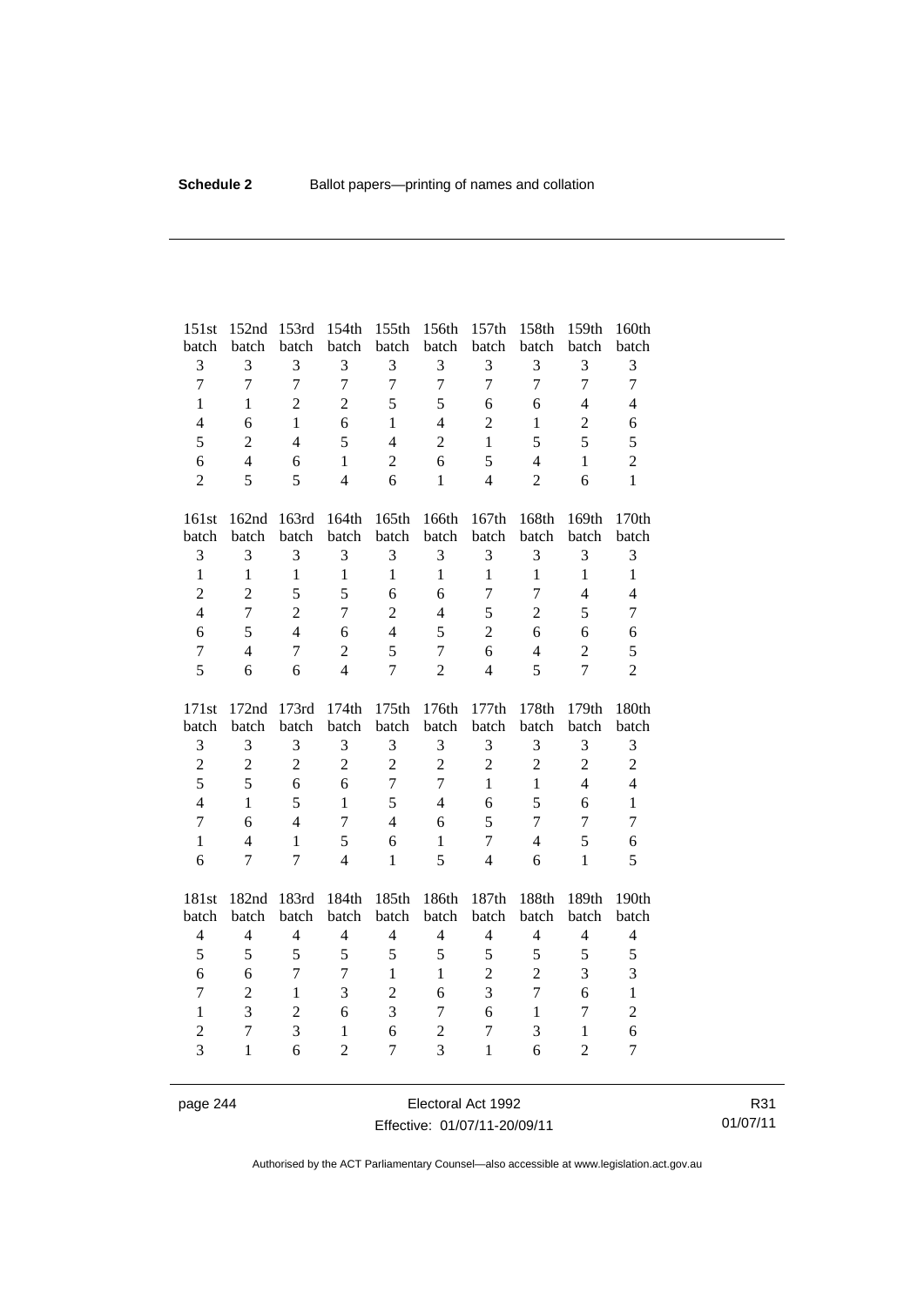| 151st batch | 152nd batch | 153rd batch | 154th batch | 155th batch | 156th batch | 157th batch | 158th batch | 159th batch | 160th batch |
|---|---|---|---|---|---|---|---|---|---|
| 3 | 3 | 3 | 3 | 3 | 3 | 3 | 3 | 3 | 3 |
| 7 | 7 | 7 | 7 | 7 | 7 | 7 | 7 | 7 | 7 |
| 1 | 1 | 2 | 2 | 5 | 5 | 6 | 6 | 4 | 4 |
| 4 | 6 | 1 | 6 | 1 | 4 | 2 | 1 | 2 | 6 |
| 5 | 2 | 4 | 5 | 4 | 2 | 1 | 5 | 5 | 5 |
| 6 | 4 | 6 | 1 | 2 | 6 | 5 | 4 | 1 | 2 |
| 2 | 5 | 5 | 4 | 6 | 1 | 4 | 2 | 6 | 1 |

| 161st batch | 162nd batch | 163rd batch | 164th batch | 165th batch | 166th batch | 167th batch | 168th batch | 169th batch | 170th batch |
|---|---|---|---|---|---|---|---|---|---|
| 3 | 3 | 3 | 3 | 3 | 3 | 3 | 3 | 3 | 3 |
| 1 | 1 | 1 | 1 | 1 | 1 | 1 | 1 | 1 | 1 |
| 2 | 2 | 5 | 5 | 6 | 6 | 7 | 7 | 4 | 4 |
| 4 | 7 | 2 | 7 | 2 | 4 | 5 | 2 | 5 | 7 |
| 6 | 5 | 4 | 6 | 4 | 5 | 2 | 6 | 6 | 6 |
| 7 | 4 | 7 | 2 | 5 | 7 | 6 | 4 | 2 | 5 |
| 5 | 6 | 6 | 4 | 7 | 2 | 4 | 5 | 7 | 2 |

| 171st batch | 172nd batch | 173rd batch | 174th batch | 175th batch | 176th batch | 177th batch | 178th batch | 179th batch | 180th batch |
|---|---|---|---|---|---|---|---|---|---|
| 3 | 3 | 3 | 3 | 3 | 3 | 3 | 3 | 3 | 3 |
| 2 | 2 | 2 | 2 | 2 | 2 | 2 | 2 | 2 | 2 |
| 5 | 5 | 6 | 6 | 7 | 7 | 1 | 1 | 4 | 4 |
| 4 | 1 | 5 | 1 | 5 | 4 | 6 | 5 | 6 | 1 |
| 7 | 6 | 4 | 7 | 4 | 6 | 5 | 7 | 7 | 7 |
| 1 | 4 | 1 | 5 | 6 | 1 | 7 | 4 | 5 | 6 |
| 6 | 7 | 7 | 4 | 1 | 5 | 4 | 6 | 1 | 5 |

| 181st batch | 182nd batch | 183rd batch | 184th batch | 185th batch | 186th batch | 187th batch | 188th batch | 189th batch | 190th batch |
|---|---|---|---|---|---|---|---|---|---|
| 4 | 4 | 4 | 4 | 4 | 4 | 4 | 4 | 4 | 4 |
| 5 | 5 | 5 | 5 | 5 | 5 | 5 | 5 | 5 | 5 |
| 6 | 6 | 7 | 7 | 1 | 1 | 2 | 2 | 3 | 3 |
| 7 | 2 | 1 | 3 | 2 | 6 | 3 | 7 | 6 | 1 |
| 1 | 3 | 2 | 6 | 3 | 7 | 6 | 1 | 7 | 2 |
| 2 | 7 | 3 | 1 | 6 | 2 | 7 | 3 | 1 | 6 |
| 3 | 1 | 6 | 2 | 7 | 3 | 1 | 6 | 2 | 7 |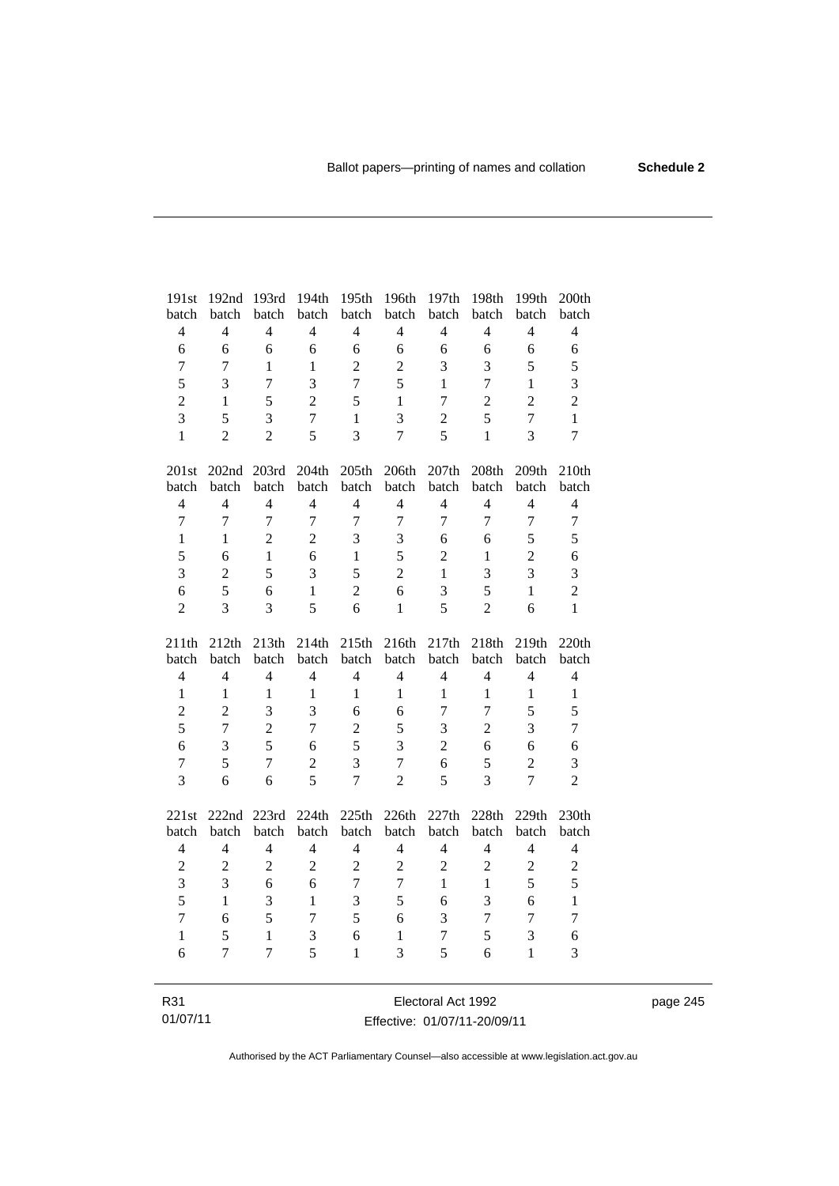| 191st batch | 192nd batch | 193rd batch | 194th batch | 195th batch | 196th batch | 197th batch | 198th batch | 199th batch | 200th batch |
|---|---|---|---|---|---|---|---|---|---|
| 4 | 4 | 4 | 4 | 4 | 4 | 4 | 4 | 4 | 4 |
| 6 | 6 | 6 | 6 | 6 | 6 | 6 | 6 | 6 | 6 |
| 7 | 7 | 1 | 1 | 2 | 2 | 3 | 3 | 5 | 5 |
| 5 | 3 | 7 | 3 | 7 | 5 | 1 | 7 | 1 | 3 |
| 2 | 1 | 5 | 2 | 5 | 1 | 7 | 2 | 2 | 2 |
| 3 | 5 | 3 | 7 | 1 | 3 | 2 | 5 | 7 | 1 |
| 1 | 2 | 2 | 5 | 3 | 7 | 5 | 1 | 3 | 7 |

| 201st batch | 202nd batch | 203rd batch | 204th batch | 205th batch | 206th batch | 207th batch | 208th batch | 209th batch | 210th batch |
|---|---|---|---|---|---|---|---|---|---|
| 4 | 4 | 4 | 4 | 4 | 4 | 4 | 4 | 4 | 4 |
| 7 | 7 | 7 | 7 | 7 | 7 | 7 | 7 | 7 | 7 |
| 1 | 1 | 2 | 2 | 3 | 3 | 6 | 6 | 5 | 5 |
| 5 | 6 | 1 | 6 | 1 | 5 | 2 | 1 | 2 | 6 |
| 3 | 2 | 5 | 3 | 5 | 2 | 1 | 3 | 3 | 3 |
| 6 | 5 | 6 | 1 | 2 | 6 | 3 | 5 | 1 | 2 |
| 2 | 3 | 3 | 5 | 6 | 1 | 5 | 2 | 6 | 1 |

| 211th batch | 212th batch | 213th batch | 214th batch | 215th batch | 216th batch | 217th batch | 218th batch | 219th batch | 220th batch |
|---|---|---|---|---|---|---|---|---|---|
| 4 | 4 | 4 | 4 | 4 | 4 | 4 | 4 | 4 | 4 |
| 1 | 1 | 1 | 1 | 1 | 1 | 1 | 1 | 1 | 1 |
| 2 | 2 | 3 | 3 | 6 | 6 | 7 | 7 | 5 | 5 |
| 5 | 7 | 2 | 7 | 2 | 5 | 3 | 2 | 3 | 7 |
| 6 | 3 | 5 | 6 | 5 | 3 | 2 | 6 | 6 | 6 |
| 7 | 5 | 7 | 2 | 3 | 7 | 6 | 5 | 2 | 3 |
| 3 | 6 | 6 | 5 | 7 | 2 | 5 | 3 | 7 | 2 |

| 221st batch | 222nd batch | 223rd batch | 224th batch | 225th batch | 226th batch | 227th batch | 228th batch | 229th batch | 230th batch |
|---|---|---|---|---|---|---|---|---|---|
| 4 | 4 | 4 | 4 | 4 | 4 | 4 | 4 | 4 | 4 |
| 2 | 2 | 2 | 2 | 2 | 2 | 2 | 2 | 2 | 2 |
| 3 | 3 | 6 | 6 | 7 | 7 | 1 | 1 | 5 | 5 |
| 5 | 1 | 3 | 1 | 3 | 5 | 6 | 3 | 6 | 1 |
| 7 | 6 | 5 | 7 | 5 | 6 | 3 | 7 | 7 | 7 |
| 1 | 5 | 1 | 3 | 6 | 1 | 7 | 5 | 3 | 6 |
| 6 | 7 | 7 | 5 | 1 | 3 | 5 | 6 | 1 | 3 |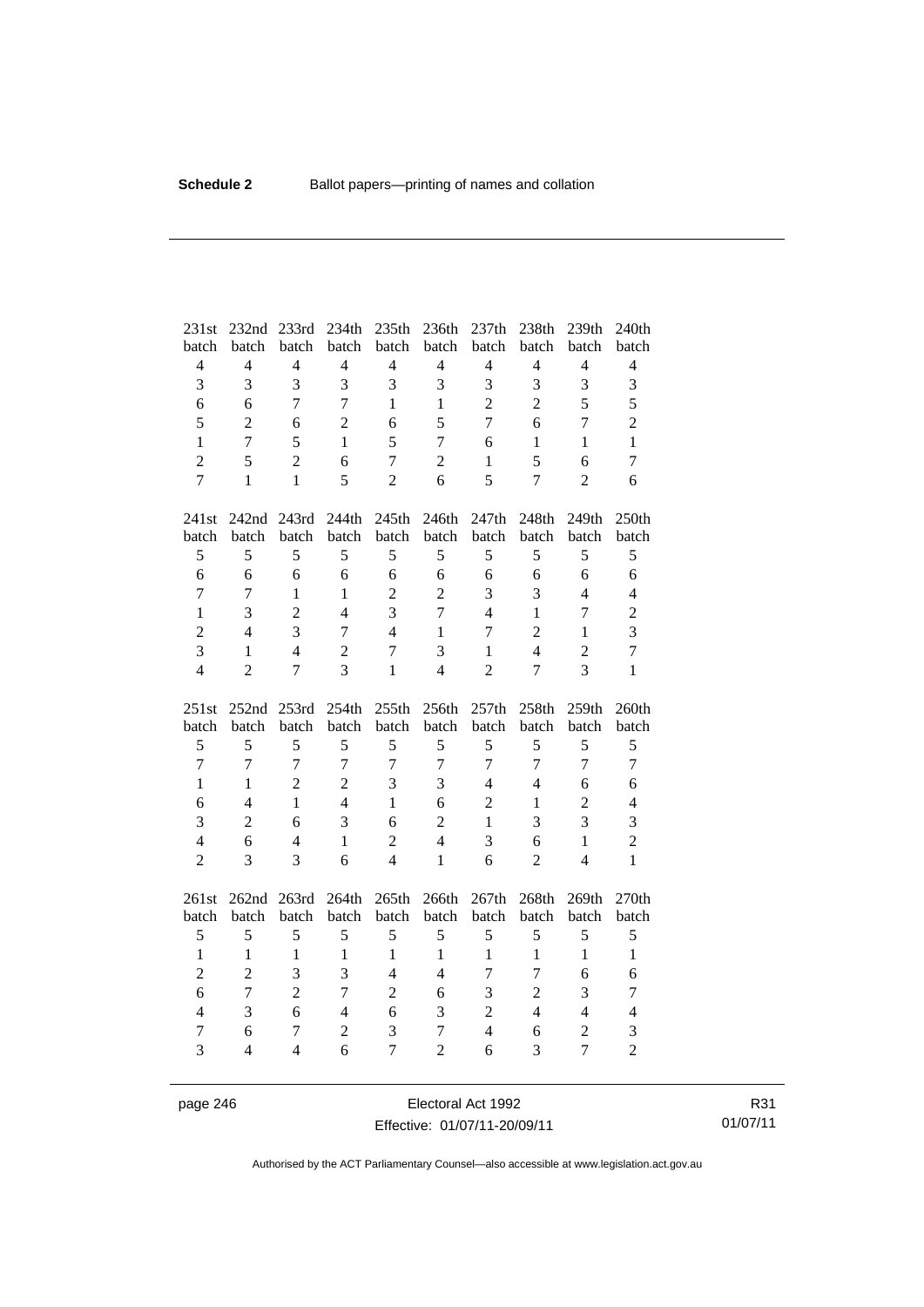| 231st batch | 232nd batch | 233rd batch | 234th batch | 235th batch | 236th batch | 237th batch | 238th batch | 239th batch | 240th batch |
|---|---|---|---|---|---|---|---|---|---|
| 4 | 4 | 4 | 4 | 4 | 4 | 4 | 4 | 4 | 4 |
| 3 | 3 | 3 | 3 | 3 | 3 | 3 | 3 | 3 | 3 |
| 6 | 6 | 7 | 7 | 1 | 1 | 2 | 2 | 5 | 5 |
| 5 | 2 | 6 | 2 | 6 | 5 | 7 | 6 | 7 | 2 |
| 1 | 7 | 5 | 1 | 5 | 7 | 6 | 1 | 1 | 1 |
| 2 | 5 | 2 | 6 | 7 | 2 | 1 | 5 | 6 | 7 |
| 7 | 1 | 1 | 5 | 2 | 6 | 5 | 7 | 2 | 6 |

| 241st batch | 242nd batch | 243rd batch | 244th batch | 245th batch | 246th batch | 247th batch | 248th batch | 249th batch | 250th batch |
|---|---|---|---|---|---|---|---|---|---|
| 5 | 5 | 5 | 5 | 5 | 5 | 5 | 5 | 5 | 5 |
| 6 | 6 | 6 | 6 | 6 | 6 | 6 | 6 | 6 | 6 |
| 7 | 7 | 1 | 1 | 2 | 2 | 3 | 3 | 4 | 4 |
| 1 | 3 | 2 | 4 | 3 | 7 | 4 | 1 | 7 | 2 |
| 2 | 4 | 3 | 7 | 4 | 1 | 7 | 2 | 1 | 3 |
| 3 | 1 | 4 | 2 | 7 | 3 | 1 | 4 | 2 | 7 |
| 4 | 2 | 7 | 3 | 1 | 4 | 2 | 7 | 3 | 1 |

| 251st batch | 252nd batch | 253rd batch | 254th batch | 255th batch | 256th batch | 257th batch | 258th batch | 259th batch | 260th batch |
|---|---|---|---|---|---|---|---|---|---|
| 5 | 5 | 5 | 5 | 5 | 5 | 5 | 5 | 5 | 5 |
| 7 | 7 | 7 | 7 | 7 | 7 | 7 | 7 | 7 | 7 |
| 1 | 1 | 2 | 2 | 3 | 3 | 4 | 4 | 6 | 6 |
| 6 | 4 | 1 | 4 | 1 | 6 | 2 | 1 | 2 | 4 |
| 3 | 2 | 6 | 3 | 6 | 2 | 1 | 3 | 3 | 3 |
| 4 | 6 | 4 | 1 | 2 | 4 | 3 | 6 | 1 | 2 |
| 2 | 3 | 3 | 6 | 4 | 1 | 6 | 2 | 4 | 1 |

| 261st batch | 262nd batch | 263rd batch | 264th batch | 265th batch | 266th batch | 267th batch | 268th batch | 269th batch | 270th batch |
|---|---|---|---|---|---|---|---|---|---|
| 5 | 5 | 5 | 5 | 5 | 5 | 5 | 5 | 5 | 5 |
| 1 | 1 | 1 | 1 | 1 | 1 | 1 | 1 | 1 | 1 |
| 2 | 2 | 3 | 3 | 4 | 4 | 7 | 7 | 6 | 6 |
| 6 | 7 | 2 | 7 | 2 | 6 | 3 | 2 | 3 | 7 |
| 4 | 3 | 6 | 4 | 6 | 3 | 2 | 4 | 4 | 4 |
| 7 | 6 | 7 | 2 | 3 | 7 | 4 | 6 | 2 | 3 |
| 3 | 4 | 4 | 6 | 7 | 2 | 6 | 3 | 7 | 2 |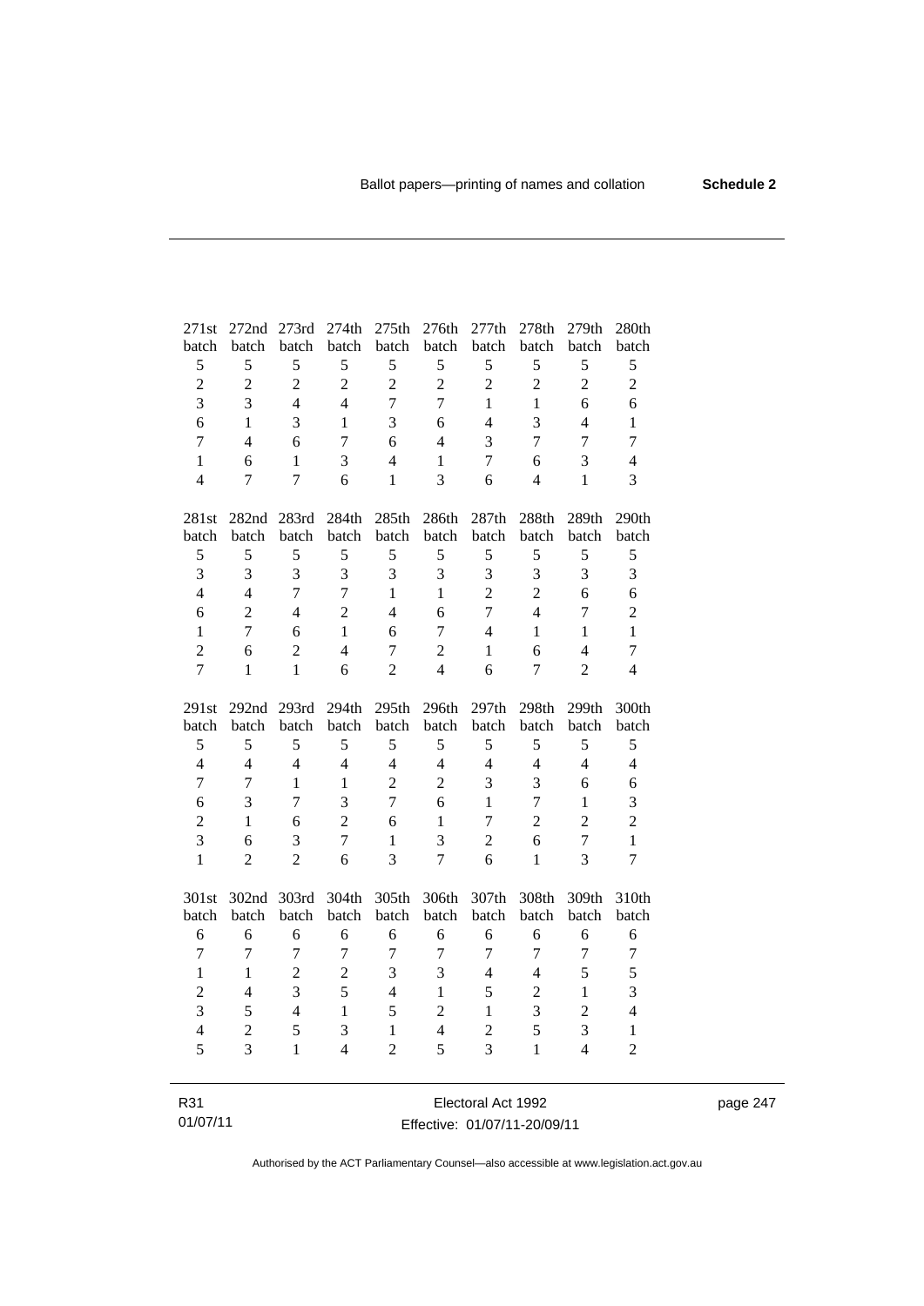| 271st batch | 272nd batch | 273rd batch | 274th batch | 275th batch | 276th batch | 277th batch | 278th batch | 279th batch | 280th batch |
|---|---|---|---|---|---|---|---|---|---|
| 5 | 5 | 5 | 5 | 5 | 5 | 5 | 5 | 5 | 5 |
| 2 | 2 | 2 | 2 | 2 | 2 | 2 | 2 | 2 | 2 |
| 3 | 3 | 4 | 4 | 7 | 7 | 1 | 1 | 6 | 6 |
| 6 | 1 | 3 | 1 | 3 | 6 | 4 | 3 | 4 | 1 |
| 7 | 4 | 6 | 7 | 6 | 4 | 3 | 7 | 7 | 7 |
| 1 | 6 | 1 | 3 | 4 | 1 | 7 | 6 | 3 | 4 |
| 4 | 7 | 7 | 6 | 1 | 3 | 6 | 4 | 1 | 3 |

| 281st batch | 282nd batch | 283rd batch | 284th batch | 285th batch | 286th batch | 287th batch | 288th batch | 289th batch | 290th batch |
|---|---|---|---|---|---|---|---|---|---|
| 5 | 5 | 5 | 5 | 5 | 5 | 5 | 5 | 5 | 5 |
| 3 | 3 | 3 | 3 | 3 | 3 | 3 | 3 | 3 | 3 |
| 4 | 4 | 7 | 7 | 1 | 1 | 2 | 2 | 6 | 6 |
| 6 | 2 | 4 | 2 | 4 | 6 | 7 | 4 | 7 | 2 |
| 1 | 7 | 6 | 1 | 6 | 7 | 4 | 1 | 1 | 1 |
| 2 | 6 | 2 | 4 | 7 | 2 | 1 | 6 | 4 | 7 |
| 7 | 1 | 1 | 6 | 2 | 4 | 6 | 7 | 2 | 4 |

| 291st batch | 292nd batch | 293rd batch | 294th batch | 295th batch | 296th batch | 297th batch | 298th batch | 299th batch | 300th batch |
|---|---|---|---|---|---|---|---|---|---|
| 5 | 5 | 5 | 5 | 5 | 5 | 5 | 5 | 5 | 5 |
| 4 | 4 | 4 | 4 | 4 | 4 | 4 | 4 | 4 | 4 |
| 7 | 7 | 1 | 1 | 2 | 2 | 3 | 3 | 6 | 6 |
| 6 | 3 | 7 | 3 | 7 | 6 | 1 | 7 | 1 | 3 |
| 2 | 1 | 6 | 2 | 6 | 1 | 7 | 2 | 2 | 2 |
| 3 | 6 | 3 | 7 | 1 | 3 | 2 | 6 | 7 | 1 |
| 1 | 2 | 2 | 6 | 3 | 7 | 6 | 1 | 3 | 7 |

| 301st batch | 302nd batch | 303rd batch | 304th batch | 305th batch | 306th batch | 307th batch | 308th batch | 309th batch | 310th batch |
|---|---|---|---|---|---|---|---|---|---|
| 6 | 6 | 6 | 6 | 6 | 6 | 6 | 6 | 6 | 6 |
| 7 | 7 | 7 | 7 | 7 | 7 | 7 | 7 | 7 | 7 |
| 1 | 1 | 2 | 2 | 3 | 3 | 4 | 4 | 5 | 5 |
| 2 | 4 | 3 | 5 | 4 | 1 | 5 | 2 | 1 | 3 |
| 3 | 5 | 4 | 1 | 5 | 2 | 1 | 3 | 2 | 4 |
| 4 | 2 | 5 | 3 | 1 | 4 | 2 | 5 | 3 | 1 |
| 5 | 3 | 1 | 4 | 2 | 5 | 3 | 1 | 4 | 2 |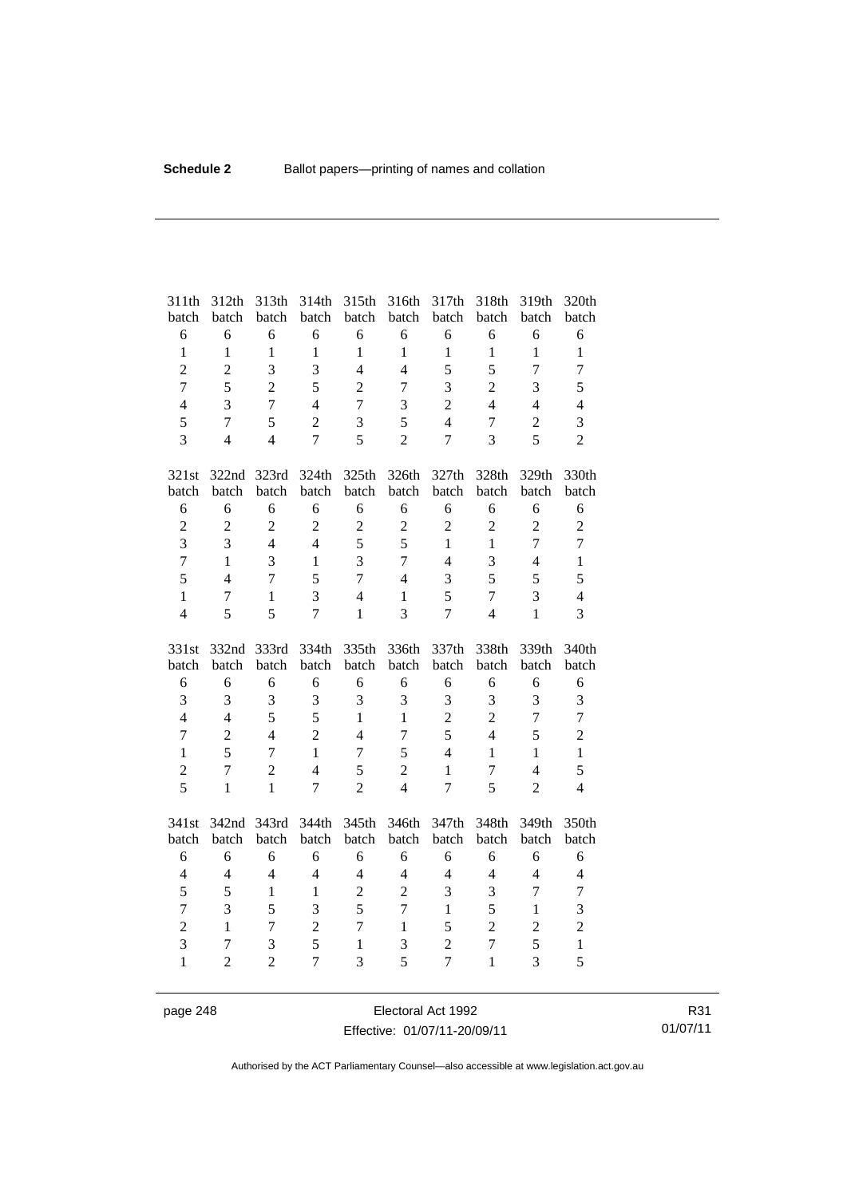| 311th batch | 312th batch | 313th batch | 314th batch | 315th batch | 316th batch | 317th batch | 318th batch | 319th batch | 320th batch |
|---|---|---|---|---|---|---|---|---|---|
| 6 | 6 | 6 | 6 | 6 | 6 | 6 | 6 | 6 | 6 |
| 1 | 1 | 1 | 1 | 1 | 1 | 1 | 1 | 1 | 1 |
| 2 | 2 | 3 | 3 | 4 | 4 | 5 | 5 | 7 | 7 |
| 7 | 5 | 2 | 5 | 2 | 7 | 3 | 2 | 3 | 5 |
| 4 | 3 | 7 | 4 | 7 | 3 | 2 | 4 | 4 | 4 |
| 5 | 7 | 5 | 2 | 3 | 5 | 4 | 7 | 2 | 3 |
| 3 | 4 | 4 | 7 | 5 | 2 | 7 | 3 | 5 | 2 |

| 321st batch | 322nd batch | 323rd batch | 324th batch | 325th batch | 326th batch | 327th batch | 328th batch | 329th batch | 330th batch |
|---|---|---|---|---|---|---|---|---|---|
| 6 | 6 | 6 | 6 | 6 | 6 | 6 | 6 | 6 | 6 |
| 2 | 2 | 2 | 2 | 2 | 2 | 2 | 2 | 2 | 2 |
| 3 | 3 | 4 | 4 | 5 | 5 | 1 | 1 | 7 | 7 |
| 7 | 1 | 3 | 1 | 3 | 7 | 4 | 3 | 4 | 1 |
| 5 | 4 | 7 | 5 | 7 | 4 | 3 | 5 | 5 | 5 |
| 1 | 7 | 1 | 3 | 4 | 1 | 5 | 7 | 3 | 4 |
| 4 | 5 | 5 | 7 | 1 | 3 | 7 | 4 | 1 | 3 |

| 331st batch | 332nd batch | 333rd batch | 334th batch | 335th batch | 336th batch | 337th batch | 338th batch | 339th batch | 340th batch |
|---|---|---|---|---|---|---|---|---|---|
| 6 | 6 | 6 | 6 | 6 | 6 | 6 | 6 | 6 | 6 |
| 3 | 3 | 3 | 3 | 3 | 3 | 3 | 3 | 3 | 3 |
| 4 | 4 | 5 | 5 | 1 | 1 | 2 | 2 | 7 | 7 |
| 7 | 2 | 4 | 2 | 4 | 7 | 5 | 4 | 5 | 2 |
| 1 | 5 | 7 | 1 | 7 | 5 | 4 | 1 | 1 | 1 |
| 2 | 7 | 2 | 4 | 5 | 2 | 1 | 7 | 4 | 5 |
| 5 | 1 | 1 | 7 | 2 | 4 | 7 | 5 | 2 | 4 |

| 341st batch | 342nd batch | 343rd batch | 344th batch | 345th batch | 346th batch | 347th batch | 348th batch | 349th batch | 350th batch |
|---|---|---|---|---|---|---|---|---|---|
| 6 | 6 | 6 | 6 | 6 | 6 | 6 | 6 | 6 | 6 |
| 4 | 4 | 4 | 4 | 4 | 4 | 4 | 4 | 4 | 4 |
| 5 | 5 | 1 | 1 | 2 | 2 | 3 | 3 | 7 | 7 |
| 7 | 3 | 5 | 3 | 5 | 7 | 1 | 5 | 1 | 3 |
| 2 | 1 | 7 | 2 | 7 | 1 | 5 | 2 | 2 | 2 |
| 3 | 7 | 3 | 5 | 1 | 3 | 2 | 7 | 5 | 1 |
| 1 | 2 | 2 | 7 | 3 | 5 | 7 | 1 | 3 | 5 |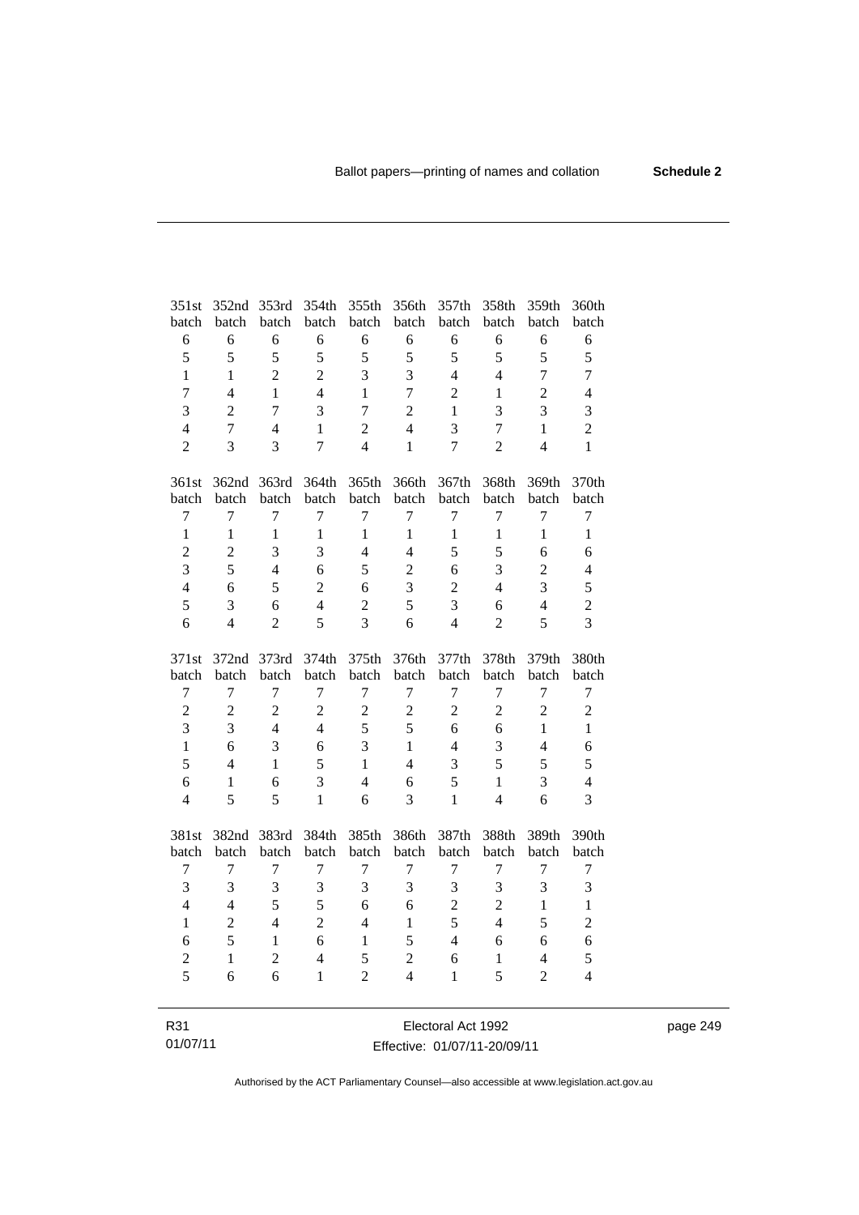| 351st batch | 352nd batch | 353rd batch | 354th batch | 355th batch | 356th batch | 357th batch | 358th batch | 359th batch | 360th batch |
|---|---|---|---|---|---|---|---|---|---|
| 6 | 6 | 6 | 6 | 6 | 6 | 6 | 6 | 6 | 6 |
| 5 | 5 | 5 | 5 | 5 | 5 | 5 | 5 | 5 | 5 |
| 1 | 1 | 2 | 2 | 3 | 3 | 4 | 4 | 7 | 7 |
| 7 | 4 | 1 | 4 | 1 | 7 | 2 | 1 | 2 | 4 |
| 3 | 2 | 7 | 3 | 7 | 2 | 1 | 3 | 3 | 3 |
| 4 | 7 | 4 | 1 | 2 | 4 | 3 | 7 | 1 | 2 |
| 2 | 3 | 3 | 7 | 4 | 1 | 7 | 2 | 4 | 1 |

| 361st batch | 362nd batch | 363rd batch | 364th batch | 365th batch | 366th batch | 367th batch | 368th batch | 369th batch | 370th batch |
|---|---|---|---|---|---|---|---|---|---|
| 7 | 7 | 7 | 7 | 7 | 7 | 7 | 7 | 7 | 7 |
| 1 | 1 | 1 | 1 | 1 | 1 | 1 | 1 | 1 | 1 |
| 2 | 2 | 3 | 3 | 4 | 4 | 5 | 5 | 6 | 6 |
| 3 | 5 | 4 | 6 | 5 | 2 | 6 | 3 | 2 | 4 |
| 4 | 6 | 5 | 2 | 6 | 3 | 2 | 4 | 3 | 5 |
| 5 | 3 | 6 | 4 | 2 | 5 | 3 | 6 | 4 | 2 |
| 6 | 4 | 2 | 5 | 3 | 6 | 4 | 2 | 5 | 3 |

| 371st batch | 372nd batch | 373rd batch | 374th batch | 375th batch | 376th batch | 377th batch | 378th batch | 379th batch | 380th batch |
|---|---|---|---|---|---|---|---|---|---|
| 7 | 7 | 7 | 7 | 7 | 7 | 7 | 7 | 7 | 7 |
| 2 | 2 | 2 | 2 | 2 | 2 | 2 | 2 | 2 | 2 |
| 3 | 3 | 4 | 4 | 5 | 5 | 6 | 6 | 1 | 1 |
| 1 | 6 | 3 | 6 | 3 | 1 | 4 | 3 | 4 | 6 |
| 5 | 4 | 1 | 5 | 1 | 4 | 3 | 5 | 5 | 5 |
| 6 | 1 | 6 | 3 | 4 | 6 | 5 | 1 | 3 | 4 |
| 4 | 5 | 5 | 1 | 6 | 3 | 1 | 4 | 6 | 3 |

| 381st batch | 382nd batch | 383rd batch | 384th batch | 385th batch | 386th batch | 387th batch | 388th batch | 389th batch | 390th batch |
|---|---|---|---|---|---|---|---|---|---|
| 7 | 7 | 7 | 7 | 7 | 7 | 7 | 7 | 7 | 7 |
| 3 | 3 | 3 | 3 | 3 | 3 | 3 | 3 | 3 | 3 |
| 4 | 4 | 5 | 5 | 6 | 6 | 2 | 2 | 1 | 1 |
| 1 | 2 | 4 | 2 | 4 | 1 | 5 | 4 | 5 | 2 |
| 6 | 5 | 1 | 6 | 1 | 5 | 4 | 6 | 6 | 6 |
| 2 | 1 | 2 | 4 | 5 | 2 | 6 | 1 | 4 | 5 |
| 5 | 6 | 6 | 1 | 2 | 4 | 1 | 5 | 2 | 4 |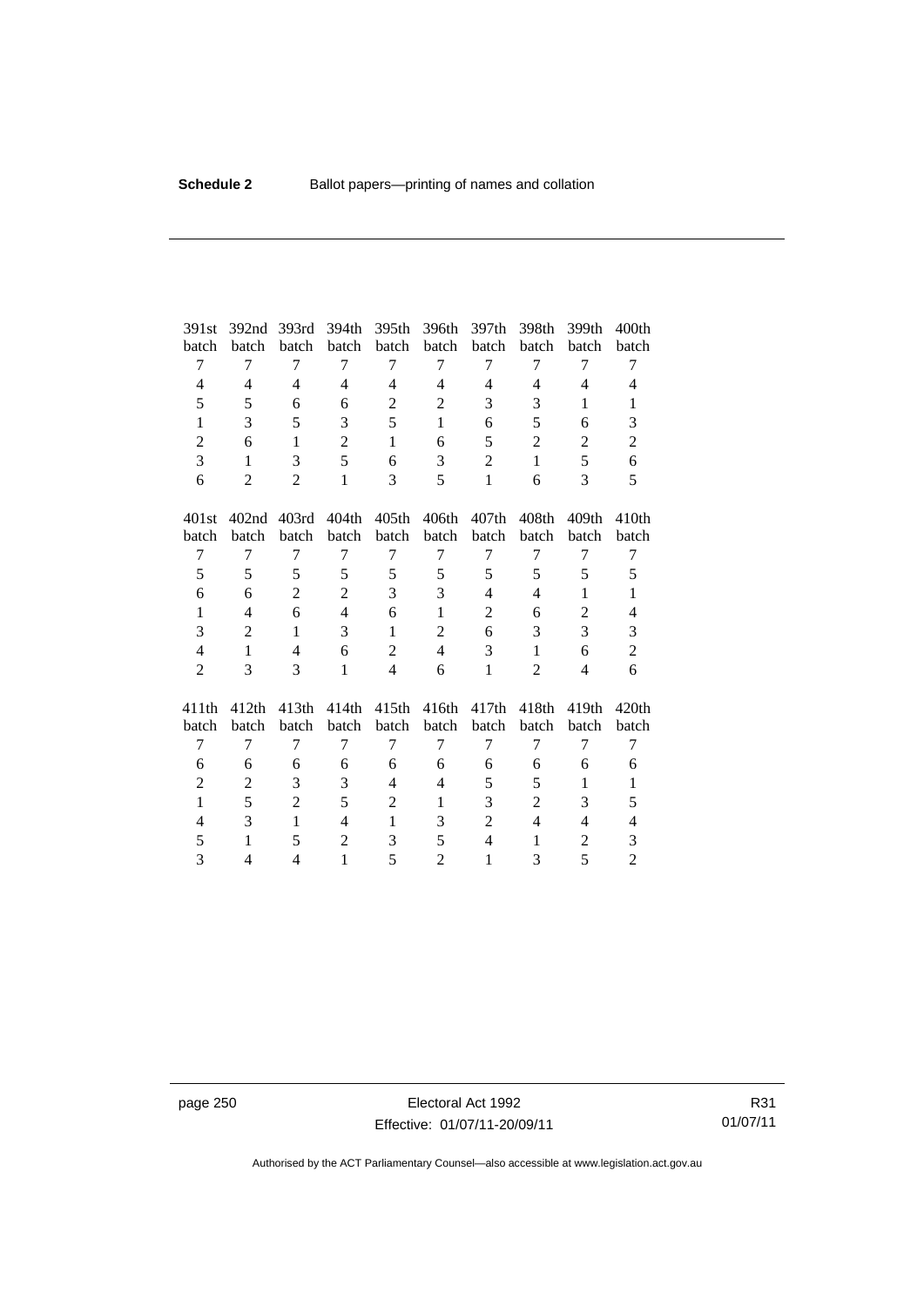| 391st batch | 392nd batch | 393rd batch | 394th batch | 395th batch | 396th batch | 397th batch | 398th batch | 399th batch | 400th batch |
|---|---|---|---|---|---|---|---|---|---|
| 7 | 7 | 7 | 7 | 7 | 7 | 7 | 7 | 7 | 7 |
| 4 | 4 | 4 | 4 | 4 | 4 | 4 | 4 | 4 | 4 |
| 5 | 5 | 6 | 6 | 2 | 2 | 3 | 3 | 1 | 1 |
| 1 | 3 | 5 | 3 | 5 | 1 | 6 | 5 | 6 | 3 |
| 2 | 6 | 1 | 2 | 1 | 6 | 5 | 2 | 2 | 2 |
| 3 | 1 | 3 | 5 | 6 | 3 | 2 | 1 | 5 | 6 |
| 6 | 2 | 2 | 1 | 3 | 5 | 1 | 6 | 3 | 5 |

| 401st batch | 402nd batch | 403rd batch | 404th batch | 405th batch | 406th batch | 407th batch | 408th batch | 409th batch | 410th batch |
|---|---|---|---|---|---|---|---|---|---|
| 7 | 7 | 7 | 7 | 7 | 7 | 7 | 7 | 7 | 7 |
| 5 | 5 | 5 | 5 | 5 | 5 | 5 | 5 | 5 | 5 |
| 6 | 6 | 2 | 2 | 3 | 3 | 4 | 4 | 1 | 1 |
| 1 | 4 | 6 | 4 | 6 | 1 | 2 | 6 | 2 | 4 |
| 3 | 2 | 1 | 3 | 1 | 2 | 6 | 3 | 3 | 3 |
| 4 | 1 | 4 | 6 | 2 | 4 | 3 | 1 | 6 | 2 |
| 2 | 3 | 3 | 1 | 4 | 6 | 1 | 2 | 4 | 6 |

| 411th batch | 412th batch | 413th batch | 414th batch | 415th batch | 416th batch | 417th batch | 418th batch | 419th batch | 420th batch |
|---|---|---|---|---|---|---|---|---|---|
| 7 | 7 | 7 | 7 | 7 | 7 | 7 | 7 | 7 | 7 |
| 6 | 6 | 6 | 6 | 6 | 6 | 6 | 6 | 6 | 6 |
| 2 | 2 | 3 | 3 | 4 | 4 | 5 | 5 | 1 | 1 |
| 1 | 5 | 2 | 5 | 2 | 1 | 3 | 2 | 3 | 5 |
| 4 | 3 | 1 | 4 | 1 | 3 | 2 | 4 | 4 | 4 |
| 5 | 1 | 5 | 2 | 3 | 5 | 4 | 1 | 2 | 3 |
| 3 | 4 | 4 | 1 | 5 | 2 | 1 | 3 | 5 | 2 |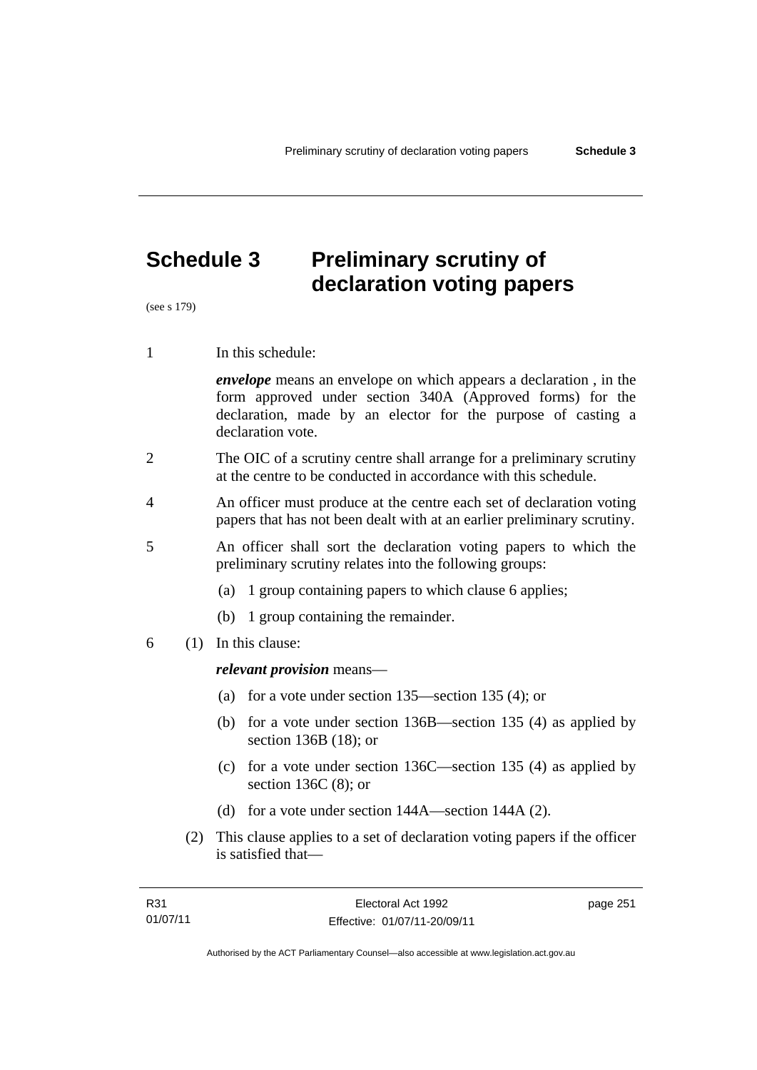# Schedule 3 Preliminary scrutiny of declaration voting papers

(see s 179)

1 In this schedule:

***envelope*** means an envelope on which appears a declaration , in the form approved under section 340A (Approved forms) for the declaration, made by an elector for the purpose of casting a declaration vote.

2 The OIC of a scrutiny centre shall arrange for a preliminary scrutiny at the centre to be conducted in accordance with this schedule.

4 An officer must produce at the centre each set of declaration voting papers that has not been dealt with at an earlier preliminary scrutiny.

5 An officer shall sort the declaration voting papers to which the preliminary scrutiny relates into the following groups:

(a) 1 group containing papers to which clause 6 applies;

(b) 1 group containing the remainder.

6 (1) In this clause:

***relevant provision*** means—

(a) for a vote under section 135—section 135 (4); or

(b) for a vote under section 136B—section 135 (4) as applied by section 136B (18); or

(c) for a vote under section 136C—section 135 (4) as applied by section 136C (8); or

(d) for a vote under section 144A—section 144A (2).

(2) This clause applies to a set of declaration voting papers if the officer is satisfied that—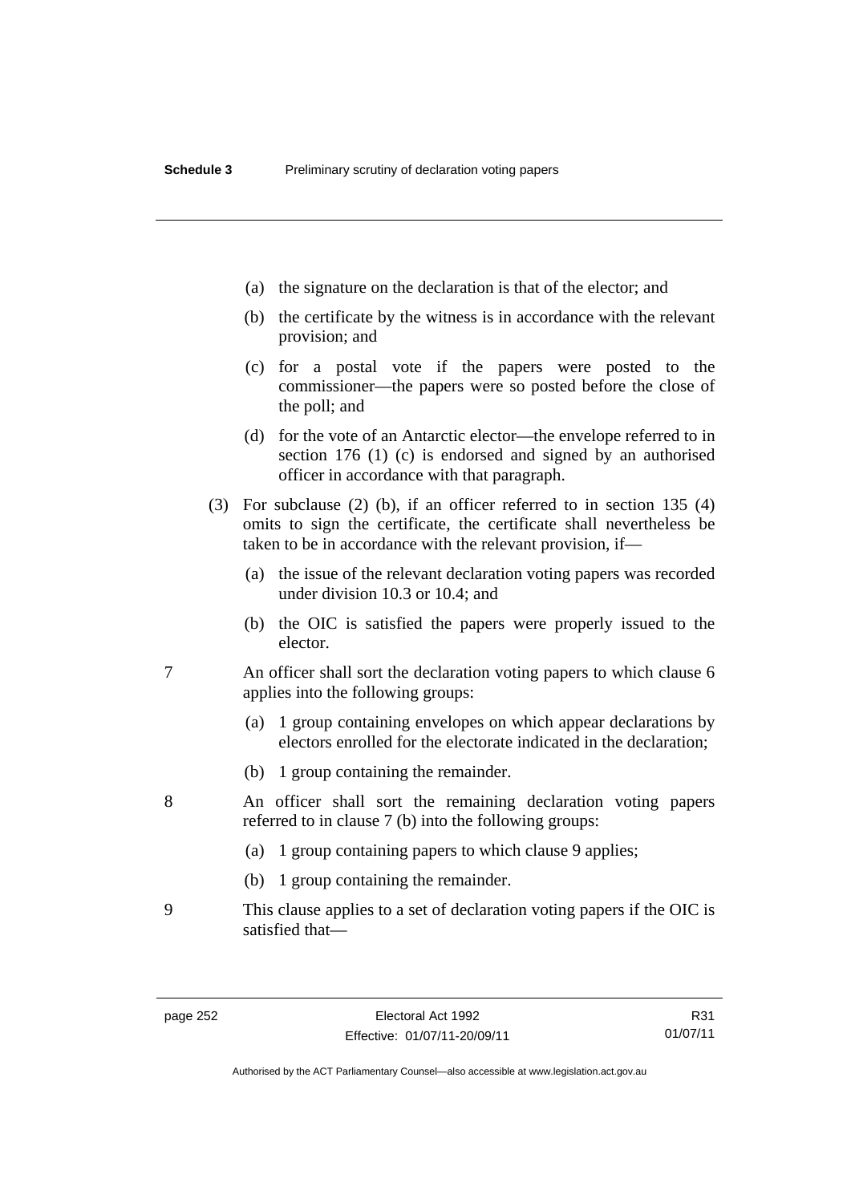(a) the signature on the declaration is that of the elector; and

(b) the certificate by the witness is in accordance with the relevant provision; and

(c) for a postal vote if the papers were posted to the commissioner—the papers were so posted before the close of the poll; and

(d) for the vote of an Antarctic elector—the envelope referred to in section 176 (1) (c) is endorsed and signed by an authorised officer in accordance with that paragraph.

(3) For subclause (2) (b), if an officer referred to in section 135 (4) omits to sign the certificate, the certificate shall nevertheless be taken to be in accordance with the relevant provision, if—

(a) the issue of the relevant declaration voting papers was recorded under division 10.3 or 10.4; and

(b) the OIC is satisfied the papers were properly issued to the elector.

7 An officer shall sort the declaration voting papers to which clause 6 applies into the following groups:

(a) 1 group containing envelopes on which appear declarations by electors enrolled for the electorate indicated in the declaration;

(b) 1 group containing the remainder.

8 An officer shall sort the remaining declaration voting papers referred to in clause 7 (b) into the following groups:

(a) 1 group containing papers to which clause 9 applies;

(b) 1 group containing the remainder.

9 This clause applies to a set of declaration voting papers if the OIC is satisfied that—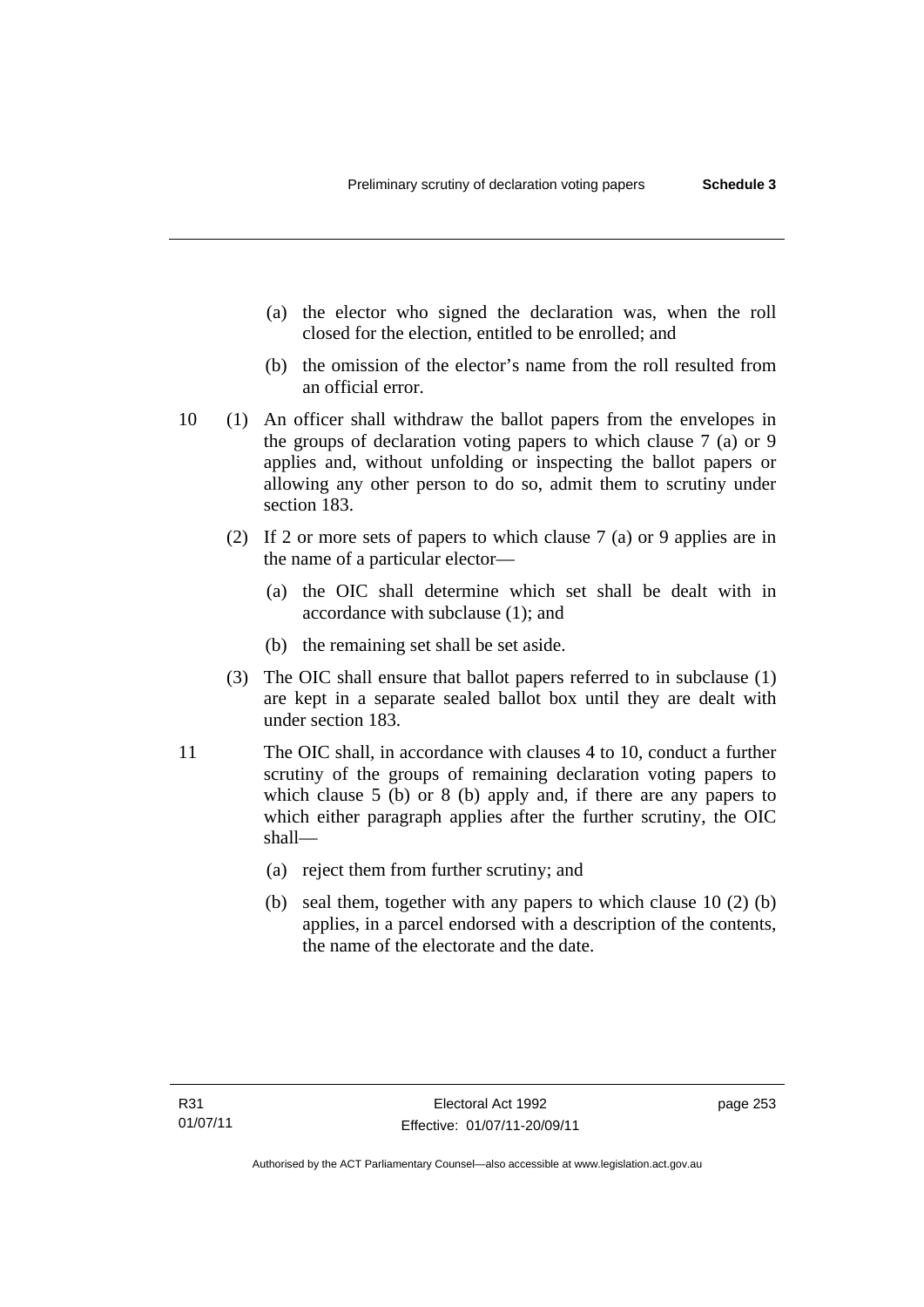(a) the elector who signed the declaration was, when the roll closed for the election, entitled to be enrolled; and

(b) the omission of the elector's name from the roll resulted from an official error.

10 (1) An officer shall withdraw the ballot papers from the envelopes in the groups of declaration voting papers to which clause 7 (a) or 9 applies and, without unfolding or inspecting the ballot papers or allowing any other person to do so, admit them to scrutiny under section 183.

(2) If 2 or more sets of papers to which clause 7 (a) or 9 applies are in the name of a particular elector—

(a) the OIC shall determine which set shall be dealt with in accordance with subclause (1); and

(b) the remaining set shall be set aside.

(3) The OIC shall ensure that ballot papers referred to in subclause (1) are kept in a separate sealed ballot box until they are dealt with under section 183.

11 The OIC shall, in accordance with clauses 4 to 10, conduct a further scrutiny of the groups of remaining declaration voting papers to which clause 5 (b) or 8 (b) apply and, if there are any papers to which either paragraph applies after the further scrutiny, the OIC shall—

(a) reject them from further scrutiny; and

(b) seal them, together with any papers to which clause 10 (2) (b) applies, in a parcel endorsed with a description of the contents, the name of the electorate and the date.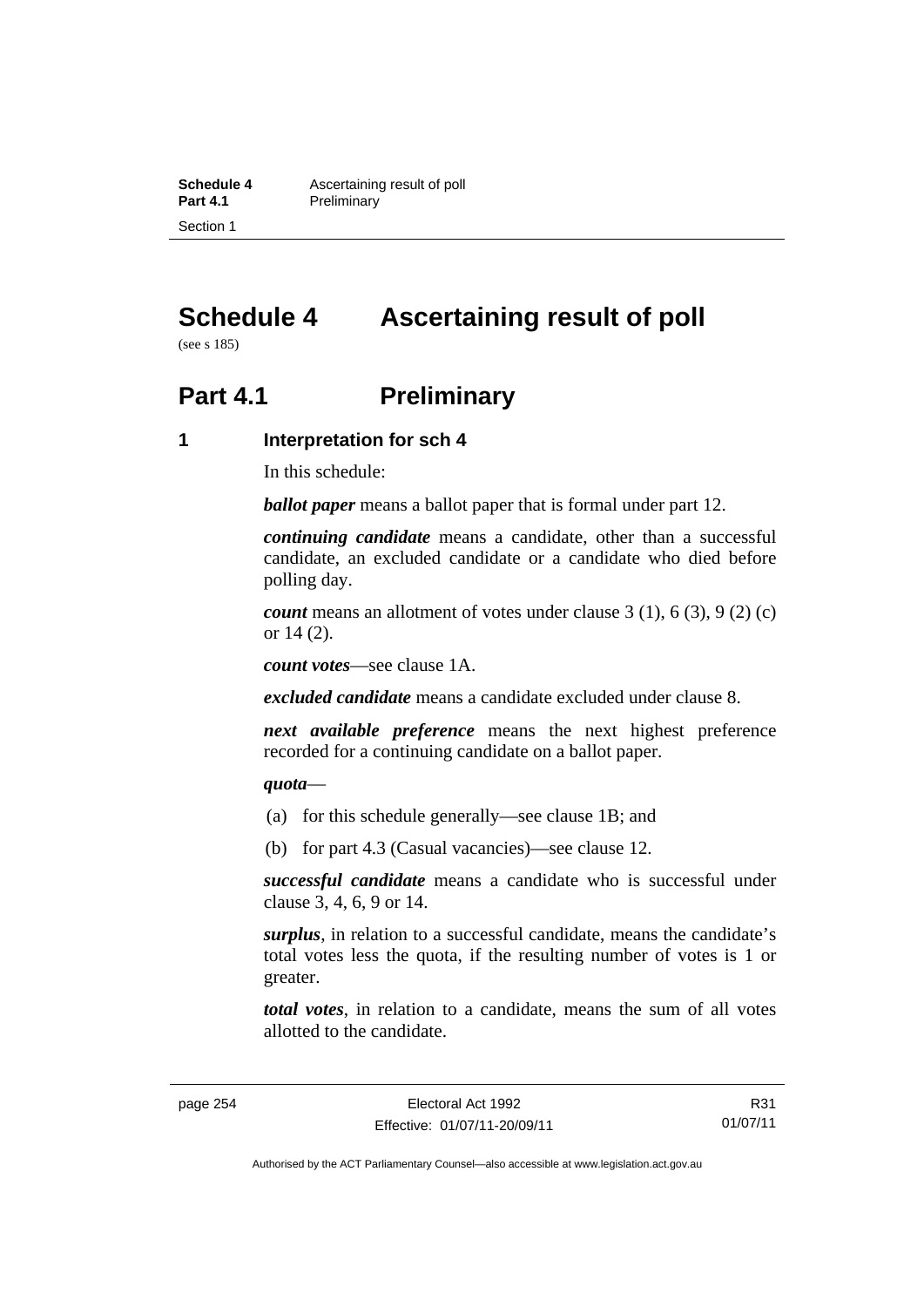# Schedule 4 Ascertaining result of poll

(see s 185)

## Part 4.1 Preliminary

### 1 Interpretation for sch 4

In this schedule:

***ballot paper*** means a ballot paper that is formal under part 12.

***continuing candidate*** means a candidate, other than a successful candidate, an excluded candidate or a candidate who died before polling day.

***count*** means an allotment of votes under clause 3 (1), 6 (3), 9 (2) (c) or 14 (2).

***count votes***—see clause 1A.

***excluded candidate*** means a candidate excluded under clause 8.

***next available preference*** means the next highest preference recorded for a continuing candidate on a ballot paper.

***quota***—

(a) for this schedule generally—see clause 1B; and

(b) for part 4.3 (Casual vacancies)—see clause 12.

***successful candidate*** means a candidate who is successful under clause 3, 4, 6, 9 or 14.

***surplus***, in relation to a successful candidate, means the candidate's total votes less the quota, if the resulting number of votes is 1 or greater.

***total votes***, in relation to a candidate, means the sum of all votes allotted to the candidate.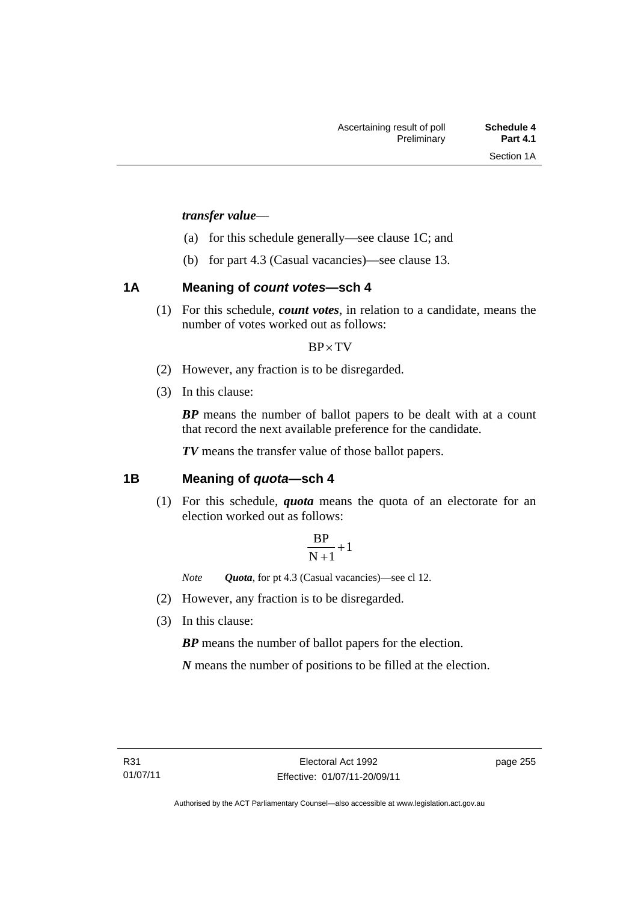***transfer value***—

(a) for this schedule generally—see clause 1C; and

(b) for part 4.3 (Casual vacancies)—see clause 13.

## 1A Meaning of *count votes*—sch 4

(1) For this schedule, ***count votes***, in relation to a candidate, means the number of votes worked out as follows:

$$BP \times TV$$

(2) However, any fraction is to be disregarded.

(3) In this clause:

***BP*** means the number of ballot papers to be dealt with at a count that record the next available preference for the candidate.

***TV*** means the transfer value of those ballot papers.

## 1B Meaning of *quota*—sch 4

(1) For this schedule, ***quota*** means the quota of an electorate for an election worked out as follows:

$$\frac{BP}{N+1}+1$$

*Note* ***Quota***, for pt 4.3 (Casual vacancies)—see cl 12.

(2) However, any fraction is to be disregarded.

(3) In this clause:

***BP*** means the number of ballot papers for the election.

***N*** means the number of positions to be filled at the election.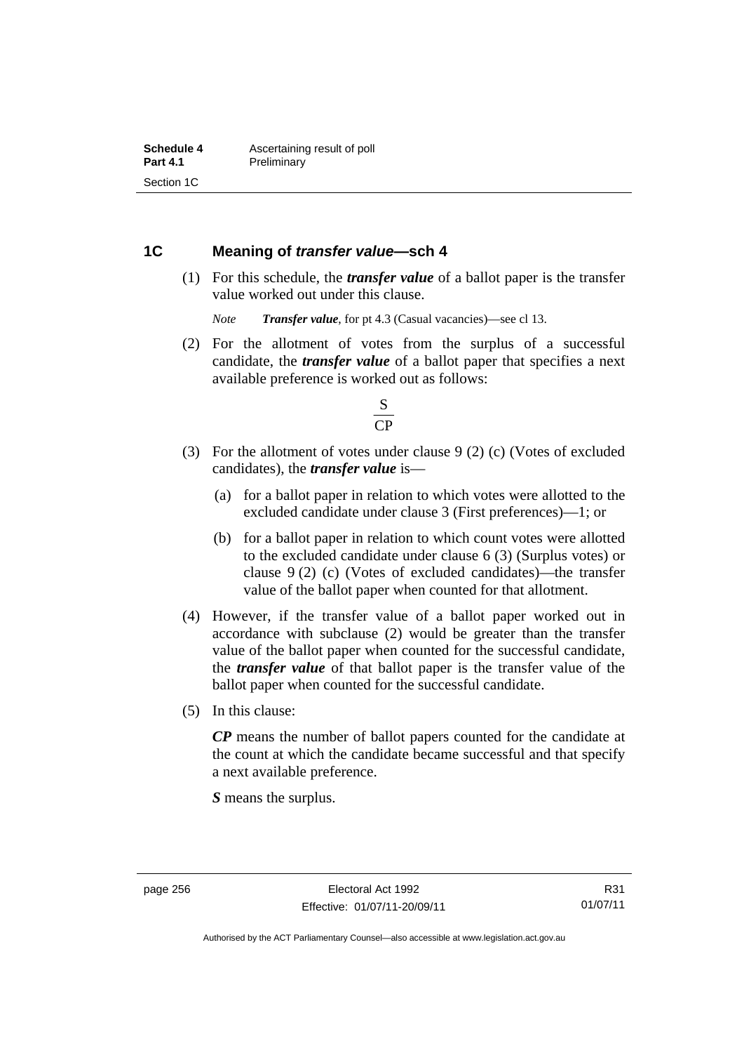## 1C Meaning of *transfer value*—sch 4

(1) For this schedule, the ***transfer value*** of a ballot paper is the transfer value worked out under this clause.

*Note* ***Transfer value***, for pt 4.3 (Casual vacancies)—see cl 13.

(2) For the allotment of votes from the surplus of a successful candidate, the ***transfer value*** of a ballot paper that specifies a next available preference is worked out as follows:

$$\frac{S}{CP}$$

(3) For the allotment of votes under clause 9 (2) (c) (Votes of excluded candidates), the ***transfer value*** is—

(a) for a ballot paper in relation to which votes were allotted to the excluded candidate under clause 3 (First preferences)—1; or

(b) for a ballot paper in relation to which count votes were allotted to the excluded candidate under clause 6 (3) (Surplus votes) or clause 9 (2) (c) (Votes of excluded candidates)—the transfer value of the ballot paper when counted for that allotment.

(4) However, if the transfer value of a ballot paper worked out in accordance with subclause (2) would be greater than the transfer value of the ballot paper when counted for the successful candidate, the ***transfer value*** of that ballot paper is the transfer value of the ballot paper when counted for the successful candidate.

(5) In this clause:

***CP*** means the number of ballot papers counted for the candidate at the count at which the candidate became successful and that specify a next available preference.

***S*** means the surplus.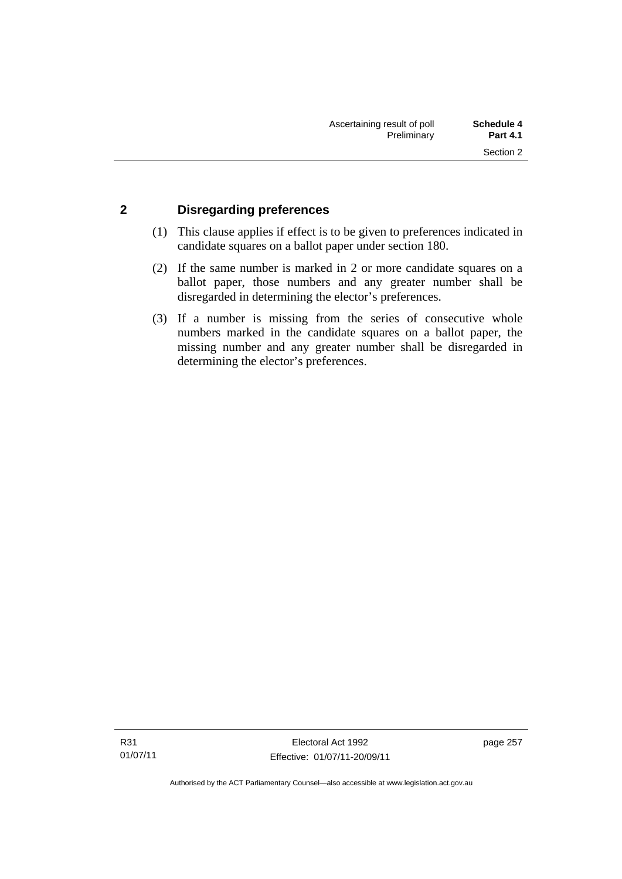## 2 Disregarding preferences

(1) This clause applies if effect is to be given to preferences indicated in candidate squares on a ballot paper under section 180.

(2) If the same number is marked in 2 or more candidate squares on a ballot paper, those numbers and any greater number shall be disregarded in determining the elector's preferences.

(3) If a number is missing from the series of consecutive whole numbers marked in the candidate squares on a ballot paper, the missing number and any greater number shall be disregarded in determining the elector's preferences.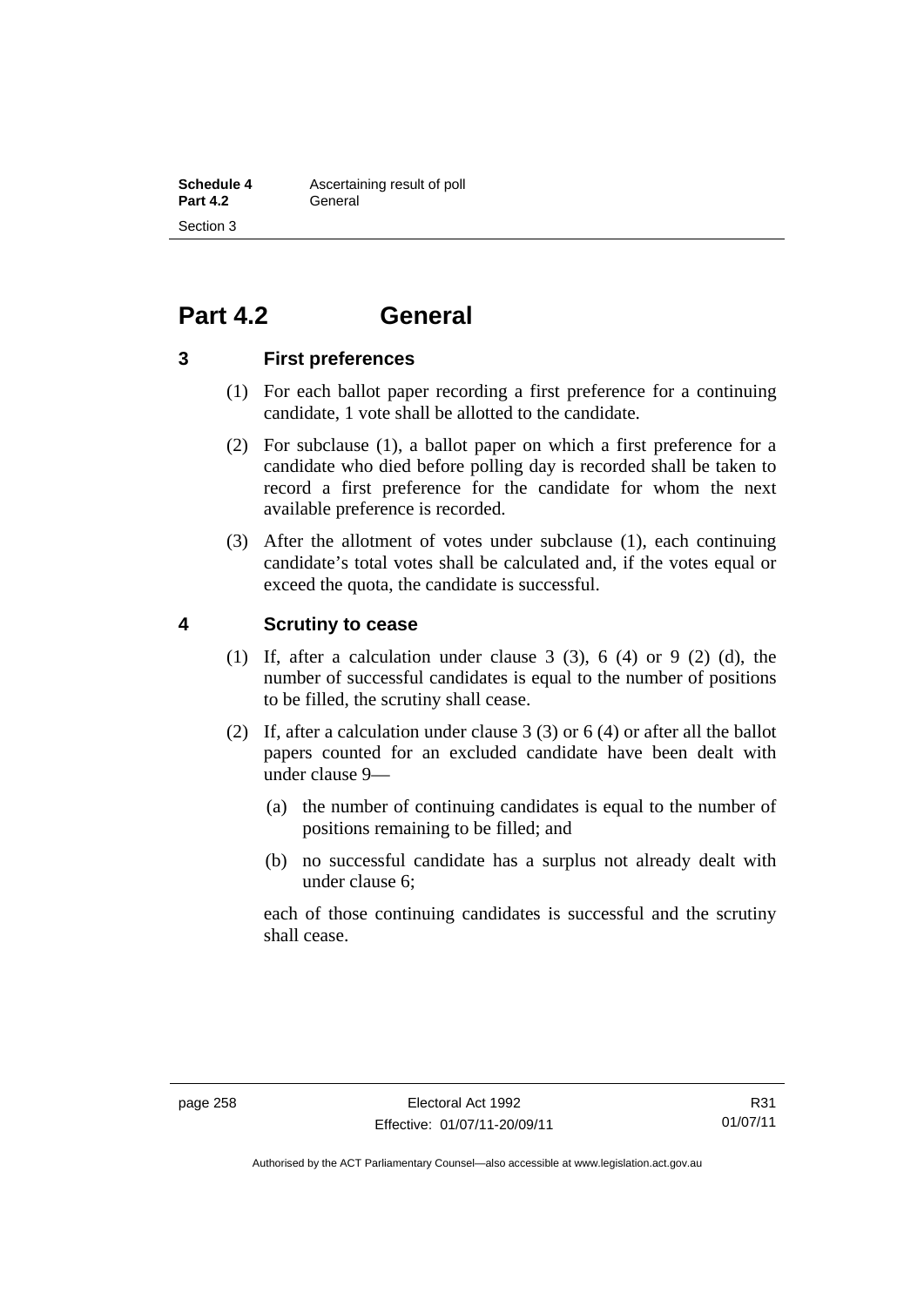# Part 4.2 General

## 3 First preferences

(1) For each ballot paper recording a first preference for a continuing candidate, 1 vote shall be allotted to the candidate.

(2) For subclause (1), a ballot paper on which a first preference for a candidate who died before polling day is recorded shall be taken to record a first preference for the candidate for whom the next available preference is recorded.

(3) After the allotment of votes under subclause (1), each continuing candidate's total votes shall be calculated and, if the votes equal or exceed the quota, the candidate is successful.

## 4 Scrutiny to cease

(1) If, after a calculation under clause 3 (3), 6 (4) or 9 (2) (d), the number of successful candidates is equal to the number of positions to be filled, the scrutiny shall cease.

(2) If, after a calculation under clause 3 (3) or 6 (4) or after all the ballot papers counted for an excluded candidate have been dealt with under clause 9—

(a) the number of continuing candidates is equal to the number of positions remaining to be filled; and

(b) no successful candidate has a surplus not already dealt with under clause 6;

each of those continuing candidates is successful and the scrutiny shall cease.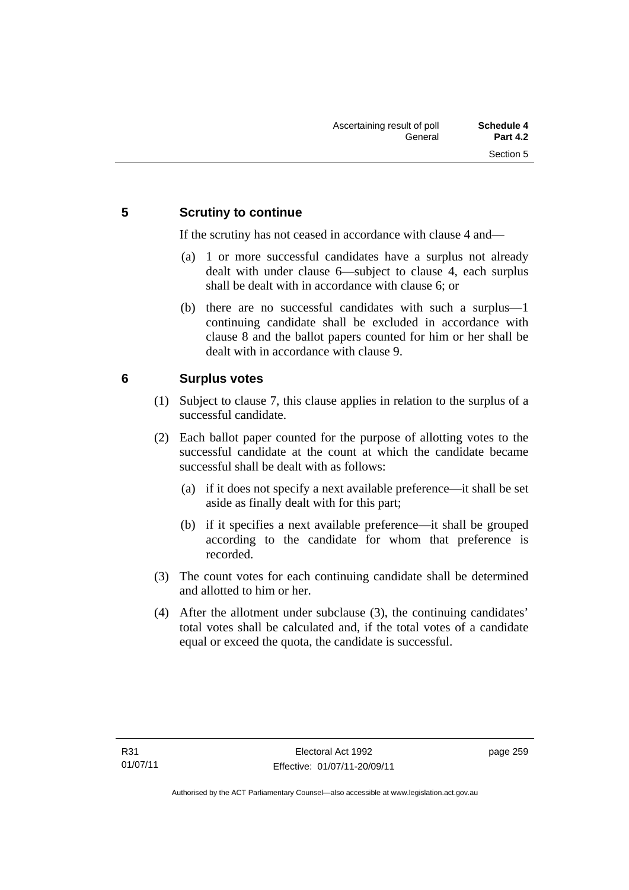## 5 Scrutiny to continue

If the scrutiny has not ceased in accordance with clause 4 and—

(a) 1 or more successful candidates have a surplus not already dealt with under clause 6—subject to clause 4, each surplus shall be dealt with in accordance with clause 6; or

(b) there are no successful candidates with such a surplus—1 continuing candidate shall be excluded in accordance with clause 8 and the ballot papers counted for him or her shall be dealt with in accordance with clause 9.

## 6 Surplus votes

(1) Subject to clause 7, this clause applies in relation to the surplus of a successful candidate.

(2) Each ballot paper counted for the purpose of allotting votes to the successful candidate at the count at which the candidate became successful shall be dealt with as follows:

(a) if it does not specify a next available preference—it shall be set aside as finally dealt with for this part;

(b) if it specifies a next available preference—it shall be grouped according to the candidate for whom that preference is recorded.

(3) The count votes for each continuing candidate shall be determined and allotted to him or her.

(4) After the allotment under subclause (3), the continuing candidates' total votes shall be calculated and, if the total votes of a candidate equal or exceed the quota, the candidate is successful.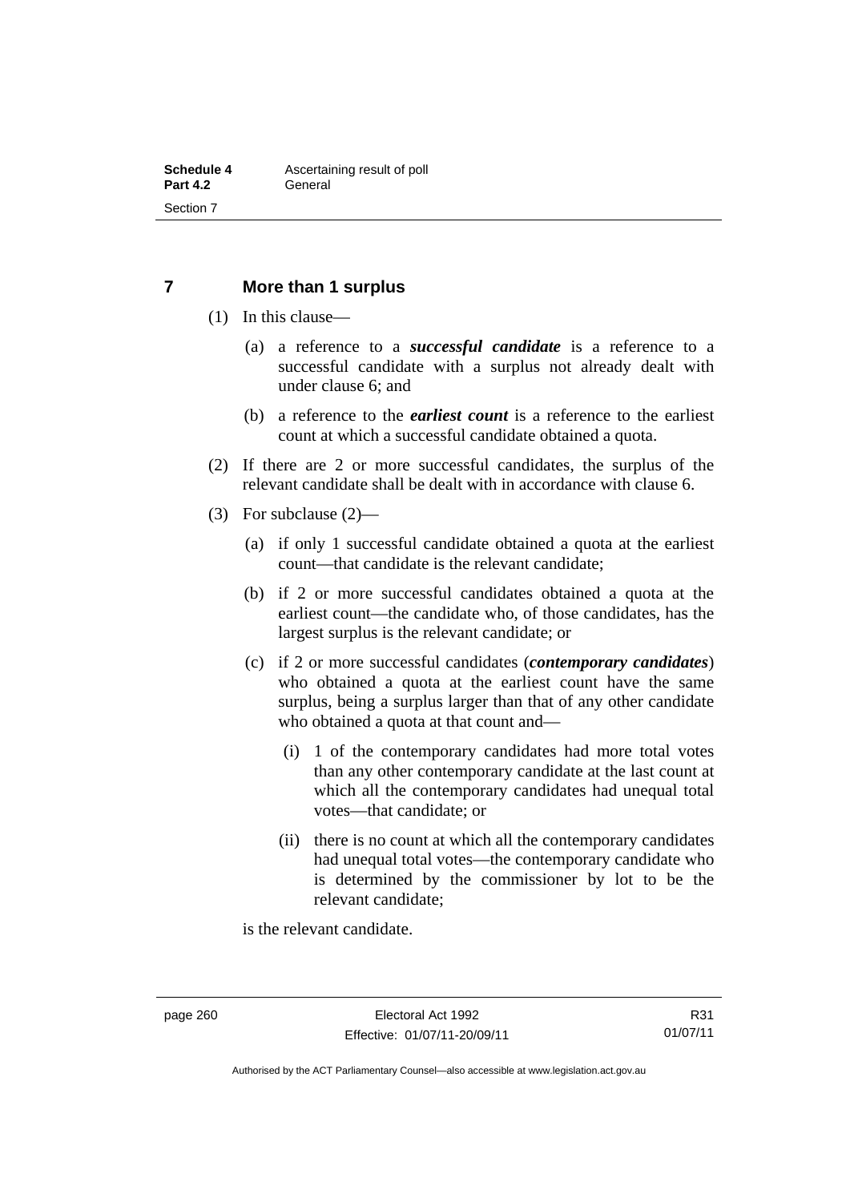## 7 More than 1 surplus

(1) In this clause—

(a) a reference to a ***successful candidate*** is a reference to a successful candidate with a surplus not already dealt with under clause 6; and

(b) a reference to the ***earliest count*** is a reference to the earliest count at which a successful candidate obtained a quota.

(2) If there are 2 or more successful candidates, the surplus of the relevant candidate shall be dealt with in accordance with clause 6.

(3) For subclause (2)—

(a) if only 1 successful candidate obtained a quota at the earliest count—that candidate is the relevant candidate;

(b) if 2 or more successful candidates obtained a quota at the earliest count—the candidate who, of those candidates, has the largest surplus is the relevant candidate; or

(c) if 2 or more successful candidates (***contemporary candidates***) who obtained a quota at the earliest count have the same surplus, being a surplus larger than that of any other candidate who obtained a quota at that count and—

(i) 1 of the contemporary candidates had more total votes than any other contemporary candidate at the last count at which all the contemporary candidates had unequal total votes—that candidate; or

(ii) there is no count at which all the contemporary candidates had unequal total votes—the contemporary candidate who is determined by the commissioner by lot to be the relevant candidate;

is the relevant candidate.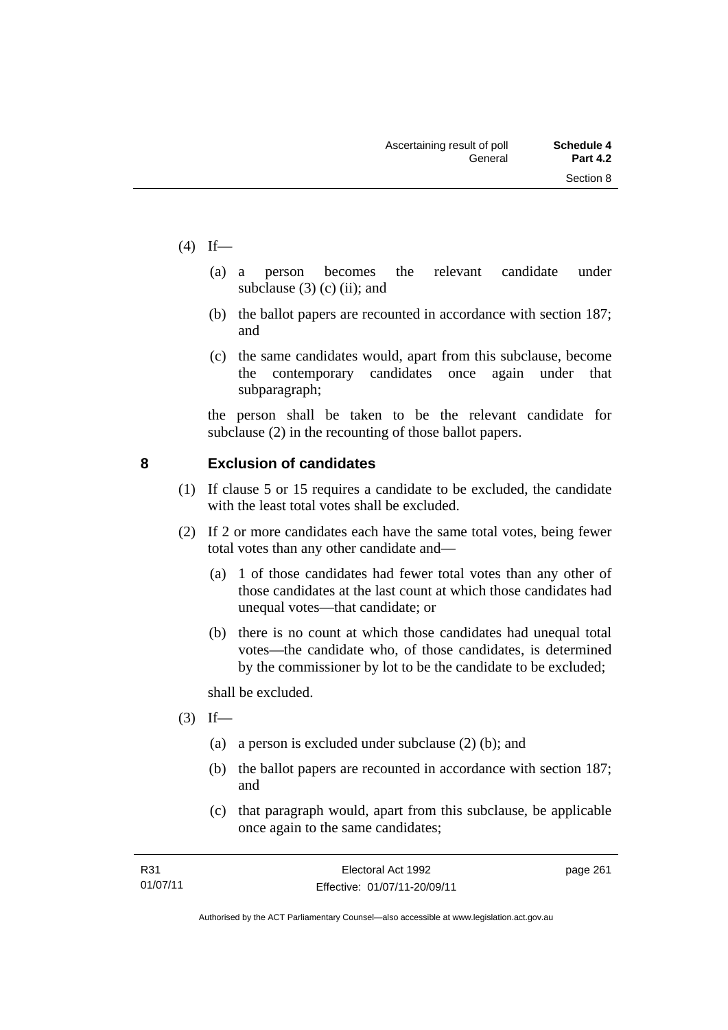(4) If—

   (a) a person becomes the relevant candidate under subclause (3) (c) (ii); and

   (b) the ballot papers are recounted in accordance with section 187; and

   (c) the same candidates would, apart from this subclause, become the contemporary candidates once again under that subparagraph;

   the person shall be taken to be the relevant candidate for subclause (2) in the recounting of those ballot papers.

## 8 Exclusion of candidates

(1) If clause 5 or 15 requires a candidate to be excluded, the candidate with the least total votes shall be excluded.

(2) If 2 or more candidates each have the same total votes, being fewer total votes than any other candidate and—

   (a) 1 of those candidates had fewer total votes than any other of those candidates at the last count at which those candidates had unequal votes—that candidate; or

   (b) there is no count at which those candidates had unequal total votes—the candidate who, of those candidates, is determined by the commissioner by lot to be the candidate to be excluded;

   shall be excluded.

(3) If—

   (a) a person is excluded under subclause (2) (b); and

   (b) the ballot papers are recounted in accordance with section 187; and

   (c) that paragraph would, apart from this subclause, be applicable once again to the same candidates;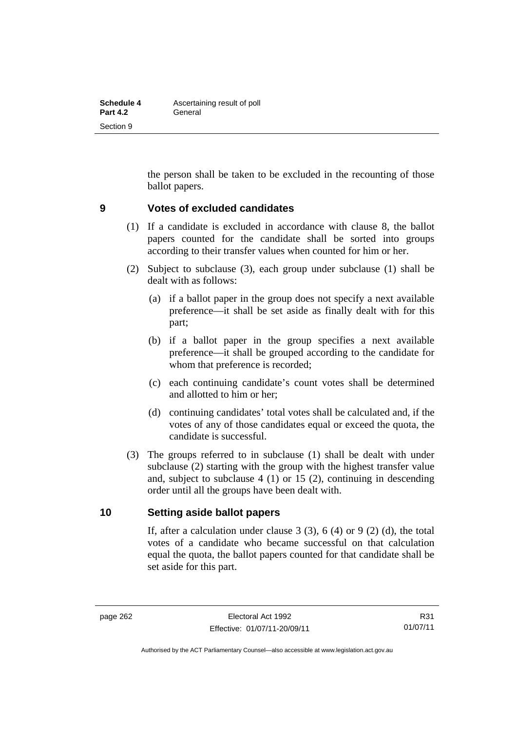the person shall be taken to be excluded in the recounting of those ballot papers.

## 9 Votes of excluded candidates

(1) If a candidate is excluded in accordance with clause 8, the ballot papers counted for the candidate shall be sorted into groups according to their transfer values when counted for him or her.

(2) Subject to subclause (3), each group under subclause (1) shall be dealt with as follows:

(a) if a ballot paper in the group does not specify a next available preference—it shall be set aside as finally dealt with for this part;

(b) if a ballot paper in the group specifies a next available preference—it shall be grouped according to the candidate for whom that preference is recorded;

(c) each continuing candidate's count votes shall be determined and allotted to him or her;

(d) continuing candidates' total votes shall be calculated and, if the votes of any of those candidates equal or exceed the quota, the candidate is successful.

(3) The groups referred to in subclause (1) shall be dealt with under subclause (2) starting with the group with the highest transfer value and, subject to subclause 4 (1) or 15 (2), continuing in descending order until all the groups have been dealt with.

## 10 Setting aside ballot papers

If, after a calculation under clause 3 (3), 6 (4) or 9 (2) (d), the total votes of a candidate who became successful on that calculation equal the quota, the ballot papers counted for that candidate shall be set aside for this part.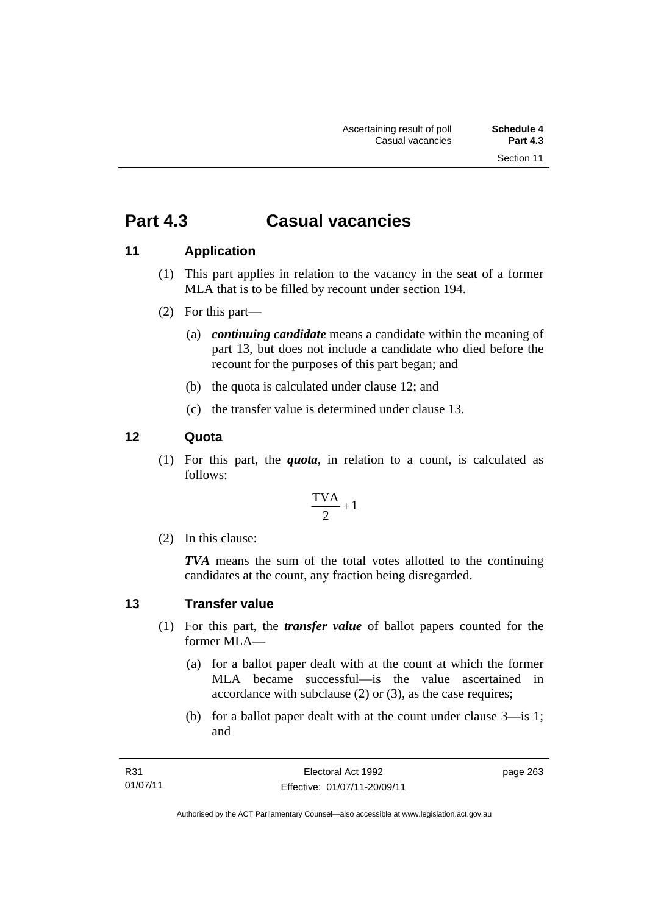# Part 4.3 Casual vacancies

## 11 Application

(1) This part applies in relation to the vacancy in the seat of a former MLA that is to be filled by recount under section 194.

(2) For this part—

(a) ***continuing candidate*** means a candidate within the meaning of part 13, but does not include a candidate who died before the recount for the purposes of this part began; and

(b) the quota is calculated under clause 12; and

(c) the transfer value is determined under clause 13.

## 12 Quota

(1) For this part, the ***quota***, in relation to a count, is calculated as follows:

$$\frac{\text{TVA}}{2} + 1$$

(2) In this clause:

***TVA*** means the sum of the total votes allotted to the continuing candidates at the count, any fraction being disregarded.

## 13 Transfer value

(1) For this part, the ***transfer value*** of ballot papers counted for the former MLA—

(a) for a ballot paper dealt with at the count at which the former MLA became successful—is the value ascertained in accordance with subclause (2) or (3), as the case requires;

(b) for a ballot paper dealt with at the count under clause 3—is 1; and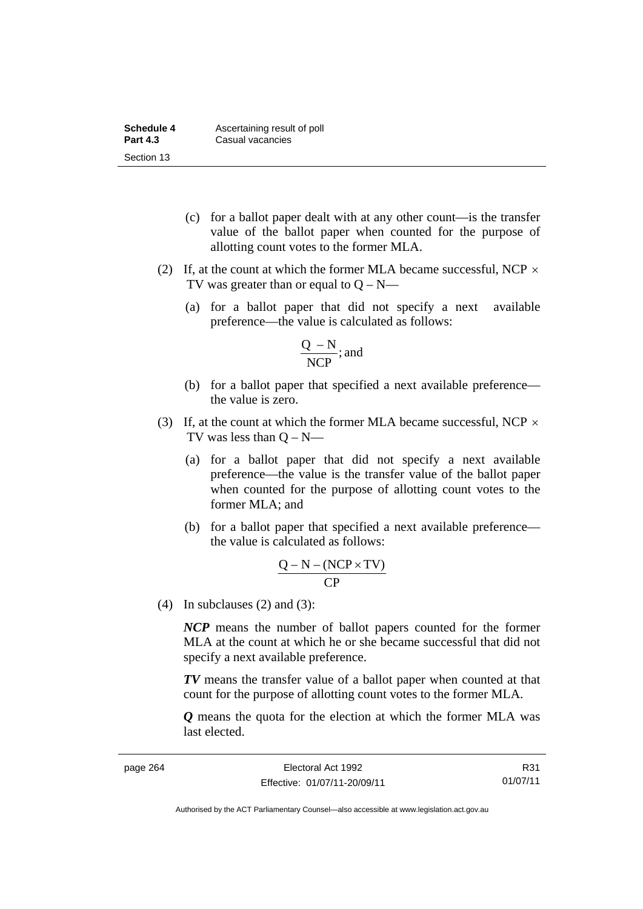(c) for a ballot paper dealt with at any other count—is the transfer value of the ballot paper when counted for the purpose of allotting count votes to the former MLA.

(2) If, at the count at which the former MLA became successful, $NCP \times TV$ was greater than or equal to $Q - N$—

(a) for a ballot paper that did not specify a next available preference—the value is calculated as follows:

$$\frac{Q - N}{NCP}; \text{ and}$$

(b) for a ballot paper that specified a next available preference—the value is zero.

(3) If, at the count at which the former MLA became successful, $NCP \times TV$ was less than $Q - N$—

(a) for a ballot paper that did not specify a next available preference—the value is the transfer value of the ballot paper when counted for the purpose of allotting count votes to the former MLA; and

(b) for a ballot paper that specified a next available preference—the value is calculated as follows:

$$\frac{Q - N - (NCP \times TV)}{CP}$$

(4) In subclauses (2) and (3):

***NCP*** means the number of ballot papers counted for the former MLA at the count at which he or she became successful that did not specify a next available preference.

***TV*** means the transfer value of a ballot paper when counted at that count for the purpose of allotting count votes to the former MLA.

***Q*** means the quota for the election at which the former MLA was last elected.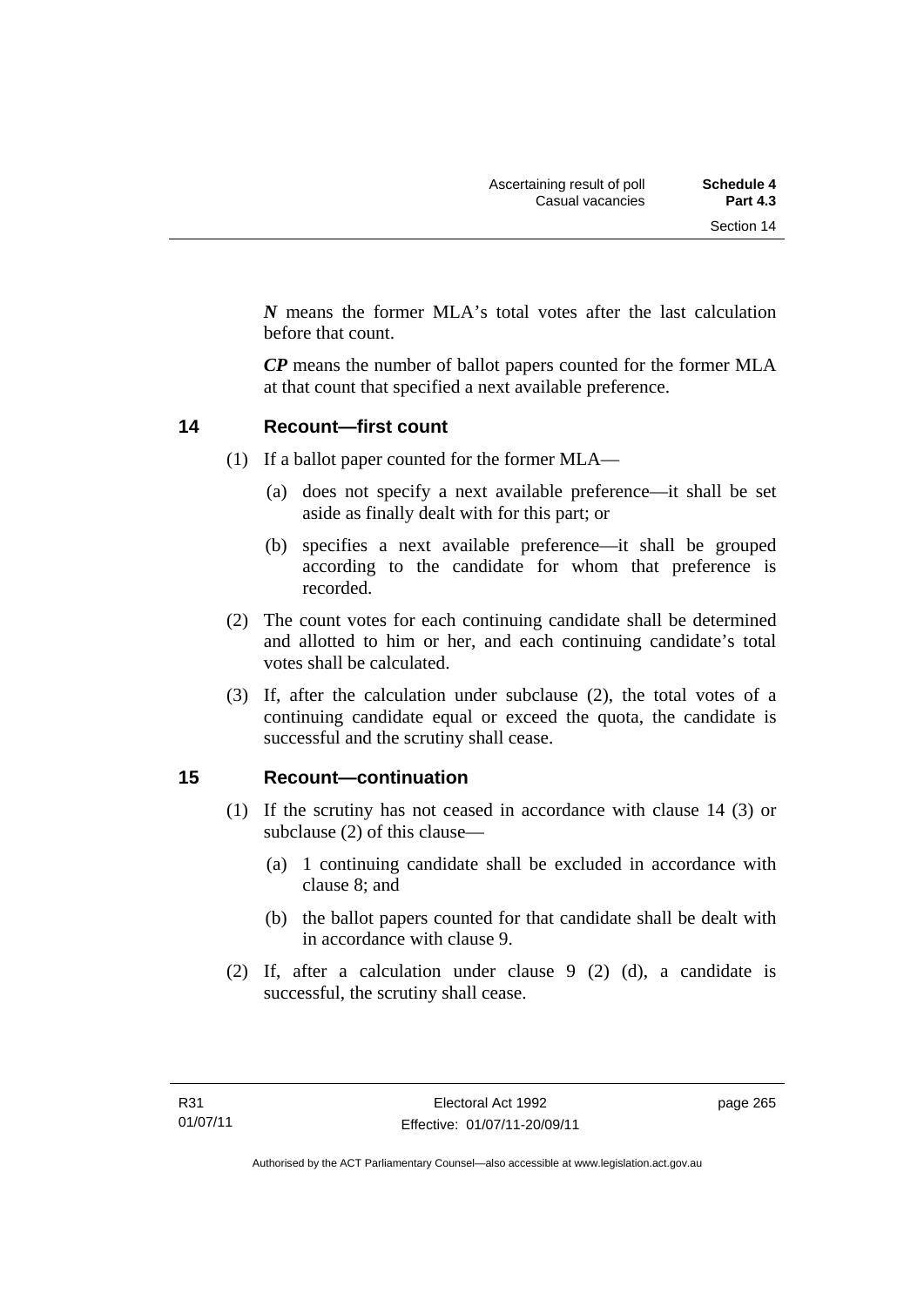***N*** means the former MLA's total votes after the last calculation before that count.

***CP*** means the number of ballot papers counted for the former MLA at that count that specified a next available preference.

## 14 Recount—first count

(1) If a ballot paper counted for the former MLA—

(a) does not specify a next available preference—it shall be set aside as finally dealt with for this part; or

(b) specifies a next available preference—it shall be grouped according to the candidate for whom that preference is recorded.

(2) The count votes for each continuing candidate shall be determined and allotted to him or her, and each continuing candidate's total votes shall be calculated.

(3) If, after the calculation under subclause (2), the total votes of a continuing candidate equal or exceed the quota, the candidate is successful and the scrutiny shall cease.

## 15 Recount—continuation

(1) If the scrutiny has not ceased in accordance with clause 14 (3) or subclause (2) of this clause—

(a) 1 continuing candidate shall be excluded in accordance with clause 8; and

(b) the ballot papers counted for that candidate shall be dealt with in accordance with clause 9.

(2) If, after a calculation under clause 9 (2) (d), a candidate is successful, the scrutiny shall cease.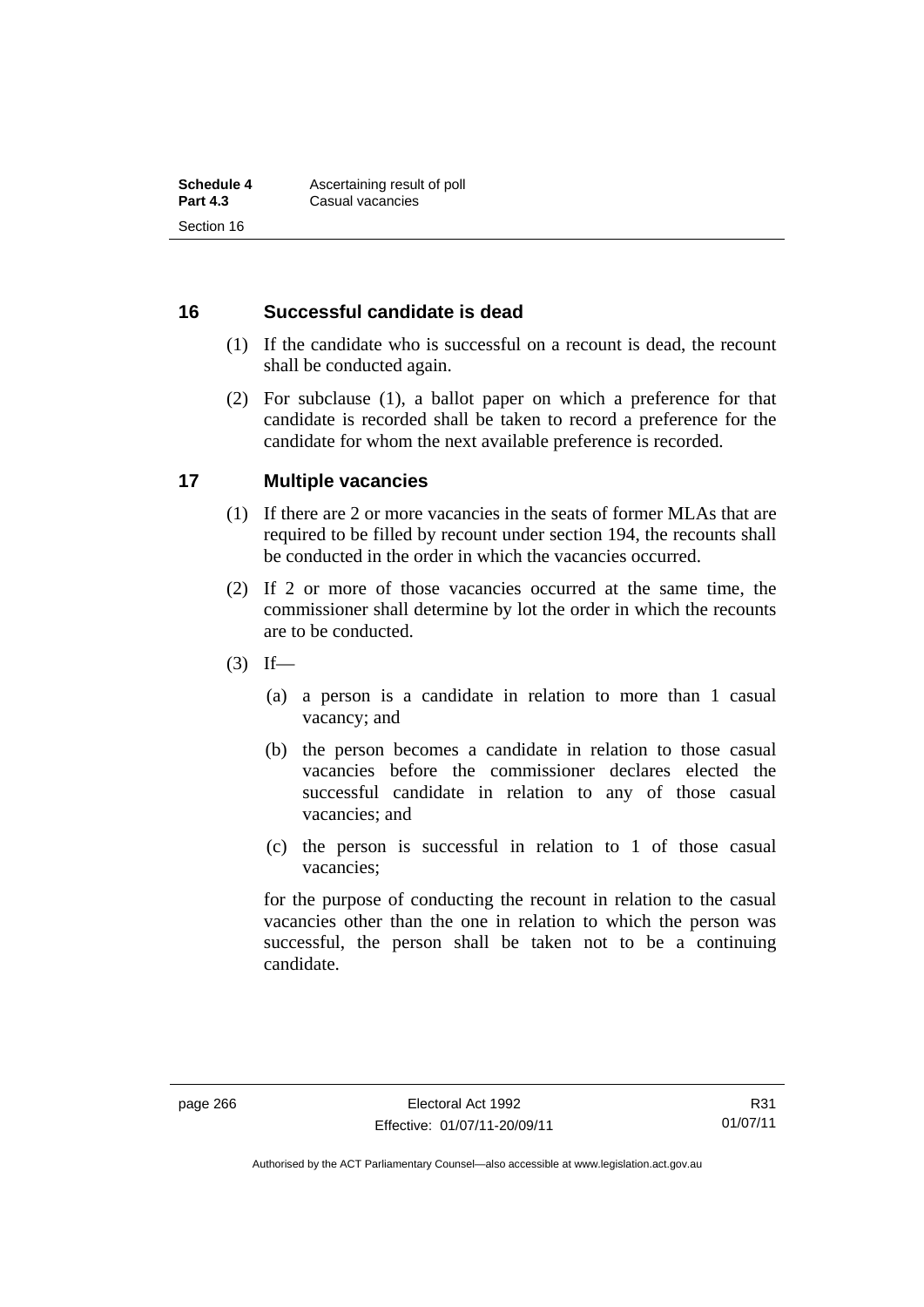## 16 Successful candidate is dead

(1) If the candidate who is successful on a recount is dead, the recount shall be conducted again.

(2) For subclause (1), a ballot paper on which a preference for that candidate is recorded shall be taken to record a preference for the candidate for whom the next available preference is recorded.

## 17 Multiple vacancies

(1) If there are 2 or more vacancies in the seats of former MLAs that are required to be filled by recount under section 194, the recounts shall be conducted in the order in which the vacancies occurred.

(2) If 2 or more of those vacancies occurred at the same time, the commissioner shall determine by lot the order in which the recounts are to be conducted.

(3) If—

(a) a person is a candidate in relation to more than 1 casual vacancy; and

(b) the person becomes a candidate in relation to those casual vacancies before the commissioner declares elected the successful candidate in relation to any of those casual vacancies; and

(c) the person is successful in relation to 1 of those casual vacancies;

for the purpose of conducting the recount in relation to the casual vacancies other than the one in relation to which the person was successful, the person shall be taken not to be a continuing candidate.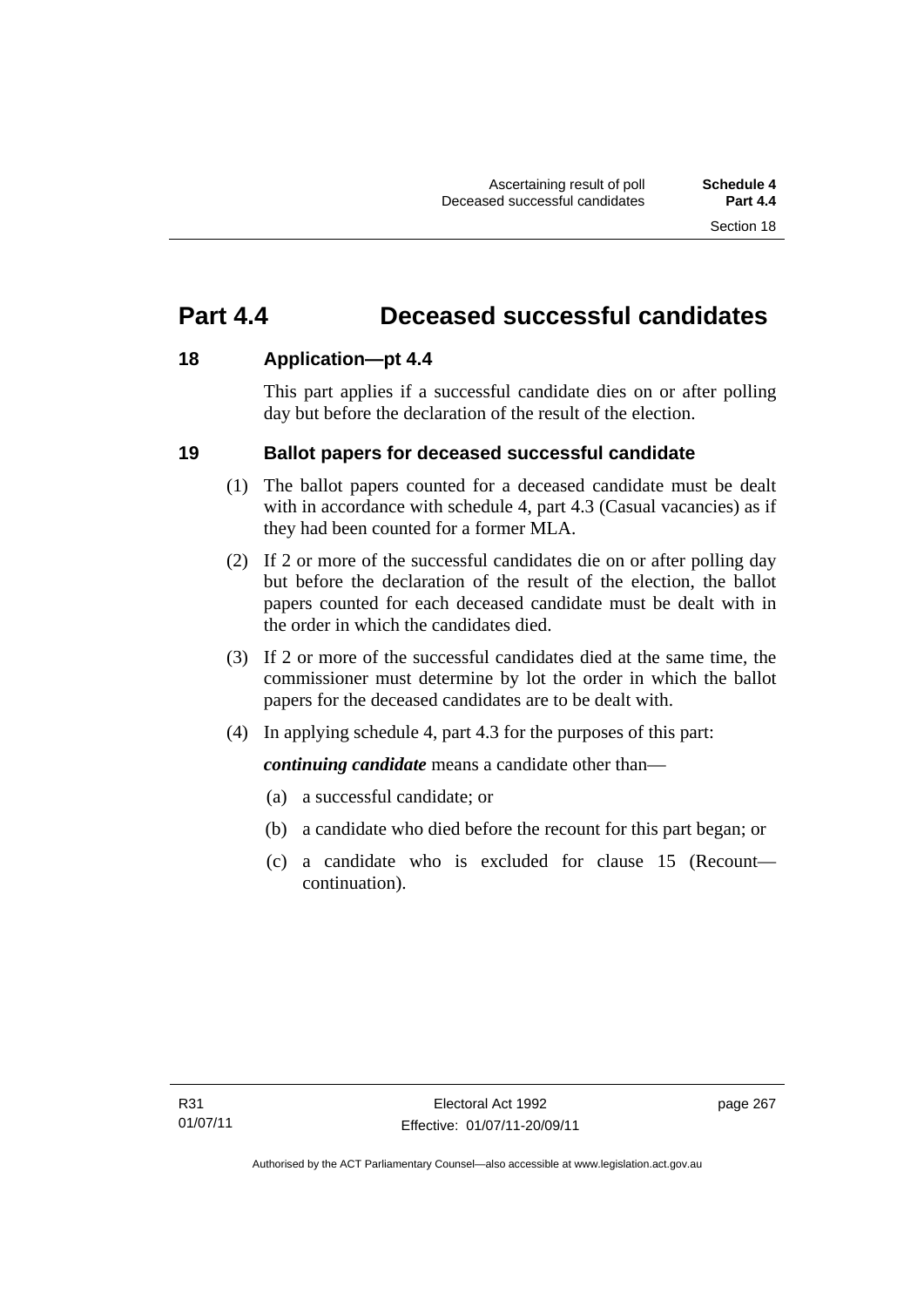# Part 4.4 Deceased successful candidates

## 18 Application—pt 4.4

This part applies if a successful candidate dies on or after polling day but before the declaration of the result of the election.

## 19 Ballot papers for deceased successful candidate

(1) The ballot papers counted for a deceased candidate must be dealt with in accordance with schedule 4, part 4.3 (Casual vacancies) as if they had been counted for a former MLA.

(2) If 2 or more of the successful candidates die on or after polling day but before the declaration of the result of the election, the ballot papers counted for each deceased candidate must be dealt with in the order in which the candidates died.

(3) If 2 or more of the successful candidates died at the same time, the commissioner must determine by lot the order in which the ballot papers for the deceased candidates are to be dealt with.

(4) In applying schedule 4, part 4.3 for the purposes of this part:

***continuing candidate*** means a candidate other than—

(a) a successful candidate; or

(b) a candidate who died before the recount for this part began; or

(c) a candidate who is excluded for clause 15 (Recount—continuation).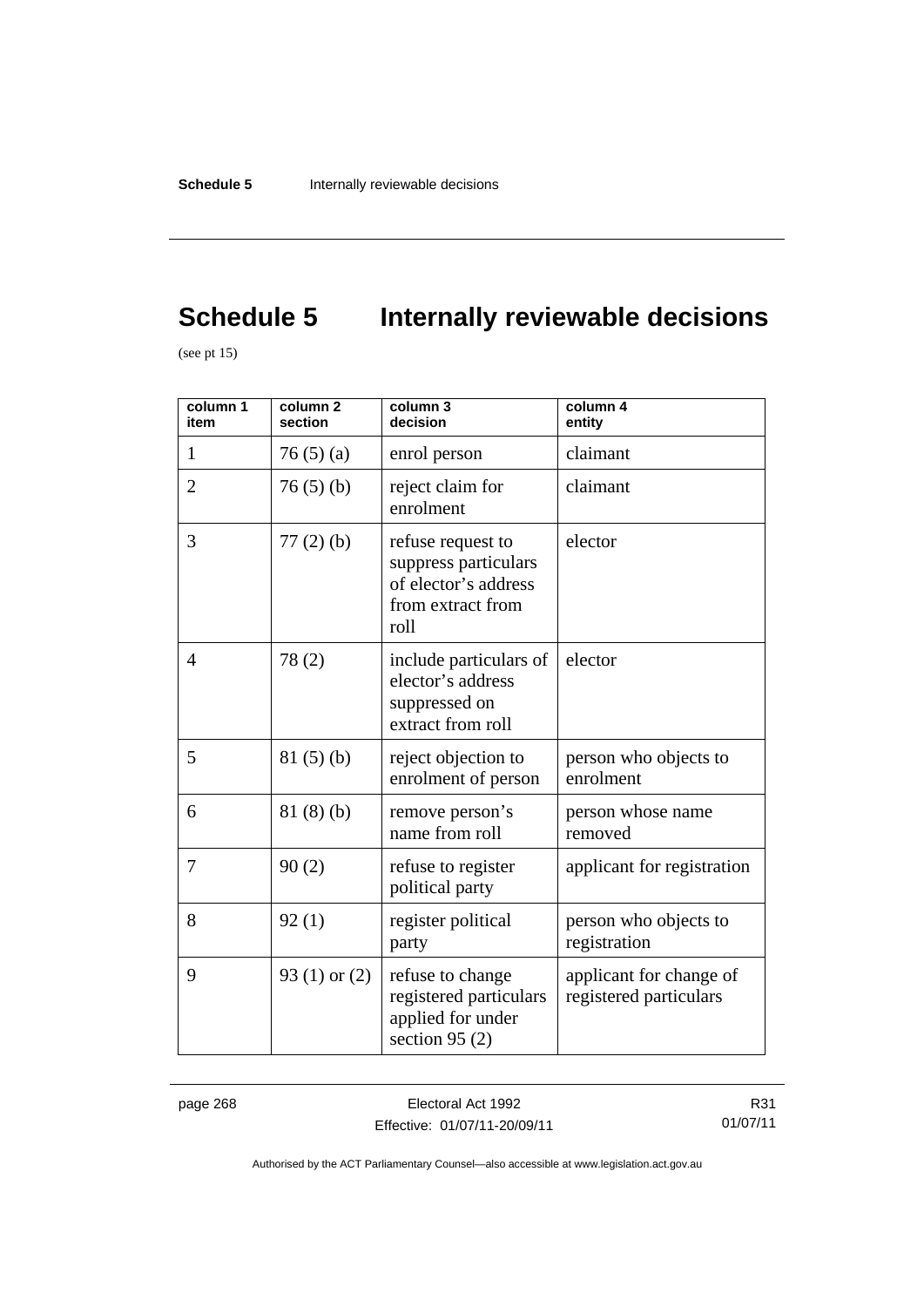# Schedule 5 Internally reviewable decisions

(see pt 15)

| column 1<br>item | column 2<br>section | column 3<br>decision | column 4<br>entity |
|---|---|---|---|
| 1 | 76 (5) (a) | enrol person | claimant |
| 2 | 76 (5) (b) | reject claim for enrolment | claimant |
| 3 | 77 (2) (b) | refuse request to suppress particulars of elector's address from extract from roll | elector |
| 4 | 78 (2) | include particulars of elector's address suppressed on extract from roll | elector |
| 5 | 81 (5) (b) | reject objection to enrolment of person | person who objects to enrolment |
| 6 | 81 (8) (b) | remove person's name from roll | person whose name removed |
| 7 | 90 (2) | refuse to register political party | applicant for registration |
| 8 | 92 (1) | register political party | person who objects to registration |
| 9 | 93 (1) or (2) | refuse to change registered particulars applied for under section 95 (2) | applicant for change of registered particulars |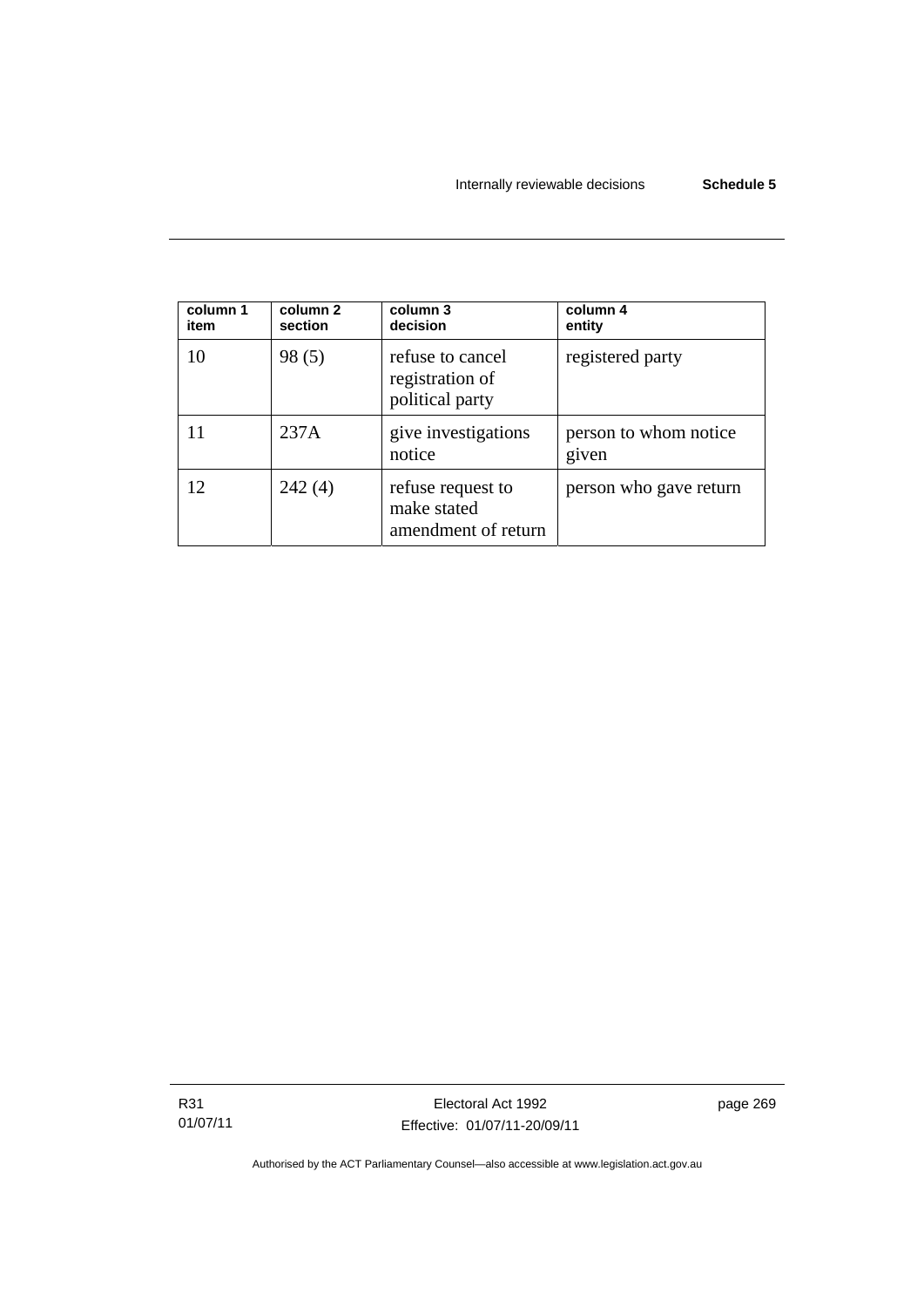| column 1 item | column 2 section | column 3 decision | column 4 entity |
| --- | --- | --- | --- |
| 10 | 98 (5) | refuse to cancel registration of political party | registered party |
| 11 | 237A | give investigations notice | person to whom notice given |
| 12 | 242 (4) | refuse request to make stated amendment of return | person who gave return |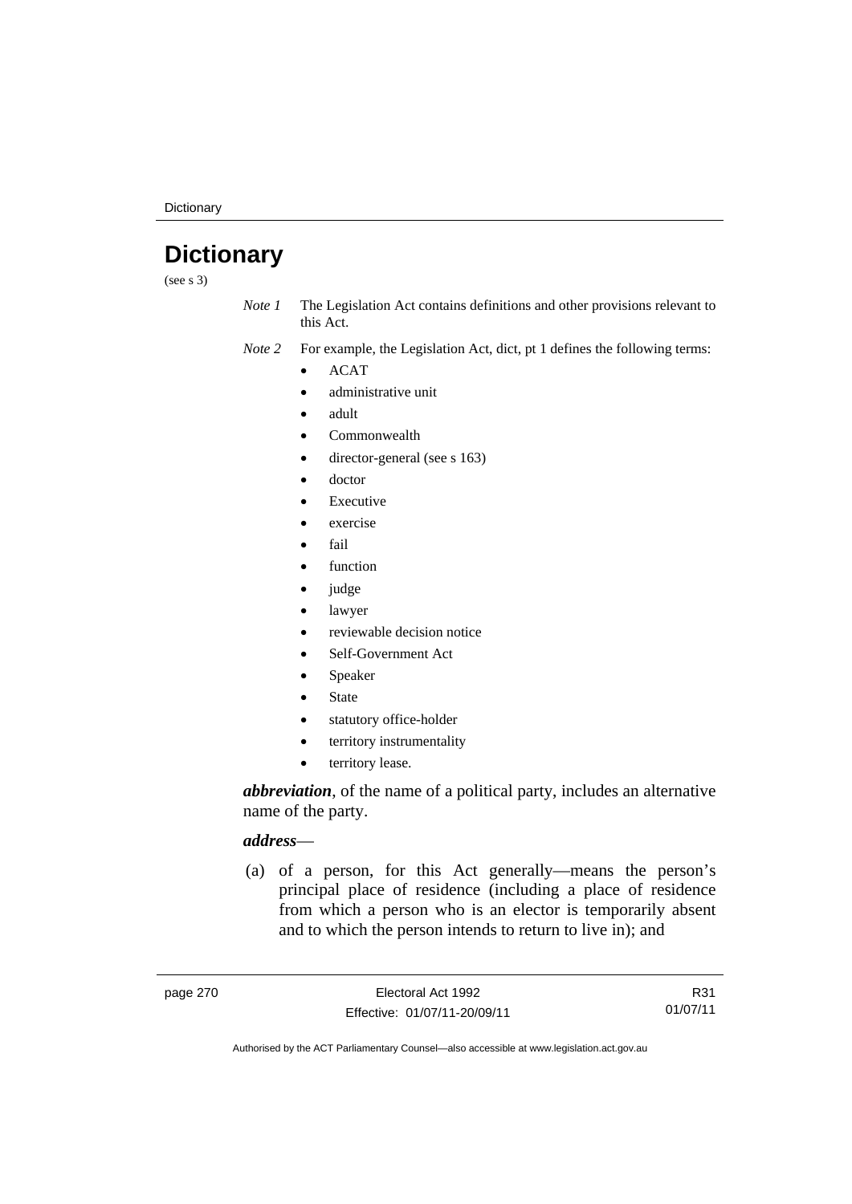# Dictionary

(see s 3)

*Note 1* The Legislation Act contains definitions and other provisions relevant to this Act.

*Note 2* For example, the Legislation Act, dict, pt 1 defines the following terms:

- ACAT
- administrative unit
- adult
- Commonwealth
- director-general (see s 163)
- doctor
- Executive
- exercise
- fail
- function
- judge
- lawyer
- reviewable decision notice
- Self-Government Act
- Speaker
- State
- statutory office-holder
- territory instrumentality
- territory lease.

***abbreviation***, of the name of a political party, includes an alternative name of the party.

***address***—

(a) of a person, for this Act generally—means the person's principal place of residence (including a place of residence from which a person who is an elector is temporarily absent and to which the person intends to return to live in); and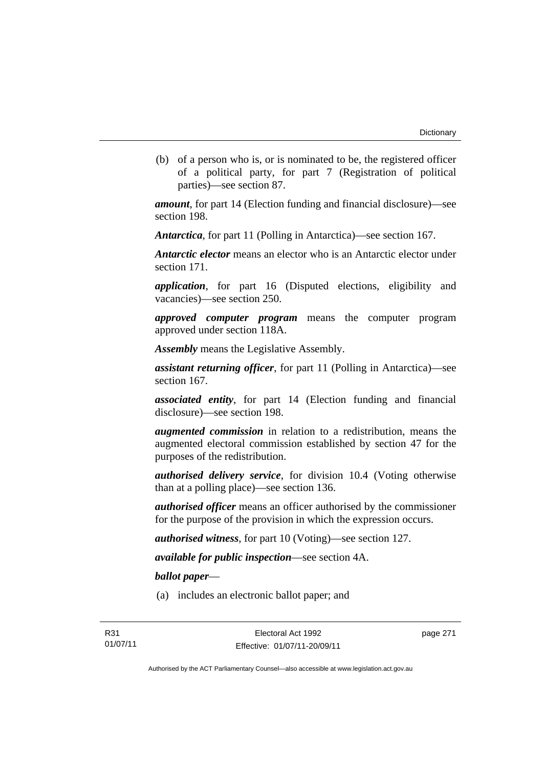(b) of a person who is, or is nominated to be, the registered officer of a political party, for part 7 (Registration of political parties)—see section 87.

***amount***, for part 14 (Election funding and financial disclosure)—see section 198.

***Antarctica***, for part 11 (Polling in Antarctica)—see section 167.

***Antarctic elector*** means an elector who is an Antarctic elector under section 171.

***application***, for part 16 (Disputed elections, eligibility and vacancies)—see section 250.

***approved computer program*** means the computer program approved under section 118A.

***Assembly*** means the Legislative Assembly.

***assistant returning officer***, for part 11 (Polling in Antarctica)—see section 167.

***associated entity***, for part 14 (Election funding and financial disclosure)—see section 198.

***augmented commission*** in relation to a redistribution, means the augmented electoral commission established by section 47 for the purposes of the redistribution.

***authorised delivery service***, for division 10.4 (Voting otherwise than at a polling place)—see section 136.

***authorised officer*** means an officer authorised by the commissioner for the purpose of the provision in which the expression occurs.

***authorised witness***, for part 10 (Voting)—see section 127.

***available for public inspection***—see section 4A.

***ballot paper***—

(a) includes an electronic ballot paper; and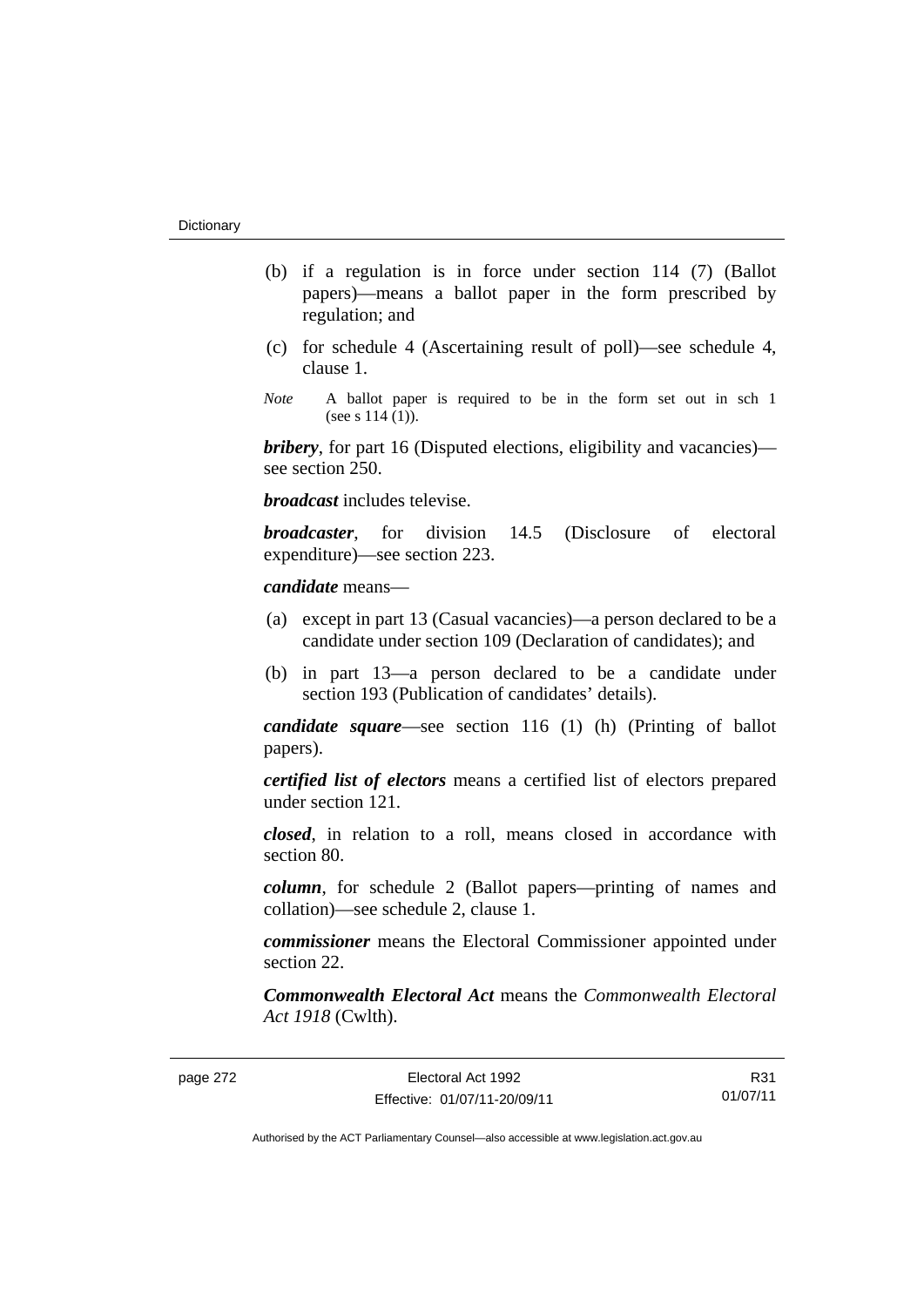(b) if a regulation is in force under section 114 (7) (Ballot papers)—means a ballot paper in the form prescribed by regulation; and

(c) for schedule 4 (Ascertaining result of poll)—see schedule 4, clause 1.

*Note* A ballot paper is required to be in the form set out in sch 1 (see s 114 (1)).

***bribery***, for part 16 (Disputed elections, eligibility and vacancies)—see section 250.

***broadcast*** includes televise.

***broadcaster***, for division 14.5 (Disclosure of electoral expenditure)—see section 223.

***candidate*** means—

(a) except in part 13 (Casual vacancies)—a person declared to be a candidate under section 109 (Declaration of candidates); and

(b) in part 13—a person declared to be a candidate under section 193 (Publication of candidates' details).

***candidate square***—see section 116 (1) (h) (Printing of ballot papers).

***certified list of electors*** means a certified list of electors prepared under section 121.

***closed***, in relation to a roll, means closed in accordance with section 80.

***column***, for schedule 2 (Ballot papers—printing of names and collation)—see schedule 2, clause 1.

***commissioner*** means the Electoral Commissioner appointed under section 22.

***Commonwealth Electoral Act*** means the *Commonwealth Electoral Act 1918* (Cwlth).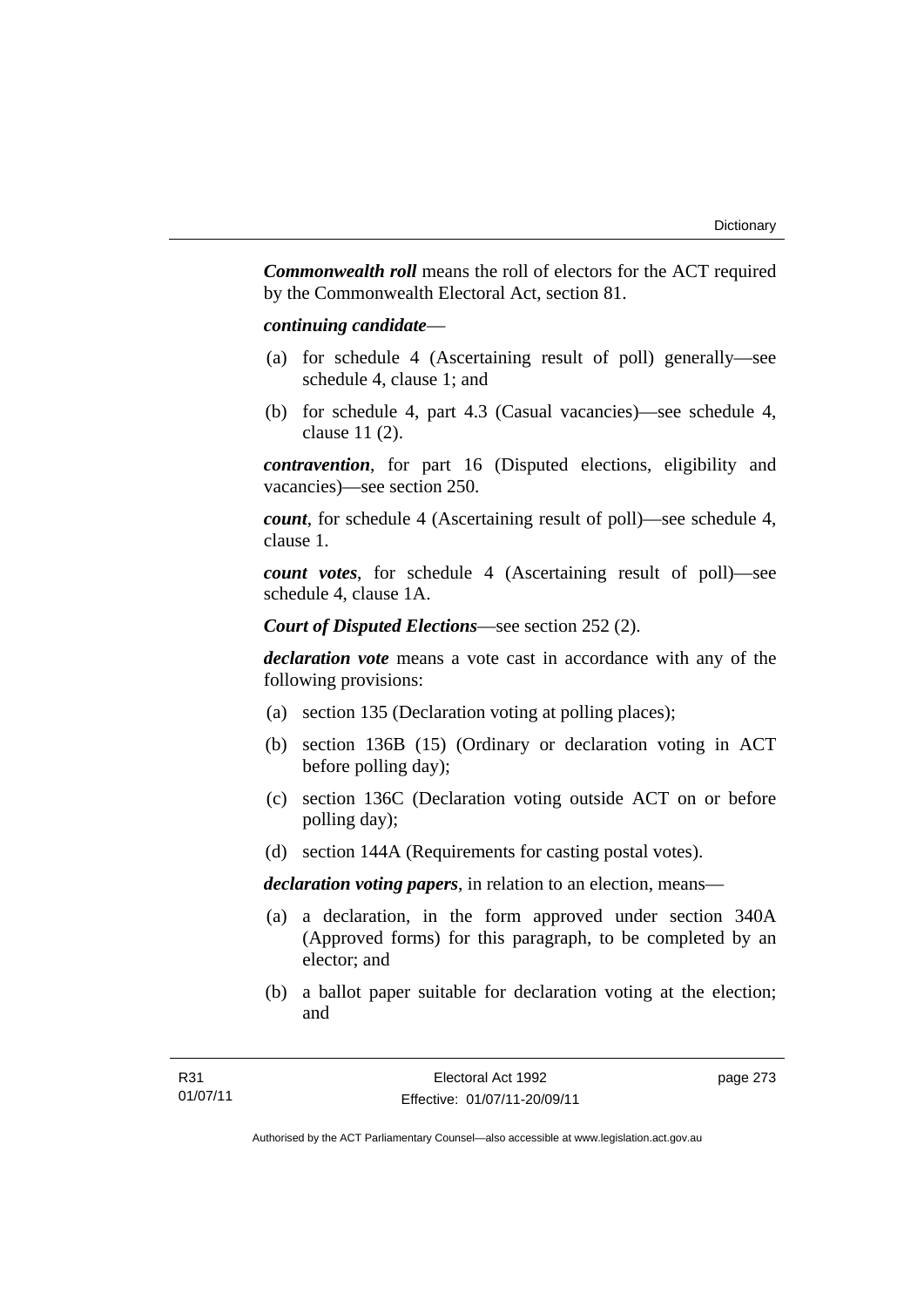***Commonwealth roll*** means the roll of electors for the ACT required by the Commonwealth Electoral Act, section 81.

***continuing candidate***—

(a) for schedule 4 (Ascertaining result of poll) generally—see schedule 4, clause 1; and

(b) for schedule 4, part 4.3 (Casual vacancies)—see schedule 4, clause 11 (2).

***contravention***, for part 16 (Disputed elections, eligibility and vacancies)—see section 250.

***count***, for schedule 4 (Ascertaining result of poll)—see schedule 4, clause 1.

***count votes***, for schedule 4 (Ascertaining result of poll)—see schedule 4, clause 1A.

***Court of Disputed Elections***—see section 252 (2).

***declaration vote*** means a vote cast in accordance with any of the following provisions:

(a) section 135 (Declaration voting at polling places);

(b) section 136B (15) (Ordinary or declaration voting in ACT before polling day);

(c) section 136C (Declaration voting outside ACT on or before polling day);

(d) section 144A (Requirements for casting postal votes).

***declaration voting papers***, in relation to an election, means—

(a) a declaration, in the form approved under section 340A (Approved forms) for this paragraph, to be completed by an elector; and

(b) a ballot paper suitable for declaration voting at the election; and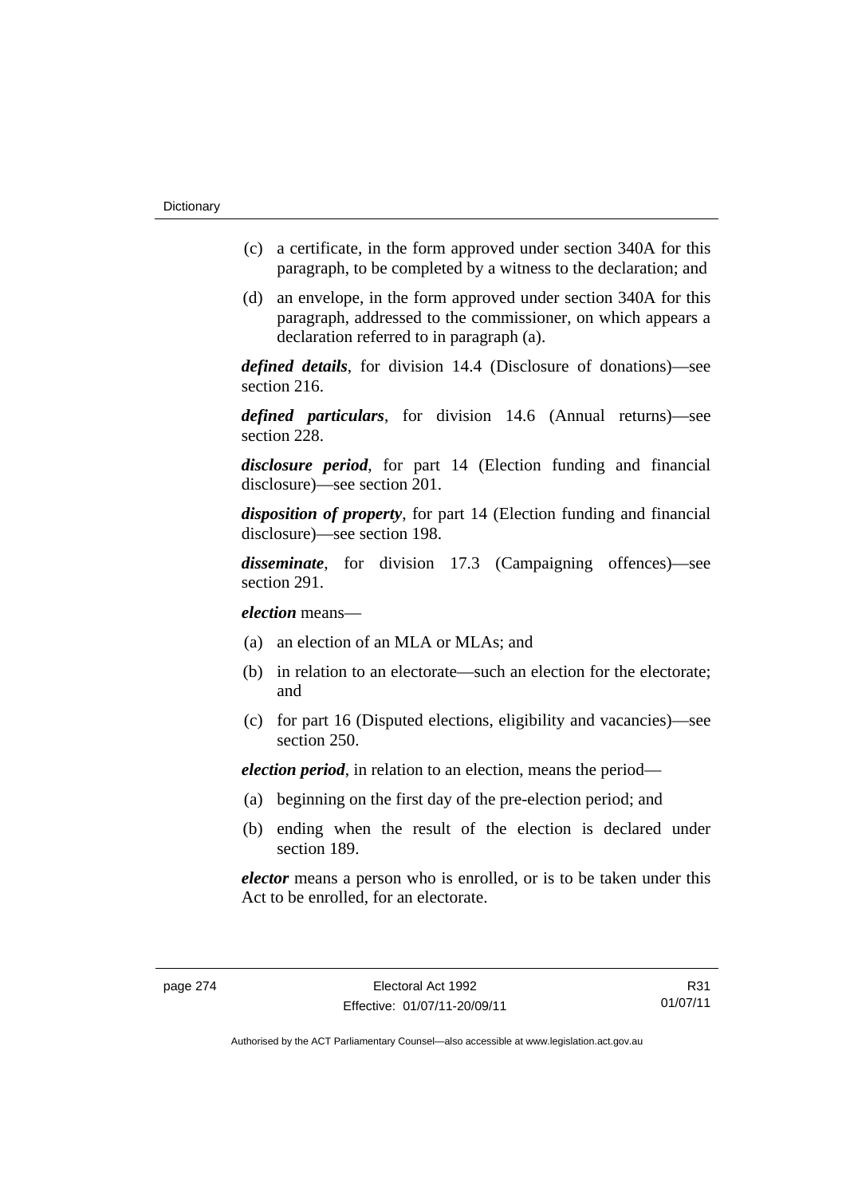(c) a certificate, in the form approved under section 340A for this paragraph, to be completed by a witness to the declaration; and

(d) an envelope, in the form approved under section 340A for this paragraph, addressed to the commissioner, on which appears a declaration referred to in paragraph (a).

***defined details***, for division 14.4 (Disclosure of donations)—see section 216.

***defined particulars***, for division 14.6 (Annual returns)—see section 228.

***disclosure period***, for part 14 (Election funding and financial disclosure)—see section 201.

***disposition of property***, for part 14 (Election funding and financial disclosure)—see section 198.

***disseminate***, for division 17.3 (Campaigning offences)—see section 291.

***election*** means—

(a) an election of an MLA or MLAs; and

(b) in relation to an electorate—such an election for the electorate; and

(c) for part 16 (Disputed elections, eligibility and vacancies)—see section 250.

***election period***, in relation to an election, means the period—

(a) beginning on the first day of the pre-election period; and

(b) ending when the result of the election is declared under section 189.

***elector*** means a person who is enrolled, or is to be taken under this Act to be enrolled, for an electorate.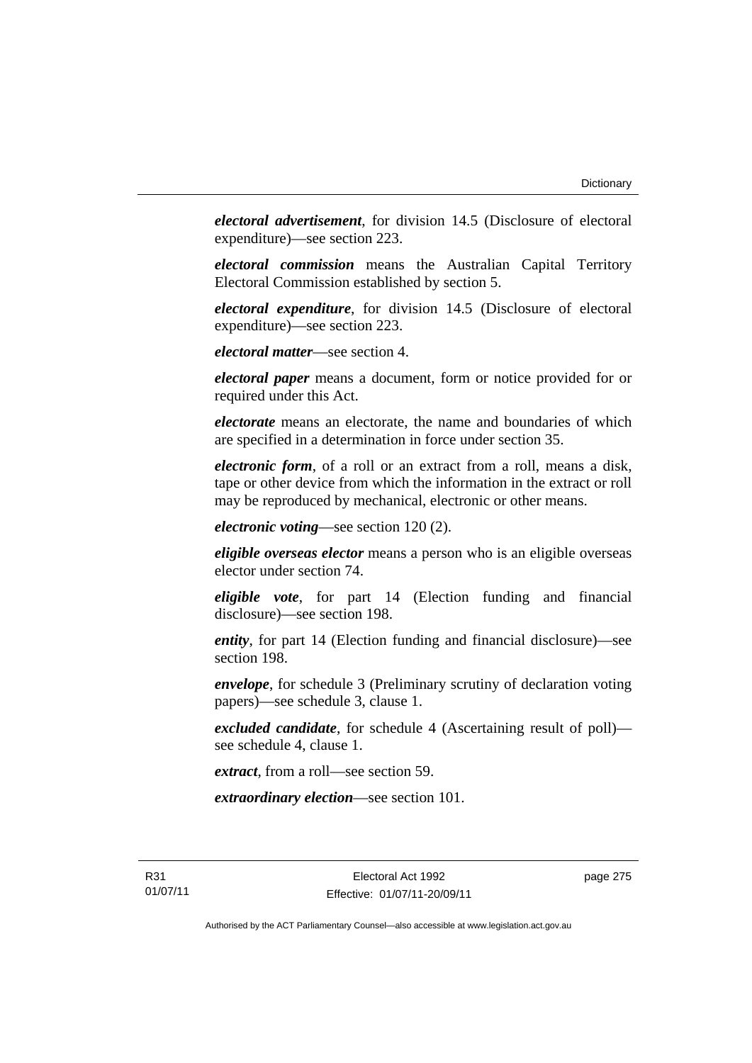***electoral advertisement***, for division 14.5 (Disclosure of electoral expenditure)—see section 223.

***electoral commission*** means the Australian Capital Territory Electoral Commission established by section 5.

***electoral expenditure***, for division 14.5 (Disclosure of electoral expenditure)—see section 223.

***electoral matter***—see section 4.

***electoral paper*** means a document, form or notice provided for or required under this Act.

***electorate*** means an electorate, the name and boundaries of which are specified in a determination in force under section 35.

***electronic form***, of a roll or an extract from a roll, means a disk, tape or other device from which the information in the extract or roll may be reproduced by mechanical, electronic or other means.

***electronic voting***—see section 120 (2).

***eligible overseas elector*** means a person who is an eligible overseas elector under section 74.

***eligible vote***, for part 14 (Election funding and financial disclosure)—see section 198.

***entity***, for part 14 (Election funding and financial disclosure)—see section 198.

***envelope***, for schedule 3 (Preliminary scrutiny of declaration voting papers)—see schedule 3, clause 1.

***excluded candidate***, for schedule 4 (Ascertaining result of poll)—see schedule 4, clause 1.

***extract***, from a roll—see section 59.

***extraordinary election***—see section 101.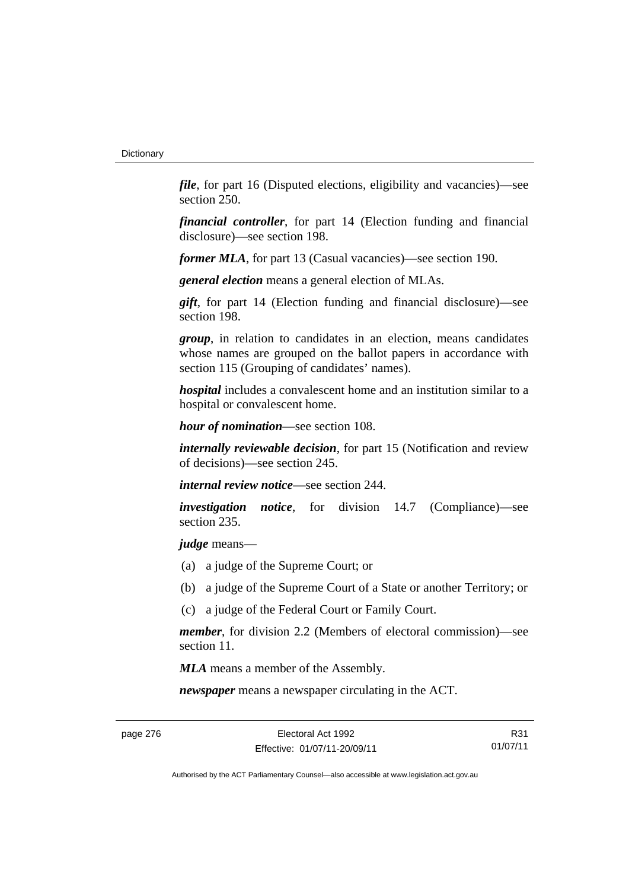***file***, for part 16 (Disputed elections, eligibility and vacancies)—see section 250.

***financial controller***, for part 14 (Election funding and financial disclosure)—see section 198.

***former MLA***, for part 13 (Casual vacancies)—see section 190.

***general election*** means a general election of MLAs.

***gift***, for part 14 (Election funding and financial disclosure)—see section 198.

***group***, in relation to candidates in an election, means candidates whose names are grouped on the ballot papers in accordance with section 115 (Grouping of candidates' names).

***hospital*** includes a convalescent home and an institution similar to a hospital or convalescent home.

***hour of nomination***—see section 108.

***internally reviewable decision***, for part 15 (Notification and review of decisions)—see section 245.

***internal review notice***—see section 244.

***investigation notice***, for division 14.7 (Compliance)—see section 235.

***judge*** means—

(a) a judge of the Supreme Court; or

(b) a judge of the Supreme Court of a State or another Territory; or

(c) a judge of the Federal Court or Family Court.

***member***, for division 2.2 (Members of electoral commission)—see section 11.

***MLA*** means a member of the Assembly.

***newspaper*** means a newspaper circulating in the ACT.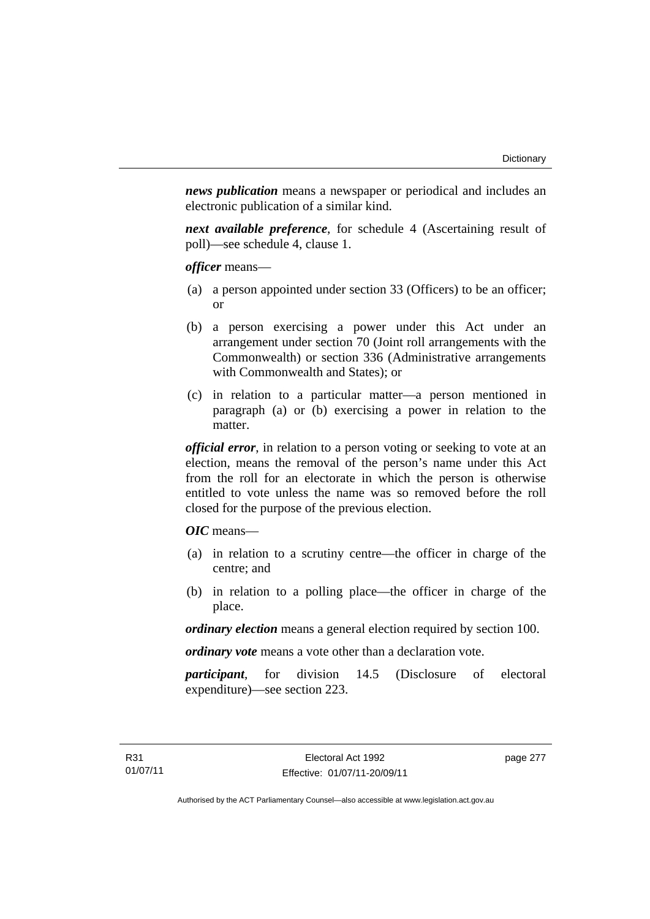***news publication*** means a newspaper or periodical and includes an electronic publication of a similar kind.

***next available preference***, for schedule 4 (Ascertaining result of poll)—see schedule 4, clause 1.

***officer*** means—

(a) a person appointed under section 33 (Officers) to be an officer; or

(b) a person exercising a power under this Act under an arrangement under section 70 (Joint roll arrangements with the Commonwealth) or section 336 (Administrative arrangements with Commonwealth and States); or

(c) in relation to a particular matter—a person mentioned in paragraph (a) or (b) exercising a power in relation to the matter.

***official error***, in relation to a person voting or seeking to vote at an election, means the removal of the person's name under this Act from the roll for an electorate in which the person is otherwise entitled to vote unless the name was so removed before the roll closed for the purpose of the previous election.

***OIC*** means—

(a) in relation to a scrutiny centre—the officer in charge of the centre; and

(b) in relation to a polling place—the officer in charge of the place.

***ordinary election*** means a general election required by section 100.

***ordinary vote*** means a vote other than a declaration vote.

***participant***, for division 14.5 (Disclosure of electoral expenditure)—see section 223.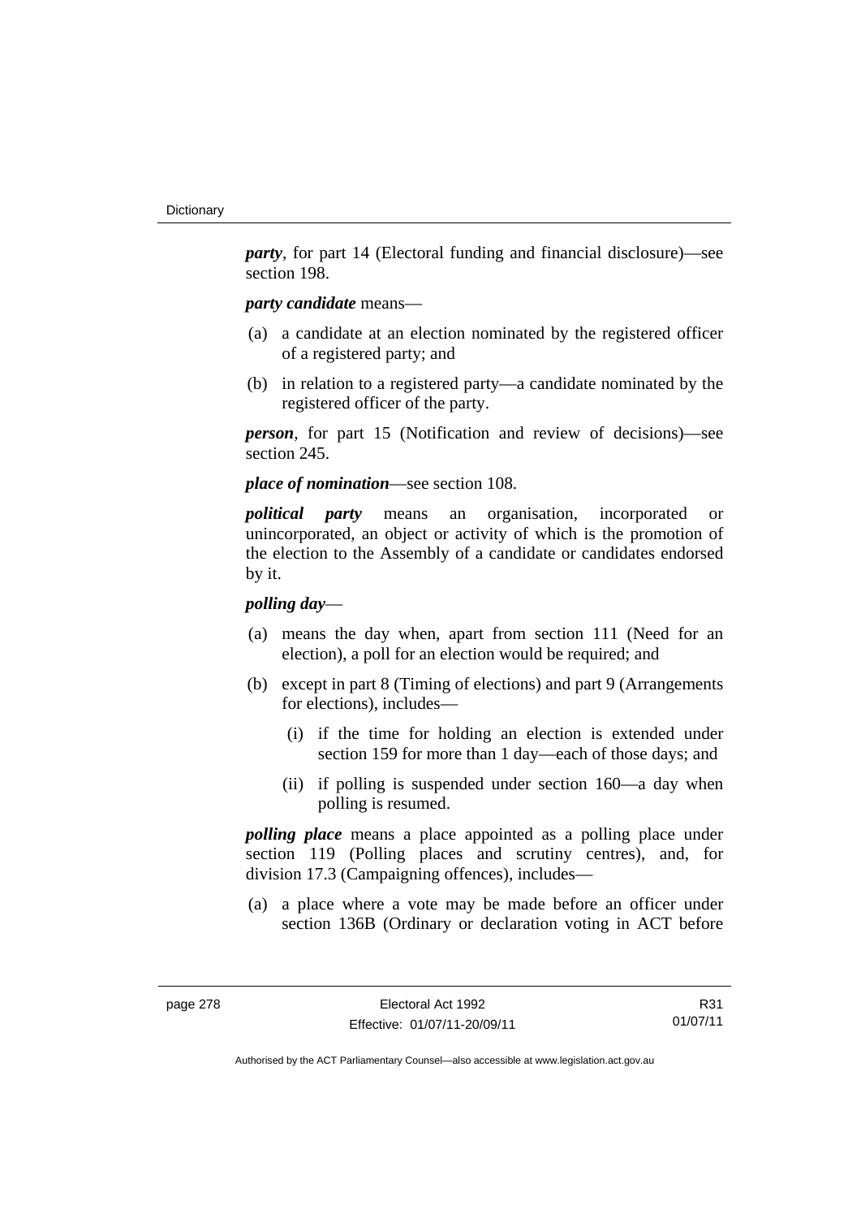***party***, for part 14 (Electoral funding and financial disclosure)—see section 198.

***party candidate*** means—

(a) a candidate at an election nominated by the registered officer of a registered party; and

(b) in relation to a registered party—a candidate nominated by the registered officer of the party.

***person***, for part 15 (Notification and review of decisions)—see section 245.

***place of nomination***—see section 108.

***political party*** means an organisation, incorporated or unincorporated, an object or activity of which is the promotion of the election to the Assembly of a candidate or candidates endorsed by it.

***polling day***—

(a) means the day when, apart from section 111 (Need for an election), a poll for an election would be required; and

(b) except in part 8 (Timing of elections) and part 9 (Arrangements for elections), includes—

   (i) if the time for holding an election is extended under section 159 for more than 1 day—each of those days; and

   (ii) if polling is suspended under section 160—a day when polling is resumed.

***polling place*** means a place appointed as a polling place under section 119 (Polling places and scrutiny centres), and, for division 17.3 (Campaigning offences), includes—

(a) a place where a vote may be made before an officer under section 136B (Ordinary or declaration voting in ACT before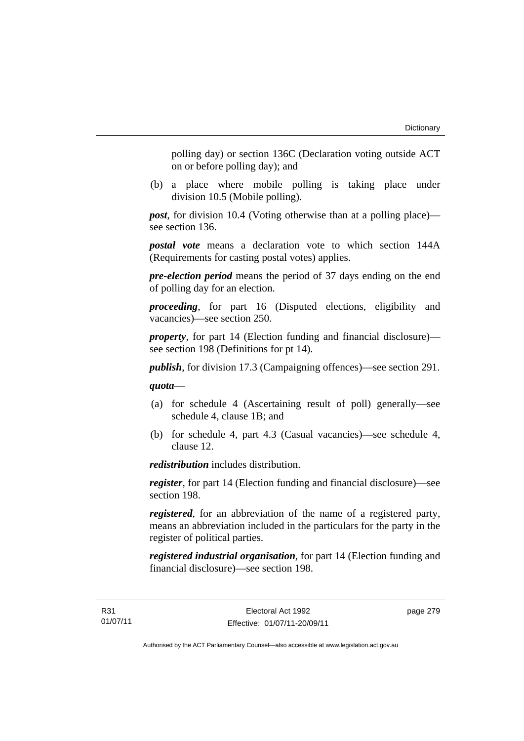polling day) or section 136C (Declaration voting outside ACT on or before polling day); and

(b) a place where mobile polling is taking place under division 10.5 (Mobile polling).

***post***, for division 10.4 (Voting otherwise than at a polling place)—see section 136.

***postal vote*** means a declaration vote to which section 144A (Requirements for casting postal votes) applies.

***pre-election period*** means the period of 37 days ending on the end of polling day for an election.

***proceeding***, for part 16 (Disputed elections, eligibility and vacancies)—see section 250.

***property***, for part 14 (Election funding and financial disclosure)—see section 198 (Definitions for pt 14).

***publish***, for division 17.3 (Campaigning offences)—see section 291.

***quota***—

(a) for schedule 4 (Ascertaining result of poll) generally—see schedule 4, clause 1B; and

(b) for schedule 4, part 4.3 (Casual vacancies)—see schedule 4, clause 12.

***redistribution*** includes distribution.

***register***, for part 14 (Election funding and financial disclosure)—see section 198.

***registered***, for an abbreviation of the name of a registered party, means an abbreviation included in the particulars for the party in the register of political parties.

***registered industrial organisation***, for part 14 (Election funding and financial disclosure)—see section 198.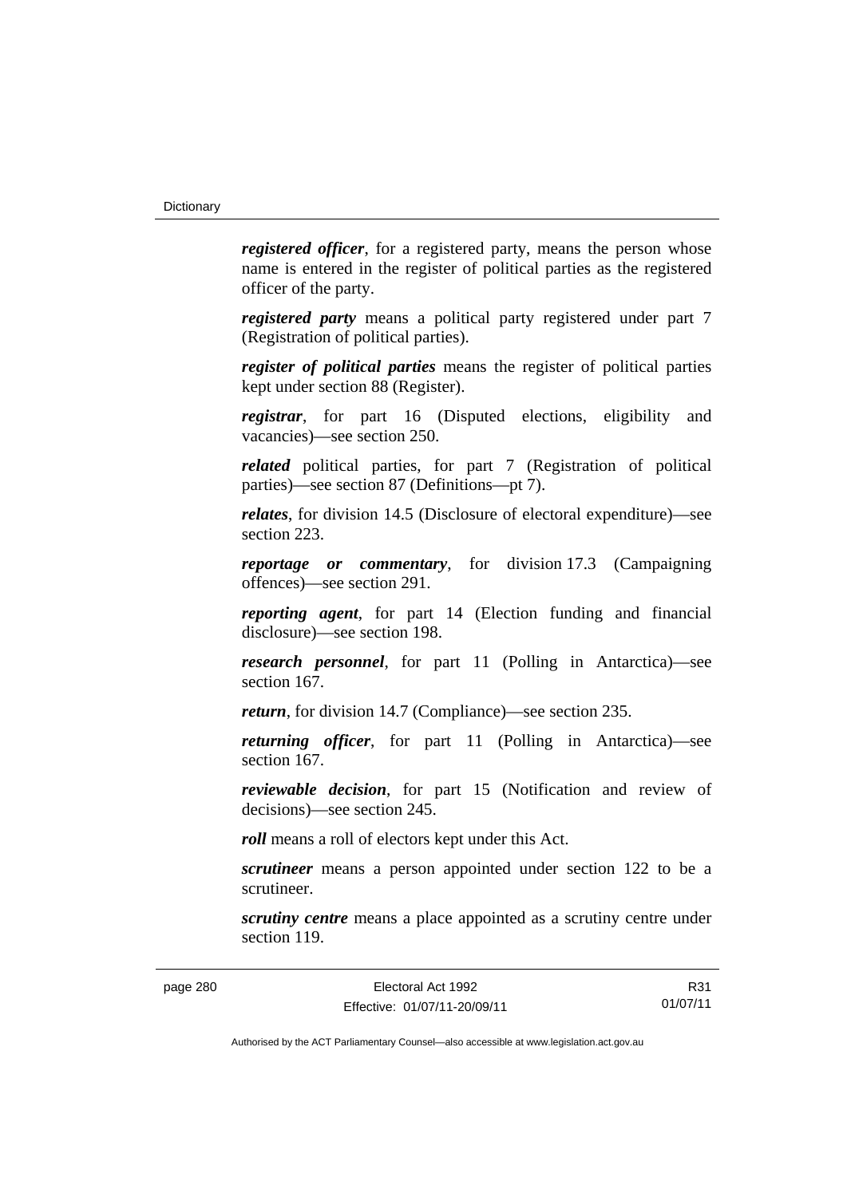***registered officer***, for a registered party, means the person whose name is entered in the register of political parties as the registered officer of the party.

***registered party*** means a political party registered under part 7 (Registration of political parties).

***register of political parties*** means the register of political parties kept under section 88 (Register).

***registrar***, for part 16 (Disputed elections, eligibility and vacancies)—see section 250.

***related*** political parties, for part 7 (Registration of political parties)—see section 87 (Definitions—pt 7).

***relates***, for division 14.5 (Disclosure of electoral expenditure)—see section 223.

***reportage or commentary***, for division 17.3 (Campaigning offences)—see section 291.

***reporting agent***, for part 14 (Election funding and financial disclosure)—see section 198.

***research personnel***, for part 11 (Polling in Antarctica)—see section 167.

***return***, for division 14.7 (Compliance)—see section 235.

***returning officer***, for part 11 (Polling in Antarctica)—see section 167.

***reviewable decision***, for part 15 (Notification and review of decisions)—see section 245.

***roll*** means a roll of electors kept under this Act.

***scrutineer*** means a person appointed under section 122 to be a scrutineer.

***scrutiny centre*** means a place appointed as a scrutiny centre under section 119.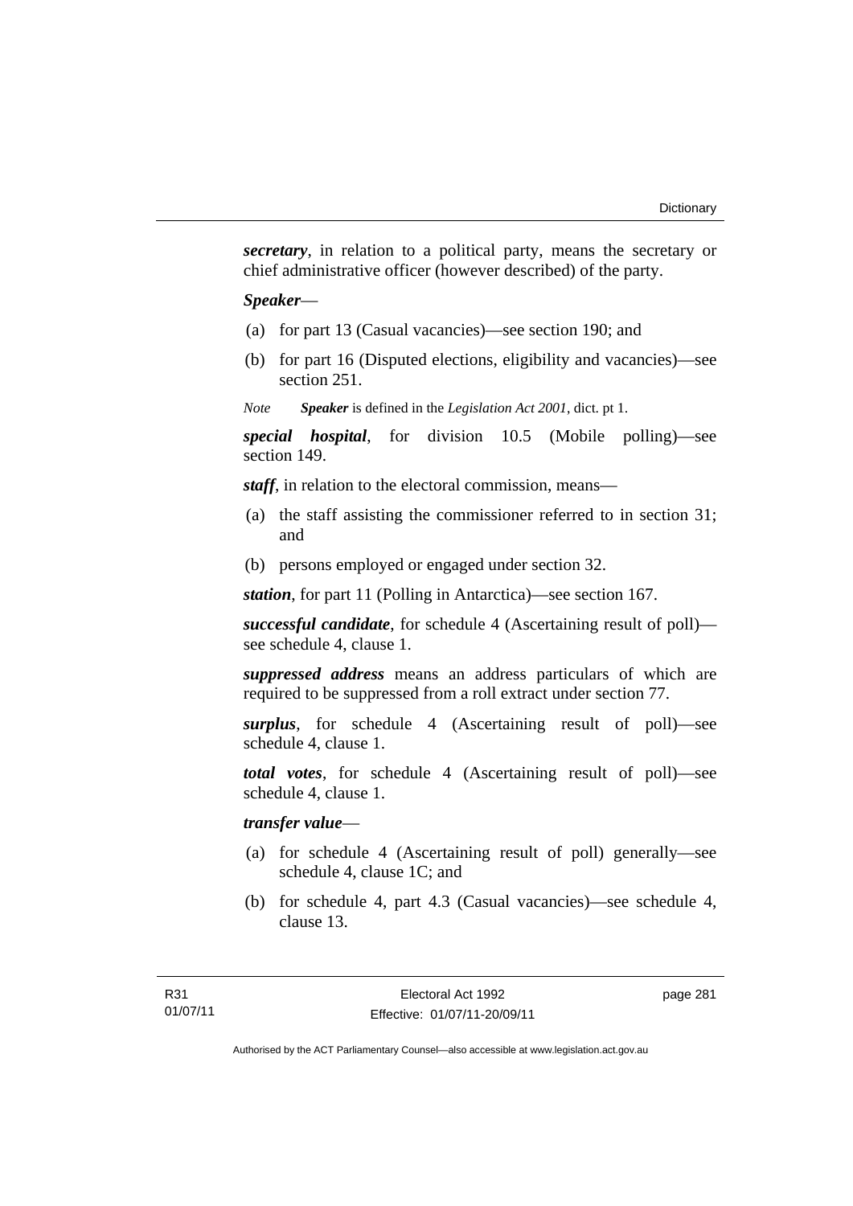***secretary***, in relation to a political party, means the secretary or chief administrative officer (however described) of the party.

***Speaker***—

(a) for part 13 (Casual vacancies)—see section 190; and

(b) for part 16 (Disputed elections, eligibility and vacancies)—see section 251.

*Note* ***Speaker*** is defined in the *Legislation Act 2001*, dict. pt 1.

***special hospital***, for division 10.5 (Mobile polling)—see section 149.

***staff***, in relation to the electoral commission, means—

(a) the staff assisting the commissioner referred to in section 31; and

(b) persons employed or engaged under section 32.

***station***, for part 11 (Polling in Antarctica)—see section 167.

***successful candidate***, for schedule 4 (Ascertaining result of poll)—see schedule 4, clause 1.

***suppressed address*** means an address particulars of which are required to be suppressed from a roll extract under section 77.

***surplus***, for schedule 4 (Ascertaining result of poll)—see schedule 4, clause 1.

***total votes***, for schedule 4 (Ascertaining result of poll)—see schedule 4, clause 1.

***transfer value***—

(a) for schedule 4 (Ascertaining result of poll) generally—see schedule 4, clause 1C; and

(b) for schedule 4, part 4.3 (Casual vacancies)—see schedule 4, clause 13.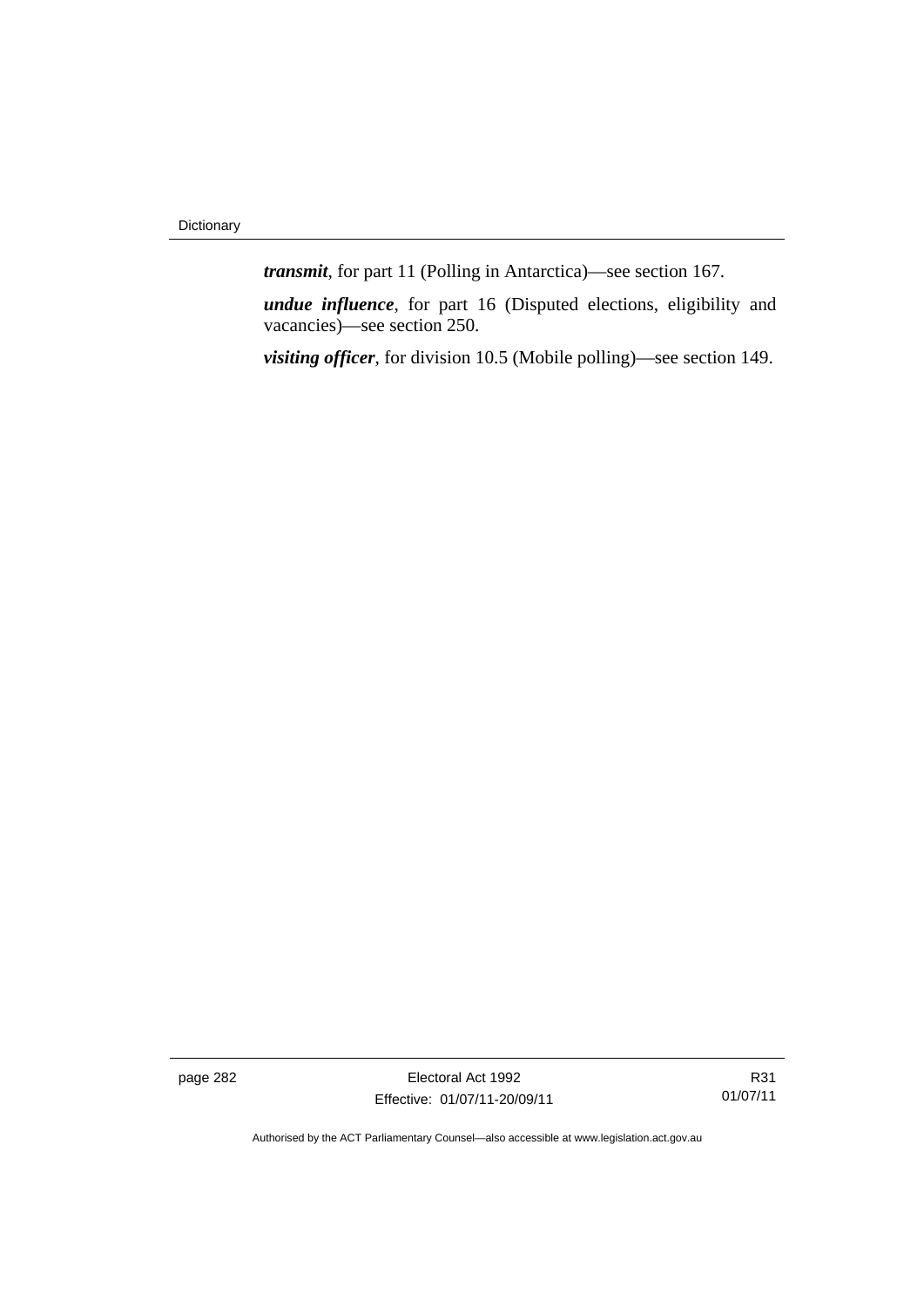***transmit***, for part 11 (Polling in Antarctica)—see section 167.

***undue influence***, for part 16 (Disputed elections, eligibility and vacancies)—see section 250.

***visiting officer***, for division 10.5 (Mobile polling)—see section 149.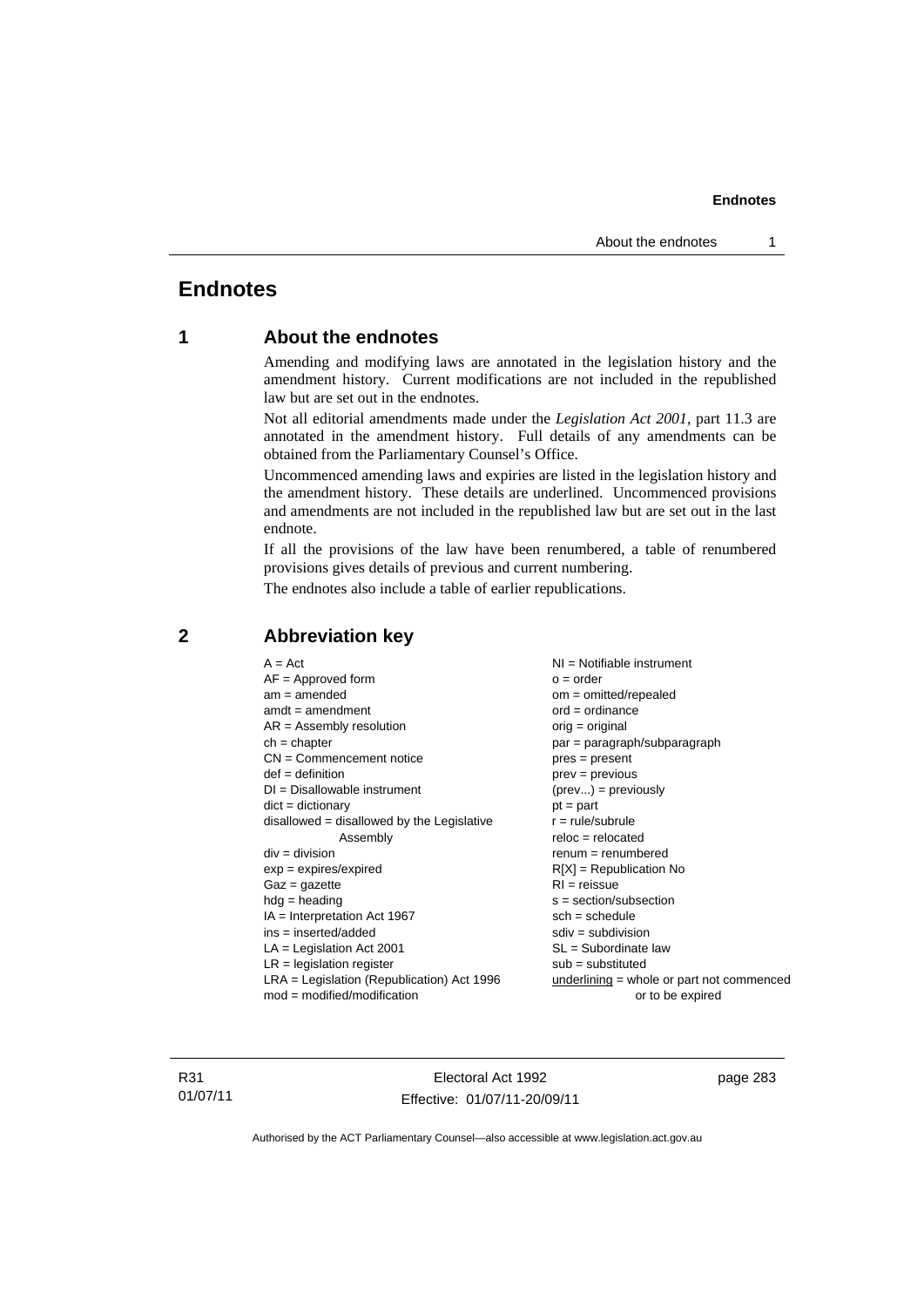# Endnotes

## 1 About the endnotes

Amending and modifying laws are annotated in the legislation history and the amendment history. Current modifications are not included in the republished law but are set out in the endnotes.

Not all editorial amendments made under the *Legislation Act 2001*, part 11.3 are annotated in the amendment history. Full details of any amendments can be obtained from the Parliamentary Counsel's Office.

Uncommenced amending laws and expiries are listed in the legislation history and the amendment history. These details are underlined. Uncommenced provisions and amendments are not included in the republished law but are set out in the last endnote.

If all the provisions of the law have been renumbered, a table of renumbered provisions gives details of previous and current numbering.

The endnotes also include a table of earlier republications.

## 2 Abbreviation key

A = Act
AF = Approved form
am = amended
amdt = amendment
AR = Assembly resolution
ch = chapter
CN = Commencement notice
def = definition
DI = Disallowable instrument
dict = dictionary
disallowed = disallowed by the Legislative Assembly
div = division
exp = expires/expired
Gaz = gazette
hdg = heading
IA = Interpretation Act 1967
ins = inserted/added
LA = Legislation Act 2001
LR = legislation register
LRA = Legislation (Republication) Act 1996
mod = modified/modification
NI = Notifiable instrument
o = order
om = omitted/repealed
ord = ordinance
orig = original
par = paragraph/subparagraph
pres = present
prev = previous
(prev...) = previously
pt = part
r = rule/subrule
reloc = relocated
renum = renumbered
R[X] = Republication No
RI = reissue
s = section/subsection
sch = schedule
sdiv = subdivision
SL = Subordinate law
sub = substituted
<u>underlining</u> = whole or part not commenced or to be expired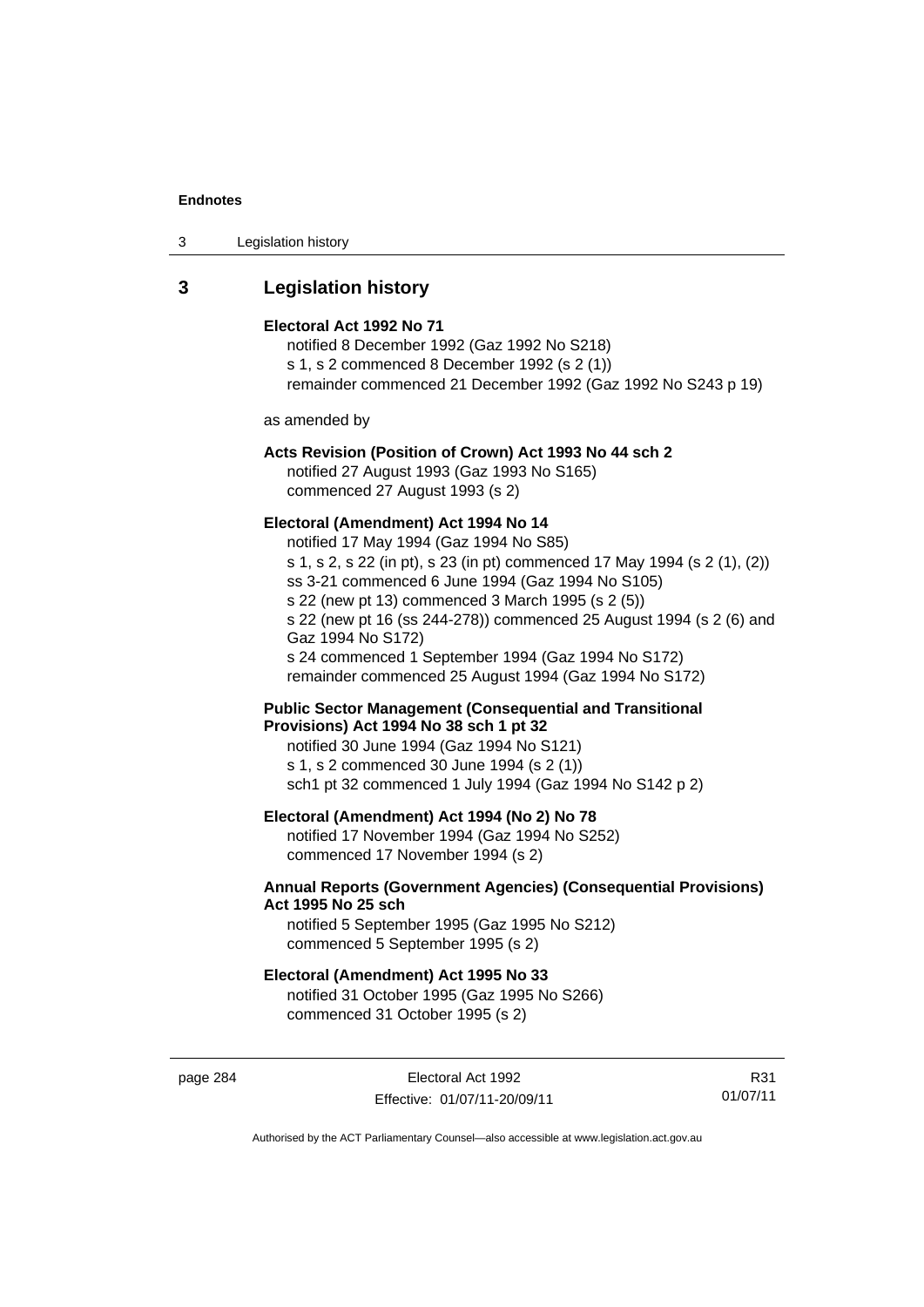## 3 Legislation history

**Electoral Act 1992 No 71**
notified 8 December 1992 (Gaz 1992 No S218)
s 1, s 2 commenced 8 December 1992 (s 2 (1))
remainder commenced 21 December 1992 (Gaz 1992 No S243 p 19)

as amended by

**Acts Revision (Position of Crown) Act 1993 No 44 sch 2**
notified 27 August 1993 (Gaz 1993 No S165)
commenced 27 August 1993 (s 2)

**Electoral (Amendment) Act 1994 No 14**
notified 17 May 1994 (Gaz 1994 No S85)
s 1, s 2, s 22 (in pt), s 23 (in pt) commenced 17 May 1994 (s 2 (1), (2))
ss 3-21 commenced 6 June 1994 (Gaz 1994 No S105)
s 22 (new pt 13) commenced 3 March 1995 (s 2 (5))
s 22 (new pt 16 (ss 244-278)) commenced 25 August 1994 (s 2 (6) and Gaz 1994 No S172)
s 24 commenced 1 September 1994 (Gaz 1994 No S172)
remainder commenced 25 August 1994 (Gaz 1994 No S172)

**Public Sector Management (Consequential and Transitional Provisions) Act 1994 No 38 sch 1 pt 32**
notified 30 June 1994 (Gaz 1994 No S121)
s 1, s 2 commenced 30 June 1994 (s 2 (1))
sch1 pt 32 commenced 1 July 1994 (Gaz 1994 No S142 p 2)

**Electoral (Amendment) Act 1994 (No 2) No 78**
notified 17 November 1994 (Gaz 1994 No S252)
commenced 17 November 1994 (s 2)

**Annual Reports (Government Agencies) (Consequential Provisions) Act 1995 No 25 sch**
notified 5 September 1995 (Gaz 1995 No S212)
commenced 5 September 1995 (s 2)

**Electoral (Amendment) Act 1995 No 33**
notified 31 October 1995 (Gaz 1995 No S266)
commenced 31 October 1995 (s 2)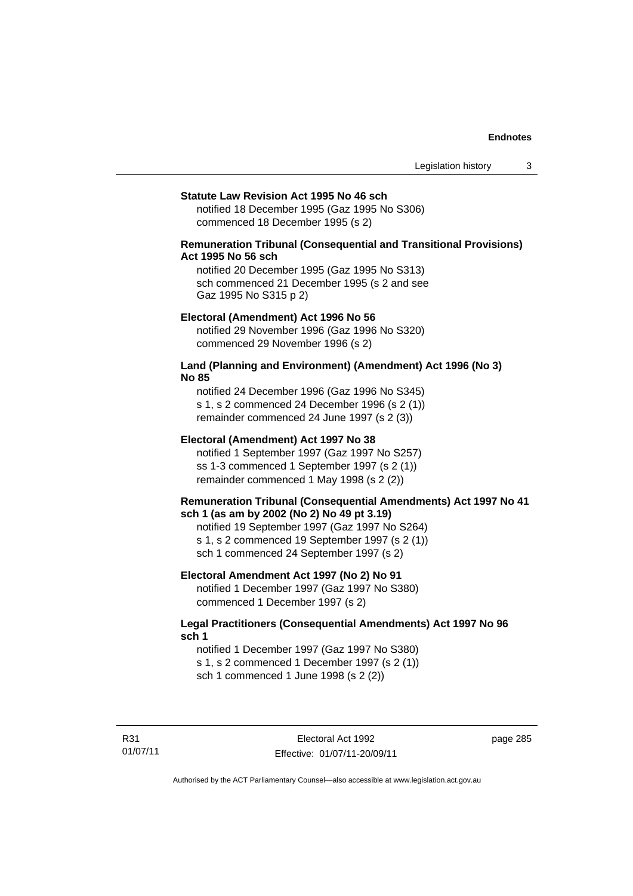**Statute Law Revision Act 1995 No 46 sch**

notified 18 December 1995 (Gaz 1995 No S306)
commenced 18 December 1995 (s 2)

**Remuneration Tribunal (Consequential and Transitional Provisions) Act 1995 No 56 sch**

notified 20 December 1995 (Gaz 1995 No S313)
sch commenced 21 December 1995 (s 2 and see Gaz 1995 No S315 p 2)

**Electoral (Amendment) Act 1996 No 56**

notified 29 November 1996 (Gaz 1996 No S320)
commenced 29 November 1996 (s 2)

**Land (Planning and Environment) (Amendment) Act 1996 (No 3) No 85**

notified 24 December 1996 (Gaz 1996 No S345)
s 1, s 2 commenced 24 December 1996 (s 2 (1))
remainder commenced 24 June 1997 (s 2 (3))

**Electoral (Amendment) Act 1997 No 38**

notified 1 September 1997 (Gaz 1997 No S257)
ss 1-3 commenced 1 September 1997 (s 2 (1))
remainder commenced 1 May 1998 (s 2 (2))

**Remuneration Tribunal (Consequential Amendments) Act 1997 No 41 sch 1 (as am by 2002 (No 2) No 49 pt 3.19)**

notified 19 September 1997 (Gaz 1997 No S264)
s 1, s 2 commenced 19 September 1997 (s 2 (1))
sch 1 commenced 24 September 1997 (s 2)

**Electoral Amendment Act 1997 (No 2) No 91**

notified 1 December 1997 (Gaz 1997 No S380)
commenced 1 December 1997 (s 2)

**Legal Practitioners (Consequential Amendments) Act 1997 No 96 sch 1**

notified 1 December 1997 (Gaz 1997 No S380)
s 1, s 2 commenced 1 December 1997 (s 2 (1))
sch 1 commenced 1 June 1998 (s 2 (2))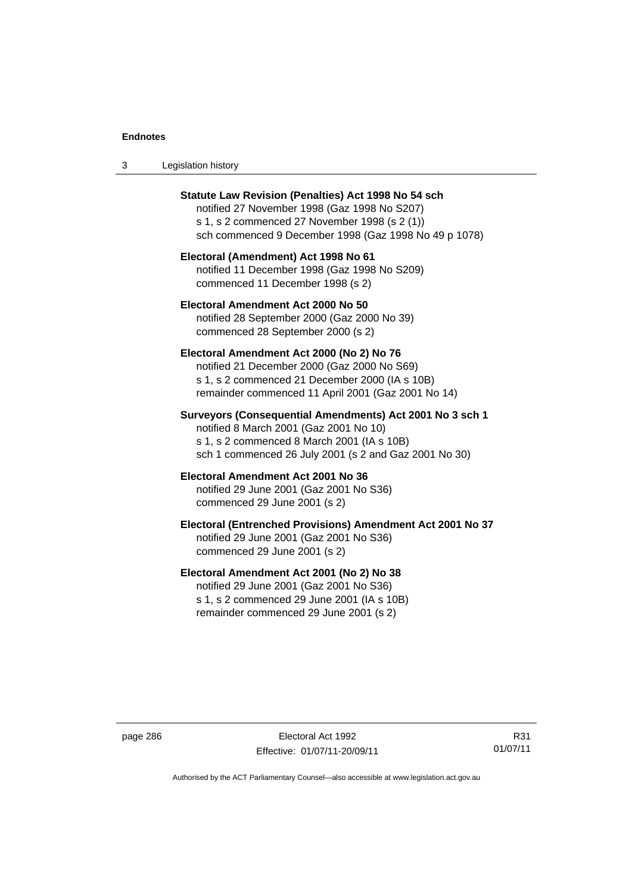**Statute Law Revision (Penalties) Act 1998 No 54 sch**
notified 27 November 1998 (Gaz 1998 No S207)
s 1, s 2 commenced 27 November 1998 (s 2 (1))
sch commenced 9 December 1998 (Gaz 1998 No 49 p 1078)

**Electoral (Amendment) Act 1998 No 61**
notified 11 December 1998 (Gaz 1998 No S209)
commenced 11 December 1998 (s 2)

**Electoral Amendment Act 2000 No 50**
notified 28 September 2000 (Gaz 2000 No 39)
commenced 28 September 2000 (s 2)

**Electoral Amendment Act 2000 (No 2) No 76**
notified 21 December 2000 (Gaz 2000 No S69)
s 1, s 2 commenced 21 December 2000 (IA s 10B)
remainder commenced 11 April 2001 (Gaz 2001 No 14)

**Surveyors (Consequential Amendments) Act 2001 No 3 sch 1**
notified 8 March 2001 (Gaz 2001 No 10)
s 1, s 2 commenced 8 March 2001 (IA s 10B)
sch 1 commenced 26 July 2001 (s 2 and Gaz 2001 No 30)

**Electoral Amendment Act 2001 No 36**
notified 29 June 2001 (Gaz 2001 No S36)
commenced 29 June 2001 (s 2)

**Electoral (Entrenched Provisions) Amendment Act 2001 No 37**
notified 29 June 2001 (Gaz 2001 No S36)
commenced 29 June 2001 (s 2)

**Electoral Amendment Act 2001 (No 2) No 38**
notified 29 June 2001 (Gaz 2001 No S36)
s 1, s 2 commenced 29 June 2001 (IA s 10B)
remainder commenced 29 June 2001 (s 2)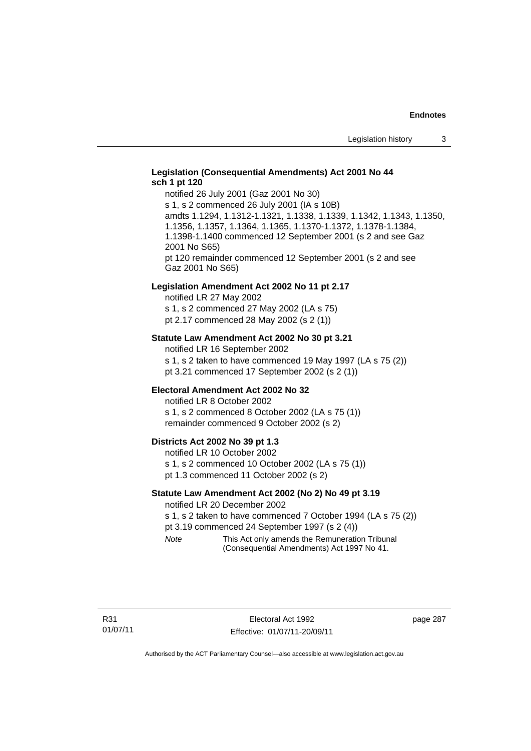**Legislation (Consequential Amendments) Act 2001 No 44 sch 1 pt 120**

notified 26 July 2001 (Gaz 2001 No 30)
s 1, s 2 commenced 26 July 2001 (IA s 10B)
amdts 1.1294, 1.1312-1.1321, 1.1338, 1.1339, 1.1342, 1.1343, 1.1350, 1.1356, 1.1357, 1.1364, 1.1365, 1.1370-1.1372, 1.1378-1.1384, 1.1398-1.1400 commenced 12 September 2001 (s 2 and see Gaz 2001 No S65)
pt 120 remainder commenced 12 September 2001 (s 2 and see Gaz 2001 No S65)

**Legislation Amendment Act 2002 No 11 pt 2.17**

notified LR 27 May 2002
s 1, s 2 commenced 27 May 2002 (LA s 75)
pt 2.17 commenced 28 May 2002 (s 2 (1))

**Statute Law Amendment Act 2002 No 30 pt 3.21**

notified LR 16 September 2002
s 1, s 2 taken to have commenced 19 May 1997 (LA s 75 (2))
pt 3.21 commenced 17 September 2002 (s 2 (1))

**Electoral Amendment Act 2002 No 32**

notified LR 8 October 2002
s 1, s 2 commenced 8 October 2002 (LA s 75 (1))
remainder commenced 9 October 2002 (s 2)

**Districts Act 2002 No 39 pt 1.3**

notified LR 10 October 2002
s 1, s 2 commenced 10 October 2002 (LA s 75 (1))
pt 1.3 commenced 11 October 2002 (s 2)

**Statute Law Amendment Act 2002 (No 2) No 49 pt 3.19**

notified LR 20 December 2002
s 1, s 2 taken to have commenced 7 October 1994 (LA s 75 (2))
pt 3.19 commenced 24 September 1997 (s 2 (4))

*Note* This Act only amends the Remuneration Tribunal (Consequential Amendments) Act 1997 No 41.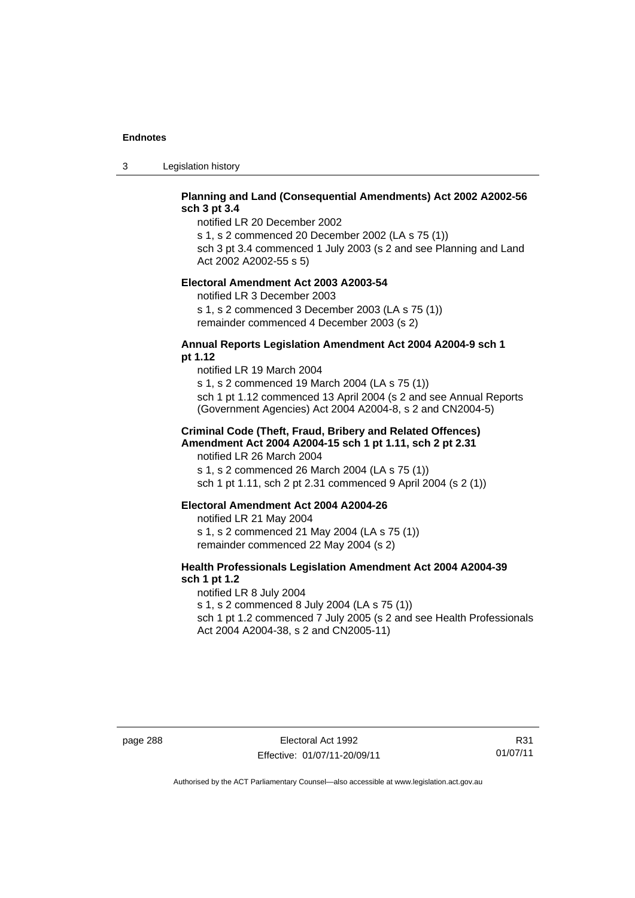**Planning and Land (Consequential Amendments) Act 2002 A2002-56 sch 3 pt 3.4**

notified LR 20 December 2002

s 1, s 2 commenced 20 December 2002 (LA s 75 (1))

sch 3 pt 3.4 commenced 1 July 2003 (s 2 and see Planning and Land Act 2002 A2002-55 s 5)

**Electoral Amendment Act 2003 A2003-54**

notified LR 3 December 2003

s 1, s 2 commenced 3 December 2003 (LA s 75 (1))

remainder commenced 4 December 2003 (s 2)

**Annual Reports Legislation Amendment Act 2004 A2004-9 sch 1 pt 1.12**

notified LR 19 March 2004

s 1, s 2 commenced 19 March 2004 (LA s 75 (1))

sch 1 pt 1.12 commenced 13 April 2004 (s 2 and see Annual Reports (Government Agencies) Act 2004 A2004-8, s 2 and CN2004-5)

**Criminal Code (Theft, Fraud, Bribery and Related Offences) Amendment Act 2004 A2004-15 sch 1 pt 1.11, sch 2 pt 2.31**

notified LR 26 March 2004

s 1, s 2 commenced 26 March 2004 (LA s 75 (1))

sch 1 pt 1.11, sch 2 pt 2.31 commenced 9 April 2004 (s 2 (1))

**Electoral Amendment Act 2004 A2004-26**

notified LR 21 May 2004

s 1, s 2 commenced 21 May 2004 (LA s 75 (1))

remainder commenced 22 May 2004 (s 2)

**Health Professionals Legislation Amendment Act 2004 A2004-39 sch 1 pt 1.2**

notified LR 8 July 2004

s 1, s 2 commenced 8 July 2004 (LA s 75 (1))

sch 1 pt 1.2 commenced 7 July 2005 (s 2 and see Health Professionals Act 2004 A2004-38, s 2 and CN2005-11)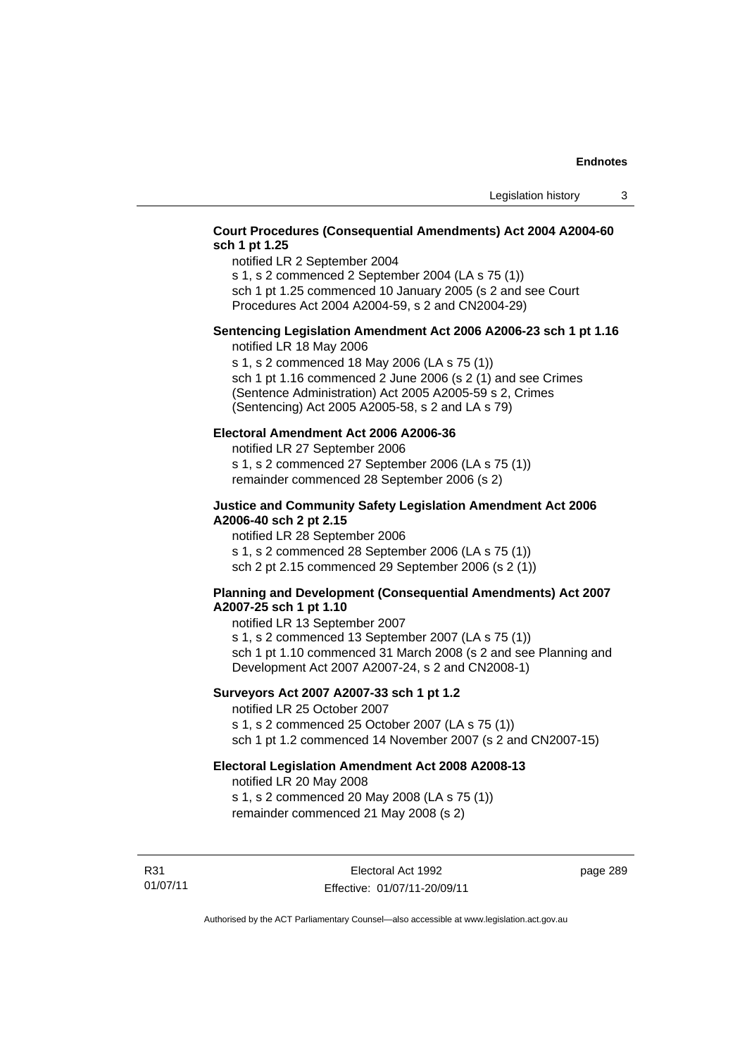**Court Procedures (Consequential Amendments) Act 2004 A2004-60 sch 1 pt 1.25**

notified LR 2 September 2004
s 1, s 2 commenced 2 September 2004 (LA s 75 (1))
sch 1 pt 1.25 commenced 10 January 2005 (s 2 and see Court Procedures Act 2004 A2004-59, s 2 and CN2004-29)

**Sentencing Legislation Amendment Act 2006 A2006-23 sch 1 pt 1.16**

notified LR 18 May 2006
s 1, s 2 commenced 18 May 2006 (LA s 75 (1))
sch 1 pt 1.16 commenced 2 June 2006 (s 2 (1) and see Crimes (Sentence Administration) Act 2005 A2005-59 s 2, Crimes (Sentencing) Act 2005 A2005-58, s 2 and LA s 79)

**Electoral Amendment Act 2006 A2006-36**

notified LR 27 September 2006
s 1, s 2 commenced 27 September 2006 (LA s 75 (1))
remainder commenced 28 September 2006 (s 2)

**Justice and Community Safety Legislation Amendment Act 2006 A2006-40 sch 2 pt 2.15**

notified LR 28 September 2006
s 1, s 2 commenced 28 September 2006 (LA s 75 (1))
sch 2 pt 2.15 commenced 29 September 2006 (s 2 (1))

**Planning and Development (Consequential Amendments) Act 2007 A2007-25 sch 1 pt 1.10**

notified LR 13 September 2007
s 1, s 2 commenced 13 September 2007 (LA s 75 (1))
sch 1 pt 1.10 commenced 31 March 2008 (s 2 and see Planning and Development Act 2007 A2007-24, s 2 and CN2008-1)

**Surveyors Act 2007 A2007-33 sch 1 pt 1.2**

notified LR 25 October 2007
s 1, s 2 commenced 25 October 2007 (LA s 75 (1))
sch 1 pt 1.2 commenced 14 November 2007 (s 2 and CN2007-15)

**Electoral Legislation Amendment Act 2008 A2008-13**

notified LR 20 May 2008
s 1, s 2 commenced 20 May 2008 (LA s 75 (1))
remainder commenced 21 May 2008 (s 2)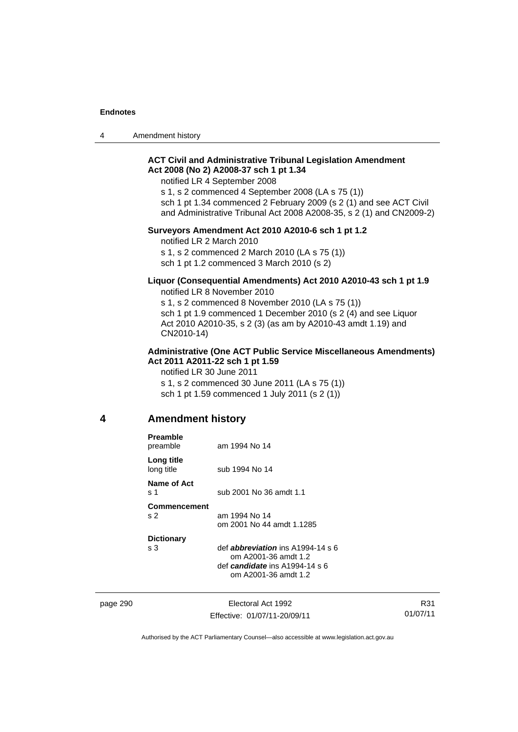**ACT Civil and Administrative Tribunal Legislation Amendment Act 2008 (No 2) A2008-37 sch 1 pt 1.34**

notified LR 4 September 2008

s 1, s 2 commenced 4 September 2008 (LA s 75 (1))

sch 1 pt 1.34 commenced 2 February 2009 (s 2 (1) and see ACT Civil and Administrative Tribunal Act 2008 A2008-35, s 2 (1) and CN2009-2)

**Surveyors Amendment Act 2010 A2010-6 sch 1 pt 1.2**

notified LR 2 March 2010

s 1, s 2 commenced 2 March 2010 (LA s 75 (1))

sch 1 pt 1.2 commenced 3 March 2010 (s 2)

**Liquor (Consequential Amendments) Act 2010 A2010-43 sch 1 pt 1.9**

notified LR 8 November 2010

s 1, s 2 commenced 8 November 2010 (LA s 75 (1))

sch 1 pt 1.9 commenced 1 December 2010 (s 2 (4) and see Liquor Act 2010 A2010-35, s 2 (3) (as am by A2010-43 amdt 1.19) and CN2010-14)

**Administrative (One ACT Public Service Miscellaneous Amendments) Act 2011 A2011-22 sch 1 pt 1.59**

notified LR 30 June 2011

s 1, s 2 commenced 30 June 2011 (LA s 75 (1))

sch 1 pt 1.59 commenced 1 July 2011 (s 2 (1))

## 4 Amendment history

**Preamble**

preamble — am 1994 No 14

**Long title**

long title — sub 1994 No 14

**Name of Act**

s 1 — sub 2001 No 36 amdt 1.1

**Commencement**

s 2 — am 1994 No 14
om 2001 No 44 amdt 1.1285

**Dictionary**

s 3 — def ***abbreviation*** ins A1994-14 s 6
om A2001-36 amdt 1.2
def ***candidate*** ins A1994-14 s 6
om A2001-36 amdt 1.2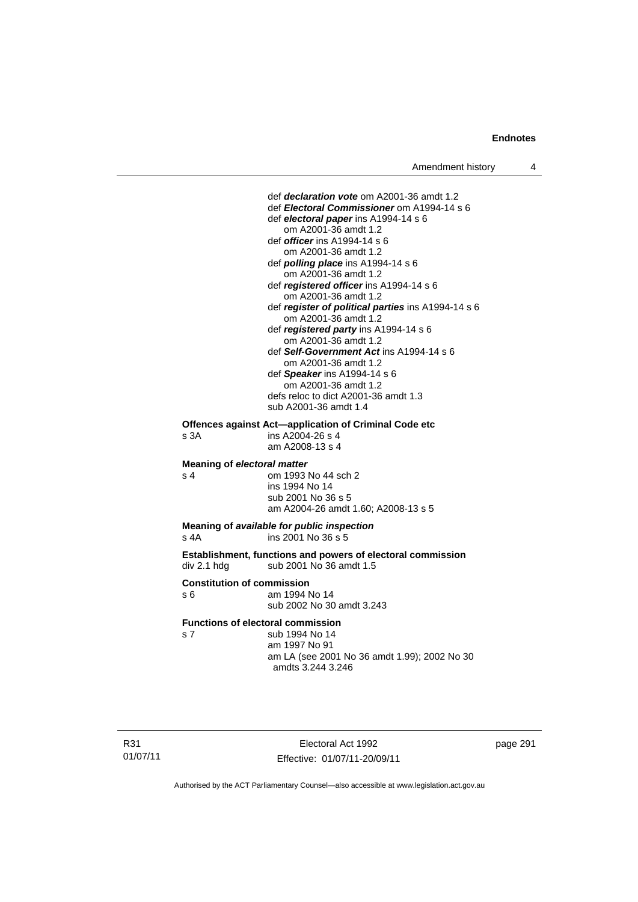def ***declaration vote*** om A2001-36 amdt 1.2
def ***Electoral Commissioner*** om A1994-14 s 6
def ***electoral paper*** ins A1994-14 s 6
om A2001-36 amdt 1.2
def ***officer*** ins A1994-14 s 6
om A2001-36 amdt 1.2
def ***polling place*** ins A1994-14 s 6
om A2001-36 amdt 1.2
def ***registered officer*** ins A1994-14 s 6
om A2001-36 amdt 1.2
def ***register of political parties*** ins A1994-14 s 6
om A2001-36 amdt 1.2
def ***registered party*** ins A1994-14 s 6
om A2001-36 amdt 1.2
def ***Self-Government Act*** ins A1994-14 s 6
om A2001-36 amdt 1.2
def ***Speaker*** ins A1994-14 s 6
om A2001-36 amdt 1.2
defs reloc to dict A2001-36 amdt 1.3
sub A2001-36 amdt 1.4

**Offences against Act—application of Criminal Code etc**

s 3A ins A2004-26 s 4
am A2008-13 s 4

**Meaning of *electoral matter***

s 4 om 1993 No 44 sch 2
ins 1994 No 14
sub 2001 No 36 s 5
am A2004-26 amdt 1.60; A2008-13 s 5

**Meaning of *available for public inspection***

s 4A ins 2001 No 36 s 5

**Establishment, functions and powers of electoral commission**

div 2.1 hdg sub 2001 No 36 amdt 1.5

**Constitution of commission**

s 6 am 1994 No 14
sub 2002 No 30 amdt 3.243

**Functions of electoral commission**

s 7 sub 1994 No 14
am 1997 No 91
am LA (see 2001 No 36 amdt 1.99); 2002 No 30 amdts 3.244 3.246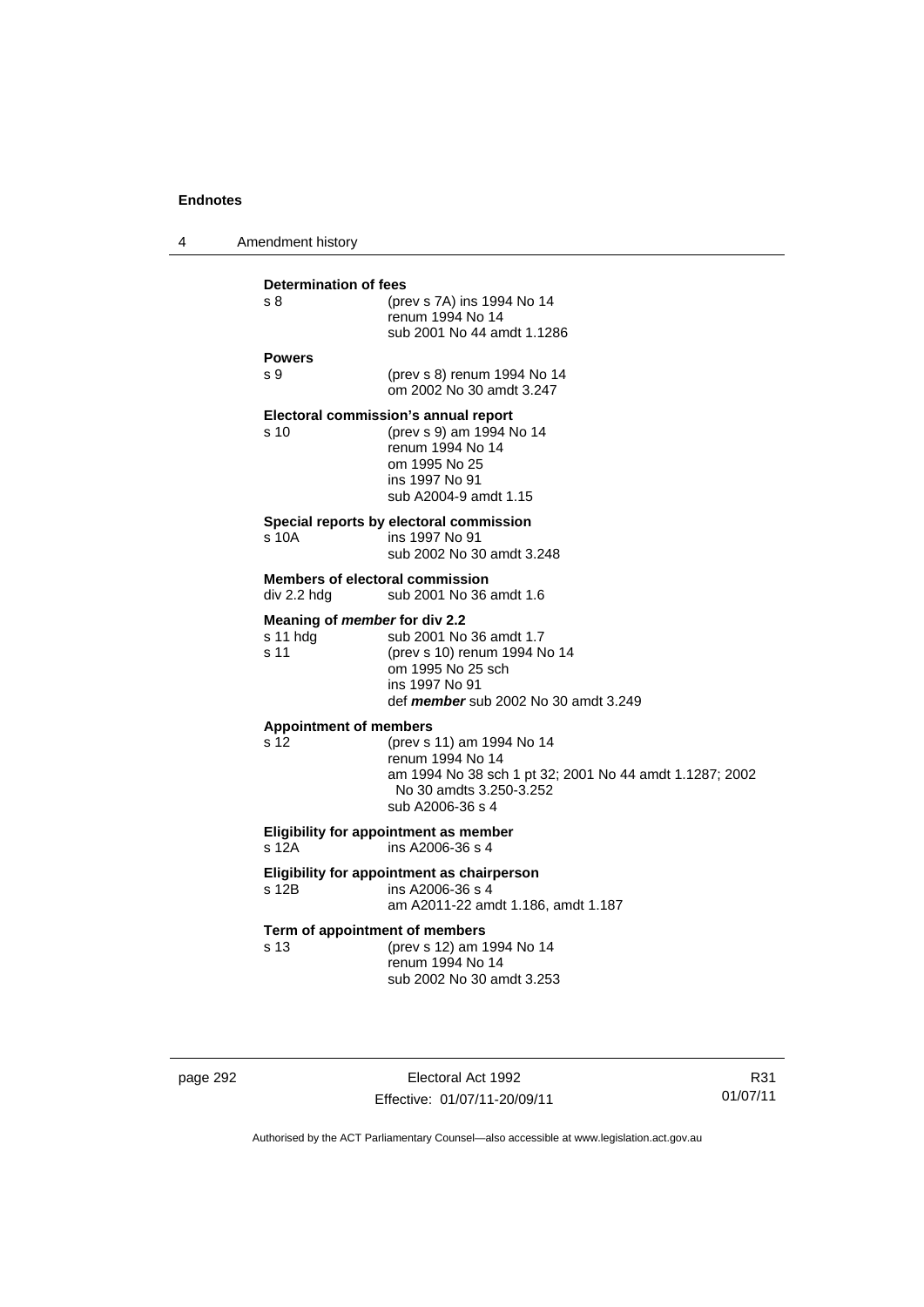**Determination of fees**

s 8 (prev s 7A) ins 1994 No 14
renum 1994 No 14
sub 2001 No 44 amdt 1.1286

**Powers**

s 9 (prev s 8) renum 1994 No 14
om 2002 No 30 amdt 3.247

**Electoral commission's annual report**

s 10 (prev s 9) am 1994 No 14
renum 1994 No 14
om 1995 No 25
ins 1997 No 91
sub A2004-9 amdt 1.15

**Special reports by electoral commission**

s 10A ins 1997 No 91
sub 2002 No 30 amdt 3.248

**Members of electoral commission**

div 2.2 hdg sub 2001 No 36 amdt 1.6

**Meaning of *member* for div 2.2**

s 11 hdg sub 2001 No 36 amdt 1.7
s 11 (prev s 10) renum 1994 No 14
om 1995 No 25 sch
ins 1997 No 91
def ***member*** sub 2002 No 30 amdt 3.249

**Appointment of members**

s 12 (prev s 11) am 1994 No 14
renum 1994 No 14
am 1994 No 38 sch 1 pt 32; 2001 No 44 amdt 1.1287; 2002 No 30 amdts 3.250-3.252
sub A2006-36 s 4

**Eligibility for appointment as member**

s 12A ins A2006-36 s 4

**Eligibility for appointment as chairperson**

s 12B ins A2006-36 s 4
am A2011-22 amdt 1.186, amdt 1.187

**Term of appointment of members**

s 13 (prev s 12) am 1994 No 14
renum 1994 No 14
sub 2002 No 30 amdt 3.253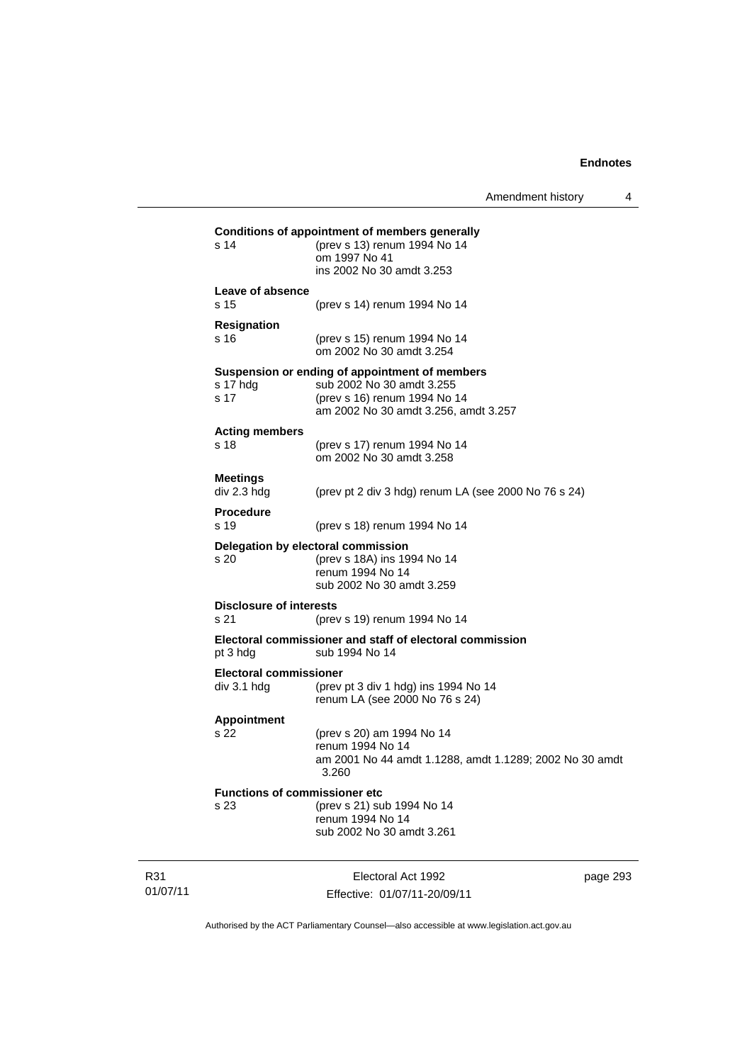**Conditions of appointment of members generally**

| | |
|---|---|
| s 14 | (prev s 13) renum 1994 No 14<br>om 1997 No 41<br>ins 2002 No 30 amdt 3.253 |

**Leave of absence**

| | |
|---|---|
| s 15 | (prev s 14) renum 1994 No 14 |

**Resignation**

| | |
|---|---|
| s 16 | (prev s 15) renum 1994 No 14<br>om 2002 No 30 amdt 3.254 |

**Suspension or ending of appointment of members**

| | |
|---|---|
| s 17 hdg | sub 2002 No 30 amdt 3.255 |
| s 17 | (prev s 16) renum 1994 No 14<br>am 2002 No 30 amdt 3.256, amdt 3.257 |

**Acting members**

| | |
|---|---|
| s 18 | (prev s 17) renum 1994 No 14<br>om 2002 No 30 amdt 3.258 |

**Meetings**

| | |
|---|---|
| div 2.3 hdg | (prev pt 2 div 3 hdg) renum LA (see 2000 No 76 s 24) |

**Procedure**

| | |
|---|---|
| s 19 | (prev s 18) renum 1994 No 14 |

**Delegation by electoral commission**

| | |
|---|---|
| s 20 | (prev s 18A) ins 1994 No 14<br>renum 1994 No 14<br>sub 2002 No 30 amdt 3.259 |

**Disclosure of interests**

| | |
|---|---|
| s 21 | (prev s 19) renum 1994 No 14 |

**Electoral commissioner and staff of electoral commission**

| | |
|---|---|
| pt 3 hdg | sub 1994 No 14 |

**Electoral commissioner**

| | |
|---|---|
| div 3.1 hdg | (prev pt 3 div 1 hdg) ins 1994 No 14<br>renum LA (see 2000 No 76 s 24) |

**Appointment**

| | |
|---|---|
| s 22 | (prev s 20) am 1994 No 14<br>renum 1994 No 14<br>am 2001 No 44 amdt 1.1288, amdt 1.1289; 2002 No 30 amdt 3.260 |

**Functions of commissioner etc**

| | |
|---|---|
| s 23 | (prev s 21) sub 1994 No 14<br>renum 1994 No 14<br>sub 2002 No 30 amdt 3.261 |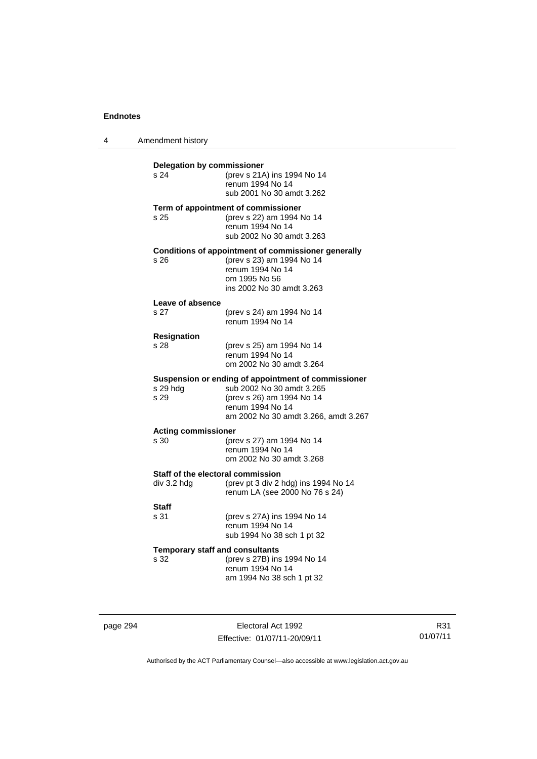**Delegation by commissioner**

s 24 (prev s 21A) ins 1994 No 14
renum 1994 No 14
sub 2001 No 30 amdt 3.262

**Term of appointment of commissioner**

s 25 (prev s 22) am 1994 No 14
renum 1994 No 14
sub 2002 No 30 amdt 3.263

**Conditions of appointment of commissioner generally**

s 26 (prev s 23) am 1994 No 14
renum 1994 No 14
om 1995 No 56
ins 2002 No 30 amdt 3.263

**Leave of absence**

s 27 (prev s 24) am 1994 No 14
renum 1994 No 14

**Resignation**

s 28 (prev s 25) am 1994 No 14
renum 1994 No 14
om 2002 No 30 amdt 3.264

**Suspension or ending of appointment of commissioner**

s 29 hdg sub 2002 No 30 amdt 3.265
s 29 (prev s 26) am 1994 No 14
renum 1994 No 14
am 2002 No 30 amdt 3.266, amdt 3.267

**Acting commissioner**

s 30 (prev s 27) am 1994 No 14
renum 1994 No 14
om 2002 No 30 amdt 3.268

**Staff of the electoral commission**

div 3.2 hdg (prev pt 3 div 2 hdg) ins 1994 No 14
renum LA (see 2000 No 76 s 24)

**Staff**

s 31 (prev s 27A) ins 1994 No 14
renum 1994 No 14
sub 1994 No 38 sch 1 pt 32

**Temporary staff and consultants**

s 32 (prev s 27B) ins 1994 No 14
renum 1994 No 14
am 1994 No 38 sch 1 pt 32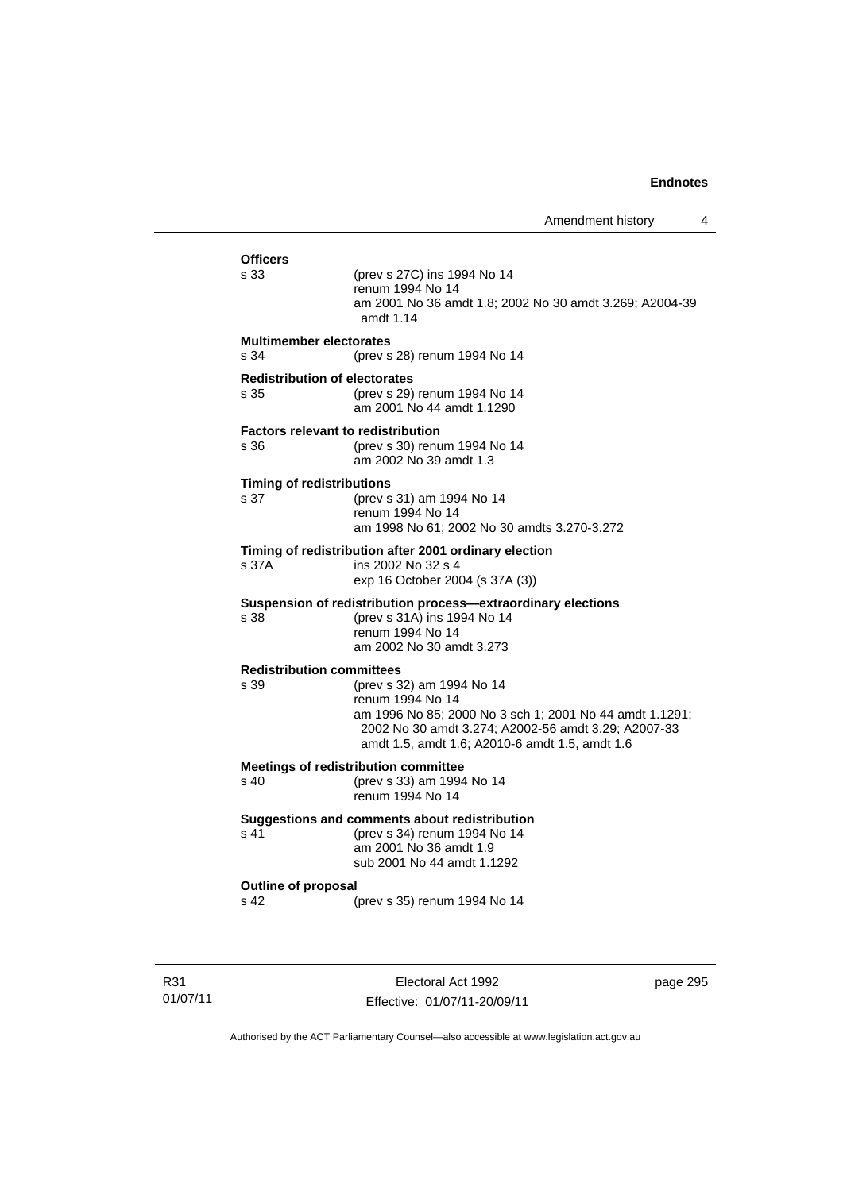**Officers**

s 33 (prev s 27C) ins 1994 No 14
renum 1994 No 14
am 2001 No 36 amdt 1.8; 2002 No 30 amdt 3.269; A2004-39 amdt 1.14

**Multimember electorates**

s 34 (prev s 28) renum 1994 No 14

**Redistribution of electorates**

s 35 (prev s 29) renum 1994 No 14
am 2001 No 44 amdt 1.1290

**Factors relevant to redistribution**

s 36 (prev s 30) renum 1994 No 14
am 2002 No 39 amdt 1.3

**Timing of redistributions**

s 37 (prev s 31) am 1994 No 14
renum 1994 No 14
am 1998 No 61; 2002 No 30 amdts 3.270-3.272

**Timing of redistribution after 2001 ordinary election**

s 37A ins 2002 No 32 s 4
exp 16 October 2004 (s 37A (3))

**Suspension of redistribution process—extraordinary elections**

s 38 (prev s 31A) ins 1994 No 14
renum 1994 No 14
am 2002 No 30 amdt 3.273

**Redistribution committees**

s 39 (prev s 32) am 1994 No 14
renum 1994 No 14
am 1996 No 85; 2000 No 3 sch 1; 2001 No 44 amdt 1.1291; 2002 No 30 amdt 3.274; A2002-56 amdt 3.29; A2007-33 amdt 1.5, amdt 1.6; A2010-6 amdt 1.5, amdt 1.6

**Meetings of redistribution committee**

s 40 (prev s 33) am 1994 No 14
renum 1994 No 14

**Suggestions and comments about redistribution**

s 41 (prev s 34) renum 1994 No 14
am 2001 No 36 amdt 1.9
sub 2001 No 44 amdt 1.1292

**Outline of proposal**

s 42 (prev s 35) renum 1994 No 14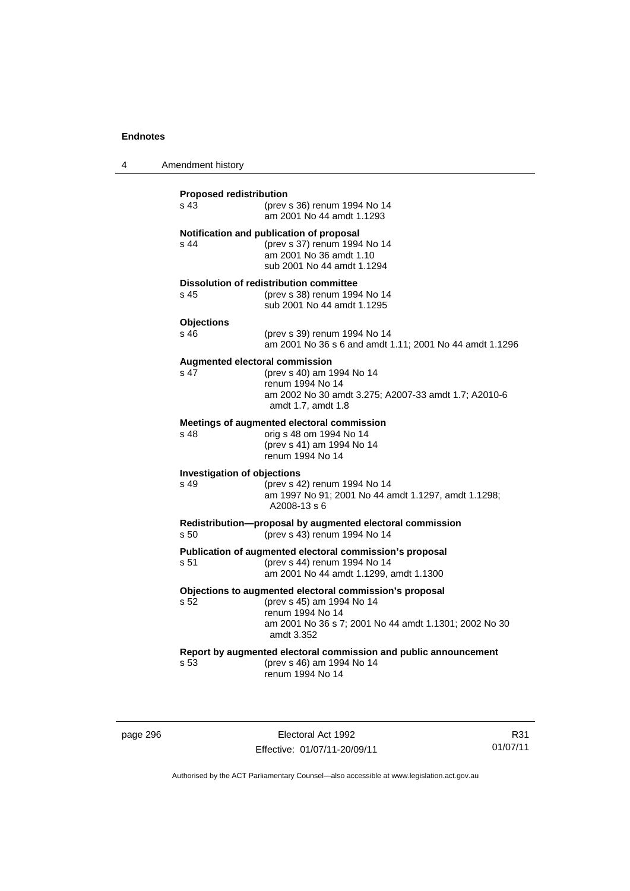**Proposed redistribution**

s 43 (prev s 36) renum 1994 No 14
am 2001 No 44 amdt 1.1293

**Notification and publication of proposal**

s 44 (prev s 37) renum 1994 No 14
am 2001 No 36 amdt 1.10
sub 2001 No 44 amdt 1.1294

**Dissolution of redistribution committee**

s 45 (prev s 38) renum 1994 No 14
sub 2001 No 44 amdt 1.1295

**Objections**

s 46 (prev s 39) renum 1994 No 14
am 2001 No 36 s 6 and amdt 1.11; 2001 No 44 amdt 1.1296

**Augmented electoral commission**

s 47 (prev s 40) am 1994 No 14
renum 1994 No 14
am 2002 No 30 amdt 3.275; A2007-33 amdt 1.7; A2010-6 amdt 1.7, amdt 1.8

**Meetings of augmented electoral commission**

s 48 orig s 48 om 1994 No 14
(prev s 41) am 1994 No 14
renum 1994 No 14

**Investigation of objections**

s 49 (prev s 42) renum 1994 No 14
am 1997 No 91; 2001 No 44 amdt 1.1297, amdt 1.1298; A2008-13 s 6

**Redistribution—proposal by augmented electoral commission**

s 50 (prev s 43) renum 1994 No 14

**Publication of augmented electoral commission's proposal**

s 51 (prev s 44) renum 1994 No 14
am 2001 No 44 amdt 1.1299, amdt 1.1300

**Objections to augmented electoral commission's proposal**

s 52 (prev s 45) am 1994 No 14
renum 1994 No 14
am 2001 No 36 s 7; 2001 No 44 amdt 1.1301; 2002 No 30 amdt 3.352

**Report by augmented electoral commission and public announcement**

s 53 (prev s 46) am 1994 No 14
renum 1994 No 14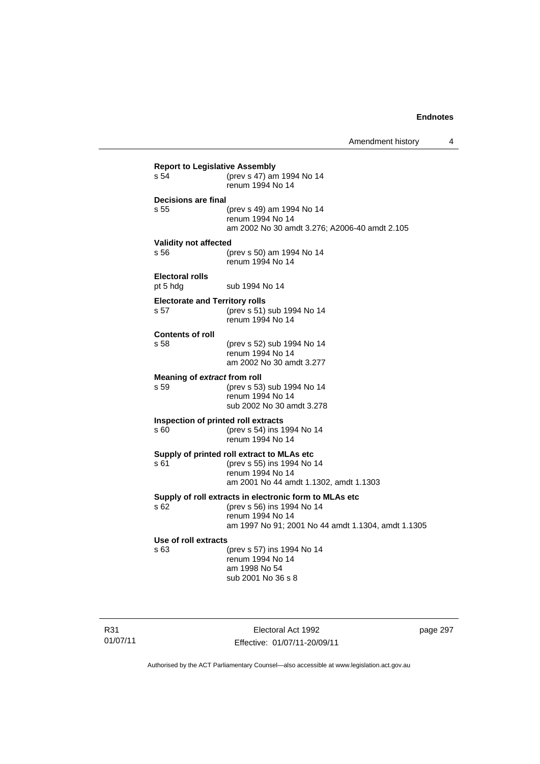**Report to Legislative Assembly**

s 54 (prev s 47) am 1994 No 14
renum 1994 No 14

**Decisions are final**

s 55 (prev s 49) am 1994 No 14
renum 1994 No 14
am 2002 No 30 amdt 3.276; A2006-40 amdt 2.105

**Validity not affected**

s 56 (prev s 50) am 1994 No 14
renum 1994 No 14

**Electoral rolls**

pt 5 hdg sub 1994 No 14

**Electorate and Territory rolls**

s 57 (prev s 51) sub 1994 No 14
renum 1994 No 14

**Contents of roll**

s 58 (prev s 52) sub 1994 No 14
renum 1994 No 14
am 2002 No 30 amdt 3.277

**Meaning of *extract* from roll**

s 59 (prev s 53) sub 1994 No 14
renum 1994 No 14
sub 2002 No 30 amdt 3.278

**Inspection of printed roll extracts**

s 60 (prev s 54) ins 1994 No 14
renum 1994 No 14

**Supply of printed roll extract to MLAs etc**

s 61 (prev s 55) ins 1994 No 14
renum 1994 No 14
am 2001 No 44 amdt 1.1302, amdt 1.1303

**Supply of roll extracts in electronic form to MLAs etc**

s 62 (prev s 56) ins 1994 No 14
renum 1994 No 14
am 1997 No 91; 2001 No 44 amdt 1.1304, amdt 1.1305

**Use of roll extracts**

s 63 (prev s 57) ins 1994 No 14
renum 1994 No 14
am 1998 No 54
sub 2001 No 36 s 8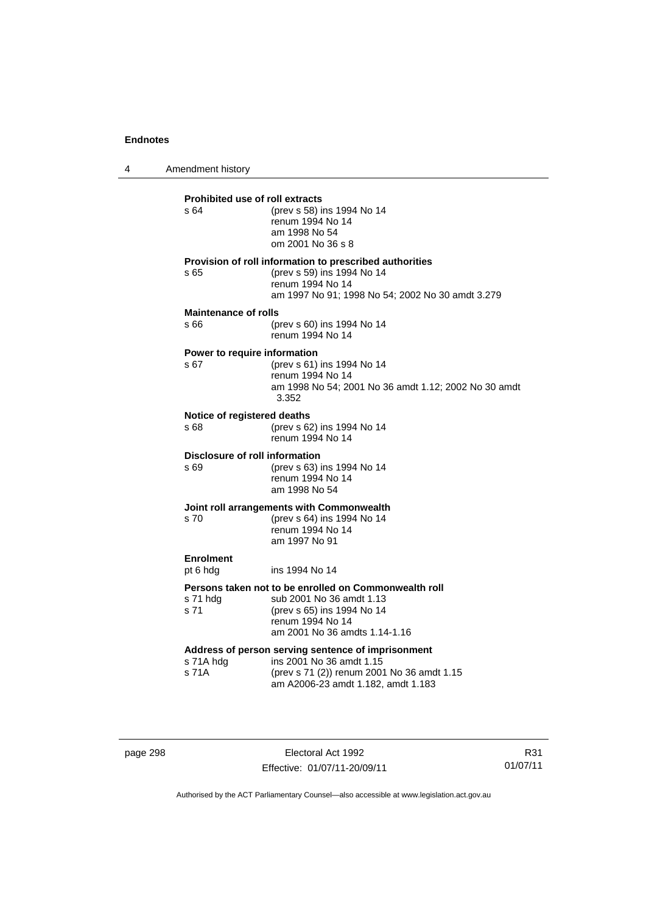**Prohibited use of roll extracts**

s 64 (prev s 58) ins 1994 No 14
renum 1994 No 14
am 1998 No 54
om 2001 No 36 s 8

**Provision of roll information to prescribed authorities**

s 65 (prev s 59) ins 1994 No 14
renum 1994 No 14
am 1997 No 91; 1998 No 54; 2002 No 30 amdt 3.279

**Maintenance of rolls**

s 66 (prev s 60) ins 1994 No 14
renum 1994 No 14

**Power to require information**

s 67 (prev s 61) ins 1994 No 14
renum 1994 No 14
am 1998 No 54; 2001 No 36 amdt 1.12; 2002 No 30 amdt 3.352

**Notice of registered deaths**

s 68 (prev s 62) ins 1994 No 14
renum 1994 No 14

**Disclosure of roll information**

s 69 (prev s 63) ins 1994 No 14
renum 1994 No 14
am 1998 No 54

**Joint roll arrangements with Commonwealth**

s 70 (prev s 64) ins 1994 No 14
renum 1994 No 14
am 1997 No 91

**Enrolment**

pt 6 hdg ins 1994 No 14

**Persons taken not to be enrolled on Commonwealth roll**

s 71 hdg sub 2001 No 36 amdt 1.13
s 71 (prev s 65) ins 1994 No 14
renum 1994 No 14
am 2001 No 36 amdts 1.14-1.16

**Address of person serving sentence of imprisonment**

s 71A hdg ins 2001 No 36 amdt 1.15
s 71A (prev s 71 (2)) renum 2001 No 36 amdt 1.15
am A2006-23 amdt 1.182, amdt 1.183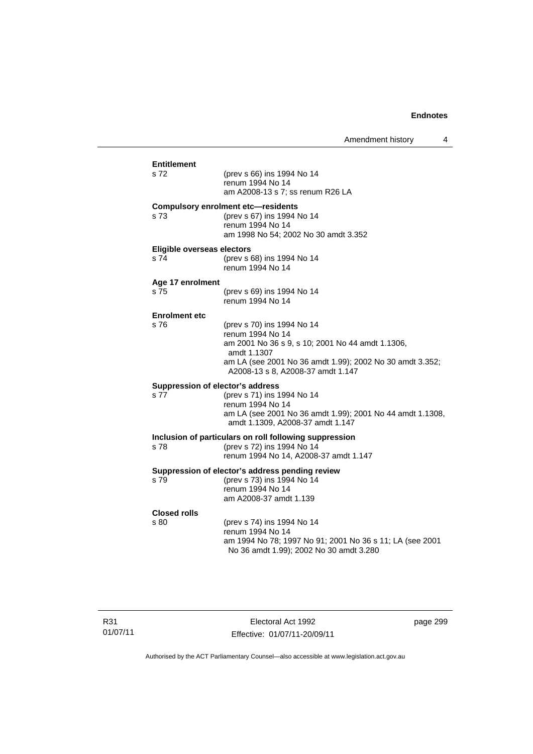**Entitlement**

s 72 (prev s 66) ins 1994 No 14
renum 1994 No 14
am A2008-13 s 7; ss renum R26 LA

**Compulsory enrolment etc—residents**

s 73 (prev s 67) ins 1994 No 14
renum 1994 No 14
am 1998 No 54; 2002 No 30 amdt 3.352

**Eligible overseas electors**

s 74 (prev s 68) ins 1994 No 14
renum 1994 No 14

**Age 17 enrolment**

s 75 (prev s 69) ins 1994 No 14
renum 1994 No 14

**Enrolment etc**

s 76 (prev s 70) ins 1994 No 14
renum 1994 No 14
am 2001 No 36 s 9, s 10; 2001 No 44 amdt 1.1306, amdt 1.1307
am LA (see 2001 No 36 amdt 1.99); 2002 No 30 amdt 3.352; A2008-13 s 8, A2008-37 amdt 1.147

**Suppression of elector's address**

s 77 (prev s 71) ins 1994 No 14
renum 1994 No 14
am LA (see 2001 No 36 amdt 1.99); 2001 No 44 amdt 1.1308, amdt 1.1309, A2008-37 amdt 1.147

**Inclusion of particulars on roll following suppression**

s 78 (prev s 72) ins 1994 No 14
renum 1994 No 14, A2008-37 amdt 1.147

**Suppression of elector's address pending review**

s 79 (prev s 73) ins 1994 No 14
renum 1994 No 14
am A2008-37 amdt 1.139

**Closed rolls**

s 80 (prev s 74) ins 1994 No 14
renum 1994 No 14
am 1994 No 78; 1997 No 91; 2001 No 36 s 11; LA (see 2001 No 36 amdt 1.99); 2002 No 30 amdt 3.280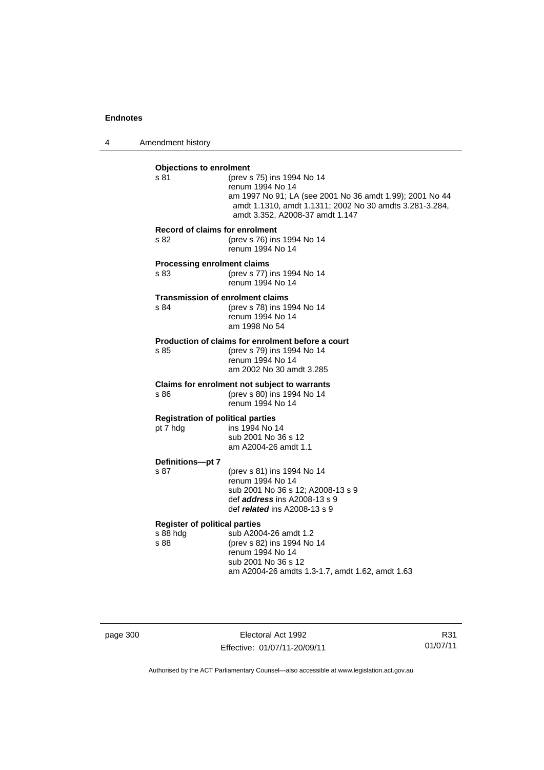**Objections to enrolment**

s 81 (prev s 75) ins 1994 No 14
renum 1994 No 14
am 1997 No 91; LA (see 2001 No 36 amdt 1.99); 2001 No 44 amdt 1.1310, amdt 1.1311; 2002 No 30 amdts 3.281-3.284, amdt 3.352, A2008-37 amdt 1.147

**Record of claims for enrolment**

s 82 (prev s 76) ins 1994 No 14
renum 1994 No 14

**Processing enrolment claims**

s 83 (prev s 77) ins 1994 No 14
renum 1994 No 14

**Transmission of enrolment claims**

s 84 (prev s 78) ins 1994 No 14
renum 1994 No 14
am 1998 No 54

**Production of claims for enrolment before a court**

s 85 (prev s 79) ins 1994 No 14
renum 1994 No 14
am 2002 No 30 amdt 3.285

**Claims for enrolment not subject to warrants**

s 86 (prev s 80) ins 1994 No 14
renum 1994 No 14

**Registration of political parties**

pt 7 hdg ins 1994 No 14
sub 2001 No 36 s 12
am A2004-26 amdt 1.1

**Definitions—pt 7**

s 87 (prev s 81) ins 1994 No 14
renum 1994 No 14
sub 2001 No 36 s 12; A2008-13 s 9
def ***address*** ins A2008-13 s 9
def ***related*** ins A2008-13 s 9

**Register of political parties**

s 88 hdg sub A2004-26 amdt 1.2
s 88 (prev s 82) ins 1994 No 14
renum 1994 No 14
sub 2001 No 36 s 12
am A2004-26 amdts 1.3-1.7, amdt 1.62, amdt 1.63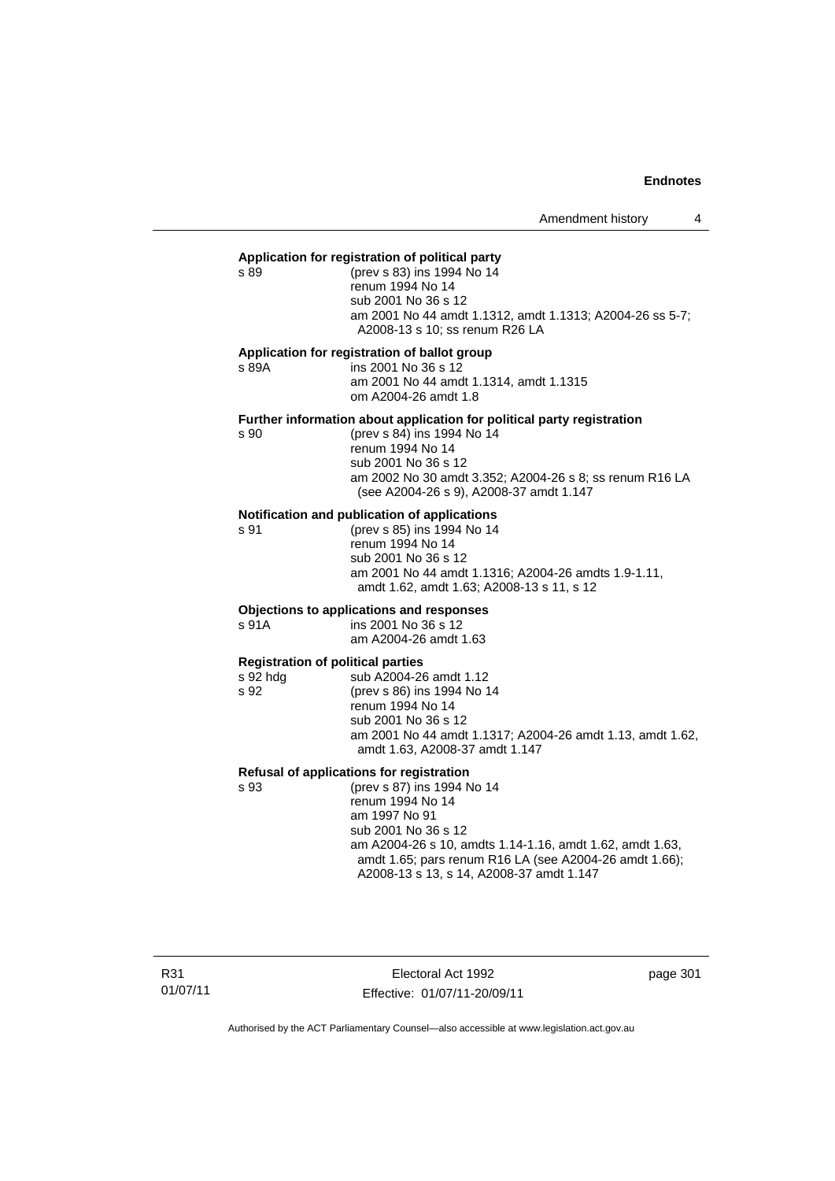**Application for registration of political party**

s 89 (prev s 83) ins 1994 No 14
renum 1994 No 14
sub 2001 No 36 s 12
am 2001 No 44 amdt 1.1312, amdt 1.1313; A2004-26 ss 5-7; A2008-13 s 10; ss renum R26 LA

**Application for registration of ballot group**

s 89A ins 2001 No 36 s 12
am 2001 No 44 amdt 1.1314, amdt 1.1315
om A2004-26 amdt 1.8

**Further information about application for political party registration**

s 90 (prev s 84) ins 1994 No 14
renum 1994 No 14
sub 2001 No 36 s 12
am 2002 No 30 amdt 3.352; A2004-26 s 8; ss renum R16 LA (see A2004-26 s 9), A2008-37 amdt 1.147

**Notification and publication of applications**

s 91 (prev s 85) ins 1994 No 14
renum 1994 No 14
sub 2001 No 36 s 12
am 2001 No 44 amdt 1.1316; A2004-26 amdts 1.9-1.11, amdt 1.62, amdt 1.63; A2008-13 s 11, s 12

**Objections to applications and responses**

s 91A ins 2001 No 36 s 12
am A2004-26 amdt 1.63

**Registration of political parties**

s 92 hdg sub A2004-26 amdt 1.12
s 92 (prev s 86) ins 1994 No 14
renum 1994 No 14
sub 2001 No 36 s 12
am 2001 No 44 amdt 1.1317; A2004-26 amdt 1.13, amdt 1.62, amdt 1.63, A2008-37 amdt 1.147

**Refusal of applications for registration**

s 93 (prev s 87) ins 1994 No 14
renum 1994 No 14
am 1997 No 91
sub 2001 No 36 s 12
am A2004-26 s 10, amdts 1.14-1.16, amdt 1.62, amdt 1.63, amdt 1.65; pars renum R16 LA (see A2004-26 amdt 1.66); A2008-13 s 13, s 14, A2008-37 amdt 1.147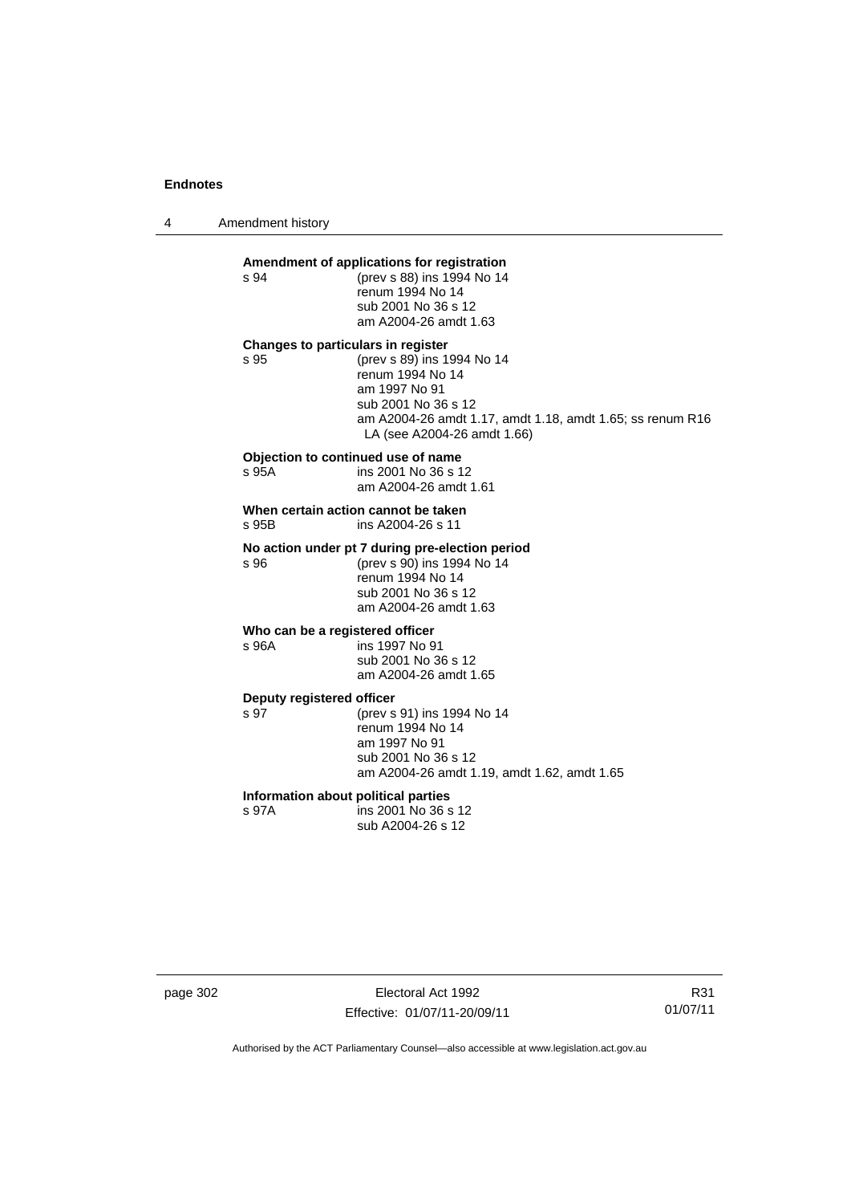**Amendment of applications for registration**
s 94 (prev s 88) ins 1994 No 14
renum 1994 No 14
sub 2001 No 36 s 12
am A2004-26 amdt 1.63

**Changes to particulars in register**
s 95 (prev s 89) ins 1994 No 14
renum 1994 No 14
am 1997 No 91
sub 2001 No 36 s 12
am A2004-26 amdt 1.17, amdt 1.18, amdt 1.65; ss renum R16 LA (see A2004-26 amdt 1.66)

**Objection to continued use of name**
s 95A ins 2001 No 36 s 12
am A2004-26 amdt 1.61

**When certain action cannot be taken**
s 95B ins A2004-26 s 11

**No action under pt 7 during pre-election period**
s 96 (prev s 90) ins 1994 No 14
renum 1994 No 14
sub 2001 No 36 s 12
am A2004-26 amdt 1.63

**Who can be a registered officer**
s 96A ins 1997 No 91
sub 2001 No 36 s 12
am A2004-26 amdt 1.65

**Deputy registered officer**
s 97 (prev s 91) ins 1994 No 14
renum 1994 No 14
am 1997 No 91
sub 2001 No 36 s 12
am A2004-26 amdt 1.19, amdt 1.62, amdt 1.65

**Information about political parties**
s 97A ins 2001 No 36 s 12
sub A2004-26 s 12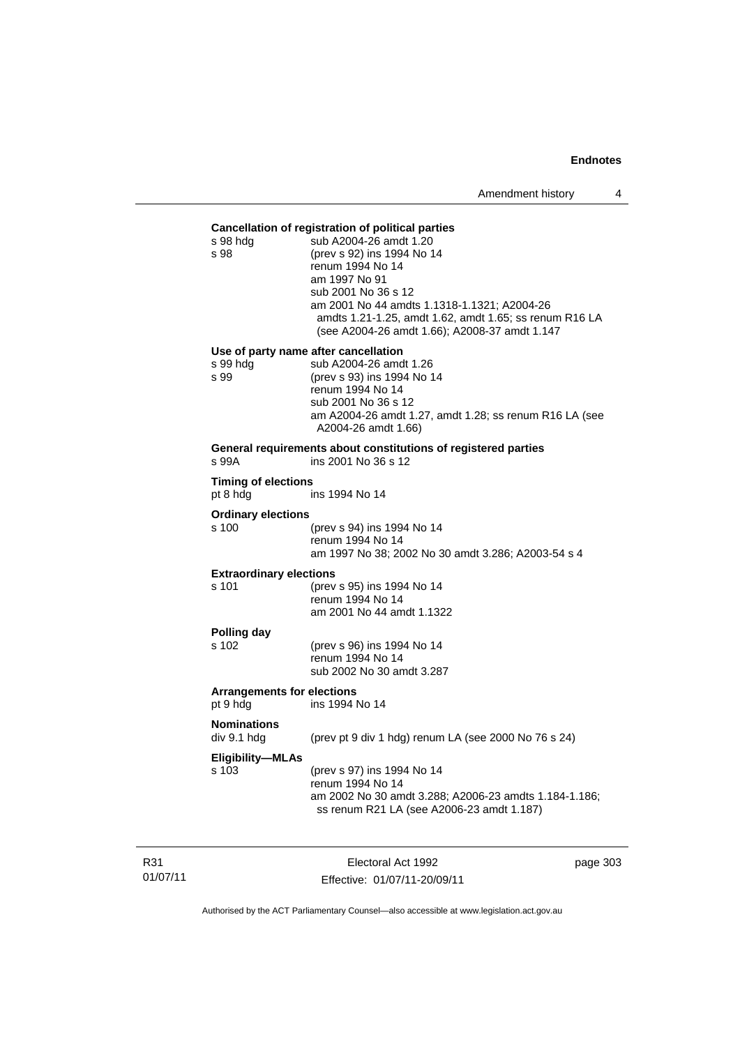**Cancellation of registration of political parties**

s 98 hdg sub A2004-26 amdt 1.20

s 98 (prev s 92) ins 1994 No 14
renum 1994 No 14
am 1997 No 91
sub 2001 No 36 s 12
am 2001 No 44 amdts 1.1318-1.1321; A2004-26 amdts 1.21-1.25, amdt 1.62, amdt 1.65; ss renum R16 LA (see A2004-26 amdt 1.66); A2008-37 amdt 1.147

**Use of party name after cancellation**

s 99 hdg sub A2004-26 amdt 1.26

s 99 (prev s 93) ins 1994 No 14
renum 1994 No 14
sub 2001 No 36 s 12
am A2004-26 amdt 1.27, amdt 1.28; ss renum R16 LA (see A2004-26 amdt 1.66)

**General requirements about constitutions of registered parties**

s 99A ins 2001 No 36 s 12

**Timing of elections**

pt 8 hdg ins 1994 No 14

**Ordinary elections**

s 100 (prev s 94) ins 1994 No 14
renum 1994 No 14
am 1997 No 38; 2002 No 30 amdt 3.286; A2003-54 s 4

**Extraordinary elections**

s 101 (prev s 95) ins 1994 No 14
renum 1994 No 14
am 2001 No 44 amdt 1.1322

**Polling day**

s 102 (prev s 96) ins 1994 No 14
renum 1994 No 14
sub 2002 No 30 amdt 3.287

**Arrangements for elections**

pt 9 hdg ins 1994 No 14

**Nominations**

div 9.1 hdg (prev pt 9 div 1 hdg) renum LA (see 2000 No 76 s 24)

**Eligibility—MLAs**

s 103 (prev s 97) ins 1994 No 14
renum 1994 No 14
am 2002 No 30 amdt 3.288; A2006-23 amdts 1.184-1.186; ss renum R21 LA (see A2006-23 amdt 1.187)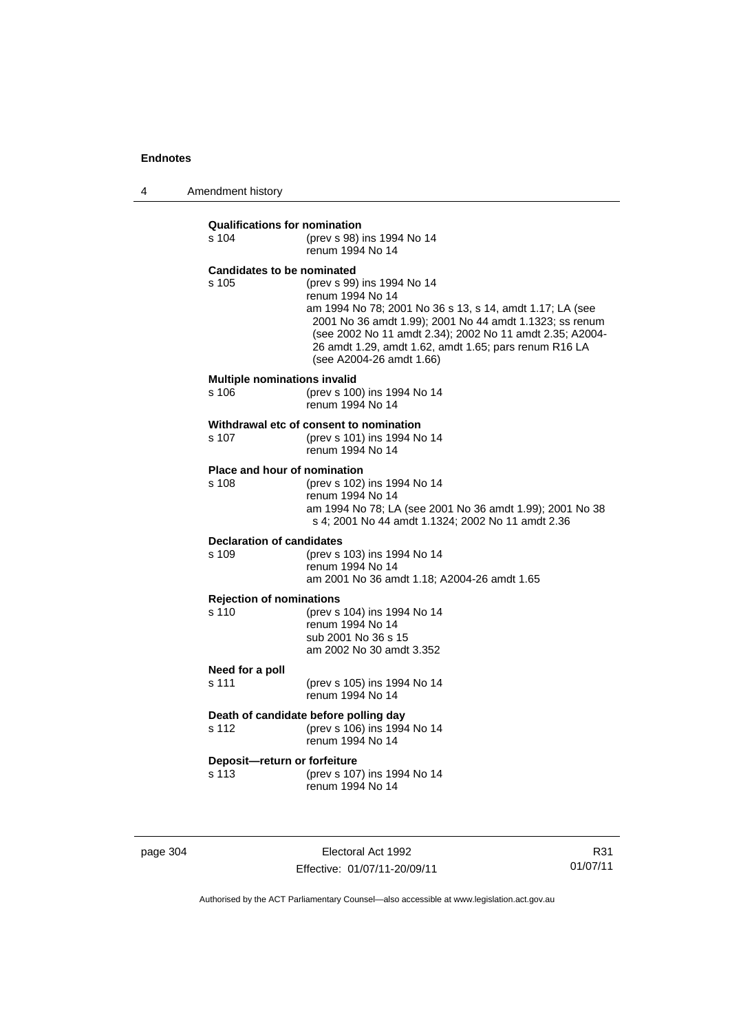**Qualifications for nomination**

s 104 (prev s 98) ins 1994 No 14
renum 1994 No 14

**Candidates to be nominated**

s 105 (prev s 99) ins 1994 No 14
renum 1994 No 14
am 1994 No 78; 2001 No 36 s 13, s 14, amdt 1.17; LA (see 2001 No 36 amdt 1.99); 2001 No 44 amdt 1.1323; ss renum (see 2002 No 11 amdt 2.34); 2002 No 11 amdt 2.35; A2004-26 amdt 1.29, amdt 1.62, amdt 1.65; pars renum R16 LA (see A2004-26 amdt 1.66)

**Multiple nominations invalid**

s 106 (prev s 100) ins 1994 No 14
renum 1994 No 14

**Withdrawal etc of consent to nomination**

s 107 (prev s 101) ins 1994 No 14
renum 1994 No 14

**Place and hour of nomination**

s 108 (prev s 102) ins 1994 No 14
renum 1994 No 14
am 1994 No 78; LA (see 2001 No 36 amdt 1.99); 2001 No 38 s 4; 2001 No 44 amdt 1.1324; 2002 No 11 amdt 2.36

**Declaration of candidates**

s 109 (prev s 103) ins 1994 No 14
renum 1994 No 14
am 2001 No 36 amdt 1.18; A2004-26 amdt 1.65

**Rejection of nominations**

s 110 (prev s 104) ins 1994 No 14
renum 1994 No 14
sub 2001 No 36 s 15
am 2002 No 30 amdt 3.352

**Need for a poll**

s 111 (prev s 105) ins 1994 No 14
renum 1994 No 14

**Death of candidate before polling day**

s 112 (prev s 106) ins 1994 No 14
renum 1994 No 14

**Deposit—return or forfeiture**

s 113 (prev s 107) ins 1994 No 14
renum 1994 No 14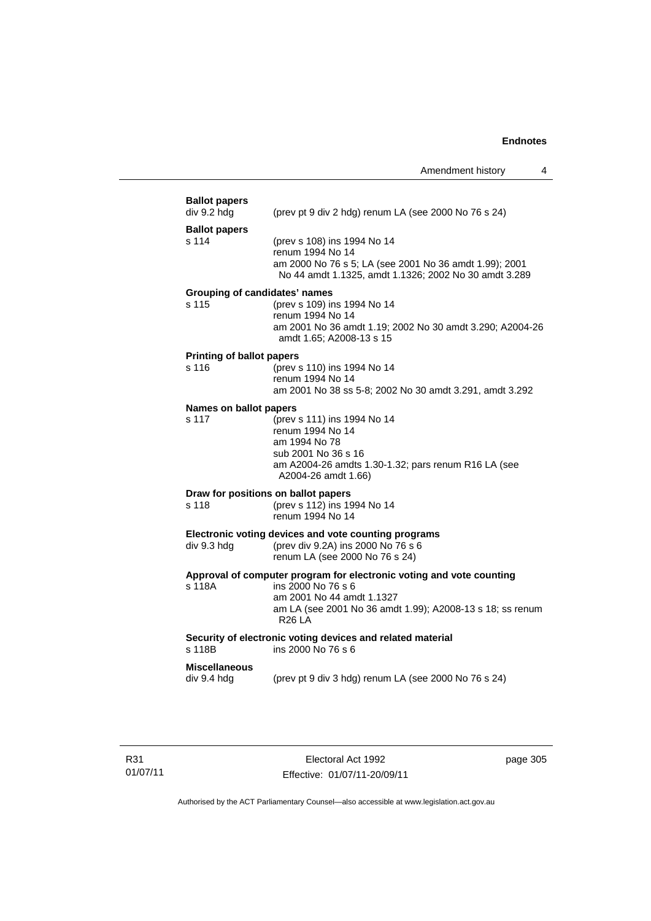**Ballot papers**
div 9.2 hdg (prev pt 9 div 2 hdg) renum LA (see 2000 No 76 s 24)

**Ballot papers**
s 114 (prev s 108) ins 1994 No 14
renum 1994 No 14
am 2000 No 76 s 5; LA (see 2001 No 36 amdt 1.99); 2001 No 44 amdt 1.1325, amdt 1.1326; 2002 No 30 amdt 3.289

**Grouping of candidates' names**
s 115 (prev s 109) ins 1994 No 14
renum 1994 No 14
am 2001 No 36 amdt 1.19; 2002 No 30 amdt 3.290; A2004-26 amdt 1.65; A2008-13 s 15

**Printing of ballot papers**
s 116 (prev s 110) ins 1994 No 14
renum 1994 No 14
am 2001 No 38 ss 5-8; 2002 No 30 amdt 3.291, amdt 3.292

**Names on ballot papers**
s 117 (prev s 111) ins 1994 No 14
renum 1994 No 14
am 1994 No 78
sub 2001 No 36 s 16
am A2004-26 amdts 1.30-1.32; pars renum R16 LA (see A2004-26 amdt 1.66)

**Draw for positions on ballot papers**
s 118 (prev s 112) ins 1994 No 14
renum 1994 No 14

**Electronic voting devices and vote counting programs**
div 9.3 hdg (prev div 9.2A) ins 2000 No 76 s 6
renum LA (see 2000 No 76 s 24)

**Approval of computer program for electronic voting and vote counting**
s 118A ins 2000 No 76 s 6
am 2001 No 44 amdt 1.1327
am LA (see 2001 No 36 amdt 1.99); A2008-13 s 18; ss renum R26 LA

**Security of electronic voting devices and related material**
s 118B ins 2000 No 76 s 6

**Miscellaneous**
div 9.4 hdg (prev pt 9 div 3 hdg) renum LA (see 2000 No 76 s 24)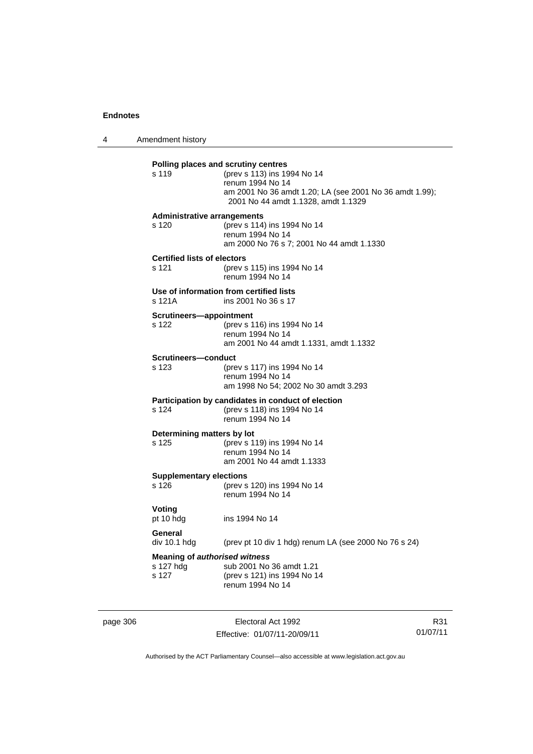**Polling places and scrutiny centres**

s 119 (prev s 113) ins 1994 No 14
renum 1994 No 14
am 2001 No 36 amdt 1.20; LA (see 2001 No 36 amdt 1.99); 2001 No 44 amdt 1.1328, amdt 1.1329

**Administrative arrangements**

s 120 (prev s 114) ins 1994 No 14
renum 1994 No 14
am 2000 No 76 s 7; 2001 No 44 amdt 1.1330

**Certified lists of electors**

s 121 (prev s 115) ins 1994 No 14
renum 1994 No 14

**Use of information from certified lists**

s 121A ins 2001 No 36 s 17

**Scrutineers—appointment**

s 122 (prev s 116) ins 1994 No 14
renum 1994 No 14
am 2001 No 44 amdt 1.1331, amdt 1.1332

**Scrutineers—conduct**

s 123 (prev s 117) ins 1994 No 14
renum 1994 No 14
am 1998 No 54; 2002 No 30 amdt 3.293

**Participation by candidates in conduct of election**

s 124 (prev s 118) ins 1994 No 14
renum 1994 No 14

**Determining matters by lot**

s 125 (prev s 119) ins 1994 No 14
renum 1994 No 14
am 2001 No 44 amdt 1.1333

**Supplementary elections**

s 126 (prev s 120) ins 1994 No 14
renum 1994 No 14

**Voting**

pt 10 hdg ins 1994 No 14

**General**

div 10.1 hdg (prev pt 10 div 1 hdg) renum LA (see 2000 No 76 s 24)

**Meaning of *authorised witness***

s 127 hdg sub 2001 No 36 amdt 1.21
s 127 (prev s 121) ins 1994 No 14
renum 1994 No 14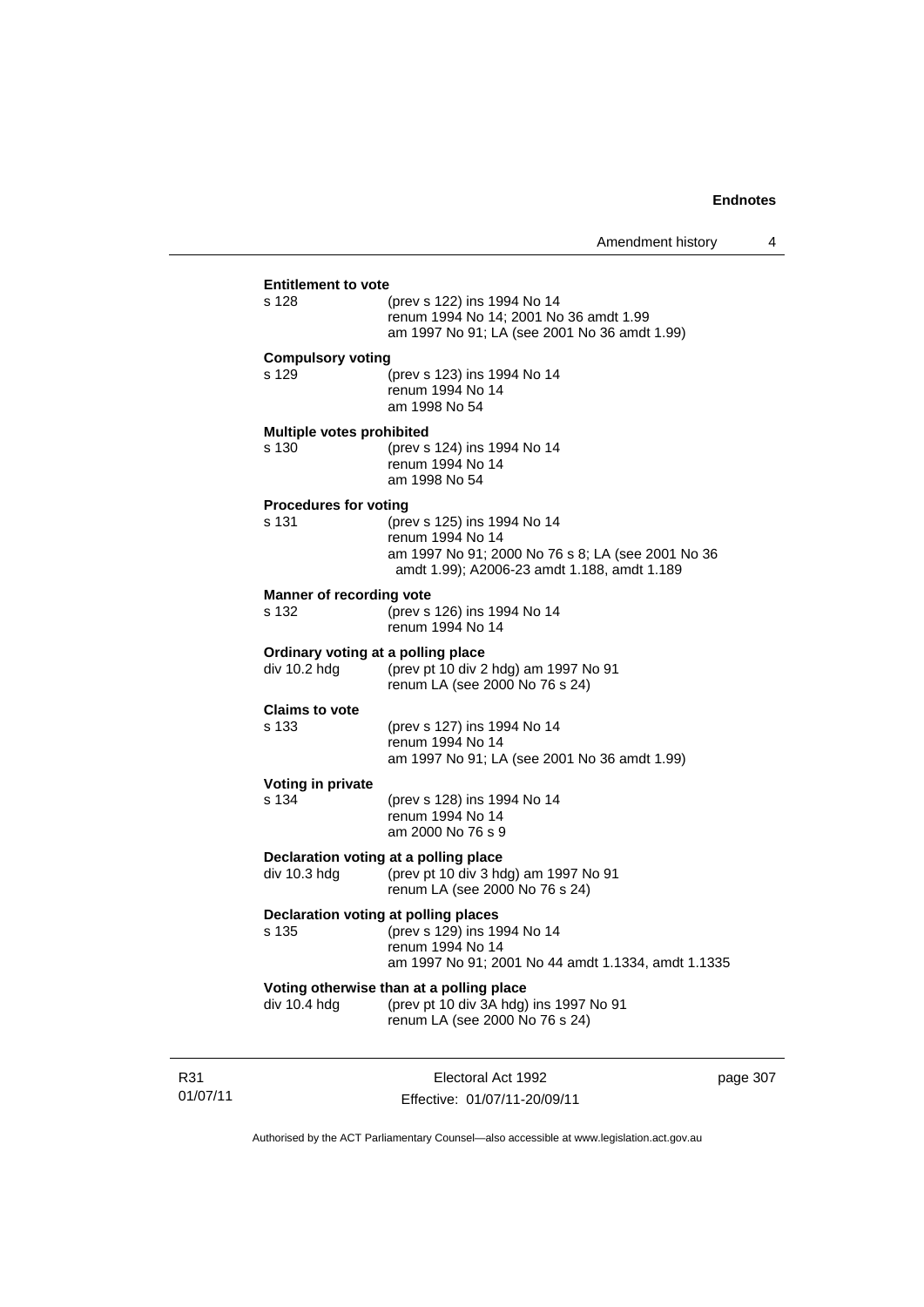**Entitlement to vote**

s 128 (prev s 122) ins 1994 No 14
renum 1994 No 14; 2001 No 36 amdt 1.99
am 1997 No 91; LA (see 2001 No 36 amdt 1.99)

**Compulsory voting**

s 129 (prev s 123) ins 1994 No 14
renum 1994 No 14
am 1998 No 54

**Multiple votes prohibited**

s 130 (prev s 124) ins 1994 No 14
renum 1994 No 14
am 1998 No 54

**Procedures for voting**

s 131 (prev s 125) ins 1994 No 14
renum 1994 No 14
am 1997 No 91; 2000 No 76 s 8; LA (see 2001 No 36 amdt 1.99); A2006-23 amdt 1.188, amdt 1.189

**Manner of recording vote**

s 132 (prev s 126) ins 1994 No 14
renum 1994 No 14

**Ordinary voting at a polling place**

div 10.2 hdg (prev pt 10 div 2 hdg) am 1997 No 91
renum LA (see 2000 No 76 s 24)

**Claims to vote**

s 133 (prev s 127) ins 1994 No 14
renum 1994 No 14
am 1997 No 91; LA (see 2001 No 36 amdt 1.99)

**Voting in private**

s 134 (prev s 128) ins 1994 No 14
renum 1994 No 14
am 2000 No 76 s 9

**Declaration voting at a polling place**

div 10.3 hdg (prev pt 10 div 3 hdg) am 1997 No 91
renum LA (see 2000 No 76 s 24)

**Declaration voting at polling places**

s 135 (prev s 129) ins 1994 No 14
renum 1994 No 14
am 1997 No 91; 2001 No 44 amdt 1.1334, amdt 1.1335

**Voting otherwise than at a polling place**

div 10.4 hdg (prev pt 10 div 3A hdg) ins 1997 No 91
renum LA (see 2000 No 76 s 24)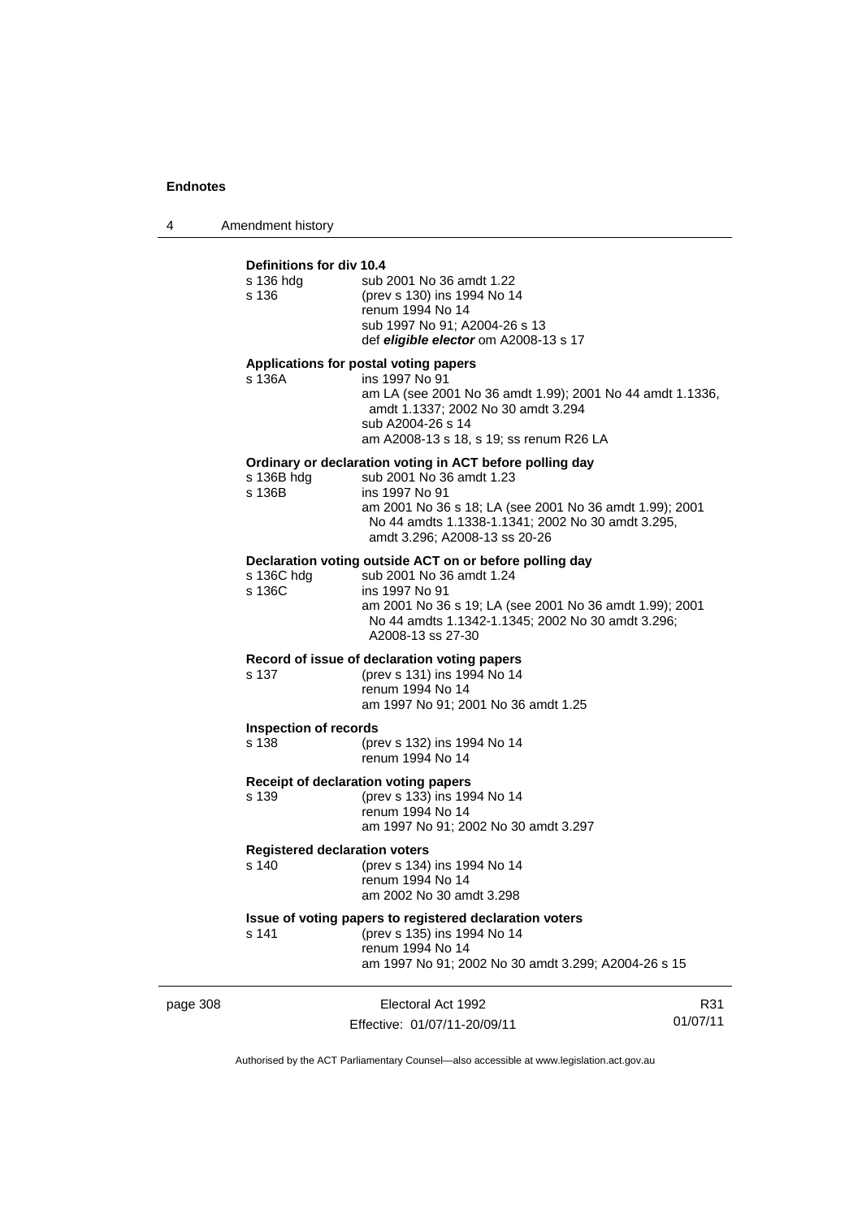**Definitions for div 10.4**

s 136 hdg — sub 2001 No 36 amdt 1.22

s 136 — (prev s 130) ins 1994 No 14
renum 1994 No 14
sub 1997 No 91; A2004-26 s 13
def ***eligible elector*** om A2008-13 s 17

**Applications for postal voting papers**

s 136A — ins 1997 No 91
am LA (see 2001 No 36 amdt 1.99); 2001 No 44 amdt 1.1336, amdt 1.1337; 2002 No 30 amdt 3.294
sub A2004-26 s 14
am A2008-13 s 18, s 19; ss renum R26 LA

**Ordinary or declaration voting in ACT before polling day**

s 136B hdg — sub 2001 No 36 amdt 1.23

s 136B — ins 1997 No 91
am 2001 No 36 s 18; LA (see 2001 No 36 amdt 1.99); 2001 No 44 amdts 1.1338-1.1341; 2002 No 30 amdt 3.295, amdt 3.296; A2008-13 ss 20-26

**Declaration voting outside ACT on or before polling day**

s 136C hdg — sub 2001 No 36 amdt 1.24

s 136C — ins 1997 No 91
am 2001 No 36 s 19; LA (see 2001 No 36 amdt 1.99); 2001 No 44 amdts 1.1342-1.1345; 2002 No 30 amdt 3.296; A2008-13 ss 27-30

**Record of issue of declaration voting papers**

s 137 — (prev s 131) ins 1994 No 14
renum 1994 No 14
am 1997 No 91; 2001 No 36 amdt 1.25

**Inspection of records**

s 138 — (prev s 132) ins 1994 No 14
renum 1994 No 14

**Receipt of declaration voting papers**

s 139 — (prev s 133) ins 1994 No 14
renum 1994 No 14
am 1997 No 91; 2002 No 30 amdt 3.297

**Registered declaration voters**

s 140 — (prev s 134) ins 1994 No 14
renum 1994 No 14
am 2002 No 30 amdt 3.298

**Issue of voting papers to registered declaration voters**

s 141 — (prev s 135) ins 1994 No 14
renum 1994 No 14
am 1997 No 91; 2002 No 30 amdt 3.299; A2004-26 s 15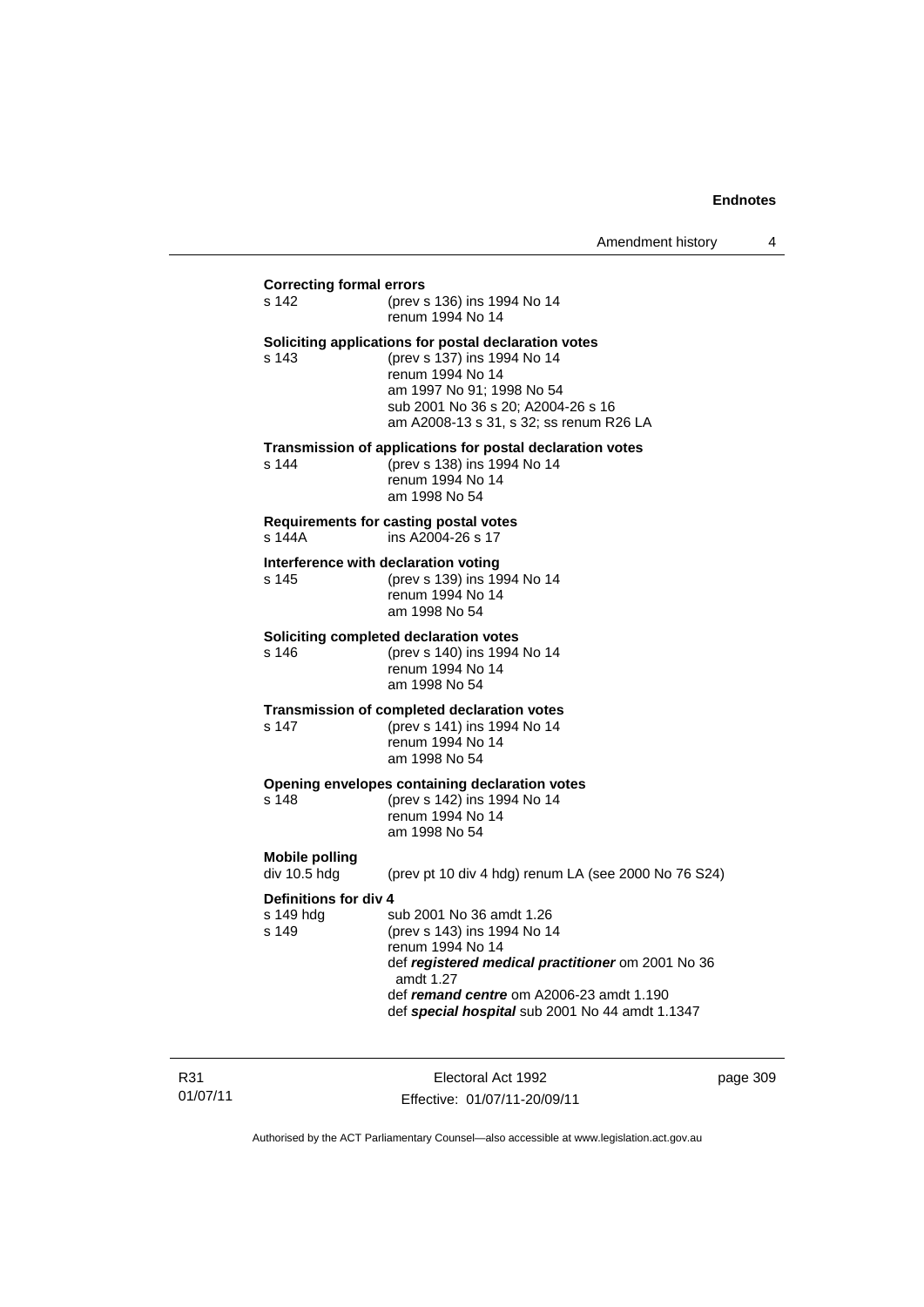**Correcting formal errors**

s 142 (prev s 136) ins 1994 No 14
renum 1994 No 14

**Soliciting applications for postal declaration votes**

s 143 (prev s 137) ins 1994 No 14
renum 1994 No 14
am 1997 No 91; 1998 No 54
sub 2001 No 36 s 20; A2004-26 s 16
am A2008-13 s 31, s 32; ss renum R26 LA

**Transmission of applications for postal declaration votes**

s 144 (prev s 138) ins 1994 No 14
renum 1994 No 14
am 1998 No 54

**Requirements for casting postal votes**

s 144A ins A2004-26 s 17

**Interference with declaration voting**

s 145 (prev s 139) ins 1994 No 14
renum 1994 No 14
am 1998 No 54

**Soliciting completed declaration votes**

s 146 (prev s 140) ins 1994 No 14
renum 1994 No 14
am 1998 No 54

**Transmission of completed declaration votes**

s 147 (prev s 141) ins 1994 No 14
renum 1994 No 14
am 1998 No 54

**Opening envelopes containing declaration votes**

s 148 (prev s 142) ins 1994 No 14
renum 1994 No 14
am 1998 No 54

**Mobile polling**

div 10.5 hdg (prev pt 10 div 4 hdg) renum LA (see 2000 No 76 S24)

**Definitions for div 4**

s 149 hdg sub 2001 No 36 amdt 1.26
s 149 (prev s 143) ins 1994 No 14
renum 1994 No 14
def ***registered medical practitioner*** om 2001 No 36 amdt 1.27
def ***remand centre*** om A2006-23 amdt 1.190
def ***special hospital*** sub 2001 No 44 amdt 1.1347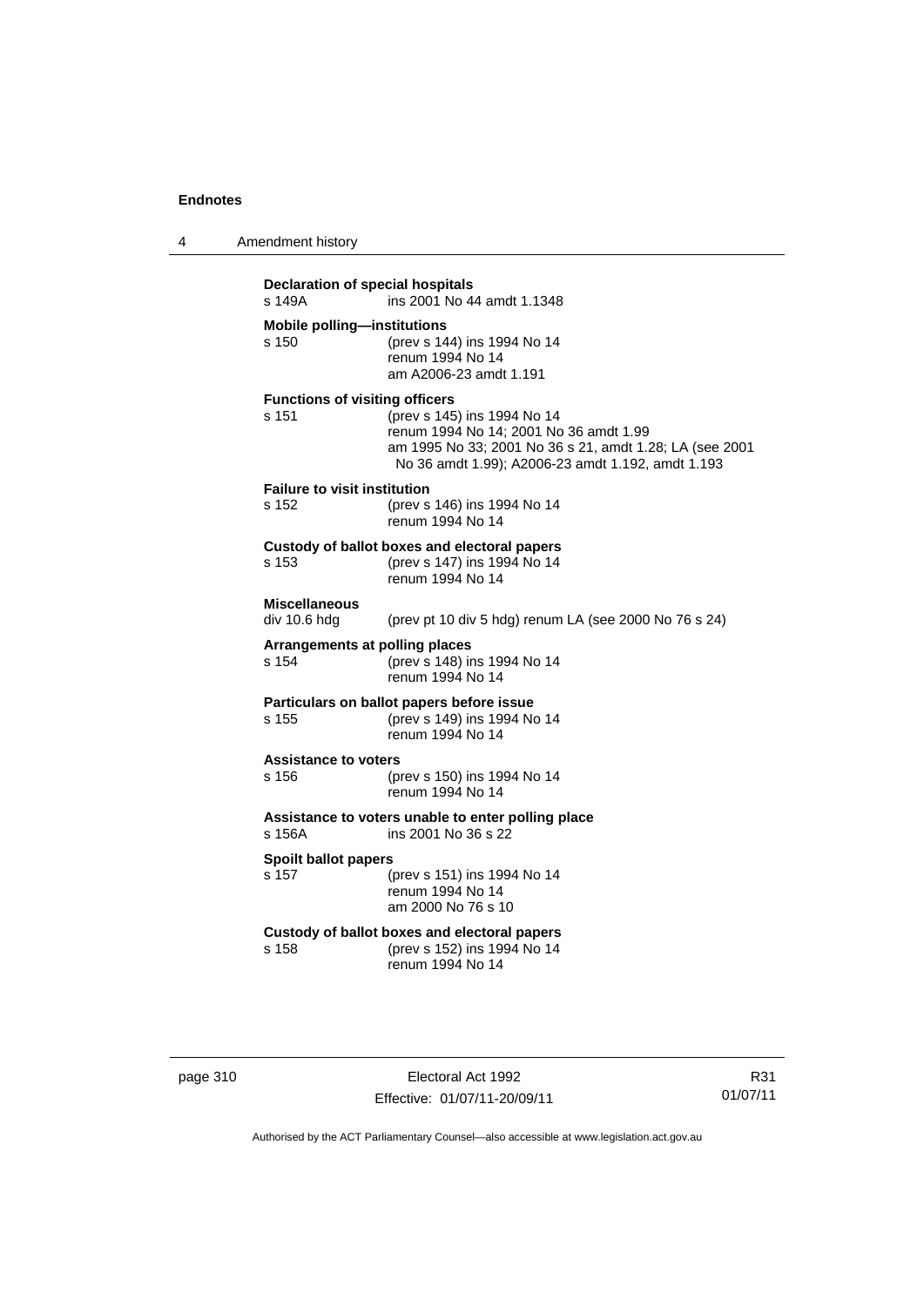**Declaration of special hospitals**
s 149A ins 2001 No 44 amdt 1.1348

**Mobile polling—institutions**
s 150 (prev s 144) ins 1994 No 14
renum 1994 No 14
am A2006-23 amdt 1.191

**Functions of visiting officers**
s 151 (prev s 145) ins 1994 No 14
renum 1994 No 14; 2001 No 36 amdt 1.99
am 1995 No 33; 2001 No 36 s 21, amdt 1.28; LA (see 2001 No 36 amdt 1.99); A2006-23 amdt 1.192, amdt 1.193

**Failure to visit institution**
s 152 (prev s 146) ins 1994 No 14
renum 1994 No 14

**Custody of ballot boxes and electoral papers**
s 153 (prev s 147) ins 1994 No 14
renum 1994 No 14

**Miscellaneous**
div 10.6 hdg (prev pt 10 div 5 hdg) renum LA (see 2000 No 76 s 24)

**Arrangements at polling places**
s 154 (prev s 148) ins 1994 No 14
renum 1994 No 14

**Particulars on ballot papers before issue**
s 155 (prev s 149) ins 1994 No 14
renum 1994 No 14

**Assistance to voters**
s 156 (prev s 150) ins 1994 No 14
renum 1994 No 14

**Assistance to voters unable to enter polling place**
s 156A ins 2001 No 36 s 22

**Spoilt ballot papers**
s 157 (prev s 151) ins 1994 No 14
renum 1994 No 14
am 2000 No 76 s 10

**Custody of ballot boxes and electoral papers**
s 158 (prev s 152) ins 1994 No 14
renum 1994 No 14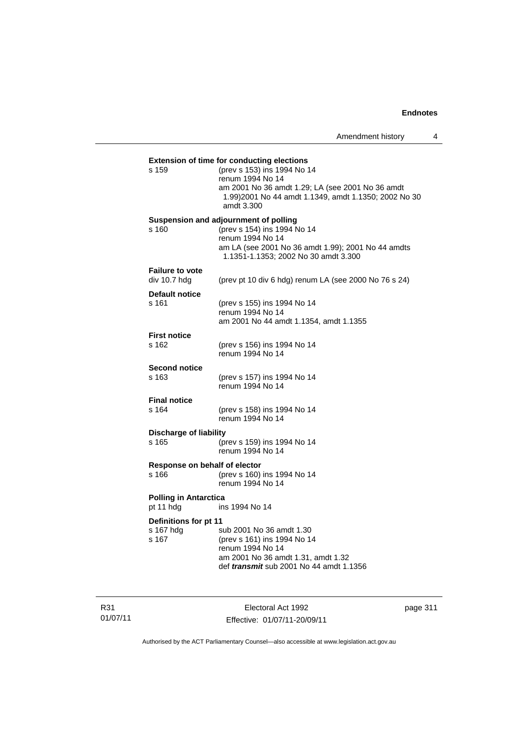**Extension of time for conducting elections**

s 159 (prev s 153) ins 1994 No 14
renum 1994 No 14
am 2001 No 36 amdt 1.29; LA (see 2001 No 36 amdt 1.99)2001 No 44 amdt 1.1349, amdt 1.1350; 2002 No 30 amdt 3.300

**Suspension and adjournment of polling**

s 160 (prev s 154) ins 1994 No 14
renum 1994 No 14
am LA (see 2001 No 36 amdt 1.99); 2001 No 44 amdts 1.1351-1.1353; 2002 No 30 amdt 3.300

**Failure to vote**

div 10.7 hdg (prev pt 10 div 6 hdg) renum LA (see 2000 No 76 s 24)

**Default notice**

s 161 (prev s 155) ins 1994 No 14
renum 1994 No 14
am 2001 No 44 amdt 1.1354, amdt 1.1355

**First notice**

s 162 (prev s 156) ins 1994 No 14
renum 1994 No 14

**Second notice**

s 163 (prev s 157) ins 1994 No 14
renum 1994 No 14

**Final notice**

s 164 (prev s 158) ins 1994 No 14
renum 1994 No 14

**Discharge of liability**

s 165 (prev s 159) ins 1994 No 14
renum 1994 No 14

**Response on behalf of elector**

s 166 (prev s 160) ins 1994 No 14
renum 1994 No 14

**Polling in Antarctica**

pt 11 hdg ins 1994 No 14

**Definitions for pt 11**

s 167 hdg sub 2001 No 36 amdt 1.30
s 167 (prev s 161) ins 1994 No 14
renum 1994 No 14
am 2001 No 36 amdt 1.31, amdt 1.32
def ***transmit*** sub 2001 No 44 amdt 1.1356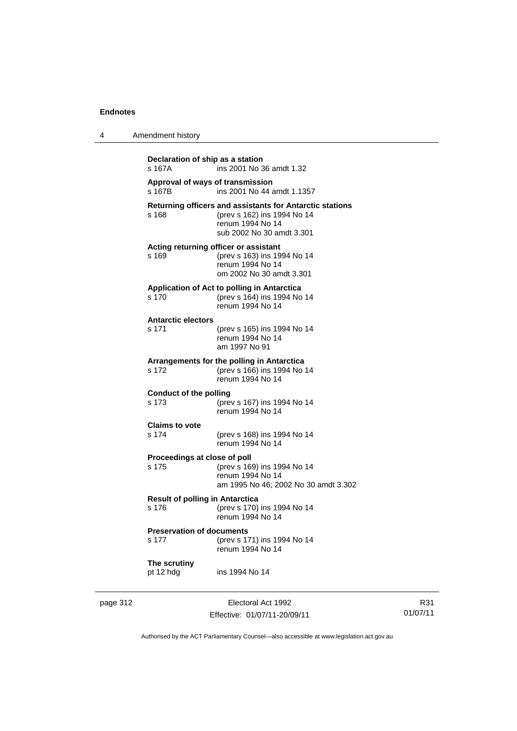**Declaration of ship as a station**
s 167A ins 2001 No 36 amdt 1.32

**Approval of ways of transmission**
s 167B ins 2001 No 44 amdt 1.1357

**Returning officers and assistants for Antarctic stations**
s 168 (prev s 162) ins 1994 No 14
renum 1994 No 14
sub 2002 No 30 amdt 3.301

**Acting returning officer or assistant**
s 169 (prev s 163) ins 1994 No 14
renum 1994 No 14
om 2002 No 30 amdt 3.301

**Application of Act to polling in Antarctica**
s 170 (prev s 164) ins 1994 No 14
renum 1994 No 14

**Antarctic electors**
s 171 (prev s 165) ins 1994 No 14
renum 1994 No 14
am 1997 No 91

**Arrangements for the polling in Antarctica**
s 172 (prev s 166) ins 1994 No 14
renum 1994 No 14

**Conduct of the polling**
s 173 (prev s 167) ins 1994 No 14
renum 1994 No 14

**Claims to vote**
s 174 (prev s 168) ins 1994 No 14
renum 1994 No 14

**Proceedings at close of poll**
s 175 (prev s 169) ins 1994 No 14
renum 1994 No 14
am 1995 No 46; 2002 No 30 amdt 3.302

**Result of polling in Antarctica**
s 176 (prev s 170) ins 1994 No 14
renum 1994 No 14

**Preservation of documents**
s 177 (prev s 171) ins 1994 No 14
renum 1994 No 14

**The scrutiny**
pt 12 hdg ins 1994 No 14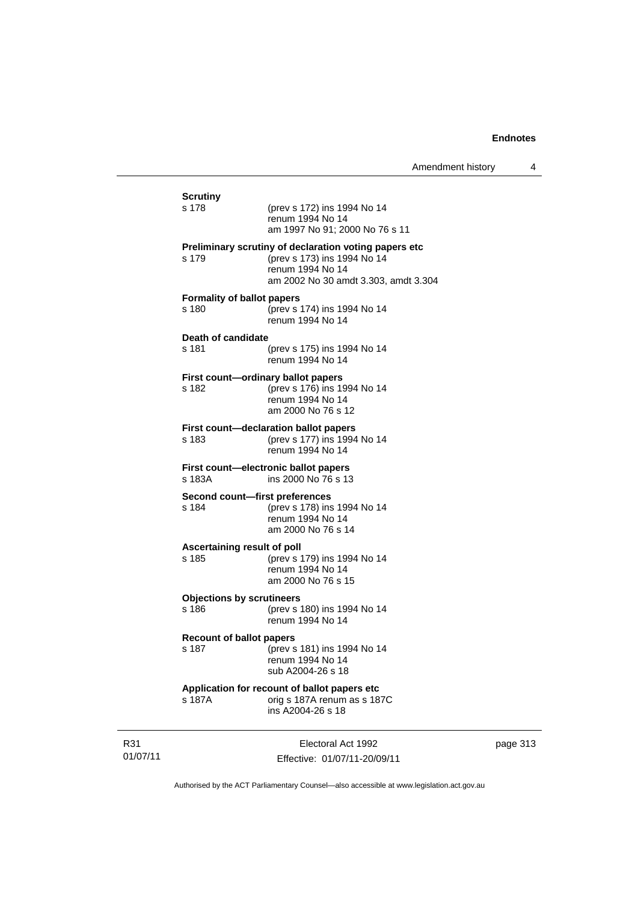**Scrutiny**

s 178 (prev s 172) ins 1994 No 14
renum 1994 No 14
am 1997 No 91; 2000 No 76 s 11

**Preliminary scrutiny of declaration voting papers etc**

s 179 (prev s 173) ins 1994 No 14
renum 1994 No 14
am 2002 No 30 amdt 3.303, amdt 3.304

**Formality of ballot papers**

s 180 (prev s 174) ins 1994 No 14
renum 1994 No 14

**Death of candidate**

s 181 (prev s 175) ins 1994 No 14
renum 1994 No 14

**First count—ordinary ballot papers**

s 182 (prev s 176) ins 1994 No 14
renum 1994 No 14
am 2000 No 76 s 12

**First count—declaration ballot papers**

s 183 (prev s 177) ins 1994 No 14
renum 1994 No 14

**First count—electronic ballot papers**

s 183A ins 2000 No 76 s 13

**Second count—first preferences**

s 184 (prev s 178) ins 1994 No 14
renum 1994 No 14
am 2000 No 76 s 14

**Ascertaining result of poll**

s 185 (prev s 179) ins 1994 No 14
renum 1994 No 14
am 2000 No 76 s 15

**Objections by scrutineers**

s 186 (prev s 180) ins 1994 No 14
renum 1994 No 14

**Recount of ballot papers**

s 187 (prev s 181) ins 1994 No 14
renum 1994 No 14
sub A2004-26 s 18

**Application for recount of ballot papers etc**

s 187A orig s 187A renum as s 187C
ins A2004-26 s 18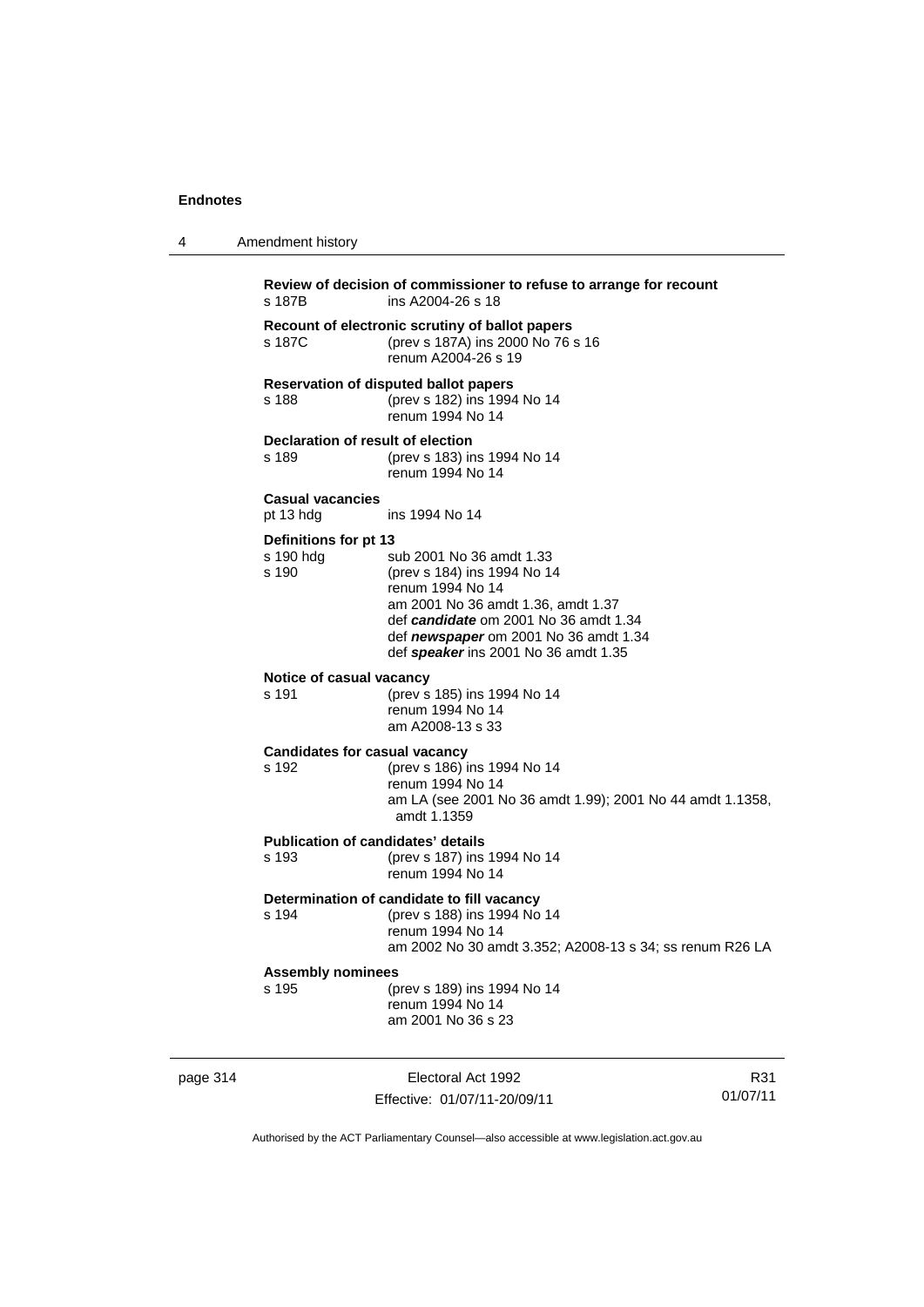**Review of decision of commissioner to refuse to arrange for recount**
s 187B ins A2004-26 s 18

**Recount of electronic scrutiny of ballot papers**
s 187C (prev s 187A) ins 2000 No 76 s 16
renum A2004-26 s 19

**Reservation of disputed ballot papers**
s 188 (prev s 182) ins 1994 No 14
renum 1994 No 14

**Declaration of result of election**
s 189 (prev s 183) ins 1994 No 14
renum 1994 No 14

**Casual vacancies**
pt 13 hdg ins 1994 No 14

**Definitions for pt 13**
s 190 hdg sub 2001 No 36 amdt 1.33
s 190 (prev s 184) ins 1994 No 14
renum 1994 No 14
am 2001 No 36 amdt 1.36, amdt 1.37
def ***candidate*** om 2001 No 36 amdt 1.34
def ***newspaper*** om 2001 No 36 amdt 1.34
def ***speaker*** ins 2001 No 36 amdt 1.35

**Notice of casual vacancy**
s 191 (prev s 185) ins 1994 No 14
renum 1994 No 14
am A2008-13 s 33

**Candidates for casual vacancy**
s 192 (prev s 186) ins 1994 No 14
renum 1994 No 14
am LA (see 2001 No 36 amdt 1.99); 2001 No 44 amdt 1.1358, amdt 1.1359

**Publication of candidates' details**
s 193 (prev s 187) ins 1994 No 14
renum 1994 No 14

**Determination of candidate to fill vacancy**
s 194 (prev s 188) ins 1994 No 14
renum 1994 No 14
am 2002 No 30 amdt 3.352; A2008-13 s 34; ss renum R26 LA

**Assembly nominees**
s 195 (prev s 189) ins 1994 No 14
renum 1994 No 14
am 2001 No 36 s 23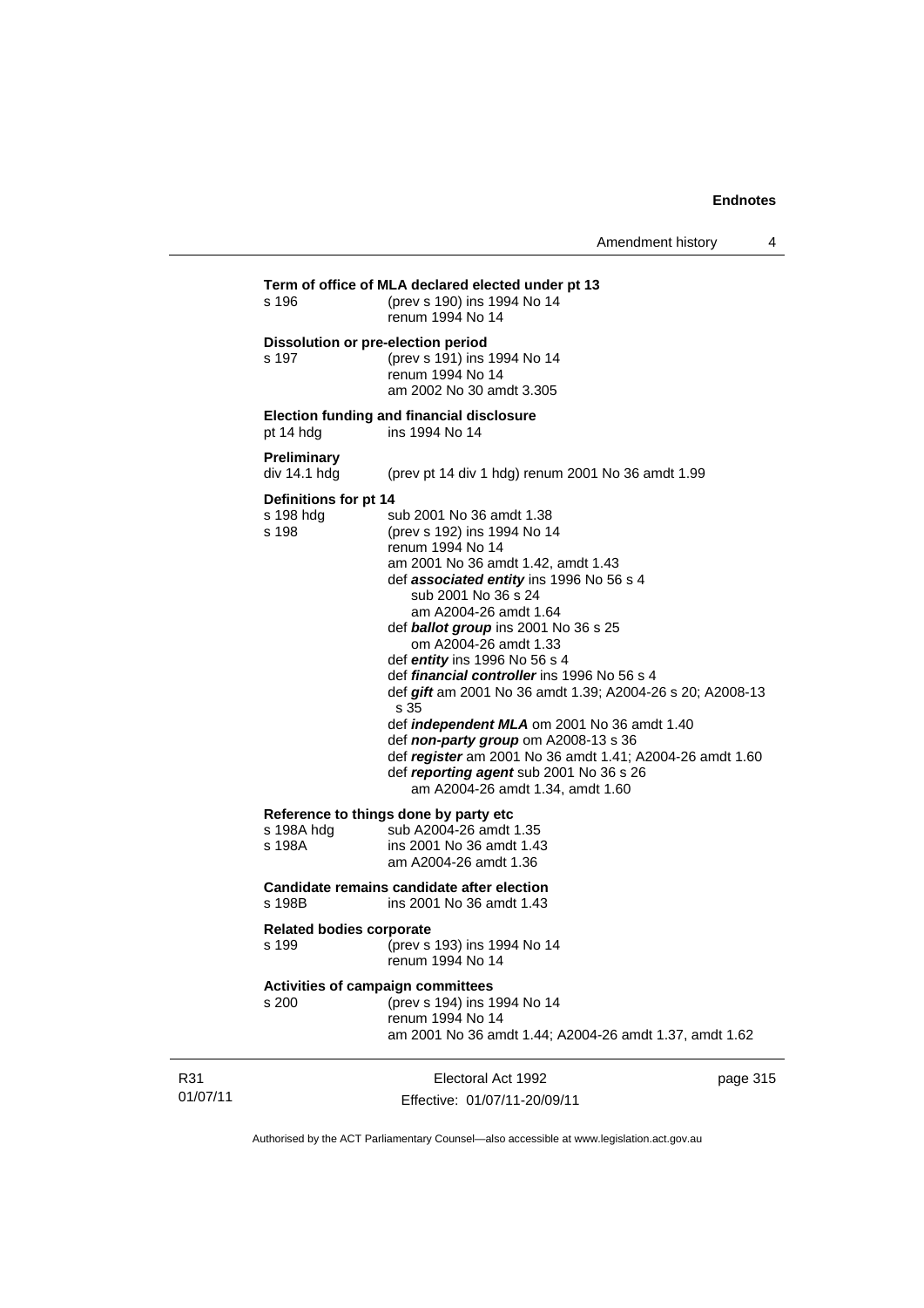**Term of office of MLA declared elected under pt 13**

s 196 (prev s 190) ins 1994 No 14
renum 1994 No 14

**Dissolution or pre-election period**

s 197 (prev s 191) ins 1994 No 14
renum 1994 No 14
am 2002 No 30 amdt 3.305

**Election funding and financial disclosure**

pt 14 hdg ins 1994 No 14

**Preliminary**

div 14.1 hdg (prev pt 14 div 1 hdg) renum 2001 No 36 amdt 1.99

**Definitions for pt 14**

s 198 hdg sub 2001 No 36 amdt 1.38

s 198 (prev s 192) ins 1994 No 14
renum 1994 No 14
am 2001 No 36 amdt 1.42, amdt 1.43
def ***associated entity*** ins 1996 No 56 s 4
sub 2001 No 36 s 24
am A2004-26 amdt 1.64
def ***ballot group*** ins 2001 No 36 s 25
om A2004-26 amdt 1.33
def ***entity*** ins 1996 No 56 s 4
def ***financial controller*** ins 1996 No 56 s 4
def ***gift*** am 2001 No 36 amdt 1.39; A2004-26 s 20; A2008-13 s 35
def ***independent MLA*** om 2001 No 36 amdt 1.40
def ***non-party group*** om A2008-13 s 36
def ***register*** am 2001 No 36 amdt 1.41; A2004-26 amdt 1.60
def ***reporting agent*** sub 2001 No 36 s 26
am A2004-26 amdt 1.34, amdt 1.60

**Reference to things done by party etc**

s 198A hdg sub A2004-26 amdt 1.35

s 198A ins 2001 No 36 amdt 1.43
am A2004-26 amdt 1.36

**Candidate remains candidate after election**

s 198B ins 2001 No 36 amdt 1.43

**Related bodies corporate**

s 199 (prev s 193) ins 1994 No 14
renum 1994 No 14

**Activities of campaign committees**

s 200 (prev s 194) ins 1994 No 14
renum 1994 No 14
am 2001 No 36 amdt 1.44; A2004-26 amdt 1.37, amdt 1.62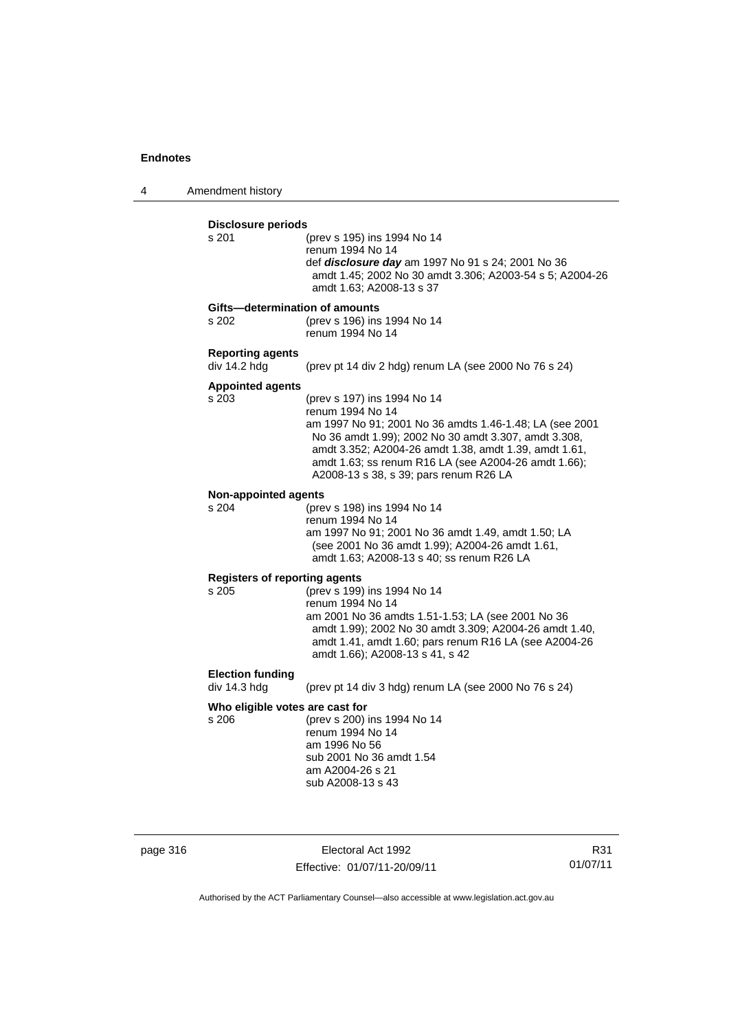**Disclosure periods**

s 201 (prev s 195) ins 1994 No 14
renum 1994 No 14
def ***disclosure day*** am 1997 No 91 s 24; 2001 No 36 amdt 1.45; 2002 No 30 amdt 3.306; A2003-54 s 5; A2004-26 amdt 1.63; A2008-13 s 37

**Gifts—determination of amounts**

s 202 (prev s 196) ins 1994 No 14
renum 1994 No 14

**Reporting agents**

div 14.2 hdg (prev pt 14 div 2 hdg) renum LA (see 2000 No 76 s 24)

**Appointed agents**

s 203 (prev s 197) ins 1994 No 14
renum 1994 No 14
am 1997 No 91; 2001 No 36 amdts 1.46-1.48; LA (see 2001 No 36 amdt 1.99); 2002 No 30 amdt 3.307, amdt 3.308, amdt 3.352; A2004-26 amdt 1.38, amdt 1.39, amdt 1.61, amdt 1.63; ss renum R16 LA (see A2004-26 amdt 1.66); A2008-13 s 38, s 39; pars renum R26 LA

**Non-appointed agents**

s 204 (prev s 198) ins 1994 No 14
renum 1994 No 14
am 1997 No 91; 2001 No 36 amdt 1.49, amdt 1.50; LA (see 2001 No 36 amdt 1.99); A2004-26 amdt 1.61, amdt 1.63; A2008-13 s 40; ss renum R26 LA

**Registers of reporting agents**

s 205 (prev s 199) ins 1994 No 14
renum 1994 No 14
am 2001 No 36 amdts 1.51-1.53; LA (see 2001 No 36 amdt 1.99); 2002 No 30 amdt 3.309; A2004-26 amdt 1.40, amdt 1.41, amdt 1.60; pars renum R16 LA (see A2004-26 amdt 1.66); A2008-13 s 41, s 42

**Election funding**

div 14.3 hdg (prev pt 14 div 3 hdg) renum LA (see 2000 No 76 s 24)

**Who eligible votes are cast for**

s 206 (prev s 200) ins 1994 No 14
renum 1994 No 14
am 1996 No 56
sub 2001 No 36 amdt 1.54
am A2004-26 s 21
sub A2008-13 s 43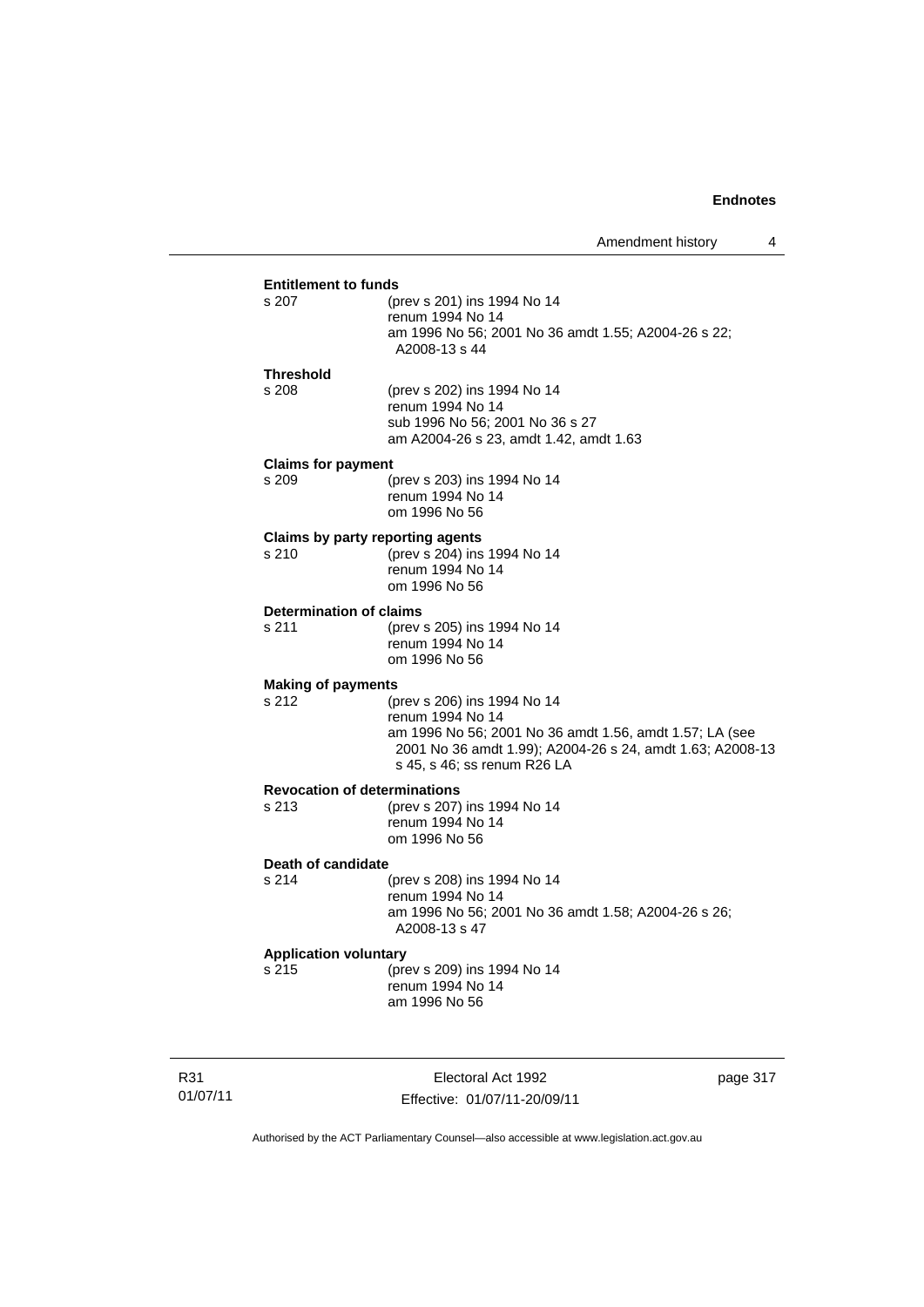**Entitlement to funds**

s 207 (prev s 201) ins 1994 No 14
renum 1994 No 14
am 1996 No 56; 2001 No 36 amdt 1.55; A2004-26 s 22; A2008-13 s 44

**Threshold**

s 208 (prev s 202) ins 1994 No 14
renum 1994 No 14
sub 1996 No 56; 2001 No 36 s 27
am A2004-26 s 23, amdt 1.42, amdt 1.63

**Claims for payment**

s 209 (prev s 203) ins 1994 No 14
renum 1994 No 14
om 1996 No 56

**Claims by party reporting agents**

s 210 (prev s 204) ins 1994 No 14
renum 1994 No 14
om 1996 No 56

**Determination of claims**

s 211 (prev s 205) ins 1994 No 14
renum 1994 No 14
om 1996 No 56

**Making of payments**

s 212 (prev s 206) ins 1994 No 14
renum 1994 No 14
am 1996 No 56; 2001 No 36 amdt 1.56, amdt 1.57; LA (see 2001 No 36 amdt 1.99); A2004-26 s 24, amdt 1.63; A2008-13 s 45, s 46; ss renum R26 LA

**Revocation of determinations**

s 213 (prev s 207) ins 1994 No 14
renum 1994 No 14
om 1996 No 56

**Death of candidate**

s 214 (prev s 208) ins 1994 No 14
renum 1994 No 14
am 1996 No 56; 2001 No 36 amdt 1.58; A2004-26 s 26; A2008-13 s 47

**Application voluntary**

s 215 (prev s 209) ins 1994 No 14
renum 1994 No 14
am 1996 No 56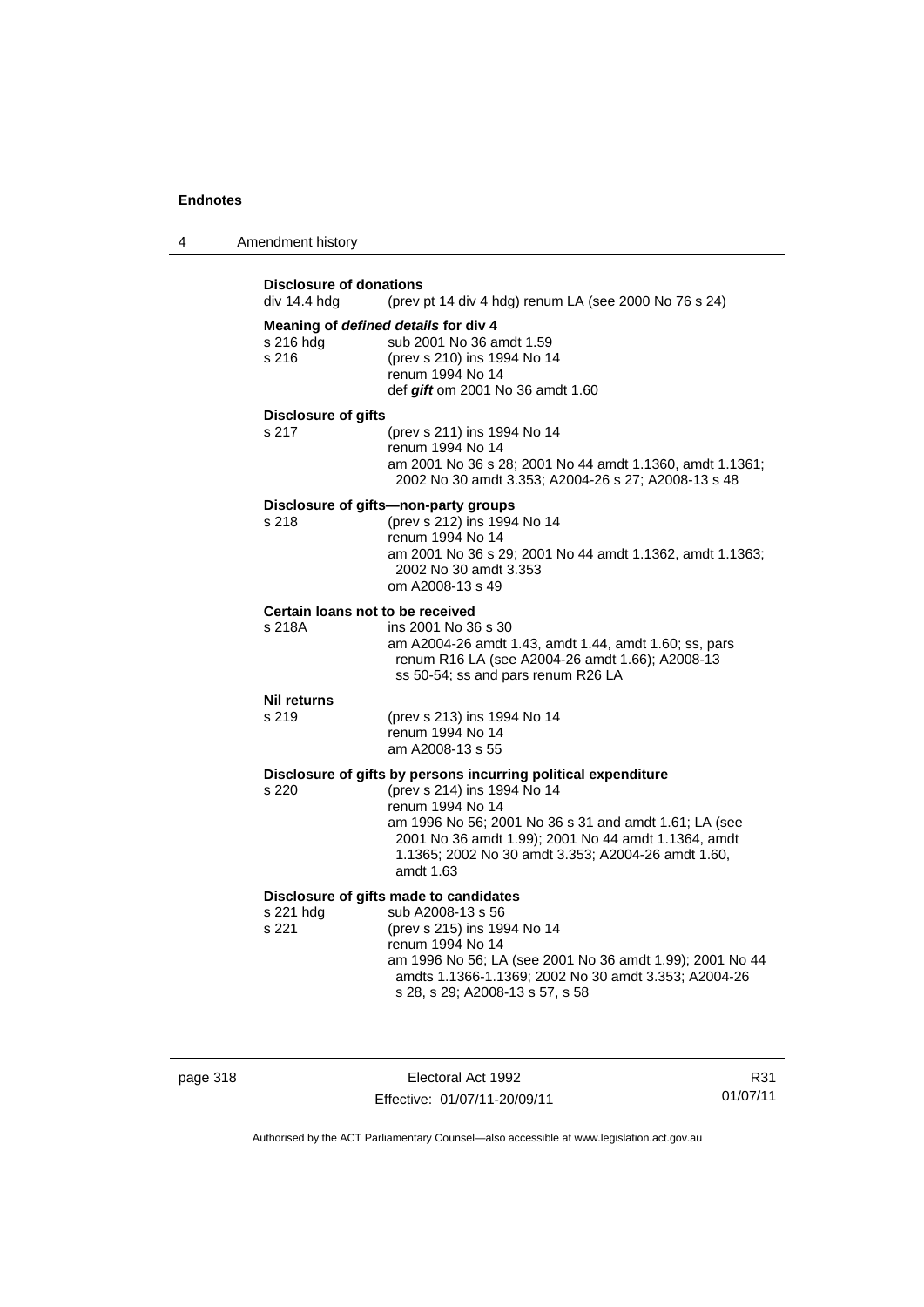**Disclosure of donations**

div 14.4 hdg (prev pt 14 div 4 hdg) renum LA (see 2000 No 76 s 24)

**Meaning of *defined details* for div 4**

s 216 hdg sub 2001 No 36 amdt 1.59

s 216 (prev s 210) ins 1994 No 14
renum 1994 No 14
def ***gift*** om 2001 No 36 amdt 1.60

**Disclosure of gifts**

s 217 (prev s 211) ins 1994 No 14
renum 1994 No 14
am 2001 No 36 s 28; 2001 No 44 amdt 1.1360, amdt 1.1361; 2002 No 30 amdt 3.353; A2004-26 s 27; A2008-13 s 48

**Disclosure of gifts—non-party groups**

s 218 (prev s 212) ins 1994 No 14
renum 1994 No 14
am 2001 No 36 s 29; 2001 No 44 amdt 1.1362, amdt 1.1363; 2002 No 30 amdt 3.353
om A2008-13 s 49

**Certain loans not to be received**

s 218A ins 2001 No 36 s 30
am A2004-26 amdt 1.43, amdt 1.44, amdt 1.60; ss, pars renum R16 LA (see A2004-26 amdt 1.66); A2008-13 ss 50-54; ss and pars renum R26 LA

**Nil returns**

s 219 (prev s 213) ins 1994 No 14
renum 1994 No 14
am A2008-13 s 55

**Disclosure of gifts by persons incurring political expenditure**

s 220 (prev s 214) ins 1994 No 14
renum 1994 No 14
am 1996 No 56; 2001 No 36 s 31 and amdt 1.61; LA (see 2001 No 36 amdt 1.99); 2001 No 44 amdt 1.1364, amdt 1.1365; 2002 No 30 amdt 3.353; A2004-26 amdt 1.60, amdt 1.63

**Disclosure of gifts made to candidates**

s 221 hdg sub A2008-13 s 56

s 221 (prev s 215) ins 1994 No 14
renum 1994 No 14
am 1996 No 56; LA (see 2001 No 36 amdt 1.99); 2001 No 44 amdts 1.1366-1.1369; 2002 No 30 amdt 3.353; A2004-26 s 28, s 29; A2008-13 s 57, s 58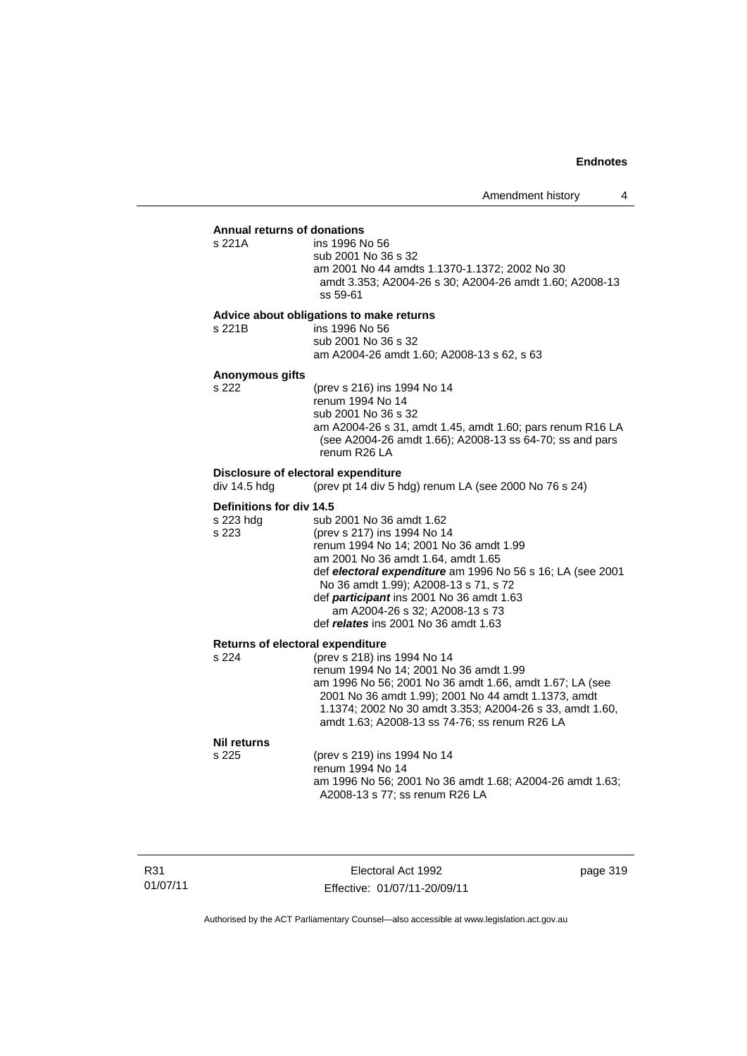**Annual returns of donations**

s 221A ins 1996 No 56
sub 2001 No 36 s 32
am 2001 No 44 amdts 1.1370-1.1372; 2002 No 30 amdt 3.353; A2004-26 s 30; A2004-26 amdt 1.60; A2008-13 ss 59-61

**Advice about obligations to make returns**

s 221B ins 1996 No 56
sub 2001 No 36 s 32
am A2004-26 amdt 1.60; A2008-13 s 62, s 63

**Anonymous gifts**

s 222 (prev s 216) ins 1994 No 14
renum 1994 No 14
sub 2001 No 36 s 32
am A2004-26 s 31, amdt 1.45, amdt 1.60; pars renum R16 LA (see A2004-26 amdt 1.66); A2008-13 ss 64-70; ss and pars renum R26 LA

**Disclosure of electoral expenditure**

div 14.5 hdg (prev pt 14 div 5 hdg) renum LA (see 2000 No 76 s 24)

**Definitions for div 14.5**

s 223 hdg sub 2001 No 36 amdt 1.62
s 223 (prev s 217) ins 1994 No 14
renum 1994 No 14; 2001 No 36 amdt 1.99
am 2001 No 36 amdt 1.64, amdt 1.65
def ***electoral expenditure*** am 1996 No 56 s 16; LA (see 2001 No 36 amdt 1.99); A2008-13 s 71, s 72
def ***participant*** ins 2001 No 36 amdt 1.63
am A2004-26 s 32; A2008-13 s 73
def ***relates*** ins 2001 No 36 amdt 1.63

**Returns of electoral expenditure**

s 224 (prev s 218) ins 1994 No 14
renum 1994 No 14; 2001 No 36 amdt 1.99
am 1996 No 56; 2001 No 36 amdt 1.66, amdt 1.67; LA (see 2001 No 36 amdt 1.99); 2001 No 44 amdt 1.1373, amdt 1.1374; 2002 No 30 amdt 3.353; A2004-26 s 33, amdt 1.60, amdt 1.63; A2008-13 ss 74-76; ss renum R26 LA

**Nil returns**

s 225 (prev s 219) ins 1994 No 14
renum 1994 No 14
am 1996 No 56; 2001 No 36 amdt 1.68; A2004-26 amdt 1.63; A2008-13 s 77; ss renum R26 LA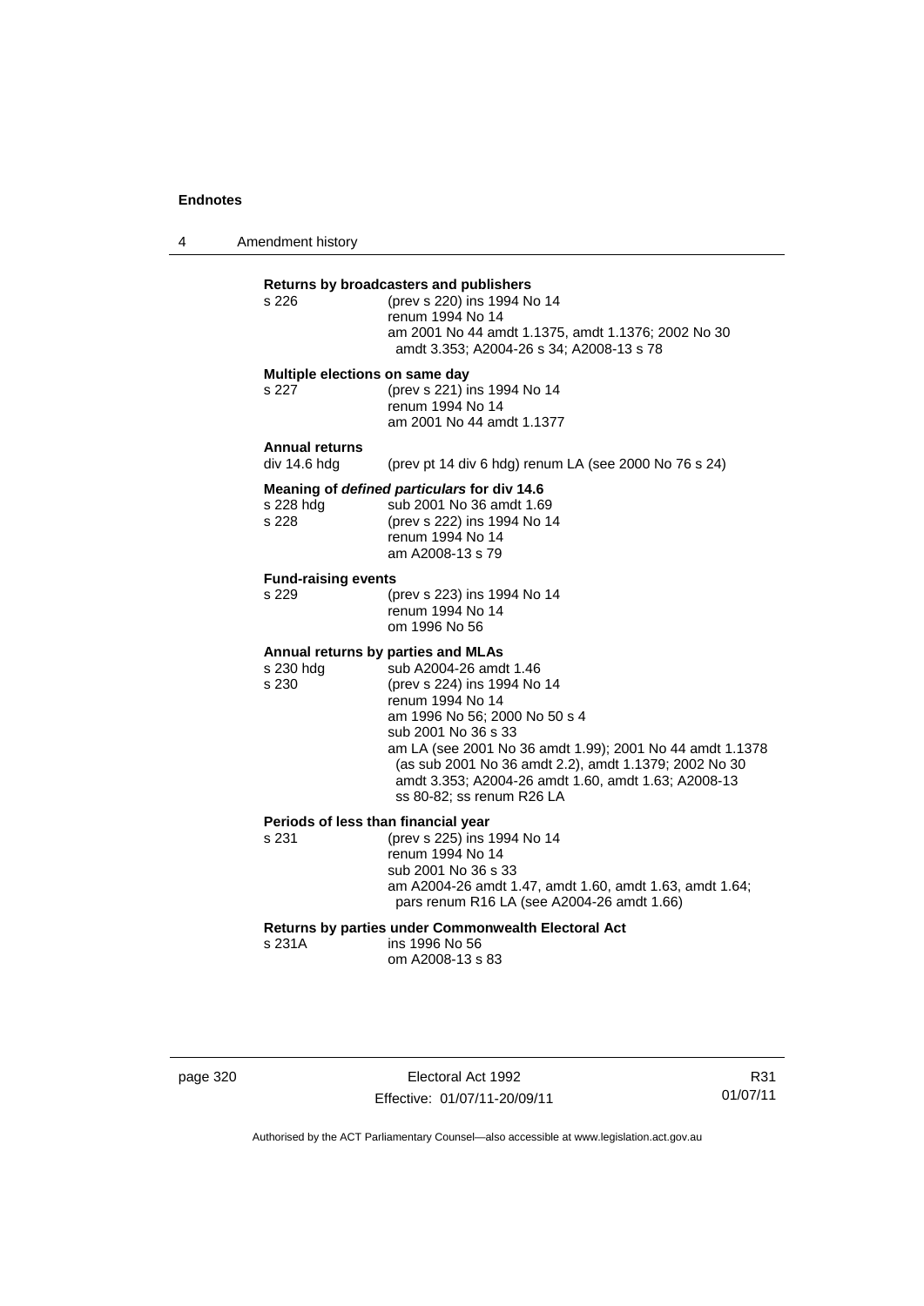**Returns by broadcasters and publishers**

s 226 (prev s 220) ins 1994 No 14
renum 1994 No 14
am 2001 No 44 amdt 1.1375, amdt 1.1376; 2002 No 30 amdt 3.353; A2004-26 s 34; A2008-13 s 78

**Multiple elections on same day**

s 227 (prev s 221) ins 1994 No 14
renum 1994 No 14
am 2001 No 44 amdt 1.1377

**Annual returns**

div 14.6 hdg (prev pt 14 div 6 hdg) renum LA (see 2000 No 76 s 24)

**Meaning of *defined particulars* for div 14.6**

s 228 hdg sub 2001 No 36 amdt 1.69
s 228 (prev s 222) ins 1994 No 14
renum 1994 No 14
am A2008-13 s 79

**Fund-raising events**

s 229 (prev s 223) ins 1994 No 14
renum 1994 No 14
om 1996 No 56

**Annual returns by parties and MLAs**

s 230 hdg sub A2004-26 amdt 1.46
s 230 (prev s 224) ins 1994 No 14
renum 1994 No 14
am 1996 No 56; 2000 No 50 s 4
sub 2001 No 36 s 33
am LA (see 2001 No 36 amdt 1.99); 2001 No 44 amdt 1.1378 (as sub 2001 No 36 amdt 2.2), amdt 1.1379; 2002 No 30 amdt 3.353; A2004-26 amdt 1.60, amdt 1.63; A2008-13 ss 80-82; ss renum R26 LA

**Periods of less than financial year**

s 231 (prev s 225) ins 1994 No 14
renum 1994 No 14
sub 2001 No 36 s 33
am A2004-26 amdt 1.47, amdt 1.60, amdt 1.63, amdt 1.64; pars renum R16 LA (see A2004-26 amdt 1.66)

**Returns by parties under Commonwealth Electoral Act**

s 231A ins 1996 No 56
om A2008-13 s 83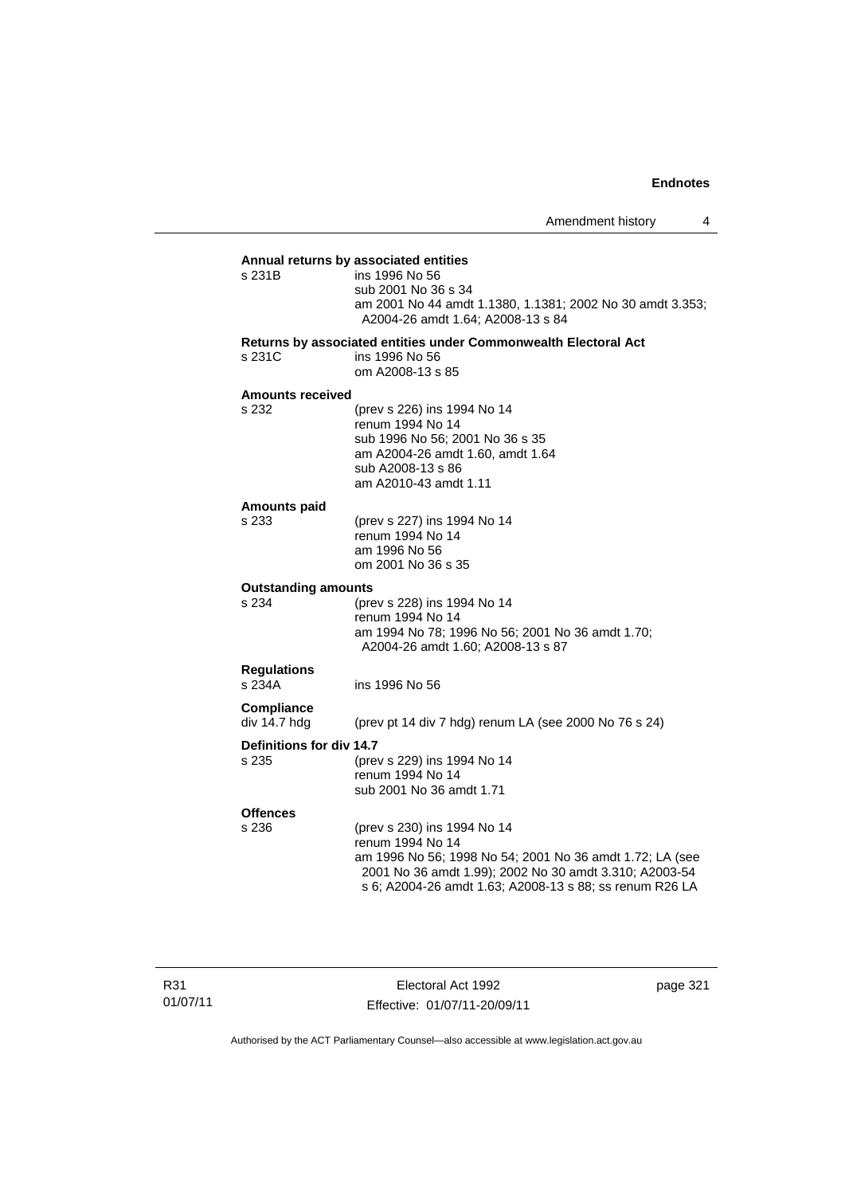**Annual returns by associated entities**

s 231B ins 1996 No 56
sub 2001 No 36 s 34
am 2001 No 44 amdt 1.1380, 1.1381; 2002 No 30 amdt 3.353; A2004-26 amdt 1.64; A2008-13 s 84

**Returns by associated entities under Commonwealth Electoral Act**

s 231C ins 1996 No 56
om A2008-13 s 85

**Amounts received**

s 232 (prev s 226) ins 1994 No 14
renum 1994 No 14
sub 1996 No 56; 2001 No 36 s 35
am A2004-26 amdt 1.60, amdt 1.64
sub A2008-13 s 86
am A2010-43 amdt 1.11

**Amounts paid**

s 233 (prev s 227) ins 1994 No 14
renum 1994 No 14
am 1996 No 56
om 2001 No 36 s 35

**Outstanding amounts**

s 234 (prev s 228) ins 1994 No 14
renum 1994 No 14
am 1994 No 78; 1996 No 56; 2001 No 36 amdt 1.70; A2004-26 amdt 1.60; A2008-13 s 87

**Regulations**

s 234A ins 1996 No 56

**Compliance**

div 14.7 hdg (prev pt 14 div 7 hdg) renum LA (see 2000 No 76 s 24)

**Definitions for div 14.7**

s 235 (prev s 229) ins 1994 No 14
renum 1994 No 14
sub 2001 No 36 amdt 1.71

**Offences**

s 236 (prev s 230) ins 1994 No 14
renum 1994 No 14
am 1996 No 56; 1998 No 54; 2001 No 36 amdt 1.72; LA (see 2001 No 36 amdt 1.99); 2002 No 30 amdt 3.310; A2003-54 s 6; A2004-26 amdt 1.63; A2008-13 s 88; ss renum R26 LA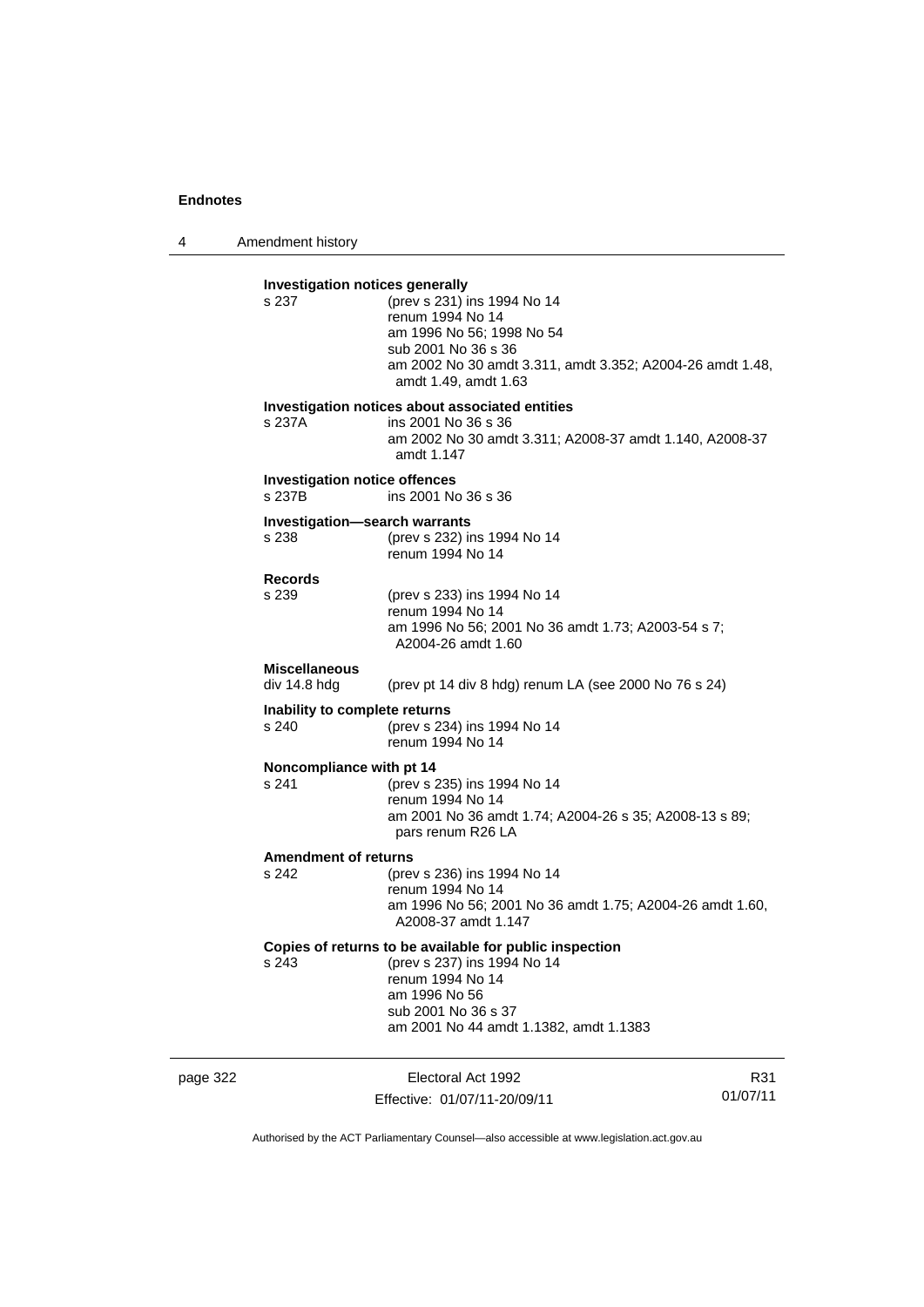**Investigation notices generally**

s 237 (prev s 231) ins 1994 No 14
renum 1994 No 14
am 1996 No 56; 1998 No 54
sub 2001 No 36 s 36
am 2002 No 30 amdt 3.311, amdt 3.352; A2004-26 amdt 1.48, amdt 1.49, amdt 1.63

**Investigation notices about associated entities**

s 237A ins 2001 No 36 s 36
am 2002 No 30 amdt 3.311; A2008-37 amdt 1.140, A2008-37 amdt 1.147

**Investigation notice offences**

s 237B ins 2001 No 36 s 36

**Investigation—search warrants**

s 238 (prev s 232) ins 1994 No 14
renum 1994 No 14

**Records**

s 239 (prev s 233) ins 1994 No 14
renum 1994 No 14
am 1996 No 56; 2001 No 36 amdt 1.73; A2003-54 s 7; A2004-26 amdt 1.60

**Miscellaneous**

div 14.8 hdg (prev pt 14 div 8 hdg) renum LA (see 2000 No 76 s 24)

**Inability to complete returns**

s 240 (prev s 234) ins 1994 No 14
renum 1994 No 14

**Noncompliance with pt 14**

s 241 (prev s 235) ins 1994 No 14
renum 1994 No 14
am 2001 No 36 amdt 1.74; A2004-26 s 35; A2008-13 s 89; pars renum R26 LA

**Amendment of returns**

s 242 (prev s 236) ins 1994 No 14
renum 1994 No 14
am 1996 No 56; 2001 No 36 amdt 1.75; A2004-26 amdt 1.60, A2008-37 amdt 1.147

**Copies of returns to be available for public inspection**

s 243 (prev s 237) ins 1994 No 14
renum 1994 No 14
am 1996 No 56
sub 2001 No 36 s 37
am 2001 No 44 amdt 1.1382, amdt 1.1383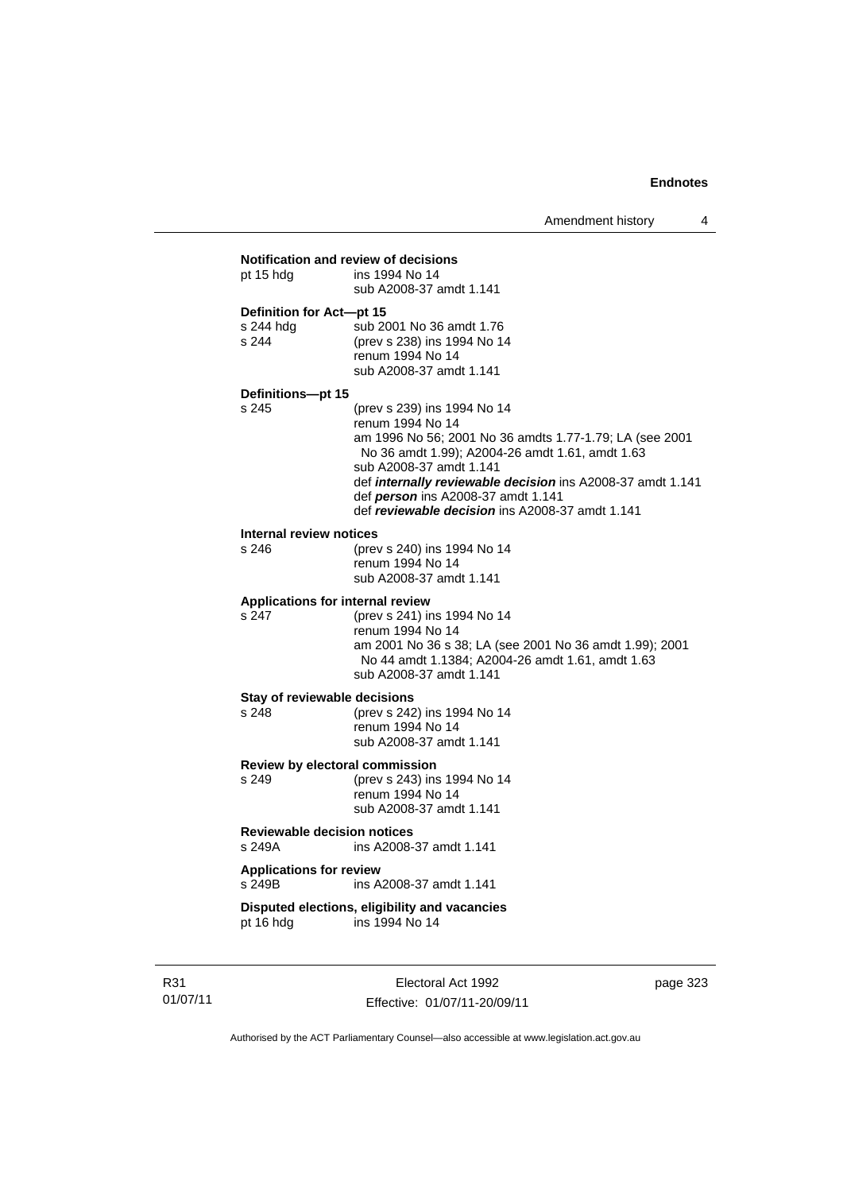**Notification and review of decisions**

pt 15 hdg	ins 1994 No 14
	sub A2008-37 amdt 1.141

**Definition for Act—pt 15**

s 244 hdg	sub 2001 No 36 amdt 1.76
s 244	(prev s 238) ins 1994 No 14
	renum 1994 No 14
	sub A2008-37 amdt 1.141

**Definitions—pt 15**

s 245	(prev s 239) ins 1994 No 14
	renum 1994 No 14
	am 1996 No 56; 2001 No 36 amdts 1.77-1.79; LA (see 2001 No 36 amdt 1.99); A2004-26 amdt 1.61, amdt 1.63
	sub A2008-37 amdt 1.141
	def ***internally reviewable decision*** ins A2008-37 amdt 1.141
	def ***person*** ins A2008-37 amdt 1.141
	def ***reviewable decision*** ins A2008-37 amdt 1.141

**Internal review notices**

s 246	(prev s 240) ins 1994 No 14
	renum 1994 No 14
	sub A2008-37 amdt 1.141

**Applications for internal review**

s 247	(prev s 241) ins 1994 No 14
	renum 1994 No 14
	am 2001 No 36 s 38; LA (see 2001 No 36 amdt 1.99); 2001 No 44 amdt 1.1384; A2004-26 amdt 1.61, amdt 1.63
	sub A2008-37 amdt 1.141

**Stay of reviewable decisions**

s 248	(prev s 242) ins 1994 No 14
	renum 1994 No 14
	sub A2008-37 amdt 1.141

**Review by electoral commission**

s 249	(prev s 243) ins 1994 No 14
	renum 1994 No 14
	sub A2008-37 amdt 1.141

**Reviewable decision notices**

s 249A	ins A2008-37 amdt 1.141

**Applications for review**

s 249B	ins A2008-37 amdt 1.141

**Disputed elections, eligibility and vacancies**

pt 16 hdg	ins 1994 No 14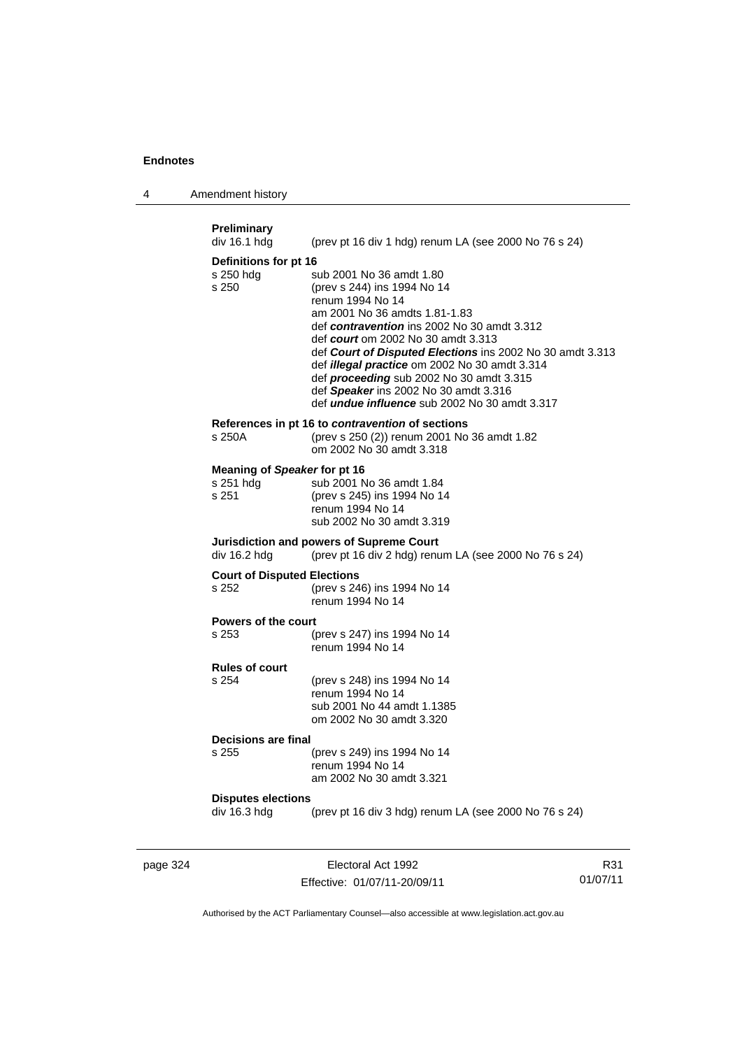**Preliminary**

div 16.1 hdg (prev pt 16 div 1 hdg) renum LA (see 2000 No 76 s 24)

**Definitions for pt 16**

s 250 hdg sub 2001 No 36 amdt 1.80

s 250 (prev s 244) ins 1994 No 14
renum 1994 No 14
am 2001 No 36 amdts 1.81-1.83
def ***contravention*** ins 2002 No 30 amdt 3.312
def ***court*** om 2002 No 30 amdt 3.313
def ***Court of Disputed Elections*** ins 2002 No 30 amdt 3.313
def ***illegal practice*** om 2002 No 30 amdt 3.314
def ***proceeding*** sub 2002 No 30 amdt 3.315
def ***Speaker*** ins 2002 No 30 amdt 3.316
def ***undue influence*** sub 2002 No 30 amdt 3.317

**References in pt 16 to *contravention* of sections**

s 250A (prev s 250 (2)) renum 2001 No 36 amdt 1.82
om 2002 No 30 amdt 3.318

**Meaning of *Speaker* for pt 16**

s 251 hdg sub 2001 No 36 amdt 1.84

s 251 (prev s 245) ins 1994 No 14
renum 1994 No 14
sub 2002 No 30 amdt 3.319

**Jurisdiction and powers of Supreme Court**

div 16.2 hdg (prev pt 16 div 2 hdg) renum LA (see 2000 No 76 s 24)

**Court of Disputed Elections**

s 252 (prev s 246) ins 1994 No 14
renum 1994 No 14

**Powers of the court**

s 253 (prev s 247) ins 1994 No 14
renum 1994 No 14

**Rules of court**

s 254 (prev s 248) ins 1994 No 14
renum 1994 No 14
sub 2001 No 44 amdt 1.1385
om 2002 No 30 amdt 3.320

**Decisions are final**

s 255 (prev s 249) ins 1994 No 14
renum 1994 No 14
am 2002 No 30 amdt 3.321

**Disputes elections**

div 16.3 hdg (prev pt 16 div 3 hdg) renum LA (see 2000 No 76 s 24)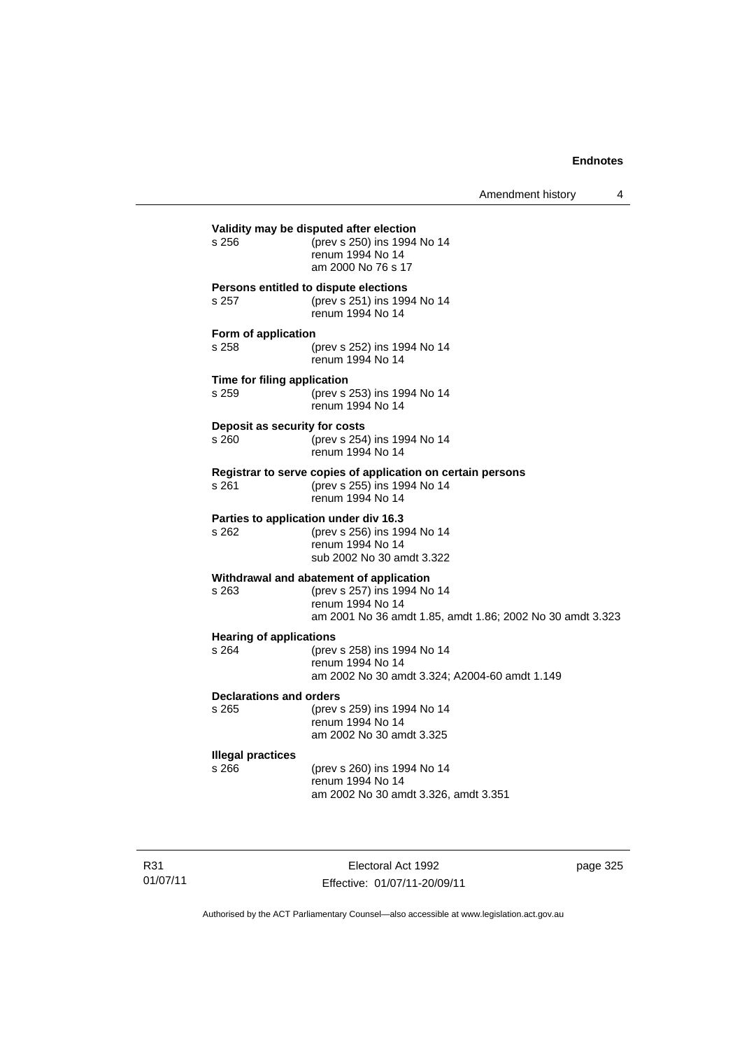**Validity may be disputed after election**

s 256 (prev s 250) ins 1994 No 14
renum 1994 No 14
am 2000 No 76 s 17

**Persons entitled to dispute elections**

s 257 (prev s 251) ins 1994 No 14
renum 1994 No 14

**Form of application**

s 258 (prev s 252) ins 1994 No 14
renum 1994 No 14

**Time for filing application**

s 259 (prev s 253) ins 1994 No 14
renum 1994 No 14

**Deposit as security for costs**

s 260 (prev s 254) ins 1994 No 14
renum 1994 No 14

**Registrar to serve copies of application on certain persons**

s 261 (prev s 255) ins 1994 No 14
renum 1994 No 14

**Parties to application under div 16.3**

s 262 (prev s 256) ins 1994 No 14
renum 1994 No 14
sub 2002 No 30 amdt 3.322

**Withdrawal and abatement of application**

s 263 (prev s 257) ins 1994 No 14
renum 1994 No 14
am 2001 No 36 amdt 1.85, amdt 1.86; 2002 No 30 amdt 3.323

**Hearing of applications**

s 264 (prev s 258) ins 1994 No 14
renum 1994 No 14
am 2002 No 30 amdt 3.324; A2004-60 amdt 1.149

**Declarations and orders**

s 265 (prev s 259) ins 1994 No 14
renum 1994 No 14
am 2002 No 30 amdt 3.325

**Illegal practices**

s 266 (prev s 260) ins 1994 No 14
renum 1994 No 14
am 2002 No 30 amdt 3.326, amdt 3.351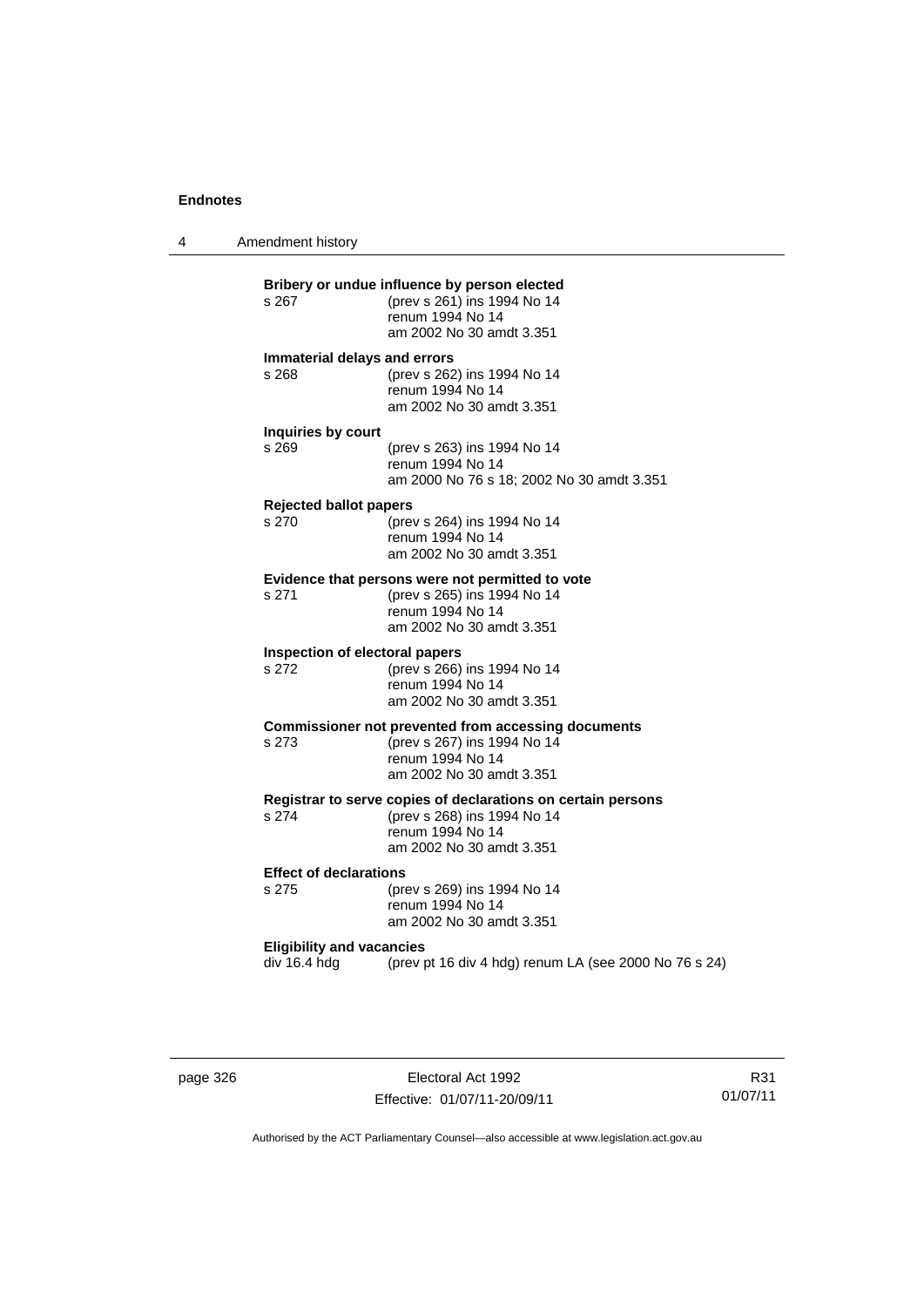**Bribery or undue influence by person elected**

s 267 (prev s 261) ins 1994 No 14
renum 1994 No 14
am 2002 No 30 amdt 3.351

**Immaterial delays and errors**

s 268 (prev s 262) ins 1994 No 14
renum 1994 No 14
am 2002 No 30 amdt 3.351

**Inquiries by court**

s 269 (prev s 263) ins 1994 No 14
renum 1994 No 14
am 2000 No 76 s 18; 2002 No 30 amdt 3.351

**Rejected ballot papers**

s 270 (prev s 264) ins 1994 No 14
renum 1994 No 14
am 2002 No 30 amdt 3.351

**Evidence that persons were not permitted to vote**

s 271 (prev s 265) ins 1994 No 14
renum 1994 No 14
am 2002 No 30 amdt 3.351

**Inspection of electoral papers**

s 272 (prev s 266) ins 1994 No 14
renum 1994 No 14
am 2002 No 30 amdt 3.351

**Commissioner not prevented from accessing documents**

s 273 (prev s 267) ins 1994 No 14
renum 1994 No 14
am 2002 No 30 amdt 3.351

**Registrar to serve copies of declarations on certain persons**

s 274 (prev s 268) ins 1994 No 14
renum 1994 No 14
am 2002 No 30 amdt 3.351

**Effect of declarations**

s 275 (prev s 269) ins 1994 No 14
renum 1994 No 14
am 2002 No 30 amdt 3.351

**Eligibility and vacancies**

div 16.4 hdg (prev pt 16 div 4 hdg) renum LA (see 2000 No 76 s 24)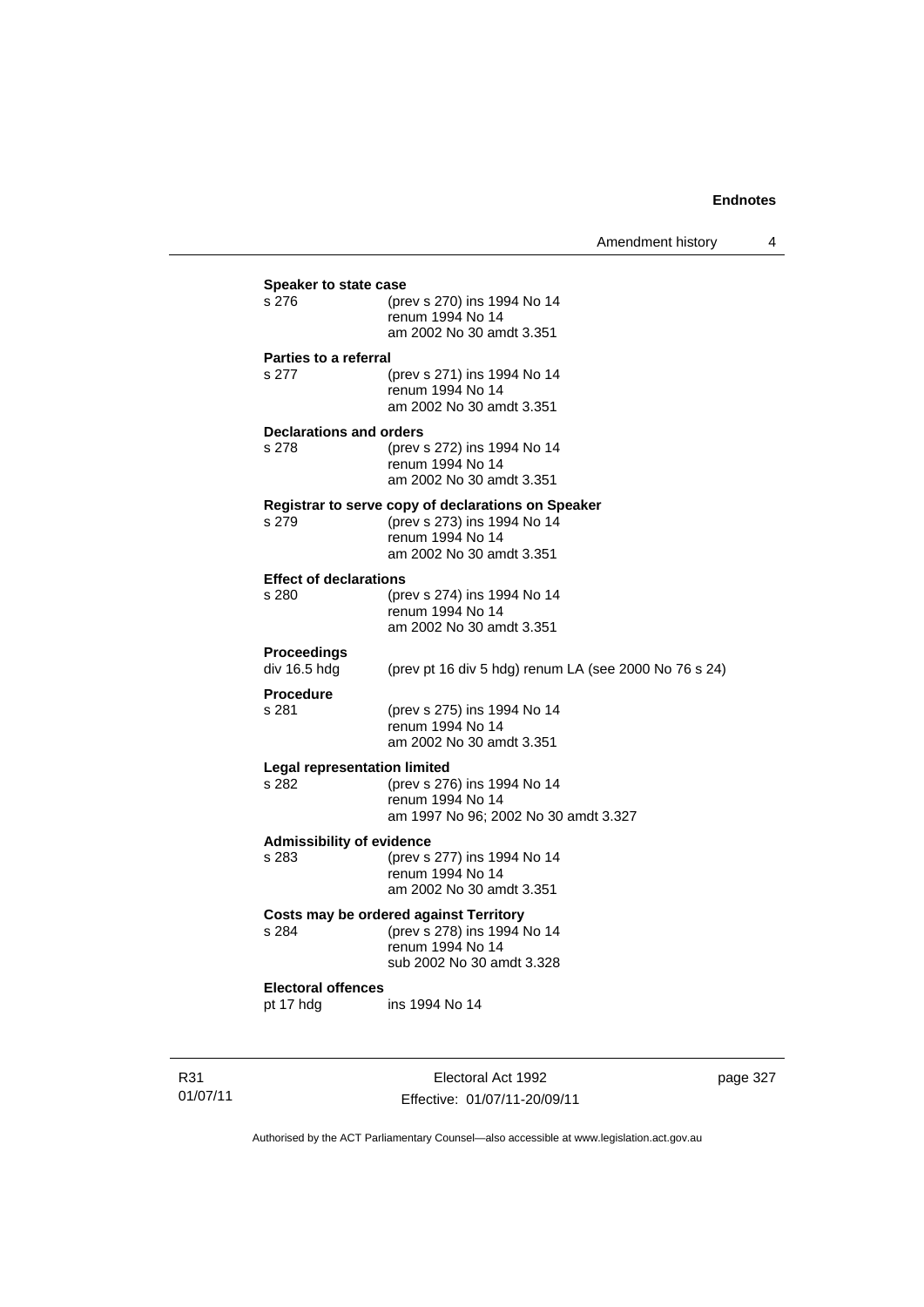**Speaker to state case**

s 276 (prev s 270) ins 1994 No 14
renum 1994 No 14
am 2002 No 30 amdt 3.351

**Parties to a referral**

s 277 (prev s 271) ins 1994 No 14
renum 1994 No 14
am 2002 No 30 amdt 3.351

**Declarations and orders**

s 278 (prev s 272) ins 1994 No 14
renum 1994 No 14
am 2002 No 30 amdt 3.351

**Registrar to serve copy of declarations on Speaker**

s 279 (prev s 273) ins 1994 No 14
renum 1994 No 14
am 2002 No 30 amdt 3.351

**Effect of declarations**

s 280 (prev s 274) ins 1994 No 14
renum 1994 No 14
am 2002 No 30 amdt 3.351

**Proceedings**

div 16.5 hdg (prev pt 16 div 5 hdg) renum LA (see 2000 No 76 s 24)

**Procedure**

s 281 (prev s 275) ins 1994 No 14
renum 1994 No 14
am 2002 No 30 amdt 3.351

**Legal representation limited**

s 282 (prev s 276) ins 1994 No 14
renum 1994 No 14
am 1997 No 96; 2002 No 30 amdt 3.327

**Admissibility of evidence**

s 283 (prev s 277) ins 1994 No 14
renum 1994 No 14
am 2002 No 30 amdt 3.351

**Costs may be ordered against Territory**

s 284 (prev s 278) ins 1994 No 14
renum 1994 No 14
sub 2002 No 30 amdt 3.328

**Electoral offences**

pt 17 hdg ins 1994 No 14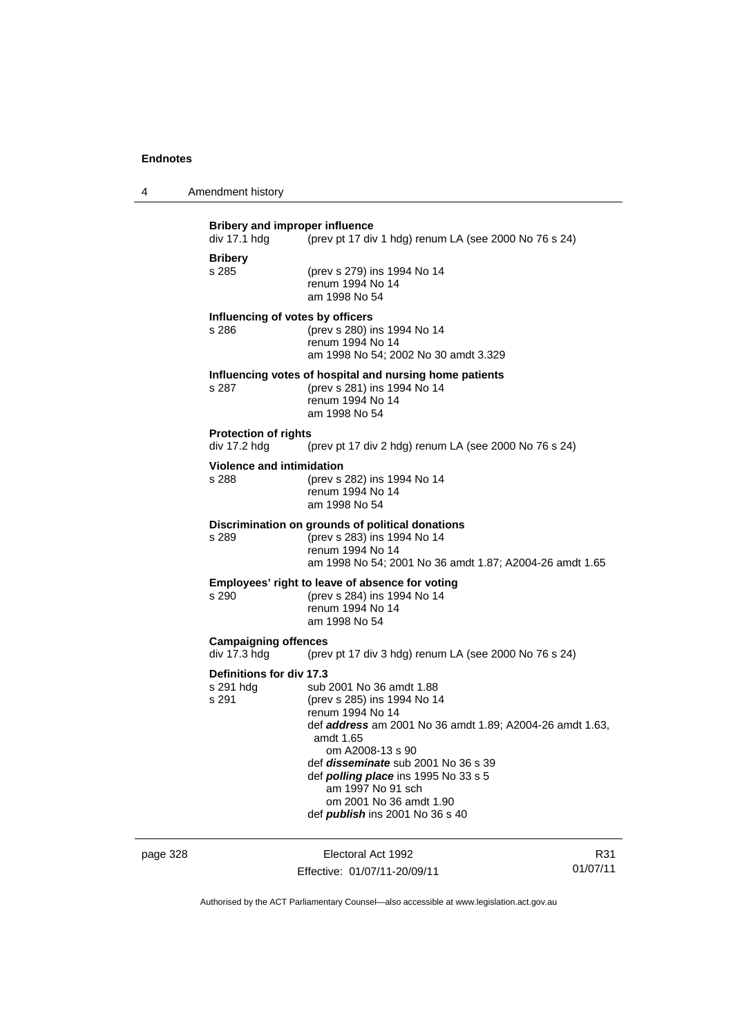**Bribery and improper influence**
div 17.1 hdg (prev pt 17 div 1 hdg) renum LA (see 2000 No 76 s 24)

**Bribery**
s 285 (prev s 279) ins 1994 No 14
renum 1994 No 14
am 1998 No 54

**Influencing of votes by officers**
s 286 (prev s 280) ins 1994 No 14
renum 1994 No 14
am 1998 No 54; 2002 No 30 amdt 3.329

**Influencing votes of hospital and nursing home patients**
s 287 (prev s 281) ins 1994 No 14
renum 1994 No 14
am 1998 No 54

**Protection of rights**
div 17.2 hdg (prev pt 17 div 2 hdg) renum LA (see 2000 No 76 s 24)

**Violence and intimidation**
s 288 (prev s 282) ins 1994 No 14
renum 1994 No 14
am 1998 No 54

**Discrimination on grounds of political donations**
s 289 (prev s 283) ins 1994 No 14
renum 1994 No 14
am 1998 No 54; 2001 No 36 amdt 1.87; A2004-26 amdt 1.65

**Employees' right to leave of absence for voting**
s 290 (prev s 284) ins 1994 No 14
renum 1994 No 14
am 1998 No 54

**Campaigning offences**
div 17.3 hdg (prev pt 17 div 3 hdg) renum LA (see 2000 No 76 s 24)

**Definitions for div 17.3**
s 291 hdg sub 2001 No 36 amdt 1.88
s 291 (prev s 285) ins 1994 No 14
renum 1994 No 14
def ***address*** am 2001 No 36 amdt 1.89; A2004-26 amdt 1.63, amdt 1.65
om A2008-13 s 90
def ***disseminate*** sub 2001 No 36 s 39
def ***polling place*** ins 1995 No 33 s 5
am 1997 No 91 sch
om 2001 No 36 amdt 1.90
def ***publish*** ins 2001 No 36 s 40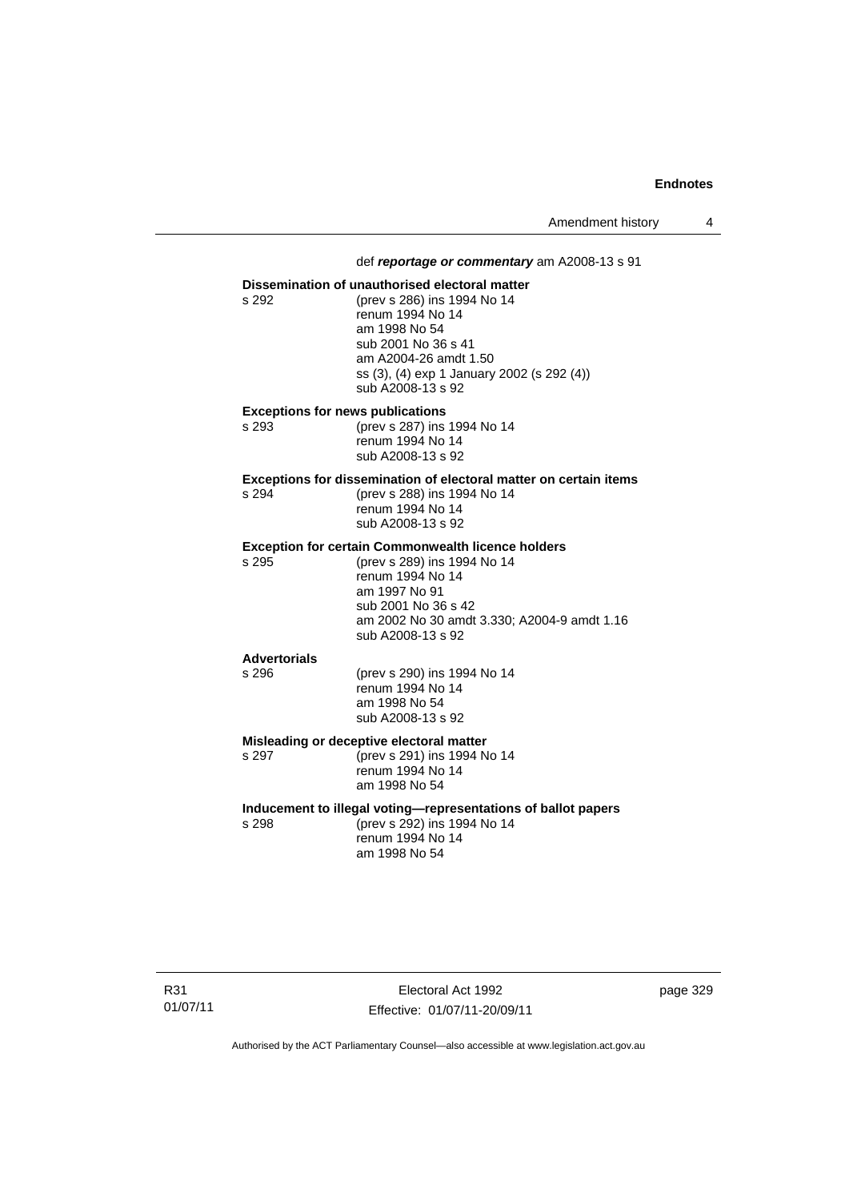def ***reportage or commentary*** am A2008-13 s 91

**Dissemination of unauthorised electoral matter**

s 292 (prev s 286) ins 1994 No 14
renum 1994 No 14
am 1998 No 54
sub 2001 No 36 s 41
am A2004-26 amdt 1.50
ss (3), (4) exp 1 January 2002 (s 292 (4))
sub A2008-13 s 92

**Exceptions for news publications**

s 293 (prev s 287) ins 1994 No 14
renum 1994 No 14
sub A2008-13 s 92

**Exceptions for dissemination of electoral matter on certain items**

s 294 (prev s 288) ins 1994 No 14
renum 1994 No 14
sub A2008-13 s 92

**Exception for certain Commonwealth licence holders**

s 295 (prev s 289) ins 1994 No 14
renum 1994 No 14
am 1997 No 91
sub 2001 No 36 s 42
am 2002 No 30 amdt 3.330; A2004-9 amdt 1.16
sub A2008-13 s 92

**Advertorials**

s 296 (prev s 290) ins 1994 No 14
renum 1994 No 14
am 1998 No 54
sub A2008-13 s 92

**Misleading or deceptive electoral matter**

s 297 (prev s 291) ins 1994 No 14
renum 1994 No 14
am 1998 No 54

**Inducement to illegal voting—representations of ballot papers**

s 298 (prev s 292) ins 1994 No 14
renum 1994 No 14
am 1998 No 54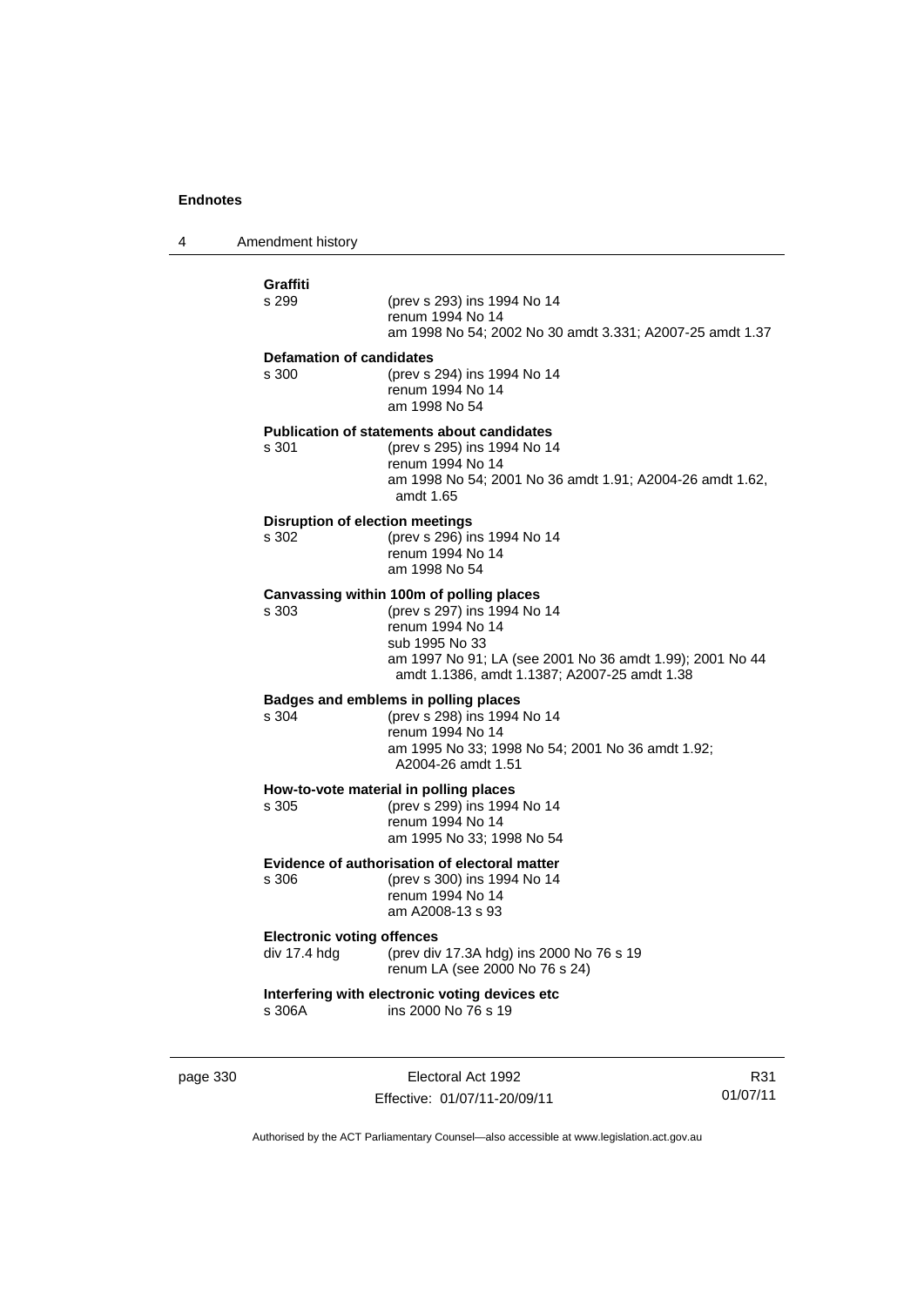**Graffiti**

s 299 (prev s 293) ins 1994 No 14
renum 1994 No 14
am 1998 No 54; 2002 No 30 amdt 3.331; A2007-25 amdt 1.37

**Defamation of candidates**

s 300 (prev s 294) ins 1994 No 14
renum 1994 No 14
am 1998 No 54

**Publication of statements about candidates**

s 301 (prev s 295) ins 1994 No 14
renum 1994 No 14
am 1998 No 54; 2001 No 36 amdt 1.91; A2004-26 amdt 1.62, amdt 1.65

**Disruption of election meetings**

s 302 (prev s 296) ins 1994 No 14
renum 1994 No 14
am 1998 No 54

**Canvassing within 100m of polling places**

s 303 (prev s 297) ins 1994 No 14
renum 1994 No 14
sub 1995 No 33
am 1997 No 91; LA (see 2001 No 36 amdt 1.99); 2001 No 44 amdt 1.1386, amdt 1.1387; A2007-25 amdt 1.38

**Badges and emblems in polling places**

s 304 (prev s 298) ins 1994 No 14
renum 1994 No 14
am 1995 No 33; 1998 No 54; 2001 No 36 amdt 1.92; A2004-26 amdt 1.51

**How-to-vote material in polling places**

s 305 (prev s 299) ins 1994 No 14
renum 1994 No 14
am 1995 No 33; 1998 No 54

**Evidence of authorisation of electoral matter**

s 306 (prev s 300) ins 1994 No 14
renum 1994 No 14
am A2008-13 s 93

**Electronic voting offences**

div 17.4 hdg (prev div 17.3A hdg) ins 2000 No 76 s 19
renum LA (see 2000 No 76 s 24)

**Interfering with electronic voting devices etc**

s 306A ins 2000 No 76 s 19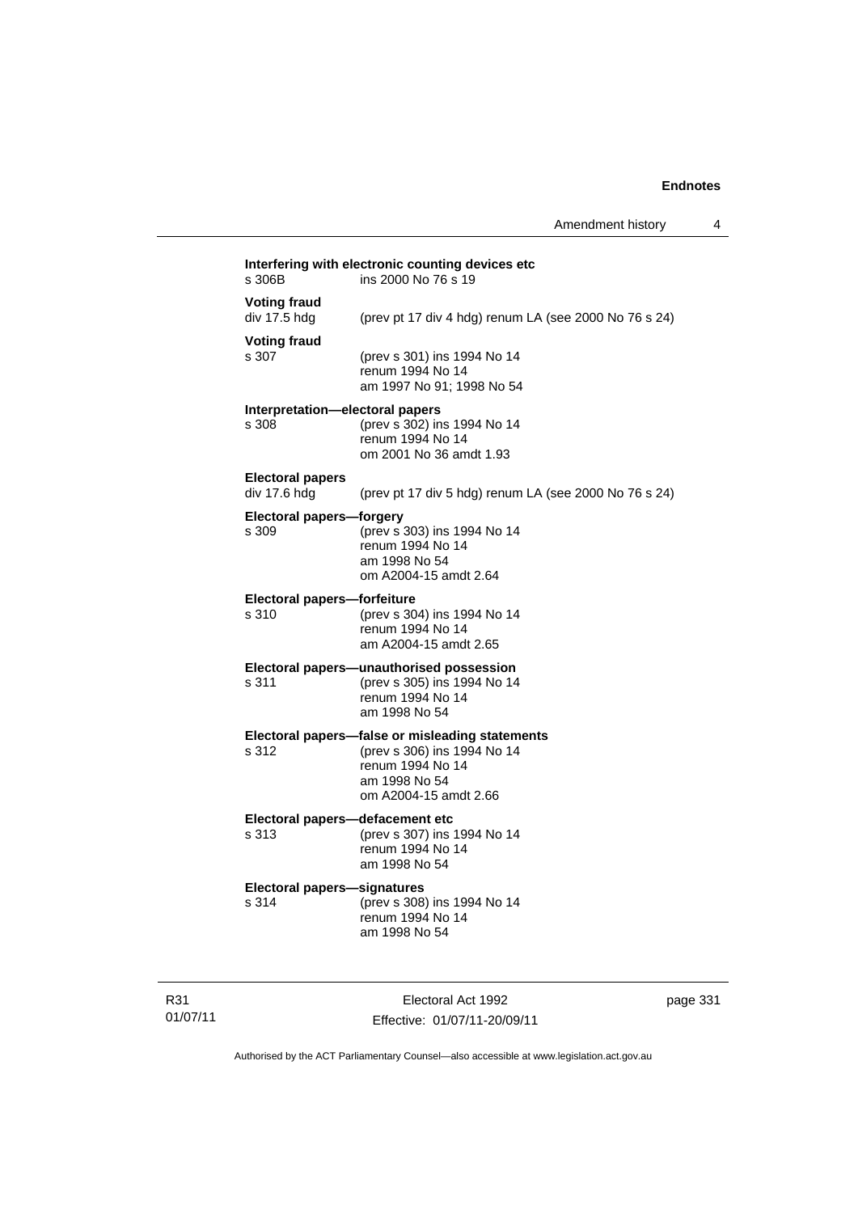**Interfering with electronic counting devices etc**
s 306B ins 2000 No 76 s 19

**Voting fraud**
div 17.5 hdg (prev pt 17 div 4 hdg) renum LA (see 2000 No 76 s 24)

**Voting fraud**
s 307 (prev s 301) ins 1994 No 14
renum 1994 No 14
am 1997 No 91; 1998 No 54

**Interpretation—electoral papers**
s 308 (prev s 302) ins 1994 No 14
renum 1994 No 14
om 2001 No 36 amdt 1.93

**Electoral papers**
div 17.6 hdg (prev pt 17 div 5 hdg) renum LA (see 2000 No 76 s 24)

**Electoral papers—forgery**
s 309 (prev s 303) ins 1994 No 14
renum 1994 No 14
am 1998 No 54
om A2004-15 amdt 2.64

**Electoral papers—forfeiture**
s 310 (prev s 304) ins 1994 No 14
renum 1994 No 14
am A2004-15 amdt 2.65

**Electoral papers—unauthorised possession**
s 311 (prev s 305) ins 1994 No 14
renum 1994 No 14
am 1998 No 54

**Electoral papers—false or misleading statements**
s 312 (prev s 306) ins 1994 No 14
renum 1994 No 14
am 1998 No 54
om A2004-15 amdt 2.66

**Electoral papers—defacement etc**
s 313 (prev s 307) ins 1994 No 14
renum 1994 No 14
am 1998 No 54

**Electoral papers—signatures**
s 314 (prev s 308) ins 1994 No 14
renum 1994 No 14
am 1998 No 54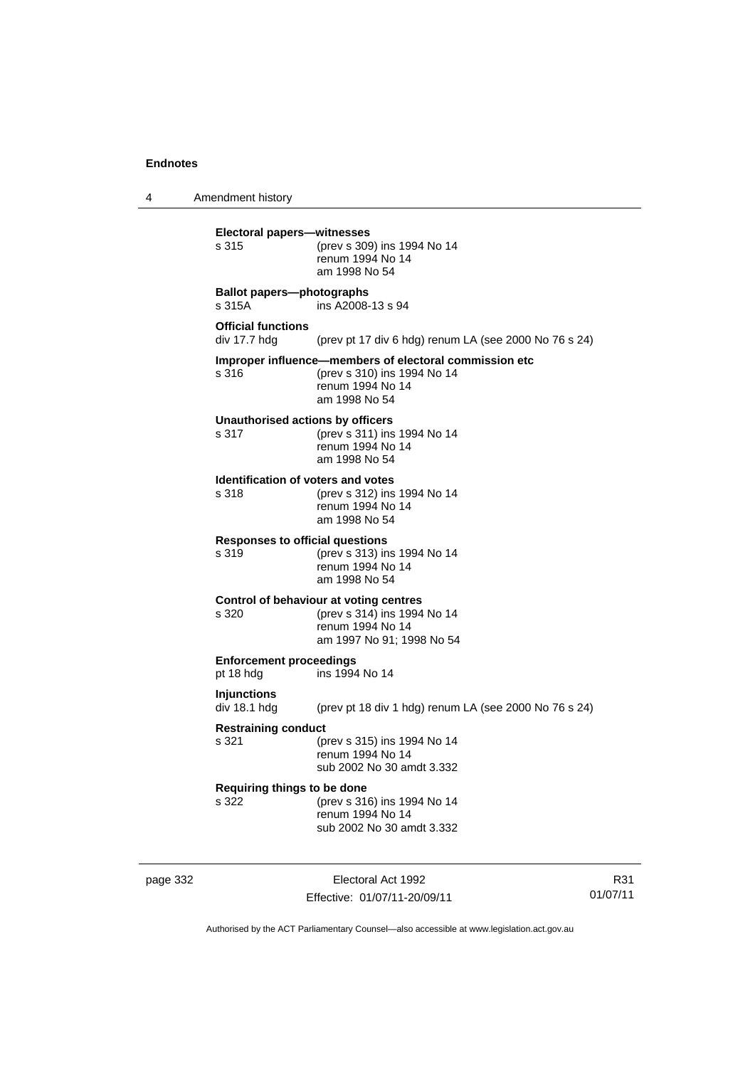**Electoral papers—witnesses**
s 315 (prev s 309) ins 1994 No 14
renum 1994 No 14
am 1998 No 54

**Ballot papers—photographs**
s 315A ins A2008-13 s 94

**Official functions**
div 17.7 hdg (prev pt 17 div 6 hdg) renum LA (see 2000 No 76 s 24)

**Improper influence—members of electoral commission etc**
s 316 (prev s 310) ins 1994 No 14
renum 1994 No 14
am 1998 No 54

**Unauthorised actions by officers**
s 317 (prev s 311) ins 1994 No 14
renum 1994 No 14
am 1998 No 54

**Identification of voters and votes**
s 318 (prev s 312) ins 1994 No 14
renum 1994 No 14
am 1998 No 54

**Responses to official questions**
s 319 (prev s 313) ins 1994 No 14
renum 1994 No 14
am 1998 No 54

**Control of behaviour at voting centres**
s 320 (prev s 314) ins 1994 No 14
renum 1994 No 14
am 1997 No 91; 1998 No 54

**Enforcement proceedings**
pt 18 hdg ins 1994 No 14

**Injunctions**
div 18.1 hdg (prev pt 18 div 1 hdg) renum LA (see 2000 No 76 s 24)

**Restraining conduct**
s 321 (prev s 315) ins 1994 No 14
renum 1994 No 14
sub 2002 No 30 amdt 3.332

**Requiring things to be done**
s 322 (prev s 316) ins 1994 No 14
renum 1994 No 14
sub 2002 No 30 amdt 3.332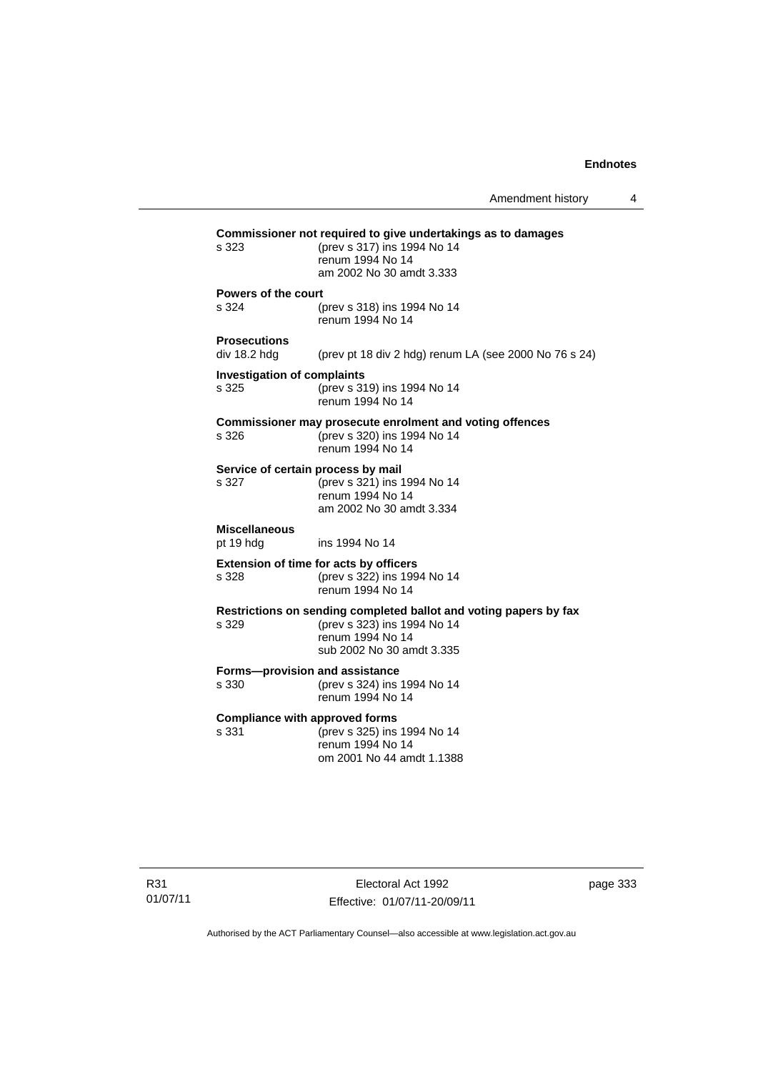**Commissioner not required to give undertakings as to damages**

s 323 (prev s 317) ins 1994 No 14
renum 1994 No 14
am 2002 No 30 amdt 3.333

**Powers of the court**

s 324 (prev s 318) ins 1994 No 14
renum 1994 No 14

**Prosecutions**

div 18.2 hdg (prev pt 18 div 2 hdg) renum LA (see 2000 No 76 s 24)

**Investigation of complaints**

s 325 (prev s 319) ins 1994 No 14
renum 1994 No 14

**Commissioner may prosecute enrolment and voting offences**

s 326 (prev s 320) ins 1994 No 14
renum 1994 No 14

**Service of certain process by mail**

s 327 (prev s 321) ins 1994 No 14
renum 1994 No 14
am 2002 No 30 amdt 3.334

**Miscellaneous**

pt 19 hdg ins 1994 No 14

**Extension of time for acts by officers**

s 328 (prev s 322) ins 1994 No 14
renum 1994 No 14

**Restrictions on sending completed ballot and voting papers by fax**

s 329 (prev s 323) ins 1994 No 14
renum 1994 No 14
sub 2002 No 30 amdt 3.335

**Forms—provision and assistance**

s 330 (prev s 324) ins 1994 No 14
renum 1994 No 14

**Compliance with approved forms**

s 331 (prev s 325) ins 1994 No 14
renum 1994 No 14
om 2001 No 44 amdt 1.1388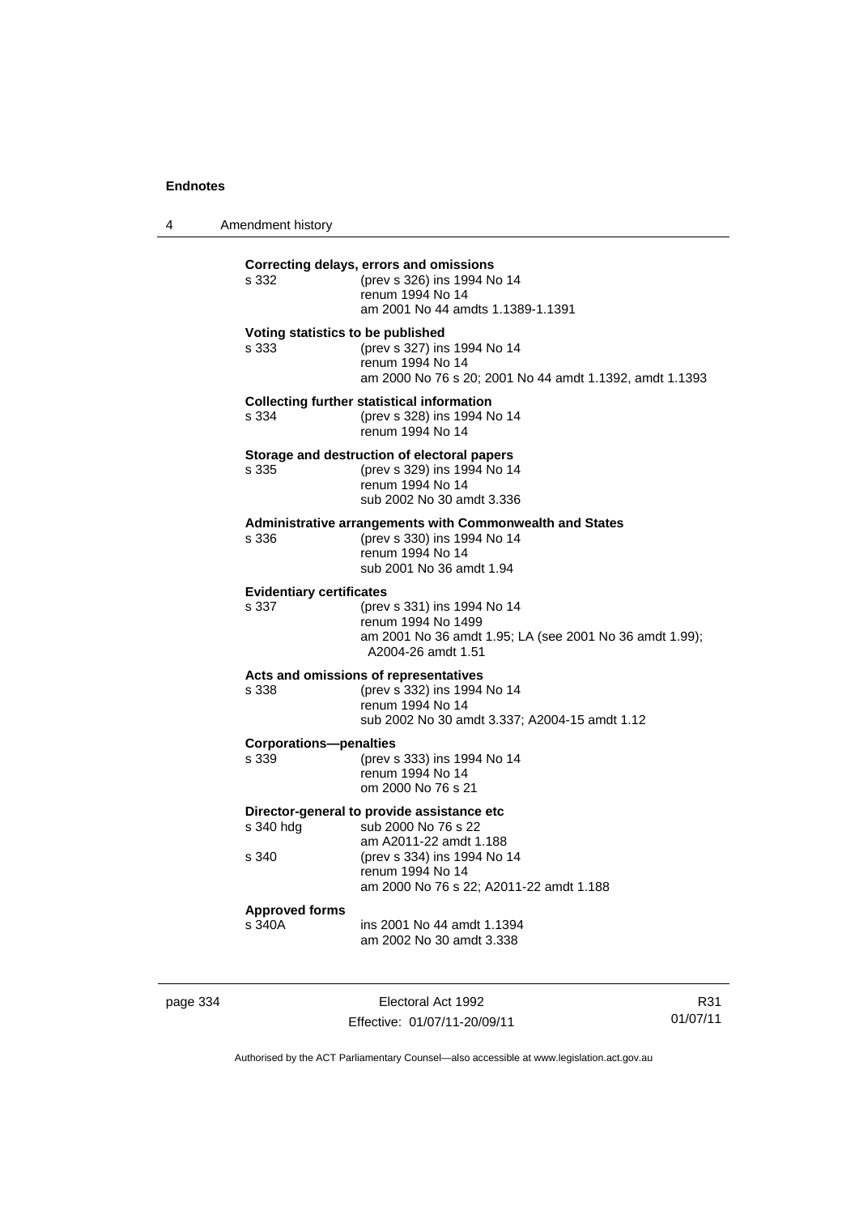**Correcting delays, errors and omissions**

s 332 (prev s 326) ins 1994 No 14
renum 1994 No 14
am 2001 No 44 amdts 1.1389-1.1391

**Voting statistics to be published**

s 333 (prev s 327) ins 1994 No 14
renum 1994 No 14
am 2000 No 76 s 20; 2001 No 44 amdt 1.1392, amdt 1.1393

**Collecting further statistical information**

s 334 (prev s 328) ins 1994 No 14
renum 1994 No 14

**Storage and destruction of electoral papers**

s 335 (prev s 329) ins 1994 No 14
renum 1994 No 14
sub 2002 No 30 amdt 3.336

**Administrative arrangements with Commonwealth and States**

s 336 (prev s 330) ins 1994 No 14
renum 1994 No 14
sub 2001 No 36 amdt 1.94

**Evidentiary certificates**

s 337 (prev s 331) ins 1994 No 14
renum 1994 No 1499
am 2001 No 36 amdt 1.95; LA (see 2001 No 36 amdt 1.99); A2004-26 amdt 1.51

**Acts and omissions of representatives**

s 338 (prev s 332) ins 1994 No 14
renum 1994 No 14
sub 2002 No 30 amdt 3.337; A2004-15 amdt 1.12

**Corporations—penalties**

s 339 (prev s 333) ins 1994 No 14
renum 1994 No 14
om 2000 No 76 s 21

**Director-general to provide assistance etc**

s 340 hdg sub 2000 No 76 s 22
am A2011-22 amdt 1.188

s 340 (prev s 334) ins 1994 No 14
renum 1994 No 14
am 2000 No 76 s 22; A2011-22 amdt 1.188

**Approved forms**

s 340A ins 2001 No 44 amdt 1.1394
am 2002 No 30 amdt 3.338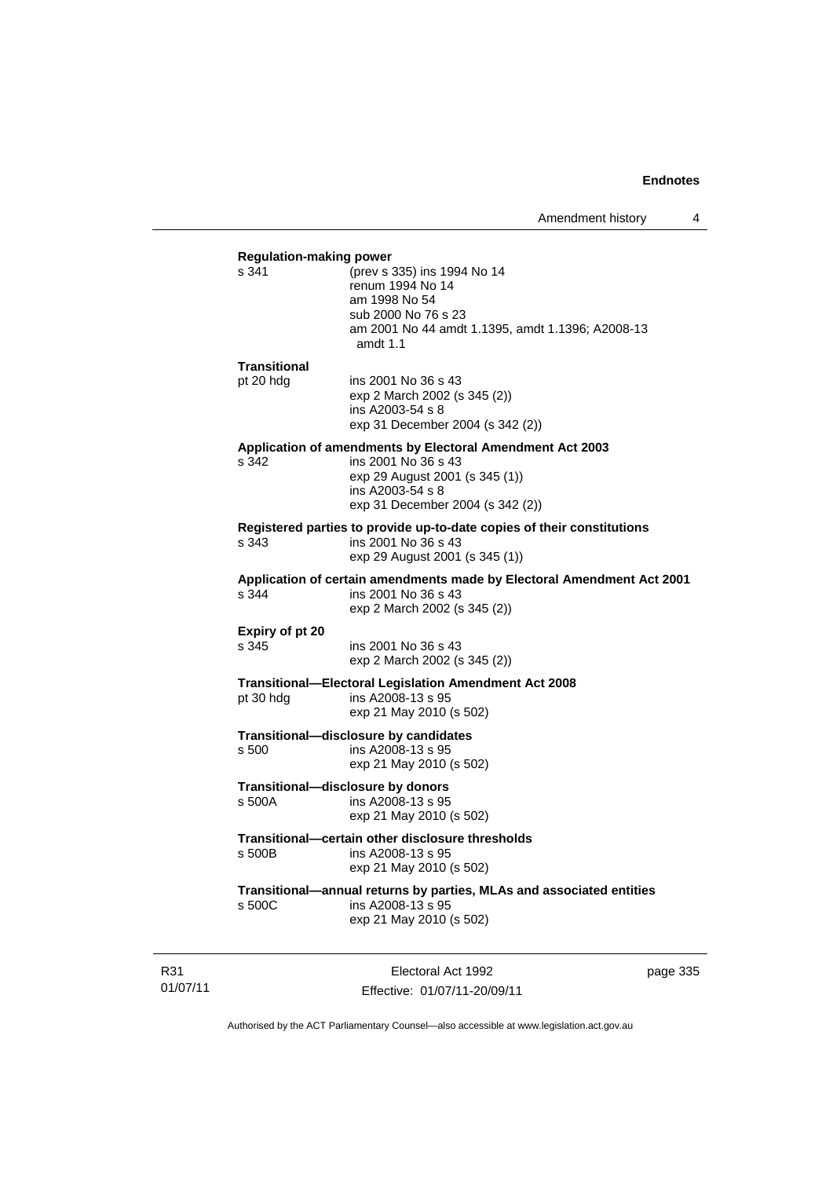**Regulation-making power**

s 341 (prev s 335) ins 1994 No 14
renum 1994 No 14
am 1998 No 54
sub 2000 No 76 s 23
am 2001 No 44 amdt 1.1395, amdt 1.1396; A2008-13 amdt 1.1

**Transitional**

pt 20 hdg ins 2001 No 36 s 43
exp 2 March 2002 (s 345 (2))
ins A2003-54 s 8
exp 31 December 2004 (s 342 (2))

**Application of amendments by Electoral Amendment Act 2003**

s 342 ins 2001 No 36 s 43
exp 29 August 2001 (s 345 (1))
ins A2003-54 s 8
exp 31 December 2004 (s 342 (2))

**Registered parties to provide up-to-date copies of their constitutions**

s 343 ins 2001 No 36 s 43
exp 29 August 2001 (s 345 (1))

**Application of certain amendments made by Electoral Amendment Act 2001**

s 344 ins 2001 No 36 s 43
exp 2 March 2002 (s 345 (2))

**Expiry of pt 20**

s 345 ins 2001 No 36 s 43
exp 2 March 2002 (s 345 (2))

**Transitional—Electoral Legislation Amendment Act 2008**

pt 30 hdg ins A2008-13 s 95
exp 21 May 2010 (s 502)

**Transitional—disclosure by candidates**

s 500 ins A2008-13 s 95
exp 21 May 2010 (s 502)

**Transitional—disclosure by donors**

s 500A ins A2008-13 s 95
exp 21 May 2010 (s 502)

**Transitional—certain other disclosure thresholds**

s 500B ins A2008-13 s 95
exp 21 May 2010 (s 502)

**Transitional—annual returns by parties, MLAs and associated entities**

s 500C ins A2008-13 s 95
exp 21 May 2010 (s 502)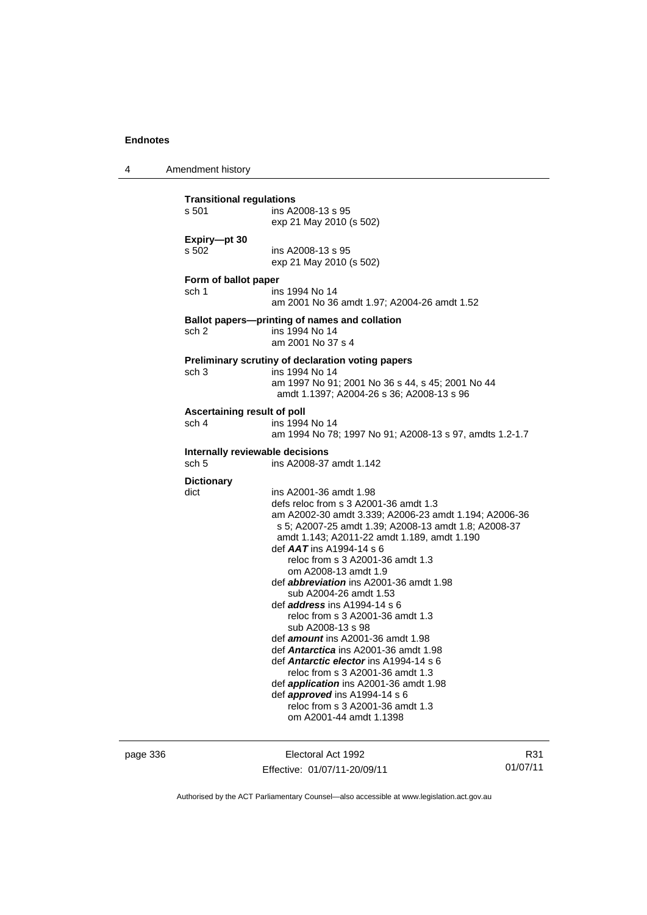**Transitional regulations**
s 501 ins A2008-13 s 95
exp 21 May 2010 (s 502)

**Expiry—pt 30**
s 502 ins A2008-13 s 95
exp 21 May 2010 (s 502)

**Form of ballot paper**
sch 1 ins 1994 No 14
am 2001 No 36 amdt 1.97; A2004-26 amdt 1.52

**Ballot papers—printing of names and collation**
sch 2 ins 1994 No 14
am 2001 No 37 s 4

**Preliminary scrutiny of declaration voting papers**
sch 3 ins 1994 No 14
am 1997 No 91; 2001 No 36 s 44, s 45; 2001 No 44 amdt 1.1397; A2004-26 s 36; A2008-13 s 96

**Ascertaining result of poll**
sch 4 ins 1994 No 14
am 1994 No 78; 1997 No 91; A2008-13 s 97, amdts 1.2-1.7

**Internally reviewable decisions**
sch 5 ins A2008-37 amdt 1.142

**Dictionary**
dict ins A2001-36 amdt 1.98
defs reloc from s 3 A2001-36 amdt 1.3
am A2002-30 amdt 3.339; A2006-23 amdt 1.194; A2006-36 s 5; A2007-25 amdt 1.39; A2008-13 amdt 1.8; A2008-37 amdt 1.143; A2011-22 amdt 1.189, amdt 1.190
def ***AAT*** ins A1994-14 s 6
reloc from s 3 A2001-36 amdt 1.3
om A2008-13 amdt 1.9
def ***abbreviation*** ins A2001-36 amdt 1.98
sub A2004-26 amdt 1.53
def ***address*** ins A1994-14 s 6
reloc from s 3 A2001-36 amdt 1.3
sub A2008-13 s 98
def ***amount*** ins A2001-36 amdt 1.98
def ***Antarctica*** ins A2001-36 amdt 1.98
def ***Antarctic elector*** ins A1994-14 s 6
reloc from s 3 A2001-36 amdt 1.3
def ***application*** ins A2001-36 amdt 1.98
def ***approved*** ins A1994-14 s 6
reloc from s 3 A2001-36 amdt 1.3
om A2001-44 amdt 1.1398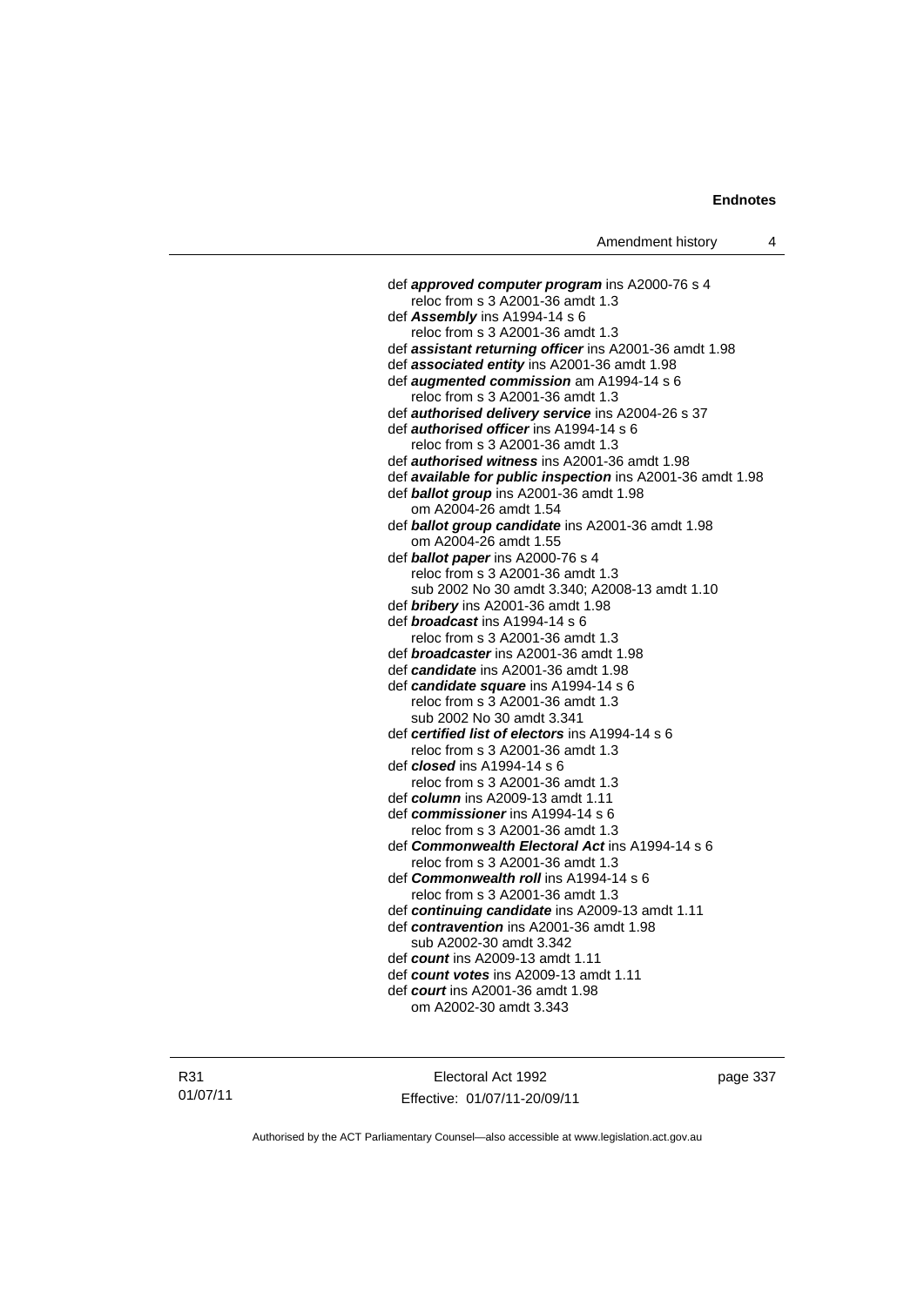def ***approved computer program*** ins A2000-76 s 4
  reloc from s 3 A2001-36 amdt 1.3
def ***Assembly*** ins A1994-14 s 6
  reloc from s 3 A2001-36 amdt 1.3
def ***assistant returning officer*** ins A2001-36 amdt 1.98
def ***associated entity*** ins A2001-36 amdt 1.98
def ***augmented commission*** am A1994-14 s 6
  reloc from s 3 A2001-36 amdt 1.3
def ***authorised delivery service*** ins A2004-26 s 37
def ***authorised officer*** ins A1994-14 s 6
  reloc from s 3 A2001-36 amdt 1.3
def ***authorised witness*** ins A2001-36 amdt 1.98
def ***available for public inspection*** ins A2001-36 amdt 1.98
def ***ballot group*** ins A2001-36 amdt 1.98
  om A2004-26 amdt 1.54
def ***ballot group candidate*** ins A2001-36 amdt 1.98
  om A2004-26 amdt 1.55
def ***ballot paper*** ins A2000-76 s 4
  reloc from s 3 A2001-36 amdt 1.3
  sub 2002 No 30 amdt 3.340; A2008-13 amdt 1.10
def ***bribery*** ins A2001-36 amdt 1.98
def ***broadcast*** ins A1994-14 s 6
  reloc from s 3 A2001-36 amdt 1.3
def ***broadcaster*** ins A2001-36 amdt 1.98
def ***candidate*** ins A2001-36 amdt 1.98
def ***candidate square*** ins A1994-14 s 6
  reloc from s 3 A2001-36 amdt 1.3
  sub 2002 No 30 amdt 3.341
def ***certified list of electors*** ins A1994-14 s 6
  reloc from s 3 A2001-36 amdt 1.3
def ***closed*** ins A1994-14 s 6
  reloc from s 3 A2001-36 amdt 1.3
def ***column*** ins A2009-13 amdt 1.11
def ***commissioner*** ins A1994-14 s 6
  reloc from s 3 A2001-36 amdt 1.3
def ***Commonwealth Electoral Act*** ins A1994-14 s 6
  reloc from s 3 A2001-36 amdt 1.3
def ***Commonwealth roll*** ins A1994-14 s 6
  reloc from s 3 A2001-36 amdt 1.3
def ***continuing candidate*** ins A2009-13 amdt 1.11
def ***contravention*** ins A2001-36 amdt 1.98
  sub A2002-30 amdt 3.342
def ***count*** ins A2009-13 amdt 1.11
def ***count votes*** ins A2009-13 amdt 1.11
def ***court*** ins A2001-36 amdt 1.98
  om A2002-30 amdt 3.343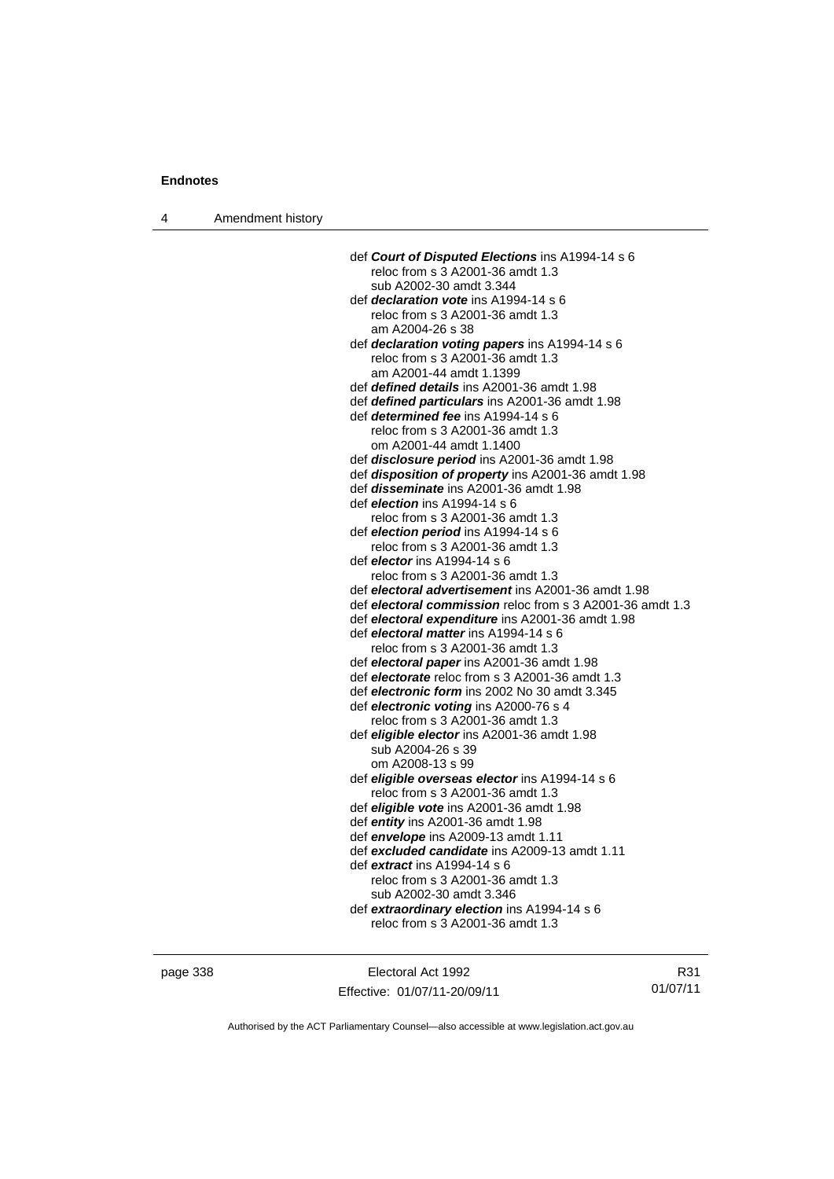def ***Court of Disputed Elections*** ins A1994-14 s 6
    reloc from s 3 A2001-36 amdt 1.3
    sub A2002-30 amdt 3.344
def ***declaration vote*** ins A1994-14 s 6
    reloc from s 3 A2001-36 amdt 1.3
    am A2004-26 s 38
def ***declaration voting papers*** ins A1994-14 s 6
    reloc from s 3 A2001-36 amdt 1.3
    am A2001-44 amdt 1.1399
def ***defined details*** ins A2001-36 amdt 1.98
def ***defined particulars*** ins A2001-36 amdt 1.98
def ***determined fee*** ins A1994-14 s 6
    reloc from s 3 A2001-36 amdt 1.3
    om A2001-44 amdt 1.1400
def ***disclosure period*** ins A2001-36 amdt 1.98
def ***disposition of property*** ins A2001-36 amdt 1.98
def ***disseminate*** ins A2001-36 amdt 1.98
def ***election*** ins A1994-14 s 6
    reloc from s 3 A2001-36 amdt 1.3
def ***election period*** ins A1994-14 s 6
    reloc from s 3 A2001-36 amdt 1.3
def ***elector*** ins A1994-14 s 6
    reloc from s 3 A2001-36 amdt 1.3
def ***electoral advertisement*** ins A2001-36 amdt 1.98
def ***electoral commission*** reloc from s 3 A2001-36 amdt 1.3
def ***electoral expenditure*** ins A2001-36 amdt 1.98
def ***electoral matter*** ins A1994-14 s 6
    reloc from s 3 A2001-36 amdt 1.3
def ***electoral paper*** ins A2001-36 amdt 1.98
def ***electorate*** reloc from s 3 A2001-36 amdt 1.3
def ***electronic form*** ins 2002 No 30 amdt 3.345
def ***electronic voting*** ins A2000-76 s 4
    reloc from s 3 A2001-36 amdt 1.3
def ***eligible elector*** ins A2001-36 amdt 1.98
    sub A2004-26 s 39
    om A2008-13 s 99
def ***eligible overseas elector*** ins A1994-14 s 6
    reloc from s 3 A2001-36 amdt 1.3
def ***eligible vote*** ins A2001-36 amdt 1.98
def ***entity*** ins A2001-36 amdt 1.98
def ***envelope*** ins A2009-13 amdt 1.11
def ***excluded candidate*** ins A2009-13 amdt 1.11
def ***extract*** ins A1994-14 s 6
    reloc from s 3 A2001-36 amdt 1.3
    sub A2002-30 amdt 3.346
def ***extraordinary election*** ins A1994-14 s 6
    reloc from s 3 A2001-36 amdt 1.3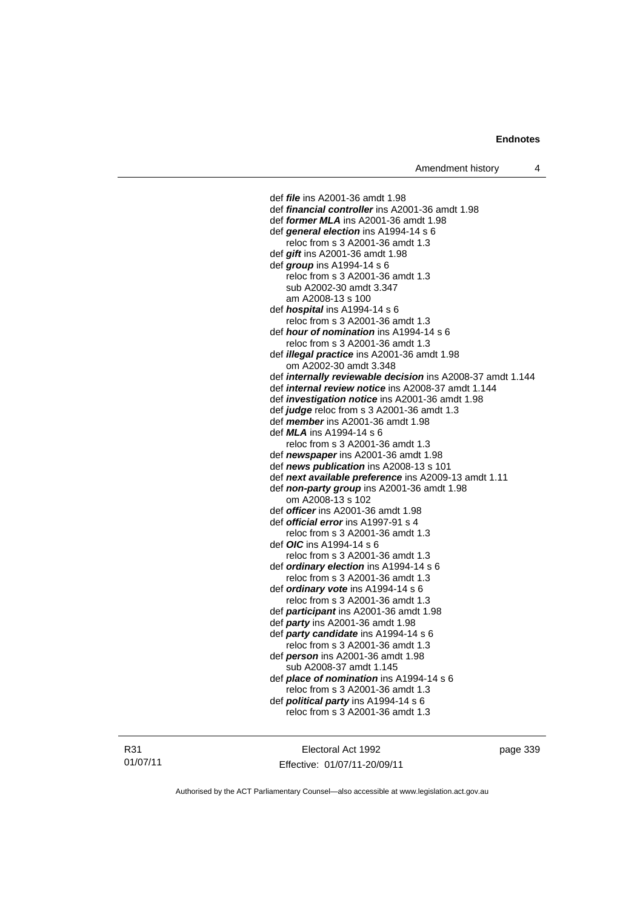def ***file*** ins A2001-36 amdt 1.98
def ***financial controller*** ins A2001-36 amdt 1.98
def ***former MLA*** ins A2001-36 amdt 1.98
def ***general election*** ins A1994-14 s 6
    reloc from s 3 A2001-36 amdt 1.3
def ***gift*** ins A2001-36 amdt 1.98
def ***group*** ins A1994-14 s 6
    reloc from s 3 A2001-36 amdt 1.3
    sub A2002-30 amdt 3.347
    am A2008-13 s 100
def ***hospital*** ins A1994-14 s 6
    reloc from s 3 A2001-36 amdt 1.3
def ***hour of nomination*** ins A1994-14 s 6
    reloc from s 3 A2001-36 amdt 1.3
def ***illegal practice*** ins A2001-36 amdt 1.98
    om A2002-30 amdt 3.348
def ***internally reviewable decision*** ins A2008-37 amdt 1.144
def ***internal review notice*** ins A2008-37 amdt 1.144
def ***investigation notice*** ins A2001-36 amdt 1.98
def ***judge*** reloc from s 3 A2001-36 amdt 1.3
def ***member*** ins A2001-36 amdt 1.98
def ***MLA*** ins A1994-14 s 6
    reloc from s 3 A2001-36 amdt 1.3
def ***newspaper*** ins A2001-36 amdt 1.98
def ***news publication*** ins A2008-13 s 101
def ***next available preference*** ins A2009-13 amdt 1.11
def ***non-party group*** ins A2001-36 amdt 1.98
    om A2008-13 s 102
def ***officer*** ins A2001-36 amdt 1.98
def ***official error*** ins A1997-91 s 4
    reloc from s 3 A2001-36 amdt 1.3
def ***OIC*** ins A1994-14 s 6
    reloc from s 3 A2001-36 amdt 1.3
def ***ordinary election*** ins A1994-14 s 6
    reloc from s 3 A2001-36 amdt 1.3
def ***ordinary vote*** ins A1994-14 s 6
    reloc from s 3 A2001-36 amdt 1.3
def ***participant*** ins A2001-36 amdt 1.98
def ***party*** ins A2001-36 amdt 1.98
def ***party candidate*** ins A1994-14 s 6
    reloc from s 3 A2001-36 amdt 1.3
def ***person*** ins A2001-36 amdt 1.98
    sub A2008-37 amdt 1.145
def ***place of nomination*** ins A1994-14 s 6
    reloc from s 3 A2001-36 amdt 1.3
def ***political party*** ins A1994-14 s 6
    reloc from s 3 A2001-36 amdt 1.3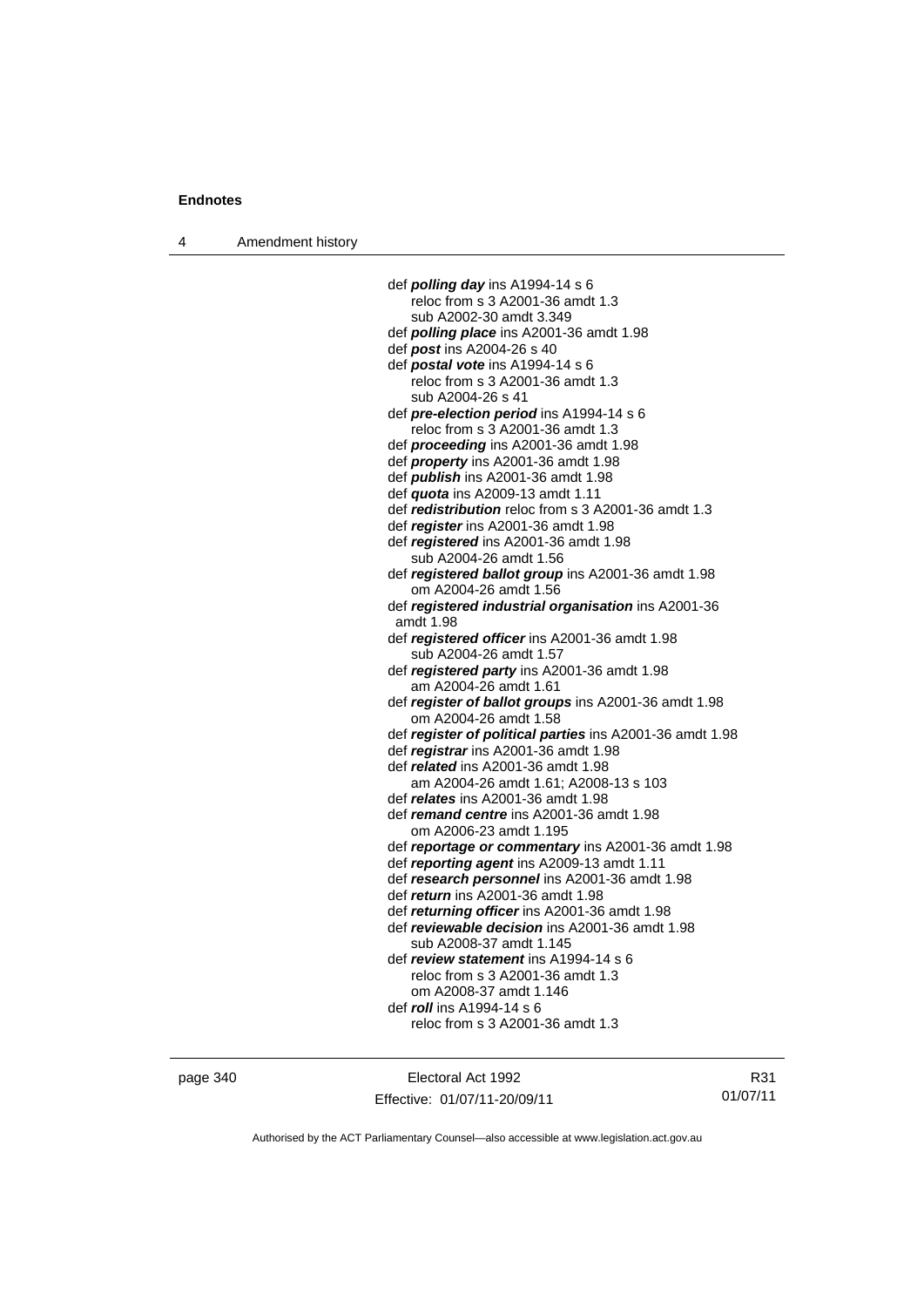def ***polling day*** ins A1994-14 s 6
reloc from s 3 A2001-36 amdt 1.3
sub A2002-30 amdt 3.349
def ***polling place*** ins A2001-36 amdt 1.98
def ***post*** ins A2004-26 s 40
def ***postal vote*** ins A1994-14 s 6
reloc from s 3 A2001-36 amdt 1.3
sub A2004-26 s 41
def ***pre-election period*** ins A1994-14 s 6
reloc from s 3 A2001-36 amdt 1.3
def ***proceeding*** ins A2001-36 amdt 1.98
def ***property*** ins A2001-36 amdt 1.98
def ***publish*** ins A2001-36 amdt 1.98
def ***quota*** ins A2009-13 amdt 1.11
def ***redistribution*** reloc from s 3 A2001-36 amdt 1.3
def ***register*** ins A2001-36 amdt 1.98
def ***registered*** ins A2001-36 amdt 1.98
sub A2004-26 amdt 1.56
def ***registered ballot group*** ins A2001-36 amdt 1.98
om A2004-26 amdt 1.56
def ***registered industrial organisation*** ins A2001-36 amdt 1.98
def ***registered officer*** ins A2001-36 amdt 1.98
sub A2004-26 amdt 1.57
def ***registered party*** ins A2001-36 amdt 1.98
am A2004-26 amdt 1.61
def ***register of ballot groups*** ins A2001-36 amdt 1.98
om A2004-26 amdt 1.58
def ***register of political parties*** ins A2001-36 amdt 1.98
def ***registrar*** ins A2001-36 amdt 1.98
def ***related*** ins A2001-36 amdt 1.98
am A2004-26 amdt 1.61; A2008-13 s 103
def ***relates*** ins A2001-36 amdt 1.98
def ***remand centre*** ins A2001-36 amdt 1.98
om A2006-23 amdt 1.195
def ***reportage or commentary*** ins A2001-36 amdt 1.98
def ***reporting agent*** ins A2009-13 amdt 1.11
def ***research personnel*** ins A2001-36 amdt 1.98
def ***return*** ins A2001-36 amdt 1.98
def ***returning officer*** ins A2001-36 amdt 1.98
def ***reviewable decision*** ins A2001-36 amdt 1.98
sub A2008-37 amdt 1.145
def ***review statement*** ins A1994-14 s 6
reloc from s 3 A2001-36 amdt 1.3
om A2008-37 amdt 1.146
def ***roll*** ins A1994-14 s 6
reloc from s 3 A2001-36 amdt 1.3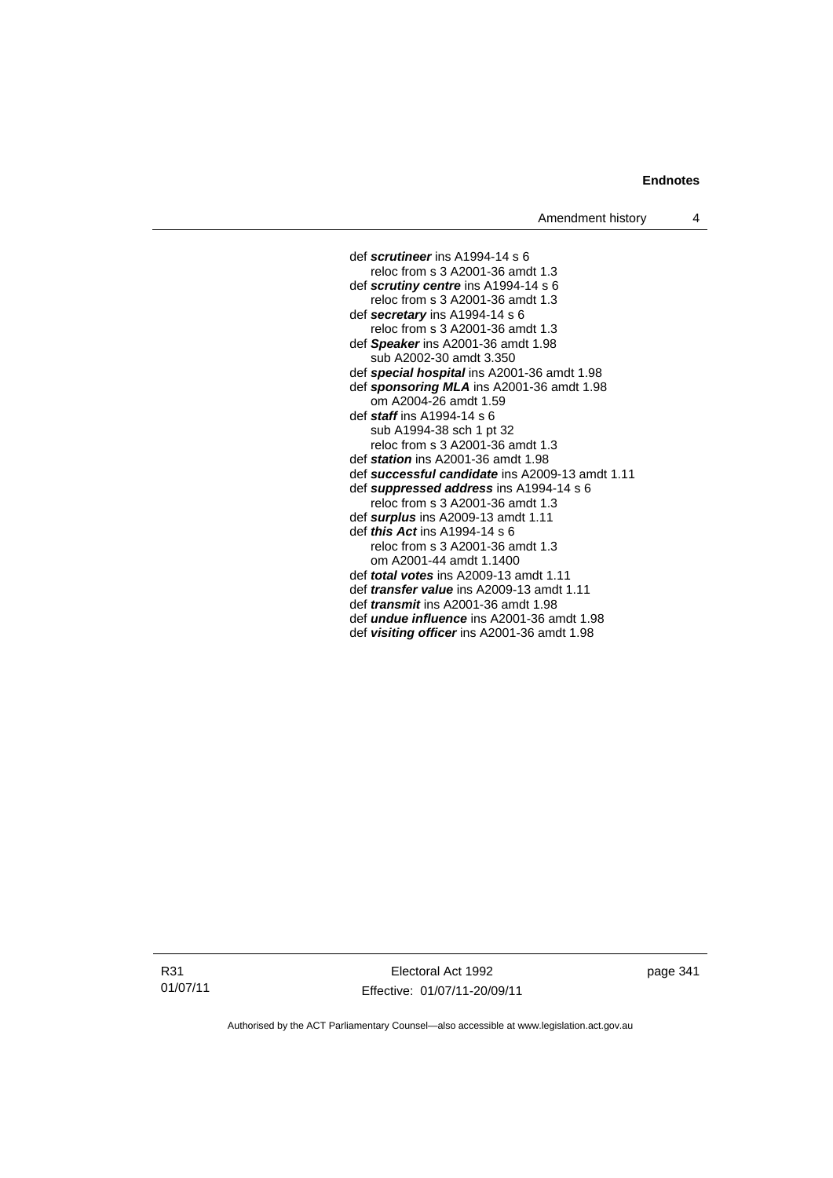def ***scrutineer*** ins A1994-14 s 6
reloc from s 3 A2001-36 amdt 1.3
def ***scrutiny centre*** ins A1994-14 s 6
reloc from s 3 A2001-36 amdt 1.3
def ***secretary*** ins A1994-14 s 6
reloc from s 3 A2001-36 amdt 1.3
def ***Speaker*** ins A2001-36 amdt 1.98
sub A2002-30 amdt 3.350
def ***special hospital*** ins A2001-36 amdt 1.98
def ***sponsoring MLA*** ins A2001-36 amdt 1.98
om A2004-26 amdt 1.59
def ***staff*** ins A1994-14 s 6
sub A1994-38 sch 1 pt 32
reloc from s 3 A2001-36 amdt 1.3
def ***station*** ins A2001-36 amdt 1.98
def ***successful candidate*** ins A2009-13 amdt 1.11
def ***suppressed address*** ins A1994-14 s 6
reloc from s 3 A2001-36 amdt 1.3
def ***surplus*** ins A2009-13 amdt 1.11
def ***this Act*** ins A1994-14 s 6
reloc from s 3 A2001-36 amdt 1.3
om A2001-44 amdt 1.1400
def ***total votes*** ins A2009-13 amdt 1.11
def ***transfer value*** ins A2009-13 amdt 1.11
def ***transmit*** ins A2001-36 amdt 1.98
def ***undue influence*** ins A2001-36 amdt 1.98
def ***visiting officer*** ins A2001-36 amdt 1.98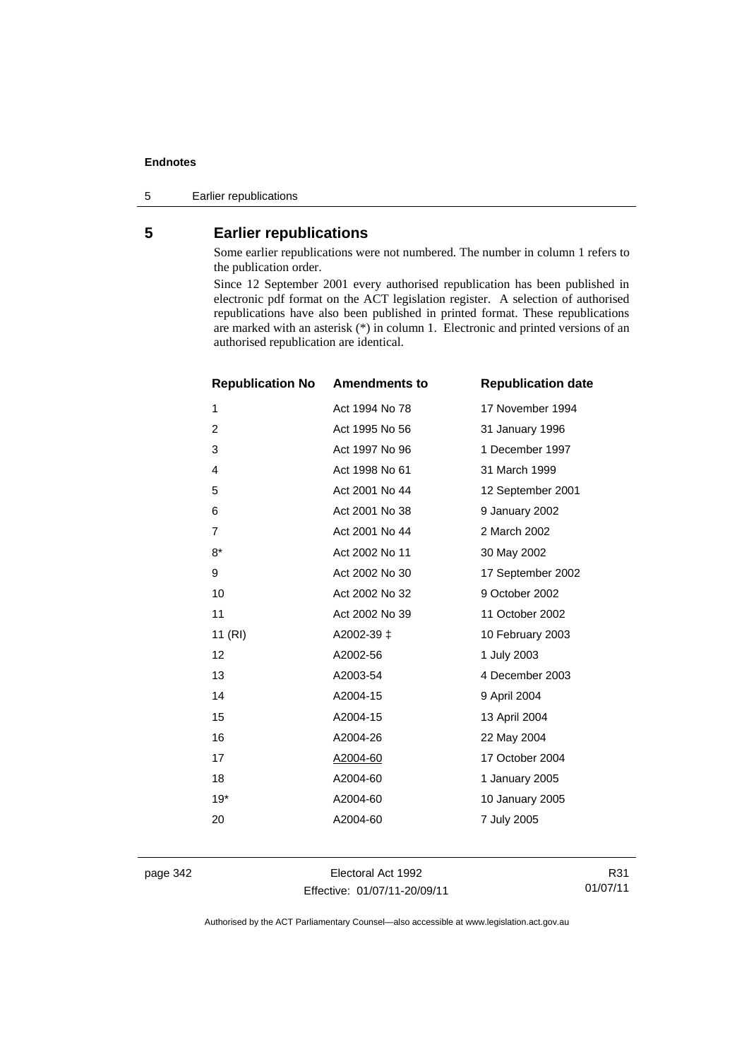## 5 Earlier republications

Some earlier republications were not numbered. The number in column 1 refers to the publication order.

Since 12 September 2001 every authorised republication has been published in electronic pdf format on the ACT legislation register. A selection of authorised republications have also been published in printed format. These republications are marked with an asterisk (*) in column 1. Electronic and printed versions of an authorised republication are identical.

| Republication No | Amendments to | Republication date |
|---|---|---|
| 1 | Act 1994 No 78 | 17 November 1994 |
| 2 | Act 1995 No 56 | 31 January 1996 |
| 3 | Act 1997 No 96 | 1 December 1997 |
| 4 | Act 1998 No 61 | 31 March 1999 |
| 5 | Act 2001 No 44 | 12 September 2001 |
| 6 | Act 2001 No 38 | 9 January 2002 |
| 7 | Act 2001 No 44 | 2 March 2002 |
| 8* | Act 2002 No 11 | 30 May 2002 |
| 9 | Act 2002 No 30 | 17 September 2002 |
| 10 | Act 2002 No 32 | 9 October 2002 |
| 11 | Act 2002 No 39 | 11 October 2002 |
| 11 (RI) | A2002-39 ‡ | 10 February 2003 |
| 12 | A2002-56 | 1 July 2003 |
| 13 | A2003-54 | 4 December 2003 |
| 14 | A2004-15 | 9 April 2004 |
| 15 | A2004-15 | 13 April 2004 |
| 16 | A2004-26 | 22 May 2004 |
| 17 | A2004-60 | 17 October 2004 |
| 18 | A2004-60 | 1 January 2005 |
| 19* | A2004-60 | 10 January 2005 |
| 20 | A2004-60 | 7 July 2005 |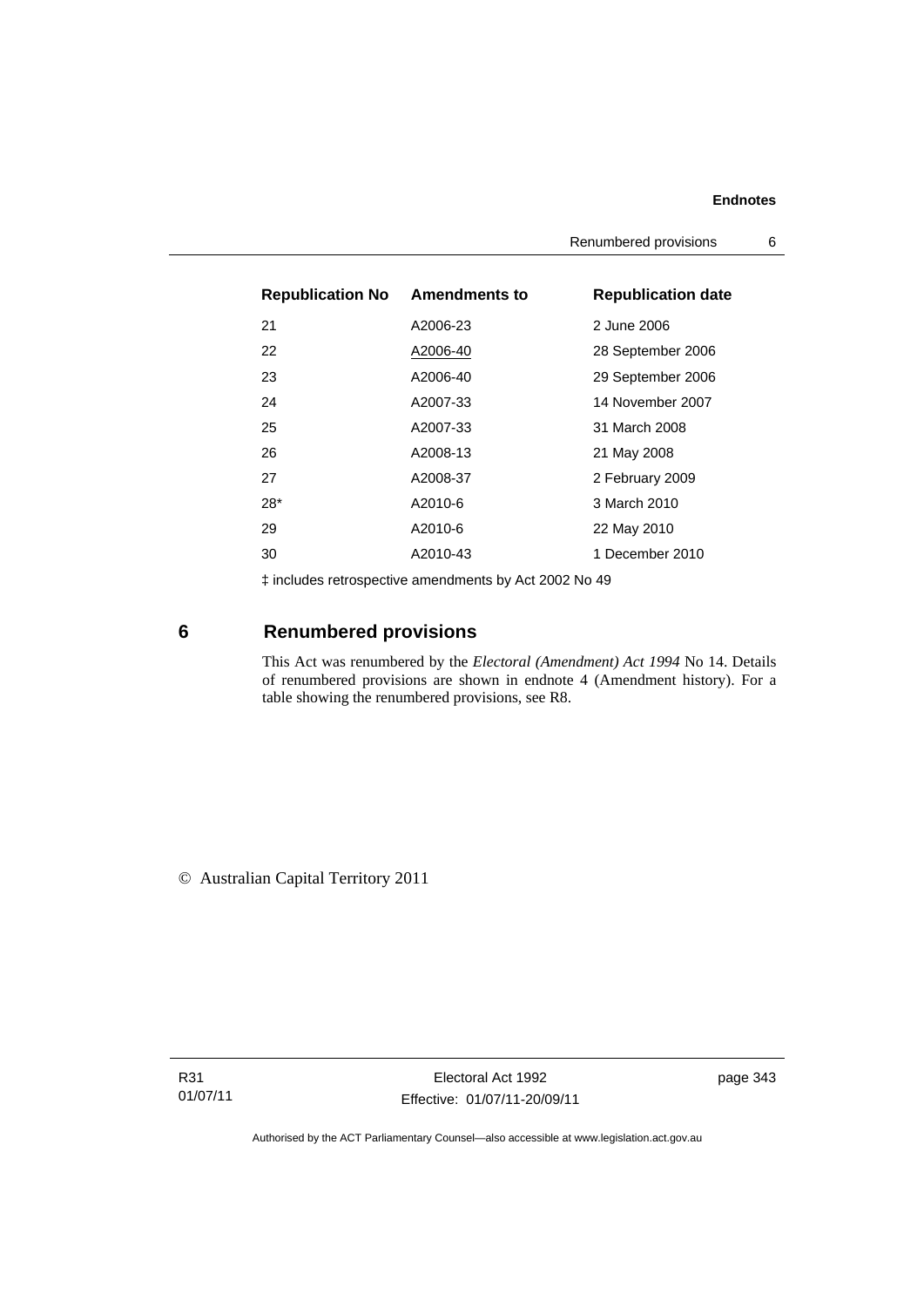| Republication No | Amendments to | Republication date |
|---|---|---|
| 21 | A2006-23 | 2 June 2006 |
| 22 | A2006-40 | 28 September 2006 |
| 23 | A2006-40 | 29 September 2006 |
| 24 | A2007-33 | 14 November 2007 |
| 25 | A2007-33 | 31 March 2008 |
| 26 | A2008-13 | 21 May 2008 |
| 27 | A2008-37 | 2 February 2009 |
| 28* | A2010-6 | 3 March 2010 |
| 29 | A2010-6 | 22 May 2010 |
| 30 | A2010-43 | 1 December 2010 |

‡ includes retrospective amendments by Act 2002 No 49

## 6 Renumbered provisions

This Act was renumbered by the *Electoral (Amendment) Act 1994* No 14. Details of renumbered provisions are shown in endnote 4 (Amendment history). For a table showing the renumbered provisions, see R8.

© Australian Capital Territory 2011